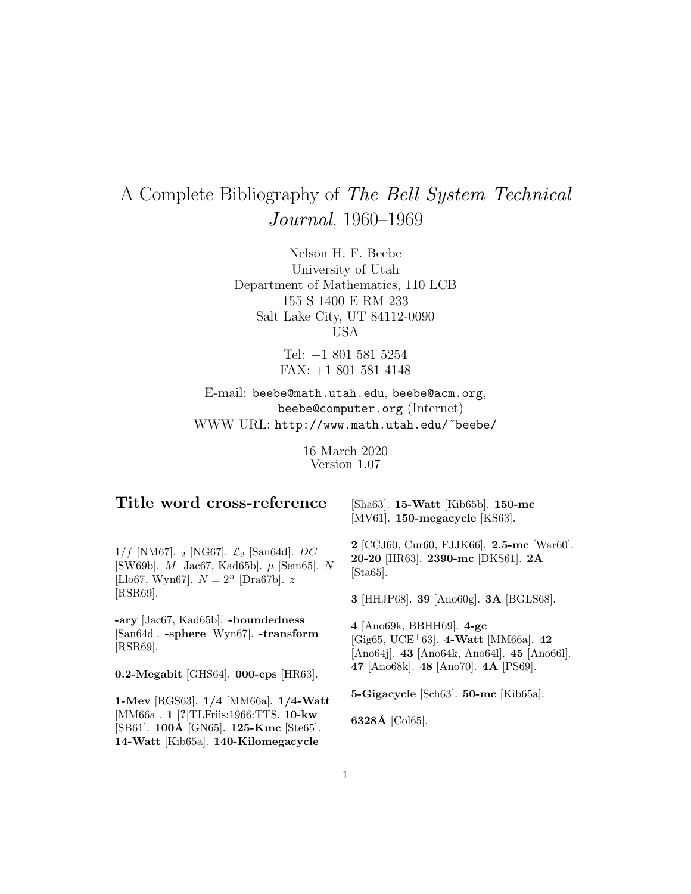# A Complete Bibliography of *The Bell System Technical Journal*, 1960–1969

Nelson H. F. Beebe
University of Utah
Department of Mathematics, 110 LCB
155 S 1400 E RM 233
Salt Lake City, UT 84112-0090
USA

Tel: +1 801 581 5254
FAX: +1 801 581 4148

E-mail: `beebe@math.utah.edu`, `beebe@acm.org`, `beebe@computer.org` (Internet)
WWW URL: `http://www.math.utah.edu/~beebe/`

16 March 2020
Version 1.07

## Title word cross-reference

$1/f$ [NM67]. $_2$ [NG67]. $\mathcal{L}_2$ [San64d]. $DC$ [SW69b]. $M$ [Jac67, Kad65b]. $\mu$ [Sem65]. $N$ [Llo67, Wyn67]. $N = 2^n$ [Dra67b]. $z$ [RSR69].

**-ary** [Jac67, Kad65b]. **-boundedness** [San64d]. **-sphere** [Wyn67]. **-transform** [RSR69].

**0.2-Megabit** [GHS64]. **000-cps** [HR63].

**1-Mev** [RGS63]. **1/4** [MM66a]. **1/4-Watt** [MM66a]. **1** [?]TLFriis:1966:TTS. **10-kw** [SB61]. **100Å** [GN65]. **125-Kmc** [Ste65]. **14-Watt** [Kib65a]. **140-Kilomegacycle** [Sha63]. **15-Watt** [Kib65b]. **150-mc** [MV61]. **150-megacycle** [KS63].

**2** [CCJ60, Cur60, FJJK66]. **2.5-mc** [War60]. **20-20** [HR63]. **2390-mc** [DKS61]. **2A** [Sta65].

**3** [HHJP68]. **39** [Ano60g]. **3A** [BGLS68].

**4** [Ano69k, BBHH69]. **4-gc** [Gig65, UCE+63]. **4-Watt** [MM66a]. **42** [Ano64j]. **43** [Ano64k, Ano64l]. **45** [Ano66l]. **47** [Ano68k]. **48** [Ano70]. **4A** [PS69].

**5-Gigacycle** [Sch63]. **50-mc** [Kib65a].

**6328Å** [Col65].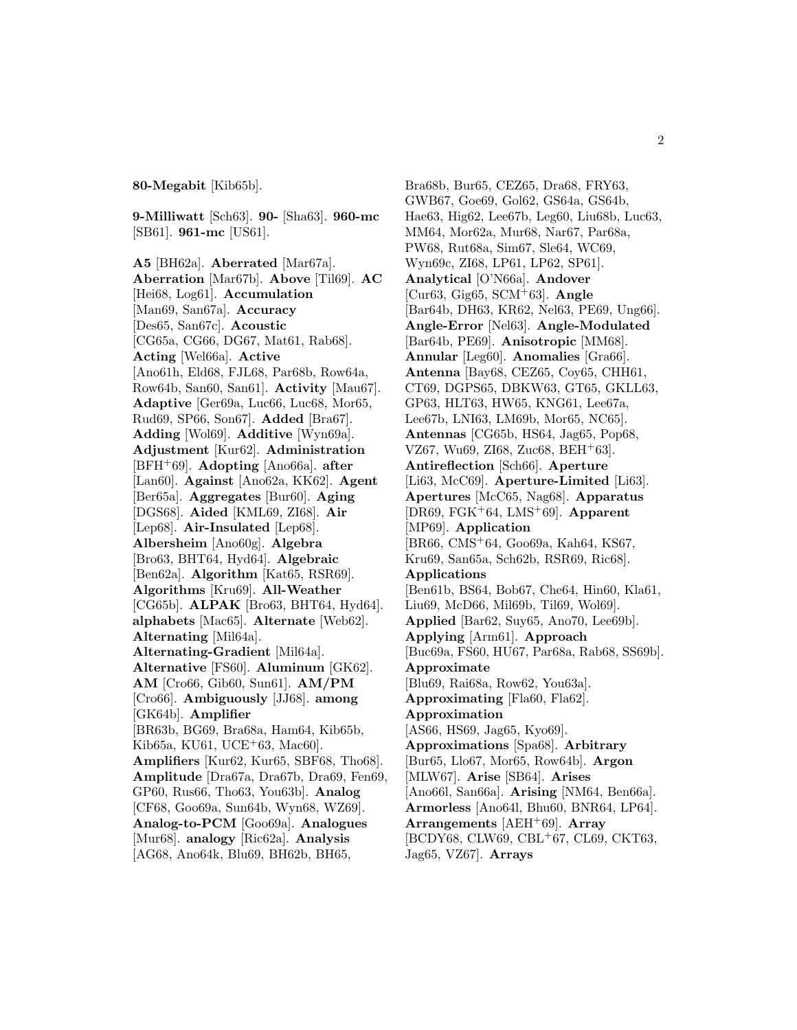**80-Megabit** [Kib65b].

**9-Milliwatt** [Sch63]. **90-** [Sha63]. **960-mc** [SB61]. **961-mc** [US61].

**A5** [BH62a]. **Aberrated** [Mar67a]. **Aberration** [Mar67b]. **Above** [Til69]. **AC** [Hei68, Log61]. **Accumulation** [Man69, San67a]. **Accuracy** [Des65, San67c]. **Acoustic** [CG65a, CG66, DG67, Mat61, Rab68]. **Acting** [Wel66a]. **Active** [Ano61h, Eld68, FJL68, Par68b, Row64a, Row64b, San60, San61]. **Activity** [Mau67]. **Adaptive** [Ger69a, Luc66, Luc68, Mor65, Rud69, SP66, Son67]. **Added** [Bra67]. **Adding** [Wol69]. **Additive** [Wyn69a]. **Adjustment** [Kur62]. **Administration** [BFH+69]. **Adopting** [Ano66a]. **after** [Lan60]. **Against** [Ano62a, KK62]. **Agent** [Ber65a]. **Aggregates** [Bur60]. **Aging** [DGS68]. **Aided** [KML69, ZI68]. **Air** [Lep68]. **Air-Insulated** [Lep68]. **Albersheim** [Ano60g]. **Algebra** [Bro63, BHT64, Hyd64]. **Algebraic** [Ben62a]. **Algorithm** [Kat65, RSR69]. **Algorithms** [Kru69]. **All-Weather** [CG65b]. **ALPAK** [Bro63, BHT64, Hyd64]. **alphabets** [Mac65]. **Alternate** [Web62]. **Alternating** [Mil64a]. **Alternating-Gradient** [Mil64a]. **Alternative** [FS60]. **Aluminum** [GK62]. **AM** [Cro66, Gib60, Sun61]. **AM/PM** [Cro66]. **Ambiguously** [JJ68]. **among** [GK64b]. **Amplifier** [BR63b, BG69, Bra68a, Ham64, Kib65b, Kib65a, KU61, UCE+63, Mac60]. **Amplifiers** [Kur62, Kur65, SBF68, Tho68]. **Amplitude** [Dra67a, Dra67b, Dra69, Fen69, GP60, Rus66, Tho63, You63b]. **Analog** [CF68, Goo69a, Sun64b, Wyn68, WZ69]. **Analog-to-PCM** [Goo69a]. **Analogues** [Mur68]. **analogy** [Ric62a]. **Analysis** [AG68, Ano64k, Blu69, BH62b, BH65, Bra68b, Bur65, CEZ65, Dra68, FRY63, GWB67, Goe69, Gol62, GS64a, GS64b, Hae63, Hig62, Lee67b, Leg60, Liu68b, Luc63, MM64, Mor62a, Mur68, Nar67, Par68a, PW68, Rut68a, Sim67, Sle64, WC69, Wyn69c, ZI68, LP61, LP62, SP61]. **Analytical** [O'N66a]. **Andover** [Cur63, Gig65, SCM+63]. **Angle** [Bar64b, DH63, KR62, Nel63, PE69, Ung66]. **Angle-Error** [Nel63]. **Angle-Modulated** [Bar64b, PE69]. **Anisotropic** [MM68]. **Annular** [Leg60]. **Anomalies** [Gra66]. **Antenna** [Bay68, CEZ65, Coy65, CHH61, CT69, DGPS65, DBKW63, GT65, GKLL63, GP63, HLT63, HW65, KNG61, Lee67a, Lee67b, LNI63, LM69b, Mor65, NC65]. **Antennas** [CG65b, HS64, Jag65, Pop68, VZ67, Wu69, ZI68, Zuc68, BEH+63]. **Antireflection** [Sch66]. **Aperture** [Li63, McC69]. **Aperture-Limited** [Li63]. **Apertures** [McC65, Nag68]. **Apparatus** [DR69, FGK+64, LMS+69]. **Apparent** [MP69]. **Application** [BR66, CMS+64, Goo69a, Kah64, KS67, Kru69, San65a, Sch62b, RSR69, Ric68]. **Applications** [Ben61b, BS64, Bob67, Che64, Hin60, Kla61, Liu69, McD66, Mil69b, Til69, Wol69]. **Applied** [Bar62, Suy65, Ano70, Lee69b]. **Applying** [Arm61]. **Approach** [Buc69a, FS60, HU67, Par68a, Rab68, SS69b]. **Approximate** [Blu69, Rai68a, Row62, You63a]. **Approximating** [Fla60, Fla62]. **Approximation** [AS66, HS69, Jag65, Kyo69]. **Approximations** [Spa68]. **Arbitrary** [Bur65, Llo67, Mor65, Row64b]. **Argon** [MLW67]. **Arise** [SB64]. **Arises** [Ano66l, San66a]. **Arising** [NM64, Ben66a]. **Armorless** [Ano64l, Bhu60, BNR64, LP64]. **Arrangements** [AEH+69]. **Array** [BCDY68, CLW69, CBL+67, CL69, CKT63, Jag65, VZ67]. **Arrays**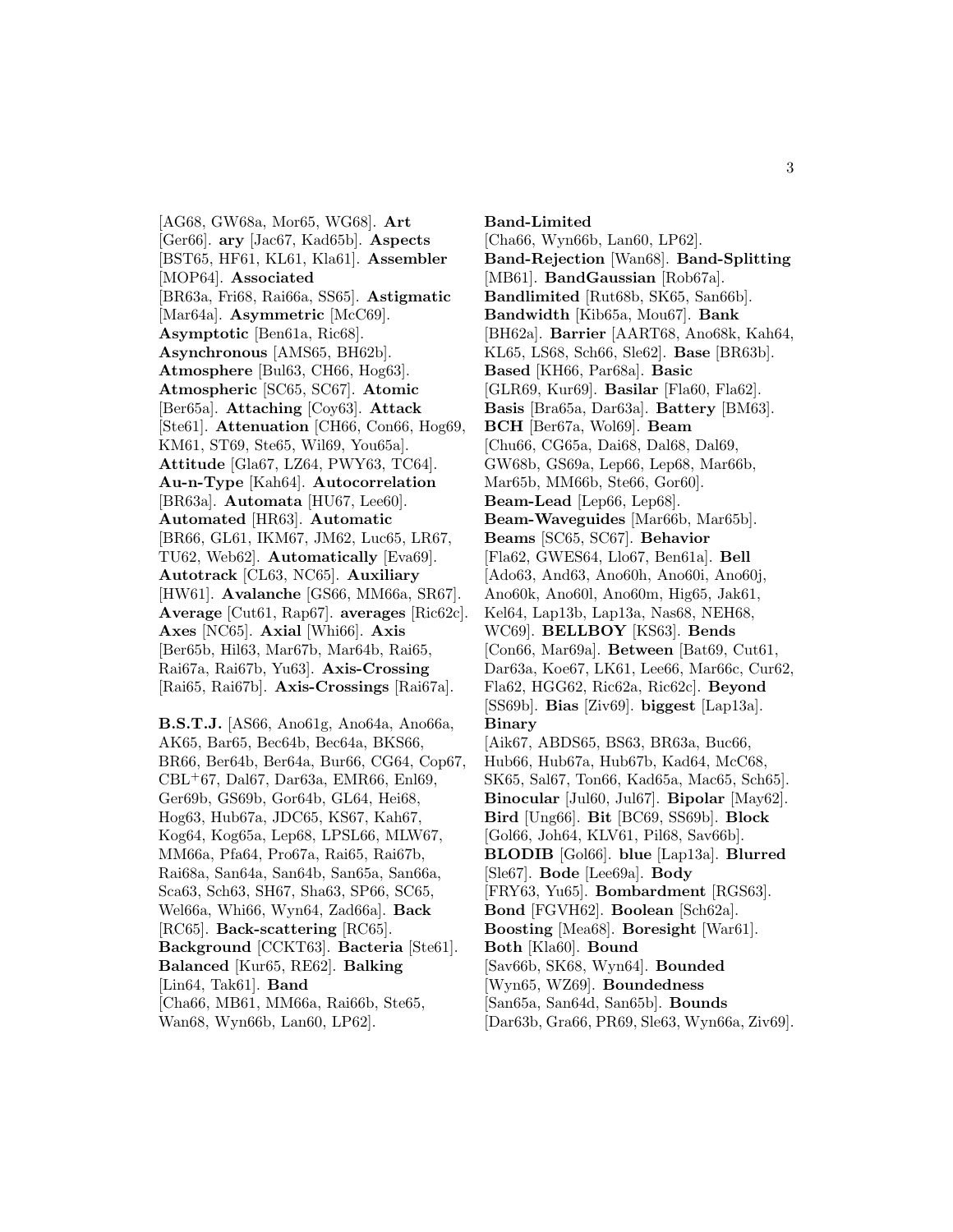[AG68, GW68a, Mor65, WG68]. **Art** [Ger66]. **ary** [Jac67, Kad65b]. **Aspects** [BST65, HF61, KL61, Kla61]. **Assembler** [MOP64]. **Associated** [BR63a, Fri68, Rai66a, SS65]. **Astigmatic** [Mar64a]. **Asymmetric** [McC69]. **Asymptotic** [Ben61a, Ric68]. **Asynchronous** [AMS65, BH62b]. **Atmosphere** [Bul63, CH66, Hog63]. **Atmospheric** [SC65, SC67]. **Atomic** [Ber65a]. **Attaching** [Coy63]. **Attack** [Ste61]. **Attenuation** [CH66, Con66, Hog69, KM61, ST69, Ste65, Wil69, You65a]. **Attitude** [Gla67, LZ64, PWY63, TC64]. **Au-n-Type** [Kah64]. **Autocorrelation** [BR63a]. **Automata** [HU67, Lee60]. **Automated** [HR63]. **Automatic** [BR66, GL61, IKM67, JM62, Luc65, LR67, TU62, Web62]. **Automatically** [Eva69]. **Autotrack** [CL63, NC65]. **Auxiliary** [HW61]. **Avalanche** [GS66, MM66a, SR67]. **Average** [Cut61, Rap67]. **averages** [Ric62c]. **Axes** [NC65]. **Axial** [Whi66]. **Axis** [Ber65b, Hil63, Mar67b, Mar64b, Rai65, Rai67a, Rai67b, Yu63]. **Axis-Crossing** [Rai65, Rai67b]. **Axis-Crossings** [Rai67a].

**B.S.T.J.** [AS66, Ano61g, Ano64a, Ano66a, AK65, Bar65, Bec64b, Bec64a, BKS66, BR66, Ber64b, Ber64a, Bur66, CG64, Cop67, CBL+67, Dal67, Dar63a, EMR66, Enl69, Ger69b, GS69b, Gor64b, GL64, Hei68, Hog63, Hub67a, JDC65, KS67, Kah67, Kog64, Kog65a, Lep68, LPSL66, MLW67, MM66a, Pfa64, Pro67a, Rai65, Rai67b, Rai68a, San64a, San64b, San65a, San66a, Sca63, Sch63, SH67, Sha63, SP66, SC65, Wel66a, Whi66, Wyn64, Zad66a]. **Back** [RC65]. **Back-scattering** [RC65]. **Background** [CCKT63]. **Bacteria** [Ste61]. **Balanced** [Kur65, RE62]. **Balking** [Lin64, Tak61]. **Band** [Cha66, MB61, MM66a, Rai66b, Ste65, Wan68, Wyn66b, Lan60, LP62].

**Band-Limited** [Cha66, Wyn66b, Lan60, LP62]. **Band-Rejection** [Wan68]. **Band-Splitting** [MB61]. **BandGaussian** [Rob67a]. **Bandlimited** [Rut68b, SK65, San66b]. **Bandwidth** [Kib65a, Mou67]. **Bank** [BH62a]. **Barrier** [AART68, Ano68k, Kah64, KL65, LS68, Sch66, Sle62]. **Base** [BR63b]. **Based** [KH66, Par68a]. **Basic** [GLR69, Kur69]. **Basilar** [Fla60, Fla62]. **Basis** [Bra65a, Dar63a]. **Battery** [BM63]. **BCH** [Ber67a, Wol69]. **Beam** [Chu66, CG65a, Dai68, Dal68, Dal69, GW68b, GS69a, Lep66, Lep68, Mar66b, Mar65b, MM66b, Ste66, Gor60]. **Beam-Lead** [Lep66, Lep68]. **Beam-Waveguides** [Mar66b, Mar65b]. **Beams** [SC65, SC67]. **Behavior** [Fla62, GWES64, Llo67, Ben61a]. **Bell** [Ado63, And63, Ano60h, Ano60i, Ano60j, Ano60k, Ano60l, Ano60m, Hig65, Jak61, Kel64, Lap13b, Lap13a, Nas68, NEH68, WC69]. **BELLBOY** [KS63]. **Bends** [Con66, Mar69a]. **Between** [Bat69, Cut61, Dar63a, Koe67, LK61, Lee66, Mar66c, Cur62, Fla62, HGG62, Ric62a, Ric62c]. **Beyond** [SS69b]. **Bias** [Ziv69]. **biggest** [Lap13a]. **Binary** [Aik67, ABDS65, BS63, BR63a, Buc66, Hub66, Hub67a, Hub67b, Kad64, McC68, SK65, Sal67, Ton66, Kad65a, Mac65, Sch65]. **Binocular** [Jul60, Jul67]. **Bipolar** [May62]. **Bird** [Ung66]. **Bit** [BC69, SS69b]. **Block** [Gol66, Joh64, KLV61, Pil68, Sav66b]. **BLODIB** [Gol66]. **blue** [Lap13a]. **Blurred** [Sle67]. **Bode** [Lee69a]. **Body** [FRY63, Yu65]. **Bombardment** [RGS63]. **Bond** [FGVH62]. **Boolean** [Sch62a]. **Boosting** [Mea68]. **Boresight** [War61]. **Both** [Kla60]. **Bound** [Sav66b, SK68, Wyn64]. **Bounded** [Wyn65, WZ69]. **Boundedness** [San65a, San64d, San65b]. **Bounds** [Dar63b, Gra66, PR69, Sle63, Wyn66a, Ziv69].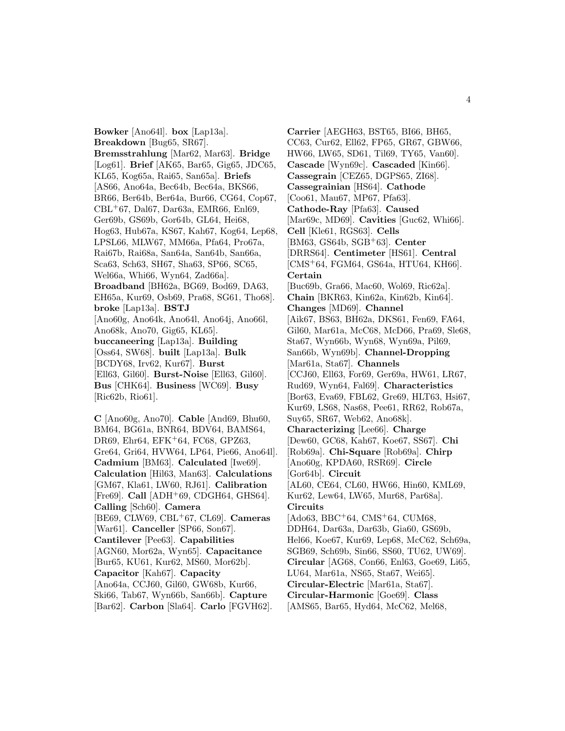**Bowker** [Ano64l]. **box** [Lap13a]. **Breakdown** [Bug65, SR67]. **Bremsstrahlung** [Mar62, Mar63]. **Bridge** [Log61]. **Brief** [AK65, Bar65, Gig65, JDC65, KL65, Kog65a, Rai65, San65a]. **Briefs** [AS66, Ano64a, Bec64b, Bec64a, BKS66, BR66, Ber64b, Ber64a, Bur66, CG64, Cop67, CBL+67, Dal67, Dar63a, EMR66, Enl69, Ger69b, GS69b, Gor64b, GL64, Hei68, Hog63, Hub67a, KS67, Kah67, Kog64, Lep68, LPSL66, MLW67, MM66a, Pfa64, Pro67a, Rai67b, Rai68a, San64a, San64b, San66a, Sca63, Sch63, SH67, Sha63, SP66, SC65, Wel66a, Whi66, Wyn64, Zad66a]. **Broadband** [BH62a, BG69, Bod69, DA63, EH65a, Kur69, Osb69, Pra68, SG61, Tho68]. **broke** [Lap13a]. **BSTJ** [Ano60g, Ano64k, Ano64l, Ano64j, Ano66l, Ano68k, Ano70, Gig65, KL65]. **buccaneering** [Lap13a]. **Building** [Oss64, SW68]. **built** [Lap13a]. **Bulk** [BCDY68, Irv62, Kur67]. **Burst** [Ell63, Gil60]. **Burst-Noise** [Ell63, Gil60]. **Bus** [CHK64]. **Business** [WC69]. **Busy** [Ric62b, Rio61].

**C** [Ano60g, Ano70]. **Cable** [And69, Bhu60, BM64, BG61a, BNR64, BDV64, BAMS64, DR69, Ehr64, EFK+64, FC68, GPZ63, Gre64, Gri64, HVW64, LP64, Pie66, Ano64l]. **Cadmium** [BM63]. **Calculated** [Iwe69]. **Calculation** [Hil63, Man63]. **Calculations** [GM67, Kla61, LW60, RJ61]. **Calibration** [Fre69]. **Call** [ADH+69, CDGH64, GHS64]. **Calling** [Sch60]. **Camera** [BE69, CLW69, CBL+67, CL69]. **Cameras** [War61]. **Canceller** [SP66, Son67]. **Cantilever** [Pee63]. **Capabilities** [AGN60, Mor62a, Wyn65]. **Capacitance** [Bur65, KU61, Kur62, MS60, Mor62b]. **Capacitor** [Kah67]. **Capacity** [Ano64a, CCJ60, Gil60, GW68b, Kur66, Ski66, Tab67, Wyn66b, San66b]. **Capture** [Bar62]. **Carbon** [Sla64]. **Carlo** [FGVH62]. **Carrier** [AEGH63, BST65, BI66, BH65, CC63, Cur62, Ell62, FP65, GR67, GBW66, HW66, LW65, SD61, Til69, TY65, Van60]. **Cascade** [Wyn69c]. **Cascaded** [Kin66]. **Cassegrain** [CEZ65, DGPS65, ZI68]. **Cassegrainian** [HS64]. **Cathode** [Coo61, Mau67, MP67, Pfa63]. **Cathode-Ray** [Pfa63]. **Caused** [Mar69c, MD69]. **Cavities** [Guc62, Whi66]. **Cell** [Kle61, RGS63]. **Cells** [BM63, GS64b, SGB+63]. **Center** [DRRS64]. **Centimeter** [HS61]. **Central** [CMS+64, FGM64, GS64a, HTU64, KH66]. **Certain** [Buc69b, Gra66, Mac60, Wol69, Ric62a]. **Chain** [BKR63, Kin62a, Kin62b, Kin64]. **Changes** [MD69]. **Channel** [Aik67, BS63, BH62a, DKS61, Fen69, FA64, Gil60, Mar61a, McC68, McD66, Pra69, Sle68, Sta67, Wyn66b, Wyn68, Wyn69a, Pil69, San66b, Wyn69b]. **Channel-Dropping** [Mar61a, Sta67]. **Channels** [CCJ60, Ell63, For69, Ger69a, HW61, LR67, Rud69, Wyn64, Fal69]. **Characteristics** [Bor63, Eva69, FBL62, Gre69, HLT63, Hsi67, Kur69, LS68, Nas68, Pee61, RR62, Rob67a, Suy65, SR67, Web62, Ano68k]. **Characterizing** [Lee66]. **Charge** [Dew60, GC68, Kah67, Koe67, SS67]. **Chi** [Rob69a]. **Chi-Square** [Rob69a]. **Chirp** [Ano60g, KPDA60, RSR69]. **Circle** [Gor64b]. **Circuit** [AL60, CE64, CL60, HW66, Hin60, KML69, Kur62, Lew64, LW65, Mur68, Par68a]. **Circuits** [Ado63, BBC+64, CMS+64, CUM68, DDH64, Dar63a, Dar63b, Gia60, GS69b, Hel66, Koe67, Kur69, Lep68, McC62, Sch69a, SGB69, Sch69b, Sin66, SS60, TU62, UW69]. **Circular** [AG68, Con66, Enl63, Goe69, Li65, LU64, Mar61a, NS65, Sta67, Wei65]. **Circular-Electric** [Mar61a, Sta67]. **Circular-Harmonic** [Goe69]. **Class** [AMS65, Bar65, Hyd64, McC62, Mel68,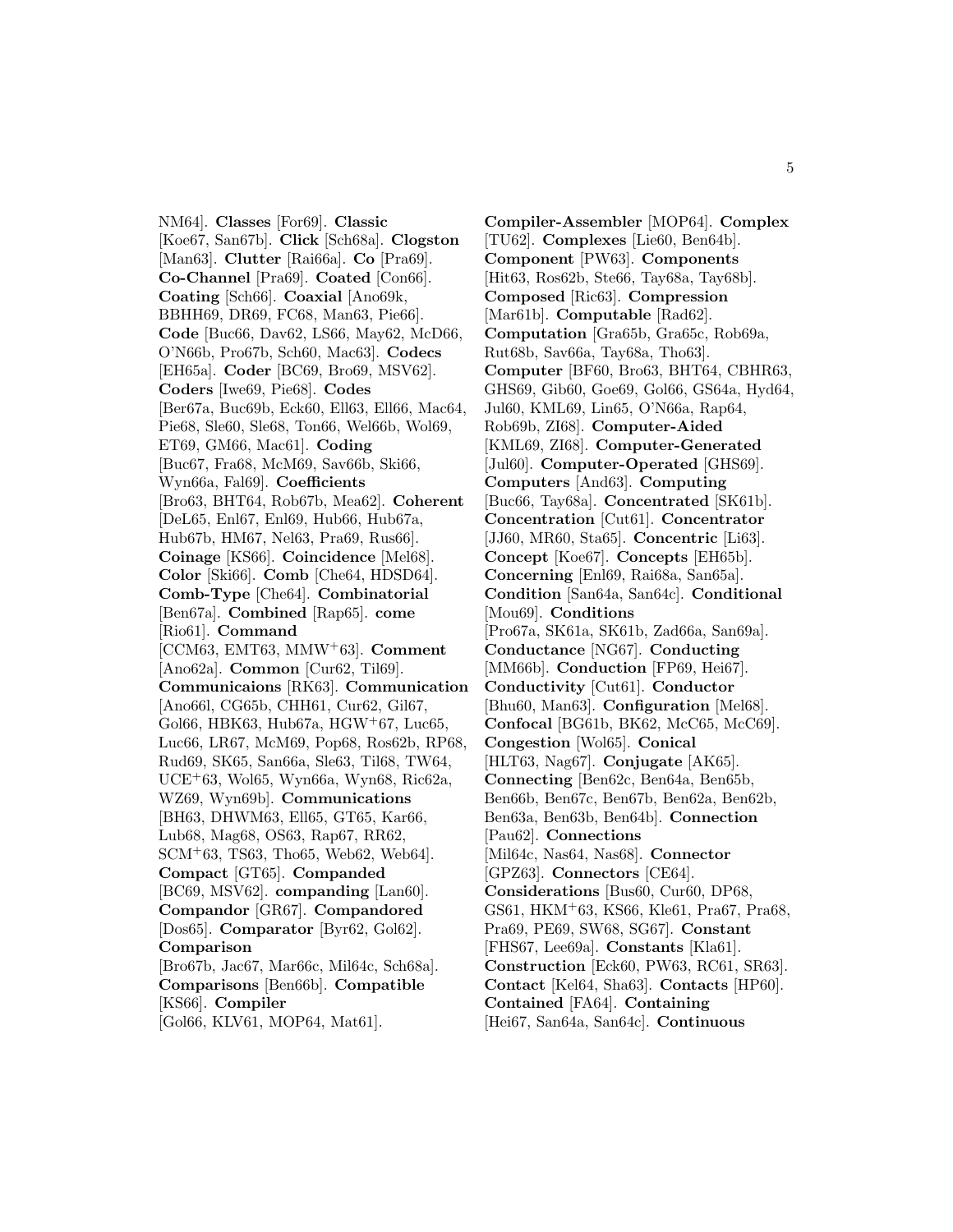NM64]. **Classes** [For69]. **Classic** [Koe67, San67b]. **Click** [Sch68a]. **Clogston** [Man63]. **Clutter** [Rai66a]. **Co** [Pra69]. **Co-Channel** [Pra69]. **Coated** [Con66]. **Coating** [Sch66]. **Coaxial** [Ano69k, BBHH69, DR69, FC68, Man63, Pie66]. **Code** [Buc66, Dav62, LS66, May62, McD66, O'N66b, Pro67b, Sch60, Mac63]. **Codecs** [EH65a]. **Coder** [BC69, Bro69, MSV62]. **Coders** [Iwe69, Pie68]. **Codes** [Ber67a, Buc69b, Eck60, Ell63, Ell66, Mac64, Pie68, Sle60, Sle68, Ton66, Wel66b, Wol69, ET69, GM66, Mac61]. **Coding** [Buc67, Fra68, McM69, Sav66b, Ski66, Wyn66a, Fal69]. **Coefficients** [Bro63, BHT64, Rob67b, Mea62]. **Coherent** [DeL65, Enl67, Enl69, Hub66, Hub67a, Hub67b, HM67, Nel63, Pra69, Rus66]. **Coinage** [KS66]. **Coincidence** [Mel68]. **Color** [Ski66]. **Comb** [Che64, HDSD64]. **Comb-Type** [Che64]. **Combinatorial** [Ben67a]. **Combined** [Rap65]. **come** [Rio61]. **Command** [CCM63, EMT63, MMW+63]. **Comment** [Ano62a]. **Common** [Cur62, Til69]. **Communicaions** [RK63]. **Communication** [Ano66l, CG65b, CHH61, Cur62, Gil67, Gol66, HBK63, Hub67a, HGW+67, Luc65, Luc66, LR67, McM69, Pop68, Ros62b, RP68, Rud69, SK65, San66a, Sle63, Til68, TW64, UCE+63, Wol65, Wyn66a, Wyn68, Ric62a, WZ69, Wyn69b]. **Communications** [BH63, DHWM63, Ell65, GT65, Kar66, Lub68, Mag68, OS63, Rap67, RR62, SCM+63, TS63, Tho65, Web62, Web64]. **Compact** [GT65]. **Companded** [BC69, MSV62]. **companding** [Lan60]. **Compandor** [GR67]. **Compandored** [Dos65]. **Comparator** [Byr62, Gol62]. **Comparison** [Bro67b, Jac67, Mar66c, Mil64c, Sch68a]. **Comparisons** [Ben66b]. **Compatible** [KS66]. **Compiler** [Gol66, KLV61, MOP64, Mat61]. **Compiler-Assembler** [MOP64]. **Complex** [TU62]. **Complexes** [Lie60, Ben64b]. **Component** [PW63]. **Components** [Hit63, Ros62b, Ste66, Tay68a, Tay68b]. **Composed** [Ric63]. **Compression** [Mar61b]. **Computable** [Rad62]. **Computation** [Gra65b, Gra65c, Rob69a, Rut68b, Sav66a, Tay68a, Tho63]. **Computer** [BF60, Bro63, BHT64, CBHR63, GHS69, Gib60, Goe69, Gol66, GS64a, Hyd64, Jul60, KML69, Lin65, O'N66a, Rap64, Rob69b, ZI68]. **Computer-Aided** [KML69, ZI68]. **Computer-Generated** [Jul60]. **Computer-Operated** [GHS69]. **Computers** [And63]. **Computing** [Buc66, Tay68a]. **Concentrated** [SK61b]. **Concentration** [Cut61]. **Concentrator** [JJ60, MR60, Sta65]. **Concentric** [Li63]. **Concept** [Koe67]. **Concepts** [EH65b]. **Concerning** [Enl69, Rai68a, San65a]. **Condition** [San64a, San64c]. **Conditional** [Mou69]. **Conditions** [Pro67a, SK61a, SK61b, Zad66a, San69a]. **Conductance** [NG67]. **Conducting** [MM66b]. **Conduction** [FP69, Hei67]. **Conductivity** [Cut61]. **Conductor** [Bhu60, Man63]. **Configuration** [Mel68]. **Confocal** [BG61b, BK62, McC65, McC69]. **Congestion** [Wol65]. **Conical** [HLT63, Nag67]. **Conjugate** [AK65]. **Connecting** [Ben62c, Ben64a, Ben65b, Ben66b, Ben67c, Ben67b, Ben62a, Ben62b, Ben63a, Ben63b, Ben64b]. **Connection** [Pau62]. **Connections** [Mil64c, Nas64, Nas68]. **Connector** [GPZ63]. **Connectors** [CE64]. **Considerations** [Bus60, Cur60, DP68, GS61, HKM+63, KS66, Kle61, Pra67, Pra68, Pra69, PE69, SW68, SG67]. **Constant** [FHS67, Lee69a]. **Constants** [Kla61]. **Construction** [Eck60, PW63, RC61, SR63]. **Contact** [Kel64, Sha63]. **Contacts** [HP60]. **Contained** [FA64]. **Containing** [Hei67, San64a, San64c]. **Continuous**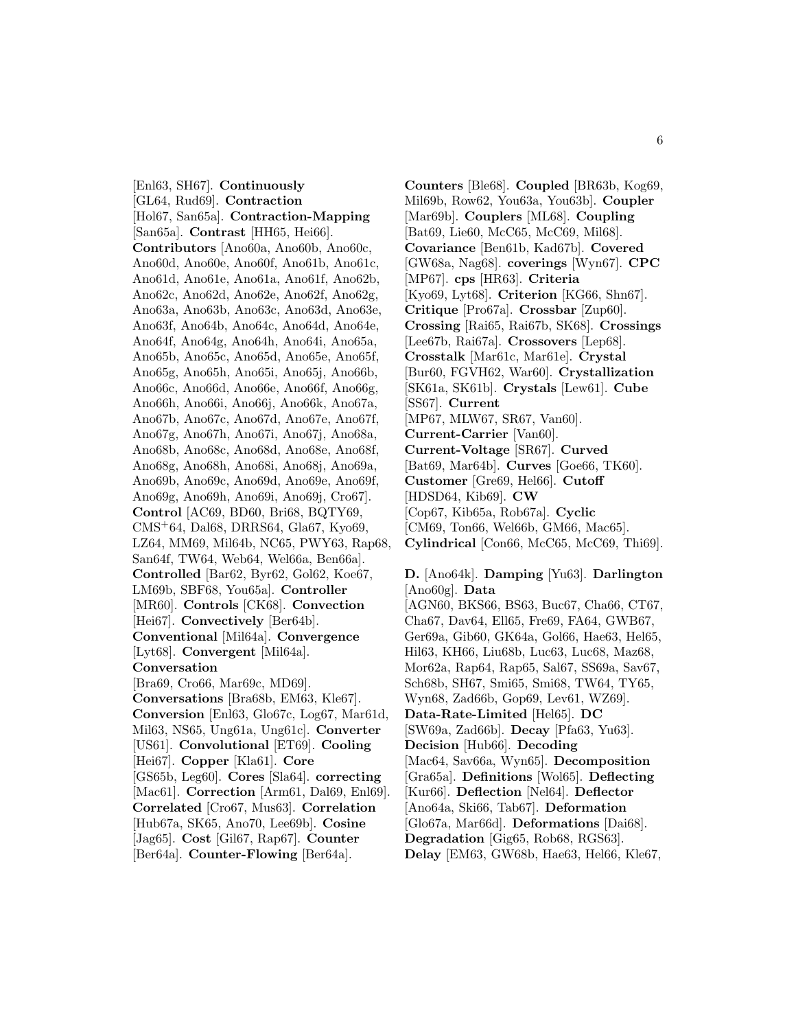[Enl63, SH67]. **Continuously** [GL64, Rud69]. **Contraction** [Hol67, San65a]. **Contraction-Mapping** [San65a]. **Contrast** [HH65, Hei66]. **Contributors** [Ano60a, Ano60b, Ano60c, Ano60d, Ano60e, Ano60f, Ano61b, Ano61c, Ano61d, Ano61e, Ano61a, Ano61f, Ano62b, Ano62c, Ano62d, Ano62e, Ano62f, Ano62g, Ano63a, Ano63b, Ano63c, Ano63d, Ano63e, Ano63f, Ano64b, Ano64c, Ano64d, Ano64e, Ano64f, Ano64g, Ano64h, Ano64i, Ano65a, Ano65b, Ano65c, Ano65d, Ano65e, Ano65f, Ano65g, Ano65h, Ano65i, Ano65j, Ano66b, Ano66c, Ano66d, Ano66e, Ano66f, Ano66g, Ano66h, Ano66i, Ano66j, Ano66k, Ano67a, Ano67b, Ano67c, Ano67d, Ano67e, Ano67f, Ano67g, Ano67h, Ano67i, Ano67j, Ano68a, Ano68b, Ano68c, Ano68d, Ano68e, Ano68f, Ano68g, Ano68h, Ano68i, Ano68j, Ano69a, Ano69b, Ano69c, Ano69d, Ano69e, Ano69f, Ano69g, Ano69h, Ano69i, Ano69j, Cro67]. **Control** [AC69, BD60, Bri68, BQTY69, CMS+64, Dal68, DRRS64, Gla67, Kyo69, LZ64, MM69, Mil64b, NC65, PWY63, Rap68, San64f, TW64, Web64, Wel66a, Ben66a]. **Controlled** [Bar62, Byr62, Gol62, Koe67, LM69b, SBF68, You65a]. **Controller** [MR60]. **Controls** [CK68]. **Convection** [Hei67]. **Convectively** [Ber64b]. **Conventional** [Mil64a]. **Convergence** [Lyt68]. **Convergent** [Mil64a]. **Conversation** [Bra69, Cro66, Mar69c, MD69]. **Conversations** [Bra68b, EM63, Kle67]. **Conversion** [Enl63, Glo67c, Log67, Mar61d, Mil63, NS65, Ung61a, Ung61c]. **Converter** [US61]. **Convolutional** [ET69]. **Cooling** [Hei67]. **Copper** [Kla61]. **Core** [GS65b, Leg60]. **Cores** [Sla64]. **correcting** [Mac61]. **Correction** [Arm61, Dal69, Enl69]. **Correlated** [Cro67, Mus63]. **Correlation** [Hub67a, SK65, Ano70, Lee69b]. **Cosine** [Jag65]. **Cost** [Gil67, Rap67]. **Counter** [Ber64a]. **Counter-Flowing** [Ber64a].

**Counters** [Ble68]. **Coupled** [BR63b, Kog69, Mil69b, Row62, You63a, You63b]. **Coupler** [Mar69b]. **Couplers** [ML68]. **Coupling** [Bat69, Lie60, McC65, McC69, Mil68]. **Covariance** [Ben61b, Kad67b]. **Covered** [GW68a, Nag68]. **coverings** [Wyn67]. **CPC** [MP67]. **cps** [HR63]. **Criteria** [Kyo69, Lyt68]. **Criterion** [KG66, Shn67]. **Critique** [Pro67a]. **Crossbar** [Zup60]. **Crossing** [Rai65, Rai67b, SK68]. **Crossings** [Lee67b, Rai67a]. **Crossovers** [Lep68]. **Crosstalk** [Mar61c, Mar61e]. **Crystal** [Bur60, FGVH62, War60]. **Crystallization** [SK61a, SK61b]. **Crystals** [Lew61]. **Cube** [SS67]. **Current** [MP67, MLW67, SR67, Van60]. **Current-Carrier** [Van60]. **Current-Voltage** [SR67]. **Curved** [Bat69, Mar64b]. **Curves** [Goe66, TK60]. **Customer** [Gre69, Hel66]. **Cutoff** [HDSD64, Kib69]. **CW** [Cop67, Kib65a, Rob67a]. **Cyclic** [CM69, Ton66, Wel66b, GM66, Mac65]. **Cylindrical** [Con66, McC65, McC69, Thi69].

**D.** [Ano64k]. **Damping** [Yu63]. **Darlington** [Ano60g]. **Data** [AGN60, BKS66, BS63, Buc67, Cha66, CT67, Cha67, Dav64, Ell65, Fre69, FA64, GWB67, Ger69a, Gib60, GK64a, Gol66, Hae63, Hel65, Hil63, KH66, Liu68b, Luc63, Luc68, Maz68, Mor62a, Rap64, Rap65, Sal67, SS69a, Sav67, Sch68b, SH67, Smi65, Smi68, TW64, TY65, Wyn68, Zad66b, Gop69, Lev61, WZ69]. **Data-Rate-Limited** [Hel65]. **DC** [SW69a, Zad66b]. **Decay** [Pfa63, Yu63]. **Decision** [Hub66]. **Decoding** [Mac64, Sav66a, Wyn65]. **Decomposition** [Gra65a]. **Definitions** [Wol65]. **Deflecting** [Kur66]. **Deflection** [Nel64]. **Deflector** [Ano64a, Ski66, Tab67]. **Deformation** [Glo67a, Mar66d]. **Deformations** [Dai68]. **Degradation** [Gig65, Rob68, RGS63]. **Delay** [EM63, GW68b, Hae63, Hel66, Kle67,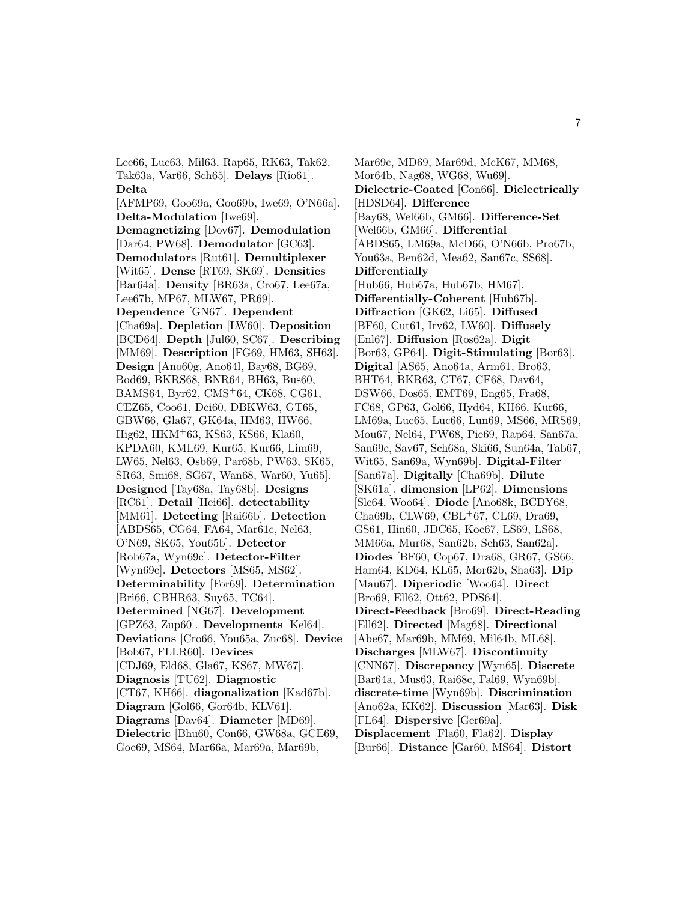Lee66, Luc63, Mil63, Rap65, RK63, Tak62, Tak63a, Var66, Sch65]. **Delays** [Rio61]. **Delta** [AFMP69, Goo69a, Goo69b, Iwe69, O'N66a]. **Delta-Modulation** [Iwe69]. **Demagnetizing** [Dov67]. **Demodulation** [Dar64, PW68]. **Demodulator** [GC63]. **Demodulators** [Rut61]. **Demultiplexer** [Wit65]. **Dense** [RT69, SK69]. **Densities** [Bar64a]. **Density** [BR63a, Cro67, Lee67a, Lee67b, MP67, MLW67, PR69]. **Dependence** [GN67]. **Dependent** [Cha69a]. **Depletion** [LW60]. **Deposition** [BCD64]. **Depth** [Jul60, SC67]. **Describing** [MM69]. **Description** [FG69, HM63, SH63]. **Design** [Ano60g, Ano64l, Bay68, BG69, Bod69, BKRS68, BNR64, BH63, Bus60, BAMS64, Byr62, CMS+64, CK68, CG61, CEZ65, Coo61, Dei60, DBKW63, GT65, GBW66, Gla67, GK64a, HM63, HW66, Hig62, HKM+63, KS63, KS66, Kla60, KPDA60, KML69, Kur65, Kur66, Lim69, LW65, Nel63, Osb69, Par68b, PW63, SK65, SR63, Smi68, SG67, Wan68, War60, Yu65]. **Designed** [Tay68a, Tay68b]. **Designs** [RC61]. **Detail** [Hei66]. **detectability** [MM61]. **Detecting** [Rai66b]. **Detection** [ABDS65, CG64, FA64, Mar61c, Nel63, O'N69, SK65, You65b]. **Detector** [Rob67a, Wyn69c]. **Detector-Filter** [Wyn69c]. **Detectors** [MS65, MS62]. **Determinability** [For69]. **Determination** [Bri66, CBHR63, Suy65, TC64]. **Determined** [NG67]. **Development** [GPZ63, Zup60]. **Developments** [Kel64]. **Deviations** [Cro66, You65a, Zuc68]. **Device** [Bob67, FLLR60]. **Devices** [CDJ69, Eld68, Gla67, KS67, MW67]. **Diagnosis** [TU62]. **Diagnostic** [CT67, KH66]. **diagonalization** [Kad67b]. **Diagram** [Gol66, Gor64b, KLV61]. **Diagrams** [Dav64]. **Diameter** [MD69]. **Dielectric** [Bhu60, Con66, GW68a, GCE69, Goe69, MS64, Mar66a, Mar69a, Mar69b, Mar69c, MD69, Mar69d, McK67, MM68, Mor64b, Nag68, WG68, Wu69]. **Dielectric-Coated** [Con66]. **Dielectrically** [HDSD64]. **Difference** [Bay68, Wel66b, GM66]. **Difference-Set** [Wel66b, GM66]. **Differential** [ABDS65, LM69a, McD66, O'N66b, Pro67b, You63a, Ben62d, Mea62, San67c, SS68]. **Differentially** [Hub66, Hub67a, Hub67b, HM67]. **Differentially-Coherent** [Hub67b]. **Diffraction** [GK62, Li65]. **Diffused** [BF60, Cut61, Irv62, LW60]. **Diffusely** [Enl67]. **Diffusion** [Ros62a]. **Digit** [Bor63, GP64]. **Digit-Stimulating** [Bor63]. **Digital** [AS65, Ano64a, Arm61, Bro63, BHT64, BKR63, CT67, CF68, Dav64, DSW66, Dos65, EMT69, Eng65, Fra68, FC68, GP63, Gol66, Hyd64, KH66, Kur66, LM69a, Luc65, Luc66, Lun69, MS66, MRS69, Mou67, Nel64, PW68, Pie69, Rap64, San67a, San69c, Sav67, Sch68a, Ski66, Sun64a, Tab67, Wit65, San69a, Wyn69b]. **Digital-Filter** [San67a]. **Digitally** [Cha69b]. **Dilute** [SK61a]. **dimension** [LP62]. **Dimensions** [Sle64, Woo64]. **Diode** [Ano68k, BCDY68, Cha69b, CLW69, CBL+67, CL69, Dra69, GS61, Hin60, JDC65, Koe67, LS69, LS68, MM66a, Mur68, San62b, Sch63, San62a]. **Diodes** [BF60, Cop67, Dra68, GR67, GS66, Ham64, KD64, KL65, Mor62b, Sha63]. **Dip** [Mau67]. **Diperiodic** [Woo64]. **Direct** [Bro69, Ell62, Ott62, PDS64]. **Direct-Feedback** [Bro69]. **Direct-Reading** [Ell62]. **Directed** [Mag68]. **Directional** [Abe67, Mar69b, MM69, Mil64b, ML68]. **Discharges** [MLW67]. **Discontinuity** [CNN67]. **Discrepancy** [Wyn65]. **Discrete** [Bar64a, Mus63, Rai68c, Fal69, Wyn69b]. **discrete-time** [Wyn69b]. **Discrimination** [Ano62a, KK62]. **Discussion** [Mar63]. **Disk** [FL64]. **Dispersive** [Ger69a]. **Displacement** [Fla60, Fla62]. **Display** [Bur66]. **Distance** [Gar60, MS64]. **Distort**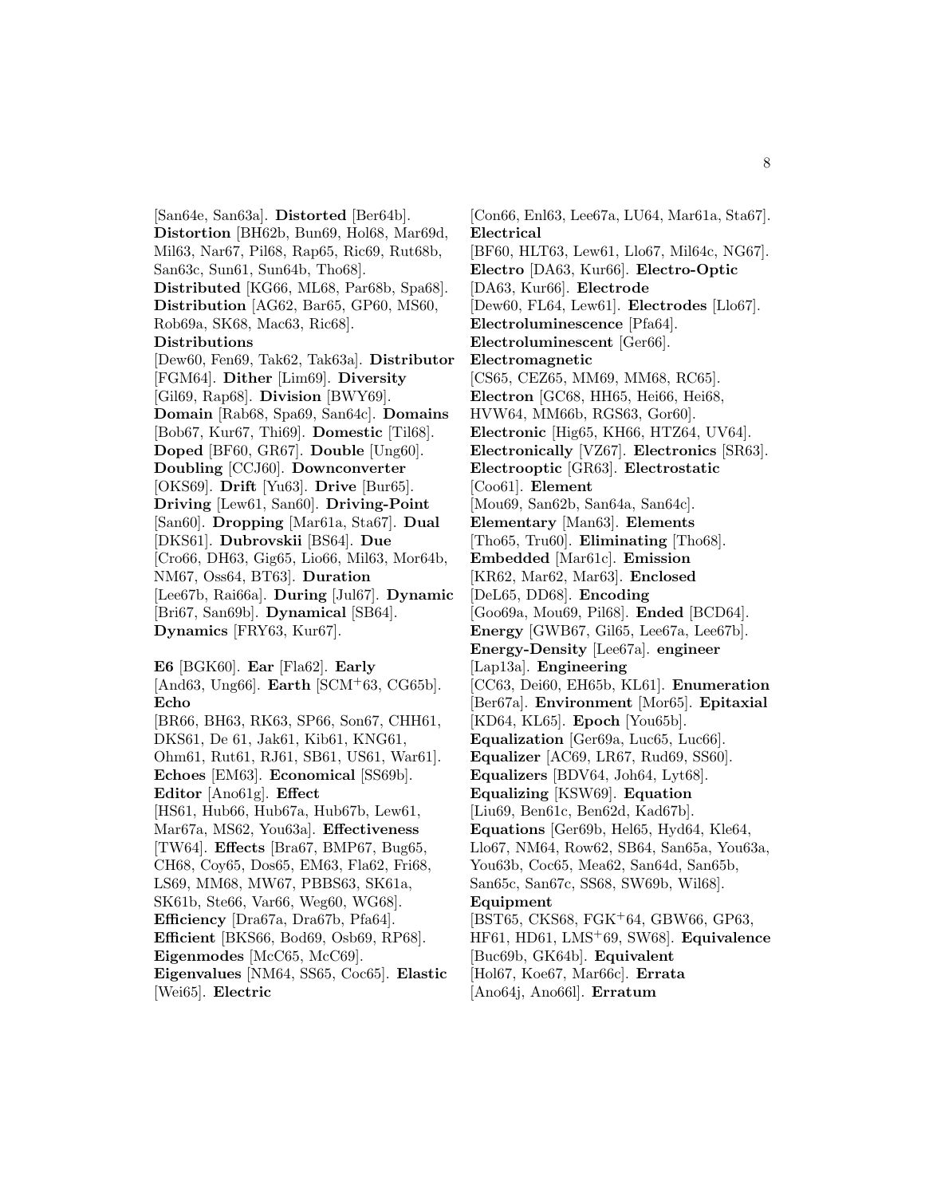[San64e, San63a]. **Distorted** [Ber64b]. **Distortion** [BH62b, Bun69, Hol68, Mar69d, Mil63, Nar67, Pil68, Rap65, Ric69, Rut68b, San63c, Sun61, Sun64b, Tho68]. **Distributed** [KG66, ML68, Par68b, Spa68]. **Distribution** [AG62, Bar65, GP60, MS60, Rob69a, SK68, Mac63, Ric68]. **Distributions** [Dew60, Fen69, Tak62, Tak63a]. **Distributor** [FGM64]. **Dither** [Lim69]. **Diversity** [Gil69, Rap68]. **Division** [BWY69]. **Domain** [Rab68, Spa69, San64c]. **Domains** [Bob67, Kur67, Thi69]. **Domestic** [Til68]. **Doped** [BF60, GR67]. **Double** [Ung60]. **Doubling** [CCJ60]. **Downconverter** [OKS69]. **Drift** [Yu63]. **Drive** [Bur65]. **Driving** [Lew61, San60]. **Driving-Point** [San60]. **Dropping** [Mar61a, Sta67]. **Dual** [DKS61]. **Dubrovskii** [BS64]. **Due** [Cro66, DH63, Gig65, Lio66, Mil63, Mor64b, NM67, Oss64, BT63]. **Duration** [Lee67b, Rai66a]. **During** [Jul67]. **Dynamic** [Bri67, San69b]. **Dynamical** [SB64]. **Dynamics** [FRY63, Kur67].

**E6** [BGK60]. **Ear** [Fla62]. **Early** [And63, Ung66]. **Earth** [SCM+63, CG65b]. **Echo** [BR66, BH63, RK63, SP66, Son67, CHH61, DKS61, De 61, Jak61, Kib61, KNG61, Ohm61, Rut61, RJ61, SB61, US61, War61]. **Echoes** [EM63]. **Economical** [SS69b]. **Editor** [Ano61g]. **Effect** [HS61, Hub66, Hub67a, Hub67b, Lew61, Mar67a, MS62, You63a]. **Effectiveness** [TW64]. **Effects** [Bra67, BMP67, Bug65, CH68, Coy65, Dos65, EM63, Fla62, Fri68, LS69, MM68, MW67, PBBS63, SK61a, SK61b, Ste66, Var66, Weg60, WG68]. **Efficiency** [Dra67a, Dra67b, Pfa64]. **Efficient** [BKS66, Bod69, Osb69, RP68]. **Eigenmodes** [McC65, McC69]. **Eigenvalues** [NM64, SS65, Coc65]. **Elastic** [Wei65]. **Electric** [Con66, Enl63, Lee67a, LU64, Mar61a, Sta67]. **Electrical** [BF60, HLT63, Lew61, Llo67, Mil64c, NG67]. **Electro** [DA63, Kur66]. **Electro-Optic** [DA63, Kur66]. **Electrode** [Dew60, FL64, Lew61]. **Electrodes** [Llo67]. **Electroluminescence** [Pfa64]. **Electroluminescent** [Ger66]. **Electromagnetic** [CS65, CEZ65, MM69, MM68, RC65]. **Electron** [GC68, HH65, Hei66, Hei68, HVW64, MM66b, RGS63, Gor60]. **Electronic** [Hig65, KH66, HTZ64, UV64]. **Electronically** [VZ67]. **Electronics** [SR63]. **Electrooptic** [GR63]. **Electrostatic** [Coo61]. **Element** [Mou69, San62b, San64a, San64c]. **Elementary** [Man63]. **Elements** [Tho65, Tru60]. **Eliminating** [Tho68]. **Embedded** [Mar61c]. **Emission** [KR62, Mar62, Mar63]. **Enclosed** [DeL65, DD68]. **Encoding** [Goo69a, Mou69, Pil68]. **Ended** [BCD64]. **Energy** [GWB67, Gil65, Lee67a, Lee67b]. **Energy-Density** [Lee67a]. **engineer** [Lap13a]. **Engineering** [CC63, Dei60, EH65b, KL61]. **Enumeration** [Ber67a]. **Environment** [Mor65]. **Epitaxial** [KD64, KL65]. **Epoch** [You65b]. **Equalization** [Ger69a, Luc65, Luc66]. **Equalizer** [AC69, LR67, Rud69, SS60]. **Equalizers** [BDV64, Joh64, Lyt68]. **Equalizing** [KSW69]. **Equation** [Liu69, Ben61c, Ben62d, Kad67b]. **Equations** [Ger69b, Hel65, Hyd64, Kle64, Llo67, NM64, Row62, SB64, San65a, You63a, You63b, Coc65, Mea62, San64d, San65b, San65c, San67c, SS68, SW69b, Wil68]. **Equipment** [BST65, CKS68, FGK+64, GBW66, GP63, HF61, HD61, LMS+69, SW68]. **Equivalence** [Buc69b, GK64b]. **Equivalent** [Hol67, Koe67, Mar66c]. **Errata** [Ano64j, Ano66l]. **Erratum**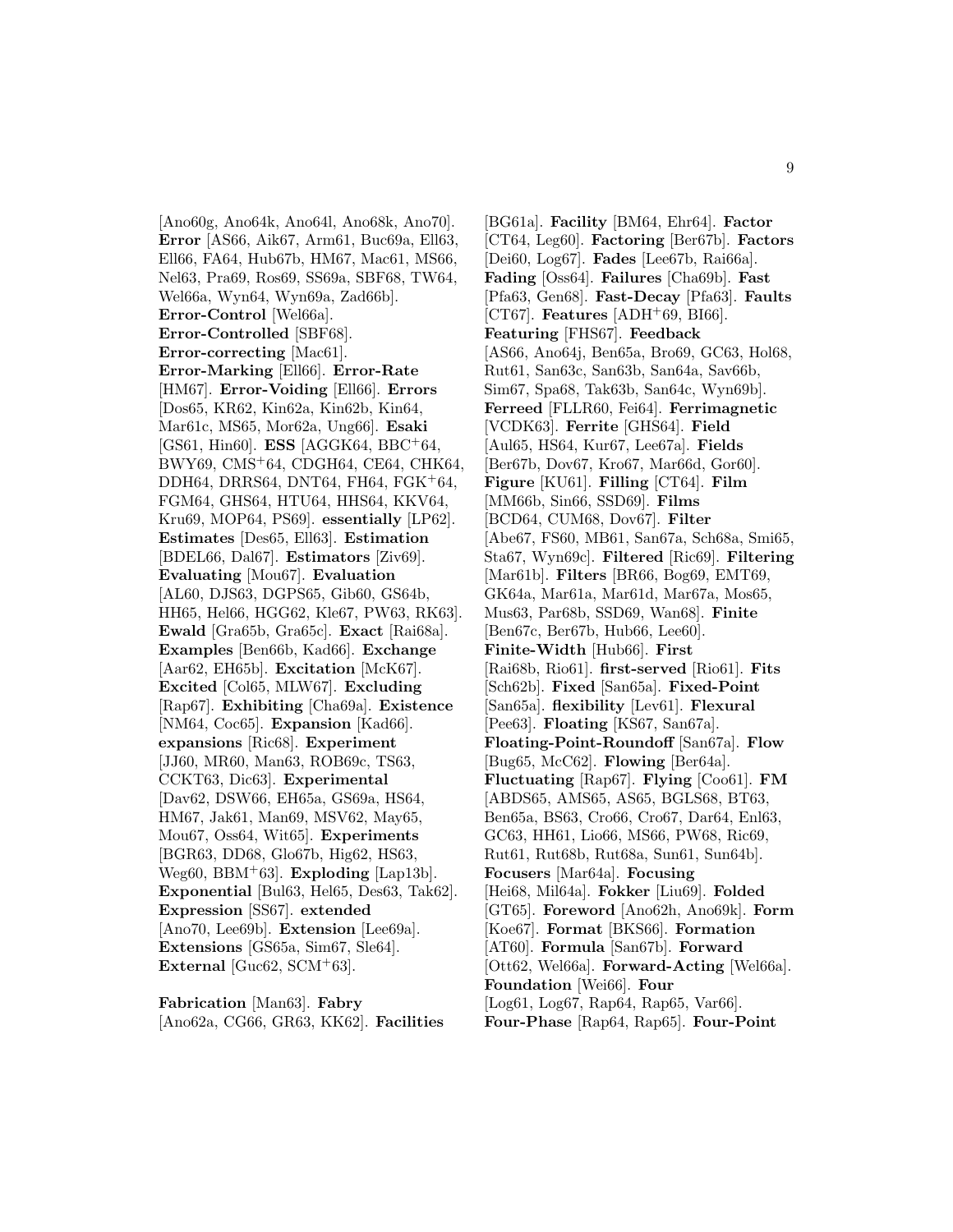[Ano60g, Ano64k, Ano64l, Ano68k, Ano70]. **Error** [AS66, Aik67, Arm61, Buc69a, Ell63, Ell66, FA64, Hub67b, HM67, Mac61, MS66, Nel63, Pra69, Ros69, SS69a, SBF68, TW64, Wel66a, Wyn64, Wyn69a, Zad66b]. **Error-Control** [Wel66a]. **Error-Controlled** [SBF68]. **Error-correcting** [Mac61]. **Error-Marking** [Ell66]. **Error-Rate** [HM67]. **Error-Voiding** [Ell66]. **Errors** [Dos65, KR62, Kin62a, Kin62b, Kin64, Mar61c, MS65, Mor62a, Ung66]. **Esaki** [GS61, Hin60]. **ESS** [AGGK64, BBC+64, BWY69, CMS+64, CDGH64, CE64, CHK64, DDH64, DRRS64, DNT64, FH64, FGK+64, FGM64, GHS64, HTU64, HHS64, KKV64, Kru69, MOP64, PS69]. **essentially** [LP62]. **Estimates** [Des65, Ell63]. **Estimation** [BDEL66, Dal67]. **Estimators** [Ziv69]. **Evaluating** [Mou67]. **Evaluation** [AL60, DJS63, DGPS65, Gib60, GS64b, HH65, Hel66, HGG62, Kle67, PW63, RK63]. **Ewald** [Gra65b, Gra65c]. **Exact** [Rai68a]. **Examples** [Ben66b, Kad66]. **Exchange** [Aar62, EH65b]. **Excitation** [McK67]. **Excited** [Col65, MLW67]. **Excluding** [Rap67]. **Exhibiting** [Cha69a]. **Existence** [NM64, Coc65]. **Expansion** [Kad66]. **expansions** [Ric68]. **Experiment** [JJ60, MR60, Man63, ROB69c, TS63, CCKT63, Dic63]. **Experimental** [Dav62, DSW66, EH65a, GS69a, HS64, HM67, Jak61, Man69, MSV62, May65, Mou67, Oss64, Wit65]. **Experiments** [BGR63, DD68, Glo67b, Hig62, HS63, Weg60, BBM+63]. **Exploding** [Lap13b]. **Exponential** [Bul63, Hel65, Des63, Tak62]. **Expression** [SS67]. **extended** [Ano70, Lee69b]. **Extension** [Lee69a]. **Extensions** [GS65a, Sim67, Sle64]. **External** [Guc62, SCM+63].

**Fabrication** [Man63]. **Fabry** [Ano62a, CG66, GR63, KK62]. **Facilities** [BG61a]. **Facility** [BM64, Ehr64]. **Factor** [CT64, Leg60]. **Factoring** [Ber67b]. **Factors** [Dei60, Log67]. **Fades** [Lee67b, Rai66a]. **Fading** [Oss64]. **Failures** [Cha69b]. **Fast** [Pfa63, Gen68]. **Fast-Decay** [Pfa63]. **Faults** [CT67]. **Features** [ADH+69, BI66]. **Featuring** [FHS67]. **Feedback** [AS66, Ano64j, Ben65a, Bro69, GC63, Hol68, Rut61, San63c, San63b, San64a, Sav66b, Sim67, Spa68, Tak63b, San64c, Wyn69b]. **Ferreed** [FLLR60, Fei64]. **Ferrimagnetic** [VCDK63]. **Ferrite** [GHS64]. **Field** [Aul65, HS64, Kur67, Lee67a]. **Fields** [Ber67b, Dov67, Kro67, Mar66d, Gor60]. **Figure** [KU61]. **Filling** [CT64]. **Film** [MM66b, Sin66, SSD69]. **Films** [BCD64, CUM68, Dov67]. **Filter** [Abe67, FS60, MB61, San67a, Sch68a, Smi65, Sta67, Wyn69c]. **Filtered** [Ric69]. **Filtering** [Mar61b]. **Filters** [BR66, Bog69, EMT69, GK64a, Mar61a, Mar61d, Mar67a, Mos65, Mus63, Par68b, SSD69, Wan68]. **Finite** [Ben67c, Ber67b, Hub66, Lee60]. **Finite-Width** [Hub66]. **First** [Rai68b, Rio61]. **first-served** [Rio61]. **Fits** [Sch62b]. **Fixed** [San65a]. **Fixed-Point** [San65a]. **flexibility** [Lev61]. **Flexural** [Pee63]. **Floating** [KS67, San67a]. **Floating-Point-Roundoff** [San67a]. **Flow** [Bug65, McC62]. **Flowing** [Ber64a]. **Fluctuating** [Rap67]. **Flying** [Coo61]. **FM** [ABDS65, AMS65, AS65, BGLS68, BT63, Ben65a, BS63, Cro66, Cro67, Dar64, Enl63, GC63, HH61, Lio66, MS66, PW68, Ric69, Rut61, Rut68b, Rut68a, Sun61, Sun64b]. **Focusers** [Mar64a]. **Focusing** [Hei68, Mil64a]. **Fokker** [Liu69]. **Folded** [GT65]. **Foreword** [Ano62h, Ano69k]. **Form** [Koe67]. **Format** [BKS66]. **Formation** [AT60]. **Formula** [San67b]. **Forward** [Ott62, Wel66a]. **Forward-Acting** [Wel66a]. **Foundation** [Wei66]. **Four** [Log61, Log67, Rap64, Rap65, Var66]. **Four-Phase** [Rap64, Rap65]. **Four-Point**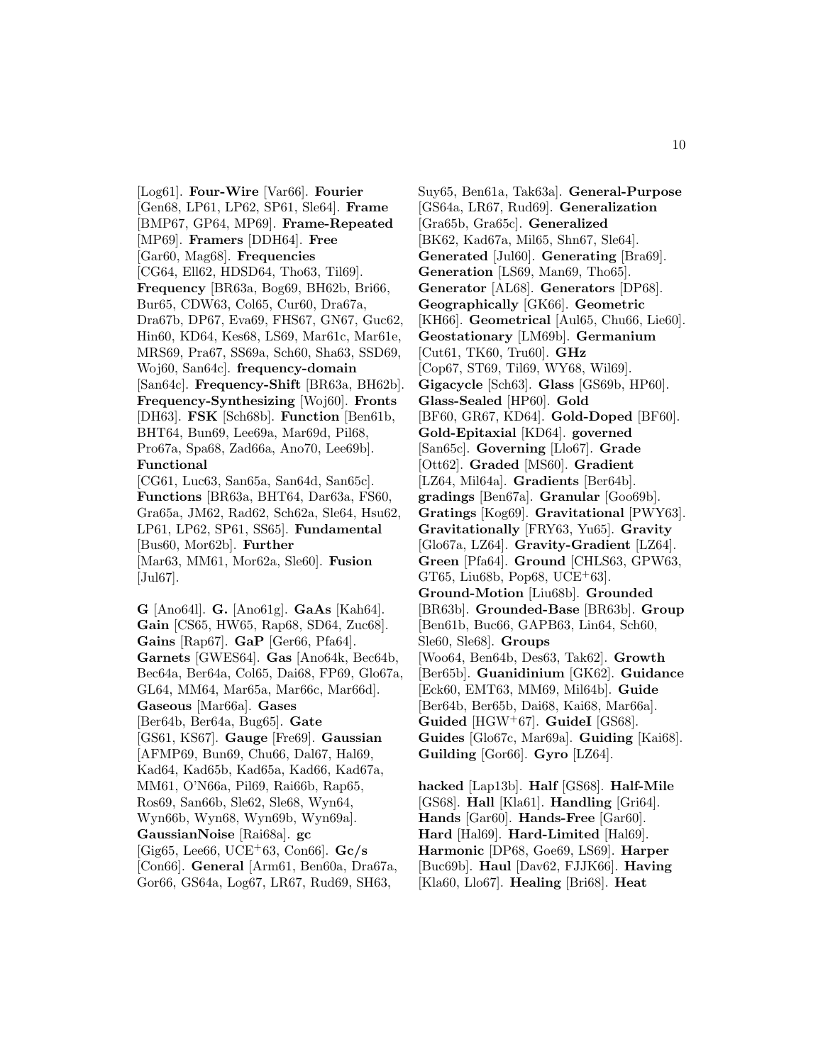[Log61]. **Four-Wire** [Var66]. **Fourier** [Gen68, LP61, LP62, SP61, Sle64]. **Frame** [BMP67, GP64, MP69]. **Frame-Repeated** [MP69]. **Framers** [DDH64]. **Free** [Gar60, Mag68]. **Frequencies** [CG64, Ell62, HDSD64, Tho63, Til69]. **Frequency** [BR63a, Bog69, BH62b, Bri66, Bur65, CDW63, Col65, Cur60, Dra67a, Dra67b, DP67, Eva69, FHS67, GN67, Guc62, Hin60, KD64, Kes68, LS69, Mar61c, Mar61e, MRS69, Pra67, SS69a, Sch60, Sha63, SSD69, Woj60, San64c]. **frequency-domain** [San64c]. **Frequency-Shift** [BR63a, BH62b]. **Frequency-Synthesizing** [Woj60]. **Fronts** [DH63]. **FSK** [Sch68b]. **Function** [Ben61b, BHT64, Bun69, Lee69a, Mar69d, Pil68, Pro67a, Spa68, Zad66a, Ano70, Lee69b]. **Functional** [CG61, Luc63, San65a, San64d, San65c]. **Functions** [BR63a, BHT64, Dar63a, FS60, Gra65a, JM62, Rad62, Sch62a, Sle64, Hsu62, LP61, LP62, SP61, SS65]. **Fundamental** [Bus60, Mor62b]. **Further** [Mar63, MM61, Mor62a, Sle60]. **Fusion** [Jul67].

**G** [Ano64l]. **G.** [Ano61g]. **GaAs** [Kah64]. **Gain** [CS65, HW65, Rap68, SD64, Zuc68]. **Gains** [Rap67]. **GaP** [Ger66, Pfa64]. **Garnets** [GWES64]. **Gas** [Ano64k, Bec64b, Bec64a, Ber64a, Col65, Dai68, FP69, Glo67a, GL64, MM64, Mar65a, Mar66c, Mar66d]. **Gaseous** [Mar66a]. **Gases** [Ber64b, Ber64a, Bug65]. **Gate** [GS61, KS67]. **Gauge** [Fre69]. **Gaussian** [AFMP69, Bun69, Chu66, Dal67, Hal69, Kad64, Kad65b, Kad65a, Kad66, Kad67a, MM61, O'N66a, Pil69, Rai66b, Rap65, Ros69, San66b, Sle62, Sle68, Wyn64, Wyn66b, Wyn68, Wyn69b, Wyn69a]. **GaussianNoise** [Rai68a]. **gc** [Gig65, Lee66, UCE+63, Con66]. **Gc/s** [Con66]. **General** [Arm61, Ben60a, Dra67a, Gor66, GS64a, Log67, LR67, Rud69, SH63, Suy65, Ben61a, Tak63a]. **General-Purpose** [GS64a, LR67, Rud69]. **Generalization** [Gra65b, Gra65c]. **Generalized** [BK62, Kad67a, Mil65, Shn67, Sle64]. **Generated** [Jul60]. **Generating** [Bra69]. **Generation** [LS69, Man69, Tho65]. **Generator** [AL68]. **Generators** [DP68]. **Geographically** [GK66]. **Geometric** [KH66]. **Geometrical** [Aul65, Chu66, Lie60]. **Geostationary** [LM69b]. **Germanium** [Cut61, TK60, Tru60]. **GHz** [Cop67, ST69, Til69, WY68, Wil69]. **Gigacycle** [Sch63]. **Glass** [GS69b, HP60]. **Glass-Sealed** [HP60]. **Gold** [BF60, GR67, KD64]. **Gold-Doped** [BF60]. **Gold-Epitaxial** [KD64]. **governed** [San65c]. **Governing** [Llo67]. **Grade** [Ott62]. **Graded** [MS60]. **Gradient** [LZ64, Mil64a]. **Gradients** [Ber64b]. **gradings** [Ben67a]. **Granular** [Goo69b]. **Gratings** [Kog69]. **Gravitational** [PWY63]. **Gravitationally** [FRY63, Yu65]. **Gravity** [Glo67a, LZ64]. **Gravity-Gradient** [LZ64]. **Green** [Pfa64]. **Ground** [CHLS63, GPW63, GT65, Liu68b, Pop68, UCE+63]. **Ground-Motion** [Liu68b]. **Grounded** [BR63b]. **Grounded-Base** [BR63b]. **Group** [Ben61b, Buc66, GAPB63, Lin64, Sch60, Sle60, Sle68]. **Groups** [Woo64, Ben64b, Des63, Tak62]. **Growth** [Ber65b]. **Guanidinium** [GK62]. **Guidance** [Eck60, EMT63, MM69, Mil64b]. **Guide** [Ber64b, Ber65b, Dai68, Kai68, Mar66a]. **Guided** [HGW+67]. **GuideI** [GS68]. **Guides** [Glo67c, Mar69a]. **Guiding** [Kai68]. **Guilding** [Gor66]. **Gyro** [LZ64].

**hacked** [Lap13b]. **Half** [GS68]. **Half-Mile** [GS68]. **Hall** [Kla61]. **Handling** [Gri64]. **Hands** [Gar60]. **Hands-Free** [Gar60]. **Hard** [Hal69]. **Hard-Limited** [Hal69]. **Harmonic** [DP68, Goe69, LS69]. **Harper** [Buc69b]. **Haul** [Dav62, FJJK66]. **Having** [Kla60, Llo67]. **Healing** [Bri68]. **Heat**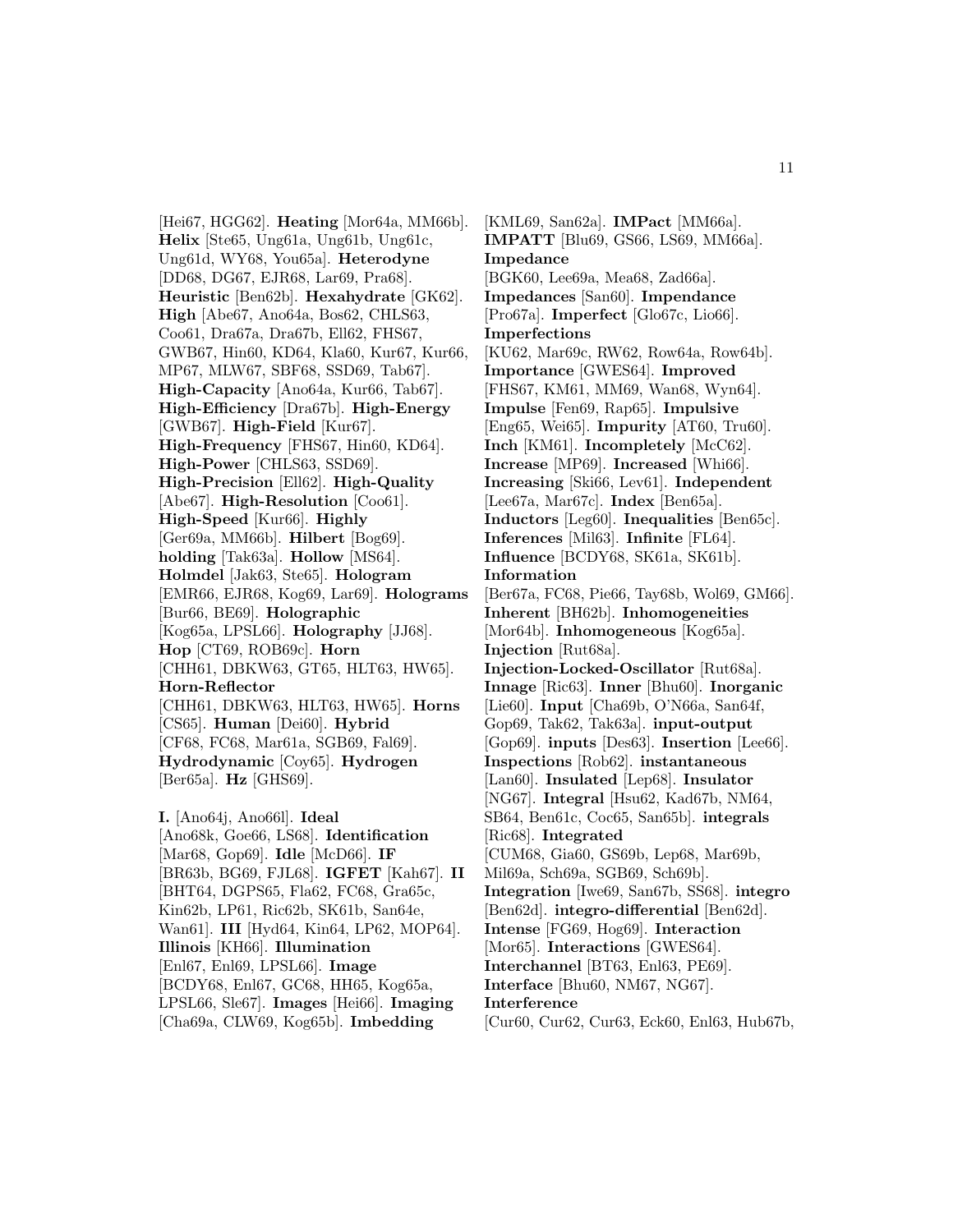[Hei67, HGG62]. **Heating** [Mor64a, MM66b]. **Helix** [Ste65, Ung61a, Ung61b, Ung61c, Ung61d, WY68, You65a]. **Heterodyne** [DD68, DG67, EJR68, Lar69, Pra68]. **Heuristic** [Ben62b]. **Hexahydrate** [GK62]. **High** [Abe67, Ano64a, Bos62, CHLS63, Coo61, Dra67a, Dra67b, Ell62, FHS67, GWB67, Hin60, KD64, Kla60, Kur67, Kur66, MP67, MLW67, SBF68, SSD69, Tab67]. **High-Capacity** [Ano64a, Kur66, Tab67]. **High-Efficiency** [Dra67b]. **High-Energy** [GWB67]. **High-Field** [Kur67]. **High-Frequency** [FHS67, Hin60, KD64]. **High-Power** [CHLS63, SSD69]. **High-Precision** [Ell62]. **High-Quality** [Abe67]. **High-Resolution** [Coo61]. **High-Speed** [Kur66]. **Highly** [Ger69a, MM66b]. **Hilbert** [Bog69]. **holding** [Tak63a]. **Hollow** [MS64]. **Holmdel** [Jak63, Ste65]. **Hologram** [EMR66, EJR68, Kog69, Lar69]. **Holograms** [Bur66, BE69]. **Holographic** [Kog65a, LPSL66]. **Holography** [JJ68]. **Hop** [CT69, ROB69c]. **Horn** [CHH61, DBKW63, GT65, HLT63, HW65]. **Horn-Reflector** [CHH61, DBKW63, HLT63, HW65]. **Horns** [CS65]. **Human** [Dei60]. **Hybrid** [CF68, FC68, Mar61a, SGB69, Fal69]. **Hydrodynamic** [Coy65]. **Hydrogen** [Ber65a]. **Hz** [GHS69].

**I.** [Ano64j, Ano66l]. **Ideal** [Ano68k, Goe66, LS68]. **Identification** [Mar68, Gop69]. **Idle** [McD66]. **IF** [BR63b, BG69, FJL68]. **IGFET** [Kah67]. **II** [BHT64, DGPS65, Fla62, FC68, Gra65c, Kin62b, LP61, Ric62b, SK61b, San64e, Wan61]. **III** [Hyd64, Kin64, LP62, MOP64]. **Illinois** [KH66]. **Illumination** [Enl67, Enl69, LPSL66]. **Image** [BCDY68, Enl67, GC68, HH65, Kog65a, LPSL66, Sle67]. **Images** [Hei66]. **Imaging** [Cha69a, CLW69, Kog65b]. **Imbedding** [KML69, San62a]. **IMPact** [MM66a]. **IMPATT** [Blu69, GS66, LS69, MM66a]. **Impedance** [BGK60, Lee69a, Mea68, Zad66a]. **Impedances** [San60]. **Impendance** [Pro67a]. **Imperfect** [Glo67c, Lio66]. **Imperfections** [KU62, Mar69c, RW62, Row64a, Row64b]. **Importance** [GWES64]. **Improved** [FHS67, KM61, MM69, Wan68, Wyn64]. **Impulse** [Fen69, Rap65]. **Impulsive** [Eng65, Wei65]. **Impurity** [AT60, Tru60]. **Inch** [KM61]. **Incompletely** [McC62]. **Increase** [MP69]. **Increased** [Whi66]. **Increasing** [Ski66, Lev61]. **Independent** [Lee67a, Mar67c]. **Index** [Ben65a]. **Inductors** [Leg60]. **Inequalities** [Ben65c]. **Inferences** [Mil63]. **Infinite** [FL64]. **Influence** [BCDY68, SK61a, SK61b]. **Information** [Ber67a, FC68, Pie66, Tay68b, Wol69, GM66]. **Inherent** [BH62b]. **Inhomogeneities** [Mor64b]. **Inhomogeneous** [Kog65a]. **Injection** [Rut68a]. **Injection-Locked-Oscillator** [Rut68a]. **Innage** [Ric63]. **Inner** [Bhu60]. **Inorganic** [Lie60]. **Input** [Cha69b, O'N66a, San64f, Gop69, Tak62, Tak63a]. **input-output** [Gop69]. **inputs** [Des63]. **Insertion** [Lee66]. **Inspections** [Rob62]. **instantaneous** [Lan60]. **Insulated** [Lep68]. **Insulator** [NG67]. **Integral** [Hsu62, Kad67b, NM64, SB64, Ben61c, Coc65, San65b]. **integrals** [Ric68]. **Integrated** [CUM68, Gia60, GS69b, Lep68, Mar69b, Mil69a, Sch69a, SGB69, Sch69b]. **Integration** [Iwe69, San67b, SS68]. **integro** [Ben62d]. **integro-differential** [Ben62d]. **Intense** [FG69, Hog69]. **Interaction** [Mor65]. **Interactions** [GWES64]. **Interchannel** [BT63, Enl63, PE69]. **Interface** [Bhu60, NM67, NG67]. **Interference** [Cur60, Cur62, Cur63, Eck60, Enl63, Hub67b,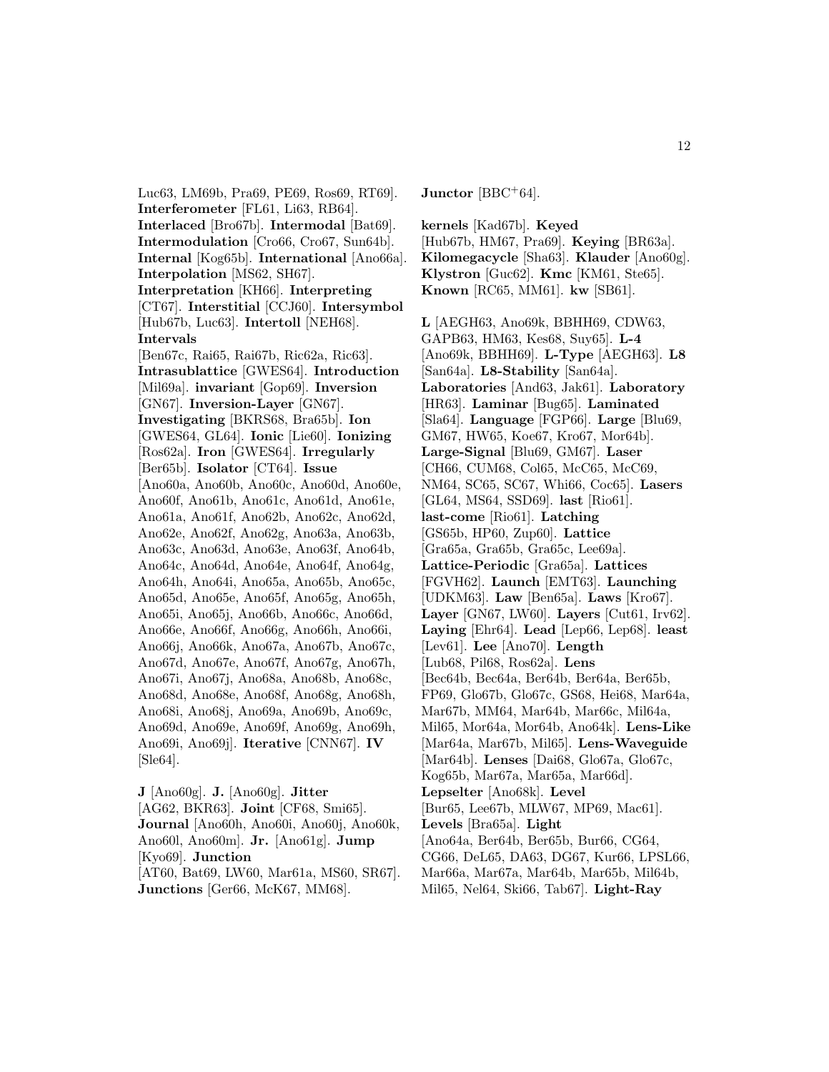Luc63, LM69b, Pra69, PE69, Ros69, RT69]. **Interferometer** [FL61, Li63, RB64]. **Interlaced** [Bro67b]. **Intermodal** [Bat69]. **Intermodulation** [Cro66, Cro67, Sun64b]. **Internal** [Kog65b]. **International** [Ano66a]. **Interpolation** [MS62, SH67]. **Interpretation** [KH66]. **Interpreting** [CT67]. **Interstitial** [CCJ60]. **Intersymbol** [Hub67b, Luc63]. **Intertoll** [NEH68]. **Intervals** [Ben67c, Rai65, Rai67b, Ric62a, Ric63]. **Intrasublattice** [GWES64]. **Introduction** [Mil69a]. **invariant** [Gop69]. **Inversion** [GN67]. **Inversion-Layer** [GN67]. **Investigating** [BKRS68, Bra65b]. **Ion** [GWES64, GL64]. **Ionic** [Lie60]. **Ionizing** [Ros62a]. **Iron** [GWES64]. **Irregularly** [Ber65b]. **Isolator** [CT64]. **Issue** [Ano60a, Ano60b, Ano60c, Ano60d, Ano60e, Ano60f, Ano61b, Ano61c, Ano61d, Ano61e, Ano61a, Ano61f, Ano62b, Ano62c, Ano62d, Ano62e, Ano62f, Ano62g, Ano63a, Ano63b, Ano63c, Ano63d, Ano63e, Ano63f, Ano64b, Ano64c, Ano64d, Ano64e, Ano64f, Ano64g, Ano64h, Ano64i, Ano65a, Ano65b, Ano65c, Ano65d, Ano65e, Ano65f, Ano65g, Ano65h, Ano65i, Ano65j, Ano66b, Ano66c, Ano66d, Ano66e, Ano66f, Ano66g, Ano66h, Ano66i, Ano66j, Ano66k, Ano67a, Ano67b, Ano67c, Ano67d, Ano67e, Ano67f, Ano67g, Ano67h, Ano67i, Ano67j, Ano68a, Ano68b, Ano68c, Ano68d, Ano68e, Ano68f, Ano68g, Ano68h, Ano68i, Ano68j, Ano69a, Ano69b, Ano69c, Ano69d, Ano69e, Ano69f, Ano69g, Ano69h, Ano69i, Ano69j]. **Iterative** [CNN67]. **IV** [Sle64].

**J** [Ano60g]. **J.** [Ano60g]. **Jitter** [AG62, BKR63]. **Joint** [CF68, Smi65]. **Journal** [Ano60h, Ano60i, Ano60j, Ano60k, Ano60l, Ano60m]. **Jr.** [Ano61g]. **Jump** [Kyo69]. **Junction** [AT60, Bat69, LW60, Mar61a, MS60, SR67]. **Junctions** [Ger66, McK67, MM68]. **Junctor** [BBC+64].

**kernels** [Kad67b]. **Keyed** [Hub67b, HM67, Pra69]. **Keying** [BR63a]. **Kilomegacycle** [Sha63]. **Klauder** [Ano60g]. **Klystron** [Guc62]. **Kmc** [KM61, Ste65]. **Known** [RC65, MM61]. **kw** [SB61].

**L** [AEGH63, Ano69k, BBHH69, CDW63, GAPB63, HM63, Kes68, Suy65]. **L-4** [Ano69k, BBHH69]. **L-Type** [AEGH63]. **L8** [San64a]. **L8-Stability** [San64a]. **Laboratories** [And63, Jak61]. **Laboratory** [HR63]. **Laminar** [Bug65]. **Laminated** [Sla64]. **Language** [FGP66]. **Large** [Blu69, GM67, HW65, Koe67, Kro67, Mor64b]. **Large-Signal** [Blu69, GM67]. **Laser** [CH66, CUM68, Col65, McC65, McC69, NM64, SC65, SC67, Whi66, Coc65]. **Lasers** [GL64, MS64, SSD69]. **last** [Rio61]. **last-come** [Rio61]. **Latching** [GS65b, HP60, Zup60]. **Lattice** [Gra65a, Gra65b, Gra65c, Lee69a]. **Lattice-Periodic** [Gra65a]. **Lattices** [FGVH62]. **Launch** [EMT63]. **Launching** [UDKM63]. **Law** [Ben65a]. **Laws** [Kro67]. **Layer** [GN67, LW60]. **Layers** [Cut61, Irv62]. **Laying** [Ehr64]. **Lead** [Lep66, Lep68]. **least** [Lev61]. **Lee** [Ano70]. **Length** [Lub68, Pil68, Ros62a]. **Lens** [Bec64b, Bec64a, Ber64b, Ber64a, Ber65b, FP69, Glo67b, Glo67c, GS68, Hei68, Mar64a, Mar67b, MM64, Mar64b, Mar66c, Mil64a, Mil65, Mor64a, Mor64b, Ano64k]. **Lens-Like** [Mar64a, Mar67b, Mil65]. **Lens-Waveguide** [Mar64b]. **Lenses** [Dai68, Glo67a, Glo67c, Kog65b, Mar67a, Mar65a, Mar66d]. **Lepselter** [Ano68k]. **Level** [Bur65, Lee67b, MLW67, MP69, Mac61]. **Levels** [Bra65a]. **Light** [Ano64a, Ber64b, Ber65b, Bur66, CG64, CG66, DeL65, DA63, DG67, Kur66, LPSL66, Mar66a, Mar67a, Mar64b, Mar65b, Mil64b, Mil65, Nel64, Ski66, Tab67]. **Light-Ray**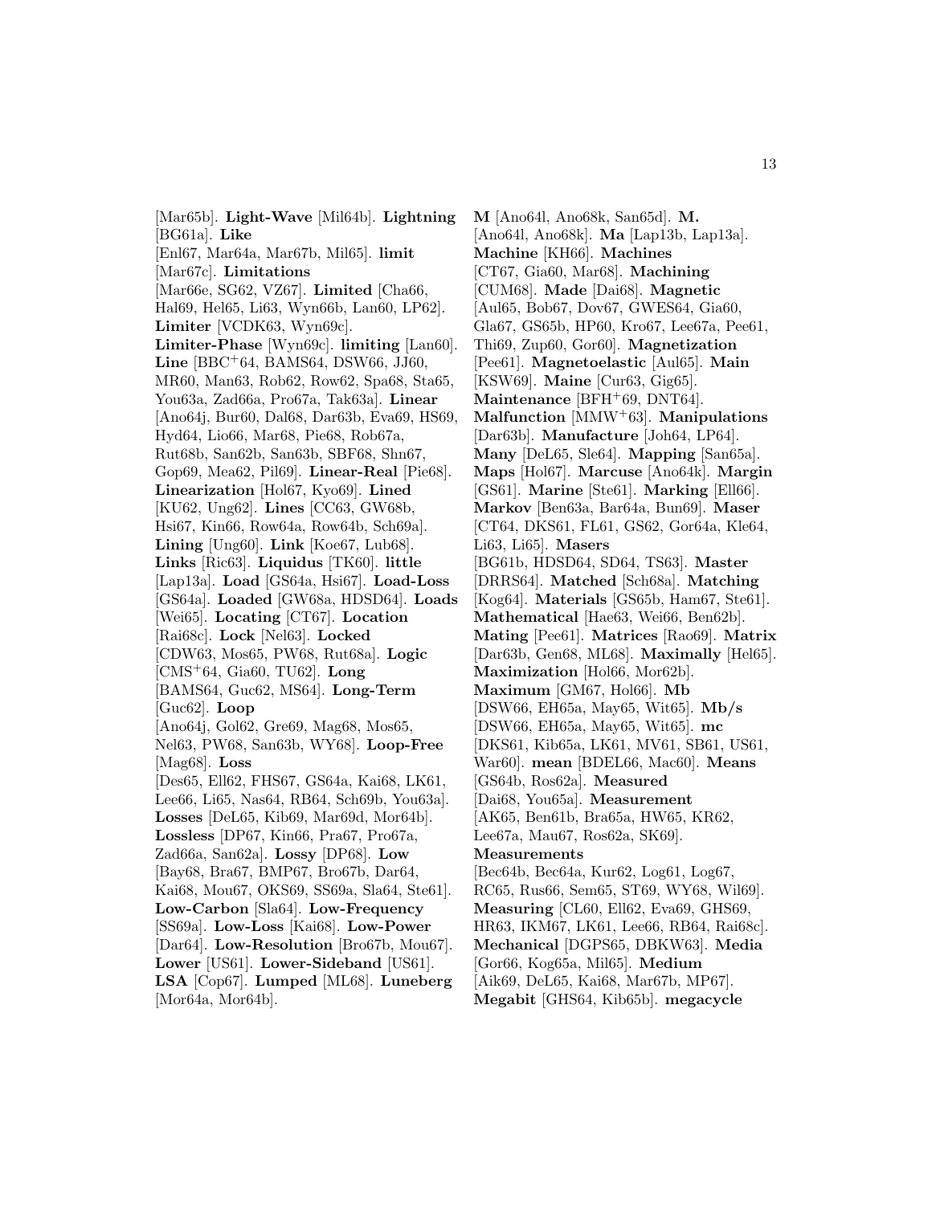[Mar65b]. **Light-Wave** [Mil64b]. **Lightning** [BG61a]. **Like** [Enl67, Mar64a, Mar67b, Mil65]. **limit** [Mar67c]. **Limitations** [Mar66e, SG62, VZ67]. **Limited** [Cha66, Hal69, Hel65, Li63, Wyn66b, Lan60, LP62]. **Limiter** [VCDK63, Wyn69c]. **Limiter-Phase** [Wyn69c]. **limiting** [Lan60]. **Line** [BBC+64, BAMS64, DSW66, JJ60, MR60, Man63, Rob62, Row62, Spa68, Sta65, You63a, Zad66a, Pro67a, Tak63a]. **Linear** [Ano64j, Bur60, Dal68, Dar63b, Eva69, HS69, Hyd64, Lio66, Mar68, Pie68, Rob67a, Rut68b, San62b, San63b, SBF68, Shn67, Gop69, Mea62, Pil69]. **Linear-Real** [Pie68]. **Linearization** [Hol67, Kyo69]. **Lined** [KU62, Ung62]. **Lines** [CC63, GW68b, Hsi67, Kin66, Row64a, Row64b, Sch69a]. **Lining** [Ung60]. **Link** [Koe67, Lub68]. **Links** [Ric63]. **Liquidus** [TK60]. **little** [Lap13a]. **Load** [GS64a, Hsi67]. **Load-Loss** [GS64a]. **Loaded** [GW68a, HDSD64]. **Loads** [Wei65]. **Locating** [CT67]. **Location** [Rai68c]. **Lock** [Nel63]. **Locked** [CDW63, Mos65, PW68, Rut68a]. **Logic** [CMS+64, Gia60, TU62]. **Long** [BAMS64, Guc62, MS64]. **Long-Term** [Guc62]. **Loop** [Ano64j, Gol62, Gre69, Mag68, Mos65, Nel63, PW68, San63b, WY68]. **Loop-Free** [Mag68]. **Loss** [Des65, Ell62, FHS67, GS64a, Kai68, LK61, Lee66, Li65, Nas64, RB64, Sch69b, You63a]. **Losses** [DeL65, Kib69, Mar69d, Mor64b]. **Lossless** [DP67, Kin66, Pra67, Pro67a, Zad66a, San62a]. **Lossy** [DP68]. **Low** [Bay68, Bra67, BMP67, Bro67b, Dar64, Kai68, Mou67, OKS69, SS69a, Sla64, Ste61]. **Low-Carbon** [Sla64]. **Low-Frequency** [SS69a]. **Low-Loss** [Kai68]. **Low-Power** [Dar64]. **Low-Resolution** [Bro67b, Mou67]. **Lower** [US61]. **Lower-Sideband** [US61]. **LSA** [Cop67]. **Lumped** [ML68]. **Luneberg** [Mor64a, Mor64b].

**M** [Ano64l, Ano68k, San65d]. **M.** [Ano64l, Ano68k]. **Ma** [Lap13b, Lap13a]. **Machine** [KH66]. **Machines** [CT67, Gia60, Mar68]. **Machining** [CUM68]. **Made** [Dai68]. **Magnetic** [Aul65, Bob67, Dov67, GWES64, Gia60, Gla67, GS65b, HP60, Kro67, Lee67a, Pee61, Thi69, Zup60, Gor60]. **Magnetization** [Pee61]. **Magnetoelastic** [Aul65]. **Main** [KSW69]. **Maine** [Cur63, Gig65]. **Maintenance** [BFH+69, DNT64]. **Malfunction** [MMW+63]. **Manipulations** [Dar63b]. **Manufacture** [Joh64, LP64]. **Many** [DeL65, Sle64]. **Mapping** [San65a]. **Maps** [Hol67]. **Marcuse** [Ano64k]. **Margin** [GS61]. **Marine** [Ste61]. **Marking** [Ell66]. **Markov** [Ben63a, Bar64a, Bun69]. **Maser** [CT64, DKS61, FL61, GS62, Gor64a, Kle64, Li63, Li65]. **Masers** [BG61b, HDSD64, SD64, TS63]. **Master** [DRRS64]. **Matched** [Sch68a]. **Matching** [Kog64]. **Materials** [GS65b, Ham67, Ste61]. **Mathematical** [Hae63, Wei66, Ben62b]. **Mating** [Pee61]. **Matrices** [Rao69]. **Matrix** [Dar63b, Gen68, ML68]. **Maximally** [Hel65]. **Maximization** [Hol66, Mor62b]. **Maximum** [GM67, Hol66]. **Mb** [DSW66, EH65a, May65, Wit65]. **Mb/s** [DSW66, EH65a, May65, Wit65]. **mc** [DKS61, Kib65a, LK61, MV61, SB61, US61, War60]. **mean** [BDEL66, Mac60]. **Means** [GS64b, Ros62a]. **Measured** [Dai68, You65a]. **Measurement** [AK65, Ben61b, Bra65a, HW65, KR62, Lee67a, Mau67, Ros62a, SK69]. **Measurements** [Bec64b, Bec64a, Kur62, Log61, Log67, RC65, Rus66, Sem65, ST69, WY68, Wil69]. **Measuring** [CL60, Ell62, Eva69, GHS69, HR63, IKM67, LK61, Lee66, RB64, Rai68c]. **Mechanical** [DGPS65, DBKW63]. **Media** [Gor66, Kog65a, Mil65]. **Medium** [Aik69, DeL65, Kai68, Mar67b, MP67]. **Megabit** [GHS64, Kib65b]. **megacycle**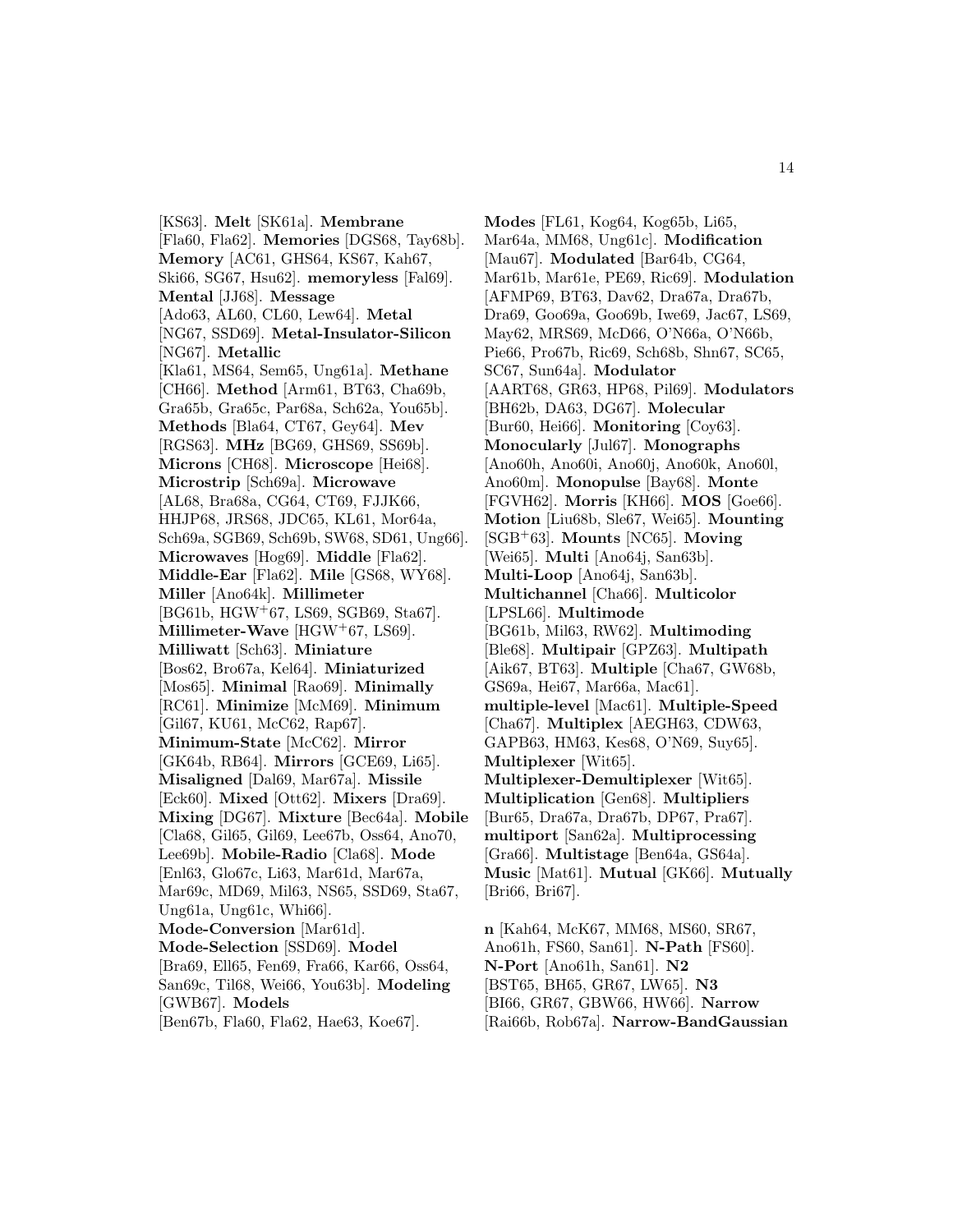[KS63]. **Melt** [SK61a]. **Membrane** [Fla60, Fla62]. **Memories** [DGS68, Tay68b]. **Memory** [AC61, GHS64, KS67, Kah67, Ski66, SG67, Hsu62]. **memoryless** [Fal69]. **Mental** [JJ68]. **Message** [Ado63, AL60, CL60, Lew64]. **Metal** [NG67, SSD69]. **Metal-Insulator-Silicon** [NG67]. **Metallic** [Kla61, MS64, Sem65, Ung61a]. **Methane** [CH66]. **Method** [Arm61, BT63, Cha69b, Gra65b, Gra65c, Par68a, Sch62a, You65b]. **Methods** [Bla64, CT67, Gey64]. **Mev** [RGS63]. **MHz** [BG69, GHS69, SS69b]. **Microns** [CH68]. **Microscope** [Hei68]. **Microstrip** [Sch69a]. **Microwave** [AL68, Bra68a, CG64, CT69, FJJK66, HHJP68, JRS68, JDC65, KL61, Mor64a, Sch69a, SGB69, Sch69b, SW68, SD61, Ung66]. **Microwaves** [Hog69]. **Middle** [Fla62]. **Middle-Ear** [Fla62]. **Mile** [GS68, WY68]. **Miller** [Ano64k]. **Millimeter** [BG61b, HGW+67, LS69, SGB69, Sta67]. **Millimeter-Wave** [HGW+67, LS69]. **Milliwatt** [Sch63]. **Miniature** [Bos62, Bro67a, Kel64]. **Miniaturized** [Mos65]. **Minimal** [Rao69]. **Minimally** [RC61]. **Minimize** [McM69]. **Minimum** [Gil67, KU61, McC62, Rap67]. **Minimum-State** [McC62]. **Mirror** [GK64b, RB64]. **Mirrors** [GCE69, Li65]. **Misaligned** [Dal69, Mar67a]. **Missile** [Eck60]. **Mixed** [Ott62]. **Mixers** [Dra69]. **Mixing** [DG67]. **Mixture** [Bec64a]. **Mobile** [Cla68, Gil65, Gil69, Lee67b, Oss64, Ano70, Lee69b]. **Mobile-Radio** [Cla68]. **Mode** [Enl63, Glo67c, Li63, Mar61d, Mar67a, Mar69c, MD69, Mil63, NS65, SSD69, Sta67, Ung61a, Ung61c, Whi66]. **Mode-Conversion** [Mar61d]. **Mode-Selection** [SSD69]. **Model** [Bra69, Ell65, Fen69, Fra66, Kar66, Oss64, San69c, Til68, Wei66, You63b]. **Modeling** [GWB67]. **Models** [Ben67b, Fla60, Fla62, Hae63, Koe67].

**Modes** [FL61, Kog64, Kog65b, Li65, Mar64a, MM68, Ung61c]. **Modification** [Mau67]. **Modulated** [Bar64b, CG64, Mar61b, Mar61e, PE69, Ric69]. **Modulation** [AFMP69, BT63, Dav62, Dra67a, Dra67b, Dra69, Goo69a, Goo69b, Iwe69, Jac67, LS69, May62, MRS69, McD66, O'N66a, O'N66b, Pie66, Pro67b, Ric69, Sch68b, Shn67, SC65, SC67, Sun64a]. **Modulator** [AART68, GR63, HP68, Pil69]. **Modulators** [BH62b, DA63, DG67]. **Molecular** [Bur60, Hei66]. **Monitoring** [Coy63]. **Monocularly** [Jul67]. **Monographs** [Ano60h, Ano60i, Ano60j, Ano60k, Ano60l, Ano60m]. **Monopulse** [Bay68]. **Monte** [FGVH62]. **Morris** [KH66]. **MOS** [Goe66]. **Motion** [Liu68b, Sle67, Wei65]. **Mounting** [SGB+63]. **Mounts** [NC65]. **Moving** [Wei65]. **Multi** [Ano64j, San63b]. **Multi-Loop** [Ano64j, San63b]. **Multichannel** [Cha66]. **Multicolor** [LPSL66]. **Multimode** [BG61b, Mil63, RW62]. **Multimoding** [Ble68]. **Multipair** [GPZ63]. **Multipath** [Aik67, BT63]. **Multiple** [Cha67, GW68b, GS69a, Hei67, Mar66a, Mac61]. **multiple-level** [Mac61]. **Multiple-Speed** [Cha67]. **Multiplex** [AEGH63, CDW63, GAPB63, HM63, Kes68, O'N69, Suy65]. **Multiplexer** [Wit65]. **Multiplexer-Demultiplexer** [Wit65]. **Multiplication** [Gen68]. **Multipliers** [Bur65, Dra67a, Dra67b, DP67, Pra67]. **multiport** [San62a]. **Multiprocessing** [Gra66]. **Multistage** [Ben64a, GS64a]. **Music** [Mat61]. **Mutual** [GK66]. **Mutually** [Bri66, Bri67].

**n** [Kah64, McK67, MM68, MS60, SR67, Ano61h, FS60, San61]. **N-Path** [FS60]. **N-Port** [Ano61h, San61]. **N2** [BST65, BH65, GR67, LW65]. **N3** [BI66, GR67, GBW66, HW66]. **Narrow** [Rai66b, Rob67a]. **Narrow-BandGaussian**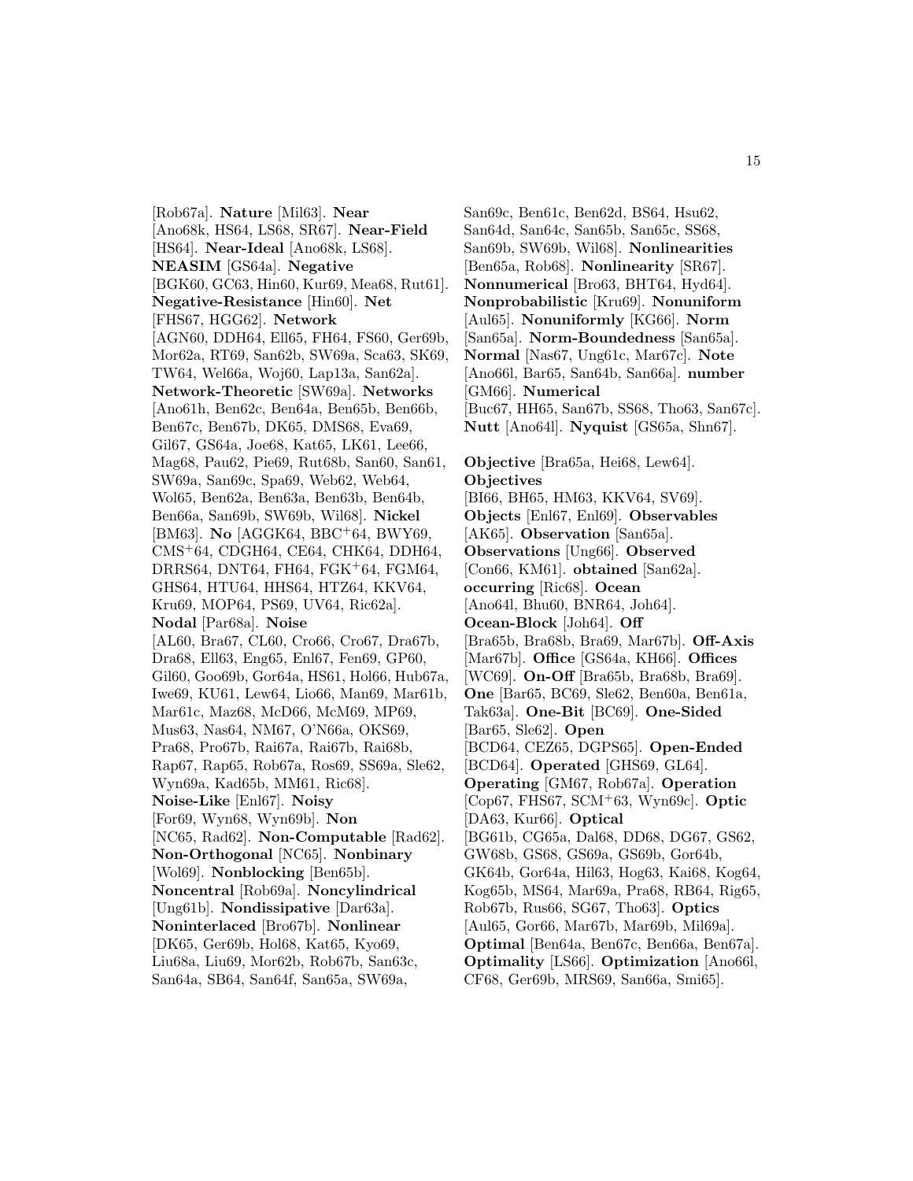[Rob67a]. **Nature** [Mil63]. **Near** [Ano68k, HS64, LS68, SR67]. **Near-Field** [HS64]. **Near-Ideal** [Ano68k, LS68]. **NEASIM** [GS64a]. **Negative** [BGK60, GC63, Hin60, Kur69, Mea68, Rut61]. **Negative-Resistance** [Hin60]. **Net** [FHS67, HGG62]. **Network** [AGN60, DDH64, Ell65, FH64, FS60, Ger69b, Mor62a, RT69, San62b, SW69a, Sca63, SK69, TW64, Wel66a, Woj60, Lap13a, San62a]. **Network-Theoretic** [SW69a]. **Networks** [Ano61h, Ben62c, Ben64a, Ben65b, Ben66b, Ben67c, Ben67b, DK65, DMS68, Eva69, Gil67, GS64a, Joe68, Kat65, LK61, Lee66, Mag68, Pau62, Pie69, Rut68b, San60, San61, SW69a, San69c, Spa69, Web62, Web64, Wol65, Ben62a, Ben63a, Ben63b, Ben64b, Ben66a, San69b, SW69b, Wil68]. **Nickel** [BM63]. **No** [AGGK64, BBC+64, BWY69, CMS+64, CDGH64, CE64, CHK64, DDH64, DRRS64, DNT64, FH64, FGK+64, FGM64, GHS64, HTU64, HHS64, HTZ64, KKV64, Kru69, MOP64, PS69, UV64, Ric62a]. **Nodal** [Par68a]. **Noise** [AL60, Bra67, CL60, Cro66, Cro67, Dra67b, Dra68, Ell63, Eng65, Enl67, Fen69, GP60, Gil60, Goo69b, Gor64a, HS61, Hol66, Hub67a, Iwe69, KU61, Lew64, Lio66, Man69, Mar61b, Mar61c, Maz68, McD66, McM69, MP69, Mus63, Nas64, NM67, O'N66a, OKS69, Pra68, Pro67b, Rai67a, Rai67b, Rai68b, Rap67, Rap65, Rob67a, Ros69, SS69a, Sle62, Wyn69a, Kad65b, MM61, Ric68]. **Noise-Like** [Enl67]. **Noisy** [For69, Wyn68, Wyn69b]. **Non** [NC65, Rad62]. **Non-Computable** [Rad62]. **Non-Orthogonal** [NC65]. **Nonbinary** [Wol69]. **Nonblocking** [Ben65b]. **Noncentral** [Rob69a]. **Noncylindrical** [Ung61b]. **Nondissipative** [Dar63a]. **Noninterlaced** [Bro67b]. **Nonlinear** [DK65, Ger69b, Hol68, Kat65, Kyo69, Liu68a, Liu69, Mor62b, Rob67b, San63c, San64a, SB64, San64f, San65a, SW69a, San69c, Ben61c, Ben62d, BS64, Hsu62, San64d, San64c, San65b, San65c, SS68, San69b, SW69b, Wil68]. **Nonlinearities** [Ben65a, Rob68]. **Nonlinearity** [SR67]. **Nonnumerical** [Bro63, BHT64, Hyd64]. **Nonprobabilistic** [Kru69]. **Nonuniform** [Aul65]. **Nonuniformly** [KG66]. **Norm** [San65a]. **Norm-Boundedness** [San65a]. **Normal** [Nas67, Ung61c, Mar67c]. **Note** [Ano66l, Bar65, San64b, San66a]. **number** [GM66]. **Numerical** [Buc67, HH65, San67b, SS68, Tho63, San67c]. **Nutt** [Ano64l]. **Nyquist** [GS65a, Shn67].

**Objective** [Bra65a, Hei68, Lew64]. **Objectives** [BI66, BH65, HM63, KKV64, SV69]. **Objects** [Enl67, Enl69]. **Observables** [AK65]. **Observation** [San65a]. **Observations** [Ung66]. **Observed** [Con66, KM61]. **obtained** [San62a]. **occurring** [Ric68]. **Ocean** [Ano64l, Bhu60, BNR64, Joh64]. **Ocean-Block** [Joh64]. **Off** [Bra65b, Bra68b, Bra69, Mar67b]. **Off-Axis** [Mar67b]. **Office** [GS64a, KH66]. **Offices** [WC69]. **On-Off** [Bra65b, Bra68b, Bra69]. **One** [Bar65, BC69, Sle62, Ben60a, Ben61a, Tak63a]. **One-Bit** [BC69]. **One-Sided** [Bar65, Sle62]. **Open** [BCD64, CEZ65, DGPS65]. **Open-Ended** [BCD64]. **Operated** [GHS69, GL64]. **Operating** [GM67, Rob67a]. **Operation** [Cop67, FHS67, SCM+63, Wyn69c]. **Optic** [DA63, Kur66]. **Optical** [BG61b, CG65a, Dal68, DD68, DG67, GS62, GW68b, GS68, GS69a, GS69b, Gor64b, GK64b, Gor64a, Hil63, Hog63, Kai68, Kog64, Kog65b, MS64, Mar69a, Pra68, RB64, Rig65, Rob67b, Rus66, SG67, Tho63]. **Optics** [Aul65, Gor66, Mar67b, Mar69b, Mil69a]. **Optimal** [Ben64a, Ben67c, Ben66a, Ben67a]. **Optimality** [LS66]. **Optimization** [Ano66l, CF68, Ger69b, MRS69, San66a, Smi65].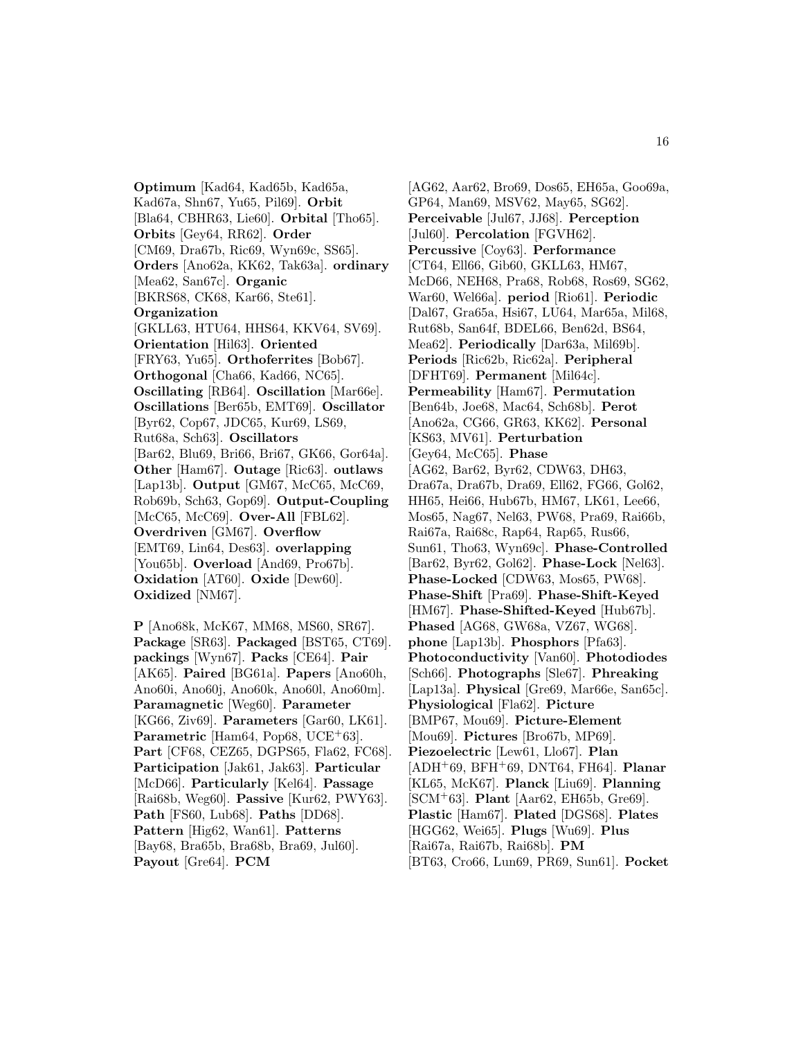**Optimum** [Kad64, Kad65b, Kad65a, Kad67a, Shn67, Yu65, Pil69]. **Orbit** [Bla64, CBHR63, Lie60]. **Orbital** [Tho65]. **Orbits** [Gey64, RR62]. **Order** [CM69, Dra67b, Ric69, Wyn69c, SS65]. **Orders** [Ano62a, KK62, Tak63a]. **ordinary** [Mea62, San67c]. **Organic** [BKRS68, CK68, Kar66, Ste61]. **Organization** [GKLL63, HTU64, HHS64, KKV64, SV69]. **Orientation** [Hil63]. **Oriented** [FRY63, Yu65]. **Orthoferrites** [Bob67]. **Orthogonal** [Cha66, Kad66, NC65]. **Oscillating** [RB64]. **Oscillation** [Mar66e]. **Oscillations** [Ber65b, EMT69]. **Oscillator** [Byr62, Cop67, JDC65, Kur69, LS69, Rut68a, Sch63]. **Oscillators** [Bar62, Blu69, Bri66, Bri67, GK66, Gor64a]. **Other** [Ham67]. **Outage** [Ric63]. **outlaws** [Lap13b]. **Output** [GM67, McC65, McC69, Rob69b, Sch63, Gop69]. **Output-Coupling** [McC65, McC69]. **Over-All** [FBL62]. **Overdriven** [GM67]. **Overflow** [EMT69, Lin64, Des63]. **overlapping** [You65b]. **Overload** [And69, Pro67b]. **Oxidation** [AT60]. **Oxide** [Dew60]. **Oxidized** [NM67].

**P** [Ano68k, McK67, MM68, MS60, SR67]. **Package** [SR63]. **Packaged** [BST65, CT69]. **packings** [Wyn67]. **Packs** [CE64]. **Pair** [AK65]. **Paired** [BG61a]. **Papers** [Ano60h, Ano60i, Ano60j, Ano60k, Ano60l, Ano60m]. **Paramagnetic** [Weg60]. **Parameter** [KG66, Ziv69]. **Parameters** [Gar60, LK61]. **Parametric** [Ham64, Pop68, UCE+63]. **Part** [CF68, CEZ65, DGPS65, Fla62, FC68]. **Participation** [Jak61, Jak63]. **Particular** [McD66]. **Particularly** [Kel64]. **Passage** [Rai68b, Weg60]. **Passive** [Kur62, PWY63]. **Path** [FS60, Lub68]. **Paths** [DD68]. **Pattern** [Hig62, Wan61]. **Patterns** [Bay68, Bra65b, Bra68b, Bra69, Jul60]. **Payout** [Gre64]. **PCM** [AG62, Aar62, Bro69, Dos65, EH65a, Goo69a, GP64, Man69, MSV62, May65, SG62]. **Perceivable** [Jul67, JJ68]. **Perception** [Jul60]. **Percolation** [FGVH62]. **Percussive** [Coy63]. **Performance** [CT64, Ell66, Gib60, GKLL63, HM67, McD66, NEH68, Pra68, Rob68, Ros69, SG62, War60, Wel66a]. **period** [Rio61]. **Periodic** [Dal67, Gra65a, Hsi67, LU64, Mar65a, Mil68, Rut68b, San64f, BDEL66, Ben62d, BS64, Mea62]. **Periodically** [Dar63a, Mil69b]. **Periods** [Ric62b, Ric62a]. **Peripheral** [DFHT69]. **Permanent** [Mil64c]. **Permeability** [Ham67]. **Permutation** [Ben64b, Joe68, Mac64, Sch68b]. **Perot** [Ano62a, CG66, GR63, KK62]. **Personal** [KS63, MV61]. **Perturbation** [Gey64, McC65]. **Phase** [AG62, Bar62, Byr62, CDW63, DH63, Dra67a, Dra67b, Dra69, Ell62, FG66, Gol62, HH65, Hei66, Hub67b, HM67, LK61, Lee66, Mos65, Nag67, Nel63, PW68, Pra69, Rai66b, Rai67a, Rai68c, Rap64, Rap65, Rus66, Sun61, Tho63, Wyn69c]. **Phase-Controlled** [Bar62, Byr62, Gol62]. **Phase-Lock** [Nel63]. **Phase-Locked** [CDW63, Mos65, PW68]. **Phase-Shift** [Pra69]. **Phase-Shift-Keyed** [HM67]. **Phase-Shifted-Keyed** [Hub67b]. **Phased** [AG68, GW68a, VZ67, WG68]. **phone** [Lap13b]. **Phosphors** [Pfa63]. **Photoconductivity** [Van60]. **Photodiodes** [Sch66]. **Photographs** [Sle67]. **Phreaking** [Lap13a]. **Physical** [Gre69, Mar66e, San65c]. **Physiological** [Fla62]. **Picture** [BMP67, Mou69]. **Picture-Element** [Mou69]. **Pictures** [Bro67b, MP69]. **Piezoelectric** [Lew61, Llo67]. **Plan** [ADH+69, BFH+69, DNT64, FH64]. **Planar** [KL65, McK67]. **Planck** [Liu69]. **Planning** [SCM+63]. **Plant** [Aar62, EH65b, Gre69]. **Plastic** [Ham67]. **Plated** [DGS68]. **Plates** [HGG62, Wei65]. **Plugs** [Wu69]. **Plus** [Rai67a, Rai67b, Rai68b]. **PM** [BT63, Cro66, Lun69, PR69, Sun61]. **Pocket**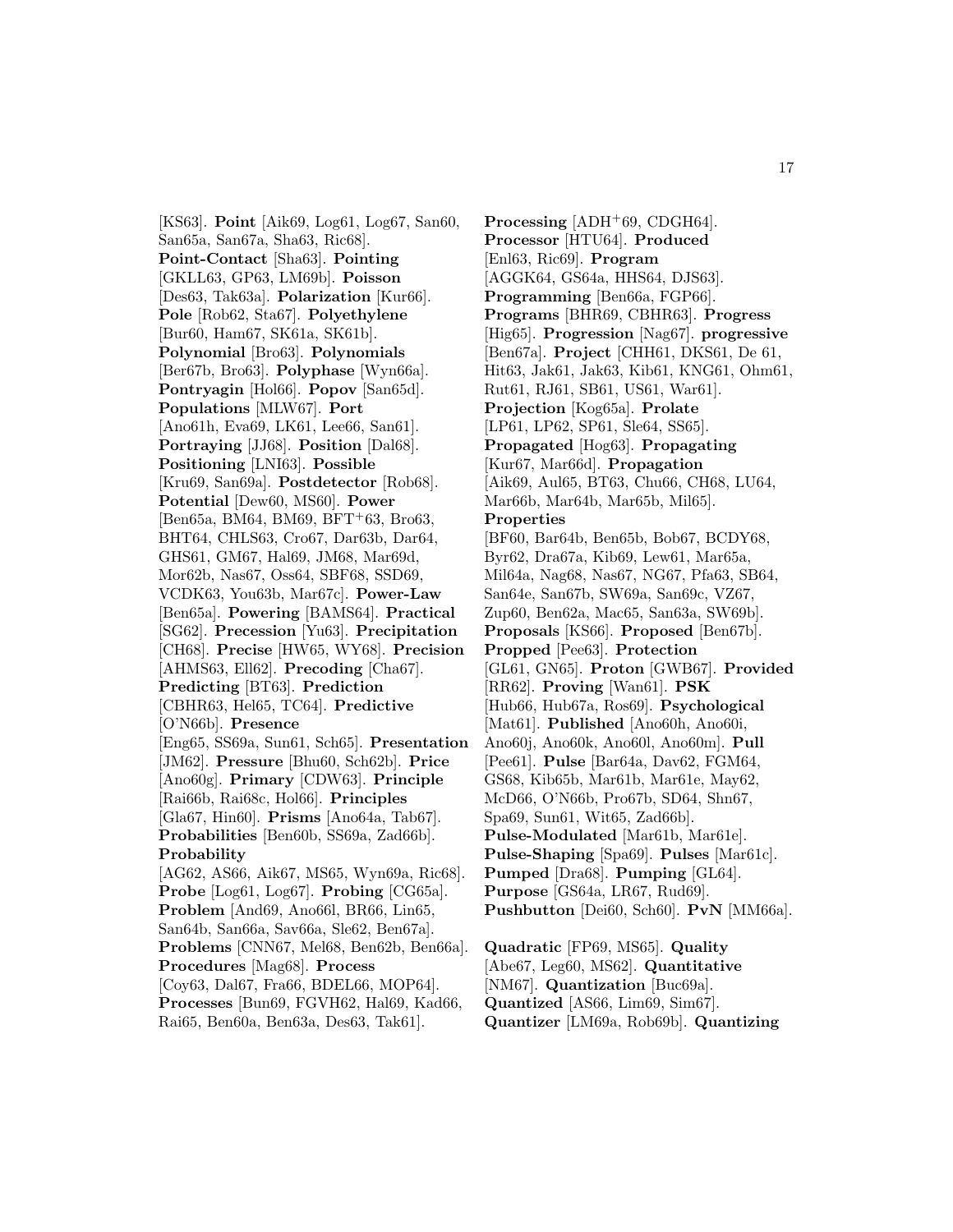[KS63]. **Point** [Aik69, Log61, Log67, San60, San65a, San67a, Sha63, Ric68]. **Point-Contact** [Sha63]. **Pointing** [GKLL63, GP63, LM69b]. **Poisson** [Des63, Tak63a]. **Polarization** [Kur66]. **Pole** [Rob62, Sta67]. **Polyethylene** [Bur60, Ham67, SK61a, SK61b]. **Polynomial** [Bro63]. **Polynomials** [Ber67b, Bro63]. **Polyphase** [Wyn66a]. **Pontryagin** [Hol66]. **Popov** [San65d]. **Populations** [MLW67]. **Port** [Ano61h, Eva69, LK61, Lee66, San61]. **Portraying** [JJ68]. **Position** [Dal68]. **Positioning** [LNI63]. **Possible** [Kru69, San69a]. **Postdetector** [Rob68]. **Potential** [Dew60, MS60]. **Power** [Ben65a, BM64, BM69, BFT+63, Bro63, BHT64, CHLS63, Cro67, Dar63b, Dar64, GHS61, GM67, Hal69, JM68, Mar69d, Mor62b, Nas67, Oss64, SBF68, SSD69, VCDK63, You63b, Mar67c]. **Power-Law** [Ben65a]. **Powering** [BAMS64]. **Practical** [SG62]. **Precession** [Yu63]. **Precipitation** [CH68]. **Precise** [HW65, WY68]. **Precision** [AHMS63, Ell62]. **Precoding** [Cha67]. **Predicting** [BT63]. **Prediction** [CBHR63, Hel65, TC64]. **Predictive** [O'N66b]. **Presence** [Eng65, SS69a, Sun61, Sch65]. **Presentation** [JM62]. **Pressure** [Bhu60, Sch62b]. **Price** [Ano60g]. **Primary** [CDW63]. **Principle** [Rai66b, Rai68c, Hol66]. **Principles** [Gla67, Hin60]. **Prisms** [Ano64a, Tab67]. **Probabilities** [Ben60b, SS69a, Zad66b]. **Probability** [AG62, AS66, Aik67, MS65, Wyn69a, Ric68]. **Probe** [Log61, Log67]. **Probing** [CG65a]. **Problem** [And69, Ano66l, BR66, Lin65, San64b, San66a, Sav66a, Sle62, Ben67a]. **Problems** [CNN67, Mel68, Ben62b, Ben66a]. **Procedures** [Mag68]. **Process** [Coy63, Dal67, Fra66, BDEL66, MOP64]. **Processes** [Bun69, FGVH62, Hal69, Kad66, Rai65, Ben60a, Ben63a, Des63, Tak61]. **Processing** [ADH+69, CDGH64]. **Processor** [HTU64]. **Produced** [Enl63, Ric69]. **Program** [AGGK64, GS64a, HHS64, DJS63]. **Programming** [Ben66a, FGP66]. **Programs** [BHR69, CBHR63]. **Progress** [Hig65]. **Progression** [Nag67]. **progressive** [Ben67a]. **Project** [CHH61, DKS61, De 61, Hit63, Jak61, Jak63, Kib61, KNG61, Ohm61, Rut61, RJ61, SB61, US61, War61]. **Projection** [Kog65a]. **Prolate** [LP61, LP62, SP61, Sle64, SS65]. **Propagated** [Hog63]. **Propagating** [Kur67, Mar66d]. **Propagation** [Aik69, Aul65, BT63, Chu66, CH68, LU64, Mar66b, Mar64b, Mar65b, Mil65]. **Properties** [BF60, Bar64b, Ben65b, Bob67, BCDY68, Byr62, Dra67a, Kib69, Lew61, Mar65a, Mil64a, Nag68, Nas67, NG67, Pfa63, SB64, San64e, San67b, SW69a, San69c, VZ67, Zup60, Ben62a, Mac65, San63a, SW69b]. **Proposals** [KS66]. **Proposed** [Ben67b]. **Propped** [Pee63]. **Protection** [GL61, GN65]. **Proton** [GWB67]. **Provided** [RR62]. **Proving** [Wan61]. **PSK** [Hub66, Hub67a, Ros69]. **Psychological** [Mat61]. **Published** [Ano60h, Ano60i, Ano60j, Ano60k, Ano60l, Ano60m]. **Pull** [Pee61]. **Pulse** [Bar64a, Dav62, FGM64, GS68, Kib65b, Mar61b, Mar61e, May62, McD66, O'N66b, Pro67b, SD64, Shn67, Spa69, Sun61, Wit65, Zad66b]. **Pulse-Modulated** [Mar61b, Mar61e]. **Pulse-Shaping** [Spa69]. **Pulses** [Mar61c]. **Pumped** [Dra68]. **Pumping** [GL64]. **Purpose** [GS64a, LR67, Rud69]. **Pushbutton** [Dei60, Sch60]. **PvN** [MM66a].

**Quadratic** [FP69, MS65]. **Quality** [Abe67, Leg60, MS62]. **Quantitative** [NM67]. **Quantization** [Buc69a]. **Quantized** [AS66, Lim69, Sim67]. **Quantizer** [LM69a, Rob69b]. **Quantizing**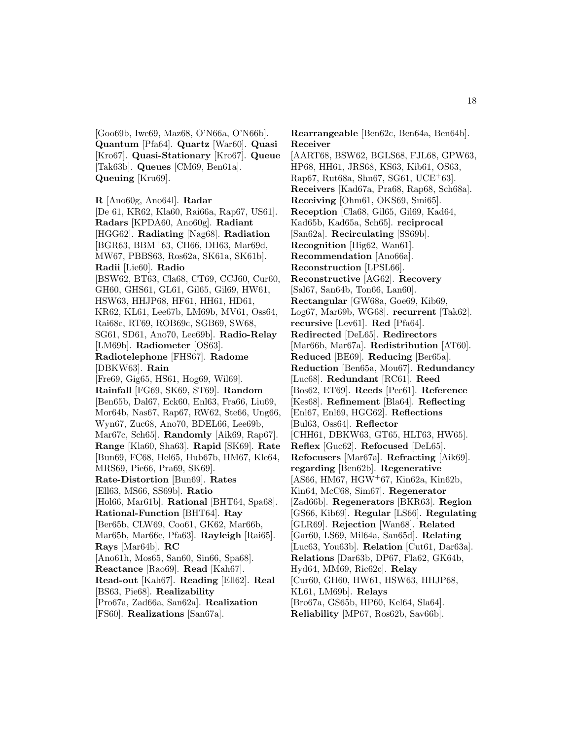[Goo69b, Iwe69, Maz68, O'N66a, O'N66b]. **Quantum** [Pfa64]. **Quartz** [War60]. **Quasi** [Kro67]. **Quasi-Stationary** [Kro67]. **Queue** [Tak63b]. **Queues** [CM69, Ben61a]. **Queuing** [Kru69].

**R** [Ano60g, Ano64l]. **Radar** [De 61, KR62, Kla60, Rai66a, Rap67, US61]. **Radars** [KPDA60, Ano60g]. **Radiant** [HGG62]. **Radiating** [Nag68]. **Radiation** [BGR63, BBM+63, CH66, DH63, Mar69d, MW67, PBBS63, Ros62a, SK61a, SK61b]. **Radii** [Lie60]. **Radio** [BSW62, BT63, Cla68, CT69, CCJ60, Cur60, GH60, GHS61, GL61, Gil65, Gil69, HW61, HSW63, HHJP68, HF61, HH61, HD61, KR62, KL61, Lee67b, LM69b, MV61, Oss64, Rai68c, RT69, ROB69c, SGB69, SW68, SG61, SD61, Ano70, Lee69b]. **Radio-Relay** [LM69b]. **Radiometer** [OS63]. **Radiotelephone** [FHS67]. **Radome** [DBKW63]. **Rain** [Fre69, Gig65, HS61, Hog69, Wil69]. **Rainfall** [FG69, SK69, ST69]. **Random** [Ben65b, Dal67, Eck60, Enl63, Fra66, Liu69, Mor64b, Nas67, Rap67, RW62, Ste66, Ung66, Wyn67, Zuc68, Ano70, BDEL66, Lee69b, Mar67c, Sch65]. **Randomly** [Aik69, Rap67]. **Range** [Kla60, Sha63]. **Rapid** [SK69]. **Rate** [Bun69, FC68, Hel65, Hub67b, HM67, Kle64, MRS69, Pie66, Pra69, SK69]. **Rate-Distortion** [Bun69]. **Rates** [Ell63, MS66, SS69b]. **Ratio** [Hol66, Mar61b]. **Rational** [BHT64, Spa68]. **Rational-Function** [BHT64]. **Ray** [Ber65b, CLW69, Coo61, GK62, Mar66b, Mar65b, Mar66e, Pfa63]. **Rayleigh** [Rai65]. **Rays** [Mar64b]. **RC** [Ano61h, Mos65, San60, Sin66, Spa68]. **Reactance** [Rao69]. **Read** [Kah67]. **Read-out** [Kah67]. **Reading** [Ell62]. **Real** [BS63, Pie68]. **Realizability** [Pro67a, Zad66a, San62a]. **Realization** [FS60]. **Realizations** [San67a].

**Rearrangeable** [Ben62c, Ben64a, Ben64b]. **Receiver** [AART68, BSW62, BGLS68, FJL68, GPW63, HP68, HH61, JRS68, KS63, Kib61, OS63, Rap67, Rut68a, Shn67, SG61, UCE+63]. **Receivers** [Kad67a, Pra68, Rap68, Sch68a]. **Receiving** [Ohm61, OKS69, Smi65]. **Reception** [Cla68, Gil65, Gil69, Kad64, Kad65b, Kad65a, Sch65]. **reciprocal** [San62a]. **Recirculating** [SS69b]. **Recognition** [Hig62, Wan61]. **Recommendation** [Ano66a]. **Reconstruction** [LPSL66]. **Reconstructive** [AG62]. **Recovery** [Sal67, San64b, Ton66, Lan60]. **Rectangular** [GW68a, Goe69, Kib69, Log67, Mar69b, WG68]. **recurrent** [Tak62]. **recursive** [Lev61]. **Red** [Pfa64]. **Redirected** [DeL65]. **Redirectors** [Mar66b, Mar67a]. **Redistribution** [AT60]. **Reduced** [BE69]. **Reducing** [Ber65a]. **Reduction** [Ben65a, Mou67]. **Redundancy** [Luc68]. **Redundant** [RC61]. **Reed** [Bos62, ET69]. **Reeds** [Pee61]. **Reference** [Kes68]. **Refinement** [Bla64]. **Reflecting** [Enl67, Enl69, HGG62]. **Reflections** [Bul63, Oss64]. **Reflector** [CHH61, DBKW63, GT65, HLT63, HW65]. **Reflex** [Guc62]. **Refocused** [DeL65]. **Refocusers** [Mar67a]. **Refracting** [Aik69]. **regarding** [Ben62b]. **Regenerative** [AS66, HM67, HGW+67, Kin62a, Kin62b, Kin64, McC68, Sim67]. **Regenerator** [Zad66b]. **Regenerators** [BKR63]. **Region** [GS66, Kib69]. **Regular** [LS66]. **Regulating** [GLR69]. **Rejection** [Wan68]. **Related** [Gar60, LS69, Mil64a, San65d]. **Relating** [Luc63, You63b]. **Relation** [Cut61, Dar63a]. **Relations** [Dar63b, DP67, Fla62, GK64b, Hyd64, MM69, Ric62c]. **Relay** [Cur60, GH60, HW61, HSW63, HHJP68, KL61, LM69b]. **Relays** [Bro67a, GS65b, HP60, Kel64, Sla64]. **Reliability** [MP67, Ros62b, Sav66b].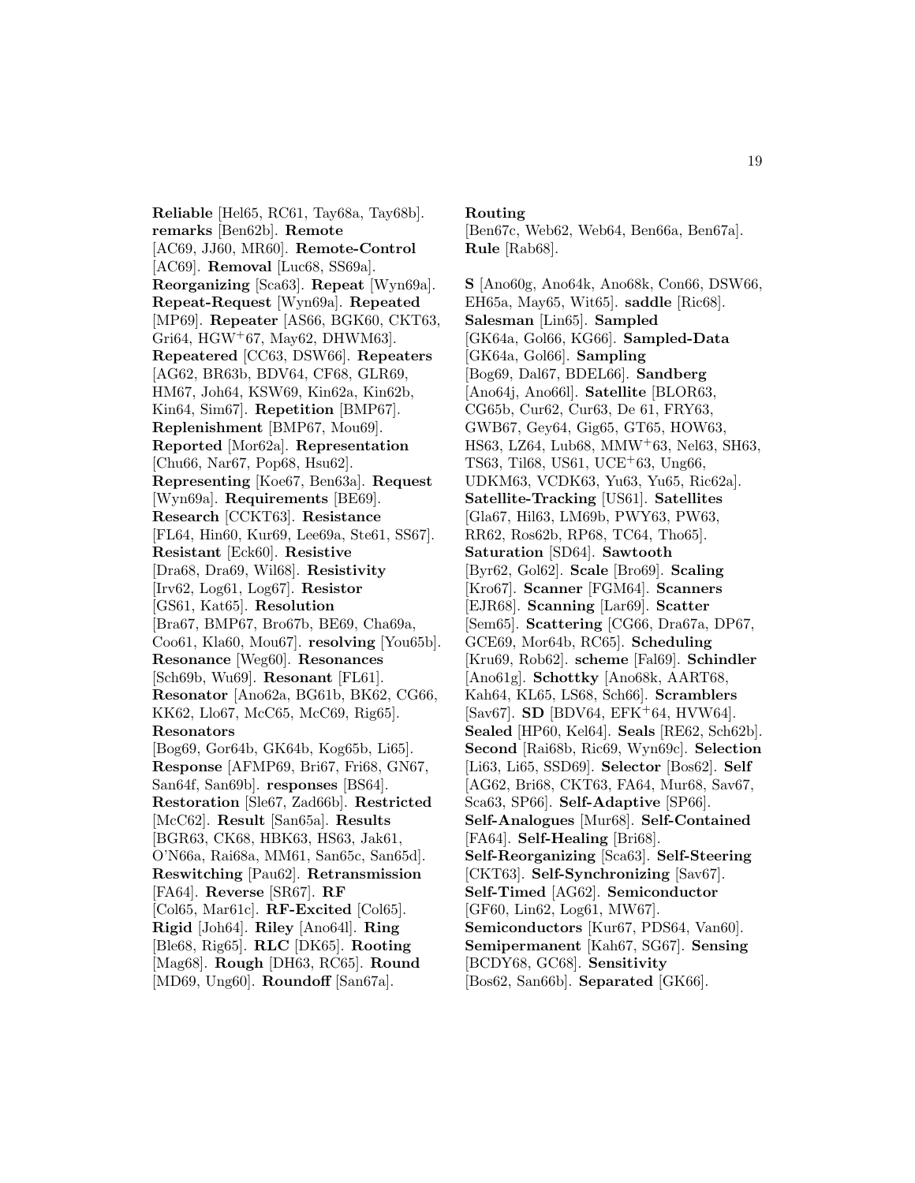**Reliable** [Hel65, RC61, Tay68a, Tay68b]. **remarks** [Ben62b]. **Remote** [AC69, JJ60, MR60]. **Remote-Control** [AC69]. **Removal** [Luc68, SS69a]. **Reorganizing** [Sca63]. **Repeat** [Wyn69a]. **Repeat-Request** [Wyn69a]. **Repeated** [MP69]. **Repeater** [AS66, BGK60, CKT63, Gri64, HGW+67, May62, DHWM63]. **Repeatered** [CC63, DSW66]. **Repeaters** [AG62, BR63b, BDV64, CF68, GLR69, HM67, Joh64, KSW69, Kin62a, Kin62b, Kin64, Sim67]. **Repetition** [BMP67]. **Replenishment** [BMP67, Mou69]. **Reported** [Mor62a]. **Representation** [Chu66, Nar67, Pop68, Hsu62]. **Representing** [Koe67, Ben63a]. **Request** [Wyn69a]. **Requirements** [BE69]. **Research** [CCKT63]. **Resistance** [FL64, Hin60, Kur69, Lee69a, Ste61, SS67]. **Resistant** [Eck60]. **Resistive** [Dra68, Dra69, Wil68]. **Resistivity** [Irv62, Log61, Log67]. **Resistor** [GS61, Kat65]. **Resolution** [Bra67, BMP67, Bro67b, BE69, Cha69a, Coo61, Kla60, Mou67]. **resolving** [You65b]. **Resonance** [Weg60]. **Resonances** [Sch69b, Wu69]. **Resonant** [FL61]. **Resonator** [Ano62a, BG61b, BK62, CG66, KK62, Llo67, McC65, McC69, Rig65]. **Resonators** [Bog69, Gor64b, GK64b, Kog65b, Li65]. **Response** [AFMP69, Bri67, Fri68, GN67, San64f, San69b]. **responses** [BS64]. **Restoration** [Sle67, Zad66b]. **Restricted** [McC62]. **Result** [San65a]. **Results** [BGR63, CK68, HBK63, HS63, Jak61, O'N66a, Rai68a, MM61, San65c, San65d]. **Reswitching** [Pau62]. **Retransmission** [FA64]. **Reverse** [SR67]. **RF** [Col65, Mar61c]. **RF-Excited** [Col65]. **Rigid** [Joh64]. **Riley** [Ano64l]. **Ring** [Ble68, Rig65]. **RLC** [DK65]. **Rooting** [Mag68]. **Rough** [DH63, RC65]. **Round** [MD69, Ung60]. **Roundoff** [San67a]. **Routing** [Ben67c, Web62, Web64, Ben66a, Ben67a]. **Rule** [Rab68].

**S** [Ano60g, Ano64k, Ano68k, Con66, DSW66, EH65a, May65, Wit65]. **saddle** [Ric68]. **Salesman** [Lin65]. **Sampled** [GK64a, Gol66, KG66]. **Sampled-Data** [GK64a, Gol66]. **Sampling** [Bog69, Dal67, BDEL66]. **Sandberg** [Ano64j, Ano66l]. **Satellite** [BLOR63, CG65b, Cur62, Cur63, De 61, FRY63, GWB67, Gey64, Gig65, GT65, HOW63, HS63, LZ64, Lub68, MMW+63, Nel63, SH63, TS63, Til68, US61, UCE+63, Ung66, UDKM63, VCDK63, Yu63, Yu65, Ric62a]. **Satellite-Tracking** [US61]. **Satellites** [Gla67, Hil63, LM69b, PWY63, PW63, RR62, Ros62b, RP68, TC64, Tho65]. **Saturation** [SD64]. **Sawtooth** [Byr62, Gol62]. **Scale** [Bro69]. **Scaling** [Kro67]. **Scanner** [FGM64]. **Scanners** [EJR68]. **Scanning** [Lar69]. **Scatter** [Sem65]. **Scattering** [CG66, Dra67a, DP67, GCE69, Mor64b, RC65]. **Scheduling** [Kru69, Rob62]. **scheme** [Fal69]. **Schindler** [Ano61g]. **Schottky** [Ano68k, AART68, Kah64, KL65, LS68, Sch66]. **Scramblers** [Sav67]. **SD** [BDV64, EFK+64, HVW64]. **Sealed** [HP60, Kel64]. **Seals** [RE62, Sch62b]. **Second** [Rai68b, Ric69, Wyn69c]. **Selection** [Li63, Li65, SSD69]. **Selector** [Bos62]. **Self** [AG62, Bri68, CKT63, FA64, Mur68, Sav67, Sca63, SP66]. **Self-Adaptive** [SP66]. **Self-Analogues** [Mur68]. **Self-Contained** [FA64]. **Self-Healing** [Bri68]. **Self-Reorganizing** [Sca63]. **Self-Steering** [CKT63]. **Self-Synchronizing** [Sav67]. **Self-Timed** [AG62]. **Semiconductor** [GF60, Lin62, Log61, MW67]. **Semiconductors** [Kur67, PDS64, Van60]. **Semipermanent** [Kah67, SG67]. **Sensing** [BCDY68, GC68]. **Sensitivity** [Bos62, San66b]. **Separated** [GK66].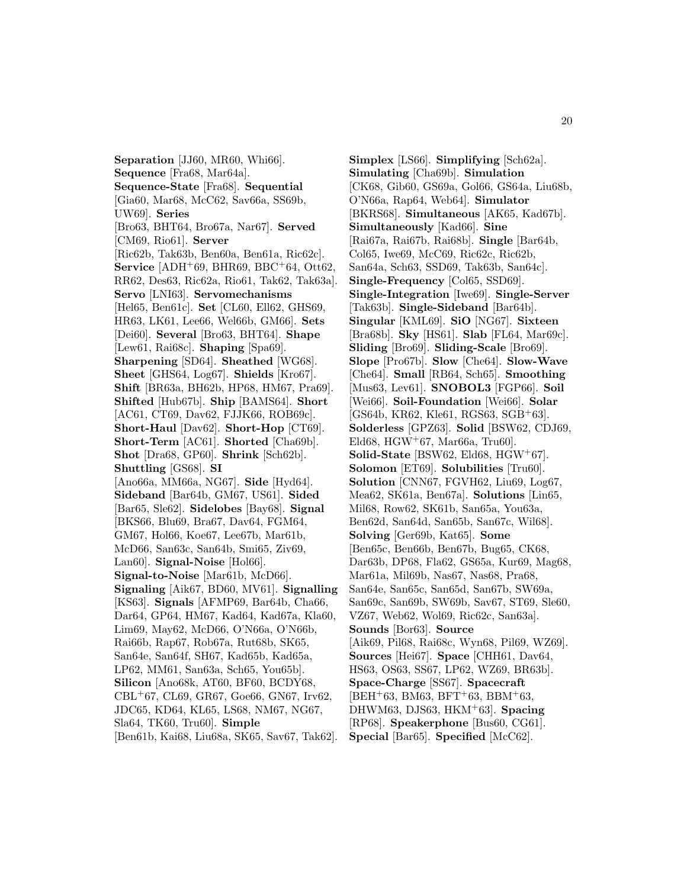**Separation** [JJ60, MR60, Whi66]. **Sequence** [Fra68, Mar64a]. **Sequence-State** [Fra68]. **Sequential** [Gia60, Mar68, McC62, Sav66a, SS69b, UW69]. **Series** [Bro63, BHT64, Bro67a, Nar67]. **Served** [CM69, Rio61]. **Server** [Ric62b, Tak63b, Ben60a, Ben61a, Ric62c]. **Service** [ADH+69, BHR69, BBC+64, Ott62, RR62, Des63, Ric62a, Rio61, Tak62, Tak63a]. **Servo** [LNI63]. **Servomechanisms** [Hel65, Ben61c]. **Set** [CL60, Ell62, GHS69, HR63, LK61, Lee66, Wel66b, GM66]. **Sets** [Dei60]. **Several** [Bro63, BHT64]. **Shape** [Lew61, Rai68c]. **Shaping** [Spa69]. **Sharpening** [SD64]. **Sheathed** [WG68]. **Sheet** [GHS64, Log67]. **Shields** [Kro67]. **Shift** [BR63a, BH62b, HP68, HM67, Pra69]. **Shifted** [Hub67b]. **Ship** [BAMS64]. **Short** [AC61, CT69, Dav62, FJJK66, ROB69c]. **Short-Haul** [Dav62]. **Short-Hop** [CT69]. **Short-Term** [AC61]. **Shorted** [Cha69b]. **Shot** [Dra68, GP60]. **Shrink** [Sch62b]. **Shuttling** [GS68]. **SI** [Ano66a, MM66a, NG67]. **Side** [Hyd64]. **Sideband** [Bar64b, GM67, US61]. **Sided** [Bar65, Sle62]. **Sidelobes** [Bay68]. **Signal** [BKS66, Blu69, Bra67, Dav64, FGM64, GM67, Hol66, Koe67, Lee67b, Mar61b, McD66, San63c, San64b, Smi65, Ziv69, Lan60]. **Signal-Noise** [Hol66]. **Signal-to-Noise** [Mar61b, McD66]. **Signaling** [Aik67, BD60, MV61]. **Signalling** [KS63]. **Signals** [AFMP69, Bar64b, Cha66, Dar64, GP64, HM67, Kad64, Kad67a, Kla60, Lim69, May62, McD66, O'N66a, O'N66b, Rai66b, Rap67, Rob67a, Rut68b, SK65, San64e, San64f, SH67, Kad65b, Kad65a, LP62, MM61, San63a, Sch65, You65b]. **Silicon** [Ano68k, AT60, BF60, BCDY68, CBL+67, CL69, GR67, Goe66, GN67, Irv62, JDC65, KD64, KL65, LS68, NM67, NG67, Sla64, TK60, Tru60]. **Simple** [Ben61b, Kai68, Liu68a, SK65, Sav67, Tak62]. **Simplex** [LS66]. **Simplifying** [Sch62a]. **Simulating** [Cha69b]. **Simulation** [CK68, Gib60, GS69a, Gol66, GS64a, Liu68b, O'N66a, Rap64, Web64]. **Simulator** [BKRS68]. **Simultaneous** [AK65, Kad67b]. **Simultaneously** [Kad66]. **Sine** [Rai67a, Rai67b, Rai68b]. **Single** [Bar64b, Col65, Iwe69, McC69, Ric62c, Ric62b, San64a, Sch63, SSD69, Tak63b, San64c]. **Single-Frequency** [Col65, SSD69]. **Single-Integration** [Iwe69]. **Single-Server** [Tak63b]. **Single-Sideband** [Bar64b]. **Singular** [KML69]. **SiO** [NG67]. **Sixteen** [Bra68b]. **Sky** [HS61]. **Slab** [FL64, Mar69c]. **Sliding** [Bro69]. **Sliding-Scale** [Bro69]. **Slope** [Pro67b]. **Slow** [Che64]. **Slow-Wave** [Che64]. **Small** [RB64, Sch65]. **Smoothing** [Mus63, Lev61]. **SNOBOL3** [FGP66]. **Soil** [Wei66]. **Soil-Foundation** [Wei66]. **Solar** [GS64b, KR62, Kle61, RGS63, SGB+63]. **Solderless** [GPZ63]. **Solid** [BSW62, CDJ69, Eld68, HGW+67, Mar66a, Tru60]. **Solid-State** [BSW62, Eld68, HGW+67]. **Solomon** [ET69]. **Solubilities** [Tru60]. **Solution** [CNN67, FGVH62, Liu69, Log67, Mea62, SK61a, Ben67a]. **Solutions** [Lin65, Mil68, Row62, SK61b, San65a, You63a, Ben62d, San64d, San65b, San67c, Wil68]. **Solving** [Ger69b, Kat65]. **Some** [Ben65c, Ben66b, Ben67b, Bug65, CK68, Dar63b, DP68, Fla62, GS65a, Kur69, Mag68, Mar61a, Mil69b, Nas67, Nas68, Pra68, San64e, San65c, San65d, San67b, SW69a, San69c, San69b, SW69b, Sav67, ST69, Sle60, VZ67, Web62, Wol69, Ric62c, San63a]. **Sounds** [Bor63]. **Source** [Aik69, Pil68, Rai68c, Wyn68, Pil69, WZ69]. **Sources** [Hei67]. **Space** [CHH61, Dav64, HS63, OS63, SS67, LP62, WZ69, BR63b]. **Space-Charge** [SS67]. **Spacecraft** [BEH+63, BM63, BFT+63, BBM+63, DHWM63, DJS63, HKM+63]. **Spacing** [RP68]. **Speakerphone** [Bus60, CG61]. **Special** [Bar65]. **Specified** [McC62].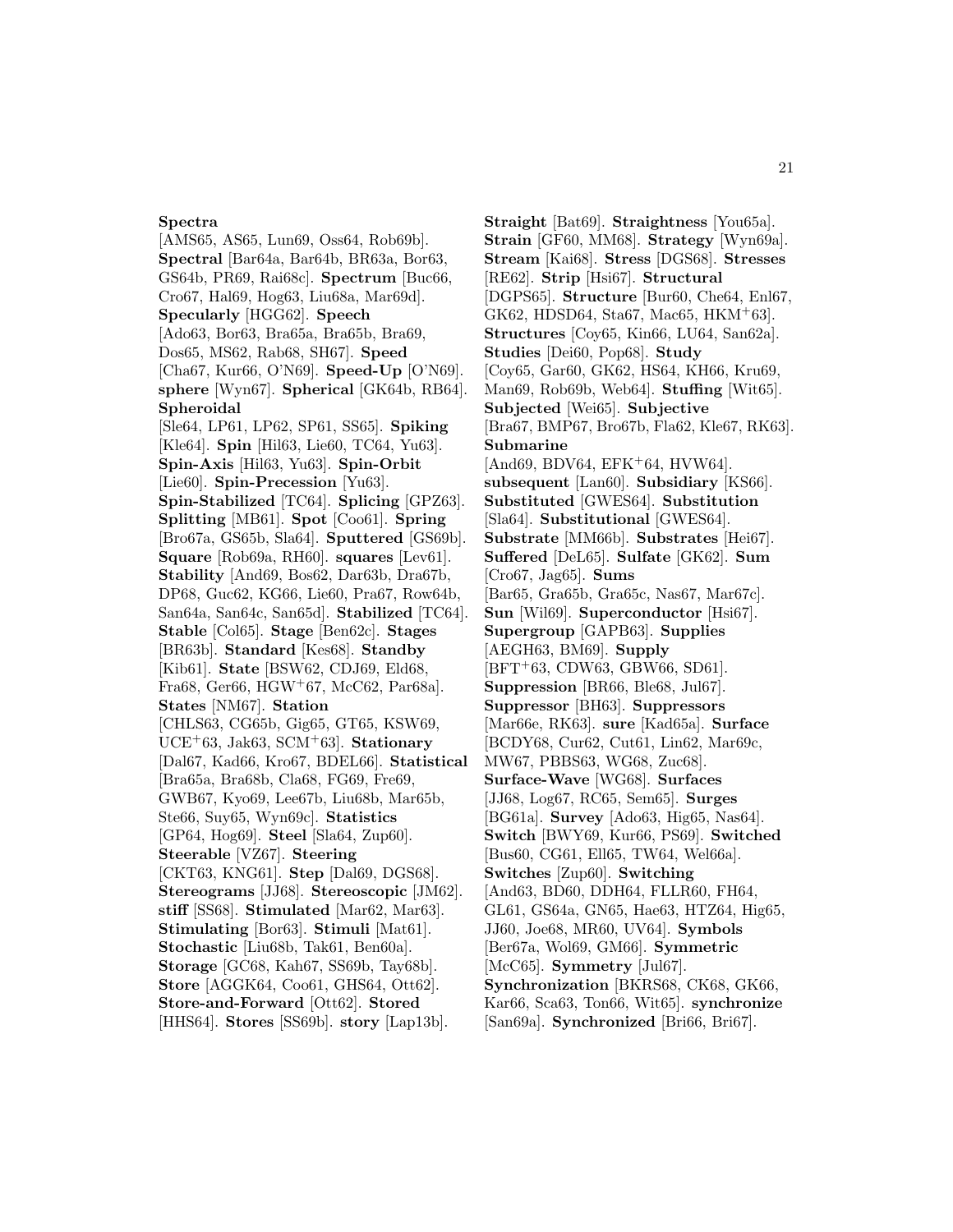**Spectra** [AMS65, AS65, Lun69, Oss64, Rob69b]. **Spectral** [Bar64a, Bar64b, BR63a, Bor63, GS64b, PR69, Rai68c]. **Spectrum** [Buc66, Cro67, Hal69, Hog63, Liu68a, Mar69d]. **Specularly** [HGG62]. **Speech** [Ado63, Bor63, Bra65a, Bra65b, Bra69, Dos65, MS62, Rab68, SH67]. **Speed** [Cha67, Kur66, O'N69]. **Speed-Up** [O'N69]. **sphere** [Wyn67]. **Spherical** [GK64b, RB64]. **Spheroidal** [Sle64, LP61, LP62, SP61, SS65]. **Spiking** [Kle64]. **Spin** [Hil63, Lie60, TC64, Yu63]. **Spin-Axis** [Hil63, Yu63]. **Spin-Orbit** [Lie60]. **Spin-Precession** [Yu63]. **Spin-Stabilized** [TC64]. **Splicing** [GPZ63]. **Splitting** [MB61]. **Spot** [Coo61]. **Spring** [Bro67a, GS65b, Sla64]. **Sputtered** [GS69b]. **Square** [Rob69a, RH60]. **squares** [Lev61]. **Stability** [And69, Bos62, Dar63b, Dra67b, DP68, Guc62, KG66, Lie60, Pra67, Row64b, San64a, San64c, San65d]. **Stabilized** [TC64]. **Stable** [Col65]. **Stage** [Ben62c]. **Stages** [BR63b]. **Standard** [Kes68]. **Standby** [Kib61]. **State** [BSW62, CDJ69, Eld68, Fra68, Ger66, HGW+67, McC62, Par68a]. **States** [NM67]. **Station** [CHLS63, CG65b, Gig65, GT65, KSW69, UCE+63, Jak63, SCM+63]. **Stationary** [Dal67, Kad66, Kro67, BDEL66]. **Statistical** [Bra65a, Bra68b, Cla68, FG69, Fre69, GWB67, Kyo69, Lee67b, Liu68b, Mar65b, Ste66, Suy65, Wyn69c]. **Statistics** [GP64, Hog69]. **Steel** [Sla64, Zup60]. **Steerable** [VZ67]. **Steering** [CKT63, KNG61]. **Step** [Dal69, DGS68]. **Stereograms** [JJ68]. **Stereoscopic** [JM62]. **stiff** [SS68]. **Stimulated** [Mar62, Mar63]. **Stimulating** [Bor63]. **Stimuli** [Mat61]. **Stochastic** [Liu68b, Tak61, Ben60a]. **Storage** [GC68, Kah67, SS69b, Tay68b]. **Store** [AGGK64, Coo61, GHS64, Ott62]. **Store-and-Forward** [Ott62]. **Stored** [HHS64]. **Stores** [SS69b]. **story** [Lap13b].

**Straight** [Bat69]. **Straightness** [You65a]. **Strain** [GF60, MM68]. **Strategy** [Wyn69a]. **Stream** [Kai68]. **Stress** [DGS68]. **Stresses** [RE62]. **Strip** [Hsi67]. **Structural** [DGPS65]. **Structure** [Bur60, Che64, Enl67, GK62, HDSD64, Sta67, Mac65, HKM+63]. **Structures** [Coy65, Kin66, LU64, San62a]. **Studies** [Dei60, Pop68]. **Study** [Coy65, Gar60, GK62, HS64, KH66, Kru69, Man69, Rob69b, Web64]. **Stuffing** [Wit65]. **Subjected** [Wei65]. **Subjective** [Bra67, BMP67, Bro67b, Fla62, Kle67, RK63]. **Submarine** [And69, BDV64, EFK+64, HVW64]. **subsequent** [Lan60]. **Subsidiary** [KS66]. **Substituted** [GWES64]. **Substitution** [Sla64]. **Substitutional** [GWES64]. **Substrate** [MM66b]. **Substrates** [Hei67]. **Suffered** [DeL65]. **Sulfate** [GK62]. **Sum** [Cro67, Jag65]. **Sums** [Bar65, Gra65b, Gra65c, Nas67, Mar67c]. **Sun** [Wil69]. **Superconductor** [Hsi67]. **Supergroup** [GAPB63]. **Supplies** [AEGH63, BM69]. **Supply** [BFT+63, CDW63, GBW66, SD61]. **Suppression** [BR66, Ble68, Jul67]. **Suppressor** [BH63]. **Suppressors** [Mar66e, RK63]. **sure** [Kad65a]. **Surface** [BCDY68, Cur62, Cut61, Lin62, Mar69c, MW67, PBBS63, WG68, Zuc68]. **Surface-Wave** [WG68]. **Surfaces** [JJ68, Log67, RC65, Sem65]. **Surges** [BG61a]. **Survey** [Ado63, Hig65, Nas64]. **Switch** [BWY69, Kur66, PS69]. **Switched** [Bus60, CG61, Ell65, TW64, Wel66a]. **Switches** [Zup60]. **Switching** [And63, BD60, DDH64, FLLR60, FH64, GL61, GS64a, GN65, Hae63, HTZ64, Hig65, JJ60, Joe68, MR60, UV64]. **Symbols** [Ber67a, Wol69, GM66]. **Symmetric** [McC65]. **Symmetry** [Jul67]. **Synchronization** [BKRS68, CK68, GK66, Kar66, Sca63, Ton66, Wit65]. **synchronize** [San69a]. **Synchronized** [Bri66, Bri67].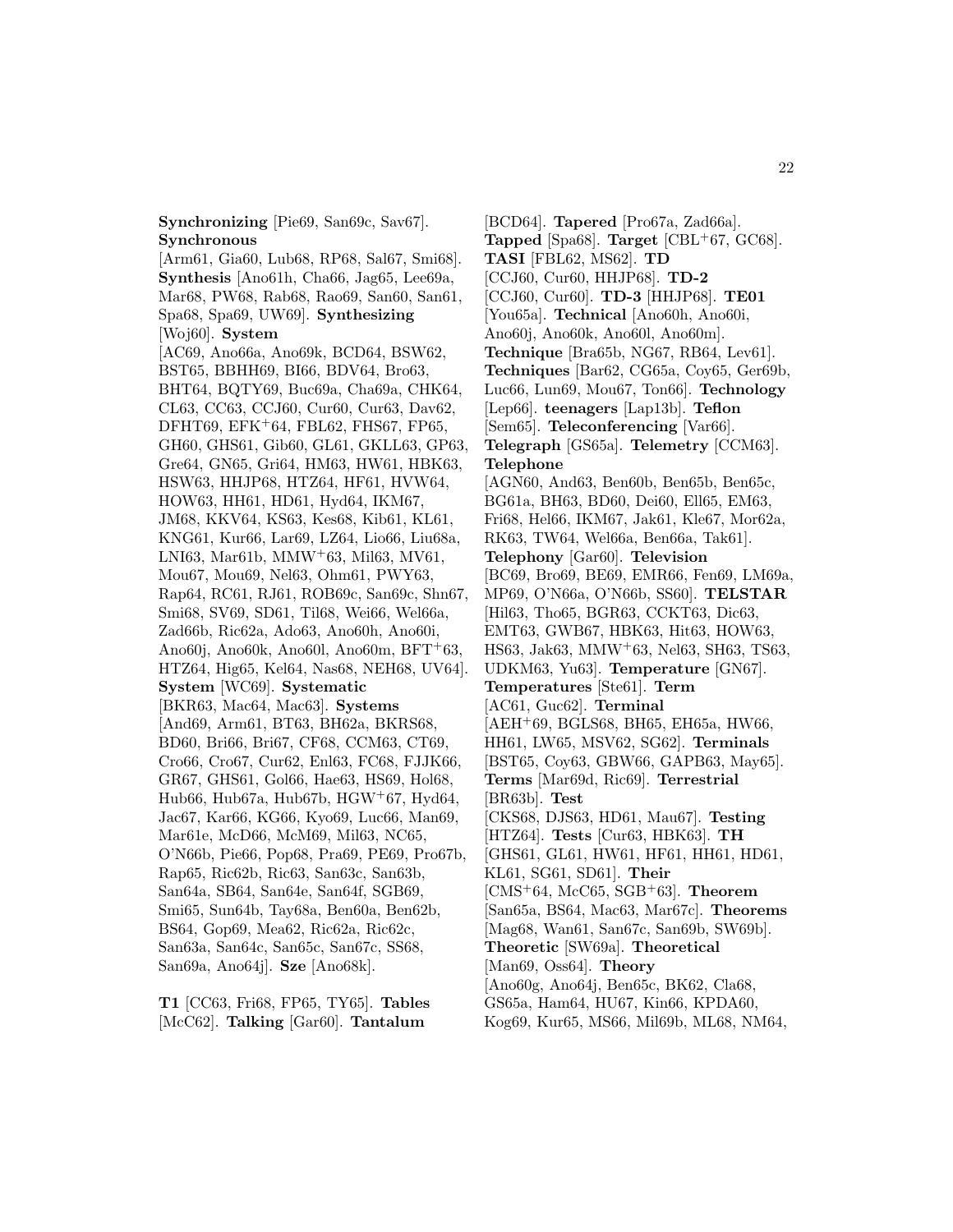**Synchronizing** [Pie69, San69c, Sav67]. **Synchronous** [Arm61, Gia60, Lub68, RP68, Sal67, Smi68]. **Synthesis** [Ano61h, Cha66, Jag65, Lee69a, Mar68, PW68, Rab68, Rao69, San60, San61, Spa68, Spa69, UW69]. **Synthesizing** [Woj60]. **System** [AC69, Ano66a, Ano69k, BCD64, BSW62, BST65, BBHH69, BI66, BDV64, Bro63, BHT64, BQTY69, Buc69a, Cha69a, CHK64, CL63, CC63, CCJ60, Cur60, Cur63, Dav62, DFHT69, EFK+64, FBL62, FHS67, FP65, GH60, GHS61, Gib60, GL61, GKLL63, GP63, Gre64, GN65, Gri64, HM63, HW61, HBK63, HSW63, HHJP68, HTZ64, HF61, HVW64, HOW63, HH61, HD61, Hyd64, IKM67, JM68, KKV64, KS63, Kes68, Kib61, KL61, KNG61, Kur66, Lar69, LZ64, Lio66, Liu68a, LNI63, Mar61b, MMW+63, Mil63, MV61, Mou67, Mou69, Nel63, Ohm61, PWY63, Rap64, RC61, RJ61, ROB69c, San69c, Shn67, Smi68, SV69, SD61, Til68, Wei66, Wel66a, Zad66b, Ric62a, Ado63, Ano60h, Ano60i, Ano60j, Ano60k, Ano60l, Ano60m, BFT+63, HTZ64, Hig65, Kel64, Nas68, NEH68, UV64]. **System** [WC69]. **Systematic** [BKR63, Mac64, Mac63]. **Systems** [And69, Arm61, BT63, BH62a, BKRS68, BD60, Bri66, Bri67, CF68, CCM63, CT69, Cro66, Cro67, Cur62, Enl63, FC68, FJJK66, GR67, GHS61, Gol66, Hae63, HS69, Hol68, Hub66, Hub67a, Hub67b, HGW+67, Hyd64, Jac67, Kar66, KG66, Kyo69, Luc66, Man69, Mar61e, McD66, McM69, Mil63, NC65, O'N66b, Pie66, Pop68, Pra69, PE69, Pro67b, Rap65, Ric62b, Ric63, San63c, San63b, San64a, SB64, San64e, San64f, SGB69, Smi65, Sun64b, Tay68a, Ben60a, Ben62b, BS64, Gop69, Mea62, Ric62a, Ric62c, San63a, San64c, San65c, San67c, SS68, San69a, Ano64j]. **Sze** [Ano68k].

**T1** [CC63, Fri68, FP65, TY65]. **Tables** [McC62]. **Talking** [Gar60]. **Tantalum** [BCD64]. **Tapered** [Pro67a, Zad66a]. **Tapped** [Spa68]. **Target** [CBL+67, GC68]. **TASI** [FBL62, MS62]. **TD** [CCJ60, Cur60, HHJP68]. **TD-2** [CCJ60, Cur60]. **TD-3** [HHJP68]. **TE01** [You65a]. **Technical** [Ano60h, Ano60i, Ano60j, Ano60k, Ano60l, Ano60m]. **Technique** [Bra65b, NG67, RB64, Lev61]. **Techniques** [Bar62, CG65a, Coy65, Ger69b, Luc66, Lun69, Mou67, Ton66]. **Technology** [Lep66]. **teenagers** [Lap13b]. **Teflon** [Sem65]. **Teleconferencing** [Var66]. **Telegraph** [GS65a]. **Telemetry** [CCM63]. **Telephone** [AGN60, And63, Ben60b, Ben65b, Ben65c, BG61a, BH63, BD60, Dei60, Ell65, EM63, Fri68, Hel66, IKM67, Jak61, Kle67, Mor62a, RK63, TW64, Wel66a, Ben66a, Tak61]. **Telephony** [Gar60]. **Television** [BC69, Bro69, BE69, EMR66, Fen69, LM69a, MP69, O'N66a, O'N66b, SS60]. **TELSTAR** [Hil63, Tho65, BGR63, CCKT63, Dic63, EMT63, GWB67, HBK63, Hit63, HOW63, HS63, Jak63, MMW+63, Nel63, SH63, TS63, UDKM63, Yu63]. **Temperature** [GN67]. **Temperatures** [Ste61]. **Term** [AC61, Guc62]. **Terminal** [AEH+69, BGLS68, BH65, EH65a, HW66, HH61, LW65, MSV62, SG62]. **Terminals** [BST65, Coy63, GBW66, GAPB63, May65]. **Terms** [Mar69d, Ric69]. **Terrestrial** [BR63b]. **Test** [CKS68, DJS63, HD61, Mau67]. **Testing** [HTZ64]. **Tests** [Cur63, HBK63]. **TH** [GHS61, GL61, HW61, HF61, HH61, HD61, KL61, SG61, SD61]. **Their** [CMS+64, McC65, SGB+63]. **Theorem** [San65a, BS64, Mac63, Mar67c]. **Theorems** [Mag68, Wan61, San67c, San69b, SW69b]. **Theoretic** [SW69a]. **Theoretical** [Man69, Oss64]. **Theory** [Ano60g, Ano64j, Ben65c, BK62, Cla68, GS65a, Ham64, HU67, Kin66, KPDA60, Kog69, Kur65, MS66, Mil69b, ML68, NM64,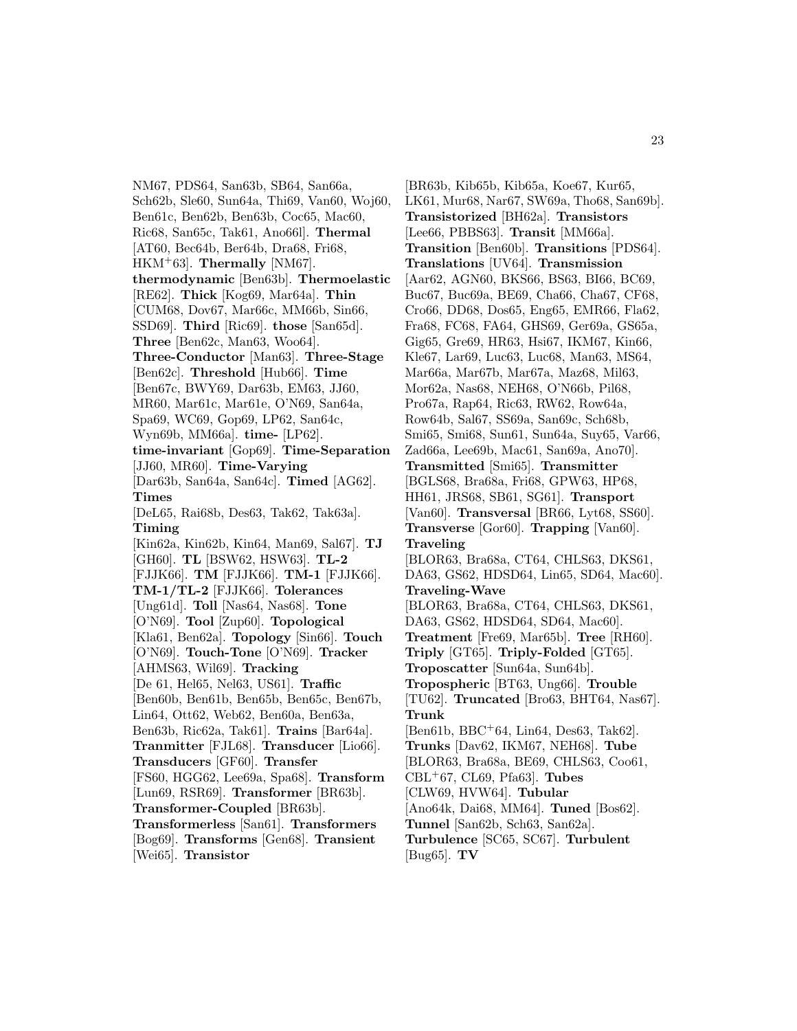NM67, PDS64, San63b, SB64, San66a, Sch62b, Sle60, Sun64a, Thi69, Van60, Woj60, Ben61c, Ben62b, Ben63b, Coc65, Mac60, Ric68, San65c, Tak61, Ano66l]. **Thermal** [AT60, Bec64b, Ber64b, Dra68, Fri68, HKM+63]. **Thermally** [NM67]. **thermodynamic** [Ben63b]. **Thermoelastic** [RE62]. **Thick** [Kog69, Mar64a]. **Thin** [CUM68, Dov67, Mar66c, MM66b, Sin66, SSD69]. **Third** [Ric69]. **those** [San65d]. **Three** [Ben62c, Man63, Woo64]. **Three-Conductor** [Man63]. **Three-Stage** [Ben62c]. **Threshold** [Hub66]. **Time** [Ben67c, BWY69, Dar63b, EM63, JJ60, MR60, Mar61c, Mar61e, O'N69, San64a, Spa69, WC69, Gop69, LP62, San64c, Wyn69b, MM66a]. **time-** [LP62]. **time-invariant** [Gop69]. **Time-Separation** [JJ60, MR60]. **Time-Varying** [Dar63b, San64a, San64c]. **Timed** [AG62]. **Times** [DeL65, Rai68b, Des63, Tak62, Tak63a]. **Timing** [Kin62a, Kin62b, Kin64, Man69, Sal67]. **TJ** [GH60]. **TL** [BSW62, HSW63]. **TL-2** [FJJK66]. **TM** [FJJK66]. **TM-1** [FJJK66]. **TM-1/TL-2** [FJJK66]. **Tolerances** [Ung61d]. **Toll** [Nas64, Nas68]. **Tone** [O'N69]. **Tool** [Zup60]. **Topological** [Kla61, Ben62a]. **Topology** [Sin66]. **Touch** [O'N69]. **Touch-Tone** [O'N69]. **Tracker** [AHMS63, Wil69]. **Tracking** [De 61, Hel65, Nel63, US61]. **Traffic** [Ben60b, Ben61b, Ben65b, Ben65c, Ben67b, Lin64, Ott62, Web62, Ben60a, Ben63a, Ben63b, Ric62a, Tak61]. **Trains** [Bar64a]. **Tranmitter** [FJL68]. **Transducer** [Lio66]. **Transducers** [GF60]. **Transfer** [FS60, HGG62, Lee69a, Spa68]. **Transform** [Lun69, RSR69]. **Transformer** [BR63b]. **Transformer-Coupled** [BR63b]. **Transformerless** [San61]. **Transformers** [Bog69]. **Transforms** [Gen68]. **Transient** [Wei65]. **Transistor** [BR63b, Kib65b, Kib65a, Koe67, Kur65, LK61, Mur68, Nar67, SW69a, Tho68, San69b]. **Transistorized** [BH62a]. **Transistors** [Lee66, PBBS63]. **Transit** [MM66a]. **Transition** [Ben60b]. **Transitions** [PDS64]. **Translations** [UV64]. **Transmission** [Aar62, AGN60, BKS66, BS63, BI66, BC69, Buc67, Buc69a, BE69, Cha66, Cha67, CF68, Cro66, DD68, Dos65, Eng65, EMR66, Fla62, Fra68, FC68, FA64, GHS69, Ger69a, GS65a, Gig65, Gre69, HR63, Hsi67, IKM67, Kin66, Kle67, Lar69, Luc63, Luc68, Man63, MS64, Mar66a, Mar67b, Mar67a, Maz68, Mil63, Mor62a, Nas68, NEH68, O'N66b, Pil68, Pro67a, Rap64, Ric63, RW62, Row64a, Row64b, Sal67, SS69a, San69c, Sch68b, Smi65, Smi68, Sun61, Sun64a, Suy65, Var66, Zad66a, Lee69b, Mac61, San69a, Ano70]. **Transmitted** [Smi65]. **Transmitter** [BGLS68, Bra68a, Fri68, GPW63, HP68, HH61, JRS68, SB61, SG61]. **Transport** [Van60]. **Transversal** [BR66, Lyt68, SS60]. **Transverse** [Gor60]. **Trapping** [Van60]. **Traveling** [BLOR63, Bra68a, CT64, CHLS63, DKS61, DA63, GS62, HDSD64, Lin65, SD64, Mac60]. **Traveling-Wave** [BLOR63, Bra68a, CT64, CHLS63, DKS61, DA63, GS62, HDSD64, SD64, Mac60]. **Treatment** [Fre69, Mar65b]. **Tree** [RH60]. **Triply** [GT65]. **Triply-Folded** [GT65]. **Troposcatter** [Sun64a, Sun64b]. **Tropospheric** [BT63, Ung66]. **Trouble** [TU62]. **Truncated** [Bro63, BHT64, Nas67]. **Trunk** [Ben61b, BBC+64, Lin64, Des63, Tak62]. **Trunks** [Dav62, IKM67, NEH68]. **Tube** [BLOR63, Bra68a, BE69, CHLS63, Coo61, CBL+67, CL69, Pfa63]. **Tubes** [CLW69, HVW64]. **Tubular** [Ano64k, Dai68, MM64]. **Tuned** [Bos62]. **Tunnel** [San62b, Sch63, San62a]. **Turbulence** [SC65, SC67]. **Turbulent** [Bug65]. **TV**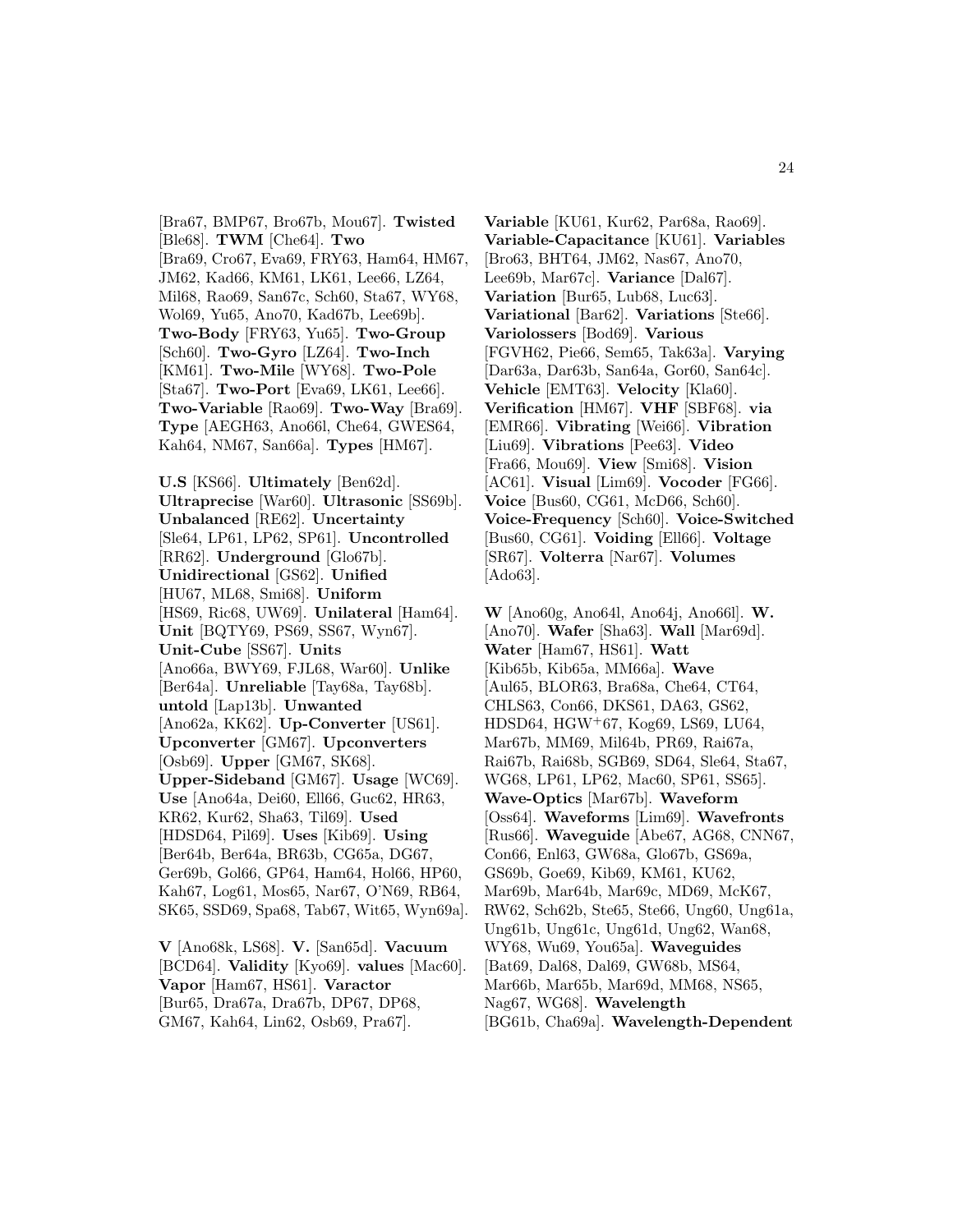[Bra67, BMP67, Bro67b, Mou67]. **Twisted** [Ble68]. **TWM** [Che64]. **Two** [Bra69, Cro67, Eva69, FRY63, Ham64, HM67, JM62, Kad66, KM61, LK61, Lee66, LZ64, Mil68, Rao69, San67c, Sch60, Sta67, WY68, Wol69, Yu65, Ano70, Kad67b, Lee69b]. **Two-Body** [FRY63, Yu65]. **Two-Group** [Sch60]. **Two-Gyro** [LZ64]. **Two-Inch** [KM61]. **Two-Mile** [WY68]. **Two-Pole** [Sta67]. **Two-Port** [Eva69, LK61, Lee66]. **Two-Variable** [Rao69]. **Two-Way** [Bra69]. **Type** [AEGH63, Ano66l, Che64, GWES64, Kah64, NM67, San66a]. **Types** [HM67].

**U.S** [KS66]. **Ultimately** [Ben62d]. **Ultraprecise** [War60]. **Ultrasonic** [SS69b]. **Unbalanced** [RE62]. **Uncertainty** [Sle64, LP61, LP62, SP61]. **Uncontrolled** [RR62]. **Underground** [Glo67b]. **Unidirectional** [GS62]. **Unified** [HU67, ML68, Smi68]. **Uniform** [HS69, Ric68, UW69]. **Unilateral** [Ham64]. **Unit** [BQTY69, PS69, SS67, Wyn67]. **Unit-Cube** [SS67]. **Units** [Ano66a, BWY69, FJL68, War60]. **Unlike** [Ber64a]. **Unreliable** [Tay68a, Tay68b]. **untold** [Lap13b]. **Unwanted** [Ano62a, KK62]. **Up-Converter** [US61]. **Upconverter** [GM67]. **Upconverters** [Osb69]. **Upper** [GM67, SK68]. **Upper-Sideband** [GM67]. **Usage** [WC69]. **Use** [Ano64a, Dei60, Ell66, Guc62, HR63, KR62, Kur62, Sha63, Til69]. **Used** [HDSD64, Pil69]. **Uses** [Kib69]. **Using** [Ber64b, Ber64a, BR63b, CG65a, DG67, Ger69b, Gol66, GP64, Ham64, Hol66, HP60, Kah67, Log61, Mos65, Nar67, O'N69, RB64, SK65, SSD69, Spa68, Tab67, Wit65, Wyn69a].

**V** [Ano68k, LS68]. **V.** [San65d]. **Vacuum** [BCD64]. **Validity** [Kyo69]. **values** [Mac60]. **Vapor** [Ham67, HS61]. **Varactor** [Bur65, Dra67a, Dra67b, DP67, DP68, GM67, Kah64, Lin62, Osb69, Pra67].

**Variable** [KU61, Kur62, Par68a, Rao69]. **Variable-Capacitance** [KU61]. **Variables** [Bro63, BHT64, JM62, Nas67, Ano70, Lee69b, Mar67c]. **Variance** [Dal67]. **Variation** [Bur65, Lub68, Luc63]. **Variational** [Bar62]. **Variations** [Ste66]. **Variolossers** [Bod69]. **Various** [FGVH62, Pie66, Sem65, Tak63a]. **Varying** [Dar63a, Dar63b, San64a, Gor60, San64c]. **Vehicle** [EMT63]. **Velocity** [Kla60]. **Verification** [HM67]. **VHF** [SBF68]. **via** [EMR66]. **Vibrating** [Wei66]. **Vibration** [Liu69]. **Vibrations** [Pee63]. **Video** [Fra66, Mou69]. **View** [Smi68]. **Vision** [AC61]. **Visual** [Lim69]. **Vocoder** [FG66]. **Voice** [Bus60, CG61, McD66, Sch60]. **Voice-Frequency** [Sch60]. **Voice-Switched** [Bus60, CG61]. **Voiding** [Ell66]. **Voltage** [SR67]. **Volterra** [Nar67]. **Volumes** [Ado63].

**W** [Ano60g, Ano64l, Ano64j, Ano66l]. **W.** [Ano70]. **Wafer** [Sha63]. **Wall** [Mar69d]. **Water** [Ham67, HS61]. **Watt** [Kib65b, Kib65a, MM66a]. **Wave** [Aul65, BLOR63, Bra68a, Che64, CT64, CHLS63, Con66, DKS61, DA63, GS62, HDSD64, HGW+67, Kog69, LS69, LU64, Mar67b, MM69, Mil64b, PR69, Rai67a, Rai67b, Rai68b, SGB69, SD64, Sle64, Sta67, WG68, LP61, LP62, Mac60, SP61, SS65]. **Wave-Optics** [Mar67b]. **Waveform** [Oss64]. **Waveforms** [Lim69]. **Wavefronts** [Rus66]. **Waveguide** [Abe67, AG68, CNN67, Con66, Enl63, GW68a, Glo67b, GS69a, GS69b, Goe69, Kib69, KM61, KU62, Mar69b, Mar64b, Mar69c, MD69, McK67, RW62, Sch62b, Ste65, Ste66, Ung60, Ung61a, Ung61b, Ung61c, Ung61d, Ung62, Wan68, WY68, Wu69, You65a]. **Waveguides** [Bat69, Dal68, Dal69, GW68b, MS64, Mar66b, Mar65b, Mar69d, MM68, NS65, Nag67, WG68]. **Wavelength** [BG61b, Cha69a]. **Wavelength-Dependent**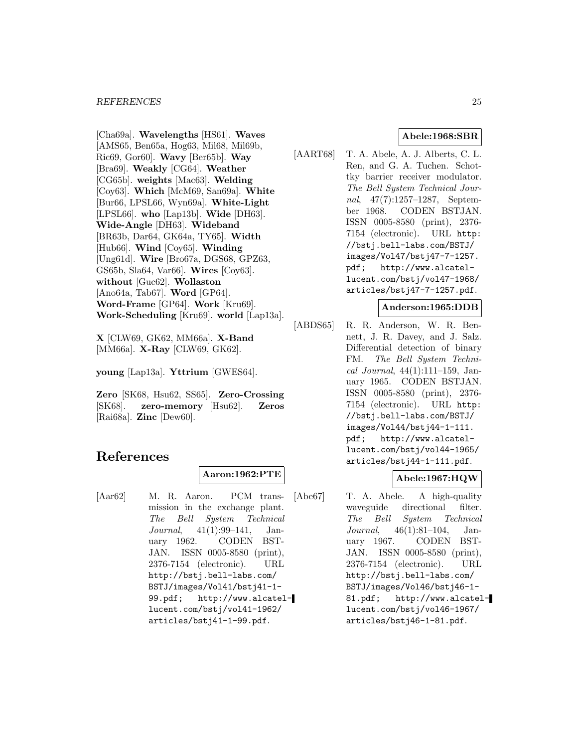[Cha69a]. **Wavelengths** [HS61]. **Waves** [AMS65, Ben65a, Hog63, Mil68, Mil69b, Ric69, Gor60]. **Wavy** [Ber65b]. **Way** [Bra69]. **Weakly** [CG64]. **Weather** [CG65b]. **weights** [Mac63]. **Welding** [Coy63]. **Which** [McM69, San69a]. **White** [Bur66, LPSL66, Wyn69a]. **White-Light** [LPSL66]. **who** [Lap13b]. **Wide** [DH63]. **Wide-Angle** [DH63]. **Wideband** [BR63b, Dar64, GK64a, TY65]. **Width** [Hub66]. **Wind** [Coy65]. **Winding** [Ung61d]. **Wire** [Bro67a, DGS68, GPZ63, GS65b, Sla64, Var66]. **Wires** [Coy63]. **without** [Guc62]. **Wollaston** [Ano64a, Tab67]. **Word** [GP64]. **Word-Frame** [GP64]. **Work** [Kru69]. **Work-Scheduling** [Kru69]. **world** [Lap13a].

**X** [CLW69, GK62, MM66a]. **X-Band** [MM66a]. **X-Ray** [CLW69, GK62].

**young** [Lap13a]. **Yttrium** [GWES64].

**Zero** [SK68, Hsu62, SS65]. **Zero-Crossing** [SK68]. **zero-memory** [Hsu62]. **Zeros** [Rai68a]. **Zinc** [Dew60].

# References

**Aaron:1962:PTE**

[Aar62] M. R. Aaron. PCM transmission in the exchange plant. *The Bell System Technical Journal*, 41(1):99–141, January 1962. CODEN BSTJAN. ISSN 0005-8580 (print), 2376-7154 (electronic). URL http://bstj.bell-labs.com/BSTJ/images/Vol41/bstj41-1-99.pdf; http://www.alcatel-lucent.com/bstj/vol41-1962/articles/bstj41-1-99.pdf.

**Abele:1968:SBR**

[AART68] T. A. Abele, A. J. Alberts, C. L. Ren, and G. A. Tuchen. Schottky barrier receiver modulator. *The Bell System Technical Journal*, 47(7):1257–1287, September 1968. CODEN BSTJAN. ISSN 0005-8580 (print), 2376-7154 (electronic). URL http://bstj.bell-labs.com/BSTJ/images/Vol47/bstj47-7-1257.pdf; http://www.alcatel-lucent.com/bstj/vol47-1968/articles/bstj47-7-1257.pdf.

**Anderson:1965:DDB**

[ABDS65] R. R. Anderson, W. R. Bennett, J. R. Davey, and J. Salz. Differential detection of binary FM. *The Bell System Technical Journal*, 44(1):111–159, January 1965. CODEN BSTJAN. ISSN 0005-8580 (print), 2376-7154 (electronic). URL http://bstj.bell-labs.com/BSTJ/images/Vol44/bstj44-1-111.pdf; http://www.alcatel-lucent.com/bstj/vol44-1965/articles/bstj44-1-111.pdf.

**Abele:1967:HQW**

[Abe67] T. A. Abele. A high-quality waveguide directional filter. *The Bell System Technical Journal*, 46(1):81–104, January 1967. CODEN BSTJAN. ISSN 0005-8580 (print), 2376-7154 (electronic). URL http://bstj.bell-labs.com/BSTJ/images/Vol46/bstj46-1-81.pdf; http://www.alcatel-lucent.com/bstj/vol46-1967/articles/bstj46-1-81.pdf.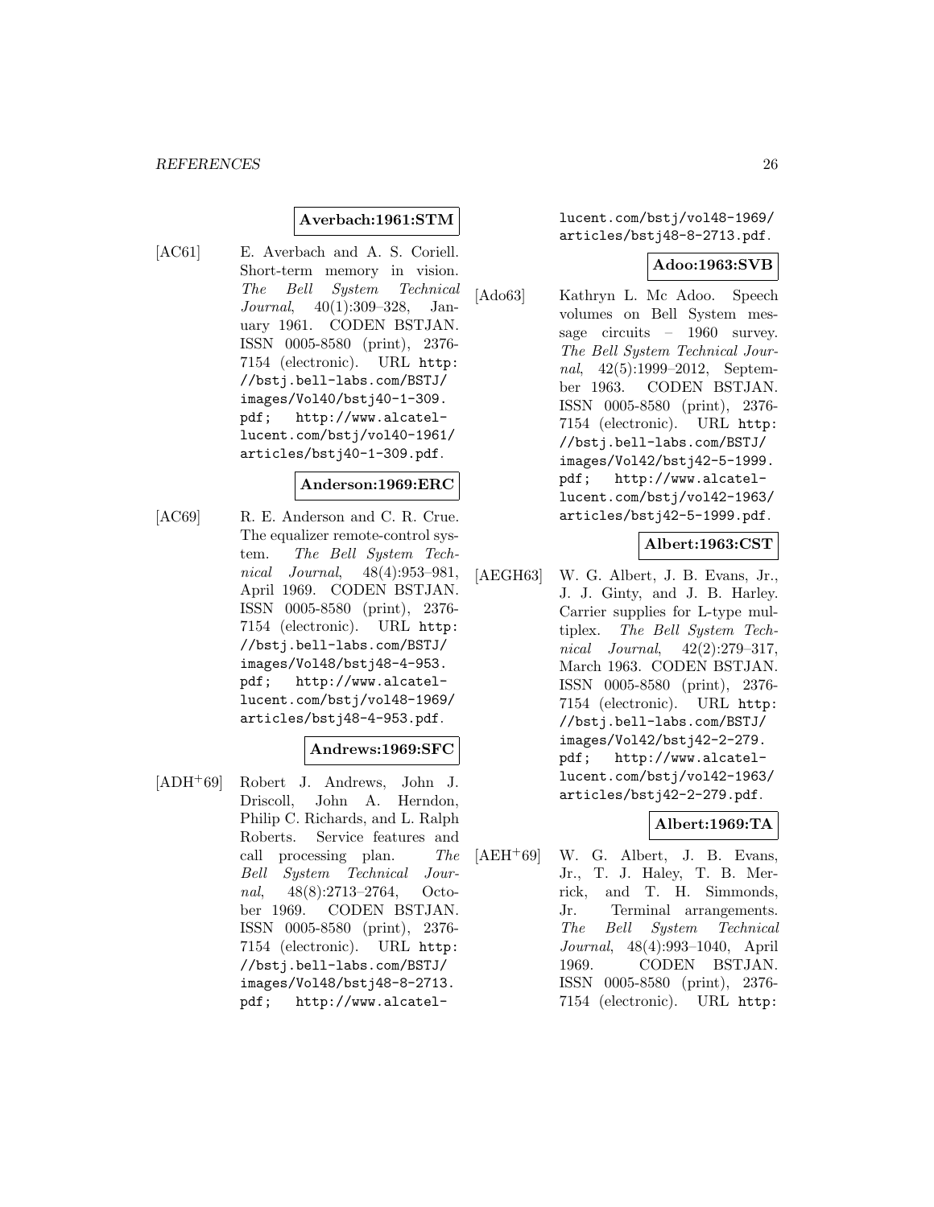**Averbach:1961:STM**

[AC61] E. Averbach and A. S. Coriell. Short-term memory in vision. *The Bell System Technical Journal*, 40(1):309–328, January 1961. CODEN BSTJAN. ISSN 0005-8580 (print), 2376-7154 (electronic). URL http://bstj.bell-labs.com/BSTJ/images/Vol40/bstj40-1-309.pdf; http://www.alcatel-lucent.com/bstj/vol40-1961/articles/bstj40-1-309.pdf.

**Anderson:1969:ERC**

[AC69] R. E. Anderson and C. R. Crue. The equalizer remote-control system. *The Bell System Technical Journal*, 48(4):953–981, April 1969. CODEN BSTJAN. ISSN 0005-8580 (print), 2376-7154 (electronic). URL http://bstj.bell-labs.com/BSTJ/images/Vol48/bstj48-4-953.pdf; http://www.alcatel-lucent.com/bstj/vol48-1969/articles/bstj48-4-953.pdf.

**Andrews:1969:SFC**

[ADH+69] Robert J. Andrews, John J. Driscoll, John A. Herndon, Philip C. Richards, and L. Ralph Roberts. Service features and call processing plan. *The Bell System Technical Journal*, 48(8):2713–2764, October 1969. CODEN BSTJAN. ISSN 0005-8580 (print), 2376-7154 (electronic). URL http://bstj.bell-labs.com/BSTJ/images/Vol48/bstj48-8-2713.pdf; http://www.alcatel-lucent.com/bstj/vol48-1969/articles/bstj48-8-2713.pdf.

**Adoo:1963:SVB**

[Ado63] Kathryn L. Mc Adoo. Speech volumes on Bell System message circuits – 1960 survey. *The Bell System Technical Journal*, 42(5):1999–2012, September 1963. CODEN BSTJAN. ISSN 0005-8580 (print), 2376-7154 (electronic). URL http://bstj.bell-labs.com/BSTJ/images/Vol42/bstj42-5-1999.pdf; http://www.alcatel-lucent.com/bstj/vol42-1963/articles/bstj42-5-1999.pdf.

**Albert:1963:CST**

[AEGH63] W. G. Albert, J. B. Evans, Jr., J. J. Ginty, and J. B. Harley. Carrier supplies for L-type multiplex. *The Bell System Technical Journal*, 42(2):279–317, March 1963. CODEN BSTJAN. ISSN 0005-8580 (print), 2376-7154 (electronic). URL http://bstj.bell-labs.com/BSTJ/images/Vol42/bstj42-2-279.pdf; http://www.alcatel-lucent.com/bstj/vol42-1963/articles/bstj42-2-279.pdf.

**Albert:1969:TA**

[AEH+69] W. G. Albert, J. B. Evans, Jr., T. J. Haley, T. B. Merrick, and T. H. Simmonds, Jr. Terminal arrangements. *The Bell System Technical Journal*, 48(4):993–1040, April 1969. CODEN BSTJAN. ISSN 0005-8580 (print), 2376-7154 (electronic). URL http: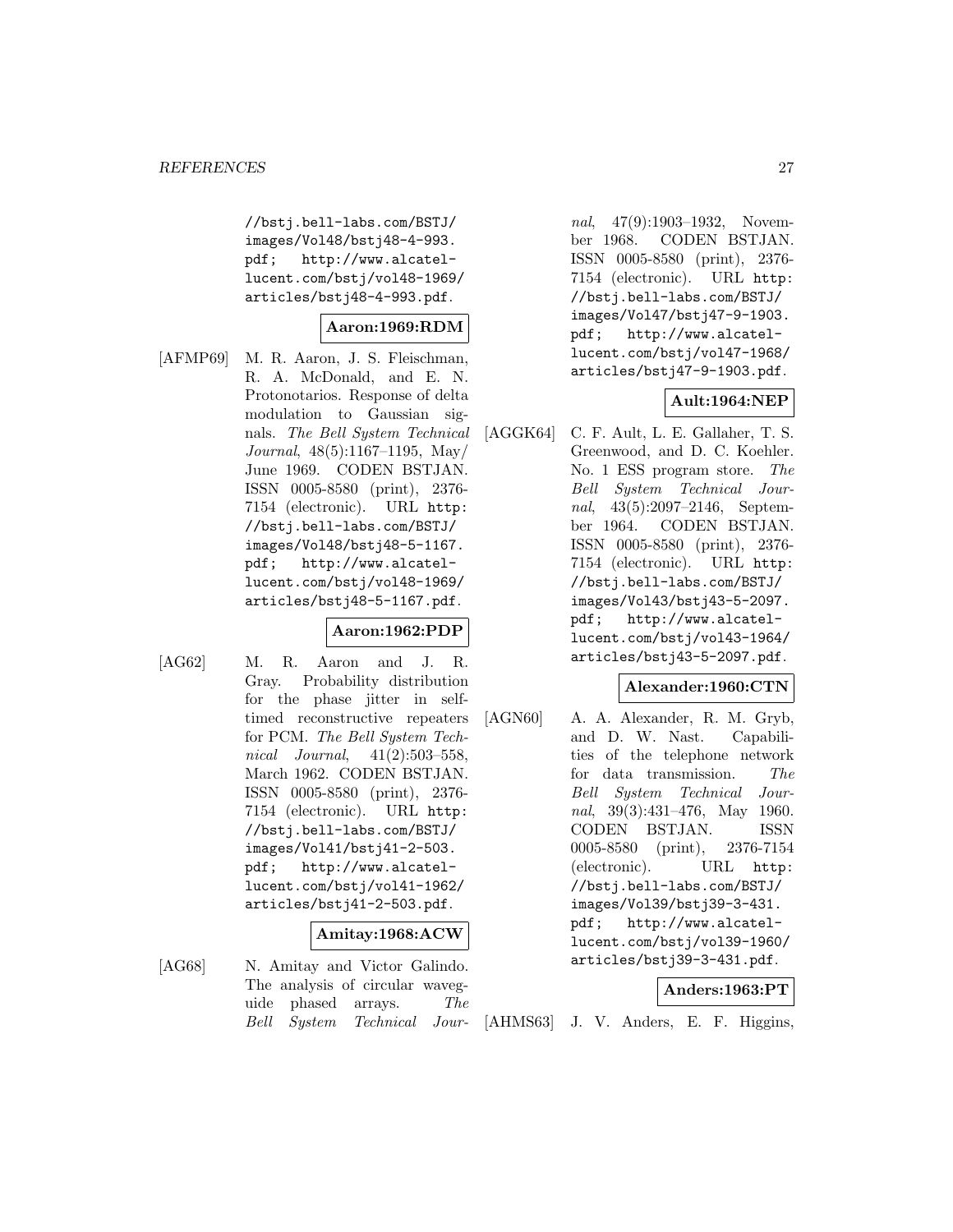//bstj.bell-labs.com/BSTJ/images/Vol48/bstj48-4-993.pdf; http://www.alcatel-lucent.com/bstj/vol48-1969/articles/bstj48-4-993.pdf.

**Aaron:1969:RDM**

[AFMP69] M. R. Aaron, J. S. Fleischman, R. A. McDonald, and E. N. Protonotarios. Response of delta modulation to Gaussian signals. *The Bell System Technical Journal*, 48(5):1167–1195, May/June 1969. CODEN BSTJAN. ISSN 0005-8580 (print), 2376-7154 (electronic). URL http://bstj.bell-labs.com/BSTJ/images/Vol48/bstj48-5-1167.pdf; http://www.alcatel-lucent.com/bstj/vol48-1969/articles/bstj48-5-1167.pdf.

**Aaron:1962:PDP**

[AG62] M. R. Aaron and J. R. Gray. Probability distribution for the phase jitter in self-timed reconstructive repeaters for PCM. *The Bell System Technical Journal*, 41(2):503–558, March 1962. CODEN BSTJAN. ISSN 0005-8580 (print), 2376-7154 (electronic). URL http://bstj.bell-labs.com/BSTJ/images/Vol41/bstj41-2-503.pdf; http://www.alcatel-lucent.com/bstj/vol41-1962/articles/bstj41-2-503.pdf.

**Amitay:1968:ACW**

[AG68] N. Amitay and Victor Galindo. The analysis of circular waveguide phased arrays. *The Bell System Technical Journal*, 47(9):1903–1932, November 1968. CODEN BSTJAN. ISSN 0005-8580 (print), 2376-7154 (electronic). URL http://bstj.bell-labs.com/BSTJ/images/Vol47/bstj47-9-1903.pdf; http://www.alcatel-lucent.com/bstj/vol47-1968/articles/bstj47-9-1903.pdf.

**Ault:1964:NEP**

[AGGK64] C. F. Ault, L. E. Gallaher, T. S. Greenwood, and D. C. Koehler. No. 1 ESS program store. *The Bell System Technical Journal*, 43(5):2097–2146, September 1964. CODEN BSTJAN. ISSN 0005-8580 (print), 2376-7154 (electronic). URL http://bstj.bell-labs.com/BSTJ/images/Vol43/bstj43-5-2097.pdf; http://www.alcatel-lucent.com/bstj/vol43-1964/articles/bstj43-5-2097.pdf.

**Alexander:1960:CTN**

[AGN60] A. A. Alexander, R. M. Gryb, and D. W. Nast. Capabilities of the telephone network for data transmission. *The Bell System Technical Journal*, 39(3):431–476, May 1960. CODEN BSTJAN. ISSN 0005-8580 (print), 2376-7154 (electronic). URL http://bstj.bell-labs.com/BSTJ/images/Vol39/bstj39-3-431.pdf; http://www.alcatel-lucent.com/bstj/vol39-1960/articles/bstj39-3-431.pdf.

**Anders:1963:PT**

[AHMS63] J. V. Anders, E. F. Higgins,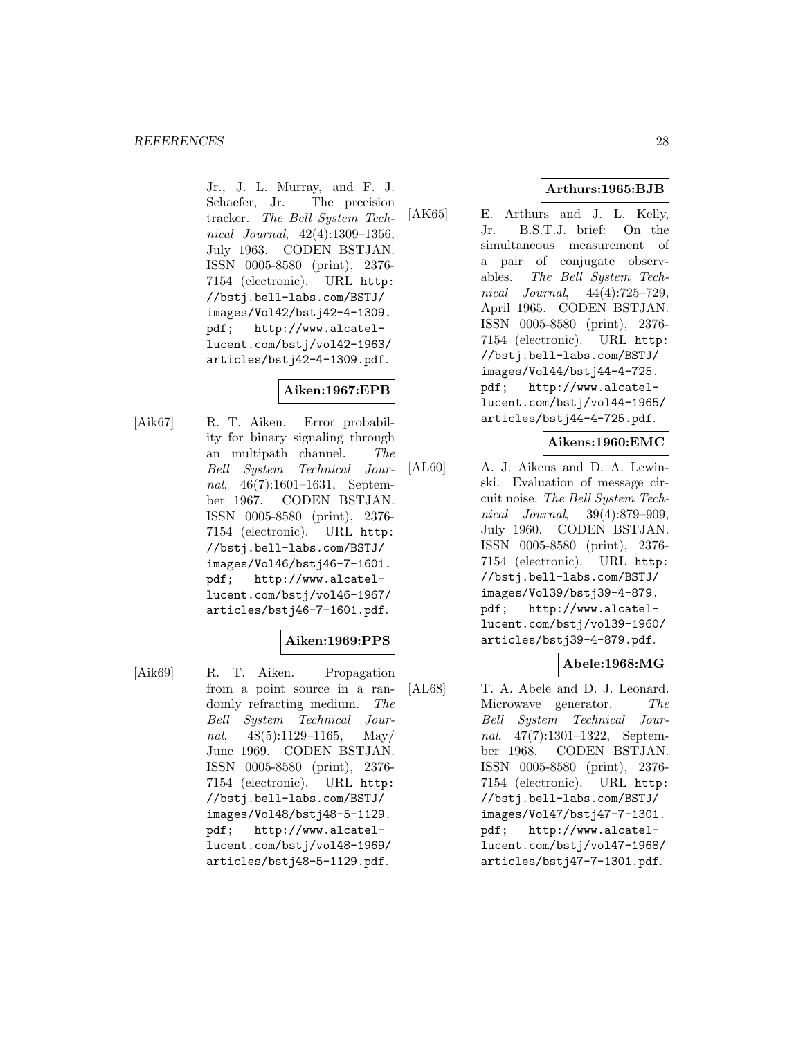Jr., J. L. Murray, and F. J. Schaefer, Jr. The precision tracker. *The Bell System Technical Journal*, 42(4):1309–1356, July 1963. CODEN BSTJAN. ISSN 0005-8580 (print), 2376-7154 (electronic). URL http://bstj.bell-labs.com/BSTJ/images/Vol42/bstj42-4-1309.pdf; http://www.alcatel-lucent.com/bstj/vol42-1963/articles/bstj42-4-1309.pdf.

**Aiken:1967:EPB**

[Aik67] R. T. Aiken. Error probability for binary signaling through an multipath channel. *The Bell System Technical Journal*, 46(7):1601–1631, September 1967. CODEN BSTJAN. ISSN 0005-8580 (print), 2376-7154 (electronic). URL http://bstj.bell-labs.com/BSTJ/images/Vol46/bstj46-7-1601.pdf; http://www.alcatel-lucent.com/bstj/vol46-1967/articles/bstj46-7-1601.pdf.

**Aiken:1969:PPS**

[Aik69] R. T. Aiken. Propagation from a point source in a randomly refracting medium. *The Bell System Technical Journal*, 48(5):1129–1165, May/June 1969. CODEN BSTJAN. ISSN 0005-8580 (print), 2376-7154 (electronic). URL http://bstj.bell-labs.com/BSTJ/images/Vol48/bstj48-5-1129.pdf; http://www.alcatel-lucent.com/bstj/vol48-1969/articles/bstj48-5-1129.pdf.

**Arthurs:1965:BJB**

[AK65] E. Arthurs and J. L. Kelly, Jr. B.S.T.J. brief: On the simultaneous measurement of a pair of conjugate observables. *The Bell System Technical Journal*, 44(4):725–729, April 1965. CODEN BSTJAN. ISSN 0005-8580 (print), 2376-7154 (electronic). URL http://bstj.bell-labs.com/BSTJ/images/Vol44/bstj44-4-725.pdf; http://www.alcatel-lucent.com/bstj/vol44-1965/articles/bstj44-4-725.pdf.

**Aikens:1960:EMC**

[AL60] A. J. Aikens and D. A. Lewinski. Evaluation of message circuit noise. *The Bell System Technical Journal*, 39(4):879–909, July 1960. CODEN BSTJAN. ISSN 0005-8580 (print), 2376-7154 (electronic). URL http://bstj.bell-labs.com/BSTJ/images/Vol39/bstj39-4-879.pdf; http://www.alcatel-lucent.com/bstj/vol39-1960/articles/bstj39-4-879.pdf.

**Abele:1968:MG**

[AL68] T. A. Abele and D. J. Leonard. Microwave generator. *The Bell System Technical Journal*, 47(7):1301–1322, September 1968. CODEN BSTJAN. ISSN 0005-8580 (print), 2376-7154 (electronic). URL http://bstj.bell-labs.com/BSTJ/images/Vol47/bstj47-7-1301.pdf; http://www.alcatel-lucent.com/bstj/vol47-1968/articles/bstj47-7-1301.pdf.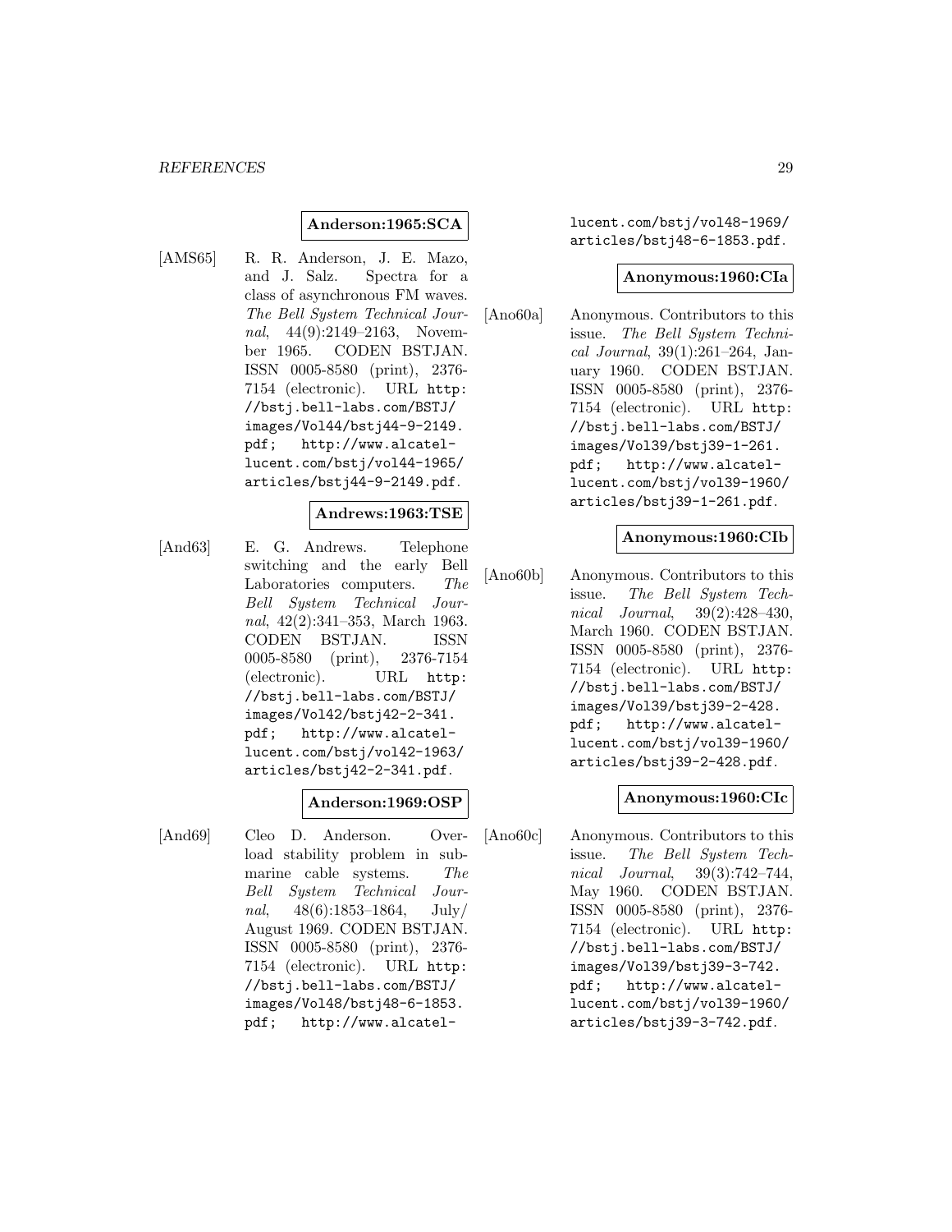**Anderson:1965:SCA**

[AMS65] R. R. Anderson, J. E. Mazo, and J. Salz. Spectra for a class of asynchronous FM waves. *The Bell System Technical Journal*, 44(9):2149–2163, November 1965. CODEN BSTJAN. ISSN 0005-8580 (print), 2376-7154 (electronic). URL `http://bstj.bell-labs.com/BSTJ/images/Vol44/bstj44-9-2149.pdf; http://www.alcatel-lucent.com/bstj/vol44-1965/articles/bstj44-9-2149.pdf`.

**Andrews:1963:TSE**

[And63] E. G. Andrews. Telephone switching and the early Bell Laboratories computers. *The Bell System Technical Journal*, 42(2):341–353, March 1963. CODEN BSTJAN. ISSN 0005-8580 (print), 2376-7154 (electronic). URL `http://bstj.bell-labs.com/BSTJ/images/Vol42/bstj42-2-341.pdf; http://www.alcatel-lucent.com/bstj/vol42-1963/articles/bstj42-2-341.pdf`.

**Anderson:1969:OSP**

[And69] Cleo D. Anderson. Overload stability problem in submarine cable systems. *The Bell System Technical Journal*, 48(6):1853–1864, July/August 1969. CODEN BSTJAN. ISSN 0005-8580 (print), 2376-7154 (electronic). URL `http://bstj.bell-labs.com/BSTJ/images/Vol48/bstj48-6-1853.pdf; http://www.alcatel-lucent.com/bstj/vol48-1969/articles/bstj48-6-1853.pdf`.

**Anonymous:1960:CIa**

[Ano60a] Anonymous. Contributors to this issue. *The Bell System Technical Journal*, 39(1):261–264, January 1960. CODEN BSTJAN. ISSN 0005-8580 (print), 2376-7154 (electronic). URL `http://bstj.bell-labs.com/BSTJ/images/Vol39/bstj39-1-261.pdf; http://www.alcatel-lucent.com/bstj/vol39-1960/articles/bstj39-1-261.pdf`.

**Anonymous:1960:CIb**

[Ano60b] Anonymous. Contributors to this issue. *The Bell System Technical Journal*, 39(2):428–430, March 1960. CODEN BSTJAN. ISSN 0005-8580 (print), 2376-7154 (electronic). URL `http://bstj.bell-labs.com/BSTJ/images/Vol39/bstj39-2-428.pdf; http://www.alcatel-lucent.com/bstj/vol39-1960/articles/bstj39-2-428.pdf`.

**Anonymous:1960:CIc**

[Ano60c] Anonymous. Contributors to this issue. *The Bell System Technical Journal*, 39(3):742–744, May 1960. CODEN BSTJAN. ISSN 0005-8580 (print), 2376-7154 (electronic). URL `http://bstj.bell-labs.com/BSTJ/images/Vol39/bstj39-3-742.pdf; http://www.alcatel-lucent.com/bstj/vol39-1960/articles/bstj39-3-742.pdf`.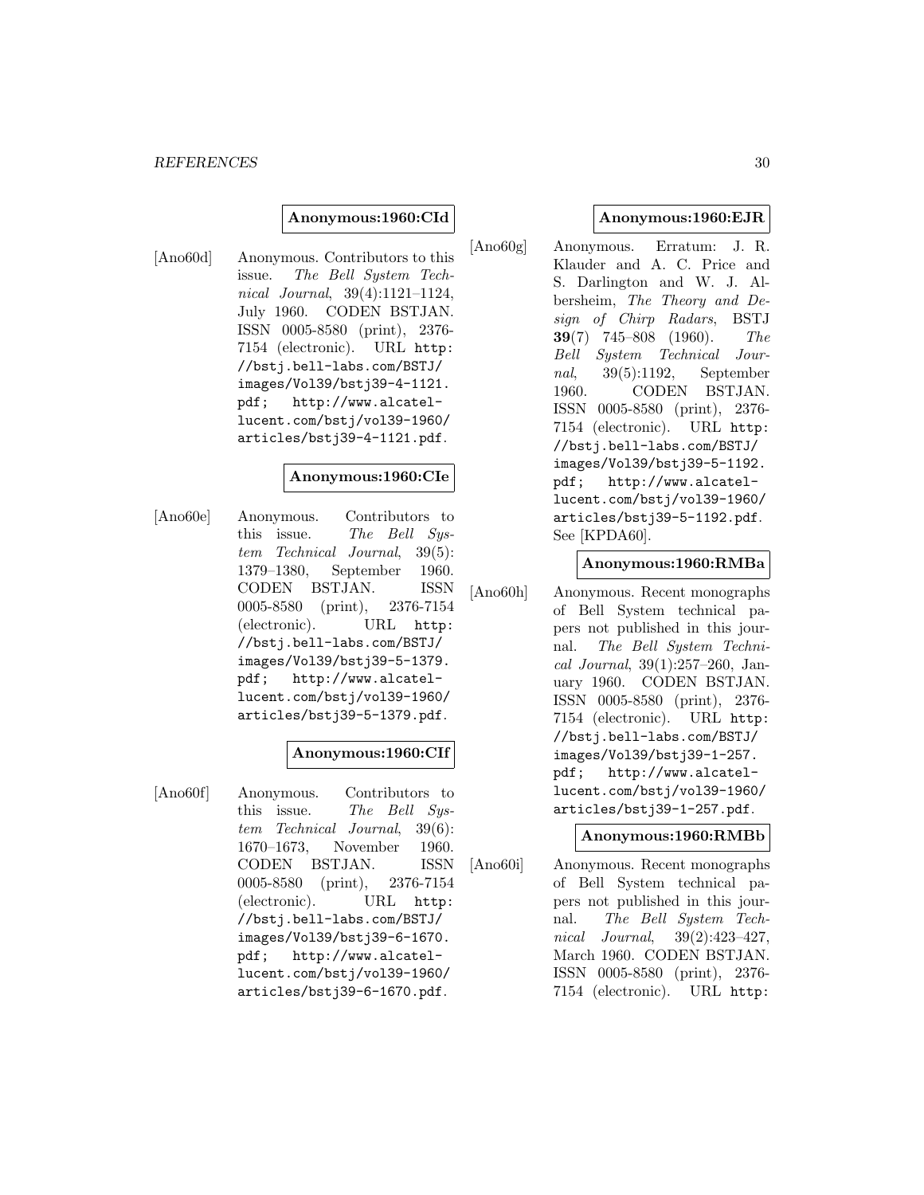**Anonymous:1960:CId**

[Ano60d] Anonymous. Contributors to this issue. *The Bell System Technical Journal*, 39(4):1121–1124, July 1960. CODEN BSTJAN. ISSN 0005-8580 (print), 2376-7154 (electronic). URL http://bstj.bell-labs.com/BSTJ/images/Vol39/bstj39-4-1121.pdf; http://www.alcatel-lucent.com/bstj/vol39-1960/articles/bstj39-4-1121.pdf.

**Anonymous:1960:CIe**

[Ano60e] Anonymous. Contributors to this issue. *The Bell System Technical Journal*, 39(5):1379–1380, September 1960. CODEN BSTJAN. ISSN 0005-8580 (print), 2376-7154 (electronic). URL http://bstj.bell-labs.com/BSTJ/images/Vol39/bstj39-5-1379.pdf; http://www.alcatel-lucent.com/bstj/vol39-1960/articles/bstj39-5-1379.pdf.

**Anonymous:1960:CIf**

[Ano60f] Anonymous. Contributors to this issue. *The Bell System Technical Journal*, 39(6):1670–1673, November 1960. CODEN BSTJAN. ISSN 0005-8580 (print), 2376-7154 (electronic). URL http://bstj.bell-labs.com/BSTJ/images/Vol39/bstj39-6-1670.pdf; http://www.alcatel-lucent.com/bstj/vol39-1960/articles/bstj39-6-1670.pdf.

**Anonymous:1960:EJR**

[Ano60g] Anonymous. Erratum: J. R. Klauder and A. C. Price and S. Darlington and W. J. Albersheim, *The Theory and Design of Chirp Radars*, BSTJ **39**(7) 745–808 (1960). *The Bell System Technical Journal*, 39(5):1192, September 1960. CODEN BSTJAN. ISSN 0005-8580 (print), 2376-7154 (electronic). URL http://bstj.bell-labs.com/BSTJ/images/Vol39/bstj39-5-1192.pdf; http://www.alcatel-lucent.com/bstj/vol39-1960/articles/bstj39-5-1192.pdf. See [KPDA60].

**Anonymous:1960:RMBa**

[Ano60h] Anonymous. Recent monographs of Bell System technical papers not published in this journal. *The Bell System Technical Journal*, 39(1):257–260, January 1960. CODEN BSTJAN. ISSN 0005-8580 (print), 2376-7154 (electronic). URL http://bstj.bell-labs.com/BSTJ/images/Vol39/bstj39-1-257.pdf; http://www.alcatel-lucent.com/bstj/vol39-1960/articles/bstj39-1-257.pdf.

**Anonymous:1960:RMBb**

[Ano60i] Anonymous. Recent monographs of Bell System technical papers not published in this journal. *The Bell System Technical Journal*, 39(2):423–427, March 1960. CODEN BSTJAN. ISSN 0005-8580 (print), 2376-7154 (electronic). URL http: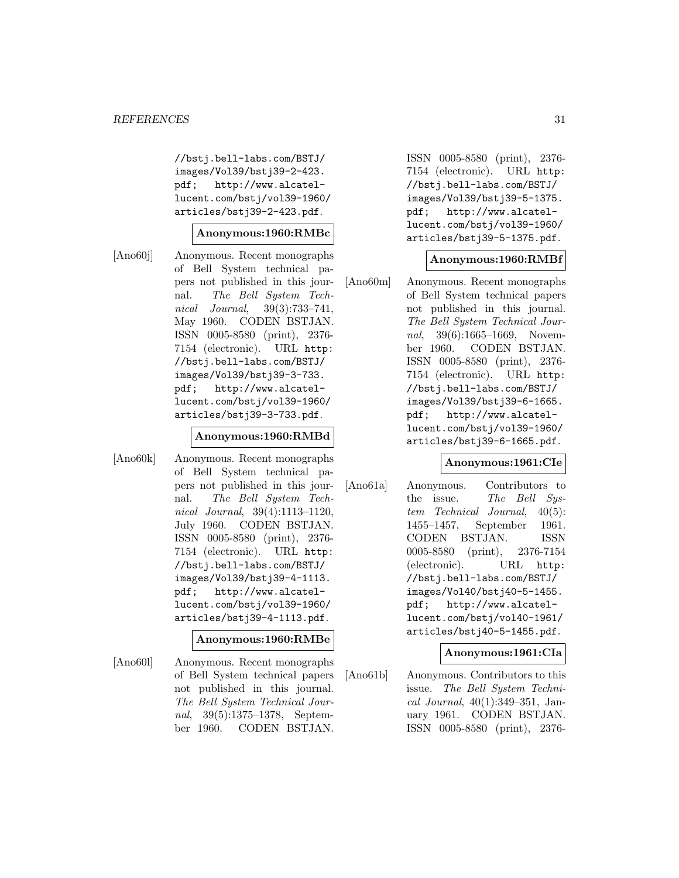//bstj.bell-labs.com/BSTJ/images/Vol39/bstj39-2-423.pdf; http://www.alcatel-lucent.com/bstj/vol39-1960/articles/bstj39-2-423.pdf.

**Anonymous:1960:RMBc**

[Ano60j] Anonymous. Recent monographs of Bell System technical papers not published in this journal. *The Bell System Technical Journal*, 39(3):733–741, May 1960. CODEN BSTJAN. ISSN 0005-8580 (print), 2376-7154 (electronic). URL http://bstj.bell-labs.com/BSTJ/images/Vol39/bstj39-3-733.pdf; http://www.alcatel-lucent.com/bstj/vol39-1960/articles/bstj39-3-733.pdf.

**Anonymous:1960:RMBd**

[Ano60k] Anonymous. Recent monographs of Bell System technical papers not published in this journal. *The Bell System Technical Journal*, 39(4):1113–1120, July 1960. CODEN BSTJAN. ISSN 0005-8580 (print), 2376-7154 (electronic). URL http://bstj.bell-labs.com/BSTJ/images/Vol39/bstj39-4-1113.pdf; http://www.alcatel-lucent.com/bstj/vol39-1960/articles/bstj39-4-1113.pdf.

**Anonymous:1960:RMBe**

[Ano60l] Anonymous. Recent monographs of Bell System technical papers not published in this journal. *The Bell System Technical Journal*, 39(5):1375–1378, September 1960. CODEN BSTJAN. ISSN 0005-8580 (print), 2376-7154 (electronic). URL http://bstj.bell-labs.com/BSTJ/images/Vol39/bstj39-5-1375.pdf; http://www.alcatel-lucent.com/bstj/vol39-1960/articles/bstj39-5-1375.pdf.

**Anonymous:1960:RMBf**

[Ano60m] Anonymous. Recent monographs of Bell System technical papers not published in this journal. *The Bell System Technical Journal*, 39(6):1665–1669, November 1960. CODEN BSTJAN. ISSN 0005-8580 (print), 2376-7154 (electronic). URL http://bstj.bell-labs.com/BSTJ/images/Vol39/bstj39-6-1665.pdf; http://www.alcatel-lucent.com/bstj/vol39-1960/articles/bstj39-6-1665.pdf.

**Anonymous:1961:CIe**

[Ano61a] Anonymous. Contributors to the issue. *The Bell System Technical Journal*, 40(5):1455–1457, September 1961. CODEN BSTJAN. ISSN 0005-8580 (print), 2376-7154 (electronic). URL http://bstj.bell-labs.com/BSTJ/images/Vol40/bstj40-5-1455.pdf; http://www.alcatel-lucent.com/bstj/vol40-1961/articles/bstj40-5-1455.pdf.

**Anonymous:1961:CIa**

[Ano61b] Anonymous. Contributors to this issue. *The Bell System Technical Journal*, 40(1):349–351, January 1961. CODEN BSTJAN. ISSN 0005-8580 (print), 2376-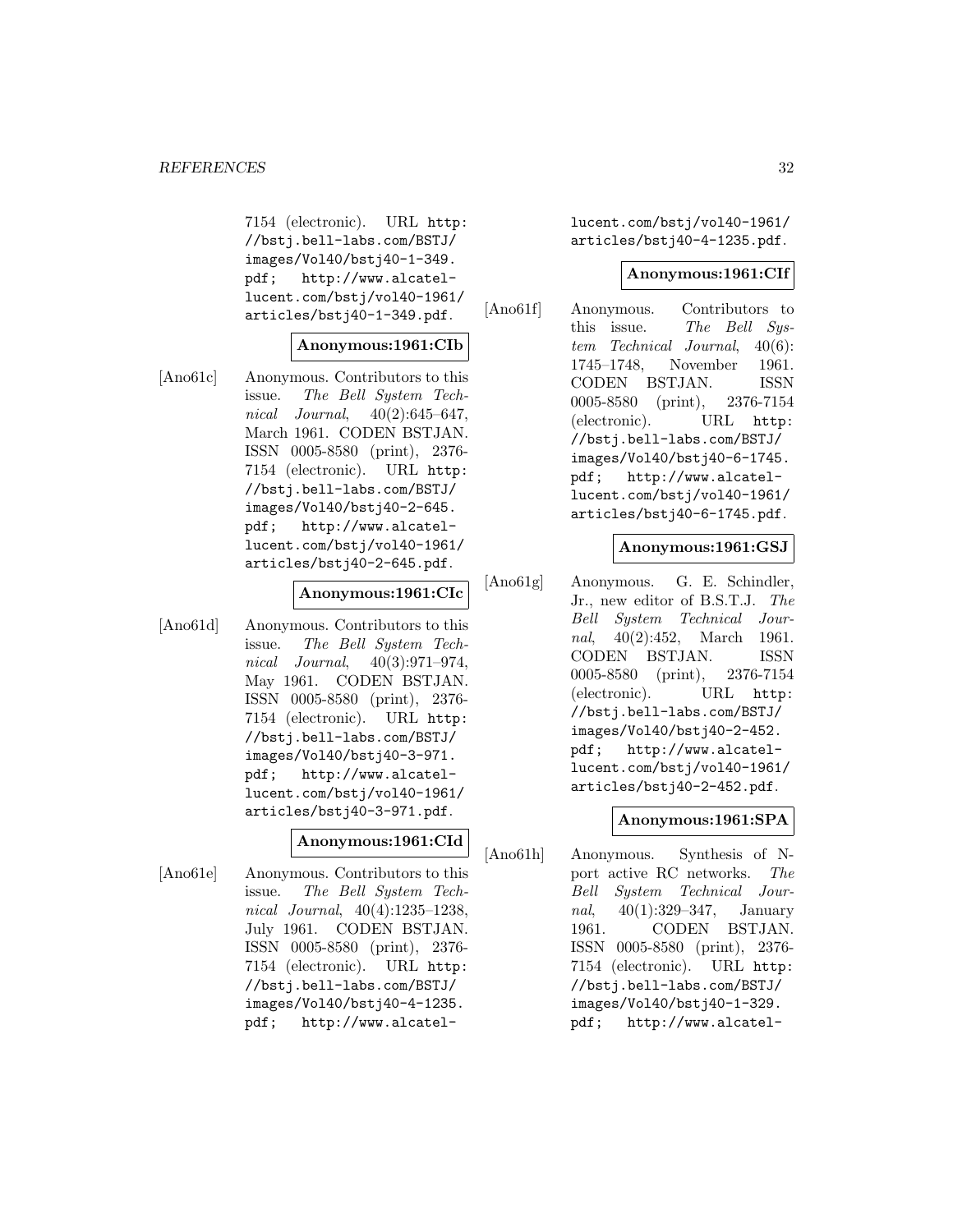7154 (electronic). URL http://bstj.bell-labs.com/BSTJ/images/Vol40/bstj40-1-349.pdf; http://www.alcatel-lucent.com/bstj/vol40-1961/articles/bstj40-1-349.pdf.

**Anonymous:1961:CIb**

[Ano61c] Anonymous. Contributors to this issue. *The Bell System Technical Journal*, 40(2):645–647, March 1961. CODEN BSTJAN. ISSN 0005-8580 (print), 2376-7154 (electronic). URL http://bstj.bell-labs.com/BSTJ/images/Vol40/bstj40-2-645.pdf; http://www.alcatel-lucent.com/bstj/vol40-1961/articles/bstj40-2-645.pdf.

**Anonymous:1961:CIc**

[Ano61d] Anonymous. Contributors to this issue. *The Bell System Technical Journal*, 40(3):971–974, May 1961. CODEN BSTJAN. ISSN 0005-8580 (print), 2376-7154 (electronic). URL http://bstj.bell-labs.com/BSTJ/images/Vol40/bstj40-3-971.pdf; http://www.alcatel-lucent.com/bstj/vol40-1961/articles/bstj40-3-971.pdf.

**Anonymous:1961:CId**

[Ano61e] Anonymous. Contributors to this issue. *The Bell System Technical Journal*, 40(4):1235–1238, July 1961. CODEN BSTJAN. ISSN 0005-8580 (print), 2376-7154 (electronic). URL http://bstj.bell-labs.com/BSTJ/images/Vol40/bstj40-4-1235.pdf; http://www.alcatel-lucent.com/bstj/vol40-1961/articles/bstj40-4-1235.pdf.

**Anonymous:1961:CIf**

[Ano61f] Anonymous. Contributors to this issue. *The Bell System Technical Journal*, 40(6):1745–1748, November 1961. CODEN BSTJAN. ISSN 0005-8580 (print), 2376-7154 (electronic). URL http://bstj.bell-labs.com/BSTJ/images/Vol40/bstj40-6-1745.pdf; http://www.alcatel-lucent.com/bstj/vol40-1961/articles/bstj40-6-1745.pdf.

**Anonymous:1961:GSJ**

[Ano61g] Anonymous. G. E. Schindler, Jr., new editor of B.S.T.J. *The Bell System Technical Journal*, 40(2):452, March 1961. CODEN BSTJAN. ISSN 0005-8580 (print), 2376-7154 (electronic). URL http://bstj.bell-labs.com/BSTJ/images/Vol40/bstj40-2-452.pdf; http://www.alcatel-lucent.com/bstj/vol40-1961/articles/bstj40-2-452.pdf.

**Anonymous:1961:SPA**

[Ano61h] Anonymous. Synthesis of N-port active RC networks. *The Bell System Technical Journal*, 40(1):329–347, January 1961. CODEN BSTJAN. ISSN 0005-8580 (print), 2376-7154 (electronic). URL http://bstj.bell-labs.com/BSTJ/images/Vol40/bstj40-1-329.pdf; http://www.alcatel-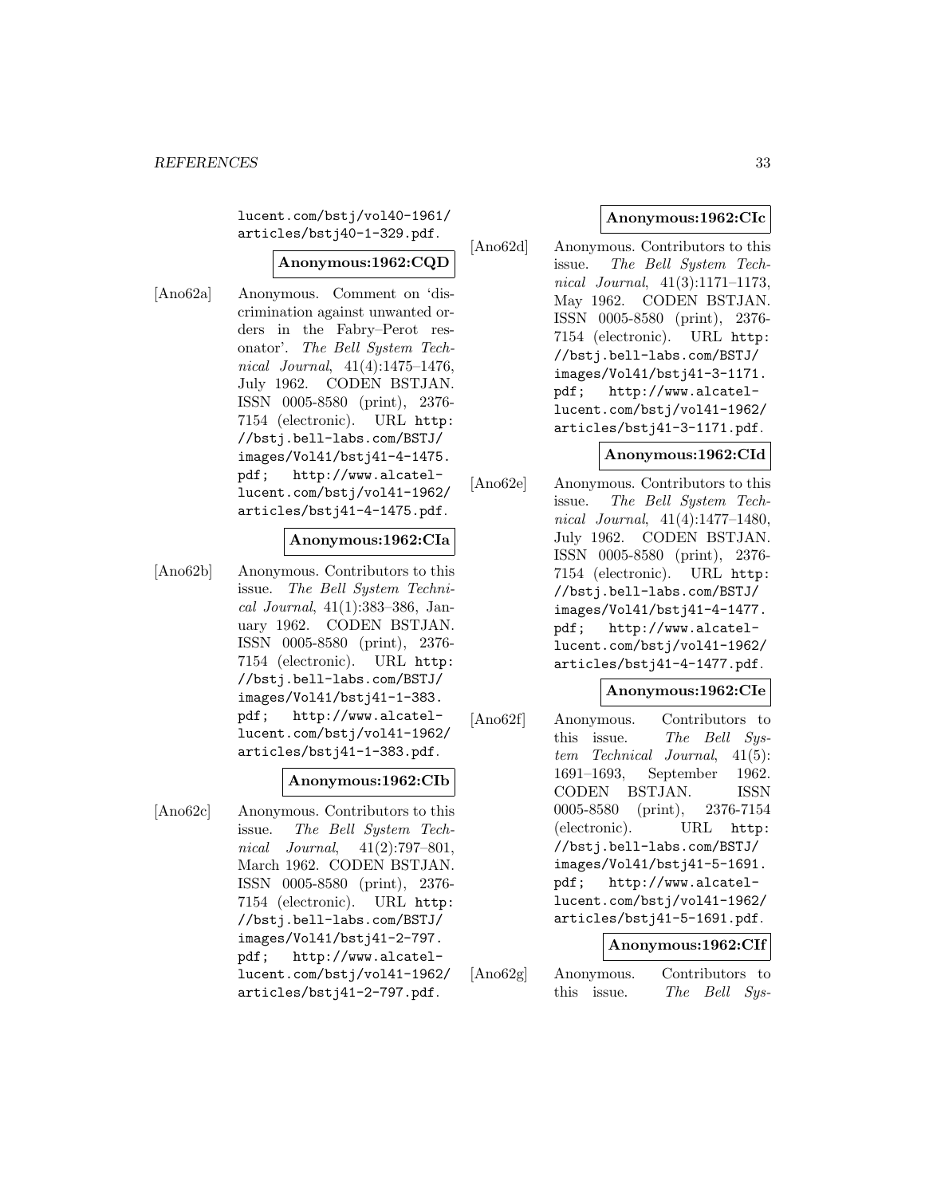lucent.com/bstj/vol40-1961/articles/bstj40-1-329.pdf.

**Anonymous:1962:CQD**

[Ano62a] Anonymous. Comment on 'discrimination against unwanted orders in the Fabry–Perot resonator'. *The Bell System Technical Journal*, 41(4):1475–1476, July 1962. CODEN BSTJAN. ISSN 0005-8580 (print), 2376-7154 (electronic). URL http://bstj.bell-labs.com/BSTJ/images/Vol41/bstj41-4-1475.pdf; http://www.alcatel-lucent.com/bstj/vol41-1962/articles/bstj41-4-1475.pdf.

**Anonymous:1962:CIa**

[Ano62b] Anonymous. Contributors to this issue. *The Bell System Technical Journal*, 41(1):383–386, January 1962. CODEN BSTJAN. ISSN 0005-8580 (print), 2376-7154 (electronic). URL http://bstj.bell-labs.com/BSTJ/images/Vol41/bstj41-1-383.pdf; http://www.alcatel-lucent.com/bstj/vol41-1962/articles/bstj41-1-383.pdf.

**Anonymous:1962:CIb**

[Ano62c] Anonymous. Contributors to this issue. *The Bell System Technical Journal*, 41(2):797–801, March 1962. CODEN BSTJAN. ISSN 0005-8580 (print), 2376-7154 (electronic). URL http://bstj.bell-labs.com/BSTJ/images/Vol41/bstj41-2-797.pdf; http://www.alcatel-lucent.com/bstj/vol41-1962/articles/bstj41-2-797.pdf.

**Anonymous:1962:CIc**

[Ano62d] Anonymous. Contributors to this issue. *The Bell System Technical Journal*, 41(3):1171–1173, May 1962. CODEN BSTJAN. ISSN 0005-8580 (print), 2376-7154 (electronic). URL http://bstj.bell-labs.com/BSTJ/images/Vol41/bstj41-3-1171.pdf; http://www.alcatel-lucent.com/bstj/vol41-1962/articles/bstj41-3-1171.pdf.

**Anonymous:1962:CId**

[Ano62e] Anonymous. Contributors to this issue. *The Bell System Technical Journal*, 41(4):1477–1480, July 1962. CODEN BSTJAN. ISSN 0005-8580 (print), 2376-7154 (electronic). URL http://bstj.bell-labs.com/BSTJ/images/Vol41/bstj41-4-1477.pdf; http://www.alcatel-lucent.com/bstj/vol41-1962/articles/bstj41-4-1477.pdf.

**Anonymous:1962:CIe**

[Ano62f] Anonymous. Contributors to this issue. *The Bell System Technical Journal*, 41(5):1691–1693, September 1962. CODEN BSTJAN. ISSN 0005-8580 (print), 2376-7154 (electronic). URL http://bstj.bell-labs.com/BSTJ/images/Vol41/bstj41-5-1691.pdf; http://www.alcatel-lucent.com/bstj/vol41-1962/articles/bstj41-5-1691.pdf.

**Anonymous:1962:CIf**

[Ano62g] Anonymous. Contributors to this issue. *The Bell Sys-*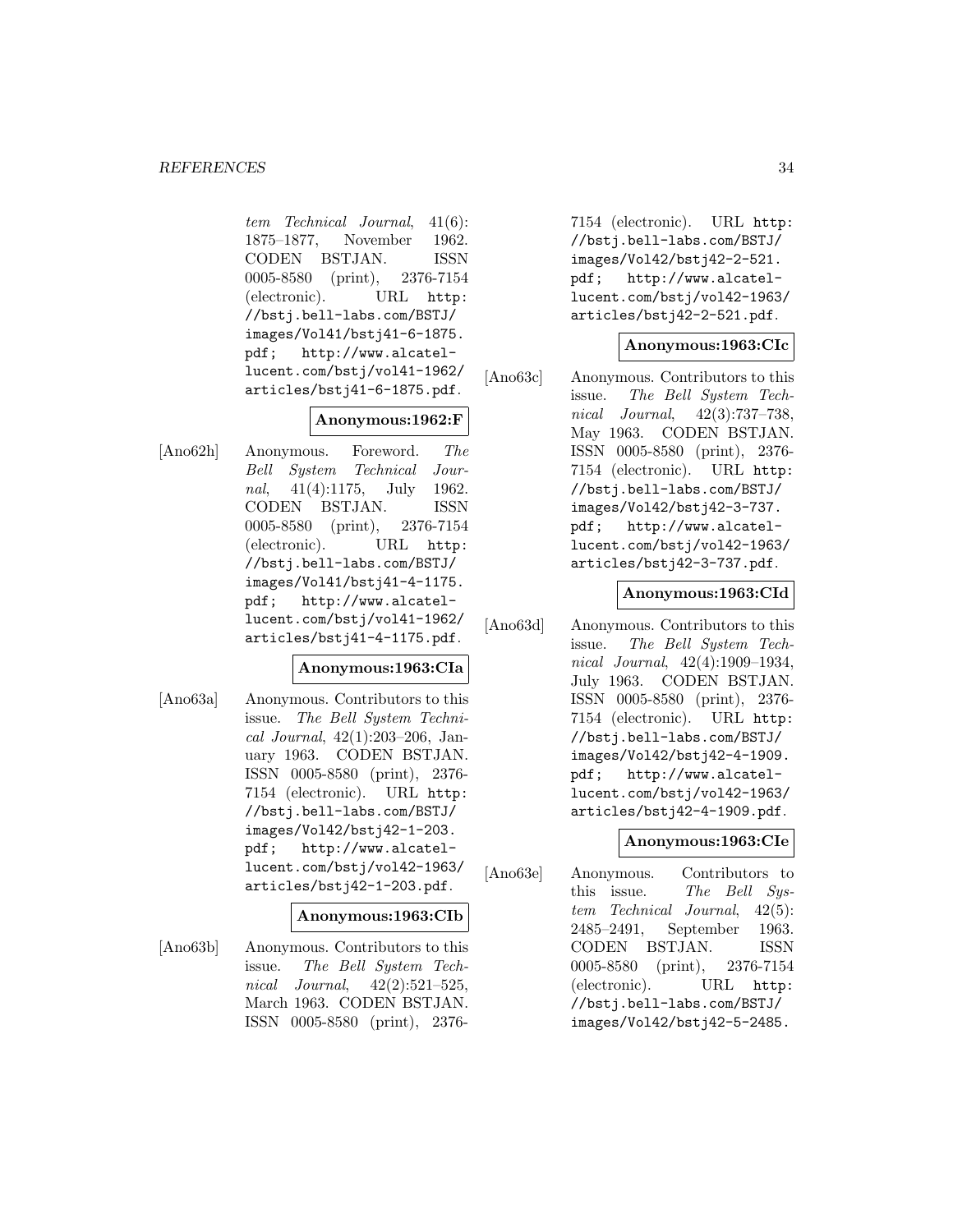*tem Technical Journal*, 41(6): 1875–1877, November 1962. CODEN BSTJAN. ISSN 0005-8580 (print), 2376-7154 (electronic). URL http://bstj.bell-labs.com/BSTJ/images/Vol41/bstj41-6-1875.pdf; http://www.alcatel-lucent.com/bstj/vol41-1962/articles/bstj41-6-1875.pdf.

**Anonymous:1962:F**

[Ano62h] Anonymous. Foreword. *The Bell System Technical Journal*, 41(4):1175, July 1962. CODEN BSTJAN. ISSN 0005-8580 (print), 2376-7154 (electronic). URL http://bstj.bell-labs.com/BSTJ/images/Vol41/bstj41-4-1175.pdf; http://www.alcatel-lucent.com/bstj/vol41-1962/articles/bstj41-4-1175.pdf.

**Anonymous:1963:CIa**

[Ano63a] Anonymous. Contributors to this issue. *The Bell System Technical Journal*, 42(1):203–206, January 1963. CODEN BSTJAN. ISSN 0005-8580 (print), 2376-7154 (electronic). URL http://bstj.bell-labs.com/BSTJ/images/Vol42/bstj42-1-203.pdf; http://www.alcatel-lucent.com/bstj/vol42-1963/articles/bstj42-1-203.pdf.

**Anonymous:1963:CIb**

[Ano63b] Anonymous. Contributors to this issue. *The Bell System Technical Journal*, 42(2):521–525, March 1963. CODEN BSTJAN. ISSN 0005-8580 (print), 2376-7154 (electronic). URL http://bstj.bell-labs.com/BSTJ/images/Vol42/bstj42-2-521.pdf; http://www.alcatel-lucent.com/bstj/vol42-1963/articles/bstj42-2-521.pdf.

**Anonymous:1963:CIc**

[Ano63c] Anonymous. Contributors to this issue. *The Bell System Technical Journal*, 42(3):737–738, May 1963. CODEN BSTJAN. ISSN 0005-8580 (print), 2376-7154 (electronic). URL http://bstj.bell-labs.com/BSTJ/images/Vol42/bstj42-3-737.pdf; http://www.alcatel-lucent.com/bstj/vol42-1963/articles/bstj42-3-737.pdf.

**Anonymous:1963:CId**

[Ano63d] Anonymous. Contributors to this issue. *The Bell System Technical Journal*, 42(4):1909–1934, July 1963. CODEN BSTJAN. ISSN 0005-8580 (print), 2376-7154 (electronic). URL http://bstj.bell-labs.com/BSTJ/images/Vol42/bstj42-4-1909.pdf; http://www.alcatel-lucent.com/bstj/vol42-1963/articles/bstj42-4-1909.pdf.

**Anonymous:1963:CIe**

[Ano63e] Anonymous. Contributors to this issue. *The Bell System Technical Journal*, 42(5): 2485–2491, September 1963. CODEN BSTJAN. ISSN 0005-8580 (print), 2376-7154 (electronic). URL http://bstj.bell-labs.com/BSTJ/images/Vol42/bstj42-5-2485.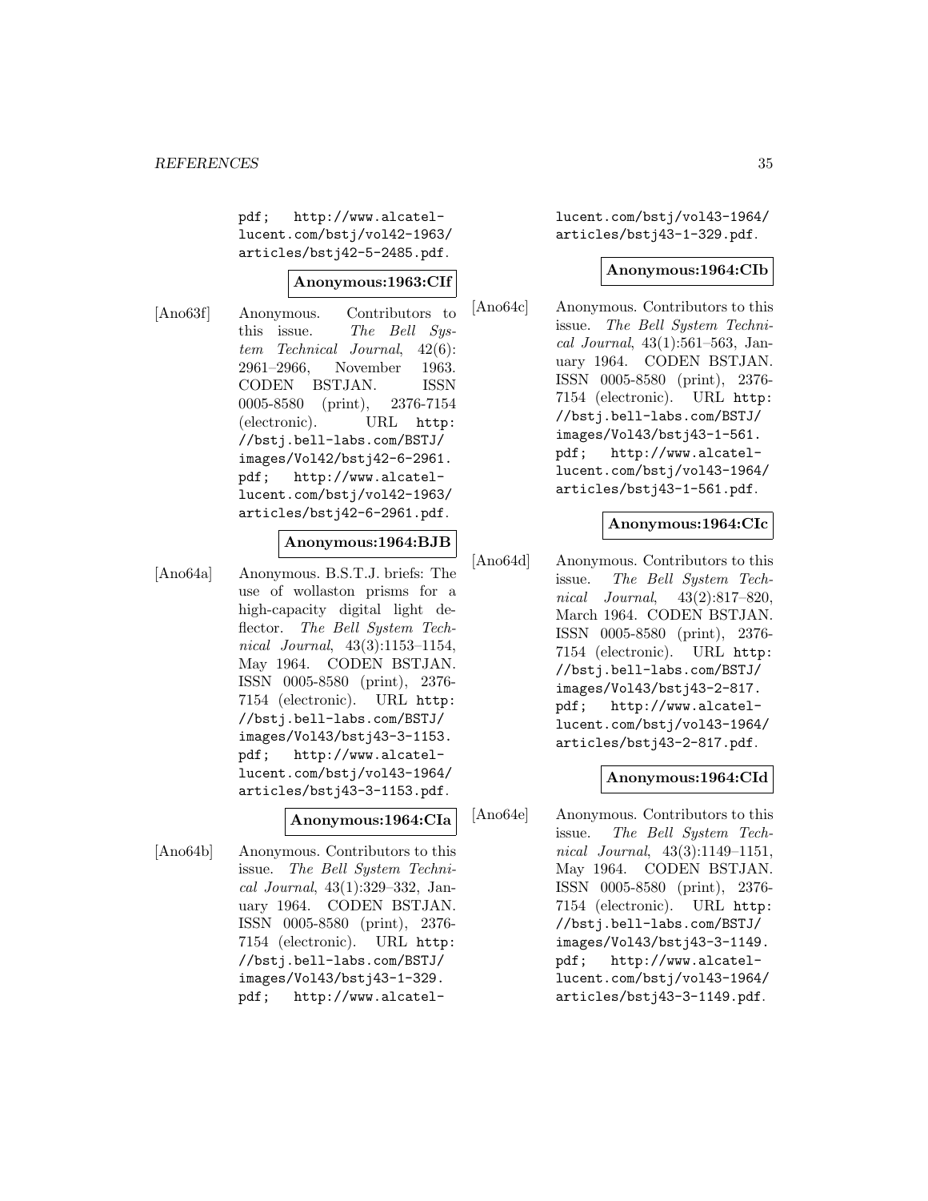pdf; http://www.alcatel-lucent.com/bstj/vol42-1963/articles/bstj42-5-2485.pdf.

**Anonymous:1963:CIf**

[Ano63f] Anonymous. Contributors to this issue. *The Bell System Technical Journal*, 42(6): 2961–2966, November 1963. CODEN BSTJAN. ISSN 0005-8580 (print), 2376-7154 (electronic). URL http://bstj.bell-labs.com/BSTJ/images/Vol42/bstj42-6-2961.pdf; http://www.alcatel-lucent.com/bstj/vol42-1963/articles/bstj42-6-2961.pdf.

**Anonymous:1964:BJB**

[Ano64a] Anonymous. B.S.T.J. briefs: The use of wollaston prisms for a high-capacity digital light deflector. *The Bell System Technical Journal*, 43(3):1153–1154, May 1964. CODEN BSTJAN. ISSN 0005-8580 (print), 2376-7154 (electronic). URL http://bstj.bell-labs.com/BSTJ/images/Vol43/bstj43-3-1153.pdf; http://www.alcatel-lucent.com/bstj/vol43-1964/articles/bstj43-3-1153.pdf.

**Anonymous:1964:CIa**

[Ano64b] Anonymous. Contributors to this issue. *The Bell System Technical Journal*, 43(1):329–332, January 1964. CODEN BSTJAN. ISSN 0005-8580 (print), 2376-7154 (electronic). URL http://bstj.bell-labs.com/BSTJ/images/Vol43/bstj43-1-329.pdf; http://www.alcatel-lucent.com/bstj/vol43-1964/articles/bstj43-1-329.pdf.

**Anonymous:1964:CIb**

[Ano64c] Anonymous. Contributors to this issue. *The Bell System Technical Journal*, 43(1):561–563, January 1964. CODEN BSTJAN. ISSN 0005-8580 (print), 2376-7154 (electronic). URL http://bstj.bell-labs.com/BSTJ/images/Vol43/bstj43-1-561.pdf; http://www.alcatel-lucent.com/bstj/vol43-1964/articles/bstj43-1-561.pdf.

**Anonymous:1964:CIc**

[Ano64d] Anonymous. Contributors to this issue. *The Bell System Technical Journal*, 43(2):817–820, March 1964. CODEN BSTJAN. ISSN 0005-8580 (print), 2376-7154 (electronic). URL http://bstj.bell-labs.com/BSTJ/images/Vol43/bstj43-2-817.pdf; http://www.alcatel-lucent.com/bstj/vol43-1964/articles/bstj43-2-817.pdf.

**Anonymous:1964:CId**

[Ano64e] Anonymous. Contributors to this issue. *The Bell System Technical Journal*, 43(3):1149–1151, May 1964. CODEN BSTJAN. ISSN 0005-8580 (print), 2376-7154 (electronic). URL http://bstj.bell-labs.com/BSTJ/images/Vol43/bstj43-3-1149.pdf; http://www.alcatel-lucent.com/bstj/vol43-1964/articles/bstj43-3-1149.pdf.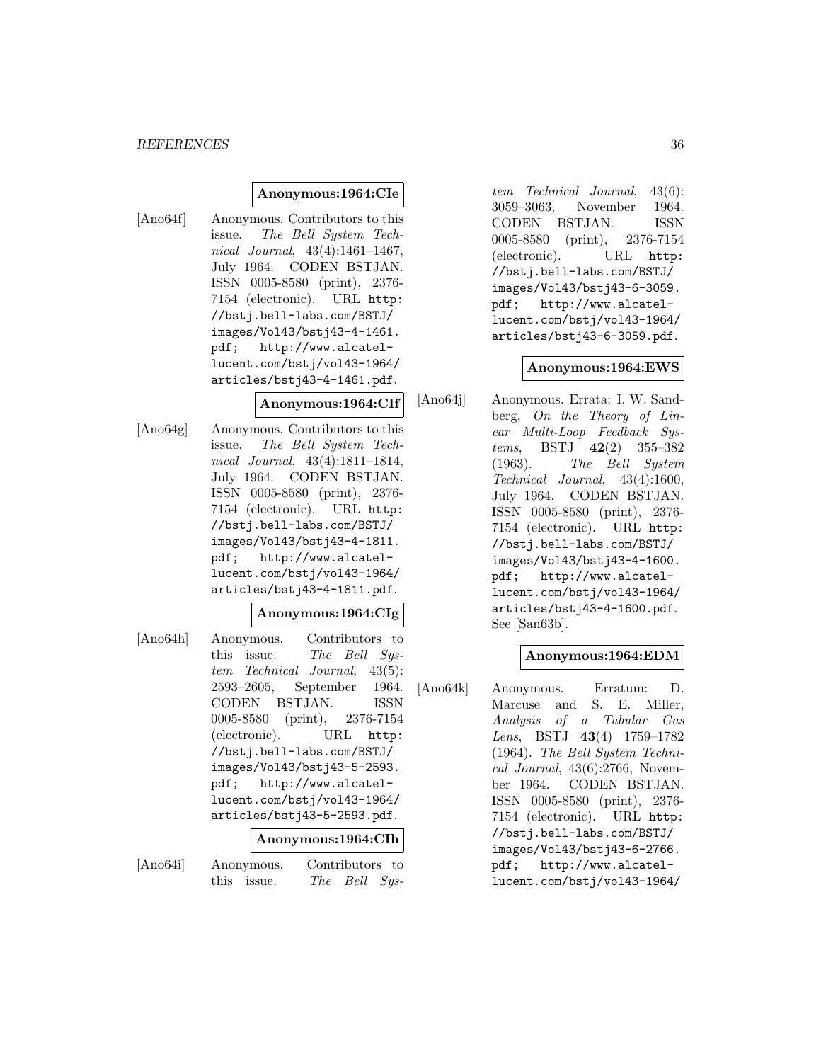**Anonymous:1964:CIe**

[Ano64f] Anonymous. Contributors to this issue. *The Bell System Technical Journal*, 43(4):1461–1467, July 1964. CODEN BSTJAN. ISSN 0005-8580 (print), 2376-7154 (electronic). URL `http://bstj.bell-labs.com/BSTJ/images/Vol43/bstj43-4-1461.pdf`; `http://www.alcatel-lucent.com/bstj/vol43-1964/articles/bstj43-4-1461.pdf`.

**Anonymous:1964:CIf**

[Ano64g] Anonymous. Contributors to this issue. *The Bell System Technical Journal*, 43(4):1811–1814, July 1964. CODEN BSTJAN. ISSN 0005-8580 (print), 2376-7154 (electronic). URL `http://bstj.bell-labs.com/BSTJ/images/Vol43/bstj43-4-1811.pdf`; `http://www.alcatel-lucent.com/bstj/vol43-1964/articles/bstj43-4-1811.pdf`.

**Anonymous:1964:CIg**

[Ano64h] Anonymous. Contributors to this issue. *The Bell System Technical Journal*, 43(5):2593–2605, September 1964. CODEN BSTJAN. ISSN 0005-8580 (print), 2376-7154 (electronic). URL `http://bstj.bell-labs.com/BSTJ/images/Vol43/bstj43-5-2593.pdf`; `http://www.alcatel-lucent.com/bstj/vol43-1964/articles/bstj43-5-2593.pdf`.

**Anonymous:1964:CIh**

[Ano64i] Anonymous. Contributors to this issue. *The Bell System Technical Journal*, 43(6):3059–3063, November 1964. CODEN BSTJAN. ISSN 0005-8580 (print), 2376-7154 (electronic). URL `http://bstj.bell-labs.com/BSTJ/images/Vol43/bstj43-6-3059.pdf`; `http://www.alcatel-lucent.com/bstj/vol43-1964/articles/bstj43-6-3059.pdf`.

**Anonymous:1964:EWS**

[Ano64j] Anonymous. Errata: I. W. Sandberg, *On the Theory of Linear Multi-Loop Feedback Systems*, BSTJ **42**(2) 355–382 (1963). *The Bell System Technical Journal*, 43(4):1600, July 1964. CODEN BSTJAN. ISSN 0005-8580 (print), 2376-7154 (electronic). URL `http://bstj.bell-labs.com/BSTJ/images/Vol43/bstj43-4-1600.pdf`; `http://www.alcatel-lucent.com/bstj/vol43-1964/articles/bstj43-4-1600.pdf`. See [San63b].

**Anonymous:1964:EDM**

[Ano64k] Anonymous. Erratum: D. Marcuse and S. E. Miller, *Analysis of a Tubular Gas Lens*, BSTJ **43**(4) 1759–1782 (1964). *The Bell System Technical Journal*, 43(6):2766, November 1964. CODEN BSTJAN. ISSN 0005-8580 (print), 2376-7154 (electronic). URL `http://bstj.bell-labs.com/BSTJ/images/Vol43/bstj43-6-2766.pdf`; `http://www.alcatel-lucent.com/bstj/vol43-1964/`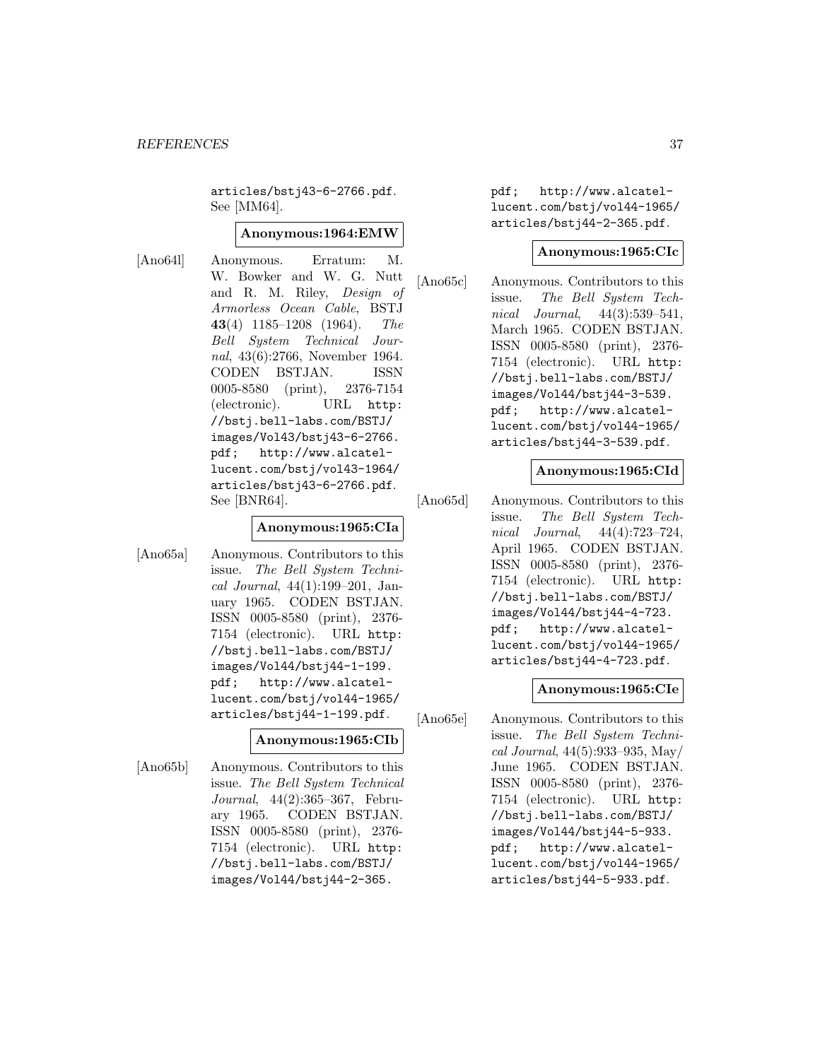articles/bstj43-6-2766.pdf. See [MM64].

**Anonymous:1964:EMW**

[Ano64l] Anonymous. Erratum: M. W. Bowker and W. G. Nutt and R. M. Riley, *Design of Armorless Ocean Cable*, BSTJ **43**(4) 1185–1208 (1964). *The Bell System Technical Journal*, 43(6):2766, November 1964. CODEN BSTJAN. ISSN 0005-8580 (print), 2376-7154 (electronic). URL http://bstj.bell-labs.com/BSTJ/images/Vol43/bstj43-6-2766.pdf; http://www.alcatel-lucent.com/bstj/vol43-1964/articles/bstj43-6-2766.pdf. See [BNR64].

**Anonymous:1965:CIa**

[Ano65a] Anonymous. Contributors to this issue. *The Bell System Technical Journal*, 44(1):199–201, January 1965. CODEN BSTJAN. ISSN 0005-8580 (print), 2376-7154 (electronic). URL http://bstj.bell-labs.com/BSTJ/images/Vol44/bstj44-1-199.pdf; http://www.alcatel-lucent.com/bstj/vol44-1965/articles/bstj44-1-199.pdf.

**Anonymous:1965:CIb**

[Ano65b] Anonymous. Contributors to this issue. *The Bell System Technical Journal*, 44(2):365–367, February 1965. CODEN BSTJAN. ISSN 0005-8580 (print), 2376-7154 (electronic). URL http://bstj.bell-labs.com/BSTJ/images/Vol44/bstj44-2-365.pdf; http://www.alcatel-lucent.com/bstj/vol44-1965/articles/bstj44-2-365.pdf.

**Anonymous:1965:CIc**

[Ano65c] Anonymous. Contributors to this issue. *The Bell System Technical Journal*, 44(3):539–541, March 1965. CODEN BSTJAN. ISSN 0005-8580 (print), 2376-7154 (electronic). URL http://bstj.bell-labs.com/BSTJ/images/Vol44/bstj44-3-539.pdf; http://www.alcatel-lucent.com/bstj/vol44-1965/articles/bstj44-3-539.pdf.

**Anonymous:1965:CId**

[Ano65d] Anonymous. Contributors to this issue. *The Bell System Technical Journal*, 44(4):723–724, April 1965. CODEN BSTJAN. ISSN 0005-8580 (print), 2376-7154 (electronic). URL http://bstj.bell-labs.com/BSTJ/images/Vol44/bstj44-4-723.pdf; http://www.alcatel-lucent.com/bstj/vol44-1965/articles/bstj44-4-723.pdf.

**Anonymous:1965:CIe**

[Ano65e] Anonymous. Contributors to this issue. *The Bell System Technical Journal*, 44(5):933–935, May/June 1965. CODEN BSTJAN. ISSN 0005-8580 (print), 2376-7154 (electronic). URL http://bstj.bell-labs.com/BSTJ/images/Vol44/bstj44-5-933.pdf; http://www.alcatel-lucent.com/bstj/vol44-1965/articles/bstj44-5-933.pdf.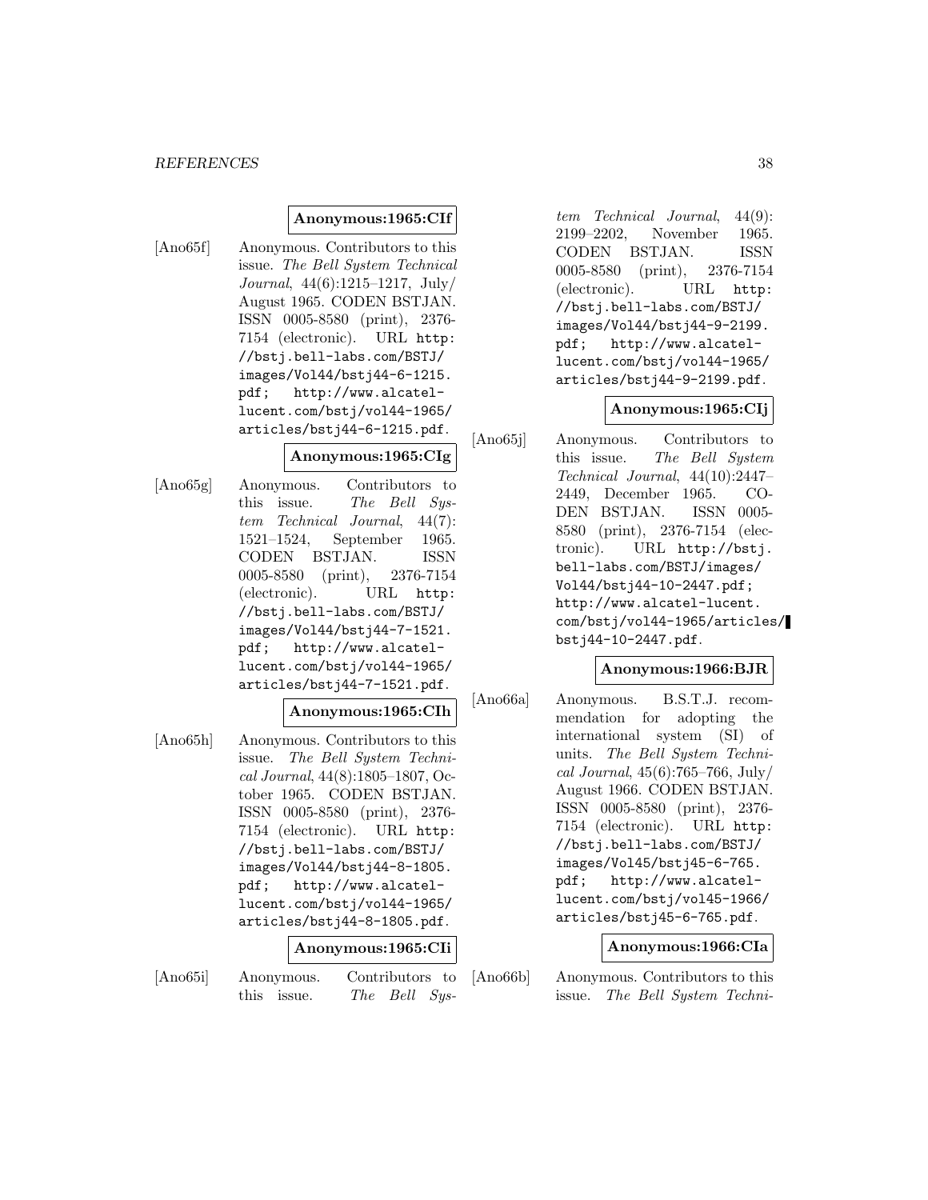**Anonymous:1965:CIf**

[Ano65f] Anonymous. Contributors to this issue. *The Bell System Technical Journal*, 44(6):1215–1217, July/ August 1965. CODEN BSTJAN. ISSN 0005-8580 (print), 2376-7154 (electronic). URL http://bstj.bell-labs.com/BSTJ/images/Vol44/bstj44-6-1215.pdf; http://www.alcatel-lucent.com/bstj/vol44-1965/articles/bstj44-6-1215.pdf.

**Anonymous:1965:CIg**

[Ano65g] Anonymous. Contributors to this issue. *The Bell System Technical Journal*, 44(7): 1521–1524, September 1965. CODEN BSTJAN. ISSN 0005-8580 (print), 2376-7154 (electronic). URL http://bstj.bell-labs.com/BSTJ/images/Vol44/bstj44-7-1521.pdf; http://www.alcatel-lucent.com/bstj/vol44-1965/articles/bstj44-7-1521.pdf.

**Anonymous:1965:CIh**

[Ano65h] Anonymous. Contributors to this issue. *The Bell System Technical Journal*, 44(8):1805–1807, October 1965. CODEN BSTJAN. ISSN 0005-8580 (print), 2376-7154 (electronic). URL http://bstj.bell-labs.com/BSTJ/images/Vol44/bstj44-8-1805.pdf; http://www.alcatel-lucent.com/bstj/vol44-1965/articles/bstj44-8-1805.pdf.

**Anonymous:1965:CIi**

[Ano65i] Anonymous. Contributors to this issue. *The Bell System Technical Journal*, 44(9): 2199–2202, November 1965. CODEN BSTJAN. ISSN 0005-8580 (print), 2376-7154 (electronic). URL http://bstj.bell-labs.com/BSTJ/images/Vol44/bstj44-9-2199.pdf; http://www.alcatel-lucent.com/bstj/vol44-1965/articles/bstj44-9-2199.pdf.

**Anonymous:1965:CIj**

[Ano65j] Anonymous. Contributors to this issue. *The Bell System Technical Journal*, 44(10):2447–2449, December 1965. CODEN BSTJAN. ISSN 0005-8580 (print), 2376-7154 (electronic). URL http://bstj.bell-labs.com/BSTJ/images/Vol44/bstj44-10-2447.pdf; http://www.alcatel-lucent.com/bstj/vol44-1965/articles/bstj44-10-2447.pdf.

**Anonymous:1966:BJR**

[Ano66a] Anonymous. B.S.T.J. recommendation for adopting the international system (SI) of units. *The Bell System Technical Journal*, 45(6):765–766, July/ August 1966. CODEN BSTJAN. ISSN 0005-8580 (print), 2376-7154 (electronic). URL http://bstj.bell-labs.com/BSTJ/images/Vol45/bstj45-6-765.pdf; http://www.alcatel-lucent.com/bstj/vol45-1966/articles/bstj45-6-765.pdf.

**Anonymous:1966:CIa**

[Ano66b] Anonymous. Contributors to this issue. *The Bell System Techni-*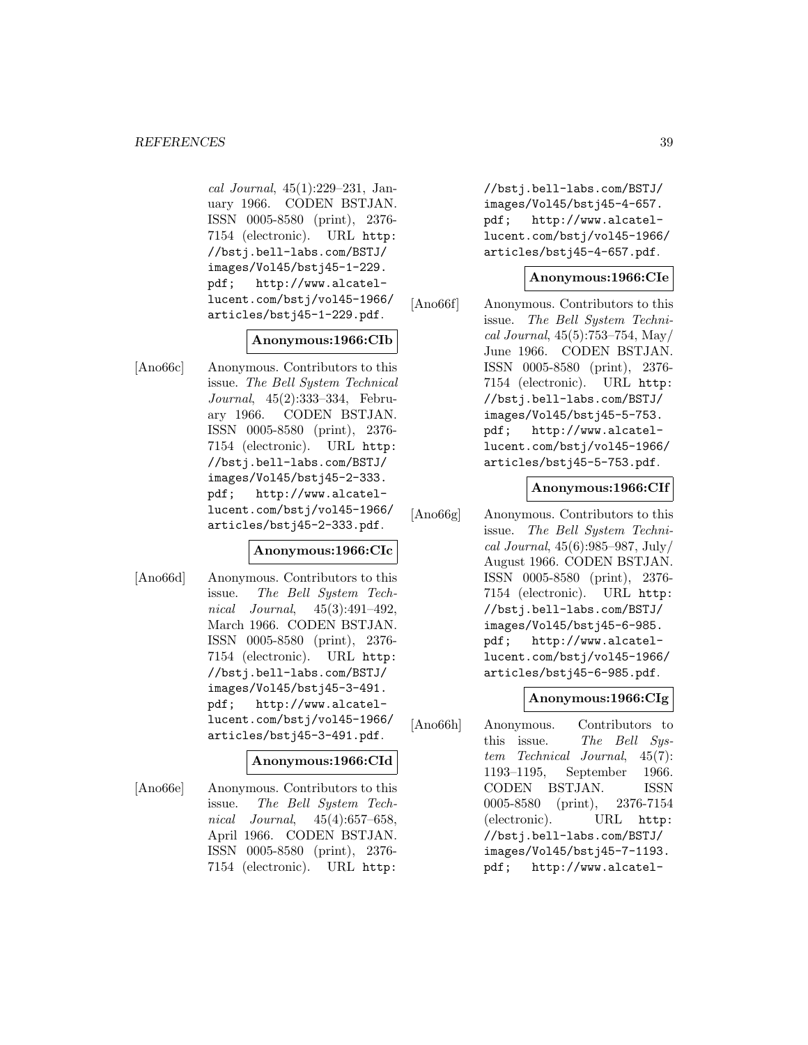*cal Journal*, 45(1):229–231, January 1966. CODEN BSTJAN. ISSN 0005-8580 (print), 2376-7154 (electronic). URL http://bstj.bell-labs.com/BSTJ/images/Vol45/bstj45-1-229.pdf; http://www.alcatel-lucent.com/bstj/vol45-1966/articles/bstj45-1-229.pdf.

**Anonymous:1966:CIb**

[Ano66c] Anonymous. Contributors to this issue. *The Bell System Technical Journal*, 45(2):333–334, February 1966. CODEN BSTJAN. ISSN 0005-8580 (print), 2376-7154 (electronic). URL http://bstj.bell-labs.com/BSTJ/images/Vol45/bstj45-2-333.pdf; http://www.alcatel-lucent.com/bstj/vol45-1966/articles/bstj45-2-333.pdf.

**Anonymous:1966:CIc**

[Ano66d] Anonymous. Contributors to this issue. *The Bell System Technical Journal*, 45(3):491–492, March 1966. CODEN BSTJAN. ISSN 0005-8580 (print), 2376-7154 (electronic). URL http://bstj.bell-labs.com/BSTJ/images/Vol45/bstj45-3-491.pdf; http://www.alcatel-lucent.com/bstj/vol45-1966/articles/bstj45-3-491.pdf.

**Anonymous:1966:CId**

[Ano66e] Anonymous. Contributors to this issue. *The Bell System Technical Journal*, 45(4):657–658, April 1966. CODEN BSTJAN. ISSN 0005-8580 (print), 2376-7154 (electronic). URL http://bstj.bell-labs.com/BSTJ/images/Vol45/bstj45-4-657.pdf; http://www.alcatel-lucent.com/bstj/vol45-1966/articles/bstj45-4-657.pdf.

**Anonymous:1966:CIe**

[Ano66f] Anonymous. Contributors to this issue. *The Bell System Technical Journal*, 45(5):753–754, May/June 1966. CODEN BSTJAN. ISSN 0005-8580 (print), 2376-7154 (electronic). URL http://bstj.bell-labs.com/BSTJ/images/Vol45/bstj45-5-753.pdf; http://www.alcatel-lucent.com/bstj/vol45-1966/articles/bstj45-5-753.pdf.

**Anonymous:1966:CIf**

[Ano66g] Anonymous. Contributors to this issue. *The Bell System Technical Journal*, 45(6):985–987, July/August 1966. CODEN BSTJAN. ISSN 0005-8580 (print), 2376-7154 (electronic). URL http://bstj.bell-labs.com/BSTJ/images/Vol45/bstj45-6-985.pdf; http://www.alcatel-lucent.com/bstj/vol45-1966/articles/bstj45-6-985.pdf.

**Anonymous:1966:CIg**

[Ano66h] Anonymous. Contributors to this issue. *The Bell System Technical Journal*, 45(7):1193–1195, September 1966. CODEN BSTJAN. ISSN 0005-8580 (print), 2376-7154 (electronic). URL http://bstj.bell-labs.com/BSTJ/images/Vol45/bstj45-7-1193.pdf; http://www.alcatel-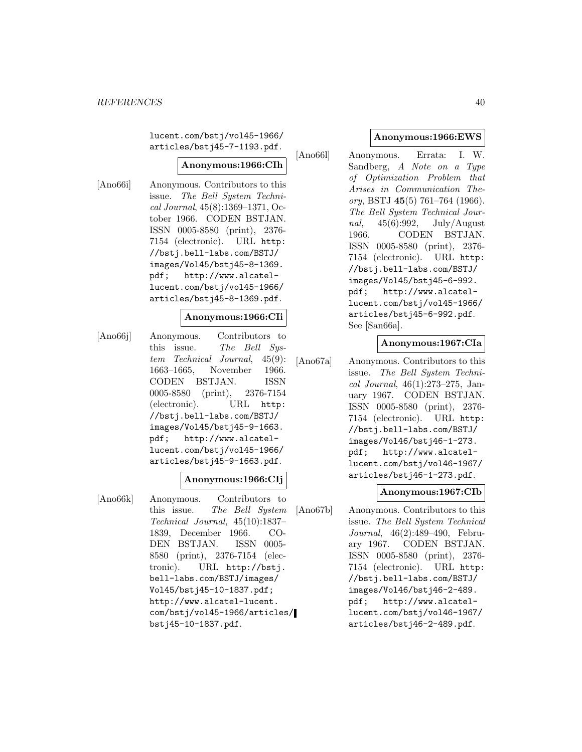lucent.com/bstj/vol45-1966/articles/bstj45-7-1193.pdf.

**Anonymous:1966:CIh**

[Ano66i] Anonymous. Contributors to this issue. *The Bell System Technical Journal*, 45(8):1369–1371, October 1966. CODEN BSTJAN. ISSN 0005-8580 (print), 2376-7154 (electronic). URL http://bstj.bell-labs.com/BSTJ/images/Vol45/bstj45-8-1369.pdf; http://www.alcatel-lucent.com/bstj/vol45-1966/articles/bstj45-8-1369.pdf.

**Anonymous:1966:CIi**

[Ano66j] Anonymous. Contributors to this issue. *The Bell System Technical Journal*, 45(9):1663–1665, November 1966. CODEN BSTJAN. ISSN 0005-8580 (print), 2376-7154 (electronic). URL http://bstj.bell-labs.com/BSTJ/images/Vol45/bstj45-9-1663.pdf; http://www.alcatel-lucent.com/bstj/vol45-1966/articles/bstj45-9-1663.pdf.

**Anonymous:1966:CIj**

[Ano66k] Anonymous. Contributors to this issue. *The Bell System Technical Journal*, 45(10):1837–1839, December 1966. CODEN BSTJAN. ISSN 0005-8580 (print), 2376-7154 (electronic). URL http://bstj.bell-labs.com/BSTJ/images/Vol45/bstj45-10-1837.pdf; http://www.alcatel-lucent.com/bstj/vol45-1966/articles/bstj45-10-1837.pdf.

**Anonymous:1966:EWS**

[Ano66l] Anonymous. Errata: I. W. Sandberg, *A Note on a Type of Optimization Problem that Arises in Communication Theory*, BSTJ **45**(5) 761–764 (1966). *The Bell System Technical Journal*, 45(6):992, July/August 1966. CODEN BSTJAN. ISSN 0005-8580 (print), 2376-7154 (electronic). URL http://bstj.bell-labs.com/BSTJ/images/Vol45/bstj45-6-992.pdf; http://www.alcatel-lucent.com/bstj/vol45-1966/articles/bstj45-6-992.pdf. See [San66a].

**Anonymous:1967:CIa**

[Ano67a] Anonymous. Contributors to this issue. *The Bell System Technical Journal*, 46(1):273–275, January 1967. CODEN BSTJAN. ISSN 0005-8580 (print), 2376-7154 (electronic). URL http://bstj.bell-labs.com/BSTJ/images/Vol46/bstj46-1-273.pdf; http://www.alcatel-lucent.com/bstj/vol46-1967/articles/bstj46-1-273.pdf.

**Anonymous:1967:CIb**

[Ano67b] Anonymous. Contributors to this issue. *The Bell System Technical Journal*, 46(2):489–490, February 1967. CODEN BSTJAN. ISSN 0005-8580 (print), 2376-7154 (electronic). URL http://bstj.bell-labs.com/BSTJ/images/Vol46/bstj46-2-489.pdf; http://www.alcatel-lucent.com/bstj/vol46-1967/articles/bstj46-2-489.pdf.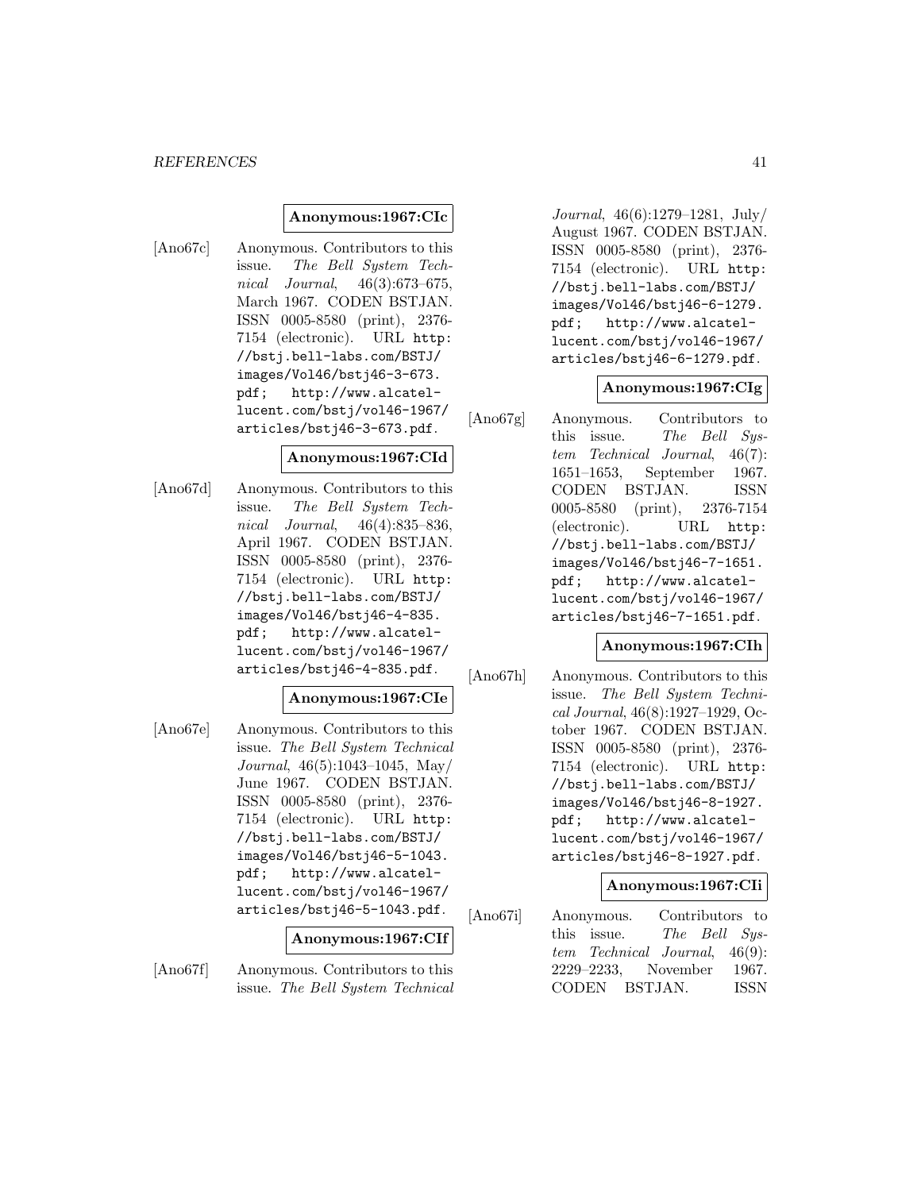**Anonymous:1967:CIc**

[Ano67c] Anonymous. Contributors to this issue. *The Bell System Technical Journal*, 46(3):673–675, March 1967. CODEN BSTJAN. ISSN 0005-8580 (print), 2376-7154 (electronic). URL http://bstj.bell-labs.com/BSTJ/images/Vol46/bstj46-3-673.pdf; http://www.alcatel-lucent.com/bstj/vol46-1967/articles/bstj46-3-673.pdf.

**Anonymous:1967:CId**

[Ano67d] Anonymous. Contributors to this issue. *The Bell System Technical Journal*, 46(4):835–836, April 1967. CODEN BSTJAN. ISSN 0005-8580 (print), 2376-7154 (electronic). URL http://bstj.bell-labs.com/BSTJ/images/Vol46/bstj46-4-835.pdf; http://www.alcatel-lucent.com/bstj/vol46-1967/articles/bstj46-4-835.pdf.

**Anonymous:1967:CIe**

[Ano67e] Anonymous. Contributors to this issue. *The Bell System Technical Journal*, 46(5):1043–1045, May/June 1967. CODEN BSTJAN. ISSN 0005-8580 (print), 2376-7154 (electronic). URL http://bstj.bell-labs.com/BSTJ/images/Vol46/bstj46-5-1043.pdf; http://www.alcatel-lucent.com/bstj/vol46-1967/articles/bstj46-5-1043.pdf.

**Anonymous:1967:CIf**

[Ano67f] Anonymous. Contributors to this issue. *The Bell System Technical Journal*, 46(6):1279–1281, July/August 1967. CODEN BSTJAN. ISSN 0005-8580 (print), 2376-7154 (electronic). URL http://bstj.bell-labs.com/BSTJ/images/Vol46/bstj46-6-1279.pdf; http://www.alcatel-lucent.com/bstj/vol46-1967/articles/bstj46-6-1279.pdf.

**Anonymous:1967:CIg**

[Ano67g] Anonymous. Contributors to this issue. *The Bell System Technical Journal*, 46(7):1651–1653, September 1967. CODEN BSTJAN. ISSN 0005-8580 (print), 2376-7154 (electronic). URL http://bstj.bell-labs.com/BSTJ/images/Vol46/bstj46-7-1651.pdf; http://www.alcatel-lucent.com/bstj/vol46-1967/articles/bstj46-7-1651.pdf.

**Anonymous:1967:CIh**

[Ano67h] Anonymous. Contributors to this issue. *The Bell System Technical Journal*, 46(8):1927–1929, October 1967. CODEN BSTJAN. ISSN 0005-8580 (print), 2376-7154 (electronic). URL http://bstj.bell-labs.com/BSTJ/images/Vol46/bstj46-8-1927.pdf; http://www.alcatel-lucent.com/bstj/vol46-1967/articles/bstj46-8-1927.pdf.

**Anonymous:1967:CIi**

[Ano67i] Anonymous. Contributors to this issue. *The Bell System Technical Journal*, 46(9):2229–2233, November 1967. CODEN BSTJAN. ISSN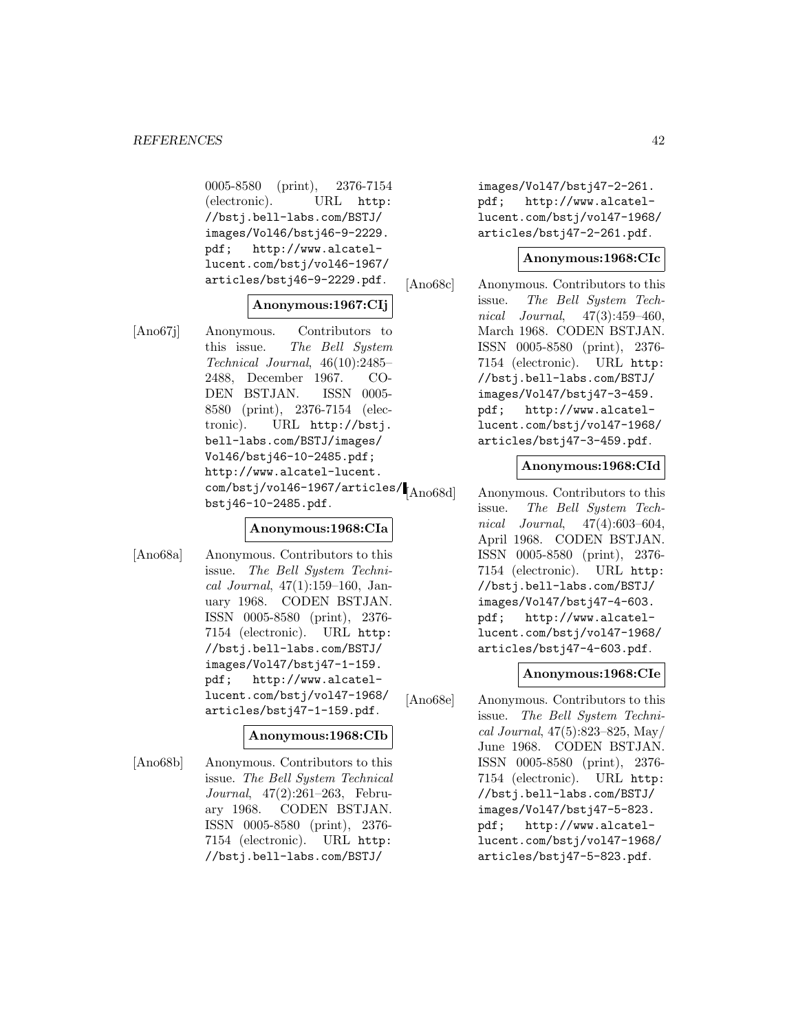0005-8580 (print), 2376-7154 (electronic). URL http://bstj.bell-labs.com/BSTJ/images/Vol46/bstj46-9-2229.pdf; http://www.alcatel-lucent.com/bstj/vol46-1967/articles/bstj46-9-2229.pdf.

**Anonymous:1967:CIj**

[Ano67j] Anonymous. Contributors to this issue. *The Bell System Technical Journal*, 46(10):2485–2488, December 1967. CODEN BSTJAN. ISSN 0005-8580 (print), 2376-7154 (electronic). URL http://bstj.bell-labs.com/BSTJ/images/Vol46/bstj46-10-2485.pdf; http://www.alcatel-lucent.com/bstj/vol46-1967/articles/bstj46-10-2485.pdf.

**Anonymous:1968:CIa**

[Ano68a] Anonymous. Contributors to this issue. *The Bell System Technical Journal*, 47(1):159–160, January 1968. CODEN BSTJAN. ISSN 0005-8580 (print), 2376-7154 (electronic). URL http://bstj.bell-labs.com/BSTJ/images/Vol47/bstj47-1-159.pdf; http://www.alcatel-lucent.com/bstj/vol47-1968/articles/bstj47-1-159.pdf.

**Anonymous:1968:CIb**

[Ano68b] Anonymous. Contributors to this issue. *The Bell System Technical Journal*, 47(2):261–263, February 1968. CODEN BSTJAN. ISSN 0005-8580 (print), 2376-7154 (electronic). URL http://bstj.bell-labs.com/BSTJ/images/Vol47/bstj47-2-261.pdf; http://www.alcatel-lucent.com/bstj/vol47-1968/articles/bstj47-2-261.pdf.

**Anonymous:1968:CIc**

[Ano68c] Anonymous. Contributors to this issue. *The Bell System Technical Journal*, 47(3):459–460, March 1968. CODEN BSTJAN. ISSN 0005-8580 (print), 2376-7154 (electronic). URL http://bstj.bell-labs.com/BSTJ/images/Vol47/bstj47-3-459.pdf; http://www.alcatel-lucent.com/bstj/vol47-1968/articles/bstj47-3-459.pdf.

**Anonymous:1968:CId**

[Ano68d] Anonymous. Contributors to this issue. *The Bell System Technical Journal*, 47(4):603–604, April 1968. CODEN BSTJAN. ISSN 0005-8580 (print), 2376-7154 (electronic). URL http://bstj.bell-labs.com/BSTJ/images/Vol47/bstj47-4-603.pdf; http://www.alcatel-lucent.com/bstj/vol47-1968/articles/bstj47-4-603.pdf.

**Anonymous:1968:CIe**

[Ano68e] Anonymous. Contributors to this issue. *The Bell System Technical Journal*, 47(5):823–825, May/June 1968. CODEN BSTJAN. ISSN 0005-8580 (print), 2376-7154 (electronic). URL http://bstj.bell-labs.com/BSTJ/images/Vol47/bstj47-5-823.pdf; http://www.alcatel-lucent.com/bstj/vol47-1968/articles/bstj47-5-823.pdf.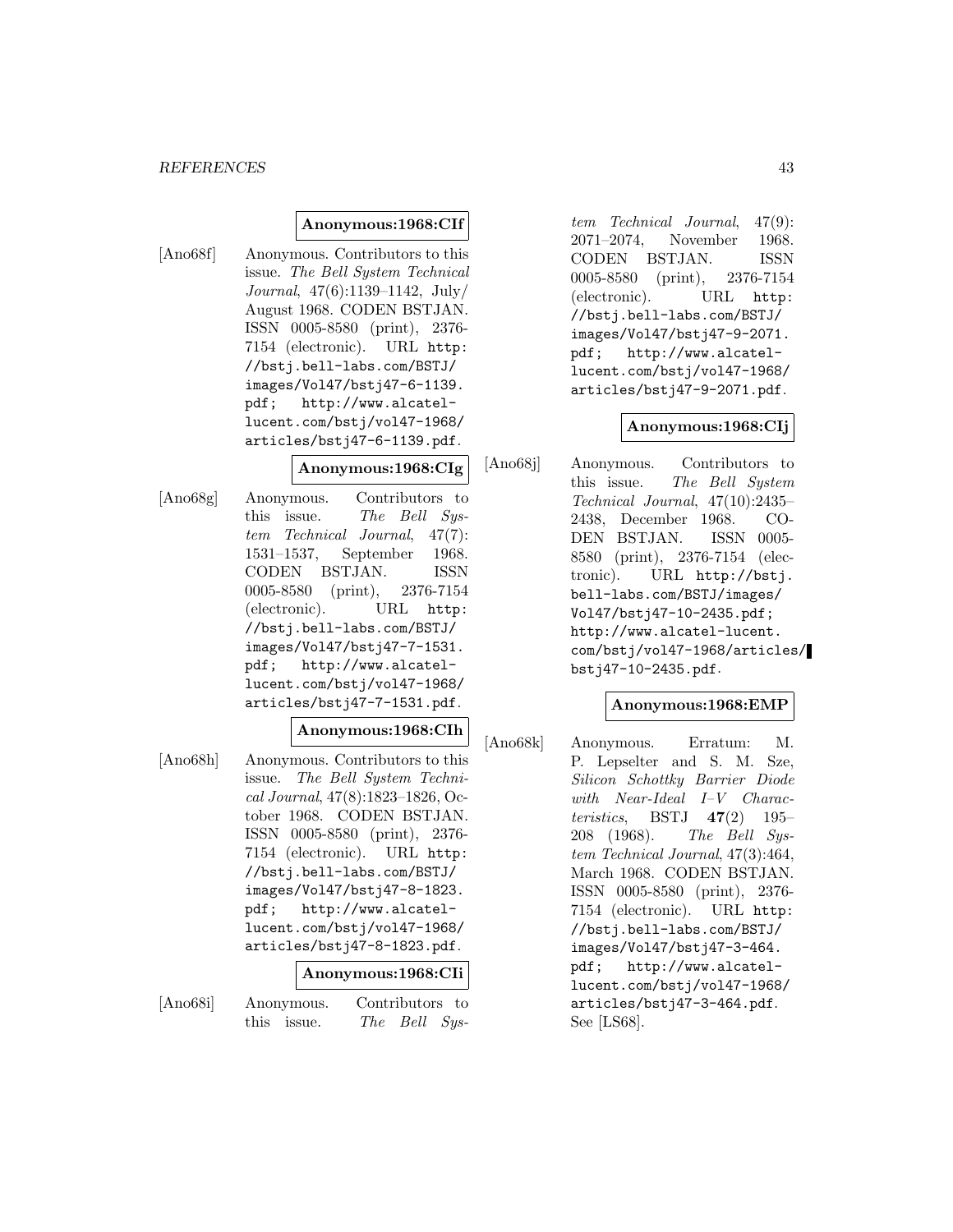**Anonymous:1968:CIf**

[Ano68f] Anonymous. Contributors to this issue. *The Bell System Technical Journal*, 47(6):1139–1142, July/August 1968. CODEN BSTJAN. ISSN 0005-8580 (print), 2376-7154 (electronic). URL http://bstj.bell-labs.com/BSTJ/images/Vol47/bstj47-6-1139.pdf; http://www.alcatel-lucent.com/bstj/vol47-1968/articles/bstj47-6-1139.pdf.

**Anonymous:1968:CIg**

[Ano68g] Anonymous. Contributors to this issue. *The Bell System Technical Journal*, 47(7):1531–1537, September 1968. CODEN BSTJAN. ISSN 0005-8580 (print), 2376-7154 (electronic). URL http://bstj.bell-labs.com/BSTJ/images/Vol47/bstj47-7-1531.pdf; http://www.alcatel-lucent.com/bstj/vol47-1968/articles/bstj47-7-1531.pdf.

**Anonymous:1968:CIh**

[Ano68h] Anonymous. Contributors to this issue. *The Bell System Technical Journal*, 47(8):1823–1826, October 1968. CODEN BSTJAN. ISSN 0005-8580 (print), 2376-7154 (electronic). URL http://bstj.bell-labs.com/BSTJ/images/Vol47/bstj47-8-1823.pdf; http://www.alcatel-lucent.com/bstj/vol47-1968/articles/bstj47-8-1823.pdf.

**Anonymous:1968:CIi**

[Ano68i] Anonymous. Contributors to this issue. *The Bell System Technical Journal*, 47(9):2071–2074, November 1968. CODEN BSTJAN. ISSN 0005-8580 (print), 2376-7154 (electronic). URL http://bstj.bell-labs.com/BSTJ/images/Vol47/bstj47-9-2071.pdf; http://www.alcatel-lucent.com/bstj/vol47-1968/articles/bstj47-9-2071.pdf.

**Anonymous:1968:CIj**

[Ano68j] Anonymous. Contributors to this issue. *The Bell System Technical Journal*, 47(10):2435–2438, December 1968. CODEN BSTJAN. ISSN 0005-8580 (print), 2376-7154 (electronic). URL http://bstj.bell-labs.com/BSTJ/images/Vol47/bstj47-10-2435.pdf; http://www.alcatel-lucent.com/bstj/vol47-1968/articles/bstj47-10-2435.pdf.

**Anonymous:1968:EMP**

[Ano68k] Anonymous. Erratum: M. P. Lepselter and S. M. Sze, *Silicon Schottky Barrier Diode with Near-Ideal I–V Characteristics*, BSTJ **47**(2) 195–208 (1968). *The Bell System Technical Journal*, 47(3):464, March 1968. CODEN BSTJAN. ISSN 0005-8580 (print), 2376-7154 (electronic). URL http://bstj.bell-labs.com/BSTJ/images/Vol47/bstj47-3-464.pdf; http://www.alcatel-lucent.com/bstj/vol47-1968/articles/bstj47-3-464.pdf. See [LS68].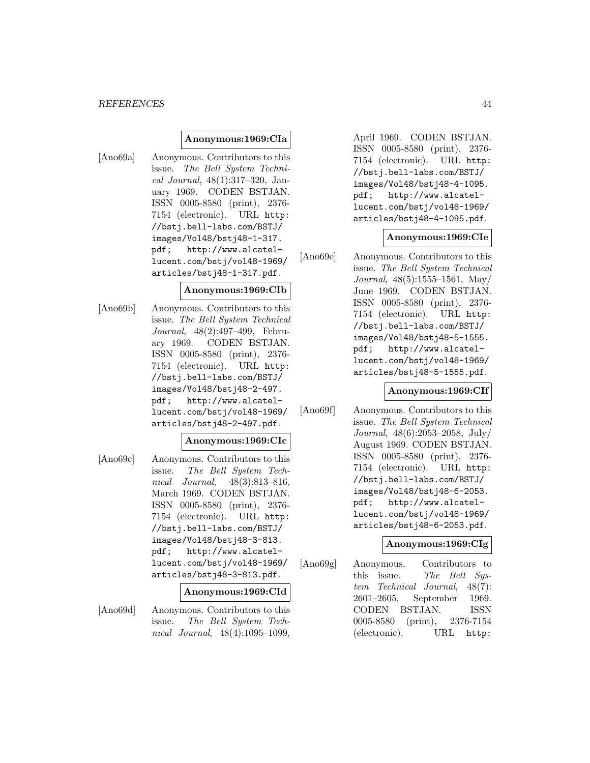**Anonymous:1969:CIa**

[Ano69a] Anonymous. Contributors to this issue. *The Bell System Technical Journal*, 48(1):317–320, January 1969. CODEN BSTJAN. ISSN 0005-8580 (print), 2376-7154 (electronic). URL http://bstj.bell-labs.com/BSTJ/images/Vol48/bstj48-1-317.pdf; http://www.alcatel-lucent.com/bstj/vol48-1969/articles/bstj48-1-317.pdf.

**Anonymous:1969:CIb**

[Ano69b] Anonymous. Contributors to this issue. *The Bell System Technical Journal*, 48(2):497–499, February 1969. CODEN BSTJAN. ISSN 0005-8580 (print), 2376-7154 (electronic). URL http://bstj.bell-labs.com/BSTJ/images/Vol48/bstj48-2-497.pdf; http://www.alcatel-lucent.com/bstj/vol48-1969/articles/bstj48-2-497.pdf.

**Anonymous:1969:CIc**

[Ano69c] Anonymous. Contributors to this issue. *The Bell System Technical Journal*, 48(3):813–816, March 1969. CODEN BSTJAN. ISSN 0005-8580 (print), 2376-7154 (electronic). URL http://bstj.bell-labs.com/BSTJ/images/Vol48/bstj48-3-813.pdf; http://www.alcatel-lucent.com/bstj/vol48-1969/articles/bstj48-3-813.pdf.

**Anonymous:1969:CId**

[Ano69d] Anonymous. Contributors to this issue. *The Bell System Technical Journal*, 48(4):1095–1099, April 1969. CODEN BSTJAN. ISSN 0005-8580 (print), 2376-7154 (electronic). URL http://bstj.bell-labs.com/BSTJ/images/Vol48/bstj48-4-1095.pdf; http://www.alcatel-lucent.com/bstj/vol48-1969/articles/bstj48-4-1095.pdf.

**Anonymous:1969:CIe**

[Ano69e] Anonymous. Contributors to this issue. *The Bell System Technical Journal*, 48(5):1555–1561, May/June 1969. CODEN BSTJAN. ISSN 0005-8580 (print), 2376-7154 (electronic). URL http://bstj.bell-labs.com/BSTJ/images/Vol48/bstj48-5-1555.pdf; http://www.alcatel-lucent.com/bstj/vol48-1969/articles/bstj48-5-1555.pdf.

**Anonymous:1969:CIf**

[Ano69f] Anonymous. Contributors to this issue. *The Bell System Technical Journal*, 48(6):2053–2058, July/August 1969. CODEN BSTJAN. ISSN 0005-8580 (print), 2376-7154 (electronic). URL http://bstj.bell-labs.com/BSTJ/images/Vol48/bstj48-6-2053.pdf; http://www.alcatel-lucent.com/bstj/vol48-1969/articles/bstj48-6-2053.pdf.

**Anonymous:1969:CIg**

[Ano69g] Anonymous. Contributors to this issue. *The Bell System Technical Journal*, 48(7):2601–2605, September 1969. CODEN BSTJAN. ISSN 0005-8580 (print), 2376-7154 (electronic). URL http: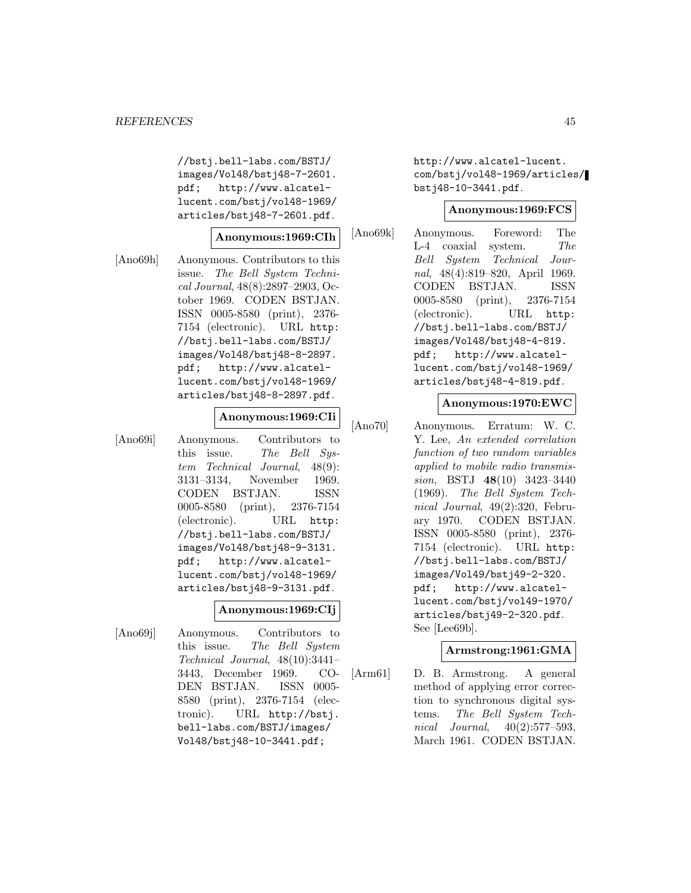//bstj.bell-labs.com/BSTJ/images/Vol48/bstj48-7-2601.pdf; http://www.alcatel-lucent.com/bstj/vol48-1969/articles/bstj48-7-2601.pdf.

**Anonymous:1969:CIh**

[Ano69h] Anonymous. Contributors to this issue. *The Bell System Technical Journal*, 48(8):2897–2903, October 1969. CODEN BSTJAN. ISSN 0005-8580 (print), 2376-7154 (electronic). URL http://bstj.bell-labs.com/BSTJ/images/Vol48/bstj48-8-2897.pdf; http://www.alcatel-lucent.com/bstj/vol48-1969/articles/bstj48-8-2897.pdf.

**Anonymous:1969:CIi**

[Ano69i] Anonymous. Contributors to this issue. *The Bell System Technical Journal*, 48(9):3131–3134, November 1969. CODEN BSTJAN. ISSN 0005-8580 (print), 2376-7154 (electronic). URL http://bstj.bell-labs.com/BSTJ/images/Vol48/bstj48-9-3131.pdf; http://www.alcatel-lucent.com/bstj/vol48-1969/articles/bstj48-9-3131.pdf.

**Anonymous:1969:CIj**

[Ano69j] Anonymous. Contributors to this issue. *The Bell System Technical Journal*, 48(10):3441–3443, December 1969. CODEN BSTJAN. ISSN 0005-8580 (print), 2376-7154 (electronic). URL http://bstj.bell-labs.com/BSTJ/images/Vol48/bstj48-10-3441.pdf; http://www.alcatel-lucent.com/bstj/vol48-1969/articles/bstj48-10-3441.pdf.

**Anonymous:1969:FCS**

[Ano69k] Anonymous. Foreword: The L-4 coaxial system. *The Bell System Technical Journal*, 48(4):819–820, April 1969. CODEN BSTJAN. ISSN 0005-8580 (print), 2376-7154 (electronic). URL http://bstj.bell-labs.com/BSTJ/images/Vol48/bstj48-4-819.pdf; http://www.alcatel-lucent.com/bstj/vol48-1969/articles/bstj48-4-819.pdf.

**Anonymous:1970:EWC**

[Ano70] Anonymous. Erratum: W. C. Y. Lee, *An extended correlation function of two random variables applied to mobile radio transmission*, BSTJ **48**(10) 3423–3440 (1969). *The Bell System Technical Journal*, 49(2):320, February 1970. CODEN BSTJAN. ISSN 0005-8580 (print), 2376-7154 (electronic). URL http://bstj.bell-labs.com/BSTJ/images/Vol49/bstj49-2-320.pdf; http://www.alcatel-lucent.com/bstj/vol49-1970/articles/bstj49-2-320.pdf. See [Lee69b].

**Armstrong:1961:GMA**

[Arm61] D. B. Armstrong. A general method of applying error correction to synchronous digital systems. *The Bell System Technical Journal*, 40(2):577–593, March 1961. CODEN BSTJAN.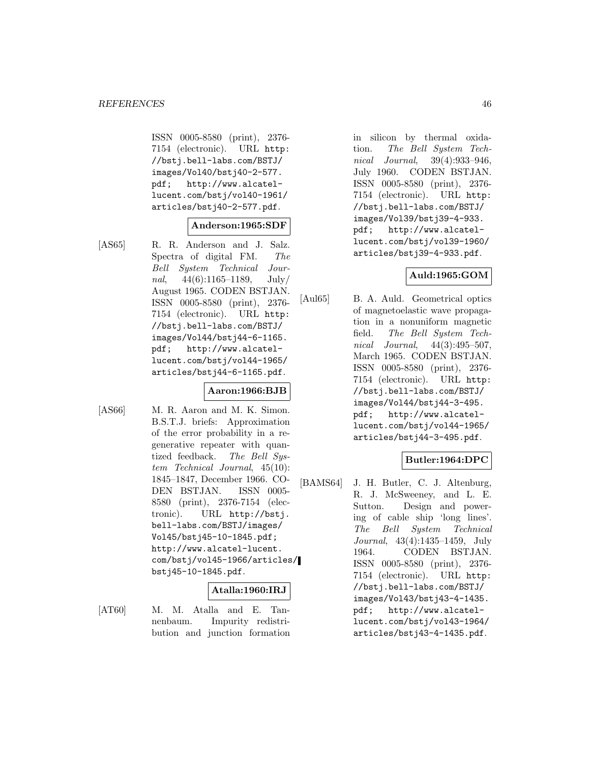ISSN 0005-8580 (print), 2376-7154 (electronic). URL http://bstj.bell-labs.com/BSTJ/images/Vol40/bstj40-2-577.pdf; http://www.alcatel-lucent.com/bstj/vol40-1961/articles/bstj40-2-577.pdf.

**Anderson:1965:SDF**

[AS65] R. R. Anderson and J. Salz. Spectra of digital FM. *The Bell System Technical Journal*, 44(6):1165–1189, July/August 1965. CODEN BSTJAN. ISSN 0005-8580 (print), 2376-7154 (electronic). URL http://bstj.bell-labs.com/BSTJ/images/Vol44/bstj44-6-1165.pdf; http://www.alcatel-lucent.com/bstj/vol44-1965/articles/bstj44-6-1165.pdf.

**Aaron:1966:BJB**

[AS66] M. R. Aaron and M. K. Simon. B.S.T.J. briefs: Approximation of the error probability in a regenerative repeater with quantized feedback. *The Bell System Technical Journal*, 45(10): 1845–1847, December 1966. CODEN BSTJAN. ISSN 0005-8580 (print), 2376-7154 (electronic). URL http://bstj.bell-labs.com/BSTJ/images/Vol45/bstj45-10-1845.pdf; http://www.alcatel-lucent.com/bstj/vol45-1966/articles/bstj45-10-1845.pdf.

**Atalla:1960:IRJ**

[AT60] M. M. Atalla and E. Tannenbaum. Impurity redistribution and junction formation in silicon by thermal oxidation. *The Bell System Technical Journal*, 39(4):933–946, July 1960. CODEN BSTJAN. ISSN 0005-8580 (print), 2376-7154 (electronic). URL http://bstj.bell-labs.com/BSTJ/images/Vol39/bstj39-4-933.pdf; http://www.alcatel-lucent.com/bstj/vol39-1960/articles/bstj39-4-933.pdf.

**Auld:1965:GOM**

[Aul65] B. A. Auld. Geometrical optics of magnetoelastic wave propagation in a nonuniform magnetic field. *The Bell System Technical Journal*, 44(3):495–507, March 1965. CODEN BSTJAN. ISSN 0005-8580 (print), 2376-7154 (electronic). URL http://bstj.bell-labs.com/BSTJ/images/Vol44/bstj44-3-495.pdf; http://www.alcatel-lucent.com/bstj/vol44-1965/articles/bstj44-3-495.pdf.

**Butler:1964:DPC**

[BAMS64] J. H. Butler, C. J. Altenburg, R. J. McSweeney, and L. E. Sutton. Design and powering of cable ship 'long lines'. *The Bell System Technical Journal*, 43(4):1435–1459, July 1964. CODEN BSTJAN. ISSN 0005-8580 (print), 2376-7154 (electronic). URL http://bstj.bell-labs.com/BSTJ/images/Vol43/bstj43-4-1435.pdf; http://www.alcatel-lucent.com/bstj/vol43-1964/articles/bstj43-4-1435.pdf.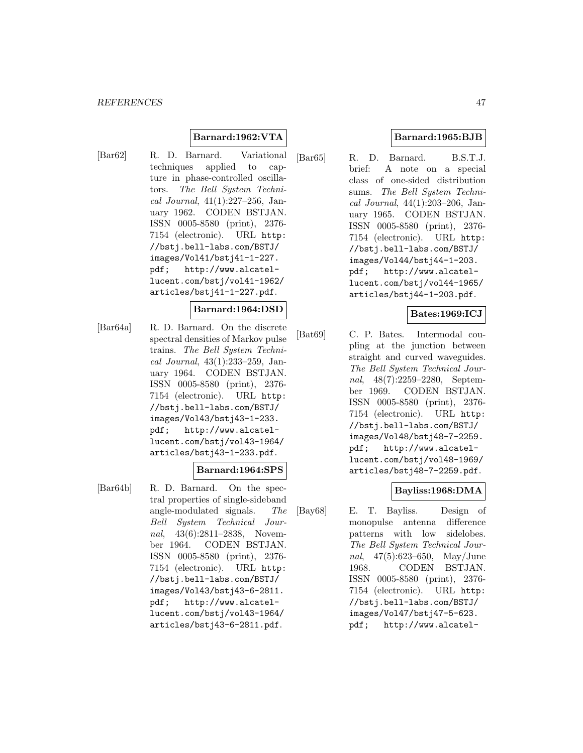**Barnard:1962:VTA**

[Bar62] R. D. Barnard. Variational techniques applied to capture in phase-controlled oscillators. *The Bell System Technical Journal*, 41(1):227–256, January 1962. CODEN BSTJAN. ISSN 0005-8580 (print), 2376-7154 (electronic). URL `http://bstj.bell-labs.com/BSTJ/images/Vol41/bstj41-1-227.pdf`; `http://www.alcatel-lucent.com/bstj/vol41-1962/articles/bstj41-1-227.pdf`.

**Barnard:1964:DSD**

[Bar64a] R. D. Barnard. On the discrete spectral densities of Markov pulse trains. *The Bell System Technical Journal*, 43(1):233–259, January 1964. CODEN BSTJAN. ISSN 0005-8580 (print), 2376-7154 (electronic). URL `http://bstj.bell-labs.com/BSTJ/images/Vol43/bstj43-1-233.pdf`; `http://www.alcatel-lucent.com/bstj/vol43-1964/articles/bstj43-1-233.pdf`.

**Barnard:1964:SPS**

[Bar64b] R. D. Barnard. On the spectral properties of single-sideband angle-modulated signals. *The Bell System Technical Journal*, 43(6):2811–2838, November 1964. CODEN BSTJAN. ISSN 0005-8580 (print), 2376-7154 (electronic). URL `http://bstj.bell-labs.com/BSTJ/images/Vol43/bstj43-6-2811.pdf`; `http://www.alcatel-lucent.com/bstj/vol43-1964/articles/bstj43-6-2811.pdf`.

**Barnard:1965:BJB**

[Bar65] R. D. Barnard. B.S.T.J. brief: A note on a special class of one-sided distribution sums. *The Bell System Technical Journal*, 44(1):203–206, January 1965. CODEN BSTJAN. ISSN 0005-8580 (print), 2376-7154 (electronic). URL `http://bstj.bell-labs.com/BSTJ/images/Vol44/bstj44-1-203.pdf`; `http://www.alcatel-lucent.com/bstj/vol44-1965/articles/bstj44-1-203.pdf`.

**Bates:1969:ICJ**

[Bat69] C. P. Bates. Intermodal coupling at the junction between straight and curved waveguides. *The Bell System Technical Journal*, 48(7):2259–2280, September 1969. CODEN BSTJAN. ISSN 0005-8580 (print), 2376-7154 (electronic). URL `http://bstj.bell-labs.com/BSTJ/images/Vol48/bstj48-7-2259.pdf`; `http://www.alcatel-lucent.com/bstj/vol48-1969/articles/bstj48-7-2259.pdf`.

**Bayliss:1968:DMA**

[Bay68] E. T. Bayliss. Design of monopulse antenna difference patterns with low sidelobes. *The Bell System Technical Journal*, 47(5):623–650, May/June 1968. CODEN BSTJAN. ISSN 0005-8580 (print), 2376-7154 (electronic). URL `http://bstj.bell-labs.com/BSTJ/images/Vol47/bstj47-5-623.pdf`; `http://www.alcatel-`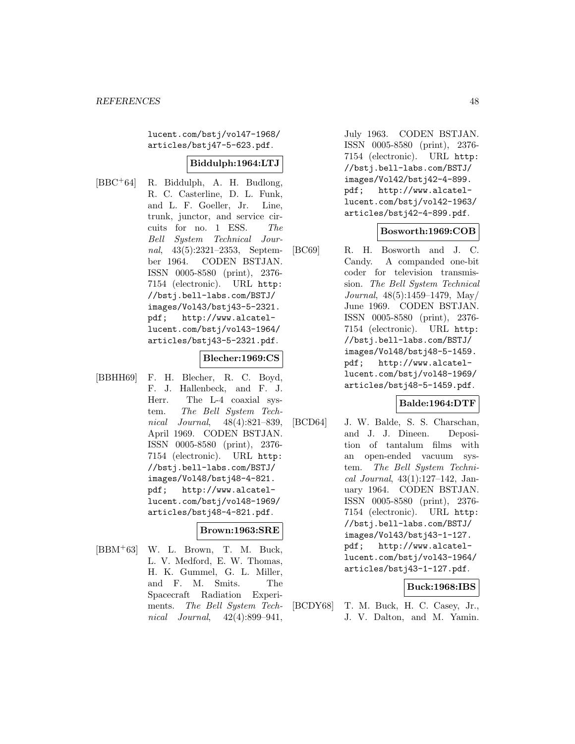lucent.com/bstj/vol47-1968/articles/bstj47-5-623.pdf.

**Biddulph:1964:LTJ**

[BBC+64] R. Biddulph, A. H. Budlong, R. C. Casterline, D. L. Funk, and L. F. Goeller, Jr. Line, trunk, junctor, and service circuits for no. 1 ESS. *The Bell System Technical Journal*, 43(5):2321–2353, September 1964. CODEN BSTJAN. ISSN 0005-8580 (print), 2376-7154 (electronic). URL http://bstj.bell-labs.com/BSTJ/images/Vol43/bstj43-5-2321.pdf; http://www.alcatel-lucent.com/bstj/vol43-1964/articles/bstj43-5-2321.pdf.

**Blecher:1969:CS**

[BBHH69] F. H. Blecher, R. C. Boyd, F. J. Hallenbeck, and F. J. Herr. The L-4 coaxial system. *The Bell System Technical Journal*, 48(4):821–839, April 1969. CODEN BSTJAN. ISSN 0005-8580 (print), 2376-7154 (electronic). URL http://bstj.bell-labs.com/BSTJ/images/Vol48/bstj48-4-821.pdf; http://www.alcatel-lucent.com/bstj/vol48-1969/articles/bstj48-4-821.pdf.

**Brown:1963:SRE**

[BBM+63] W. L. Brown, T. M. Buck, L. V. Medford, E. W. Thomas, H. K. Gummel, G. L. Miller, and F. M. Smits. The Spacecraft Radiation Experiments. *The Bell System Technical Journal*, 42(4):899–941, July 1963. CODEN BSTJAN. ISSN 0005-8580 (print), 2376-7154 (electronic). URL http://bstj.bell-labs.com/BSTJ/images/Vol42/bstj42-4-899.pdf; http://www.alcatel-lucent.com/bstj/vol42-1963/articles/bstj42-4-899.pdf.

**Bosworth:1969:COB**

[BC69] R. H. Bosworth and J. C. Candy. A companded one-bit coder for television transmission. *The Bell System Technical Journal*, 48(5):1459–1479, May/June 1969. CODEN BSTJAN. ISSN 0005-8580 (print), 2376-7154 (electronic). URL http://bstj.bell-labs.com/BSTJ/images/Vol48/bstj48-5-1459.pdf; http://www.alcatel-lucent.com/bstj/vol48-1969/articles/bstj48-5-1459.pdf.

**Balde:1964:DTF**

[BCD64] J. W. Balde, S. S. Charschan, and J. J. Dineen. Deposition of tantalum films with an open-ended vacuum system. *The Bell System Technical Journal*, 43(1):127–142, January 1964. CODEN BSTJAN. ISSN 0005-8580 (print), 2376-7154 (electronic). URL http://bstj.bell-labs.com/BSTJ/images/Vol43/bstj43-1-127.pdf; http://www.alcatel-lucent.com/bstj/vol43-1964/articles/bstj43-1-127.pdf.

**Buck:1968:IBS**

[BCDY68] T. M. Buck, H. C. Casey, Jr., J. V. Dalton, and M. Yamin.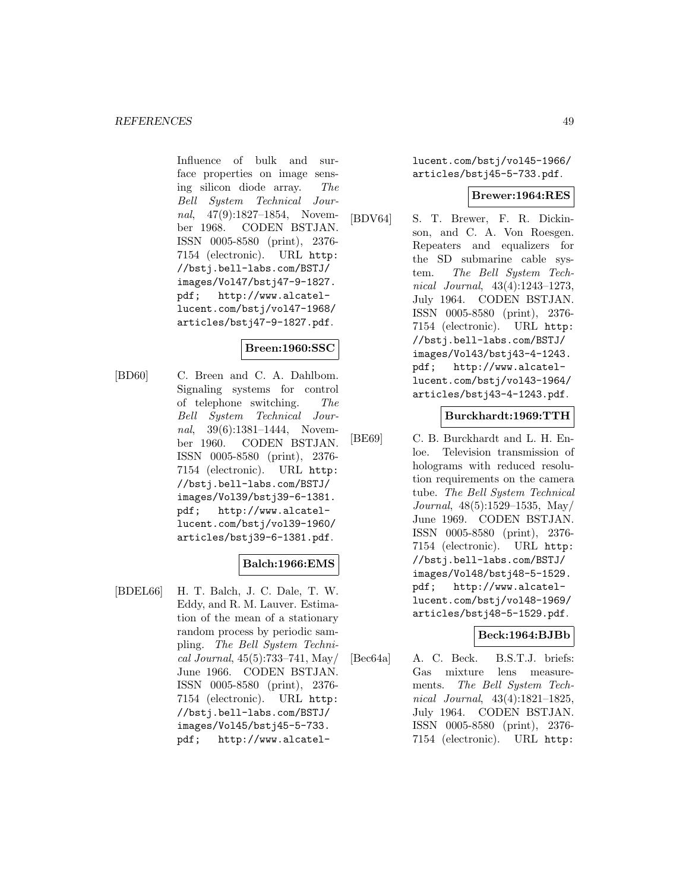Influence of bulk and surface properties on image sensing silicon diode array. *The Bell System Technical Journal*, 47(9):1827–1854, November 1968. CODEN BSTJAN. ISSN 0005-8580 (print), 2376-7154 (electronic). URL http://bstj.bell-labs.com/BSTJ/images/Vol47/bstj47-9-1827.pdf; http://www.alcatel-lucent.com/bstj/vol47-1968/articles/bstj47-9-1827.pdf.

**Breen:1960:SSC**

[BD60] C. Breen and C. A. Dahlbom. Signaling systems for control of telephone switching. *The Bell System Technical Journal*, 39(6):1381–1444, November 1960. CODEN BSTJAN. ISSN 0005-8580 (print), 2376-7154 (electronic). URL http://bstj.bell-labs.com/BSTJ/images/Vol39/bstj39-6-1381.pdf; http://www.alcatel-lucent.com/bstj/vol39-1960/articles/bstj39-6-1381.pdf.

**Balch:1966:EMS**

[BDEL66] H. T. Balch, J. C. Dale, T. W. Eddy, and R. M. Lauver. Estimation of the mean of a stationary random process by periodic sampling. *The Bell System Technical Journal*, 45(5):733–741, May/June 1966. CODEN BSTJAN. ISSN 0005-8580 (print), 2376-7154 (electronic). URL http://bstj.bell-labs.com/BSTJ/images/Vol45/bstj45-5-733.pdf; http://www.alcatel-lucent.com/bstj/vol45-1966/articles/bstj45-5-733.pdf.

**Brewer:1964:RES**

[BDV64] S. T. Brewer, F. R. Dickinson, and C. A. Von Roesgen. Repeaters and equalizers for the SD submarine cable system. *The Bell System Technical Journal*, 43(4):1243–1273, July 1964. CODEN BSTJAN. ISSN 0005-8580 (print), 2376-7154 (electronic). URL http://bstj.bell-labs.com/BSTJ/images/Vol43/bstj43-4-1243.pdf; http://www.alcatel-lucent.com/bstj/vol43-1964/articles/bstj43-4-1243.pdf.

**Burckhardt:1969:TTH**

[BE69] C. B. Burckhardt and L. H. Enloe. Television transmission of holograms with reduced resolution requirements on the camera tube. *The Bell System Technical Journal*, 48(5):1529–1535, May/June 1969. CODEN BSTJAN. ISSN 0005-8580 (print), 2376-7154 (electronic). URL http://bstj.bell-labs.com/BSTJ/images/Vol48/bstj48-5-1529.pdf; http://www.alcatel-lucent.com/bstj/vol48-1969/articles/bstj48-5-1529.pdf.

**Beck:1964:BJBb**

[Bec64a] A. C. Beck. B.S.T.J. briefs: Gas mixture lens measurements. *The Bell System Technical Journal*, 43(4):1821–1825, July 1964. CODEN BSTJAN. ISSN 0005-8580 (print), 2376-7154 (electronic). URL http: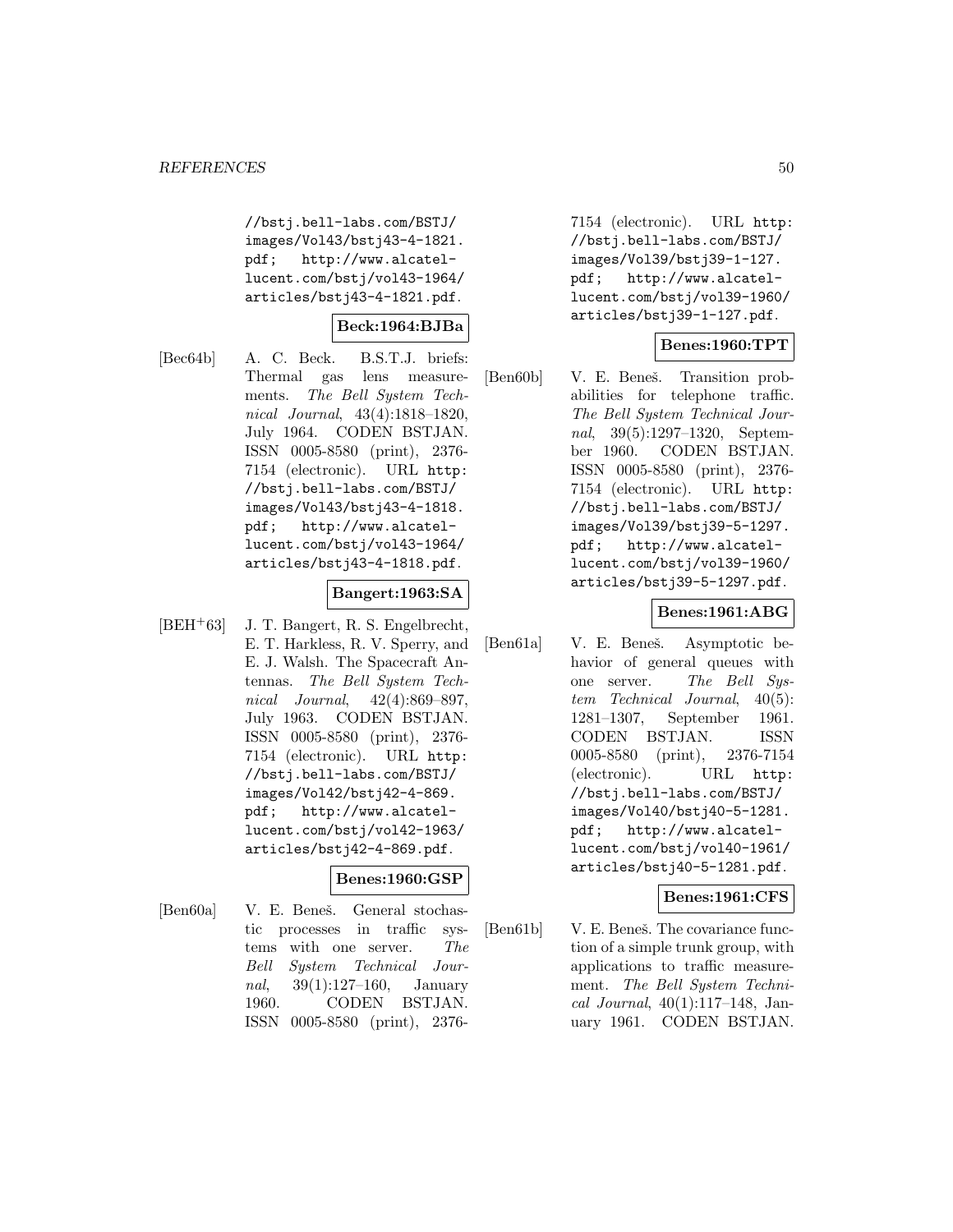//bstj.bell-labs.com/BSTJ/images/Vol43/bstj43-4-1821.pdf; http://www.alcatel-lucent.com/bstj/vol43-1964/articles/bstj43-4-1821.pdf.

**Beck:1964:BJBa**

[Bec64b] A. C. Beck. B.S.T.J. briefs: Thermal gas lens measurements. *The Bell System Technical Journal*, 43(4):1818–1820, July 1964. CODEN BSTJAN. ISSN 0005-8580 (print), 2376-7154 (electronic). URL http://bstj.bell-labs.com/BSTJ/images/Vol43/bstj43-4-1818.pdf; http://www.alcatel-lucent.com/bstj/vol43-1964/articles/bstj43-4-1818.pdf.

**Bangert:1963:SA**

[BEH+63] J. T. Bangert, R. S. Engelbrecht, E. T. Harkless, R. V. Sperry, and E. J. Walsh. The Spacecraft Antennas. *The Bell System Technical Journal*, 42(4):869–897, July 1963. CODEN BSTJAN. ISSN 0005-8580 (print), 2376-7154 (electronic). URL http://bstj.bell-labs.com/BSTJ/images/Vol42/bstj42-4-869.pdf; http://www.alcatel-lucent.com/bstj/vol42-1963/articles/bstj42-4-869.pdf.

**Benes:1960:GSP**

[Ben60a] V. E. Beneš. General stochastic processes in traffic systems with one server. *The Bell System Technical Journal*, 39(1):127–160, January 1960. CODEN BSTJAN. ISSN 0005-8580 (print), 2376-7154 (electronic). URL http://bstj.bell-labs.com/BSTJ/images/Vol39/bstj39-1-127.pdf; http://www.alcatel-lucent.com/bstj/vol39-1960/articles/bstj39-1-127.pdf.

**Benes:1960:TPT**

[Ben60b] V. E. Beneš. Transition probabilities for telephone traffic. *The Bell System Technical Journal*, 39(5):1297–1320, September 1960. CODEN BSTJAN. ISSN 0005-8580 (print), 2376-7154 (electronic). URL http://bstj.bell-labs.com/BSTJ/images/Vol39/bstj39-5-1297.pdf; http://www.alcatel-lucent.com/bstj/vol39-1960/articles/bstj39-5-1297.pdf.

**Benes:1961:ABG**

[Ben61a] V. E. Beneš. Asymptotic behavior of general queues with one server. *The Bell System Technical Journal*, 40(5):1281–1307, September 1961. CODEN BSTJAN. ISSN 0005-8580 (print), 2376-7154 (electronic). URL http://bstj.bell-labs.com/BSTJ/images/Vol40/bstj40-5-1281.pdf; http://www.alcatel-lucent.com/bstj/vol40-1961/articles/bstj40-5-1281.pdf.

**Benes:1961:CFS**

[Ben61b] V. E. Beneš. The covariance function of a simple trunk group, with applications to traffic measurement. *The Bell System Technical Journal*, 40(1):117–148, January 1961. CODEN BSTJAN.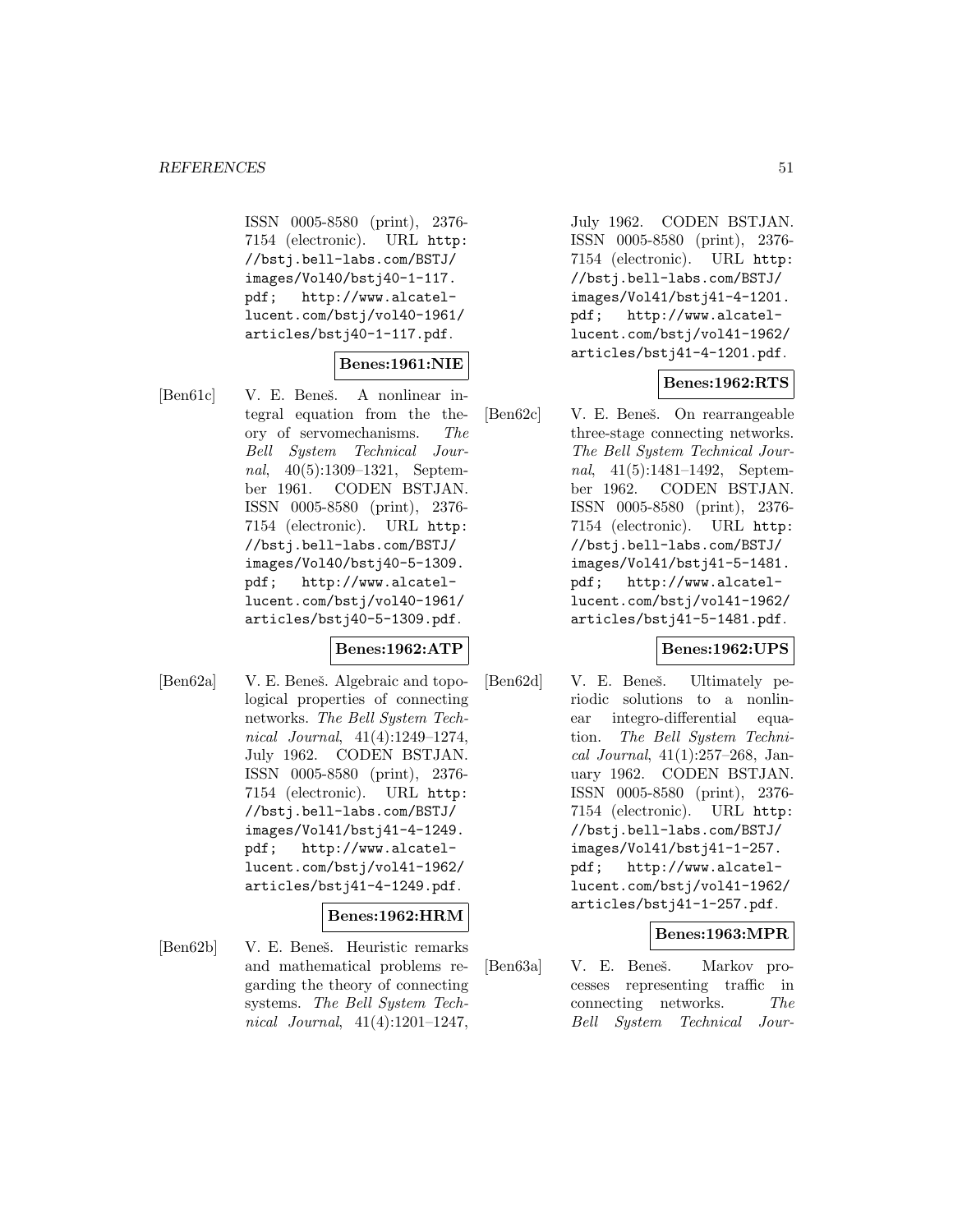ISSN 0005-8580 (print), 2376-7154 (electronic). URL http://bstj.bell-labs.com/BSTJ/images/Vol40/bstj40-1-117.pdf; http://www.alcatel-lucent.com/bstj/vol40-1961/articles/bstj40-1-117.pdf.

**Benes:1961:NIE**

[Ben61c] V. E. Beneš. A nonlinear integral equation from the theory of servomechanisms. *The Bell System Technical Journal*, 40(5):1309–1321, September 1961. CODEN BSTJAN. ISSN 0005-8580 (print), 2376-7154 (electronic). URL http://bstj.bell-labs.com/BSTJ/images/Vol40/bstj40-5-1309.pdf; http://www.alcatel-lucent.com/bstj/vol40-1961/articles/bstj40-5-1309.pdf.

**Benes:1962:ATP**

[Ben62a] V. E. Beneš. Algebraic and topological properties of connecting networks. *The Bell System Technical Journal*, 41(4):1249–1274, July 1962. CODEN BSTJAN. ISSN 0005-8580 (print), 2376-7154 (electronic). URL http://bstj.bell-labs.com/BSTJ/images/Vol41/bstj41-4-1249.pdf; http://www.alcatel-lucent.com/bstj/vol41-1962/articles/bstj41-4-1249.pdf.

**Benes:1962:HRM**

[Ben62b] V. E. Beneš. Heuristic remarks and mathematical problems regarding the theory of connecting systems. *The Bell System Technical Journal*, 41(4):1201–1247, July 1962. CODEN BSTJAN. ISSN 0005-8580 (print), 2376-7154 (electronic). URL http://bstj.bell-labs.com/BSTJ/images/Vol41/bstj41-4-1201.pdf; http://www.alcatel-lucent.com/bstj/vol41-1962/articles/bstj41-4-1201.pdf.

**Benes:1962:RTS**

[Ben62c] V. E. Beneš. On rearrangeable three-stage connecting networks. *The Bell System Technical Journal*, 41(5):1481–1492, September 1962. CODEN BSTJAN. ISSN 0005-8580 (print), 2376-7154 (electronic). URL http://bstj.bell-labs.com/BSTJ/images/Vol41/bstj41-5-1481.pdf; http://www.alcatel-lucent.com/bstj/vol41-1962/articles/bstj41-5-1481.pdf.

**Benes:1962:UPS**

[Ben62d] V. E. Beneš. Ultimately periodic solutions to a nonlinear integro-differential equation. *The Bell System Technical Journal*, 41(1):257–268, January 1962. CODEN BSTJAN. ISSN 0005-8580 (print), 2376-7154 (electronic). URL http://bstj.bell-labs.com/BSTJ/images/Vol41/bstj41-1-257.pdf; http://www.alcatel-lucent.com/bstj/vol41-1962/articles/bstj41-1-257.pdf.

**Benes:1963:MPR**

[Ben63a] V. E. Beneš. Markov processes representing traffic in connecting networks. *The Bell System Technical Jour-*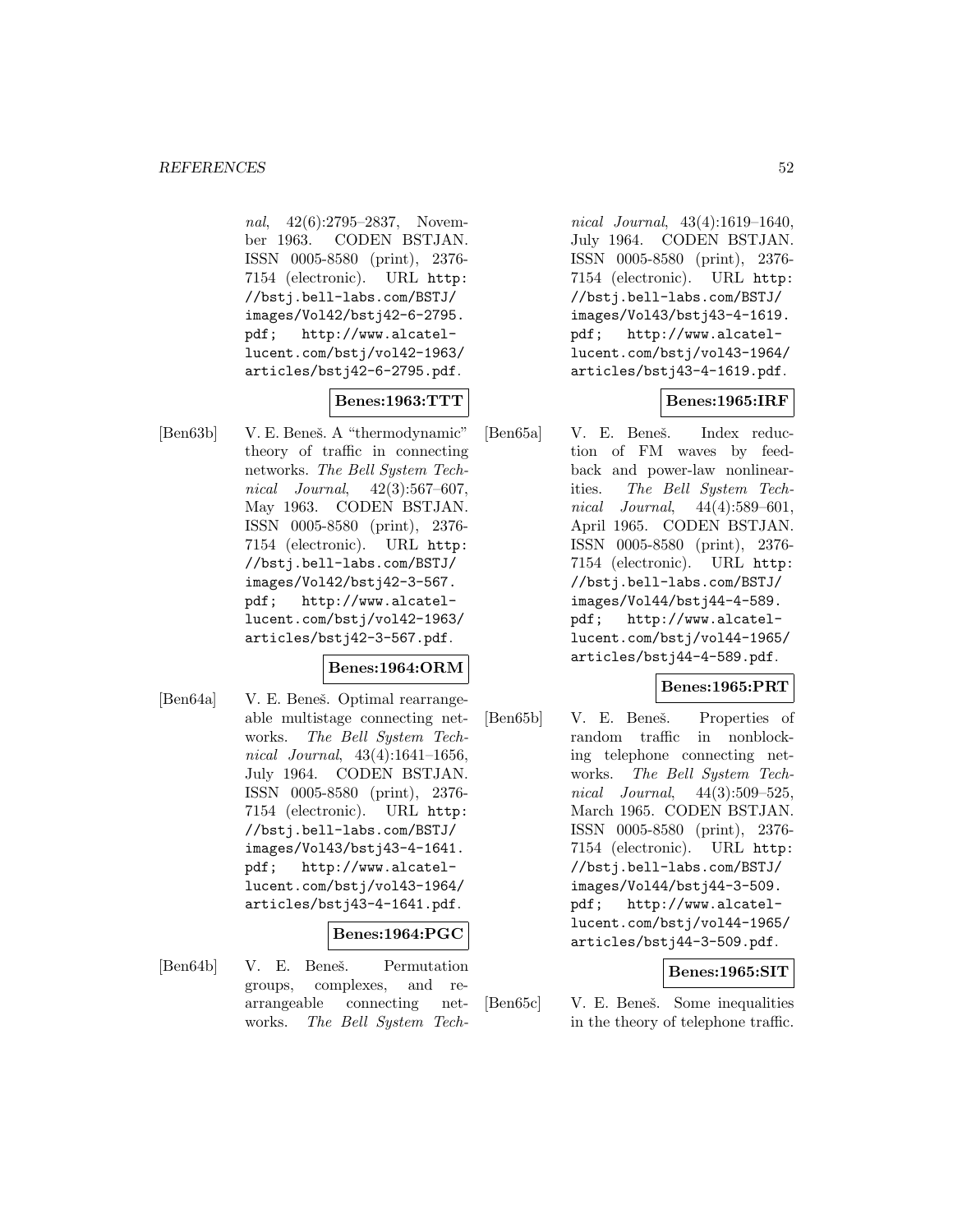*nal*, 42(6):2795–2837, November 1963. CODEN BSTJAN. ISSN 0005-8580 (print), 2376-7154 (electronic). URL http://bstj.bell-labs.com/BSTJ/images/Vol42/bstj42-6-2795.pdf; http://www.alcatel-lucent.com/bstj/vol42-1963/articles/bstj42-6-2795.pdf.

**Benes:1963:TTT**

[Ben63b] V. E. Beneš. A "thermodynamic" theory of traffic in connecting networks. *The Bell System Technical Journal*, 42(3):567–607, May 1963. CODEN BSTJAN. ISSN 0005-8580 (print), 2376-7154 (electronic). URL http://bstj.bell-labs.com/BSTJ/images/Vol42/bstj42-3-567.pdf; http://www.alcatel-lucent.com/bstj/vol42-1963/articles/bstj42-3-567.pdf.

**Benes:1964:ORM**

[Ben64a] V. E. Beneš. Optimal rearrangeable multistage connecting networks. *The Bell System Technical Journal*, 43(4):1641–1656, July 1964. CODEN BSTJAN. ISSN 0005-8580 (print), 2376-7154 (electronic). URL http://bstj.bell-labs.com/BSTJ/images/Vol43/bstj43-4-1641.pdf; http://www.alcatel-lucent.com/bstj/vol43-1964/articles/bstj43-4-1641.pdf.

**Benes:1964:PGC**

[Ben64b] V. E. Beneš. Permutation groups, complexes, and rearrangeable connecting networks. *The Bell System Technical Journal*, 43(4):1619–1640, July 1964. CODEN BSTJAN. ISSN 0005-8580 (print), 2376-7154 (electronic). URL http://bstj.bell-labs.com/BSTJ/images/Vol43/bstj43-4-1619.pdf; http://www.alcatel-lucent.com/bstj/vol43-1964/articles/bstj43-4-1619.pdf.

**Benes:1965:IRF**

[Ben65a] V. E. Beneš. Index reduction of FM waves by feedback and power-law nonlinearities. *The Bell System Technical Journal*, 44(4):589–601, April 1965. CODEN BSTJAN. ISSN 0005-8580 (print), 2376-7154 (electronic). URL http://bstj.bell-labs.com/BSTJ/images/Vol44/bstj44-4-589.pdf; http://www.alcatel-lucent.com/bstj/vol44-1965/articles/bstj44-4-589.pdf.

**Benes:1965:PRT**

[Ben65b] V. E. Beneš. Properties of random traffic in nonblocking telephone connecting networks. *The Bell System Technical Journal*, 44(3):509–525, March 1965. CODEN BSTJAN. ISSN 0005-8580 (print), 2376-7154 (electronic). URL http://bstj.bell-labs.com/BSTJ/images/Vol44/bstj44-3-509.pdf; http://www.alcatel-lucent.com/bstj/vol44-1965/articles/bstj44-3-509.pdf.

**Benes:1965:SIT**

[Ben65c] V. E. Beneš. Some inequalities in the theory of telephone traffic.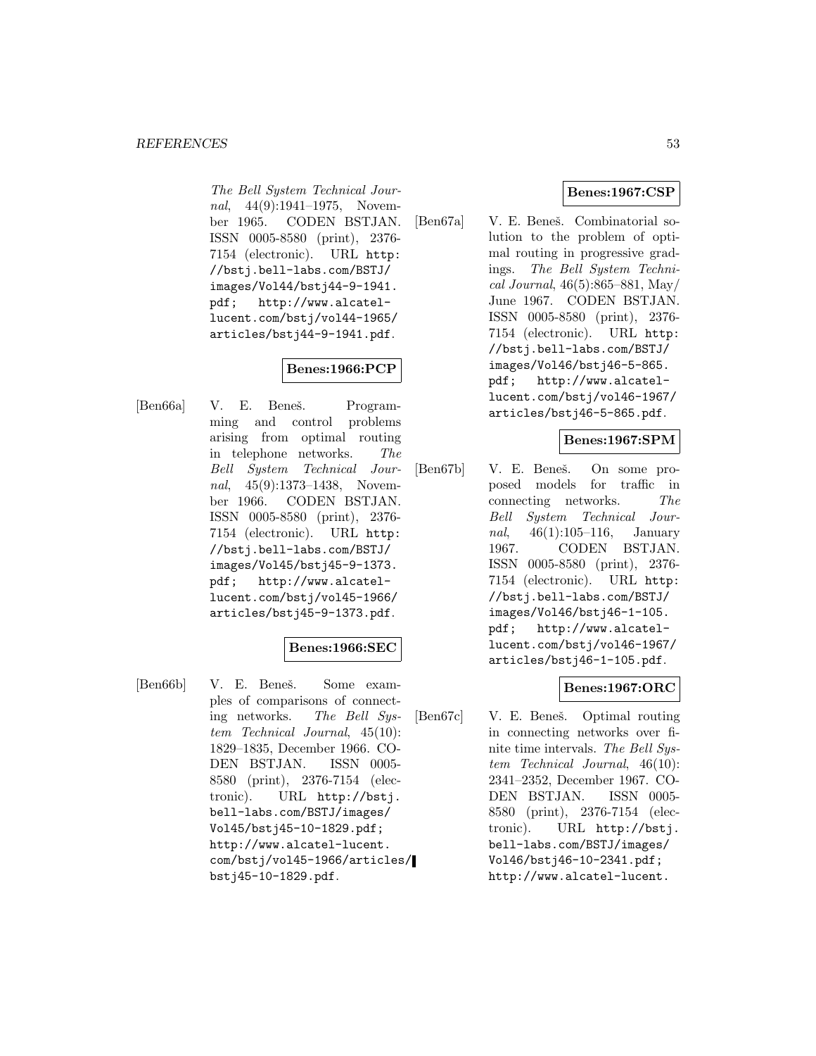*The Bell System Technical Journal*, 44(9):1941–1975, November 1965. CODEN BSTJAN. ISSN 0005-8580 (print), 2376-7154 (electronic). URL http://bstj.bell-labs.com/BSTJ/images/Vol44/bstj44-9-1941.pdf; http://www.alcatel-lucent.com/bstj/vol44-1965/articles/bstj44-9-1941.pdf.

**Benes:1966:PCP**

[Ben66a] V. E. Beneš. Programming and control problems arising from optimal routing in telephone networks. *The Bell System Technical Journal*, 45(9):1373–1438, November 1966. CODEN BSTJAN. ISSN 0005-8580 (print), 2376-7154 (electronic). URL http://bstj.bell-labs.com/BSTJ/images/Vol45/bstj45-9-1373.pdf; http://www.alcatel-lucent.com/bstj/vol45-1966/articles/bstj45-9-1373.pdf.

**Benes:1966:SEC**

[Ben66b] V. E. Beneš. Some examples of comparisons of connecting networks. *The Bell System Technical Journal*, 45(10):1829–1835, December 1966. CODEN BSTJAN. ISSN 0005-8580 (print), 2376-7154 (electronic). URL http://bstj.bell-labs.com/BSTJ/images/Vol45/bstj45-10-1829.pdf; http://www.alcatel-lucent.com/bstj/vol45-1966/articles/bstj45-10-1829.pdf.

**Benes:1967:CSP**

[Ben67a] V. E. Beneš. Combinatorial solution to the problem of optimal routing in progressive gradings. *The Bell System Technical Journal*, 46(5):865–881, May/June 1967. CODEN BSTJAN. ISSN 0005-8580 (print), 2376-7154 (electronic). URL http://bstj.bell-labs.com/BSTJ/images/Vol46/bstj46-5-865.pdf; http://www.alcatel-lucent.com/bstj/vol46-1967/articles/bstj46-5-865.pdf.

**Benes:1967:SPM**

[Ben67b] V. E. Beneš. On some proposed models for traffic in connecting networks. *The Bell System Technical Journal*, 46(1):105–116, January 1967. CODEN BSTJAN. ISSN 0005-8580 (print), 2376-7154 (electronic). URL http://bstj.bell-labs.com/BSTJ/images/Vol46/bstj46-1-105.pdf; http://www.alcatel-lucent.com/bstj/vol46-1967/articles/bstj46-1-105.pdf.

**Benes:1967:ORC**

[Ben67c] V. E. Beneš. Optimal routing in connecting networks over finite time intervals. *The Bell System Technical Journal*, 46(10):2341–2352, December 1967. CODEN BSTJAN. ISSN 0005-8580 (print), 2376-7154 (electronic). URL http://bstj.bell-labs.com/BSTJ/images/Vol46/bstj46-10-2341.pdf; http://www.alcatel-lucent.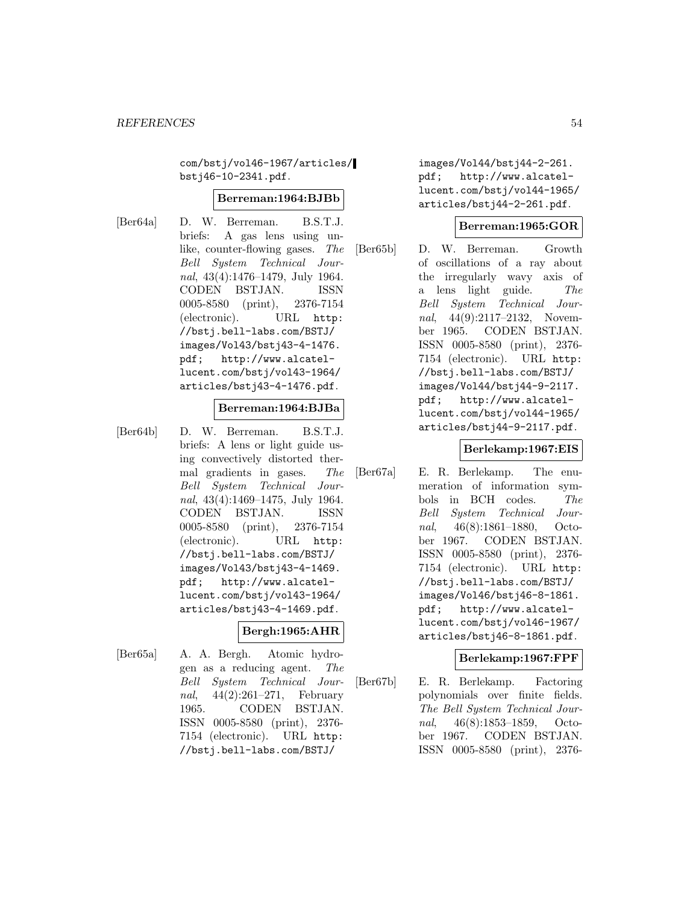com/bstj/vol46-1967/articles/bstj46-10-2341.pdf.

**Berreman:1964:BJBb**

[Ber64a] D. W. Berreman. B.S.T.J. briefs: A gas lens using unlike, counter-flowing gases. *The Bell System Technical Journal*, 43(4):1476–1479, July 1964. CODEN BSTJAN. ISSN 0005-8580 (print), 2376-7154 (electronic). URL http://bstj.bell-labs.com/BSTJ/images/Vol43/bstj43-4-1476.pdf; http://www.alcatel-lucent.com/bstj/vol43-1964/articles/bstj43-4-1476.pdf.

**Berreman:1964:BJBa**

[Ber64b] D. W. Berreman. B.S.T.J. briefs: A lens or light guide using convectively distorted thermal gradients in gases. *The Bell System Technical Journal*, 43(4):1469–1475, July 1964. CODEN BSTJAN. ISSN 0005-8580 (print), 2376-7154 (electronic). URL http://bstj.bell-labs.com/BSTJ/images/Vol43/bstj43-4-1469.pdf; http://www.alcatel-lucent.com/bstj/vol43-1964/articles/bstj43-4-1469.pdf.

**Bergh:1965:AHR**

[Ber65a] A. A. Bergh. Atomic hydrogen as a reducing agent. *The Bell System Technical Journal*, 44(2):261–271, February 1965. CODEN BSTJAN. ISSN 0005-8580 (print), 2376-7154 (electronic). URL http://bstj.bell-labs.com/BSTJ/images/Vol44/bstj44-2-261.pdf; http://www.alcatel-lucent.com/bstj/vol44-1965/articles/bstj44-2-261.pdf.

**Berreman:1965:GOR**

[Ber65b] D. W. Berreman. Growth of oscillations of a ray about the irregularly wavy axis of a lens light guide. *The Bell System Technical Journal*, 44(9):2117–2132, November 1965. CODEN BSTJAN. ISSN 0005-8580 (print), 2376-7154 (electronic). URL http://bstj.bell-labs.com/BSTJ/images/Vol44/bstj44-9-2117.pdf; http://www.alcatel-lucent.com/bstj/vol44-1965/articles/bstj44-9-2117.pdf.

**Berlekamp:1967:EIS**

[Ber67a] E. R. Berlekamp. The enumeration of information symbols in BCH codes. *The Bell System Technical Journal*, 46(8):1861–1880, October 1967. CODEN BSTJAN. ISSN 0005-8580 (print), 2376-7154 (electronic). URL http://bstj.bell-labs.com/BSTJ/images/Vol46/bstj46-8-1861.pdf; http://www.alcatel-lucent.com/bstj/vol46-1967/articles/bstj46-8-1861.pdf.

**Berlekamp:1967:FPF**

[Ber67b] E. R. Berlekamp. Factoring polynomials over finite fields. *The Bell System Technical Journal*, 46(8):1853–1859, October 1967. CODEN BSTJAN. ISSN 0005-8580 (print), 2376-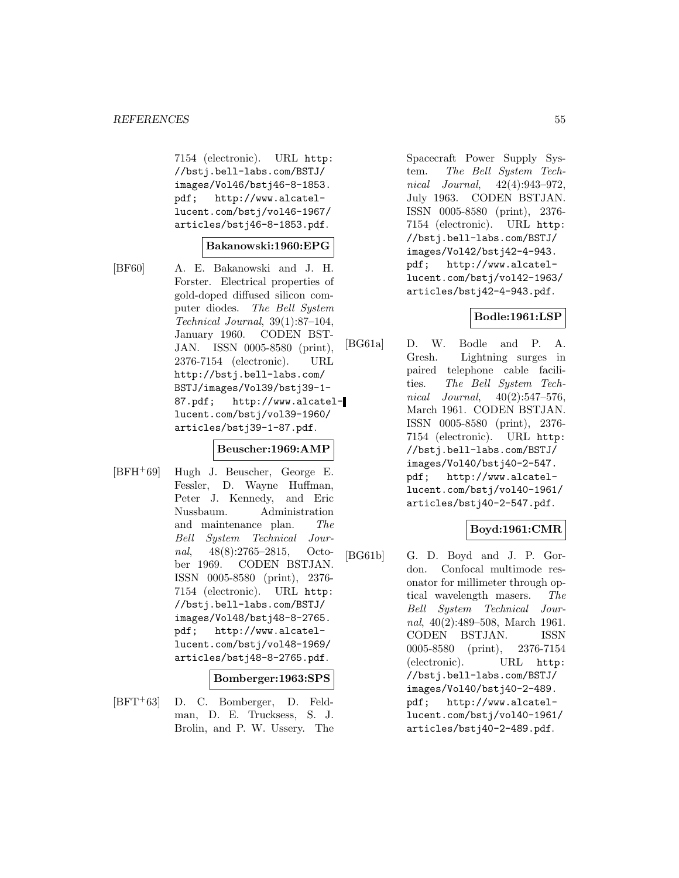7154 (electronic). URL http://bstj.bell-labs.com/BSTJ/images/Vol46/bstj46-8-1853.pdf; http://www.alcatel-lucent.com/bstj/vol46-1967/articles/bstj46-8-1853.pdf.

**Bakanowski:1960:EPG**

[BF60] A. E. Bakanowski and J. H. Forster. Electrical properties of gold-doped diffused silicon computer diodes. *The Bell System Technical Journal*, 39(1):87–104, January 1960. CODEN BSTJAN. ISSN 0005-8580 (print), 2376-7154 (electronic). URL http://bstj.bell-labs.com/BSTJ/images/Vol39/bstj39-1-87.pdf; http://www.alcatel-lucent.com/bstj/vol39-1960/articles/bstj39-1-87.pdf.

**Beuscher:1969:AMP**

[BFH+69] Hugh J. Beuscher, George E. Fessler, D. Wayne Huffman, Peter J. Kennedy, and Eric Nussbaum. Administration and maintenance plan. *The Bell System Technical Journal*, 48(8):2765–2815, October 1969. CODEN BSTJAN. ISSN 0005-8580 (print), 2376-7154 (electronic). URL http://bstj.bell-labs.com/BSTJ/images/Vol48/bstj48-8-2765.pdf; http://www.alcatel-lucent.com/bstj/vol48-1969/articles/bstj48-8-2765.pdf.

**Bomberger:1963:SPS**

[BFT+63] D. C. Bomberger, D. Feldman, D. E. Trucksess, S. J. Brolin, and P. W. Ussery. The Spacecraft Power Supply System. *The Bell System Technical Journal*, 42(4):943–972, July 1963. CODEN BSTJAN. ISSN 0005-8580 (print), 2376-7154 (electronic). URL http://bstj.bell-labs.com/BSTJ/images/Vol42/bstj42-4-943.pdf; http://www.alcatel-lucent.com/bstj/vol42-1963/articles/bstj42-4-943.pdf.

**Bodle:1961:LSP**

[BG61a] D. W. Bodle and P. A. Gresh. Lightning surges in paired telephone cable facilities. *The Bell System Technical Journal*, 40(2):547–576, March 1961. CODEN BSTJAN. ISSN 0005-8580 (print), 2376-7154 (electronic). URL http://bstj.bell-labs.com/BSTJ/images/Vol40/bstj40-2-547.pdf; http://www.alcatel-lucent.com/bstj/vol40-1961/articles/bstj40-2-547.pdf.

**Boyd:1961:CMR**

[BG61b] G. D. Boyd and J. P. Gordon. Confocal multimode resonator for millimeter through optical wavelength masers. *The Bell System Technical Journal*, 40(2):489–508, March 1961. CODEN BSTJAN. ISSN 0005-8580 (print), 2376-7154 (electronic). URL http://bstj.bell-labs.com/BSTJ/images/Vol40/bstj40-2-489.pdf; http://www.alcatel-lucent.com/bstj/vol40-1961/articles/bstj40-2-489.pdf.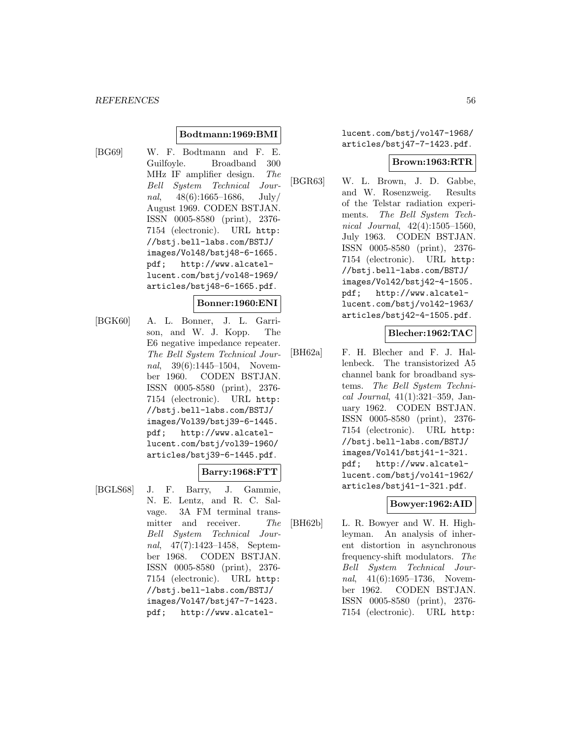**Bodtmann:1969:BMI**

[BG69] W. F. Bodtmann and F. E. Guilfoyle. Broadband 300 MHz IF amplifier design. *The Bell System Technical Journal*, 48(6):1665–1686, July/ August 1969. CODEN BSTJAN. ISSN 0005-8580 (print), 2376-7154 (electronic). URL http://bstj.bell-labs.com/BSTJ/images/Vol48/bstj48-6-1665.pdf; http://www.alcatel-lucent.com/bstj/vol48-1969/articles/bstj48-6-1665.pdf.

**Bonner:1960:ENI**

[BGK60] A. L. Bonner, J. L. Garrison, and W. J. Kopp. The E6 negative impedance repeater. *The Bell System Technical Journal*, 39(6):1445–1504, November 1960. CODEN BSTJAN. ISSN 0005-8580 (print), 2376-7154 (electronic). URL http://bstj.bell-labs.com/BSTJ/images/Vol39/bstj39-6-1445.pdf; http://www.alcatel-lucent.com/bstj/vol39-1960/articles/bstj39-6-1445.pdf.

**Barry:1968:FTT**

[BGLS68] J. F. Barry, J. Gammie, N. E. Lentz, and R. C. Salvage. 3A FM terminal transmitter and receiver. *The Bell System Technical Journal*, 47(7):1423–1458, September 1968. CODEN BSTJAN. ISSN 0005-8580 (print), 2376-7154 (electronic). URL http://bstj.bell-labs.com/BSTJ/images/Vol47/bstj47-7-1423.pdf; http://www.alcatel-lucent.com/bstj/vol47-1968/articles/bstj47-7-1423.pdf.

**Brown:1963:RTR**

[BGR63] W. L. Brown, J. D. Gabbe, and W. Rosenzweig. Results of the Telstar radiation experiments. *The Bell System Technical Journal*, 42(4):1505–1560, July 1963. CODEN BSTJAN. ISSN 0005-8580 (print), 2376-7154 (electronic). URL http://bstj.bell-labs.com/BSTJ/images/Vol42/bstj42-4-1505.pdf; http://www.alcatel-lucent.com/bstj/vol42-1963/articles/bstj42-4-1505.pdf.

**Blecher:1962:TAC**

[BH62a] F. H. Blecher and F. J. Hallenbeck. The transistorized A5 channel bank for broadband systems. *The Bell System Technical Journal*, 41(1):321–359, January 1962. CODEN BSTJAN. ISSN 0005-8580 (print), 2376-7154 (electronic). URL http://bstj.bell-labs.com/BSTJ/images/Vol41/bstj41-1-321.pdf; http://www.alcatel-lucent.com/bstj/vol41-1962/articles/bstj41-1-321.pdf.

**Bowyer:1962:AID**

[BH62b] L. R. Bowyer and W. H. Highleyman. An analysis of inherent distortion in asynchronous frequency-shift modulators. *The Bell System Technical Journal*, 41(6):1695–1736, November 1962. CODEN BSTJAN. ISSN 0005-8580 (print), 2376-7154 (electronic). URL http: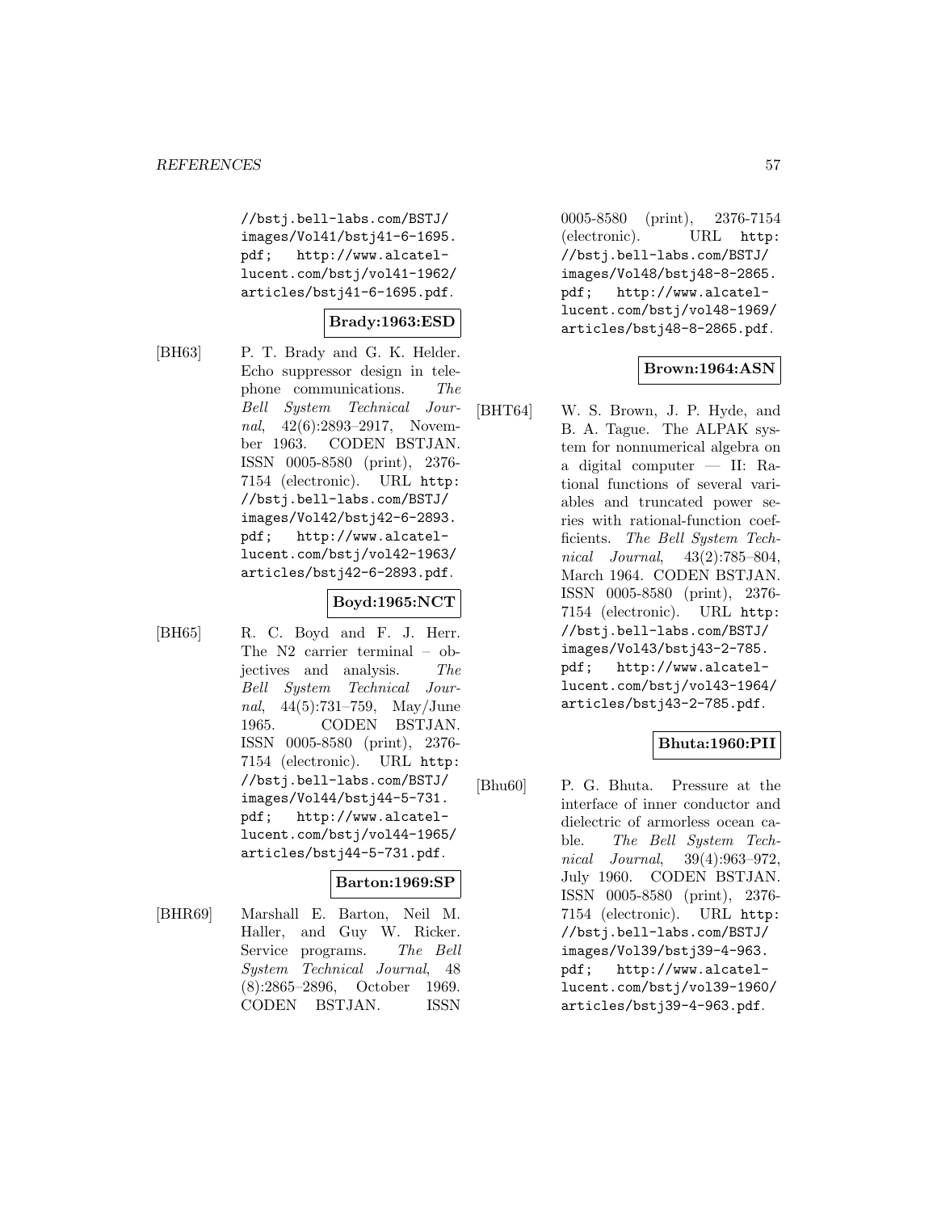//bstj.bell-labs.com/BSTJ/images/Vol41/bstj41-6-1695.pdf; http://www.alcatel-lucent.com/bstj/vol41-1962/articles/bstj41-6-1695.pdf.

**Brady:1963:ESD**

[BH63] P. T. Brady and G. K. Helder. Echo suppressor design in telephone communications. *The Bell System Technical Journal*, 42(6):2893–2917, November 1963. CODEN BSTJAN. ISSN 0005-8580 (print), 2376-7154 (electronic). URL http://bstj.bell-labs.com/BSTJ/images/Vol42/bstj42-6-2893.pdf; http://www.alcatel-lucent.com/bstj/vol42-1963/articles/bstj42-6-2893.pdf.

**Boyd:1965:NCT**

[BH65] R. C. Boyd and F. J. Herr. The N2 carrier terminal – objectives and analysis. *The Bell System Technical Journal*, 44(5):731–759, May/June 1965. CODEN BSTJAN. ISSN 0005-8580 (print), 2376-7154 (electronic). URL http://bstj.bell-labs.com/BSTJ/images/Vol44/bstj44-5-731.pdf; http://www.alcatel-lucent.com/bstj/vol44-1965/articles/bstj44-5-731.pdf.

**Barton:1969:SP**

[BHR69] Marshall E. Barton, Neil M. Haller, and Guy W. Ricker. Service programs. *The Bell System Technical Journal*, 48 (8):2865–2896, October 1969. CODEN BSTJAN. ISSN 0005-8580 (print), 2376-7154 (electronic). URL http://bstj.bell-labs.com/BSTJ/images/Vol48/bstj48-8-2865.pdf; http://www.alcatel-lucent.com/bstj/vol48-1969/articles/bstj48-8-2865.pdf.

**Brown:1964:ASN**

[BHT64] W. S. Brown, J. P. Hyde, and B. A. Tague. The ALPAK system for nonnumerical algebra on a digital computer — II: Rational functions of several variables and truncated power series with rational-function coefficients. *The Bell System Technical Journal*, 43(2):785–804, March 1964. CODEN BSTJAN. ISSN 0005-8580 (print), 2376-7154 (electronic). URL http://bstj.bell-labs.com/BSTJ/images/Vol43/bstj43-2-785.pdf; http://www.alcatel-lucent.com/bstj/vol43-1964/articles/bstj43-2-785.pdf.

**Bhuta:1960:PII**

[Bhu60] P. G. Bhuta. Pressure at the interface of inner conductor and dielectric of armorless ocean cable. *The Bell System Technical Journal*, 39(4):963–972, July 1960. CODEN BSTJAN. ISSN 0005-8580 (print), 2376-7154 (electronic). URL http://bstj.bell-labs.com/BSTJ/images/Vol39/bstj39-4-963.pdf; http://www.alcatel-lucent.com/bstj/vol39-1960/articles/bstj39-4-963.pdf.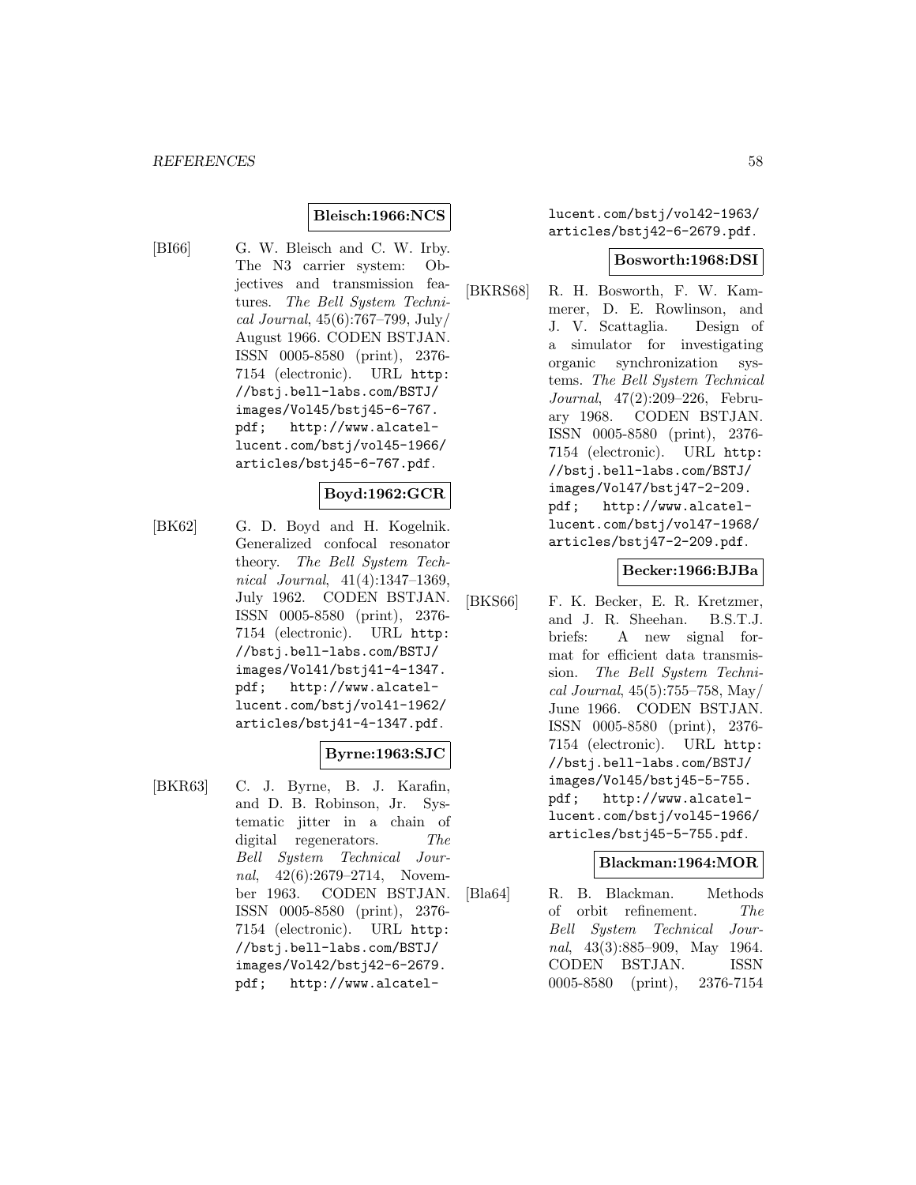**Bleisch:1966:NCS**

[BI66] G. W. Bleisch and C. W. Irby. The N3 carrier system: Objectives and transmission features. *The Bell System Technical Journal*, 45(6):767–799, July/ August 1966. CODEN BSTJAN. ISSN 0005-8580 (print), 2376-7154 (electronic). URL `http://bstj.bell-labs.com/BSTJ/images/Vol45/bstj45-6-767.pdf`; `http://www.alcatel-lucent.com/bstj/vol45-1966/articles/bstj45-6-767.pdf`.

**Boyd:1962:GCR**

[BK62] G. D. Boyd and H. Kogelnik. Generalized confocal resonator theory. *The Bell System Technical Journal*, 41(4):1347–1369, July 1962. CODEN BSTJAN. ISSN 0005-8580 (print), 2376-7154 (electronic). URL `http://bstj.bell-labs.com/BSTJ/images/Vol41/bstj41-4-1347.pdf`; `http://www.alcatel-lucent.com/bstj/vol41-1962/articles/bstj41-4-1347.pdf`.

**Byrne:1963:SJC**

[BKR63] C. J. Byrne, B. J. Karafin, and D. B. Robinson, Jr. Systematic jitter in a chain of digital regenerators. *The Bell System Technical Journal*, 42(6):2679–2714, November 1963. CODEN BSTJAN. ISSN 0005-8580 (print), 2376-7154 (electronic). URL `http://bstj.bell-labs.com/BSTJ/images/Vol42/bstj42-6-2679.pdf`; `http://www.alcatel-lucent.com/bstj/vol42-1963/articles/bstj42-6-2679.pdf`.

**Bosworth:1968:DSI**

[BKRS68] R. H. Bosworth, F. W. Kammerer, D. E. Rowlinson, and J. V. Scattaglia. Design of a simulator for investigating organic synchronization systems. *The Bell System Technical Journal*, 47(2):209–226, February 1968. CODEN BSTJAN. ISSN 0005-8580 (print), 2376-7154 (electronic). URL `http://bstj.bell-labs.com/BSTJ/images/Vol47/bstj47-2-209.pdf`; `http://www.alcatel-lucent.com/bstj/vol47-1968/articles/bstj47-2-209.pdf`.

**Becker:1966:BJBa**

[BKS66] F. K. Becker, E. R. Kretzmer, and J. R. Sheehan. B.S.T.J. briefs: A new signal format for efficient data transmission. *The Bell System Technical Journal*, 45(5):755–758, May/ June 1966. CODEN BSTJAN. ISSN 0005-8580 (print), 2376-7154 (electronic). URL `http://bstj.bell-labs.com/BSTJ/images/Vol45/bstj45-5-755.pdf`; `http://www.alcatel-lucent.com/bstj/vol45-1966/articles/bstj45-5-755.pdf`.

**Blackman:1964:MOR**

[Bla64] R. B. Blackman. Methods of orbit refinement. *The Bell System Technical Journal*, 43(3):885–909, May 1964. CODEN BSTJAN. ISSN 0005-8580 (print), 2376-7154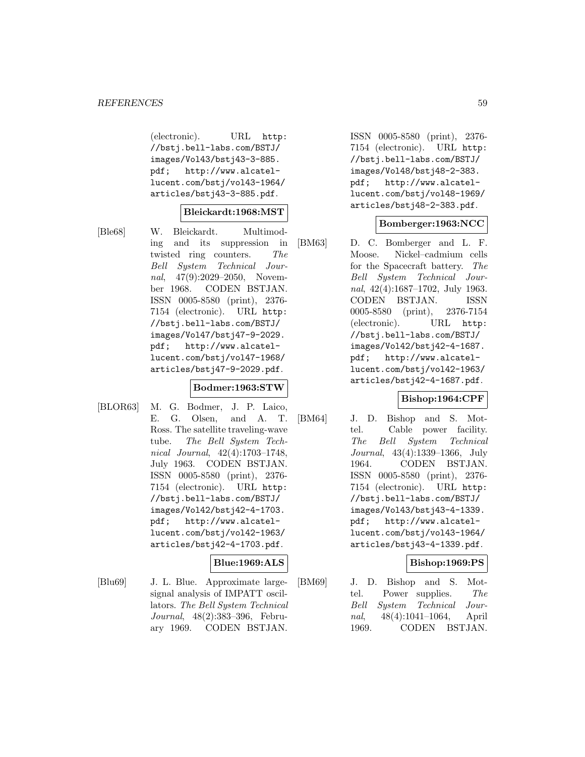(electronic). URL http://bstj.bell-labs.com/BSTJ/images/Vol43/bstj43-3-885.pdf; http://www.alcatel-lucent.com/bstj/vol43-1964/articles/bstj43-3-885.pdf.

**Bleickardt:1968:MST**

[Ble68] W. Bleickardt. Multimoding and its suppression in twisted ring counters. *The Bell System Technical Journal*, 47(9):2029–2050, November 1968. CODEN BSTJAN. ISSN 0005-8580 (print), 2376-7154 (electronic). URL http://bstj.bell-labs.com/BSTJ/images/Vol47/bstj47-9-2029.pdf; http://www.alcatel-lucent.com/bstj/vol47-1968/articles/bstj47-9-2029.pdf.

**Bodmer:1963:STW**

[BLOR63] M. G. Bodmer, J. P. Laico, E. G. Olsen, and A. T. Ross. The satellite traveling-wave tube. *The Bell System Technical Journal*, 42(4):1703–1748, July 1963. CODEN BSTJAN. ISSN 0005-8580 (print), 2376-7154 (electronic). URL http://bstj.bell-labs.com/BSTJ/images/Vol42/bstj42-4-1703.pdf; http://www.alcatel-lucent.com/bstj/vol42-1963/articles/bstj42-4-1703.pdf.

**Blue:1969:ALS**

[Blu69] J. L. Blue. Approximate large-signal analysis of IMPATT oscillators. *The Bell System Technical Journal*, 48(2):383–396, February 1969. CODEN BSTJAN. ISSN 0005-8580 (print), 2376-7154 (electronic). URL http://bstj.bell-labs.com/BSTJ/images/Vol48/bstj48-2-383.pdf; http://www.alcatel-lucent.com/bstj/vol48-1969/articles/bstj48-2-383.pdf.

**Bomberger:1963:NCC**

[BM63] D. C. Bomberger and L. F. Moose. Nickel–cadmium cells for the Spacecraft battery. *The Bell System Technical Journal*, 42(4):1687–1702, July 1963. CODEN BSTJAN. ISSN 0005-8580 (print), 2376-7154 (electronic). URL http://bstj.bell-labs.com/BSTJ/images/Vol42/bstj42-4-1687.pdf; http://www.alcatel-lucent.com/bstj/vol42-1963/articles/bstj42-4-1687.pdf.

**Bishop:1964:CPF**

[BM64] J. D. Bishop and S. Mottel. Cable power facility. *The Bell System Technical Journal*, 43(4):1339–1366, July 1964. CODEN BSTJAN. ISSN 0005-8580 (print), 2376-7154 (electronic). URL http://bstj.bell-labs.com/BSTJ/images/Vol43/bstj43-4-1339.pdf; http://www.alcatel-lucent.com/bstj/vol43-1964/articles/bstj43-4-1339.pdf.

**Bishop:1969:PS**

[BM69] J. D. Bishop and S. Mottel. Power supplies. *The Bell System Technical Journal*, 48(4):1041–1064, April 1969. CODEN BSTJAN.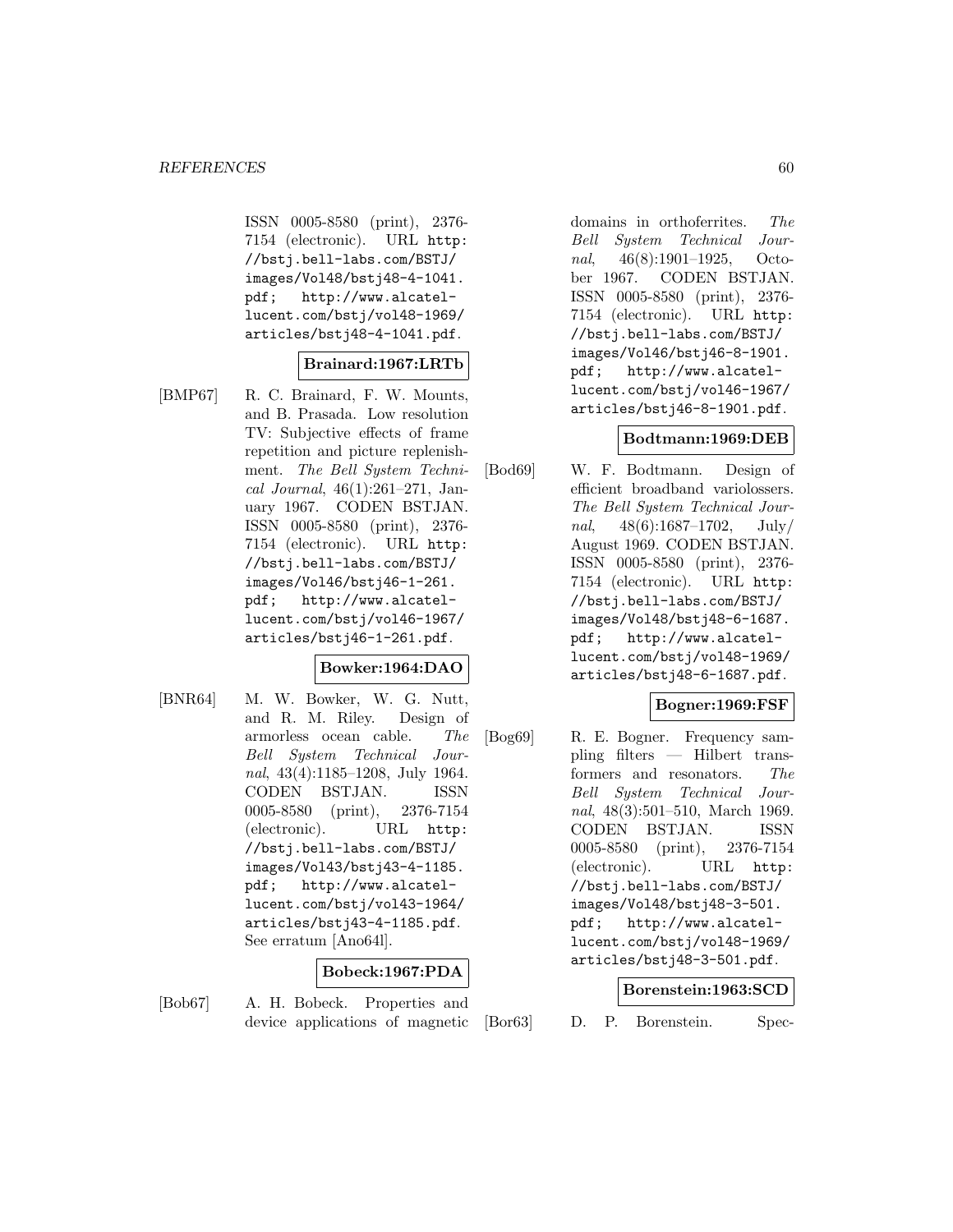ISSN 0005-8580 (print), 2376-7154 (electronic). URL http://bstj.bell-labs.com/BSTJ/images/Vol48/bstj48-4-1041.pdf; http://www.alcatel-lucent.com/bstj/vol48-1969/articles/bstj48-4-1041.pdf.

**Brainard:1967:LRTb**

[BMP67] R. C. Brainard, F. W. Mounts, and B. Prasada. Low resolution TV: Subjective effects of frame repetition and picture replenishment. *The Bell System Technical Journal*, 46(1):261–271, January 1967. CODEN BSTJAN. ISSN 0005-8580 (print), 2376-7154 (electronic). URL http://bstj.bell-labs.com/BSTJ/images/Vol46/bstj46-1-261.pdf; http://www.alcatel-lucent.com/bstj/vol46-1967/articles/bstj46-1-261.pdf.

**Bowker:1964:DAO**

[BNR64] M. W. Bowker, W. G. Nutt, and R. M. Riley. Design of armorless ocean cable. *The Bell System Technical Journal*, 43(4):1185–1208, July 1964. CODEN BSTJAN. ISSN 0005-8580 (print), 2376-7154 (electronic). URL http://bstj.bell-labs.com/BSTJ/images/Vol43/bstj43-4-1185.pdf; http://www.alcatel-lucent.com/bstj/vol43-1964/articles/bstj43-4-1185.pdf. See erratum [Ano64l].

**Bobeck:1967:PDA**

[Bob67] A. H. Bobeck. Properties and device applications of magnetic domains in orthoferrites. *The Bell System Technical Journal*, 46(8):1901–1925, October 1967. CODEN BSTJAN. ISSN 0005-8580 (print), 2376-7154 (electronic). URL http://bstj.bell-labs.com/BSTJ/images/Vol46/bstj46-8-1901.pdf; http://www.alcatel-lucent.com/bstj/vol46-1967/articles/bstj46-8-1901.pdf.

**Bodtmann:1969:DEB**

[Bod69] W. F. Bodtmann. Design of efficient broadband variolossers. *The Bell System Technical Journal*, 48(6):1687–1702, July/August 1969. CODEN BSTJAN. ISSN 0005-8580 (print), 2376-7154 (electronic). URL http://bstj.bell-labs.com/BSTJ/images/Vol48/bstj48-6-1687.pdf; http://www.alcatel-lucent.com/bstj/vol48-1969/articles/bstj48-6-1687.pdf.

**Bogner:1969:FSF**

[Bog69] R. E. Bogner. Frequency sampling filters — Hilbert transformers and resonators. *The Bell System Technical Journal*, 48(3):501–510, March 1969. CODEN BSTJAN. ISSN 0005-8580 (print), 2376-7154 (electronic). URL http://bstj.bell-labs.com/BSTJ/images/Vol48/bstj48-3-501.pdf; http://www.alcatel-lucent.com/bstj/vol48-1969/articles/bstj48-3-501.pdf.

**Borenstein:1963:SCD**

[Bor63] D. P. Borenstein. Spec-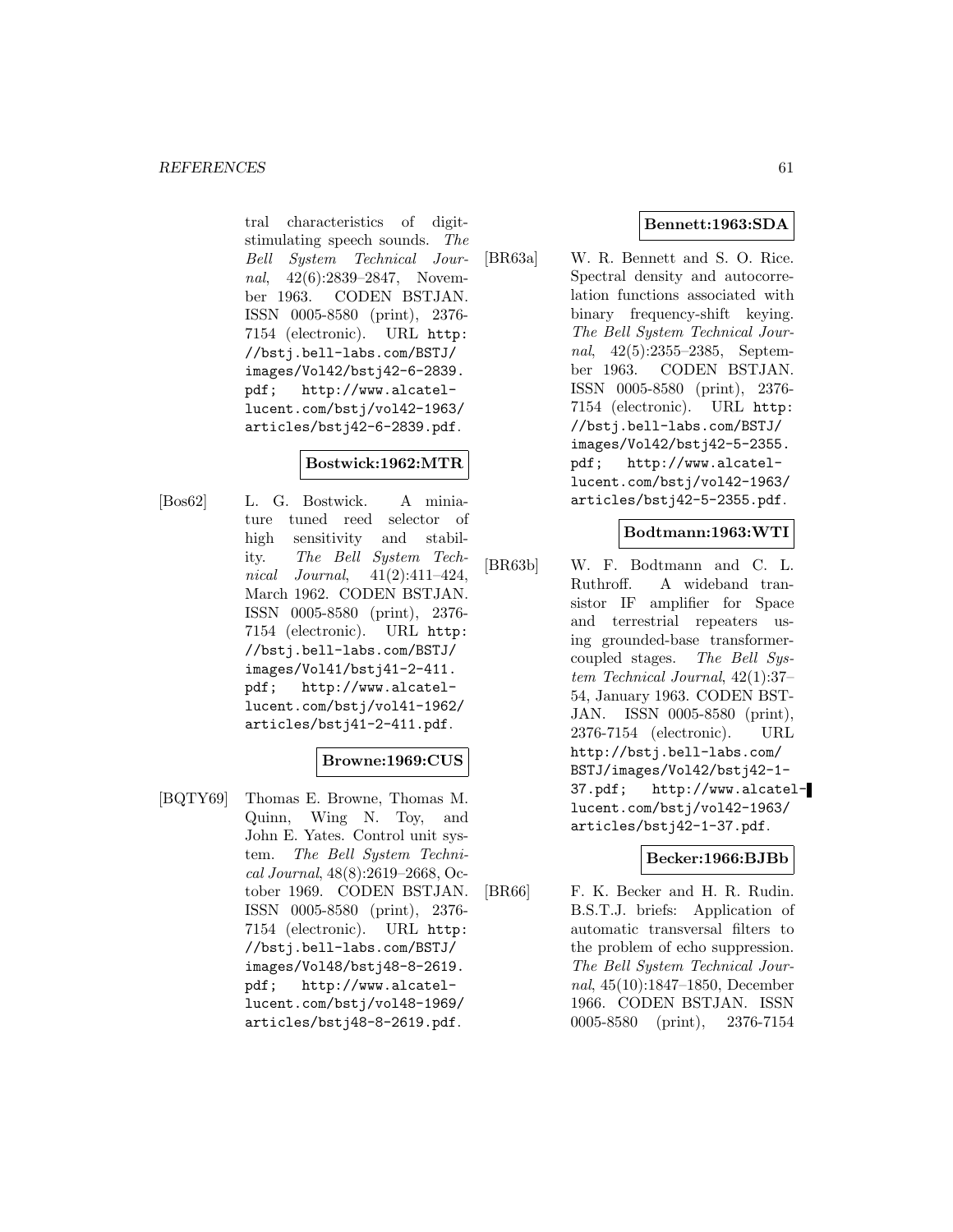tral characteristics of digit-stimulating speech sounds. *The Bell System Technical Journal*, 42(6):2839–2847, November 1963. CODEN BSTJAN. ISSN 0005-8580 (print), 2376-7154 (electronic). URL http://bstj.bell-labs.com/BSTJ/images/Vol42/bstj42-6-2839.pdf; http://www.alcatel-lucent.com/bstj/vol42-1963/articles/bstj42-6-2839.pdf.

**Bostwick:1962:MTR**

[Bos62] L. G. Bostwick. A miniature tuned reed selector of high sensitivity and stability. *The Bell System Technical Journal*, 41(2):411–424, March 1962. CODEN BSTJAN. ISSN 0005-8580 (print), 2376-7154 (electronic). URL http://bstj.bell-labs.com/BSTJ/images/Vol41/bstj41-2-411.pdf; http://www.alcatel-lucent.com/bstj/vol41-1962/articles/bstj41-2-411.pdf.

**Browne:1969:CUS**

[BQTY69] Thomas E. Browne, Thomas M. Quinn, Wing N. Toy, and John E. Yates. Control unit system. *The Bell System Technical Journal*, 48(8):2619–2668, October 1969. CODEN BSTJAN. ISSN 0005-8580 (print), 2376-7154 (electronic). URL http://bstj.bell-labs.com/BSTJ/images/Vol48/bstj48-8-2619.pdf; http://www.alcatel-lucent.com/bstj/vol48-1969/articles/bstj48-8-2619.pdf.

**Bennett:1963:SDA**

[BR63a] W. R. Bennett and S. O. Rice. Spectral density and autocorrelation functions associated with binary frequency-shift keying. *The Bell System Technical Journal*, 42(5):2355–2385, September 1963. CODEN BSTJAN. ISSN 0005-8580 (print), 2376-7154 (electronic). URL http://bstj.bell-labs.com/BSTJ/images/Vol42/bstj42-5-2355.pdf; http://www.alcatel-lucent.com/bstj/vol42-1963/articles/bstj42-5-2355.pdf.

**Bodtmann:1963:WTI**

[BR63b] W. F. Bodtmann and C. L. Ruthroff. A wideband transistor IF amplifier for Space and terrestrial repeaters using grounded-base transformer-coupled stages. *The Bell System Technical Journal*, 42(1):37–54, January 1963. CODEN BSTJAN. ISSN 0005-8580 (print), 2376-7154 (electronic). URL http://bstj.bell-labs.com/BSTJ/images/Vol42/bstj42-1-37.pdf; http://www.alcatel-lucent.com/bstj/vol42-1963/articles/bstj42-1-37.pdf.

**Becker:1966:BJBb**

[BR66] F. K. Becker and H. R. Rudin. B.S.T.J. briefs: Application of automatic transversal filters to the problem of echo suppression. *The Bell System Technical Journal*, 45(10):1847–1850, December 1966. CODEN BSTJAN. ISSN 0005-8580 (print), 2376-7154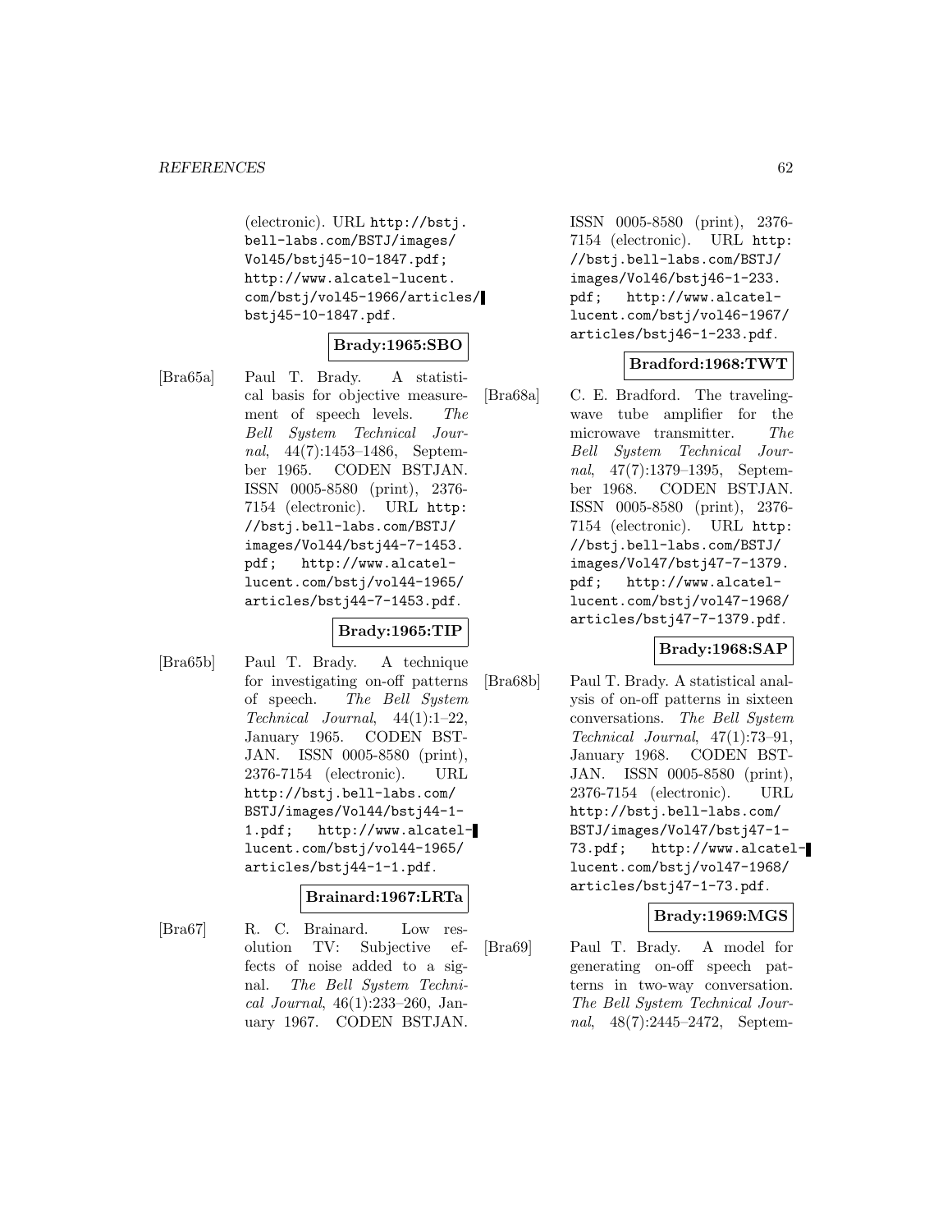(electronic). URL http://bstj.bell-labs.com/BSTJ/images/Vol45/bstj45-10-1847.pdf; http://www.alcatel-lucent.com/bstj/vol45-1966/articles/bstj45-10-1847.pdf.

**Brady:1965:SBO**

[Bra65a] Paul T. Brady. A statistical basis for objective measurement of speech levels. *The Bell System Technical Journal*, 44(7):1453–1486, September 1965. CODEN BSTJAN. ISSN 0005-8580 (print), 2376-7154 (electronic). URL http://bstj.bell-labs.com/BSTJ/images/Vol44/bstj44-7-1453.pdf; http://www.alcatel-lucent.com/bstj/vol44-1965/articles/bstj44-7-1453.pdf.

**Brady:1965:TIP**

[Bra65b] Paul T. Brady. A technique for investigating on-off patterns of speech. *The Bell System Technical Journal*, 44(1):1–22, January 1965. CODEN BSTJAN. ISSN 0005-8580 (print), 2376-7154 (electronic). URL http://bstj.bell-labs.com/BSTJ/images/Vol44/bstj44-1-1.pdf; http://www.alcatel-lucent.com/bstj/vol44-1965/articles/bstj44-1-1.pdf.

**Brainard:1967:LRTa**

[Bra67] R. C. Brainard. Low resolution TV: Subjective effects of noise added to a signal. *The Bell System Technical Journal*, 46(1):233–260, January 1967. CODEN BSTJAN. ISSN 0005-8580 (print), 2376-7154 (electronic). URL http://bstj.bell-labs.com/BSTJ/images/Vol46/bstj46-1-233.pdf; http://www.alcatel-lucent.com/bstj/vol46-1967/articles/bstj46-1-233.pdf.

**Bradford:1968:TWT**

[Bra68a] C. E. Bradford. The traveling-wave tube amplifier for the microwave transmitter. *The Bell System Technical Journal*, 47(7):1379–1395, September 1968. CODEN BSTJAN. ISSN 0005-8580 (print), 2376-7154 (electronic). URL http://bstj.bell-labs.com/BSTJ/images/Vol47/bstj47-7-1379.pdf; http://www.alcatel-lucent.com/bstj/vol47-1968/articles/bstj47-7-1379.pdf.

**Brady:1968:SAP**

[Bra68b] Paul T. Brady. A statistical analysis of on-off patterns in sixteen conversations. *The Bell System Technical Journal*, 47(1):73–91, January 1968. CODEN BSTJAN. ISSN 0005-8580 (print), 2376-7154 (electronic). URL http://bstj.bell-labs.com/BSTJ/images/Vol47/bstj47-1-73.pdf; http://www.alcatel-lucent.com/bstj/vol47-1968/articles/bstj47-1-73.pdf.

**Brady:1969:MGS**

[Bra69] Paul T. Brady. A model for generating on-off speech patterns in two-way conversation. *The Bell System Technical Journal*, 48(7):2445–2472, Septem-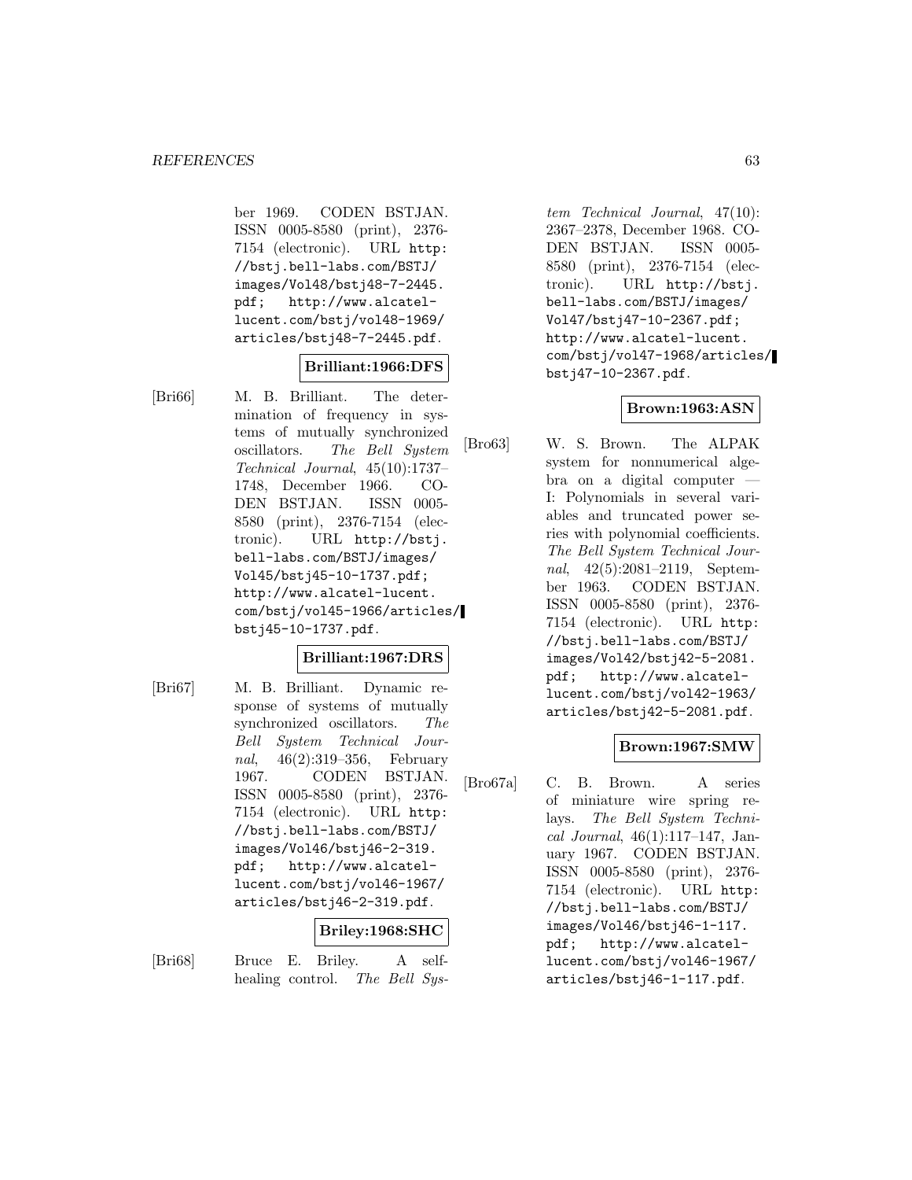ber 1969. CODEN BSTJAN. ISSN 0005-8580 (print), 2376-7154 (electronic). URL http://bstj.bell-labs.com/BSTJ/images/Vol48/bstj48-7-2445.pdf; http://www.alcatel-lucent.com/bstj/vol48-1969/articles/bstj48-7-2445.pdf.

**Brilliant:1966:DFS**

[Bri66] M. B. Brilliant. The determination of frequency in systems of mutually synchronized oscillators. *The Bell System Technical Journal*, 45(10):1737–1748, December 1966. CODEN BSTJAN. ISSN 0005-8580 (print), 2376-7154 (electronic). URL http://bstj.bell-labs.com/BSTJ/images/Vol45/bstj45-10-1737.pdf; http://www.alcatel-lucent.com/bstj/vol45-1966/articles/bstj45-10-1737.pdf.

**Brilliant:1967:DRS**

[Bri67] M. B. Brilliant. Dynamic response of systems of mutually synchronized oscillators. *The Bell System Technical Journal*, 46(2):319–356, February 1967. CODEN BSTJAN. ISSN 0005-8580 (print), 2376-7154 (electronic). URL http://bstj.bell-labs.com/BSTJ/images/Vol46/bstj46-2-319.pdf; http://www.alcatel-lucent.com/bstj/vol46-1967/articles/bstj46-2-319.pdf.

**Briley:1968:SHC**

[Bri68] Bruce E. Briley. A self-healing control. *The Bell System Technical Journal*, 47(10):2367–2378, December 1968. CODEN BSTJAN. ISSN 0005-8580 (print), 2376-7154 (electronic). URL http://bstj.bell-labs.com/BSTJ/images/Vol47/bstj47-10-2367.pdf; http://www.alcatel-lucent.com/bstj/vol47-1968/articles/bstj47-10-2367.pdf.

**Brown:1963:ASN**

[Bro63] W. S. Brown. The ALPAK system for nonnumerical algebra on a digital computer — I: Polynomials in several variables and truncated power series with polynomial coefficients. *The Bell System Technical Journal*, 42(5):2081–2119, September 1963. CODEN BSTJAN. ISSN 0005-8580 (print), 2376-7154 (electronic). URL http://bstj.bell-labs.com/BSTJ/images/Vol42/bstj42-5-2081.pdf; http://www.alcatel-lucent.com/bstj/vol42-1963/articles/bstj42-5-2081.pdf.

**Brown:1967:SMW**

[Bro67a] C. B. Brown. A series of miniature wire spring relays. *The Bell System Technical Journal*, 46(1):117–147, January 1967. CODEN BSTJAN. ISSN 0005-8580 (print), 2376-7154 (electronic). URL http://bstj.bell-labs.com/BSTJ/images/Vol46/bstj46-1-117.pdf; http://www.alcatel-lucent.com/bstj/vol46-1967/articles/bstj46-1-117.pdf.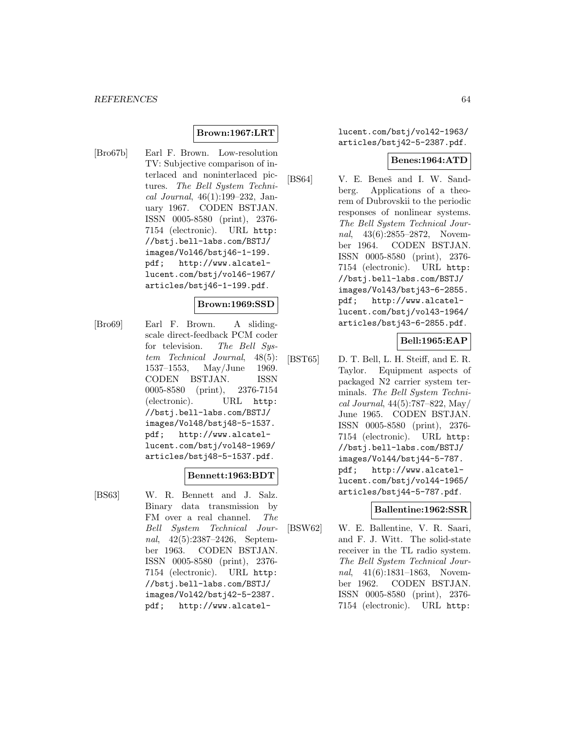**Brown:1967:LRT**

[Bro67b] Earl F. Brown. Low-resolution TV: Subjective comparison of interlaced and noninterlaced pictures. *The Bell System Technical Journal*, 46(1):199–232, January 1967. CODEN BSTJAN. ISSN 0005-8580 (print), 2376-7154 (electronic). URL http://bstj.bell-labs.com/BSTJ/images/Vol46/bstj46-1-199.pdf; http://www.alcatel-lucent.com/bstj/vol46-1967/articles/bstj46-1-199.pdf.

**Brown:1969:SSD**

[Bro69] Earl F. Brown. A sliding-scale direct-feedback PCM coder for television. *The Bell System Technical Journal*, 48(5):1537–1553, May/June 1969. CODEN BSTJAN. ISSN 0005-8580 (print), 2376-7154 (electronic). URL http://bstj.bell-labs.com/BSTJ/images/Vol48/bstj48-5-1537.pdf; http://www.alcatel-lucent.com/bstj/vol48-1969/articles/bstj48-5-1537.pdf.

**Bennett:1963:BDT**

[BS63] W. R. Bennett and J. Salz. Binary data transmission by FM over a real channel. *The Bell System Technical Journal*, 42(5):2387–2426, September 1963. CODEN BSTJAN. ISSN 0005-8580 (print), 2376-7154 (electronic). URL http://bstj.bell-labs.com/BSTJ/images/Vol42/bstj42-5-2387.pdf; http://www.alcatel-lucent.com/bstj/vol42-1963/articles/bstj42-5-2387.pdf.

**Benes:1964:ATD**

[BS64] V. E. Beneš and I. W. Sandberg. Applications of a theorem of Dubrovskii to the periodic responses of nonlinear systems. *The Bell System Technical Journal*, 43(6):2855–2872, November 1964. CODEN BSTJAN. ISSN 0005-8580 (print), 2376-7154 (electronic). URL http://bstj.bell-labs.com/BSTJ/images/Vol43/bstj43-6-2855.pdf; http://www.alcatel-lucent.com/bstj/vol43-1964/articles/bstj43-6-2855.pdf.

**Bell:1965:EAP**

[BST65] D. T. Bell, L. H. Steiff, and E. R. Taylor. Equipment aspects of packaged N2 carrier system terminals. *The Bell System Technical Journal*, 44(5):787–822, May/June 1965. CODEN BSTJAN. ISSN 0005-8580 (print), 2376-7154 (electronic). URL http://bstj.bell-labs.com/BSTJ/images/Vol44/bstj44-5-787.pdf; http://www.alcatel-lucent.com/bstj/vol44-1965/articles/bstj44-5-787.pdf.

**Ballentine:1962:SSR**

[BSW62] W. E. Ballentine, V. R. Saari, and F. J. Witt. The solid-state receiver in the TL radio system. *The Bell System Technical Journal*, 41(6):1831–1863, November 1962. CODEN BSTJAN. ISSN 0005-8580 (print), 2376-7154 (electronic). URL http: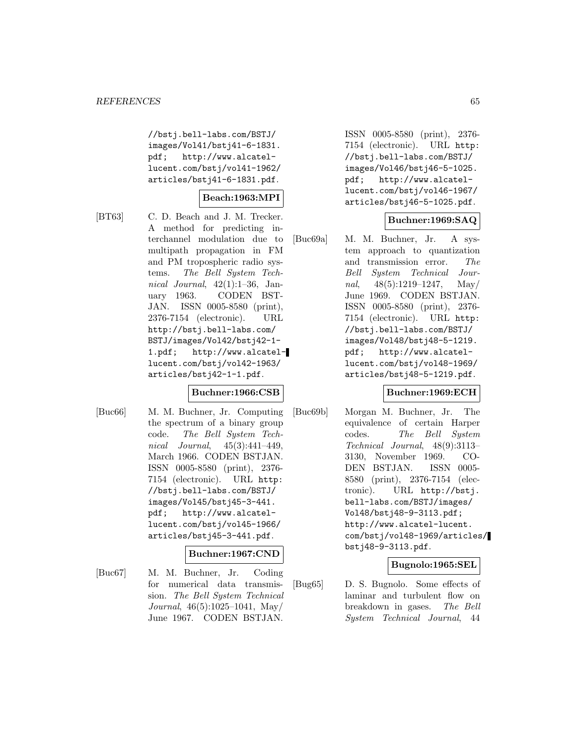//bstj.bell-labs.com/BSTJ/images/Vol41/bstj41-6-1831.pdf; http://www.alcatel-lucent.com/bstj/vol41-1962/articles/bstj41-6-1831.pdf.

**Beach:1963:MPI**

[BT63] C. D. Beach and J. M. Trecker. A method for predicting interchannel modulation due to multipath propagation in FM and PM tropospheric radio systems. *The Bell System Technical Journal*, 42(1):1–36, January 1963. CODEN BSTJAN. ISSN 0005-8580 (print), 2376-7154 (electronic). URL http://bstj.bell-labs.com/BSTJ/images/Vol42/bstj42-1-1.pdf; http://www.alcatel-lucent.com/bstj/vol42-1963/articles/bstj42-1-1.pdf.

**Buchner:1966:CSB**

[Buc66] M. M. Buchner, Jr. Computing the spectrum of a binary group code. *The Bell System Technical Journal*, 45(3):441–449, March 1966. CODEN BSTJAN. ISSN 0005-8580 (print), 2376-7154 (electronic). URL http://bstj.bell-labs.com/BSTJ/images/Vol45/bstj45-3-441.pdf; http://www.alcatel-lucent.com/bstj/vol45-1966/articles/bstj45-3-441.pdf.

**Buchner:1967:CND**

[Buc67] M. M. Buchner, Jr. Coding for numerical data transmission. *The Bell System Technical Journal*, 46(5):1025–1041, May/June 1967. CODEN BSTJAN. ISSN 0005-8580 (print), 2376-7154 (electronic). URL http://bstj.bell-labs.com/BSTJ/images/Vol46/bstj46-5-1025.pdf; http://www.alcatel-lucent.com/bstj/vol46-1967/articles/bstj46-5-1025.pdf.

**Buchner:1969:SAQ**

[Buc69a] M. M. Buchner, Jr. A system approach to quantization and transmission error. *The Bell System Technical Journal*, 48(5):1219–1247, May/June 1969. CODEN BSTJAN. ISSN 0005-8580 (print), 2376-7154 (electronic). URL http://bstj.bell-labs.com/BSTJ/images/Vol48/bstj48-5-1219.pdf; http://www.alcatel-lucent.com/bstj/vol48-1969/articles/bstj48-5-1219.pdf.

**Buchner:1969:ECH**

[Buc69b] Morgan M. Buchner, Jr. The equivalence of certain Harper codes. *The Bell System Technical Journal*, 48(9):3113–3130, November 1969. CODEN BSTJAN. ISSN 0005-8580 (print), 2376-7154 (electronic). URL http://bstj.bell-labs.com/BSTJ/images/Vol48/bstj48-9-3113.pdf; http://www.alcatel-lucent.com/bstj/vol48-1969/articles/bstj48-9-3113.pdf.

**Bugnolo:1965:SEL**

[Bug65] D. S. Bugnolo. Some effects of laminar and turbulent flow on breakdown in gases. *The Bell System Technical Journal*, 44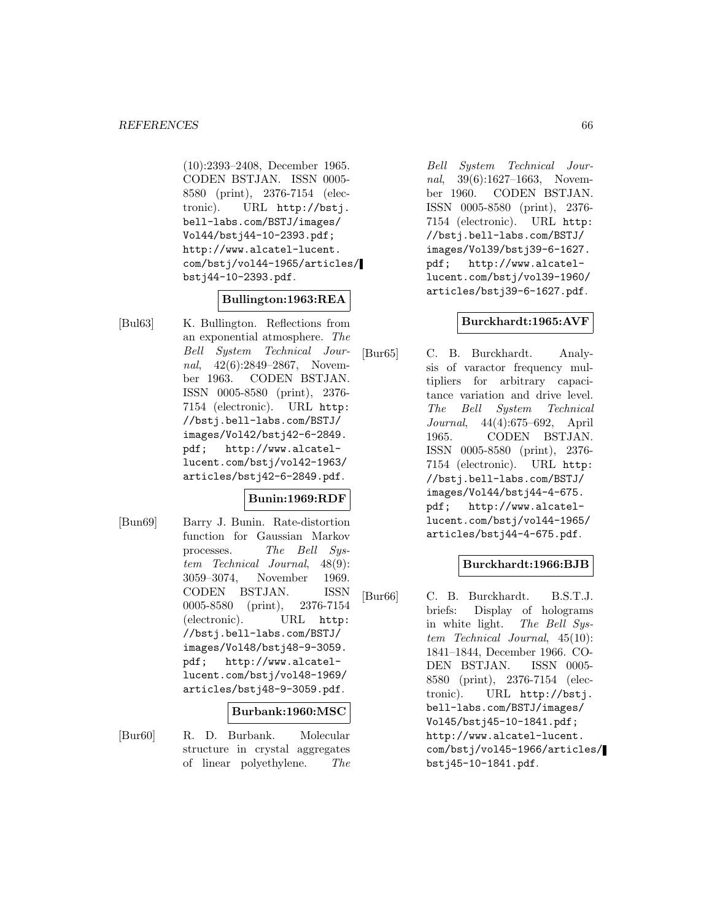(10):2393–2408, December 1965. CODEN BSTJAN. ISSN 0005-8580 (print), 2376-7154 (electronic). URL http://bstj.bell-labs.com/BSTJ/images/Vol44/bstj44-10-2393.pdf; http://www.alcatel-lucent.com/bstj/vol44-1965/articles/bstj44-10-2393.pdf.

**Bullington:1963:REA**

[Bul63] K. Bullington. Reflections from an exponential atmosphere. *The Bell System Technical Journal*, 42(6):2849–2867, November 1963. CODEN BSTJAN. ISSN 0005-8580 (print), 2376-7154 (electronic). URL http://bstj.bell-labs.com/BSTJ/images/Vol42/bstj42-6-2849.pdf; http://www.alcatel-lucent.com/bstj/vol42-1963/articles/bstj42-6-2849.pdf.

**Bunin:1969:RDF**

[Bun69] Barry J. Bunin. Rate-distortion function for Gaussian Markov processes. *The Bell System Technical Journal*, 48(9):3059–3074, November 1969. CODEN BSTJAN. ISSN 0005-8580 (print), 2376-7154 (electronic). URL http://bstj.bell-labs.com/BSTJ/images/Vol48/bstj48-9-3059.pdf; http://www.alcatel-lucent.com/bstj/vol48-1969/articles/bstj48-9-3059.pdf.

**Burbank:1960:MSC**

[Bur60] R. D. Burbank. Molecular structure in crystal aggregates of linear polyethylene. *The Bell System Technical Journal*, 39(6):1627–1663, November 1960. CODEN BSTJAN. ISSN 0005-8580 (print), 2376-7154 (electronic). URL http://bstj.bell-labs.com/BSTJ/images/Vol39/bstj39-6-1627.pdf; http://www.alcatel-lucent.com/bstj/vol39-1960/articles/bstj39-6-1627.pdf.

**Burckhardt:1965:AVF**

[Bur65] C. B. Burckhardt. Analysis of varactor frequency multipliers for arbitrary capacitance variation and drive level. *The Bell System Technical Journal*, 44(4):675–692, April 1965. CODEN BSTJAN. ISSN 0005-8580 (print), 2376-7154 (electronic). URL http://bstj.bell-labs.com/BSTJ/images/Vol44/bstj44-4-675.pdf; http://www.alcatel-lucent.com/bstj/vol44-1965/articles/bstj44-4-675.pdf.

**Burckhardt:1966:BJB**

[Bur66] C. B. Burckhardt. B.S.T.J. briefs: Display of holograms in white light. *The Bell System Technical Journal*, 45(10):1841–1844, December 1966. CODEN BSTJAN. ISSN 0005-8580 (print), 2376-7154 (electronic). URL http://bstj.bell-labs.com/BSTJ/images/Vol45/bstj45-10-1841.pdf; http://www.alcatel-lucent.com/bstj/vol45-1966/articles/bstj45-10-1841.pdf.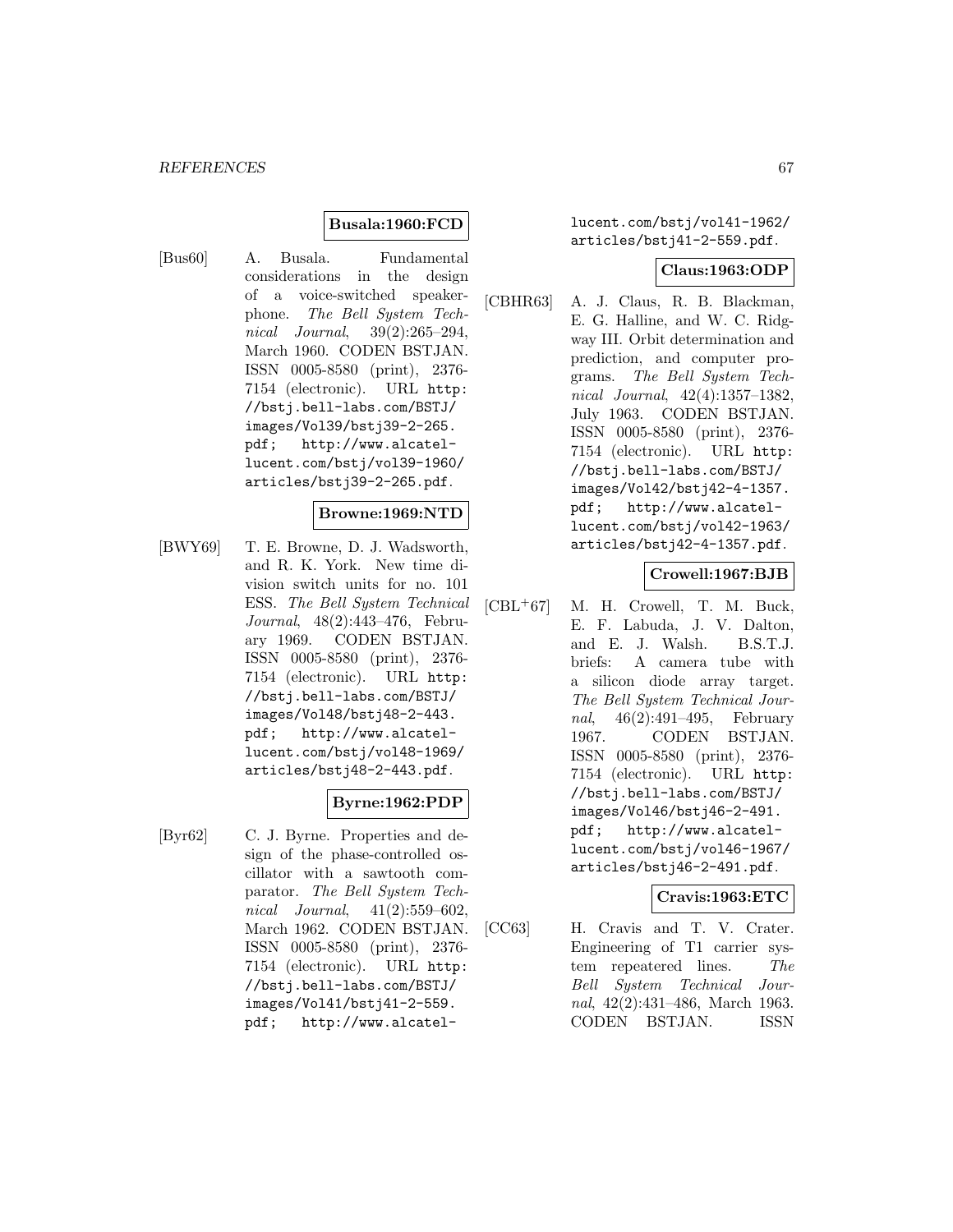**Busala:1960:FCD**

[Bus60] A. Busala. Fundamental considerations in the design of a voice-switched speakerphone. *The Bell System Technical Journal*, 39(2):265–294, March 1960. CODEN BSTJAN. ISSN 0005-8580 (print), 2376-7154 (electronic). URL http://bstj.bell-labs.com/BSTJ/images/Vol39/bstj39-2-265.pdf; http://www.alcatel-lucent.com/bstj/vol39-1960/articles/bstj39-2-265.pdf.

**Browne:1969:NTD**

[BWY69] T. E. Browne, D. J. Wadsworth, and R. K. York. New time division switch units for no. 101 ESS. *The Bell System Technical Journal*, 48(2):443–476, February 1969. CODEN BSTJAN. ISSN 0005-8580 (print), 2376-7154 (electronic). URL http://bstj.bell-labs.com/BSTJ/images/Vol48/bstj48-2-443.pdf; http://www.alcatel-lucent.com/bstj/vol48-1969/articles/bstj48-2-443.pdf.

**Byrne:1962:PDP**

[Byr62] C. J. Byrne. Properties and design of the phase-controlled oscillator with a sawtooth comparator. *The Bell System Technical Journal*, 41(2):559–602, March 1962. CODEN BSTJAN. ISSN 0005-8580 (print), 2376-7154 (electronic). URL http://bstj.bell-labs.com/BSTJ/images/Vol41/bstj41-2-559.pdf; http://www.alcatel-lucent.com/bstj/vol41-1962/articles/bstj41-2-559.pdf.

**Claus:1963:ODP**

[CBHR63] A. J. Claus, R. B. Blackman, E. G. Halline, and W. C. Ridgway III. Orbit determination and prediction, and computer programs. *The Bell System Technical Journal*, 42(4):1357–1382, July 1963. CODEN BSTJAN. ISSN 0005-8580 (print), 2376-7154 (electronic). URL http://bstj.bell-labs.com/BSTJ/images/Vol42/bstj42-4-1357.pdf; http://www.alcatel-lucent.com/bstj/vol42-1963/articles/bstj42-4-1357.pdf.

**Crowell:1967:BJB**

[CBL+67] M. H. Crowell, T. M. Buck, E. F. Labuda, J. V. Dalton, and E. J. Walsh. B.S.T.J. briefs: A camera tube with a silicon diode array target. *The Bell System Technical Journal*, 46(2):491–495, February 1967. CODEN BSTJAN. ISSN 0005-8580 (print), 2376-7154 (electronic). URL http://bstj.bell-labs.com/BSTJ/images/Vol46/bstj46-2-491.pdf; http://www.alcatel-lucent.com/bstj/vol46-1967/articles/bstj46-2-491.pdf.

**Cravis:1963:ETC**

[CC63] H. Cravis and T. V. Crater. Engineering of T1 carrier system repeatered lines. *The Bell System Technical Journal*, 42(2):431–486, March 1963. CODEN BSTJAN. ISSN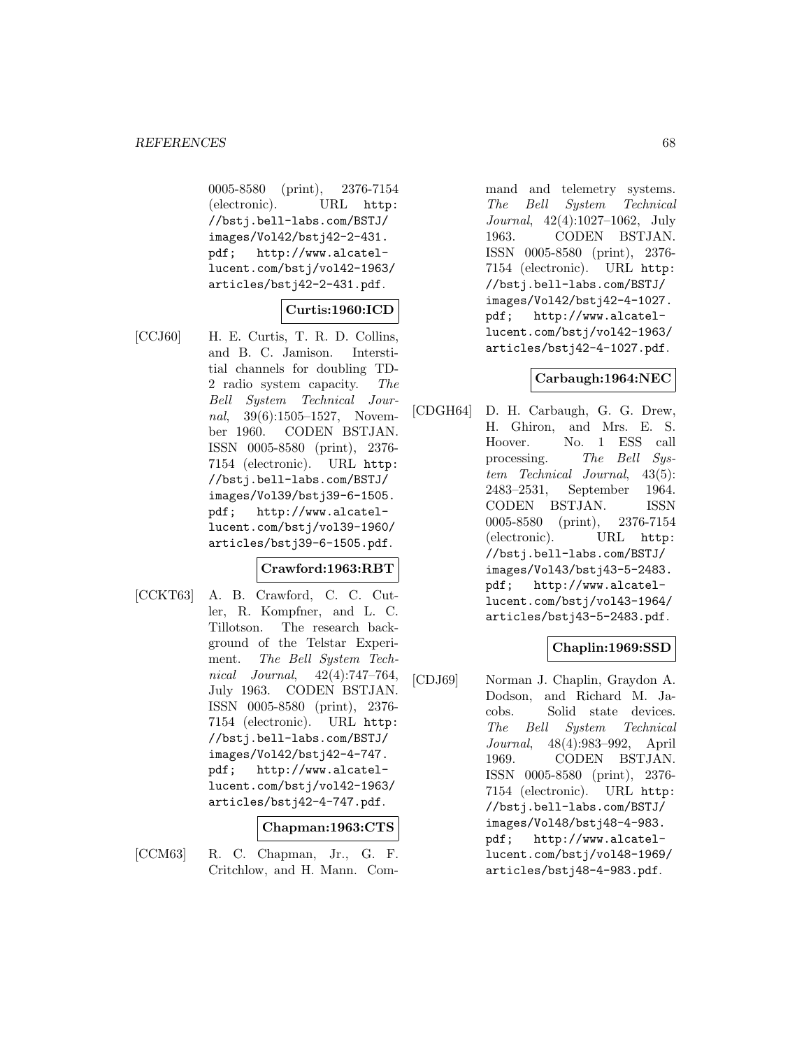0005-8580 (print), 2376-7154 (electronic). URL http://bstj.bell-labs.com/BSTJ/images/Vol42/bstj42-2-431.pdf; http://www.alcatel-lucent.com/bstj/vol42-1963/articles/bstj42-2-431.pdf.

**Curtis:1960:ICD**

[CCJ60] H. E. Curtis, T. R. D. Collins, and B. C. Jamison. Interstitial channels for doubling TD-2 radio system capacity. *The Bell System Technical Journal*, 39(6):1505–1527, November 1960. CODEN BSTJAN. ISSN 0005-8580 (print), 2376-7154 (electronic). URL http://bstj.bell-labs.com/BSTJ/images/Vol39/bstj39-6-1505.pdf; http://www.alcatel-lucent.com/bstj/vol39-1960/articles/bstj39-6-1505.pdf.

**Crawford:1963:RBT**

[CCKT63] A. B. Crawford, C. C. Cutler, R. Kompfner, and L. C. Tillotson. The research background of the Telstar Experiment. *The Bell System Technical Journal*, 42(4):747–764, July 1963. CODEN BSTJAN. ISSN 0005-8580 (print), 2376-7154 (electronic). URL http://bstj.bell-labs.com/BSTJ/images/Vol42/bstj42-4-747.pdf; http://www.alcatel-lucent.com/bstj/vol42-1963/articles/bstj42-4-747.pdf.

**Chapman:1963:CTS**

[CCM63] R. C. Chapman, Jr., G. F. Critchlow, and H. Mann. Command and telemetry systems. *The Bell System Technical Journal*, 42(4):1027–1062, July 1963. CODEN BSTJAN. ISSN 0005-8580 (print), 2376-7154 (electronic). URL http://bstj.bell-labs.com/BSTJ/images/Vol42/bstj42-4-1027.pdf; http://www.alcatel-lucent.com/bstj/vol42-1963/articles/bstj42-4-1027.pdf.

**Carbaugh:1964:NEC**

[CDGH64] D. H. Carbaugh, G. G. Drew, H. Ghiron, and Mrs. E. S. Hoover. No. 1 ESS call processing. *The Bell System Technical Journal*, 43(5):2483–2531, September 1964. CODEN BSTJAN. ISSN 0005-8580 (print), 2376-7154 (electronic). URL http://bstj.bell-labs.com/BSTJ/images/Vol43/bstj43-5-2483.pdf; http://www.alcatel-lucent.com/bstj/vol43-1964/articles/bstj43-5-2483.pdf.

**Chaplin:1969:SSD**

[CDJ69] Norman J. Chaplin, Graydon A. Dodson, and Richard M. Jacobs. Solid state devices. *The Bell System Technical Journal*, 48(4):983–992, April 1969. CODEN BSTJAN. ISSN 0005-8580 (print), 2376-7154 (electronic). URL http://bstj.bell-labs.com/BSTJ/images/Vol48/bstj48-4-983.pdf; http://www.alcatel-lucent.com/bstj/vol48-1969/articles/bstj48-4-983.pdf.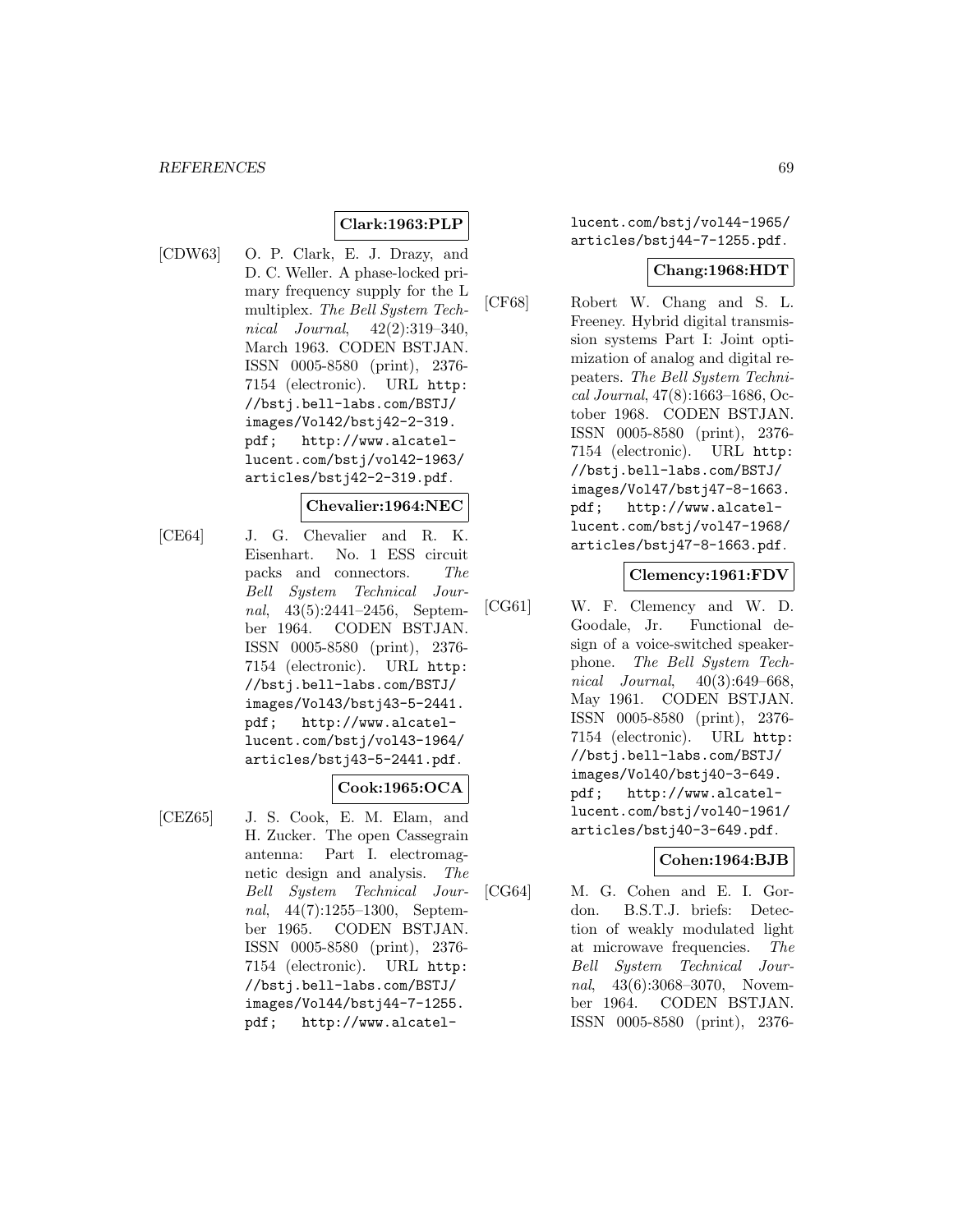**Clark:1963:PLP**

[CDW63] O. P. Clark, E. J. Drazy, and D. C. Weller. A phase-locked primary frequency supply for the L multiplex. *The Bell System Technical Journal*, 42(2):319–340, March 1963. CODEN BSTJAN. ISSN 0005-8580 (print), 2376-7154 (electronic). URL `http://bstj.bell-labs.com/BSTJ/images/Vol42/bstj42-2-319.pdf`; `http://www.alcatel-lucent.com/bstj/vol42-1963/articles/bstj42-2-319.pdf`.

**Chevalier:1964:NEC**

[CE64] J. G. Chevalier and R. K. Eisenhart. No. 1 ESS circuit packs and connectors. *The Bell System Technical Journal*, 43(5):2441–2456, September 1964. CODEN BSTJAN. ISSN 0005-8580 (print), 2376-7154 (electronic). URL `http://bstj.bell-labs.com/BSTJ/images/Vol43/bstj43-5-2441.pdf`; `http://www.alcatel-lucent.com/bstj/vol43-1964/articles/bstj43-5-2441.pdf`.

**Cook:1965:OCA**

[CEZ65] J. S. Cook, E. M. Elam, and H. Zucker. The open Cassegrain antenna: Part I. electromagnetic design and analysis. *The Bell System Technical Journal*, 44(7):1255–1300, September 1965. CODEN BSTJAN. ISSN 0005-8580 (print), 2376-7154 (electronic). URL `http://bstj.bell-labs.com/BSTJ/images/Vol44/bstj44-7-1255.pdf`; `http://www.alcatel-lucent.com/bstj/vol44-1965/articles/bstj44-7-1255.pdf`.

**Chang:1968:HDT**

[CF68] Robert W. Chang and S. L. Freeney. Hybrid digital transmission systems Part I: Joint optimization of analog and digital repeaters. *The Bell System Technical Journal*, 47(8):1663–1686, October 1968. CODEN BSTJAN. ISSN 0005-8580 (print), 2376-7154 (electronic). URL `http://bstj.bell-labs.com/BSTJ/images/Vol47/bstj47-8-1663.pdf`; `http://www.alcatel-lucent.com/bstj/vol47-1968/articles/bstj47-8-1663.pdf`.

**Clemency:1961:FDV**

[CG61] W. F. Clemency and W. D. Goodale, Jr. Functional design of a voice-switched speakerphone. *The Bell System Technical Journal*, 40(3):649–668, May 1961. CODEN BSTJAN. ISSN 0005-8580 (print), 2376-7154 (electronic). URL `http://bstj.bell-labs.com/BSTJ/images/Vol40/bstj40-3-649.pdf`; `http://www.alcatel-lucent.com/bstj/vol40-1961/articles/bstj40-3-649.pdf`.

**Cohen:1964:BJB**

[CG64] M. G. Cohen and E. I. Gordon. B.S.T.J. briefs: Detection of weakly modulated light at microwave frequencies. *The Bell System Technical Journal*, 43(6):3068–3070, November 1964. CODEN BSTJAN. ISSN 0005-8580 (print), 2376-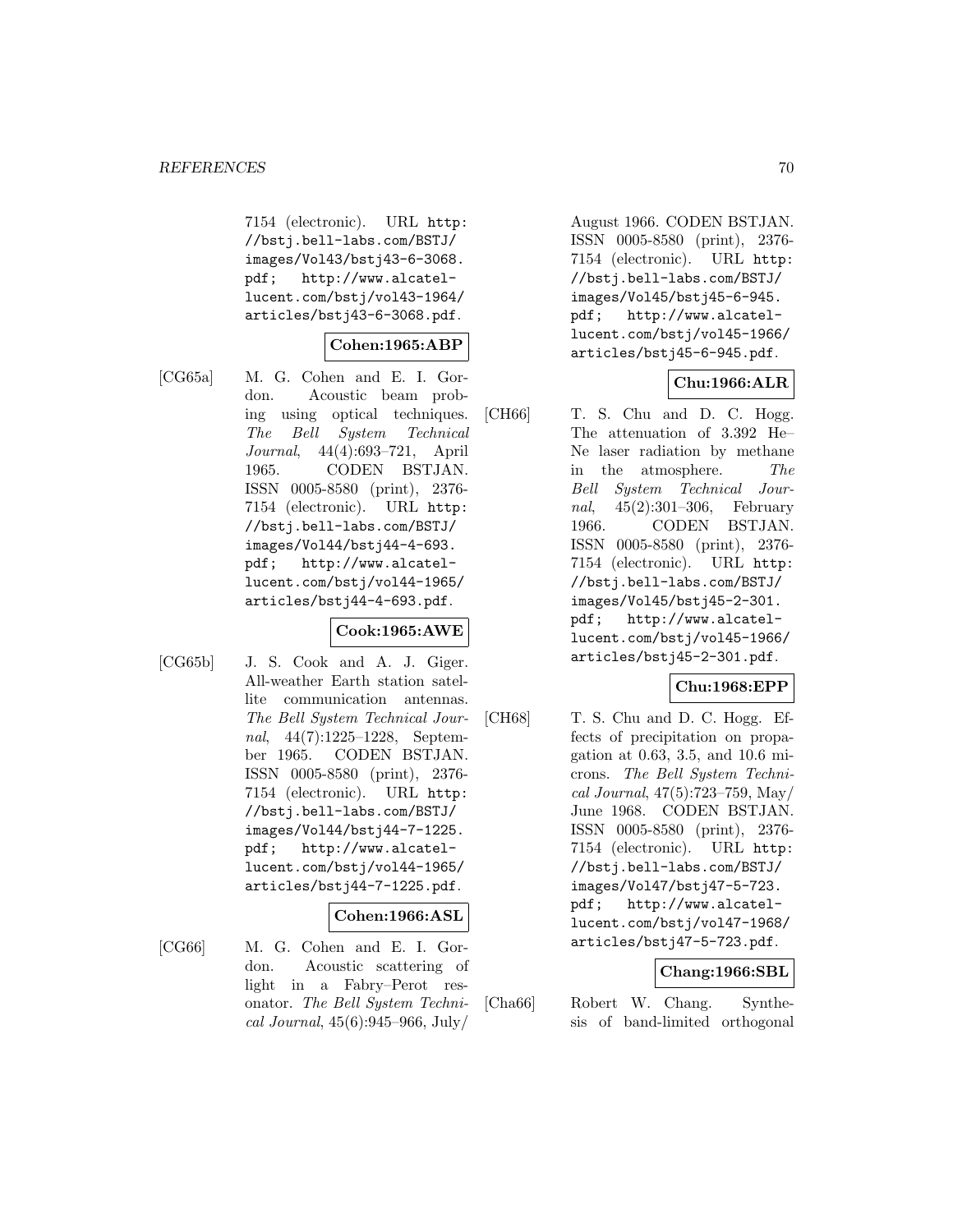7154 (electronic). URL http://bstj.bell-labs.com/BSTJ/images/Vol43/bstj43-6-3068.pdf; http://www.alcatel-lucent.com/bstj/vol43-1964/articles/bstj43-6-3068.pdf.

**Cohen:1965:ABP**

[CG65a] M. G. Cohen and E. I. Gordon. Acoustic beam probing using optical techniques. *The Bell System Technical Journal*, 44(4):693–721, April 1965. CODEN BSTJAN. ISSN 0005-8580 (print), 2376-7154 (electronic). URL http://bstj.bell-labs.com/BSTJ/images/Vol44/bstj44-4-693.pdf; http://www.alcatel-lucent.com/bstj/vol44-1965/articles/bstj44-4-693.pdf.

**Cook:1965:AWE**

[CG65b] J. S. Cook and A. J. Giger. All-weather Earth station satellite communication antennas. *The Bell System Technical Journal*, 44(7):1225–1228, September 1965. CODEN BSTJAN. ISSN 0005-8580 (print), 2376-7154 (electronic). URL http://bstj.bell-labs.com/BSTJ/images/Vol44/bstj44-7-1225.pdf; http://www.alcatel-lucent.com/bstj/vol44-1965/articles/bstj44-7-1225.pdf.

**Cohen:1966:ASL**

[CG66] M. G. Cohen and E. I. Gordon. Acoustic scattering of light in a Fabry–Perot resonator. *The Bell System Technical Journal*, 45(6):945–966, July/August 1966. CODEN BSTJAN. ISSN 0005-8580 (print), 2376-7154 (electronic). URL http://bstj.bell-labs.com/BSTJ/images/Vol45/bstj45-6-945.pdf; http://www.alcatel-lucent.com/bstj/vol45-1966/articles/bstj45-6-945.pdf.

**Chu:1966:ALR**

[CH66] T. S. Chu and D. C. Hogg. The attenuation of 3.392 He–Ne laser radiation by methane in the atmosphere. *The Bell System Technical Journal*, 45(2):301–306, February 1966. CODEN BSTJAN. ISSN 0005-8580 (print), 2376-7154 (electronic). URL http://bstj.bell-labs.com/BSTJ/images/Vol45/bstj45-2-301.pdf; http://www.alcatel-lucent.com/bstj/vol45-1966/articles/bstj45-2-301.pdf.

**Chu:1968:EPP**

[CH68] T. S. Chu and D. C. Hogg. Effects of precipitation on propagation at 0.63, 3.5, and 10.6 microns. *The Bell System Technical Journal*, 47(5):723–759, May/June 1968. CODEN BSTJAN. ISSN 0005-8580 (print), 2376-7154 (electronic). URL http://bstj.bell-labs.com/BSTJ/images/Vol47/bstj47-5-723.pdf; http://www.alcatel-lucent.com/bstj/vol47-1968/articles/bstj47-5-723.pdf.

**Chang:1966:SBL**

[Cha66] Robert W. Chang. Synthesis of band-limited orthogonal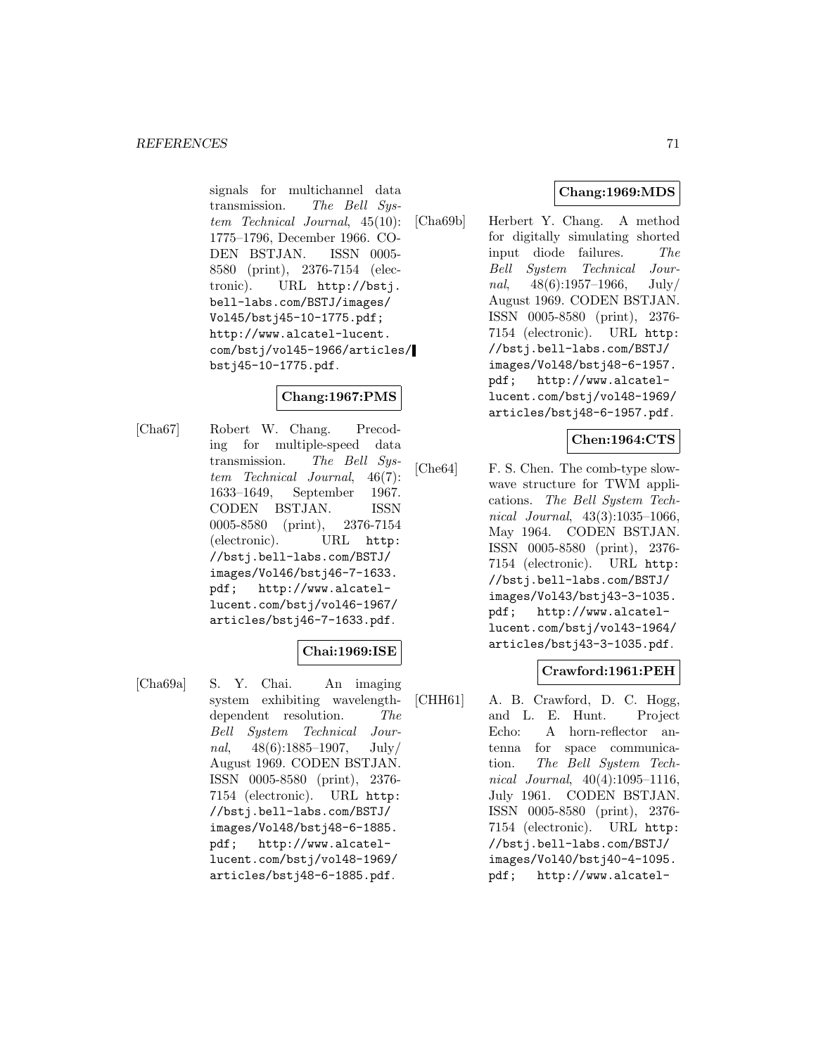signals for multichannel data transmission. *The Bell System Technical Journal*, 45(10): 1775–1796, December 1966. CODEN BSTJAN. ISSN 0005-8580 (print), 2376-7154 (electronic). URL http://bstj.bell-labs.com/BSTJ/images/Vol45/bstj45-10-1775.pdf; http://www.alcatel-lucent.com/bstj/vol45-1966/articles/bstj45-10-1775.pdf.

**Chang:1967:PMS**

[Cha67] Robert W. Chang. Precoding for multiple-speed data transmission. *The Bell System Technical Journal*, 46(7): 1633–1649, September 1967. CODEN BSTJAN. ISSN 0005-8580 (print), 2376-7154 (electronic). URL http://bstj.bell-labs.com/BSTJ/images/Vol46/bstj46-7-1633.pdf; http://www.alcatel-lucent.com/bstj/vol46-1967/articles/bstj46-7-1633.pdf.

**Chai:1969:ISE**

[Cha69a] S. Y. Chai. An imaging system exhibiting wavelength-dependent resolution. *The Bell System Technical Journal*, 48(6):1885–1907, July/ August 1969. CODEN BSTJAN. ISSN 0005-8580 (print), 2376-7154 (electronic). URL http://bstj.bell-labs.com/BSTJ/images/Vol48/bstj48-6-1885.pdf; http://www.alcatel-lucent.com/bstj/vol48-1969/articles/bstj48-6-1885.pdf.

**Chang:1969:MDS**

[Cha69b] Herbert Y. Chang. A method for digitally simulating shorted input diode failures. *The Bell System Technical Journal*, 48(6):1957–1966, July/ August 1969. CODEN BSTJAN. ISSN 0005-8580 (print), 2376-7154 (electronic). URL http://bstj.bell-labs.com/BSTJ/images/Vol48/bstj48-6-1957.pdf; http://www.alcatel-lucent.com/bstj/vol48-1969/articles/bstj48-6-1957.pdf.

**Chen:1964:CTS**

[Che64] F. S. Chen. The comb-type slow-wave structure for TWM applications. *The Bell System Technical Journal*, 43(3):1035–1066, May 1964. CODEN BSTJAN. ISSN 0005-8580 (print), 2376-7154 (electronic). URL http://bstj.bell-labs.com/BSTJ/images/Vol43/bstj43-3-1035.pdf; http://www.alcatel-lucent.com/bstj/vol43-1964/articles/bstj43-3-1035.pdf.

**Crawford:1961:PEH**

[CHH61] A. B. Crawford, D. C. Hogg, and L. E. Hunt. Project Echo: A horn-reflector antenna for space communication. *The Bell System Technical Journal*, 40(4):1095–1116, July 1961. CODEN BSTJAN. ISSN 0005-8580 (print), 2376-7154 (electronic). URL http://bstj.bell-labs.com/BSTJ/images/Vol40/bstj40-4-1095.pdf; http://www.alcatel-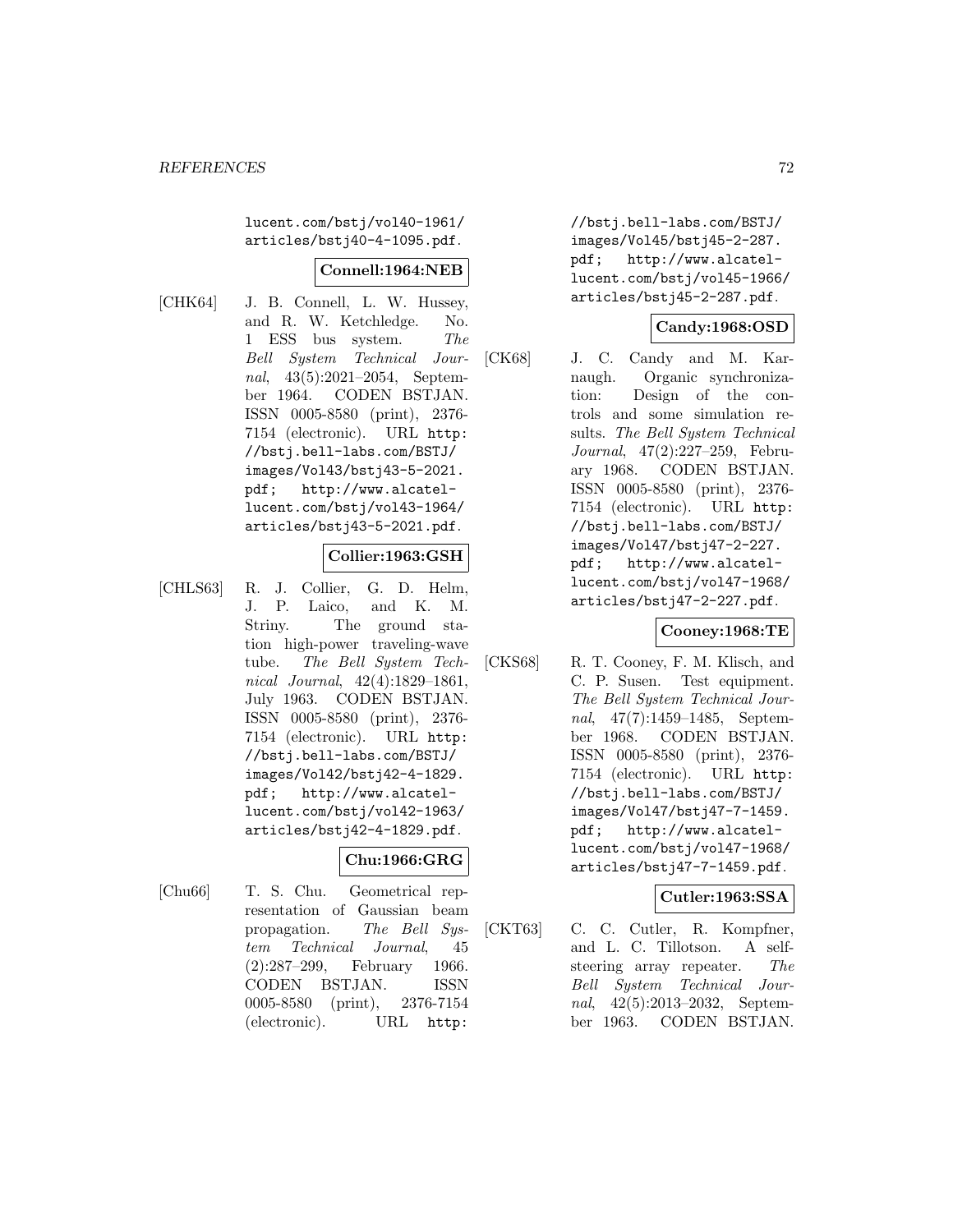lucent.com/bstj/vol40-1961/articles/bstj40-4-1095.pdf.

**Connell:1964:NEB**

[CHK64] J. B. Connell, L. W. Hussey, and R. W. Ketchledge. No. 1 ESS bus system. *The Bell System Technical Journal*, 43(5):2021–2054, September 1964. CODEN BSTJAN. ISSN 0005-8580 (print), 2376-7154 (electronic). URL http://bstj.bell-labs.com/BSTJ/images/Vol43/bstj43-5-2021.pdf; http://www.alcatel-lucent.com/bstj/vol43-1964/articles/bstj43-5-2021.pdf.

**Collier:1963:GSH**

[CHLS63] R. J. Collier, G. D. Helm, J. P. Laico, and K. M. Striny. The ground station high-power traveling-wave tube. *The Bell System Technical Journal*, 42(4):1829–1861, July 1963. CODEN BSTJAN. ISSN 0005-8580 (print), 2376-7154 (electronic). URL http://bstj.bell-labs.com/BSTJ/images/Vol42/bstj42-4-1829.pdf; http://www.alcatel-lucent.com/bstj/vol42-1963/articles/bstj42-4-1829.pdf.

**Chu:1966:GRG**

[Chu66] T. S. Chu. Geometrical representation of Gaussian beam propagation. *The Bell System Technical Journal*, 45 (2):287–299, February 1966. CODEN BSTJAN. ISSN 0005-8580 (print), 2376-7154 (electronic). URL http://bstj.bell-labs.com/BSTJ/images/Vol45/bstj45-2-287.pdf; http://www.alcatel-lucent.com/bstj/vol45-1966/articles/bstj45-2-287.pdf.

**Candy:1968:OSD**

[CK68] J. C. Candy and M. Karnaugh. Organic synchronization: Design of the controls and some simulation results. *The Bell System Technical Journal*, 47(2):227–259, February 1968. CODEN BSTJAN. ISSN 0005-8580 (print), 2376-7154 (electronic). URL http://bstj.bell-labs.com/BSTJ/images/Vol47/bstj47-2-227.pdf; http://www.alcatel-lucent.com/bstj/vol47-1968/articles/bstj47-2-227.pdf.

**Cooney:1968:TE**

[CKS68] R. T. Cooney, F. M. Klisch, and C. P. Susen. Test equipment. *The Bell System Technical Journal*, 47(7):1459–1485, September 1968. CODEN BSTJAN. ISSN 0005-8580 (print), 2376-7154 (electronic). URL http://bstj.bell-labs.com/BSTJ/images/Vol47/bstj47-7-1459.pdf; http://www.alcatel-lucent.com/bstj/vol47-1968/articles/bstj47-7-1459.pdf.

**Cutler:1963:SSA**

[CKT63] C. C. Cutler, R. Kompfner, and L. C. Tillotson. A self-steering array repeater. *The Bell System Technical Journal*, 42(5):2013–2032, September 1963. CODEN BSTJAN.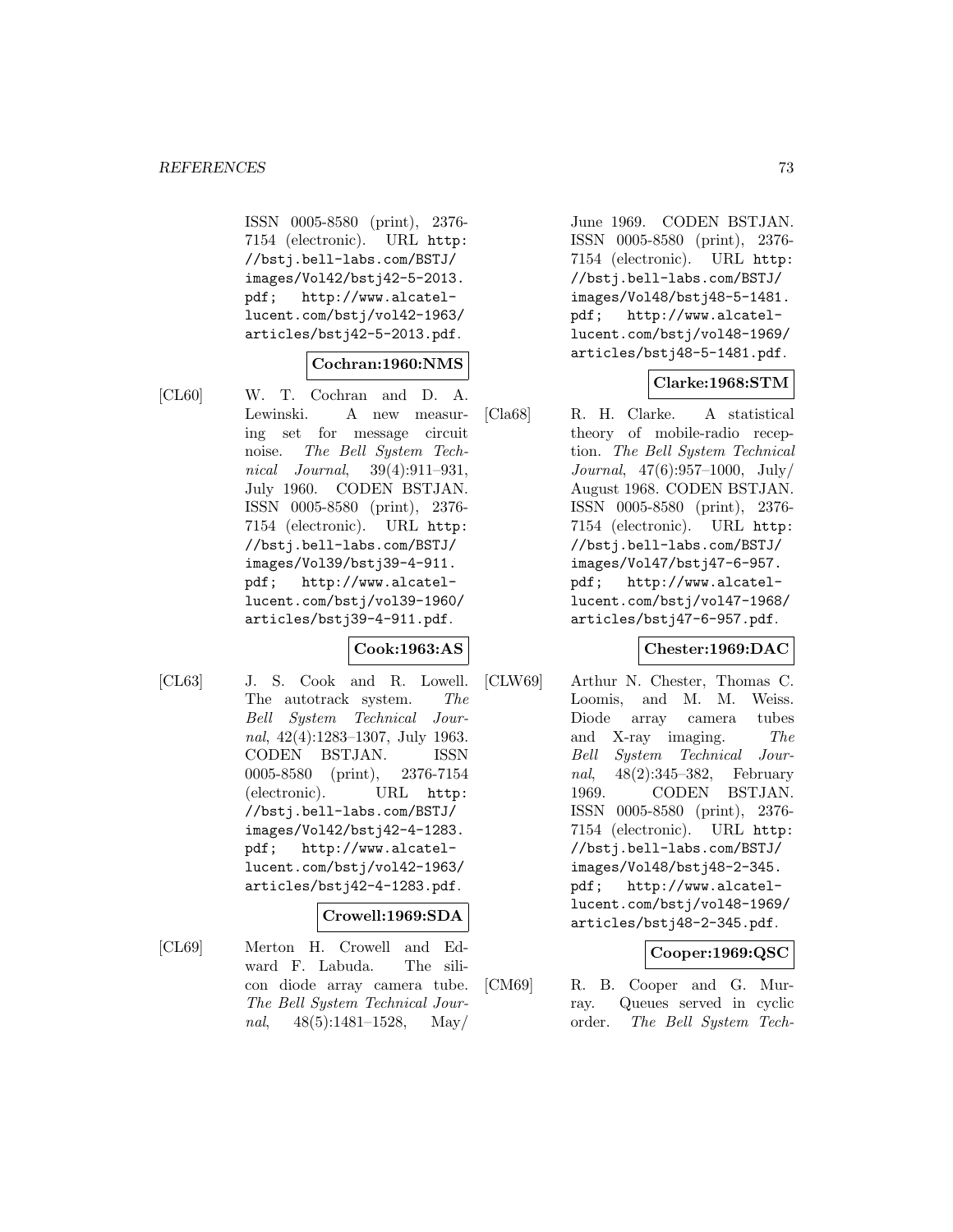ISSN 0005-8580 (print), 2376-7154 (electronic). URL http://bstj.bell-labs.com/BSTJ/images/Vol42/bstj42-5-2013.pdf; http://www.alcatel-lucent.com/bstj/vol42-1963/articles/bstj42-5-2013.pdf.

**Cochran:1960:NMS**

[CL60] W. T. Cochran and D. A. Lewinski. A new measuring set for message circuit noise. *The Bell System Technical Journal*, 39(4):911–931, July 1960. CODEN BSTJAN. ISSN 0005-8580 (print), 2376-7154 (electronic). URL http://bstj.bell-labs.com/BSTJ/images/Vol39/bstj39-4-911.pdf; http://www.alcatel-lucent.com/bstj/vol39-1960/articles/bstj39-4-911.pdf.

**Cook:1963:AS**

[CL63] J. S. Cook and R. Lowell. The autotrack system. *The Bell System Technical Journal*, 42(4):1283–1307, July 1963. CODEN BSTJAN. ISSN 0005-8580 (print), 2376-7154 (electronic). URL http://bstj.bell-labs.com/BSTJ/images/Vol42/bstj42-4-1283.pdf; http://www.alcatel-lucent.com/bstj/vol42-1963/articles/bstj42-4-1283.pdf.

**Crowell:1969:SDA**

[CL69] Merton H. Crowell and Edward F. Labuda. The silicon diode array camera tube. *The Bell System Technical Journal*, 48(5):1481–1528, May/June 1969. CODEN BSTJAN. ISSN 0005-8580 (print), 2376-7154 (electronic). URL http://bstj.bell-labs.com/BSTJ/images/Vol48/bstj48-5-1481.pdf; http://www.alcatel-lucent.com/bstj/vol48-1969/articles/bstj48-5-1481.pdf.

**Clarke:1968:STM**

[Cla68] R. H. Clarke. A statistical theory of mobile-radio reception. *The Bell System Technical Journal*, 47(6):957–1000, July/August 1968. CODEN BSTJAN. ISSN 0005-8580 (print), 2376-7154 (electronic). URL http://bstj.bell-labs.com/BSTJ/images/Vol47/bstj47-6-957.pdf; http://www.alcatel-lucent.com/bstj/vol47-1968/articles/bstj47-6-957.pdf.

**Chester:1969:DAC**

[CLW69] Arthur N. Chester, Thomas C. Loomis, and M. M. Weiss. Diode array camera tubes and X-ray imaging. *The Bell System Technical Journal*, 48(2):345–382, February 1969. CODEN BSTJAN. ISSN 0005-8580 (print), 2376-7154 (electronic). URL http://bstj.bell-labs.com/BSTJ/images/Vol48/bstj48-2-345.pdf; http://www.alcatel-lucent.com/bstj/vol48-1969/articles/bstj48-2-345.pdf.

**Cooper:1969:QSC**

[CM69] R. B. Cooper and G. Murray. Queues served in cyclic order. *The Bell System Tech-*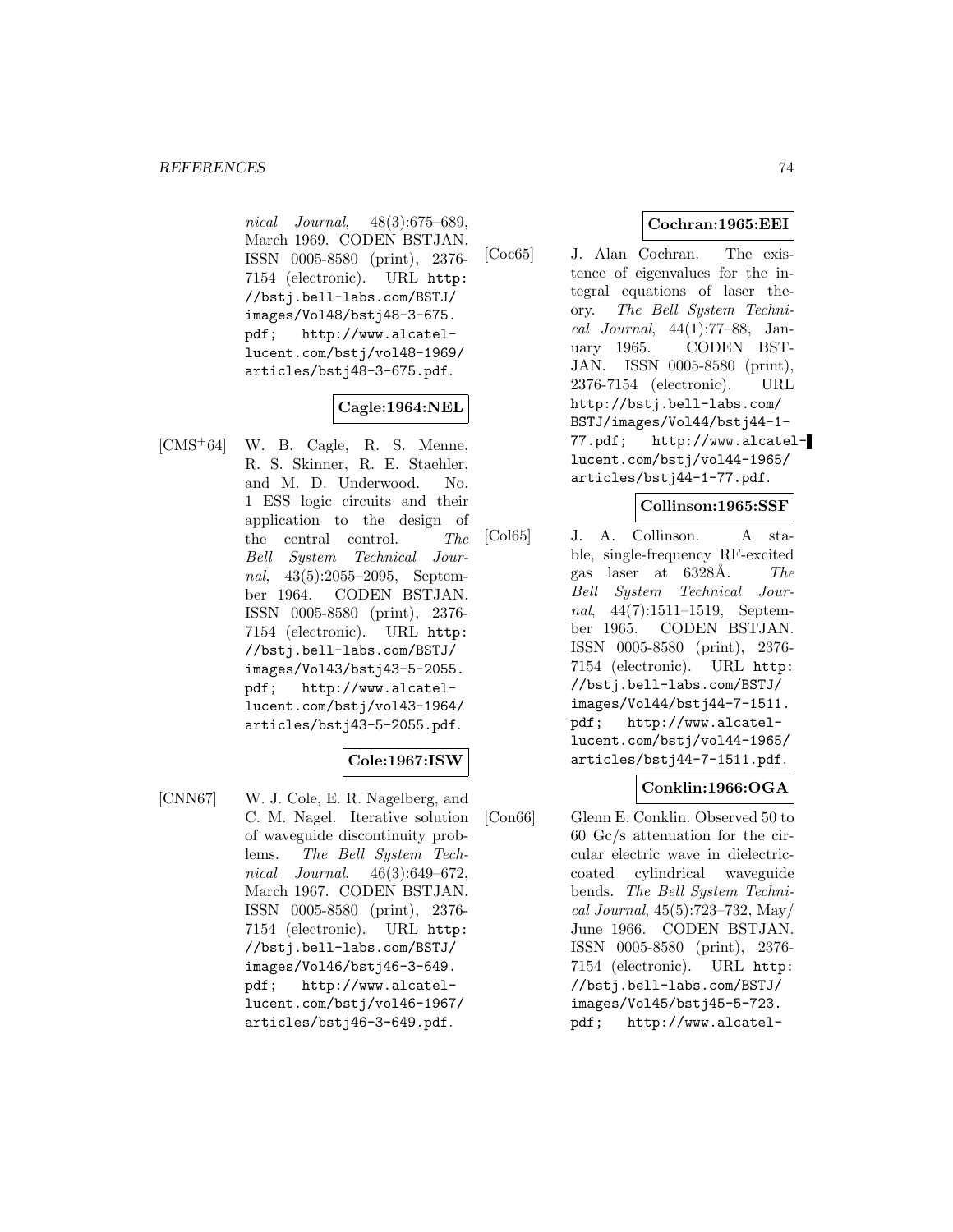*nical Journal*, 48(3):675–689, March 1969. CODEN BSTJAN. ISSN 0005-8580 (print), 2376-7154 (electronic). URL http://bstj.bell-labs.com/BSTJ/images/Vol48/bstj48-3-675.pdf; http://www.alcatel-lucent.com/bstj/vol48-1969/articles/bstj48-3-675.pdf.

**Cagle:1964:NEL**

[CMS+64] W. B. Cagle, R. S. Menne, R. S. Skinner, R. E. Staehler, and M. D. Underwood. No. 1 ESS logic circuits and their application to the design of the central control. *The Bell System Technical Journal*, 43(5):2055–2095, September 1964. CODEN BSTJAN. ISSN 0005-8580 (print), 2376-7154 (electronic). URL http://bstj.bell-labs.com/BSTJ/images/Vol43/bstj43-5-2055.pdf; http://www.alcatel-lucent.com/bstj/vol43-1964/articles/bstj43-5-2055.pdf.

**Cole:1967:ISW**

[CNN67] W. J. Cole, E. R. Nagelberg, and C. M. Nagel. Iterative solution of waveguide discontinuity problems. *The Bell System Technical Journal*, 46(3):649–672, March 1967. CODEN BSTJAN. ISSN 0005-8580 (print), 2376-7154 (electronic). URL http://bstj.bell-labs.com/BSTJ/images/Vol46/bstj46-3-649.pdf; http://www.alcatel-lucent.com/bstj/vol46-1967/articles/bstj46-3-649.pdf.

**Cochran:1965:EEI**

[Coc65] J. Alan Cochran. The existence of eigenvalues for the integral equations of laser theory. *The Bell System Technical Journal*, 44(1):77–88, January 1965. CODEN BSTJAN. ISSN 0005-8580 (print), 2376-7154 (electronic). URL http://bstj.bell-labs.com/BSTJ/images/Vol44/bstj44-1-77.pdf; http://www.alcatel-lucent.com/bstj/vol44-1965/articles/bstj44-1-77.pdf.

**Collinson:1965:SSF**

[Col65] J. A. Collinson. A stable, single-frequency RF-excited gas laser at 6328Å. *The Bell System Technical Journal*, 44(7):1511–1519, September 1965. CODEN BSTJAN. ISSN 0005-8580 (print), 2376-7154 (electronic). URL http://bstj.bell-labs.com/BSTJ/images/Vol44/bstj44-7-1511.pdf; http://www.alcatel-lucent.com/bstj/vol44-1965/articles/bstj44-7-1511.pdf.

**Conklin:1966:OGA**

[Con66] Glenn E. Conklin. Observed 50 to 60 Gc/s attenuation for the circular electric wave in dielectric-coated cylindrical waveguide bends. *The Bell System Technical Journal*, 45(5):723–732, May/June 1966. CODEN BSTJAN. ISSN 0005-8580 (print), 2376-7154 (electronic). URL http://bstj.bell-labs.com/BSTJ/images/Vol45/bstj45-5-723.pdf; http://www.alcatel-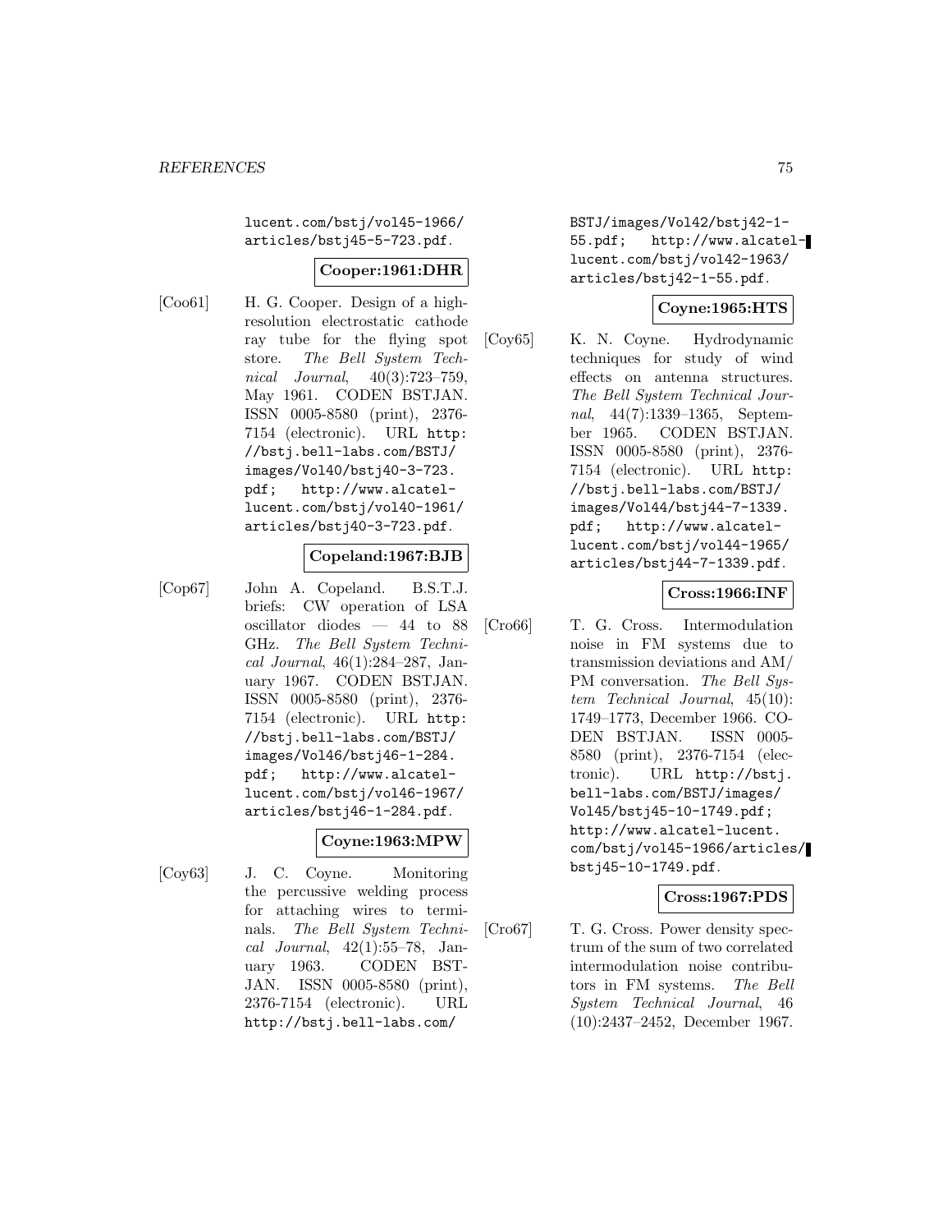lucent.com/bstj/vol45-1966/articles/bstj45-5-723.pdf.

**Cooper:1961:DHR**

[Coo61] H. G. Cooper. Design of a high-resolution electrostatic cathode ray tube for the flying spot store. *The Bell System Technical Journal*, 40(3):723–759, May 1961. CODEN BSTJAN. ISSN 0005-8580 (print), 2376-7154 (electronic). URL http://bstj.bell-labs.com/BSTJ/images/Vol40/bstj40-3-723.pdf; http://www.alcatel-lucent.com/bstj/vol40-1961/articles/bstj40-3-723.pdf.

**Copeland:1967:BJB**

[Cop67] John A. Copeland. B.S.T.J. briefs: CW operation of LSA oscillator diodes — 44 to 88 GHz. *The Bell System Technical Journal*, 46(1):284–287, January 1967. CODEN BSTJAN. ISSN 0005-8580 (print), 2376-7154 (electronic). URL http://bstj.bell-labs.com/BSTJ/images/Vol46/bstj46-1-284.pdf; http://www.alcatel-lucent.com/bstj/vol46-1967/articles/bstj46-1-284.pdf.

**Coyne:1963:MPW**

[Coy63] J. C. Coyne. Monitoring the percussive welding process for attaching wires to terminals. *The Bell System Technical Journal*, 42(1):55–78, January 1963. CODEN BSTJAN. ISSN 0005-8580 (print), 2376-7154 (electronic). URL http://bstj.bell-labs.com/BSTJ/images/Vol42/bstj42-1-55.pdf; http://www.alcatel-lucent.com/bstj/vol42-1963/articles/bstj42-1-55.pdf.

**Coyne:1965:HTS**

[Coy65] K. N. Coyne. Hydrodynamic techniques for study of wind effects on antenna structures. *The Bell System Technical Journal*, 44(7):1339–1365, September 1965. CODEN BSTJAN. ISSN 0005-8580 (print), 2376-7154 (electronic). URL http://bstj.bell-labs.com/BSTJ/images/Vol44/bstj44-7-1339.pdf; http://www.alcatel-lucent.com/bstj/vol44-1965/articles/bstj44-7-1339.pdf.

**Cross:1966:INF**

[Cro66] T. G. Cross. Intermodulation noise in FM systems due to transmission deviations and AM/PM conversation. *The Bell System Technical Journal*, 45(10):1749–1773, December 1966. CODEN BSTJAN. ISSN 0005-8580 (print), 2376-7154 (electronic). URL http://bstj.bell-labs.com/BSTJ/images/Vol45/bstj45-10-1749.pdf; http://www.alcatel-lucent.com/bstj/vol45-1966/articles/bstj45-10-1749.pdf.

**Cross:1967:PDS**

[Cro67] T. G. Cross. Power density spectrum of the sum of two correlated intermodulation noise contributors in FM systems. *The Bell System Technical Journal*, 46(10):2437–2452, December 1967.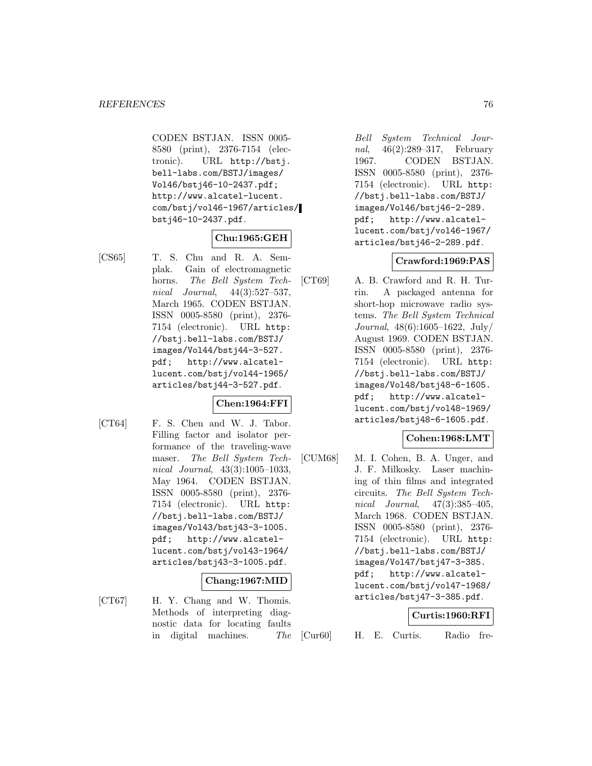CODEN BSTJAN. ISSN 0005-8580 (print), 2376-7154 (electronic). URL http://bstj.bell-labs.com/BSTJ/images/Vol46/bstj46-10-2437.pdf; http://www.alcatel-lucent.com/bstj/vol46-1967/articles/bstj46-10-2437.pdf.

**Chu:1965:GEH**

[CS65] T. S. Chu and R. A. Semplak. Gain of electromagnetic horns. *The Bell System Technical Journal*, 44(3):527–537, March 1965. CODEN BSTJAN. ISSN 0005-8580 (print), 2376-7154 (electronic). URL http://bstj.bell-labs.com/BSTJ/images/Vol44/bstj44-3-527.pdf; http://www.alcatel-lucent.com/bstj/vol44-1965/articles/bstj44-3-527.pdf.

**Chen:1964:FFI**

[CT64] F. S. Chen and W. J. Tabor. Filling factor and isolator performance of the traveling-wave maser. *The Bell System Technical Journal*, 43(3):1005–1033, May 1964. CODEN BSTJAN. ISSN 0005-8580 (print), 2376-7154 (electronic). URL http://bstj.bell-labs.com/BSTJ/images/Vol43/bstj43-3-1005.pdf; http://www.alcatel-lucent.com/bstj/vol43-1964/articles/bstj43-3-1005.pdf.

**Chang:1967:MID**

[CT67] H. Y. Chang and W. Thomis. Methods of interpreting diagnostic data for locating faults in digital machines. *The Bell System Technical Journal*, 46(2):289–317, February 1967. CODEN BSTJAN. ISSN 0005-8580 (print), 2376-7154 (electronic). URL http://bstj.bell-labs.com/BSTJ/images/Vol46/bstj46-2-289.pdf; http://www.alcatel-lucent.com/bstj/vol46-1967/articles/bstj46-2-289.pdf.

**Crawford:1969:PAS**

[CT69] A. B. Crawford and R. H. Turrin. A packaged antenna for short-hop microwave radio systems. *The Bell System Technical Journal*, 48(6):1605–1622, July/August 1969. CODEN BSTJAN. ISSN 0005-8580 (print), 2376-7154 (electronic). URL http://bstj.bell-labs.com/BSTJ/images/Vol48/bstj48-6-1605.pdf; http://www.alcatel-lucent.com/bstj/vol48-1969/articles/bstj48-6-1605.pdf.

**Cohen:1968:LMT**

[CUM68] M. I. Cohen, B. A. Unger, and J. F. Milkosky. Laser machining of thin films and integrated circuits. *The Bell System Technical Journal*, 47(3):385–405, March 1968. CODEN BSTJAN. ISSN 0005-8580 (print), 2376-7154 (electronic). URL http://bstj.bell-labs.com/BSTJ/images/Vol47/bstj47-3-385.pdf; http://www.alcatel-lucent.com/bstj/vol47-1968/articles/bstj47-3-385.pdf.

**Curtis:1960:RFI**

[Cur60] H. E. Curtis. Radio fre-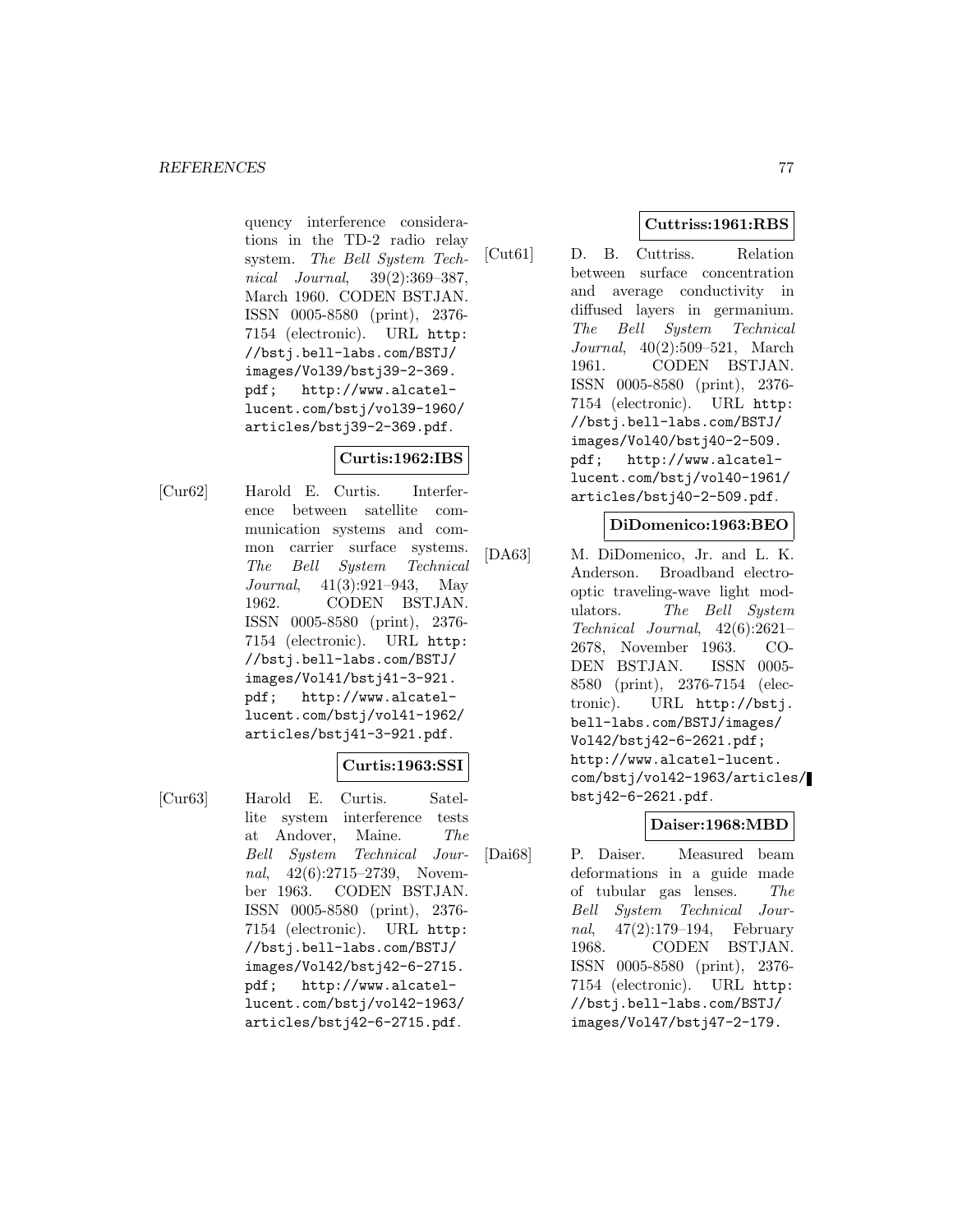quency interference considerations in the TD-2 radio relay system. *The Bell System Technical Journal*, 39(2):369–387, March 1960. CODEN BSTJAN. ISSN 0005-8580 (print), 2376-7154 (electronic). URL http://bstj.bell-labs.com/BSTJ/images/Vol39/bstj39-2-369.pdf; http://www.alcatel-lucent.com/bstj/vol39-1960/articles/bstj39-2-369.pdf.

**Curtis:1962:IBS**

[Cur62] Harold E. Curtis. Interference between satellite communication systems and common carrier surface systems. *The Bell System Technical Journal*, 41(3):921–943, May 1962. CODEN BSTJAN. ISSN 0005-8580 (print), 2376-7154 (electronic). URL http://bstj.bell-labs.com/BSTJ/images/Vol41/bstj41-3-921.pdf; http://www.alcatel-lucent.com/bstj/vol41-1962/articles/bstj41-3-921.pdf.

**Curtis:1963:SSI**

[Cur63] Harold E. Curtis. Satellite system interference tests at Andover, Maine. *The Bell System Technical Journal*, 42(6):2715–2739, November 1963. CODEN BSTJAN. ISSN 0005-8580 (print), 2376-7154 (electronic). URL http://bstj.bell-labs.com/BSTJ/images/Vol42/bstj42-6-2715.pdf; http://www.alcatel-lucent.com/bstj/vol42-1963/articles/bstj42-6-2715.pdf.

**Cuttriss:1961:RBS**

[Cut61] D. B. Cuttriss. Relation between surface concentration and average conductivity in diffused layers in germanium. *The Bell System Technical Journal*, 40(2):509–521, March 1961. CODEN BSTJAN. ISSN 0005-8580 (print), 2376-7154 (electronic). URL http://bstj.bell-labs.com/BSTJ/images/Vol40/bstj40-2-509.pdf; http://www.alcatel-lucent.com/bstj/vol40-1961/articles/bstj40-2-509.pdf.

**DiDomenico:1963:BEO**

[DA63] M. DiDomenico, Jr. and L. K. Anderson. Broadband electrooptic traveling-wave light modulators. *The Bell System Technical Journal*, 42(6):2621–2678, November 1963. CODEN BSTJAN. ISSN 0005-8580 (print), 2376-7154 (electronic). URL http://bstj.bell-labs.com/BSTJ/images/Vol42/bstj42-6-2621.pdf; http://www.alcatel-lucent.com/bstj/vol42-1963/articles/bstj42-6-2621.pdf.

**Daiser:1968:MBD**

[Dai68] P. Daiser. Measured beam deformations in a guide made of tubular gas lenses. *The Bell System Technical Journal*, 47(2):179–194, February 1968. CODEN BSTJAN. ISSN 0005-8580 (print), 2376-7154 (electronic). URL http://bstj.bell-labs.com/BSTJ/images/Vol47/bstj47-2-179.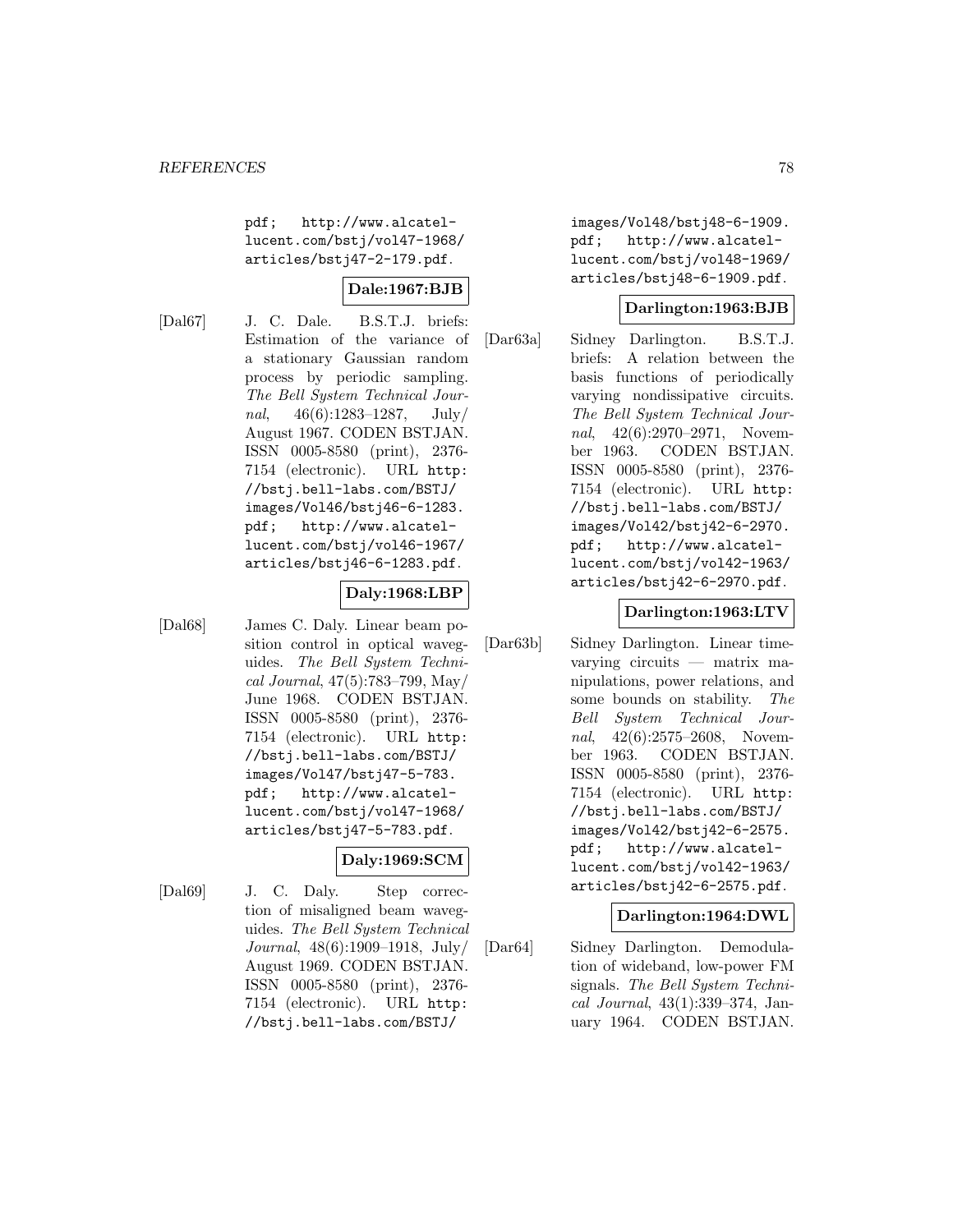pdf; http://www.alcatel-lucent.com/bstj/vol47-1968/articles/bstj47-2-179.pdf.

**Dale:1967:BJB**

[Dal67] J. C. Dale. B.S.T.J. briefs: Estimation of the variance of a stationary Gaussian random process by periodic sampling. *The Bell System Technical Journal*, 46(6):1283–1287, July/August 1967. CODEN BSTJAN. ISSN 0005-8580 (print), 2376-7154 (electronic). URL http://bstj.bell-labs.com/BSTJ/images/Vol46/bstj46-6-1283.pdf; http://www.alcatel-lucent.com/bstj/vol46-1967/articles/bstj46-6-1283.pdf.

**Daly:1968:LBP**

[Dal68] James C. Daly. Linear beam position control in optical waveguides. *The Bell System Technical Journal*, 47(5):783–799, May/June 1968. CODEN BSTJAN. ISSN 0005-8580 (print), 2376-7154 (electronic). URL http://bstj.bell-labs.com/BSTJ/images/Vol47/bstj47-5-783.pdf; http://www.alcatel-lucent.com/bstj/vol47-1968/articles/bstj47-5-783.pdf.

**Daly:1969:SCM**

[Dal69] J. C. Daly. Step correction of misaligned beam waveguides. *The Bell System Technical Journal*, 48(6):1909–1918, July/August 1969. CODEN BSTJAN. ISSN 0005-8580 (print), 2376-7154 (electronic). URL http://bstj.bell-labs.com/BSTJ/images/Vol48/bstj48-6-1909.pdf; http://www.alcatel-lucent.com/bstj/vol48-1969/articles/bstj48-6-1909.pdf.

**Darlington:1963:BJB**

[Dar63a] Sidney Darlington. B.S.T.J. briefs: A relation between the basis functions of periodically varying nondissipative circuits. *The Bell System Technical Journal*, 42(6):2970–2971, November 1963. CODEN BSTJAN. ISSN 0005-8580 (print), 2376-7154 (electronic). URL http://bstj.bell-labs.com/BSTJ/images/Vol42/bstj42-6-2970.pdf; http://www.alcatel-lucent.com/bstj/vol42-1963/articles/bstj42-6-2970.pdf.

**Darlington:1963:LTV**

[Dar63b] Sidney Darlington. Linear time-varying circuits — matrix manipulations, power relations, and some bounds on stability. *The Bell System Technical Journal*, 42(6):2575–2608, November 1963. CODEN BSTJAN. ISSN 0005-8580 (print), 2376-7154 (electronic). URL http://bstj.bell-labs.com/BSTJ/images/Vol42/bstj42-6-2575.pdf; http://www.alcatel-lucent.com/bstj/vol42-1963/articles/bstj42-6-2575.pdf.

**Darlington:1964:DWL**

[Dar64] Sidney Darlington. Demodulation of wideband, low-power FM signals. *The Bell System Technical Journal*, 43(1):339–374, January 1964. CODEN BSTJAN.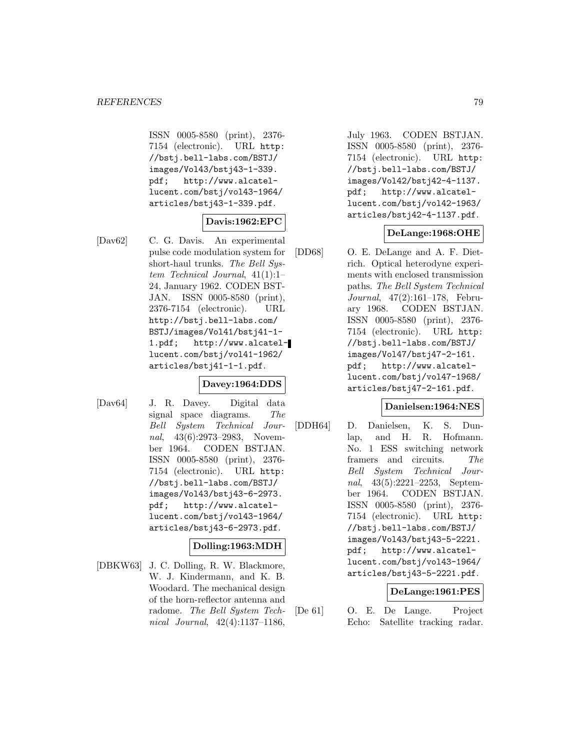ISSN 0005-8580 (print), 2376-7154 (electronic). URL http://bstj.bell-labs.com/BSTJ/images/Vol43/bstj43-1-339.pdf; http://www.alcatel-lucent.com/bstj/vol43-1964/articles/bstj43-1-339.pdf.

**Davis:1962:EPC**

[Dav62] C. G. Davis. An experimental pulse code modulation system for short-haul trunks. *The Bell System Technical Journal*, 41(1):1–24, January 1962. CODEN BSTJAN. ISSN 0005-8580 (print), 2376-7154 (electronic). URL http://bstj.bell-labs.com/BSTJ/images/Vol41/bstj41-1-1.pdf; http://www.alcatel-lucent.com/bstj/vol41-1962/articles/bstj41-1-1.pdf.

**Davey:1964:DDS**

[Dav64] J. R. Davey. Digital data signal space diagrams. *The Bell System Technical Journal*, 43(6):2973–2983, November 1964. CODEN BSTJAN. ISSN 0005-8580 (print), 2376-7154 (electronic). URL http://bstj.bell-labs.com/BSTJ/images/Vol43/bstj43-6-2973.pdf; http://www.alcatel-lucent.com/bstj/vol43-1964/articles/bstj43-6-2973.pdf.

**Dolling:1963:MDH**

[DBKW63] J. C. Dolling, R. W. Blackmore, W. J. Kindermann, and K. B. Woodard. The mechanical design of the horn-reflector antenna and radome. *The Bell System Technical Journal*, 42(4):1137–1186, July 1963. CODEN BSTJAN. ISSN 0005-8580 (print), 2376-7154 (electronic). URL http://bstj.bell-labs.com/BSTJ/images/Vol42/bstj42-4-1137.pdf; http://www.alcatel-lucent.com/bstj/vol42-1963/articles/bstj42-4-1137.pdf.

**DeLange:1968:OHE**

[DD68] O. E. DeLange and A. F. Dietrich. Optical heterodyne experiments with enclosed transmission paths. *The Bell System Technical Journal*, 47(2):161–178, February 1968. CODEN BSTJAN. ISSN 0005-8580 (print), 2376-7154 (electronic). URL http://bstj.bell-labs.com/BSTJ/images/Vol47/bstj47-2-161.pdf; http://www.alcatel-lucent.com/bstj/vol47-1968/articles/bstj47-2-161.pdf.

**Danielsen:1964:NES**

[DDH64] D. Danielsen, K. S. Dunlap, and H. R. Hofmann. No. 1 ESS switching network framers and circuits. *The Bell System Technical Journal*, 43(5):2221–2253, September 1964. CODEN BSTJAN. ISSN 0005-8580 (print), 2376-7154 (electronic). URL http://bstj.bell-labs.com/BSTJ/images/Vol43/bstj43-5-2221.pdf; http://www.alcatel-lucent.com/bstj/vol43-1964/articles/bstj43-5-2221.pdf.

**DeLange:1961:PES**

[De 61] O. E. De Lange. Project Echo: Satellite tracking radar.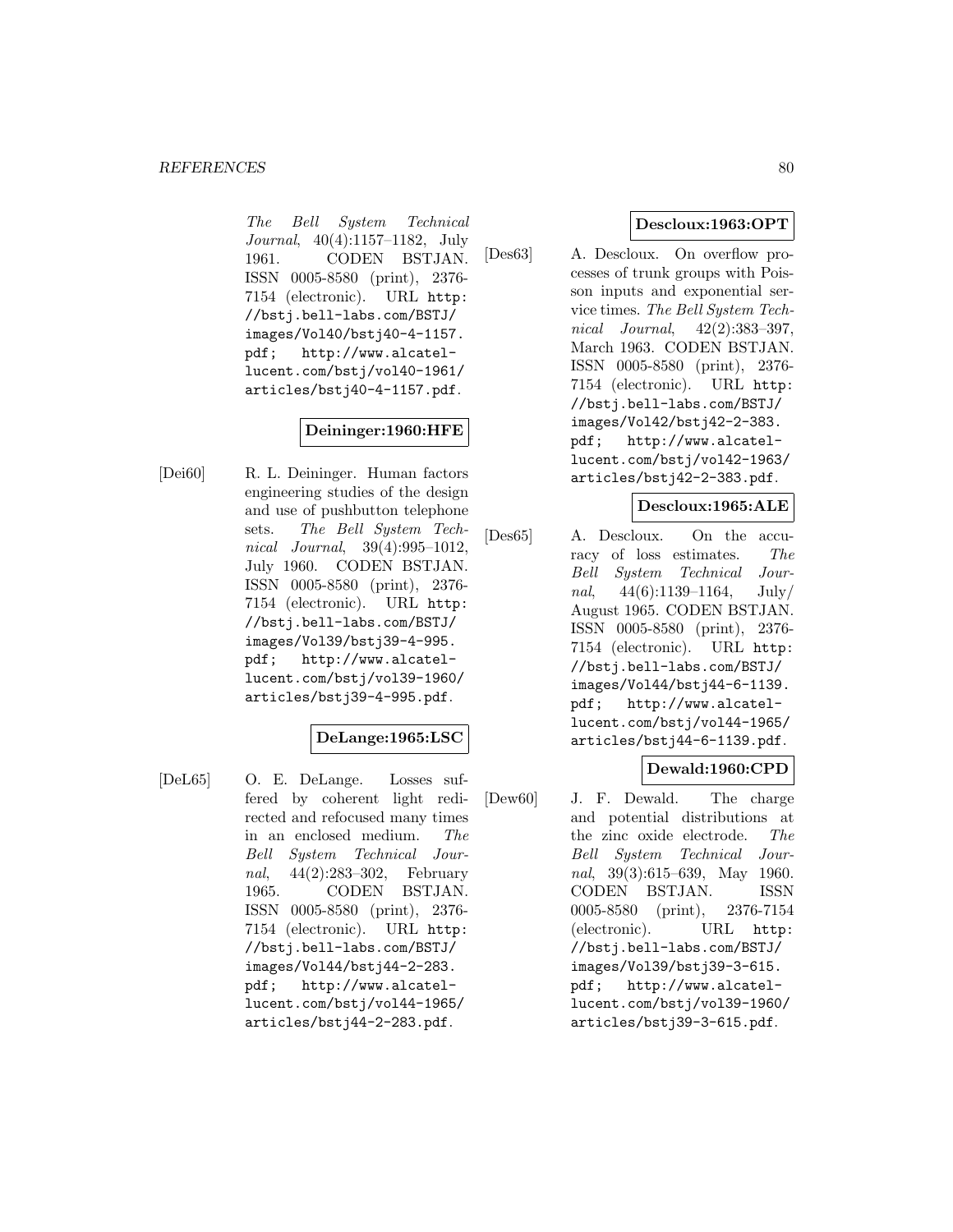*The Bell System Technical Journal*, 40(4):1157–1182, July 1961. CODEN BSTJAN. ISSN 0005-8580 (print), 2376-7154 (electronic). URL http://bstj.bell-labs.com/BSTJ/images/Vol40/bstj40-4-1157.pdf; http://www.alcatel-lucent.com/bstj/vol40-1961/articles/bstj40-4-1157.pdf.

**Deininger:1960:HFE**

[Dei60] R. L. Deininger. Human factors engineering studies of the design and use of pushbutton telephone sets. *The Bell System Technical Journal*, 39(4):995–1012, July 1960. CODEN BSTJAN. ISSN 0005-8580 (print), 2376-7154 (electronic). URL http://bstj.bell-labs.com/BSTJ/images/Vol39/bstj39-4-995.pdf; http://www.alcatel-lucent.com/bstj/vol39-1960/articles/bstj39-4-995.pdf.

**DeLange:1965:LSC**

[DeL65] O. E. DeLange. Losses suffered by coherent light redirected and refocused many times in an enclosed medium. *The Bell System Technical Journal*, 44(2):283–302, February 1965. CODEN BSTJAN. ISSN 0005-8580 (print), 2376-7154 (electronic). URL http://bstj.bell-labs.com/BSTJ/images/Vol44/bstj44-2-283.pdf; http://www.alcatel-lucent.com/bstj/vol44-1965/articles/bstj44-2-283.pdf.

**Descloux:1963:OPT**

[Des63] A. Descloux. On overflow processes of trunk groups with Poisson inputs and exponential service times. *The Bell System Technical Journal*, 42(2):383–397, March 1963. CODEN BSTJAN. ISSN 0005-8580 (print), 2376-7154 (electronic). URL http://bstj.bell-labs.com/BSTJ/images/Vol42/bstj42-2-383.pdf; http://www.alcatel-lucent.com/bstj/vol42-1963/articles/bstj42-2-383.pdf.

**Descloux:1965:ALE**

[Des65] A. Descloux. On the accuracy of loss estimates. *The Bell System Technical Journal*, 44(6):1139–1164, July/August 1965. CODEN BSTJAN. ISSN 0005-8580 (print), 2376-7154 (electronic). URL http://bstj.bell-labs.com/BSTJ/images/Vol44/bstj44-6-1139.pdf; http://www.alcatel-lucent.com/bstj/vol44-1965/articles/bstj44-6-1139.pdf.

**Dewald:1960:CPD**

[Dew60] J. F. Dewald. The charge and potential distributions at the zinc oxide electrode. *The Bell System Technical Journal*, 39(3):615–639, May 1960. CODEN BSTJAN. ISSN 0005-8580 (print), 2376-7154 (electronic). URL http://bstj.bell-labs.com/BSTJ/images/Vol39/bstj39-3-615.pdf; http://www.alcatel-lucent.com/bstj/vol39-1960/articles/bstj39-3-615.pdf.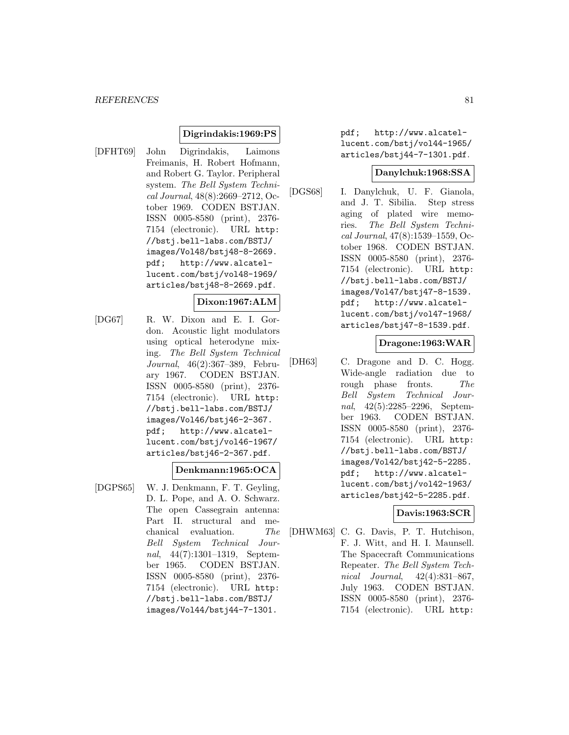**Digrindakis:1969:PS**

[DFHT69] John Digrindakis, Laimons Freimanis, H. Robert Hofmann, and Robert G. Taylor. Peripheral system. *The Bell System Technical Journal*, 48(8):2669–2712, October 1969. CODEN BSTJAN. ISSN 0005-8580 (print), 2376-7154 (electronic). URL http://bstj.bell-labs.com/BSTJ/images/Vol48/bstj48-8-2669.pdf; http://www.alcatel-lucent.com/bstj/vol48-1969/articles/bstj48-8-2669.pdf.

**Dixon:1967:ALM**

[DG67] R. W. Dixon and E. I. Gordon. Acoustic light modulators using optical heterodyne mixing. *The Bell System Technical Journal*, 46(2):367–389, February 1967. CODEN BSTJAN. ISSN 0005-8580 (print), 2376-7154 (electronic). URL http://bstj.bell-labs.com/BSTJ/images/Vol46/bstj46-2-367.pdf; http://www.alcatel-lucent.com/bstj/vol46-1967/articles/bstj46-2-367.pdf.

**Denkmann:1965:OCA**

[DGPS65] W. J. Denkmann, F. T. Geyling, D. L. Pope, and A. O. Schwarz. The open Cassegrain antenna: Part II. structural and mechanical evaluation. *The Bell System Technical Journal*, 44(7):1301–1319, September 1965. CODEN BSTJAN. ISSN 0005-8580 (print), 2376-7154 (electronic). URL http://bstj.bell-labs.com/BSTJ/images/Vol44/bstj44-7-1301.pdf; http://www.alcatel-lucent.com/bstj/vol44-1965/articles/bstj44-7-1301.pdf.

**Danylchuk:1968:SSA**

[DGS68] I. Danylchuk, U. F. Gianola, and J. T. Sibilia. Step stress aging of plated wire memories. *The Bell System Technical Journal*, 47(8):1539–1559, October 1968. CODEN BSTJAN. ISSN 0005-8580 (print), 2376-7154 (electronic). URL http://bstj.bell-labs.com/BSTJ/images/Vol47/bstj47-8-1539.pdf; http://www.alcatel-lucent.com/bstj/vol47-1968/articles/bstj47-8-1539.pdf.

**Dragone:1963:WAR**

[DH63] C. Dragone and D. C. Hogg. Wide-angle radiation due to rough phase fronts. *The Bell System Technical Journal*, 42(5):2285–2296, September 1963. CODEN BSTJAN. ISSN 0005-8580 (print), 2376-7154 (electronic). URL http://bstj.bell-labs.com/BSTJ/images/Vol42/bstj42-5-2285.pdf; http://www.alcatel-lucent.com/bstj/vol42-1963/articles/bstj42-5-2285.pdf.

**Davis:1963:SCR**

[DHWM63] C. G. Davis, P. T. Hutchison, F. J. Witt, and H. I. Maunsell. The Spacecraft Communications Repeater. *The Bell System Technical Journal*, 42(4):831–867, July 1963. CODEN BSTJAN. ISSN 0005-8580 (print), 2376-7154 (electronic). URL http: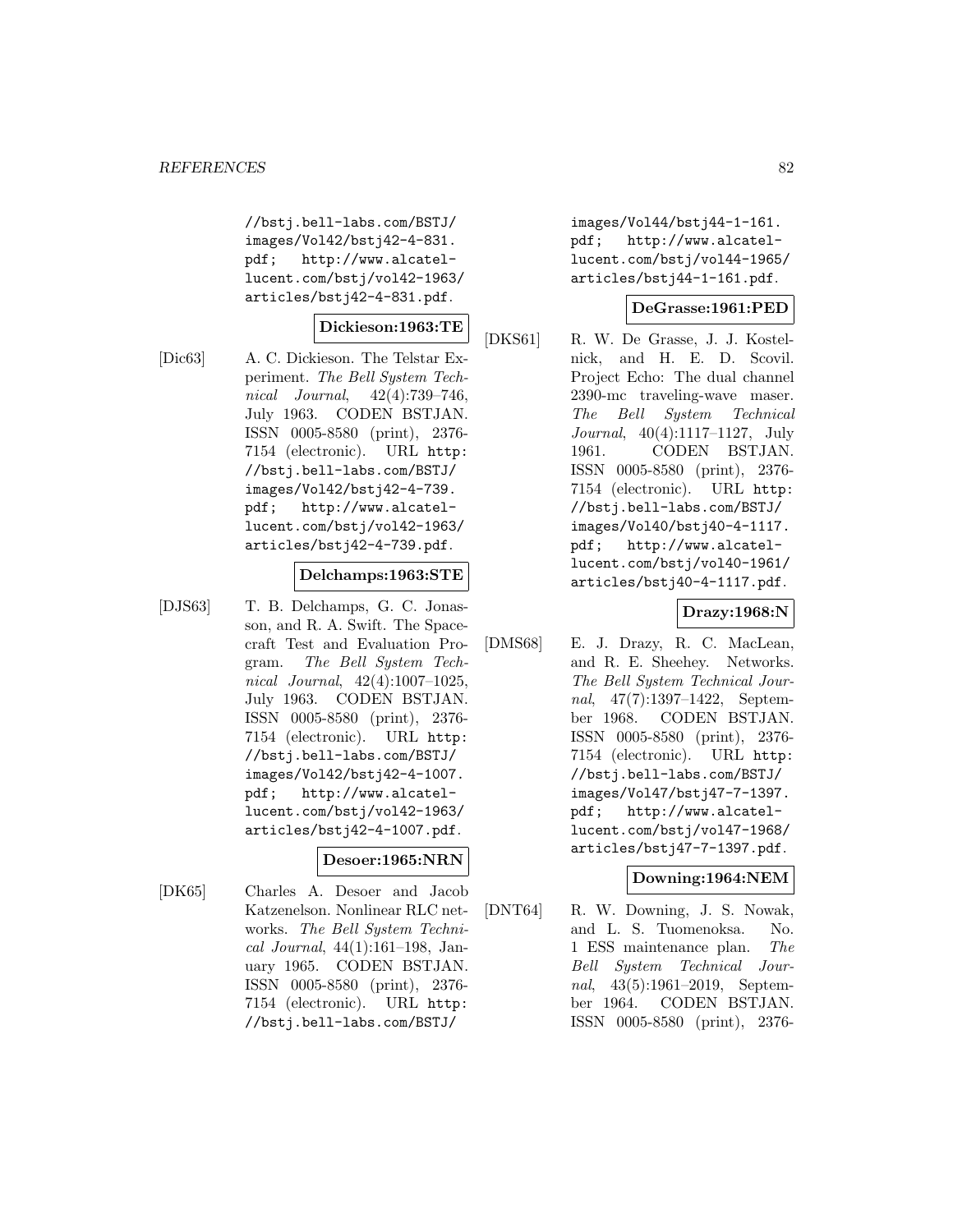//bstj.bell-labs.com/BSTJ/images/Vol42/bstj42-4-831.pdf; http://www.alcatel-lucent.com/bstj/vol42-1963/articles/bstj42-4-831.pdf.

**Dickieson:1963:TE**

[Dic63] A. C. Dickieson. The Telstar Experiment. *The Bell System Technical Journal*, 42(4):739–746, July 1963. CODEN BSTJAN. ISSN 0005-8580 (print), 2376-7154 (electronic). URL http://bstj.bell-labs.com/BSTJ/images/Vol42/bstj42-4-739.pdf; http://www.alcatel-lucent.com/bstj/vol42-1963/articles/bstj42-4-739.pdf.

**Delchamps:1963:STE**

[DJS63] T. B. Delchamps, G. C. Jonasson, and R. A. Swift. The Spacecraft Test and Evaluation Program. *The Bell System Technical Journal*, 42(4):1007–1025, July 1963. CODEN BSTJAN. ISSN 0005-8580 (print), 2376-7154 (electronic). URL http://bstj.bell-labs.com/BSTJ/images/Vol42/bstj42-4-1007.pdf; http://www.alcatel-lucent.com/bstj/vol42-1963/articles/bstj42-4-1007.pdf.

**Desoer:1965:NRN**

[DK65] Charles A. Desoer and Jacob Katzenelson. Nonlinear RLC networks. *The Bell System Technical Journal*, 44(1):161–198, January 1965. CODEN BSTJAN. ISSN 0005-8580 (print), 2376-7154 (electronic). URL http://bstj.bell-labs.com/BSTJ/images/Vol44/bstj44-1-161.pdf; http://www.alcatel-lucent.com/bstj/vol44-1965/articles/bstj44-1-161.pdf.

**DeGrasse:1961:PED**

[DKS61] R. W. De Grasse, J. J. Kostelnick, and H. E. D. Scovil. Project Echo: The dual channel 2390-mc traveling-wave maser. *The Bell System Technical Journal*, 40(4):1117–1127, July 1961. CODEN BSTJAN. ISSN 0005-8580 (print), 2376-7154 (electronic). URL http://bstj.bell-labs.com/BSTJ/images/Vol40/bstj40-4-1117.pdf; http://www.alcatel-lucent.com/bstj/vol40-1961/articles/bstj40-4-1117.pdf.

**Drazy:1968:N**

[DMS68] E. J. Drazy, R. C. MacLean, and R. E. Sheehey. Networks. *The Bell System Technical Journal*, 47(7):1397–1422, September 1968. CODEN BSTJAN. ISSN 0005-8580 (print), 2376-7154 (electronic). URL http://bstj.bell-labs.com/BSTJ/images/Vol47/bstj47-7-1397.pdf; http://www.alcatel-lucent.com/bstj/vol47-1968/articles/bstj47-7-1397.pdf.

**Downing:1964:NEM**

[DNT64] R. W. Downing, J. S. Nowak, and L. S. Tuomenoksa. No. 1 ESS maintenance plan. *The Bell System Technical Journal*, 43(5):1961–2019, September 1964. CODEN BSTJAN. ISSN 0005-8580 (print), 2376-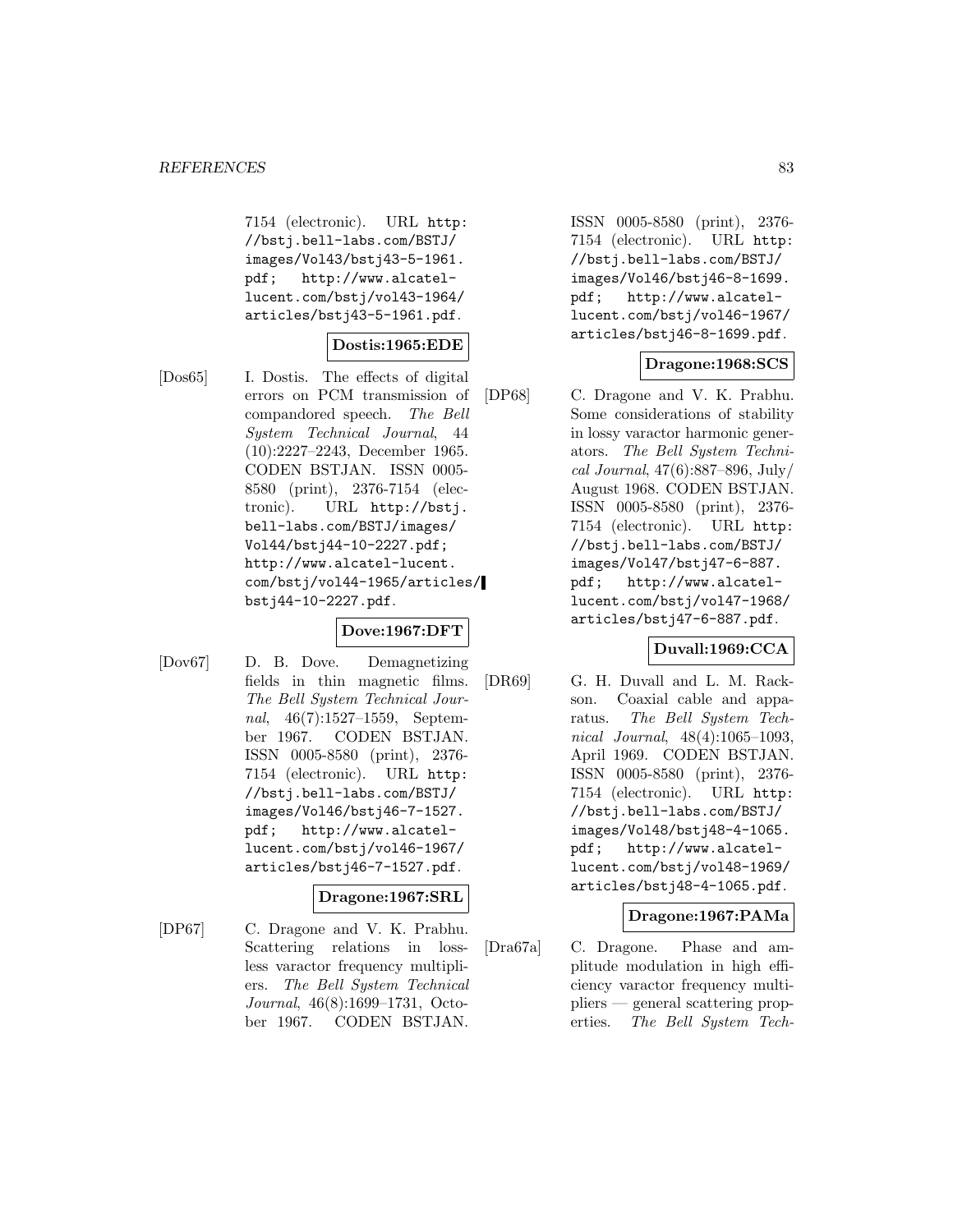7154 (electronic). URL http://bstj.bell-labs.com/BSTJ/images/Vol43/bstj43-5-1961.pdf; http://www.alcatel-lucent.com/bstj/vol43-1964/articles/bstj43-5-1961.pdf.

**Dostis:1965:EDE**

[Dos65] I. Dostis. The effects of digital errors on PCM transmission of compandored speech. *The Bell System Technical Journal*, 44 (10):2227–2243, December 1965. CODEN BSTJAN. ISSN 0005-8580 (print), 2376-7154 (electronic). URL http://bstj.bell-labs.com/BSTJ/images/Vol44/bstj44-10-2227.pdf; http://www.alcatel-lucent.com/bstj/vol44-1965/articles/bstj44-10-2227.pdf.

**Dove:1967:DFT**

[Dov67] D. B. Dove. Demagnetizing fields in thin magnetic films. *The Bell System Technical Journal*, 46(7):1527–1559, September 1967. CODEN BSTJAN. ISSN 0005-8580 (print), 2376-7154 (electronic). URL http://bstj.bell-labs.com/BSTJ/images/Vol46/bstj46-7-1527.pdf; http://www.alcatel-lucent.com/bstj/vol46-1967/articles/bstj46-7-1527.pdf.

**Dragone:1967:SRL**

[DP67] C. Dragone and V. K. Prabhu. Scattering relations in lossless varactor frequency multipliers. *The Bell System Technical Journal*, 46(8):1699–1731, October 1967. CODEN BSTJAN. ISSN 0005-8580 (print), 2376-7154 (electronic). URL http://bstj.bell-labs.com/BSTJ/images/Vol46/bstj46-8-1699.pdf; http://www.alcatel-lucent.com/bstj/vol46-1967/articles/bstj46-8-1699.pdf.

**Dragone:1968:SCS**

[DP68] C. Dragone and V. K. Prabhu. Some considerations of stability in lossy varactor harmonic generators. *The Bell System Technical Journal*, 47(6):887–896, July/August 1968. CODEN BSTJAN. ISSN 0005-8580 (print), 2376-7154 (electronic). URL http://bstj.bell-labs.com/BSTJ/images/Vol47/bstj47-6-887.pdf; http://www.alcatel-lucent.com/bstj/vol47-1968/articles/bstj47-6-887.pdf.

**Duvall:1969:CCA**

[DR69] G. H. Duvall and L. M. Rackson. Coaxial cable and apparatus. *The Bell System Technical Journal*, 48(4):1065–1093, April 1969. CODEN BSTJAN. ISSN 0005-8580 (print), 2376-7154 (electronic). URL http://bstj.bell-labs.com/BSTJ/images/Vol48/bstj48-4-1065.pdf; http://www.alcatel-lucent.com/bstj/vol48-1969/articles/bstj48-4-1065.pdf.

**Dragone:1967:PAMa**

[Dra67a] C. Dragone. Phase and amplitude modulation in high efficiency varactor frequency multipliers — general scattering properties. *The Bell System Tech-*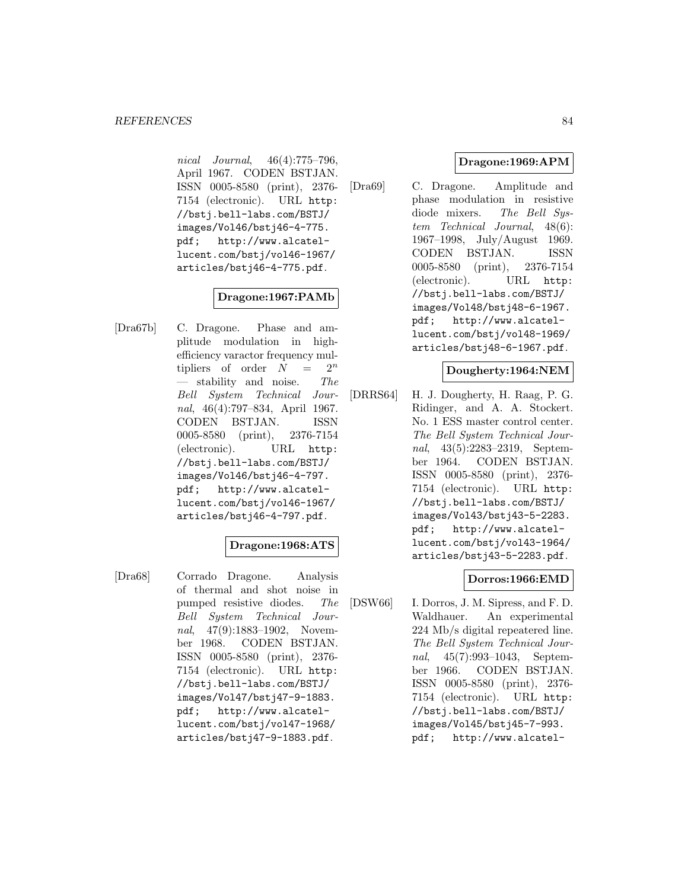*nical Journal*, 46(4):775–796, April 1967. CODEN BSTJAN. ISSN 0005-8580 (print), 2376-7154 (electronic). URL http://bstj.bell-labs.com/BSTJ/images/Vol46/bstj46-4-775.pdf; http://www.alcatel-lucent.com/bstj/vol46-1967/articles/bstj46-4-775.pdf.

**Dragone:1967:PAMb**

[Dra67b] C. Dragone. Phase and amplitude modulation in high-efficiency varactor frequency multipliers of order $N = 2^n$ — stability and noise. *The Bell System Technical Journal*, 46(4):797–834, April 1967. CODEN BSTJAN. ISSN 0005-8580 (print), 2376-7154 (electronic). URL http://bstj.bell-labs.com/BSTJ/images/Vol46/bstj46-4-797.pdf; http://www.alcatel-lucent.com/bstj/vol46-1967/articles/bstj46-4-797.pdf.

**Dragone:1968:ATS**

[Dra68] Corrado Dragone. Analysis of thermal and shot noise in pumped resistive diodes. *The Bell System Technical Journal*, 47(9):1883–1902, November 1968. CODEN BSTJAN. ISSN 0005-8580 (print), 2376-7154 (electronic). URL http://bstj.bell-labs.com/BSTJ/images/Vol47/bstj47-9-1883.pdf; http://www.alcatel-lucent.com/bstj/vol47-1968/articles/bstj47-9-1883.pdf.

**Dragone:1969:APM**

[Dra69] C. Dragone. Amplitude and phase modulation in resistive diode mixers. *The Bell System Technical Journal*, 48(6): 1967–1998, July/August 1969. CODEN BSTJAN. ISSN 0005-8580 (print), 2376-7154 (electronic). URL http://bstj.bell-labs.com/BSTJ/images/Vol48/bstj48-6-1967.pdf; http://www.alcatel-lucent.com/bstj/vol48-1969/articles/bstj48-6-1967.pdf.

**Dougherty:1964:NEM**

[DRRS64] H. J. Dougherty, H. Raag, P. G. Ridinger, and A. A. Stockert. No. 1 ESS master control center. *The Bell System Technical Journal*, 43(5):2283–2319, September 1964. CODEN BSTJAN. ISSN 0005-8580 (print), 2376-7154 (electronic). URL http://bstj.bell-labs.com/BSTJ/images/Vol43/bstj43-5-2283.pdf; http://www.alcatel-lucent.com/bstj/vol43-1964/articles/bstj43-5-2283.pdf.

**Dorros:1966:EMD**

[DSW66] I. Dorros, J. M. Sipress, and F. D. Waldhauer. An experimental 224 Mb/s digital repeatered line. *The Bell System Technical Journal*, 45(7):993–1043, September 1966. CODEN BSTJAN. ISSN 0005-8580 (print), 2376-7154 (electronic). URL http://bstj.bell-labs.com/BSTJ/images/Vol45/bstj45-7-993.pdf; http://www.alcatel-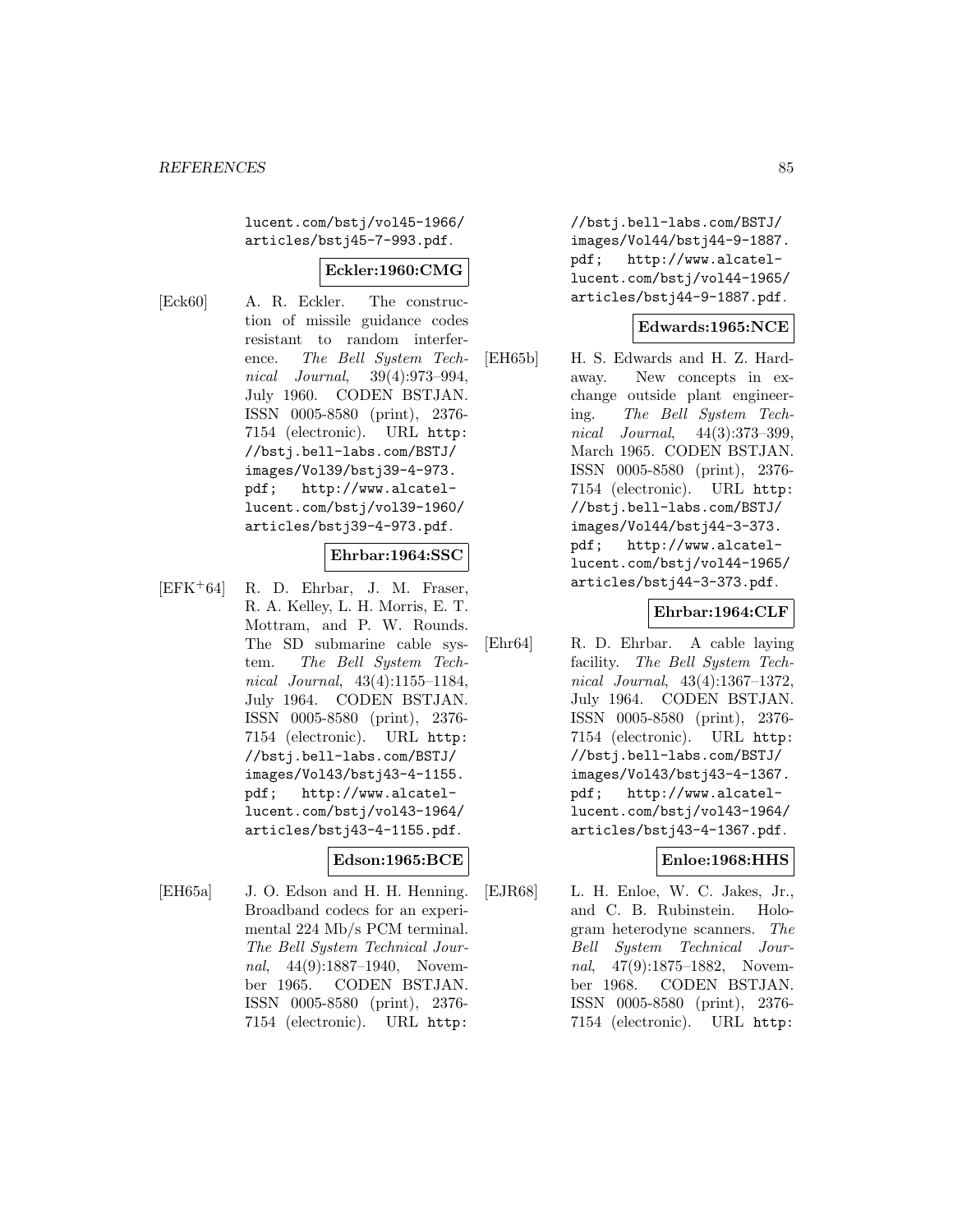lucent.com/bstj/vol45-1966/articles/bstj45-7-993.pdf.

**Eckler:1960:CMG**

[Eck60] A. R. Eckler. The construction of missile guidance codes resistant to random interference. *The Bell System Technical Journal*, 39(4):973–994, July 1960. CODEN BSTJAN. ISSN 0005-8580 (print), 2376-7154 (electronic). URL http://bstj.bell-labs.com/BSTJ/images/Vol39/bstj39-4-973.pdf; http://www.alcatel-lucent.com/bstj/vol39-1960/articles/bstj39-4-973.pdf.

**Ehrbar:1964:SSC**

[EFK+64] R. D. Ehrbar, J. M. Fraser, R. A. Kelley, L. H. Morris, E. T. Mottram, and P. W. Rounds. The SD submarine cable system. *The Bell System Technical Journal*, 43(4):1155–1184, July 1964. CODEN BSTJAN. ISSN 0005-8580 (print), 2376-7154 (electronic). URL http://bstj.bell-labs.com/BSTJ/images/Vol43/bstj43-4-1155.pdf; http://www.alcatel-lucent.com/bstj/vol43-1964/articles/bstj43-4-1155.pdf.

**Edson:1965:BCE**

[EH65a] J. O. Edson and H. H. Henning. Broadband codecs for an experimental 224 Mb/s PCM terminal. *The Bell System Technical Journal*, 44(9):1887–1940, November 1965. CODEN BSTJAN. ISSN 0005-8580 (print), 2376-7154 (electronic). URL http://bstj.bell-labs.com/BSTJ/images/Vol44/bstj44-9-1887.pdf; http://www.alcatel-lucent.com/bstj/vol44-1965/articles/bstj44-9-1887.pdf.

**Edwards:1965:NCE**

[EH65b] H. S. Edwards and H. Z. Hardaway. New concepts in exchange outside plant engineering. *The Bell System Technical Journal*, 44(3):373–399, March 1965. CODEN BSTJAN. ISSN 0005-8580 (print), 2376-7154 (electronic). URL http://bstj.bell-labs.com/BSTJ/images/Vol44/bstj44-3-373.pdf; http://www.alcatel-lucent.com/bstj/vol44-1965/articles/bstj44-3-373.pdf.

**Ehrbar:1964:CLF**

[Ehr64] R. D. Ehrbar. A cable laying facility. *The Bell System Technical Journal*, 43(4):1367–1372, July 1964. CODEN BSTJAN. ISSN 0005-8580 (print), 2376-7154 (electronic). URL http://bstj.bell-labs.com/BSTJ/images/Vol43/bstj43-4-1367.pdf; http://www.alcatel-lucent.com/bstj/vol43-1964/articles/bstj43-4-1367.pdf.

**Enloe:1968:HHS**

[EJR68] L. H. Enloe, W. C. Jakes, Jr., and C. B. Rubinstein. Hologram heterodyne scanners. *The Bell System Technical Journal*, 47(9):1875–1882, November 1968. CODEN BSTJAN. ISSN 0005-8580 (print), 2376-7154 (electronic). URL http: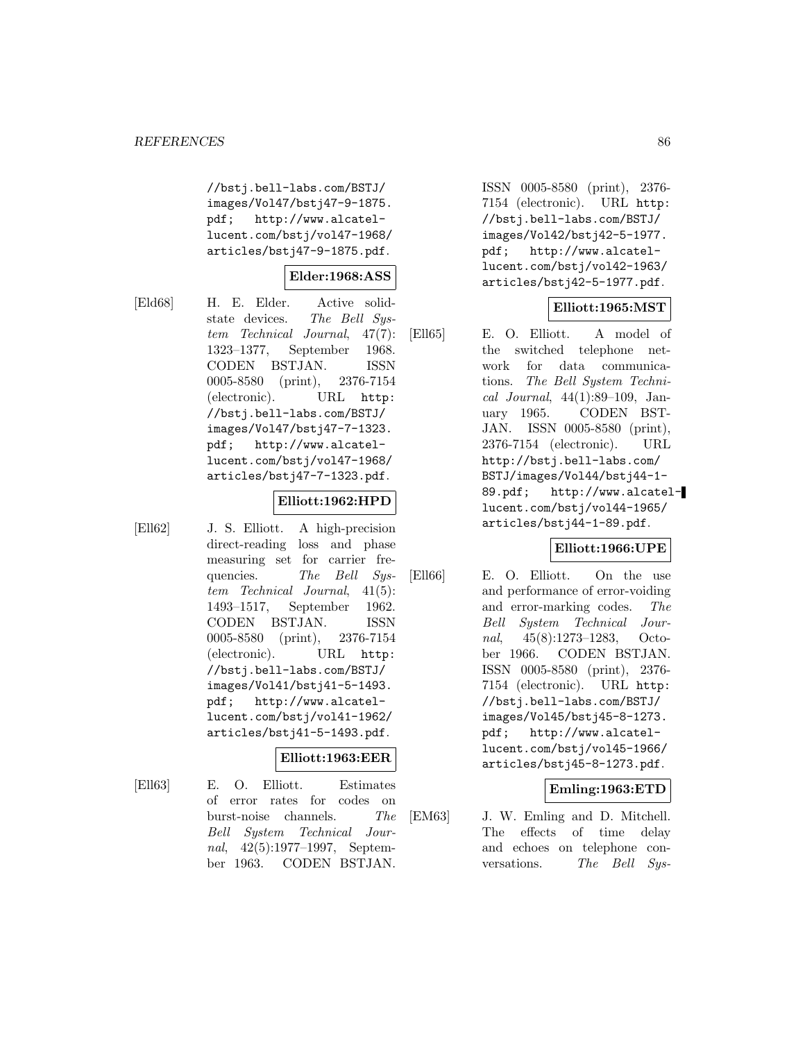//bstj.bell-labs.com/BSTJ/images/Vol47/bstj47-9-1875.pdf; http://www.alcatel-lucent.com/bstj/vol47-1968/articles/bstj47-9-1875.pdf.

**Elder:1968:ASS**

[Eld68] H. E. Elder. Active solid-state devices. *The Bell System Technical Journal*, 47(7): 1323–1377, September 1968. CODEN BSTJAN. ISSN 0005-8580 (print), 2376-7154 (electronic). URL http://bstj.bell-labs.com/BSTJ/images/Vol47/bstj47-7-1323.pdf; http://www.alcatel-lucent.com/bstj/vol47-1968/articles/bstj47-7-1323.pdf.

**Elliott:1962:HPD**

[Ell62] J. S. Elliott. A high-precision direct-reading loss and phase measuring set for carrier frequencies. *The Bell System Technical Journal*, 41(5): 1493–1517, September 1962. CODEN BSTJAN. ISSN 0005-8580 (print), 2376-7154 (electronic). URL http://bstj.bell-labs.com/BSTJ/images/Vol41/bstj41-5-1493.pdf; http://www.alcatel-lucent.com/bstj/vol41-1962/articles/bstj41-5-1493.pdf.

**Elliott:1963:EER**

[Ell63] E. O. Elliott. Estimates of error rates for codes on burst-noise channels. *The Bell System Technical Journal*, 42(5):1977–1997, September 1963. CODEN BSTJAN. ISSN 0005-8580 (print), 2376-7154 (electronic). URL http://bstj.bell-labs.com/BSTJ/images/Vol42/bstj42-5-1977.pdf; http://www.alcatel-lucent.com/bstj/vol42-1963/articles/bstj42-5-1977.pdf.

**Elliott:1965:MST**

[Ell65] E. O. Elliott. A model of the switched telephone network for data communications. *The Bell System Technical Journal*, 44(1):89–109, January 1965. CODEN BSTJAN. ISSN 0005-8580 (print), 2376-7154 (electronic). URL http://bstj.bell-labs.com/BSTJ/images/Vol44/bstj44-1-89.pdf; http://www.alcatel-lucent.com/bstj/vol44-1965/articles/bstj44-1-89.pdf.

**Elliott:1966:UPE**

[Ell66] E. O. Elliott. On the use and performance of error-voiding and error-marking codes. *The Bell System Technical Journal*, 45(8):1273–1283, October 1966. CODEN BSTJAN. ISSN 0005-8580 (print), 2376-7154 (electronic). URL http://bstj.bell-labs.com/BSTJ/images/Vol45/bstj45-8-1273.pdf; http://www.alcatel-lucent.com/bstj/vol45-1966/articles/bstj45-8-1273.pdf.

**Emling:1963:ETD**

[EM63] J. W. Emling and D. Mitchell. The effects of time delay and echoes on telephone conversations. *The Bell Sys-*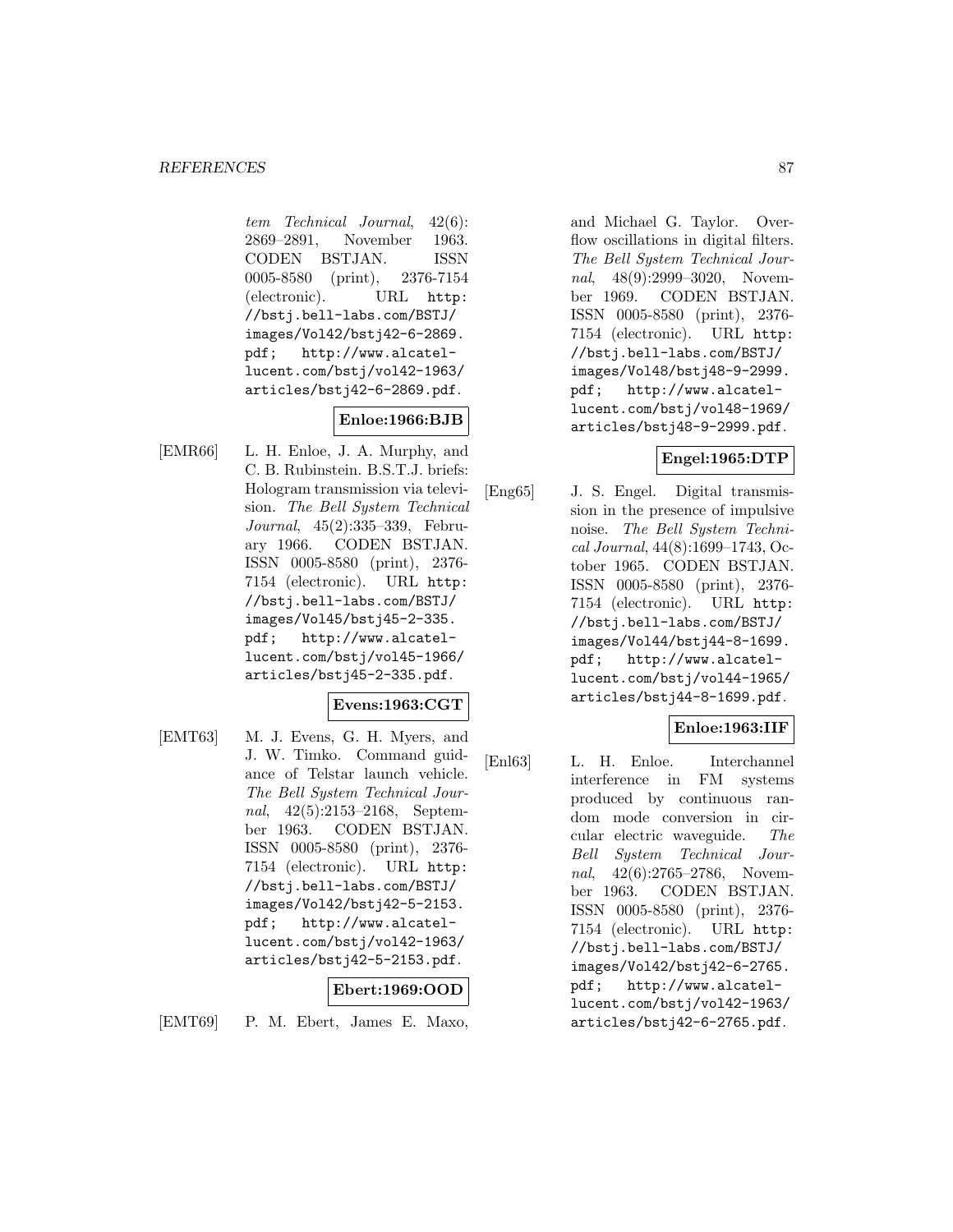*tem Technical Journal*, 42(6): 2869–2891, November 1963. CODEN BSTJAN. ISSN 0005-8580 (print), 2376-7154 (electronic). URL http://bstj.bell-labs.com/BSTJ/images/Vol42/bstj42-6-2869.pdf; http://www.alcatel-lucent.com/bstj/vol42-1963/articles/bstj42-6-2869.pdf.

**Enloe:1966:BJB**

[EMR66] L. H. Enloe, J. A. Murphy, and C. B. Rubinstein. B.S.T.J. briefs: Hologram transmission via television. *The Bell System Technical Journal*, 45(2):335–339, February 1966. CODEN BSTJAN. ISSN 0005-8580 (print), 2376-7154 (electronic). URL http://bstj.bell-labs.com/BSTJ/images/Vol45/bstj45-2-335.pdf; http://www.alcatel-lucent.com/bstj/vol45-1966/articles/bstj45-2-335.pdf.

**Evens:1963:CGT**

[EMT63] M. J. Evens, G. H. Myers, and J. W. Timko. Command guidance of Telstar launch vehicle. *The Bell System Technical Journal*, 42(5):2153–2168, September 1963. CODEN BSTJAN. ISSN 0005-8580 (print), 2376-7154 (electronic). URL http://bstj.bell-labs.com/BSTJ/images/Vol42/bstj42-5-2153.pdf; http://www.alcatel-lucent.com/bstj/vol42-1963/articles/bstj42-5-2153.pdf.

**Ebert:1969:OOD**

[EMT69] P. M. Ebert, James E. Mazo, and Michael G. Taylor. Overflow oscillations in digital filters. *The Bell System Technical Journal*, 48(9):2999–3020, November 1969. CODEN BSTJAN. ISSN 0005-8580 (print), 2376-7154 (electronic). URL http://bstj.bell-labs.com/BSTJ/images/Vol48/bstj48-9-2999.pdf; http://www.alcatel-lucent.com/bstj/vol48-1969/articles/bstj48-9-2999.pdf.

**Engel:1965:DTP**

[Eng65] J. S. Engel. Digital transmission in the presence of impulsive noise. *The Bell System Technical Journal*, 44(8):1699–1743, October 1965. CODEN BSTJAN. ISSN 0005-8580 (print), 2376-7154 (electronic). URL http://bstj.bell-labs.com/BSTJ/images/Vol44/bstj44-8-1699.pdf; http://www.alcatel-lucent.com/bstj/vol44-1965/articles/bstj44-8-1699.pdf.

**Enloe:1963:IIF**

[Enl63] L. H. Enloe. Interchannel interference in FM systems produced by continuous random mode conversion in circular electric waveguide. *The Bell System Technical Journal*, 42(6):2765–2786, November 1963. CODEN BSTJAN. ISSN 0005-8580 (print), 2376-7154 (electronic). URL http://bstj.bell-labs.com/BSTJ/images/Vol42/bstj42-6-2765.pdf; http://www.alcatel-lucent.com/bstj/vol42-1963/articles/bstj42-6-2765.pdf.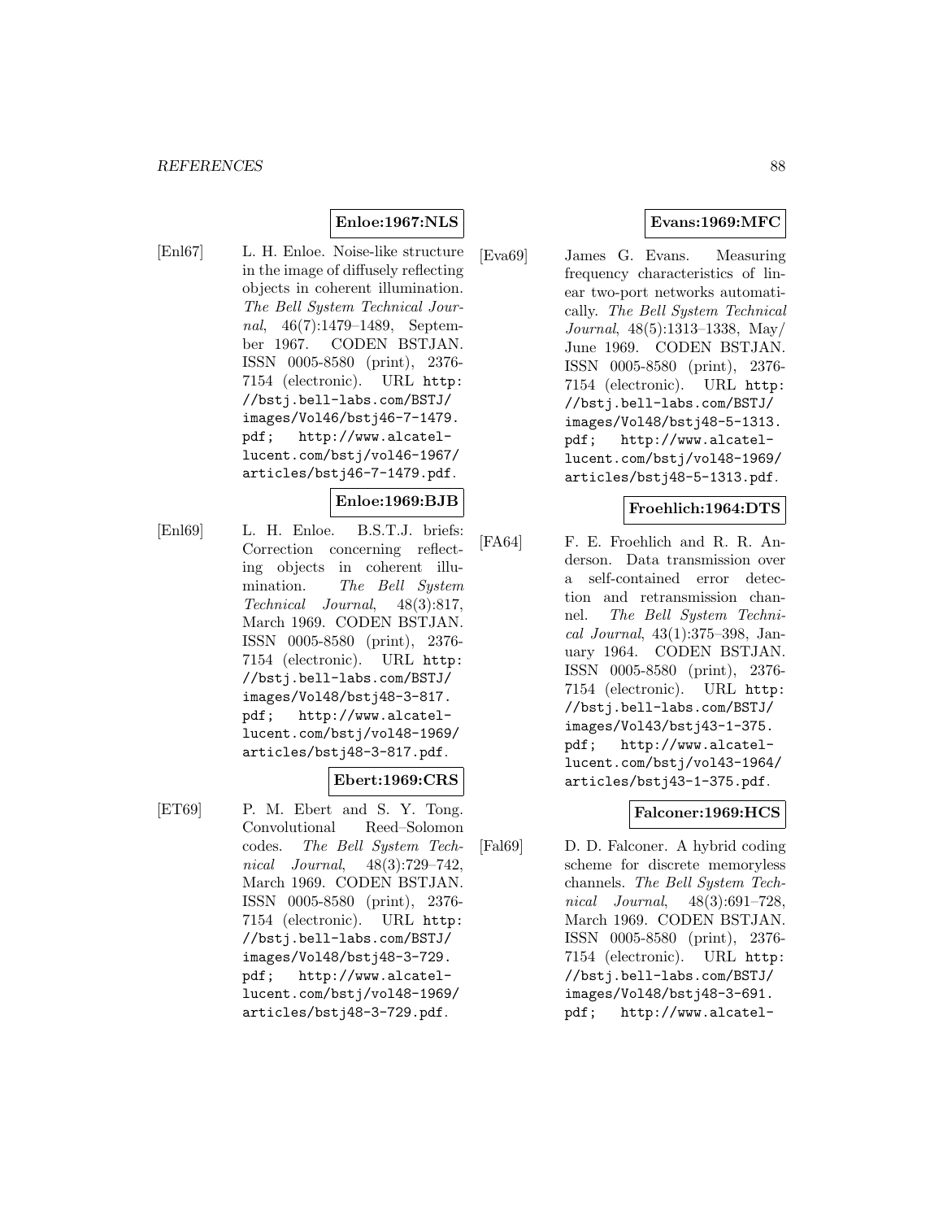**Enloe:1967:NLS**

[Enl67] L. H. Enloe. Noise-like structure in the image of diffusely reflecting objects in coherent illumination. *The Bell System Technical Journal*, 46(7):1479–1489, September 1967. CODEN BSTJAN. ISSN 0005-8580 (print), 2376-7154 (electronic). URL `http://bstj.bell-labs.com/BSTJ/images/Vol46/bstj46-7-1479.pdf`; `http://www.alcatel-lucent.com/bstj/vol46-1967/articles/bstj46-7-1479.pdf`.

**Enloe:1969:BJB**

[Enl69] L. H. Enloe. B.S.T.J. briefs: Correction concerning reflecting objects in coherent illumination. *The Bell System Technical Journal*, 48(3):817, March 1969. CODEN BSTJAN. ISSN 0005-8580 (print), 2376-7154 (electronic). URL `http://bstj.bell-labs.com/BSTJ/images/Vol48/bstj48-3-817.pdf`; `http://www.alcatel-lucent.com/bstj/vol48-1969/articles/bstj48-3-817.pdf`.

**Ebert:1969:CRS**

[ET69] P. M. Ebert and S. Y. Tong. Convolutional Reed–Solomon codes. *The Bell System Technical Journal*, 48(3):729–742, March 1969. CODEN BSTJAN. ISSN 0005-8580 (print), 2376-7154 (electronic). URL `http://bstj.bell-labs.com/BSTJ/images/Vol48/bstj48-3-729.pdf`; `http://www.alcatel-lucent.com/bstj/vol48-1969/articles/bstj48-3-729.pdf`.

**Evans:1969:MFC**

[Eva69] James G. Evans. Measuring frequency characteristics of linear two-port networks automatically. *The Bell System Technical Journal*, 48(5):1313–1338, May/June 1969. CODEN BSTJAN. ISSN 0005-8580 (print), 2376-7154 (electronic). URL `http://bstj.bell-labs.com/BSTJ/images/Vol48/bstj48-5-1313.pdf`; `http://www.alcatel-lucent.com/bstj/vol48-1969/articles/bstj48-5-1313.pdf`.

**Froehlich:1964:DTS**

[FA64] F. E. Froehlich and R. R. Anderson. Data transmission over a self-contained error detection and retransmission channel. *The Bell System Technical Journal*, 43(1):375–398, January 1964. CODEN BSTJAN. ISSN 0005-8580 (print), 2376-7154 (electronic). URL `http://bstj.bell-labs.com/BSTJ/images/Vol43/bstj43-1-375.pdf`; `http://www.alcatel-lucent.com/bstj/vol43-1964/articles/bstj43-1-375.pdf`.

**Falconer:1969:HCS**

[Fal69] D. D. Falconer. A hybrid coding scheme for discrete memoryless channels. *The Bell System Technical Journal*, 48(3):691–728, March 1969. CODEN BSTJAN. ISSN 0005-8580 (print), 2376-7154 (electronic). URL `http://bstj.bell-labs.com/BSTJ/images/Vol48/bstj48-3-691.pdf`; `http://www.alcatel-`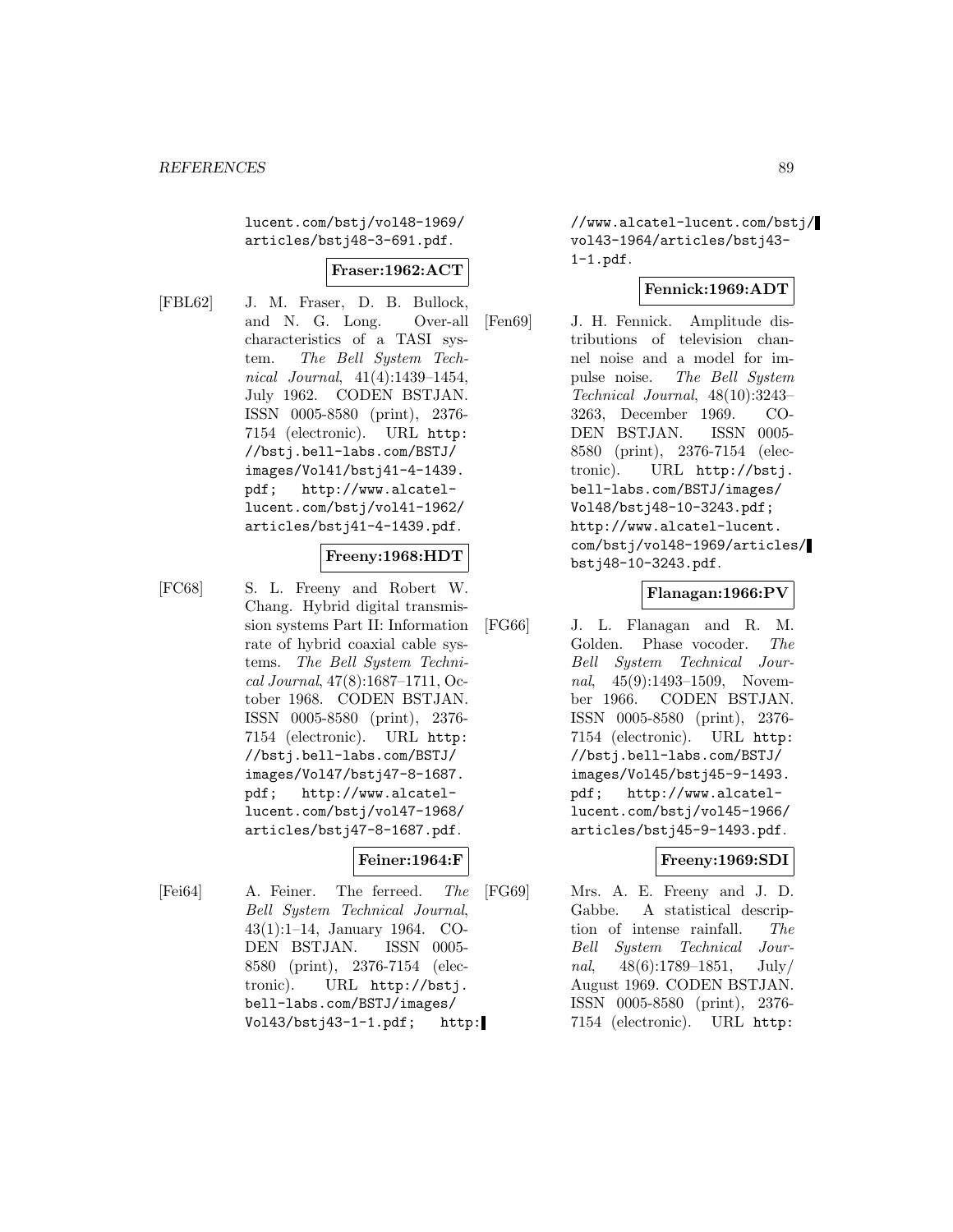lucent.com/bstj/vol48-1969/articles/bstj48-3-691.pdf.

**Fraser:1962:ACT**

[FBL62] J. M. Fraser, D. B. Bullock, and N. G. Long. Over-all characteristics of a TASI system. *The Bell System Technical Journal*, 41(4):1439–1454, July 1962. CODEN BSTJAN. ISSN 0005-8580 (print), 2376-7154 (electronic). URL http://bstj.bell-labs.com/BSTJ/images/Vol41/bstj41-4-1439.pdf; http://www.alcatel-lucent.com/bstj/vol41-1962/articles/bstj41-4-1439.pdf.

**Freeny:1968:HDT**

[FC68] S. L. Freeny and Robert W. Chang. Hybrid digital transmission systems Part II: Information rate of hybrid coaxial cable systems. *The Bell System Technical Journal*, 47(8):1687–1711, October 1968. CODEN BSTJAN. ISSN 0005-8580 (print), 2376-7154 (electronic). URL http://bstj.bell-labs.com/BSTJ/images/Vol47/bstj47-8-1687.pdf; http://www.alcatel-lucent.com/bstj/vol47-1968/articles/bstj47-8-1687.pdf.

**Feiner:1964:F**

[Fei64] A. Feiner. The ferreed. *The Bell System Technical Journal*, 43(1):1–14, January 1964. CODEN BSTJAN. ISSN 0005-8580 (print), 2376-7154 (electronic). URL http://bstj.bell-labs.com/BSTJ/images/Vol43/bstj43-1-1.pdf; http://www.alcatel-lucent.com/bstj/vol43-1964/articles/bstj43-1-1.pdf.

**Fennick:1969:ADT**

[Fen69] J. H. Fennick. Amplitude distributions of television channel noise and a model for impulse noise. *The Bell System Technical Journal*, 48(10):3243–3263, December 1969. CODEN BSTJAN. ISSN 0005-8580 (print), 2376-7154 (electronic). URL http://bstj.bell-labs.com/BSTJ/images/Vol48/bstj48-10-3243.pdf; http://www.alcatel-lucent.com/bstj/vol48-1969/articles/bstj48-10-3243.pdf.

**Flanagan:1966:PV**

[FG66] J. L. Flanagan and R. M. Golden. Phase vocoder. *The Bell System Technical Journal*, 45(9):1493–1509, November 1966. CODEN BSTJAN. ISSN 0005-8580 (print), 2376-7154 (electronic). URL http://bstj.bell-labs.com/BSTJ/images/Vol45/bstj45-9-1493.pdf; http://www.alcatel-lucent.com/bstj/vol45-1966/articles/bstj45-9-1493.pdf.

**Freeny:1969:SDI**

[FG69] Mrs. A. E. Freeny and J. D. Gabbe. A statistical description of intense rainfall. *The Bell System Technical Journal*, 48(6):1789–1851, July/August 1969. CODEN BSTJAN. ISSN 0005-8580 (print), 2376-7154 (electronic). URL http: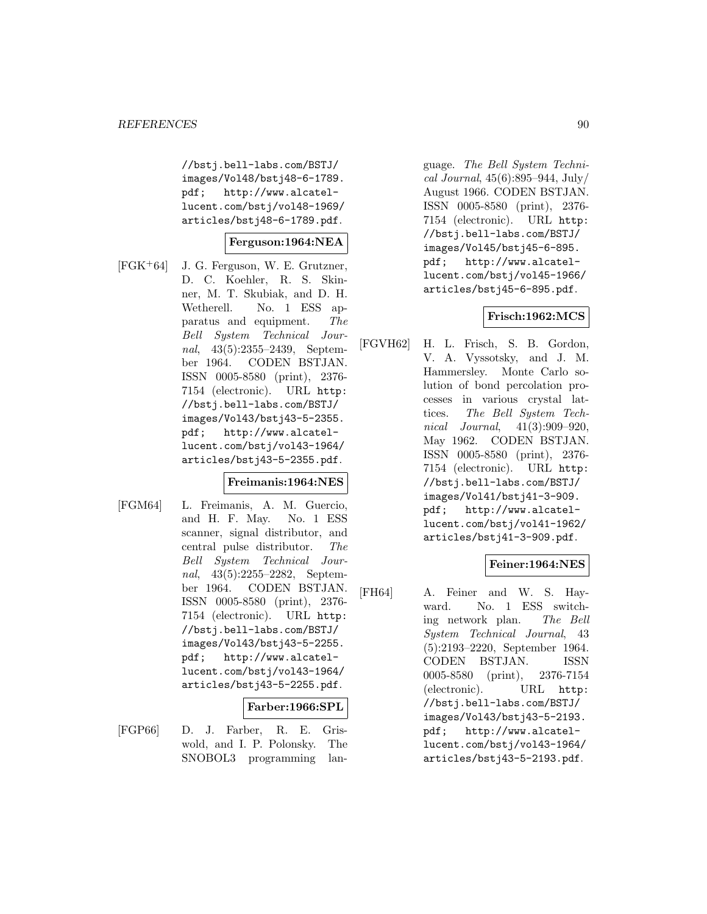//bstj.bell-labs.com/BSTJ/images/Vol48/bstj48-6-1789.pdf; http://www.alcatel-lucent.com/bstj/vol48-1969/articles/bstj48-6-1789.pdf.

**Ferguson:1964:NEA**

[FGK+64] J. G. Ferguson, W. E. Grutzner, D. C. Koehler, R. S. Skinner, M. T. Skubiak, and D. H. Wetherell. No. 1 ESS apparatus and equipment. *The Bell System Technical Journal*, 43(5):2355–2439, September 1964. CODEN BSTJAN. ISSN 0005-8580 (print), 2376-7154 (electronic). URL http://bstj.bell-labs.com/BSTJ/images/Vol43/bstj43-5-2355.pdf; http://www.alcatel-lucent.com/bstj/vol43-1964/articles/bstj43-5-2355.pdf.

**Freimanis:1964:NES**

[FGM64] L. Freimanis, A. M. Guercio, and H. F. May. No. 1 ESS scanner, signal distributor, and central pulse distributor. *The Bell System Technical Journal*, 43(5):2255–2282, September 1964. CODEN BSTJAN. ISSN 0005-8580 (print), 2376-7154 (electronic). URL http://bstj.bell-labs.com/BSTJ/images/Vol43/bstj43-5-2255.pdf; http://www.alcatel-lucent.com/bstj/vol43-1964/articles/bstj43-5-2255.pdf.

**Farber:1966:SPL**

[FGP66] D. J. Farber, R. E. Griswold, and I. P. Polonsky. The SNOBOL3 programming language. *The Bell System Technical Journal*, 45(6):895–944, July/August 1966. CODEN BSTJAN. ISSN 0005-8580 (print), 2376-7154 (electronic). URL http://bstj.bell-labs.com/BSTJ/images/Vol45/bstj45-6-895.pdf; http://www.alcatel-lucent.com/bstj/vol45-1966/articles/bstj45-6-895.pdf.

**Frisch:1962:MCS**

[FGVH62] H. L. Frisch, S. B. Gordon, V. A. Vyssotsky, and J. M. Hammersley. Monte Carlo solution of bond percolation processes in various crystal lattices. *The Bell System Technical Journal*, 41(3):909–920, May 1962. CODEN BSTJAN. ISSN 0005-8580 (print), 2376-7154 (electronic). URL http://bstj.bell-labs.com/BSTJ/images/Vol41/bstj41-3-909.pdf; http://www.alcatel-lucent.com/bstj/vol41-1962/articles/bstj41-3-909.pdf.

**Feiner:1964:NES**

[FH64] A. Feiner and W. S. Hayward. No. 1 ESS switching network plan. *The Bell System Technical Journal*, 43(5):2193–2220, September 1964. CODEN BSTJAN. ISSN 0005-8580 (print), 2376-7154 (electronic). URL http://bstj.bell-labs.com/BSTJ/images/Vol43/bstj43-5-2193.pdf; http://www.alcatel-lucent.com/bstj/vol43-1964/articles/bstj43-5-2193.pdf.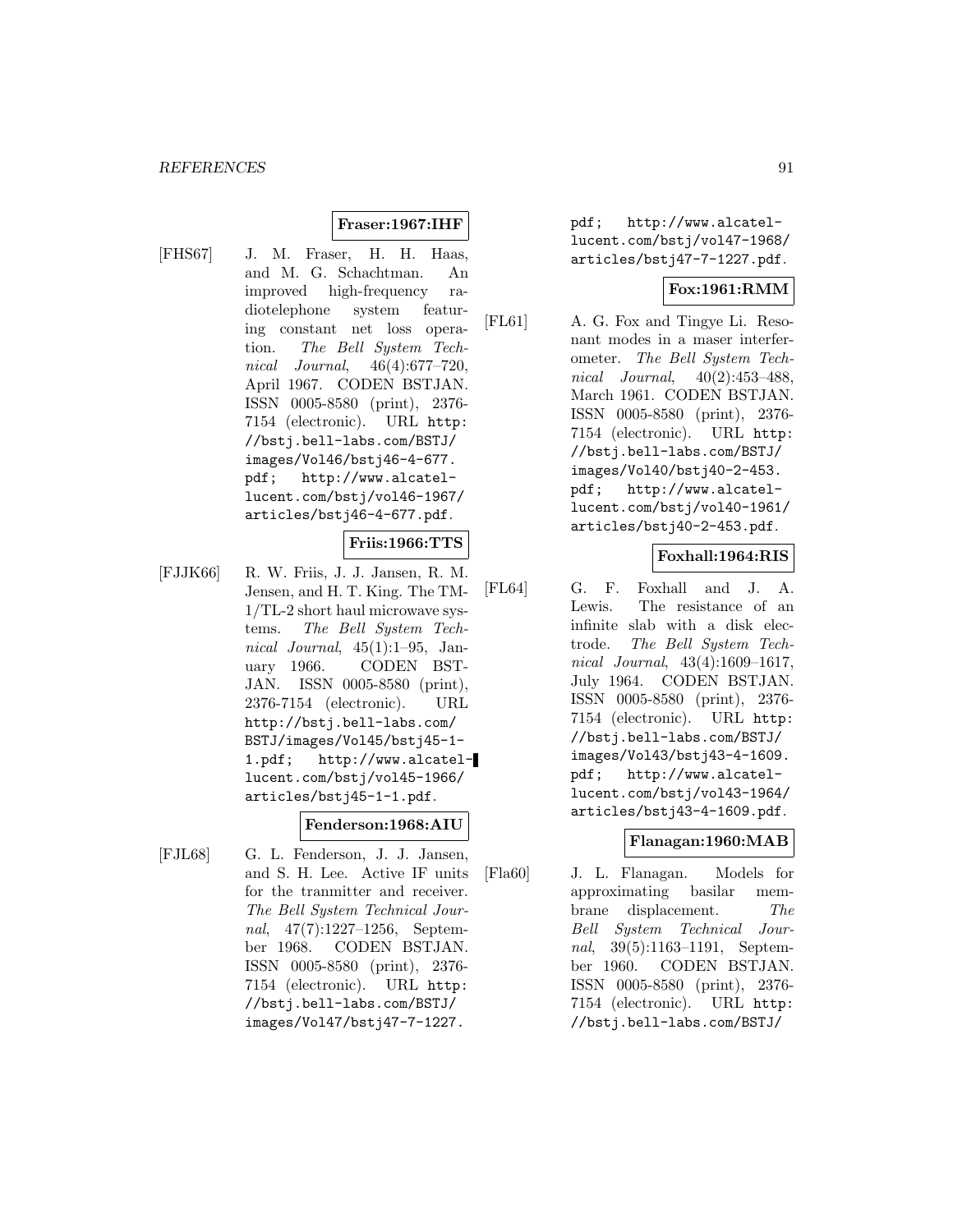**Fraser:1967:IHF**

[FHS67] J. M. Fraser, H. H. Haas, and M. G. Schachtman. An improved high-frequency radiotelephone system featuring constant net loss operation. *The Bell System Technical Journal*, 46(4):677–720, April 1967. CODEN BSTJAN. ISSN 0005-8580 (print), 2376-7154 (electronic). URL http://bstj.bell-labs.com/BSTJ/images/Vol46/bstj46-4-677.pdf; http://www.alcatel-lucent.com/bstj/vol46-1967/articles/bstj46-4-677.pdf.

**Friis:1966:TTS**

[FJJK66] R. W. Friis, J. J. Jansen, R. M. Jensen, and H. T. King. The TM-1/TL-2 short haul microwave systems. *The Bell System Technical Journal*, 45(1):1–95, January 1966. CODEN BSTJAN. ISSN 0005-8580 (print), 2376-7154 (electronic). URL http://bstj.bell-labs.com/BSTJ/images/Vol45/bstj45-1-1.pdf; http://www.alcatel-lucent.com/bstj/vol45-1966/articles/bstj45-1-1.pdf.

**Fenderson:1968:AIU**

[FJL68] G. L. Fenderson, J. J. Jansen, and S. H. Lee. Active IF units for the tranmitter and receiver. *The Bell System Technical Journal*, 47(7):1227–1256, September 1968. CODEN BSTJAN. ISSN 0005-8580 (print), 2376-7154 (electronic). URL http://bstj.bell-labs.com/BSTJ/images/Vol47/bstj47-7-1227.pdf; http://www.alcatel-lucent.com/bstj/vol47-1968/articles/bstj47-7-1227.pdf.

**Fox:1961:RMM**

[FL61] A. G. Fox and Tingye Li. Resonant modes in a maser interferometer. *The Bell System Technical Journal*, 40(2):453–488, March 1961. CODEN BSTJAN. ISSN 0005-8580 (print), 2376-7154 (electronic). URL http://bstj.bell-labs.com/BSTJ/images/Vol40/bstj40-2-453.pdf; http://www.alcatel-lucent.com/bstj/vol40-1961/articles/bstj40-2-453.pdf.

**Foxhall:1964:RIS**

[FL64] G. F. Foxhall and J. A. Lewis. The resistance of an infinite slab with a disk electrode. *The Bell System Technical Journal*, 43(4):1609–1617, July 1964. CODEN BSTJAN. ISSN 0005-8580 (print), 2376-7154 (electronic). URL http://bstj.bell-labs.com/BSTJ/images/Vol43/bstj43-4-1609.pdf; http://www.alcatel-lucent.com/bstj/vol43-1964/articles/bstj43-4-1609.pdf.

**Flanagan:1960:MAB**

[Fla60] J. L. Flanagan. Models for approximating basilar membrane displacement. *The Bell System Technical Journal*, 39(5):1163–1191, September 1960. CODEN BSTJAN. ISSN 0005-8580 (print), 2376-7154 (electronic). URL http://bstj.bell-labs.com/BSTJ/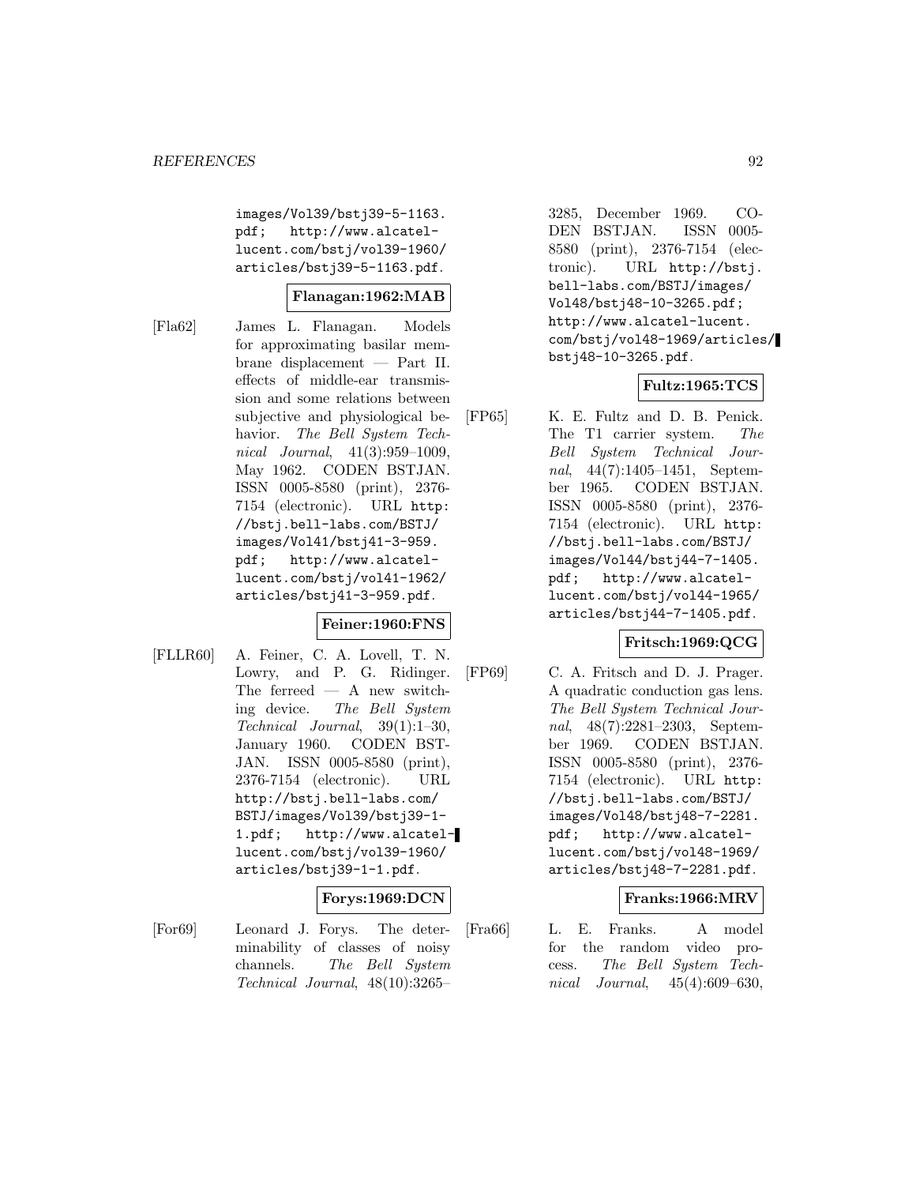images/Vol39/bstj39-5-1163.pdf; http://www.alcatel-lucent.com/bstj/vol39-1960/articles/bstj39-5-1163.pdf.

**Flanagan:1962:MAB**

[Fla62] James L. Flanagan. Models for approximating basilar membrane displacement — Part II. effects of middle-ear transmission and some relations between subjective and physiological behavior. *The Bell System Technical Journal*, 41(3):959–1009, May 1962. CODEN BSTJAN. ISSN 0005-8580 (print), 2376-7154 (electronic). URL http://bstj.bell-labs.com/BSTJ/images/Vol41/bstj41-3-959.pdf; http://www.alcatel-lucent.com/bstj/vol41-1962/articles/bstj41-3-959.pdf.

**Feiner:1960:FNS**

[FLLR60] A. Feiner, C. A. Lovell, T. N. Lowry, and P. G. Ridinger. The ferreed — A new switching device. *The Bell System Technical Journal*, 39(1):1–30, January 1960. CODEN BSTJAN. ISSN 0005-8580 (print), 2376-7154 (electronic). URL http://bstj.bell-labs.com/BSTJ/images/Vol39/bstj39-1-1.pdf; http://www.alcatel-lucent.com/bstj/vol39-1960/articles/bstj39-1-1.pdf.

**Forys:1969:DCN**

[For69] Leonard J. Forys. The determinability of classes of noisy channels. *The Bell System Technical Journal*, 48(10):3265–3285, December 1969. CODEN BSTJAN. ISSN 0005-8580 (print), 2376-7154 (electronic). URL http://bstj.bell-labs.com/BSTJ/images/Vol48/bstj48-10-3265.pdf; http://www.alcatel-lucent.com/bstj/vol48-1969/articles/bstj48-10-3265.pdf.

**Fultz:1965:TCS**

[FP65] K. E. Fultz and D. B. Penick. The T1 carrier system. *The Bell System Technical Journal*, 44(7):1405–1451, September 1965. CODEN BSTJAN. ISSN 0005-8580 (print), 2376-7154 (electronic). URL http://bstj.bell-labs.com/BSTJ/images/Vol44/bstj44-7-1405.pdf; http://www.alcatel-lucent.com/bstj/vol44-1965/articles/bstj44-7-1405.pdf.

**Fritsch:1969:QCG**

[FP69] C. A. Fritsch and D. J. Prager. A quadratic conduction gas lens. *The Bell System Technical Journal*, 48(7):2281–2303, September 1969. CODEN BSTJAN. ISSN 0005-8580 (print), 2376-7154 (electronic). URL http://bstj.bell-labs.com/BSTJ/images/Vol48/bstj48-7-2281.pdf; http://www.alcatel-lucent.com/bstj/vol48-1969/articles/bstj48-7-2281.pdf.

**Franks:1966:MRV**

[Fra66] L. E. Franks. A model for the random video process. *The Bell System Technical Journal*, 45(4):609–630,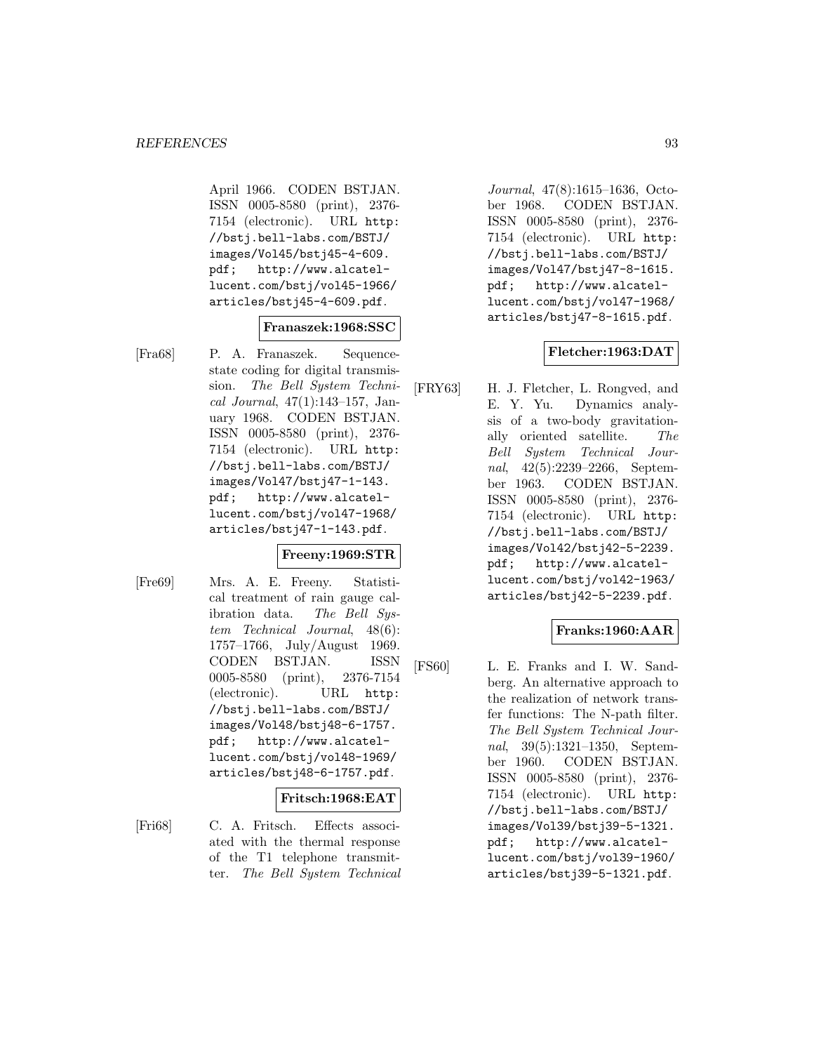April 1966. CODEN BSTJAN. ISSN 0005-8580 (print), 2376-7154 (electronic). URL http://bstj.bell-labs.com/BSTJ/images/Vol45/bstj45-4-609.pdf; http://www.alcatel-lucent.com/bstj/vol45-1966/articles/bstj45-4-609.pdf.

**Franaszek:1968:SSC**

[Fra68] P. A. Franaszek. Sequence-state coding for digital transmission. *The Bell System Technical Journal*, 47(1):143–157, January 1968. CODEN BSTJAN. ISSN 0005-8580 (print), 2376-7154 (electronic). URL http://bstj.bell-labs.com/BSTJ/images/Vol47/bstj47-1-143.pdf; http://www.alcatel-lucent.com/bstj/vol47-1968/articles/bstj47-1-143.pdf.

**Freeny:1969:STR**

[Fre69] Mrs. A. E. Freeny. Statistical treatment of rain gauge calibration data. *The Bell System Technical Journal*, 48(6):1757–1766, July/August 1969. CODEN BSTJAN. ISSN 0005-8580 (print), 2376-7154 (electronic). URL http://bstj.bell-labs.com/BSTJ/images/Vol48/bstj48-6-1757.pdf; http://www.alcatel-lucent.com/bstj/vol48-1969/articles/bstj48-6-1757.pdf.

**Fritsch:1968:EAT**

[Fri68] C. A. Fritsch. Effects associated with the thermal response of the T1 telephone transmitter. *The Bell System Technical Journal*, 47(8):1615–1636, October 1968. CODEN BSTJAN. ISSN 0005-8580 (print), 2376-7154 (electronic). URL http://bstj.bell-labs.com/BSTJ/images/Vol47/bstj47-8-1615.pdf; http://www.alcatel-lucent.com/bstj/vol47-1968/articles/bstj47-8-1615.pdf.

**Fletcher:1963:DAT**

[FRY63] H. J. Fletcher, L. Rongved, and E. Y. Yu. Dynamics analysis of a two-body gravitationally oriented satellite. *The Bell System Technical Journal*, 42(5):2239–2266, September 1963. CODEN BSTJAN. ISSN 0005-8580 (print), 2376-7154 (electronic). URL http://bstj.bell-labs.com/BSTJ/images/Vol42/bstj42-5-2239.pdf; http://www.alcatel-lucent.com/bstj/vol42-1963/articles/bstj42-5-2239.pdf.

**Franks:1960:AAR**

[FS60] L. E. Franks and I. W. Sandberg. An alternative approach to the realization of network transfer functions: The N-path filter. *The Bell System Technical Journal*, 39(5):1321–1350, September 1960. CODEN BSTJAN. ISSN 0005-8580 (print), 2376-7154 (electronic). URL http://bstj.bell-labs.com/BSTJ/images/Vol39/bstj39-5-1321.pdf; http://www.alcatel-lucent.com/bstj/vol39-1960/articles/bstj39-5-1321.pdf.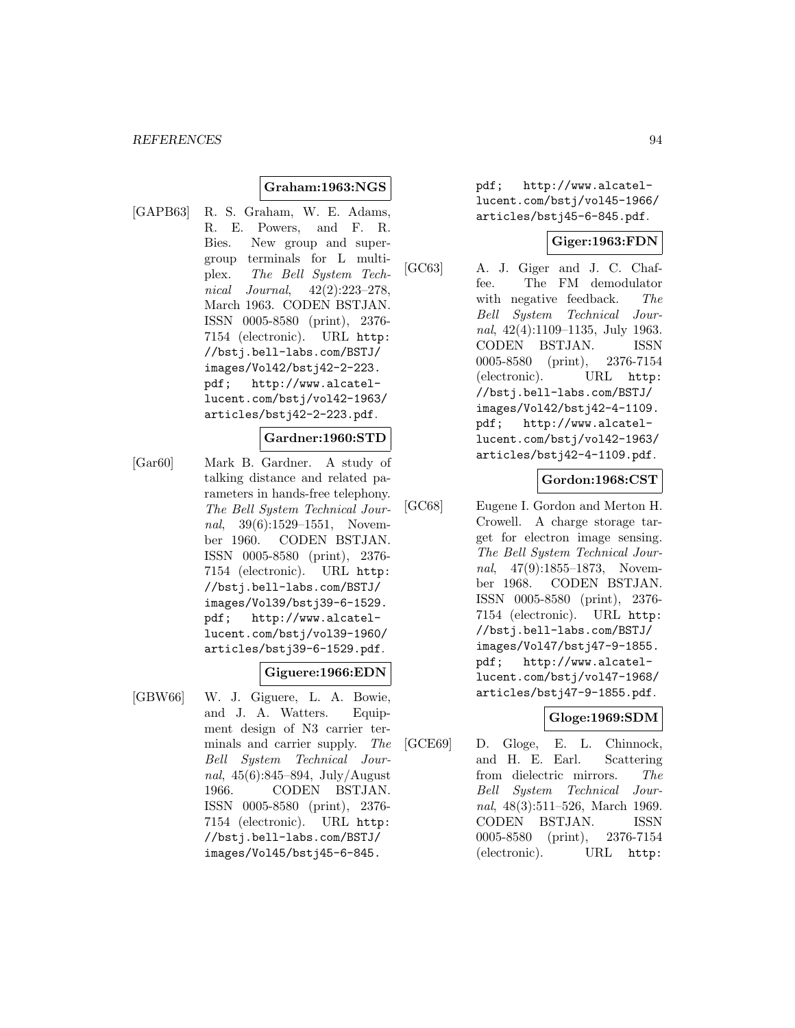**Graham:1963:NGS**

[GAPB63] R. S. Graham, W. E. Adams, R. E. Powers, and F. R. Bies. New group and supergroup terminals for L multiplex. *The Bell System Technical Journal*, 42(2):223–278, March 1963. CODEN BSTJAN. ISSN 0005-8580 (print), 2376-7154 (electronic). URL http://bstj.bell-labs.com/BSTJ/images/Vol42/bstj42-2-223.pdf; http://www.alcatel-lucent.com/bstj/vol42-1963/articles/bstj42-2-223.pdf.

**Gardner:1960:STD**

[Gar60] Mark B. Gardner. A study of talking distance and related parameters in hands-free telephony. *The Bell System Technical Journal*, 39(6):1529–1551, November 1960. CODEN BSTJAN. ISSN 0005-8580 (print), 2376-7154 (electronic). URL http://bstj.bell-labs.com/BSTJ/images/Vol39/bstj39-6-1529.pdf; http://www.alcatel-lucent.com/bstj/vol39-1960/articles/bstj39-6-1529.pdf.

**Giguere:1966:EDN**

[GBW66] W. J. Giguere, L. A. Bowie, and J. A. Watters. Equipment design of N3 carrier terminals and carrier supply. *The Bell System Technical Journal*, 45(6):845–894, July/August 1966. CODEN BSTJAN. ISSN 0005-8580 (print), 2376-7154 (electronic). URL http://bstj.bell-labs.com/BSTJ/images/Vol45/bstj45-6-845.pdf; http://www.alcatel-lucent.com/bstj/vol45-1966/articles/bstj45-6-845.pdf.

**Giger:1963:FDN**

[GC63] A. J. Giger and J. C. Chaffee. The FM demodulator with negative feedback. *The Bell System Technical Journal*, 42(4):1109–1135, July 1963. CODEN BSTJAN. ISSN 0005-8580 (print), 2376-7154 (electronic). URL http://bstj.bell-labs.com/BSTJ/images/Vol42/bstj42-4-1109.pdf; http://www.alcatel-lucent.com/bstj/vol42-1963/articles/bstj42-4-1109.pdf.

**Gordon:1968:CST**

[GC68] Eugene I. Gordon and Merton H. Crowell. A charge storage target for electron image sensing. *The Bell System Technical Journal*, 47(9):1855–1873, November 1968. CODEN BSTJAN. ISSN 0005-8580 (print), 2376-7154 (electronic). URL http://bstj.bell-labs.com/BSTJ/images/Vol47/bstj47-9-1855.pdf; http://www.alcatel-lucent.com/bstj/vol47-1968/articles/bstj47-9-1855.pdf.

**Gloge:1969:SDM**

[GCE69] D. Gloge, E. L. Chinnock, and H. E. Earl. Scattering from dielectric mirrors. *The Bell System Technical Journal*, 48(3):511–526, March 1969. CODEN BSTJAN. ISSN 0005-8580 (print), 2376-7154 (electronic). URL http: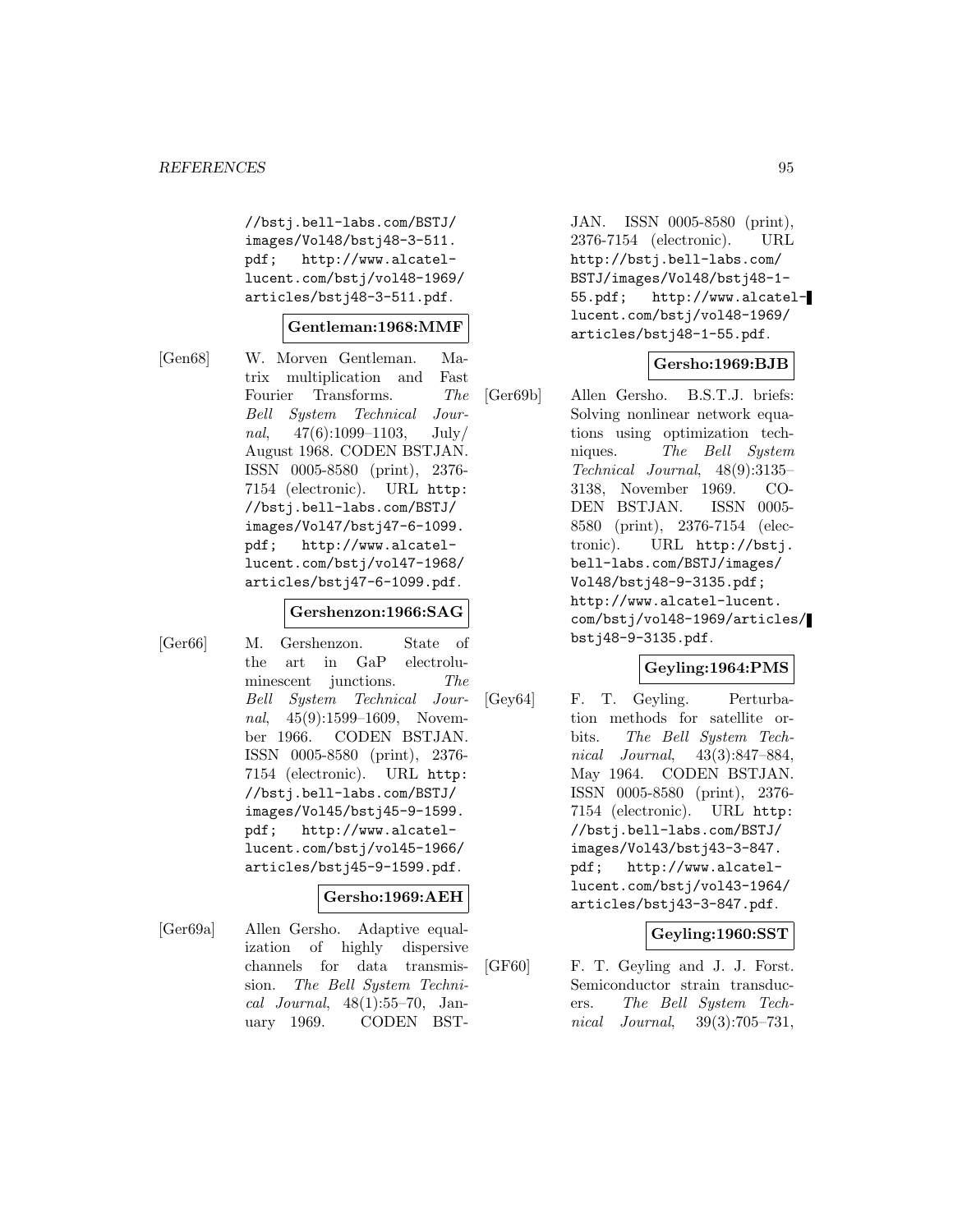//bstj.bell-labs.com/BSTJ/images/Vol48/bstj48-3-511.pdf; http://www.alcatel-lucent.com/bstj/vol48-1969/articles/bstj48-3-511.pdf.

**Gentleman:1968:MMF**

[Gen68] W. Morven Gentleman. Matrix multiplication and Fast Fourier Transforms. *The Bell System Technical Journal*, 47(6):1099–1103, July/August 1968. CODEN BSTJAN. ISSN 0005-8580 (print), 2376-7154 (electronic). URL http://bstj.bell-labs.com/BSTJ/images/Vol47/bstj47-6-1099.pdf; http://www.alcatel-lucent.com/bstj/vol47-1968/articles/bstj47-6-1099.pdf.

**Gershenzon:1966:SAG**

[Ger66] M. Gershenzon. State of the art in GaP electroluminescent junctions. *The Bell System Technical Journal*, 45(9):1599–1609, November 1966. CODEN BSTJAN. ISSN 0005-8580 (print), 2376-7154 (electronic). URL http://bstj.bell-labs.com/BSTJ/images/Vol45/bstj45-9-1599.pdf; http://www.alcatel-lucent.com/bstj/vol45-1966/articles/bstj45-9-1599.pdf.

**Gersho:1969:AEH**

[Ger69a] Allen Gersho. Adaptive equalization of highly dispersive channels for data transmission. *The Bell System Technical Journal*, 48(1):55–70, January 1969. CODEN BSTJAN. ISSN 0005-8580 (print), 2376-7154 (electronic). URL http://bstj.bell-labs.com/BSTJ/images/Vol48/bstj48-1-55.pdf; http://www.alcatel-lucent.com/bstj/vol48-1969/articles/bstj48-1-55.pdf.

**Gersho:1969:BJB**

[Ger69b] Allen Gersho. B.S.T.J. briefs: Solving nonlinear network equations using optimization techniques. *The Bell System Technical Journal*, 48(9):3135–3138, November 1969. CODEN BSTJAN. ISSN 0005-8580 (print), 2376-7154 (electronic). URL http://bstj.bell-labs.com/BSTJ/images/Vol48/bstj48-9-3135.pdf; http://www.alcatel-lucent.com/bstj/vol48-1969/articles/bstj48-9-3135.pdf.

**Geyling:1964:PMS**

[Gey64] F. T. Geyling. Perturbation methods for satellite orbits. *The Bell System Technical Journal*, 43(3):847–884, May 1964. CODEN BSTJAN. ISSN 0005-8580 (print), 2376-7154 (electronic). URL http://bstj.bell-labs.com/BSTJ/images/Vol43/bstj43-3-847.pdf; http://www.alcatel-lucent.com/bstj/vol43-1964/articles/bstj43-3-847.pdf.

**Geyling:1960:SST**

[GF60] F. T. Geyling and J. J. Forst. Semiconductor strain transducers. *The Bell System Technical Journal*, 39(3):705–731,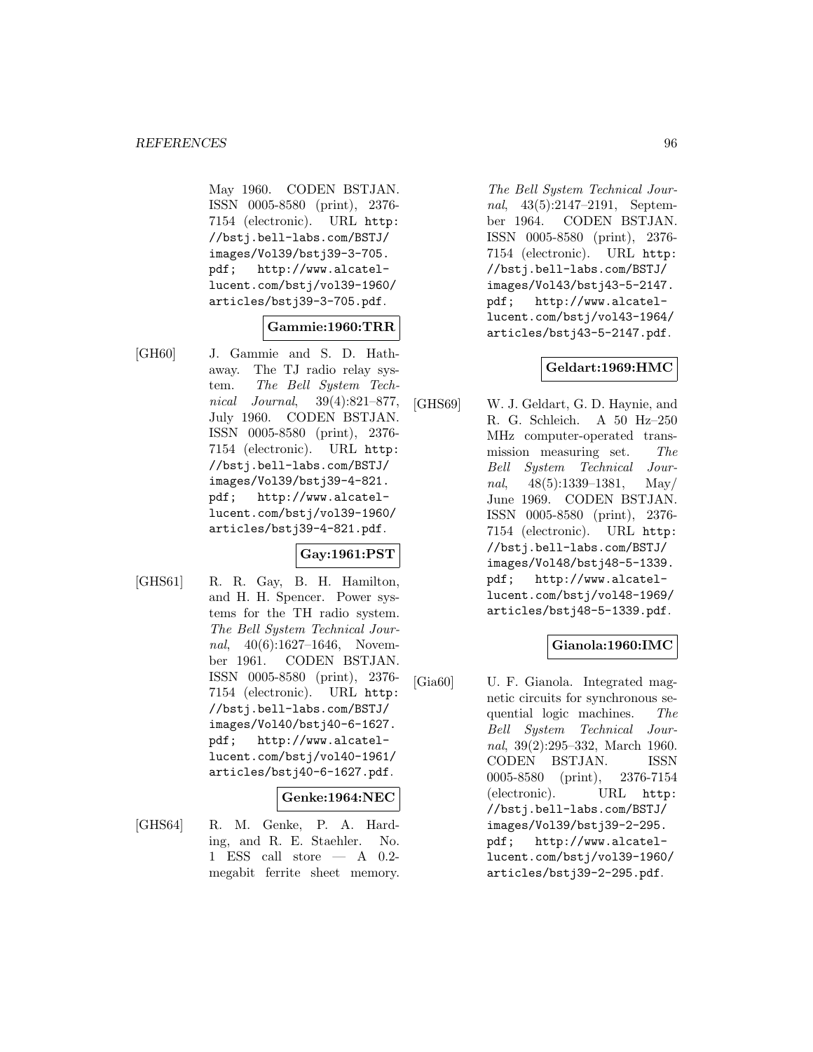May 1960. CODEN BSTJAN. ISSN 0005-8580 (print), 2376-7154 (electronic). URL http://bstj.bell-labs.com/BSTJ/images/Vol39/bstj39-3-705.pdf; http://www.alcatel-lucent.com/bstj/vol39-1960/articles/bstj39-3-705.pdf.

**Gammie:1960:TRR**

[GH60] J. Gammie and S. D. Hathaway. The TJ radio relay system. *The Bell System Technical Journal*, 39(4):821–877, July 1960. CODEN BSTJAN. ISSN 0005-8580 (print), 2376-7154 (electronic). URL http://bstj.bell-labs.com/BSTJ/images/Vol39/bstj39-4-821.pdf; http://www.alcatel-lucent.com/bstj/vol39-1960/articles/bstj39-4-821.pdf.

**Gay:1961:PST**

[GHS61] R. R. Gay, B. H. Hamilton, and H. H. Spencer. Power systems for the TH radio system. *The Bell System Technical Journal*, 40(6):1627–1646, November 1961. CODEN BSTJAN. ISSN 0005-8580 (print), 2376-7154 (electronic). URL http://bstj.bell-labs.com/BSTJ/images/Vol40/bstj40-6-1627.pdf; http://www.alcatel-lucent.com/bstj/vol40-1961/articles/bstj40-6-1627.pdf.

**Genke:1964:NEC**

[GHS64] R. M. Genke, P. A. Harding, and R. E. Staehler. No. 1 ESS call store — A 0.2-megabit ferrite sheet memory. *The Bell System Technical Journal*, 43(5):2147–2191, September 1964. CODEN BSTJAN. ISSN 0005-8580 (print), 2376-7154 (electronic). URL http://bstj.bell-labs.com/BSTJ/images/Vol43/bstj43-5-2147.pdf; http://www.alcatel-lucent.com/bstj/vol43-1964/articles/bstj43-5-2147.pdf.

**Geldart:1969:HMC**

[GHS69] W. J. Geldart, G. D. Haynie, and R. G. Schleich. A 50 Hz–250 MHz computer-operated transmission measuring set. *The Bell System Technical Journal*, 48(5):1339–1381, May/June 1969. CODEN BSTJAN. ISSN 0005-8580 (print), 2376-7154 (electronic). URL http://bstj.bell-labs.com/BSTJ/images/Vol48/bstj48-5-1339.pdf; http://www.alcatel-lucent.com/bstj/vol48-1969/articles/bstj48-5-1339.pdf.

**Gianola:1960:IMC**

[Gia60] U. F. Gianola. Integrated magnetic circuits for synchronous sequential logic machines. *The Bell System Technical Journal*, 39(2):295–332, March 1960. CODEN BSTJAN. ISSN 0005-8580 (print), 2376-7154 (electronic). URL http://bstj.bell-labs.com/BSTJ/images/Vol39/bstj39-2-295.pdf; http://www.alcatel-lucent.com/bstj/vol39-1960/articles/bstj39-2-295.pdf.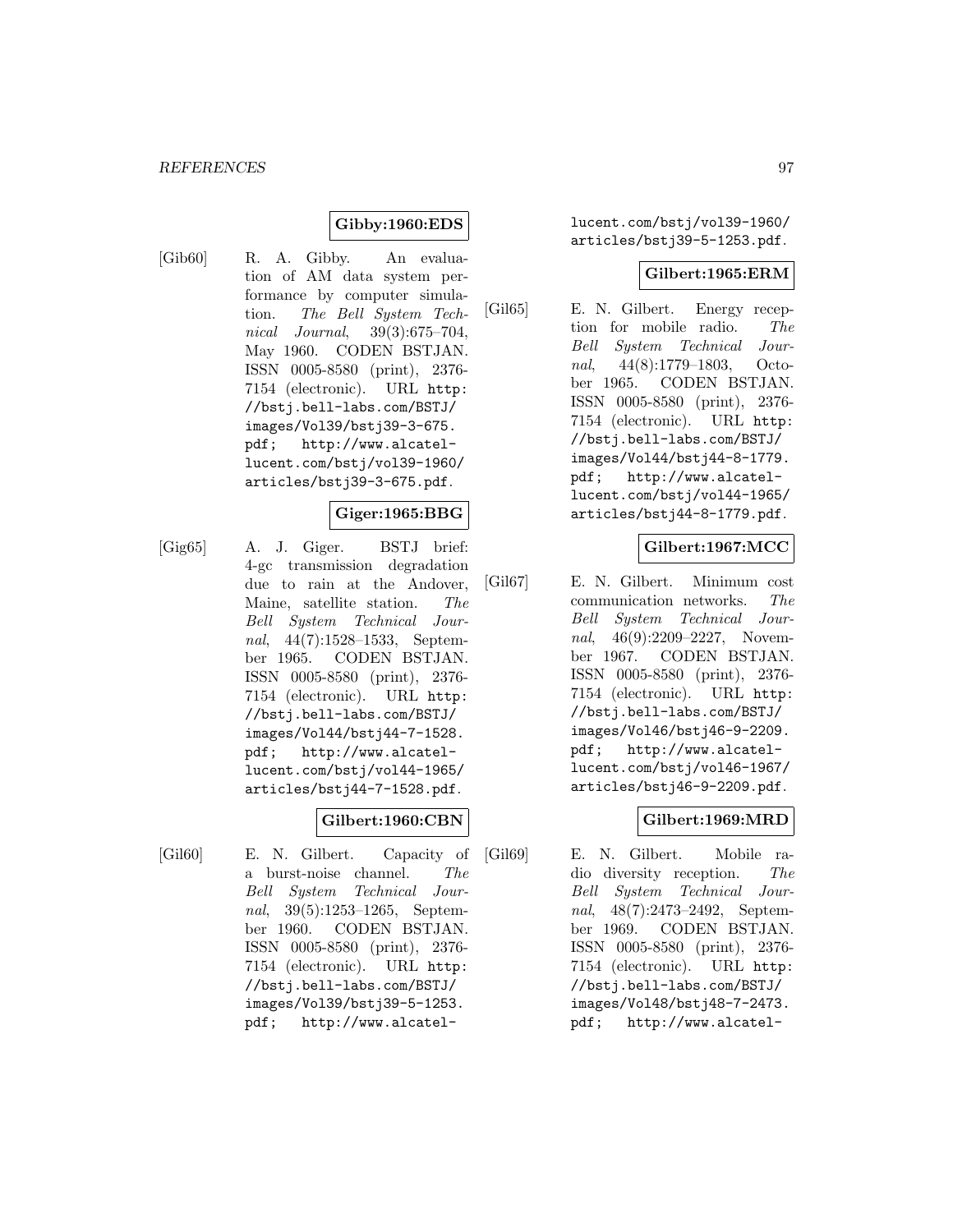**Gibby:1960:EDS**

[Gib60] R. A. Gibby. An evaluation of AM data system performance by computer simulation. *The Bell System Technical Journal*, 39(3):675–704, May 1960. CODEN BSTJAN. ISSN 0005-8580 (print), 2376-7154 (electronic). URL http://bstj.bell-labs.com/BSTJ/images/Vol39/bstj39-3-675.pdf; http://www.alcatel-lucent.com/bstj/vol39-1960/articles/bstj39-3-675.pdf.

**Giger:1965:BBG**

[Gig65] A. J. Giger. BSTJ brief: 4-gc transmission degradation due to rain at the Andover, Maine, satellite station. *The Bell System Technical Journal*, 44(7):1528–1533, September 1965. CODEN BSTJAN. ISSN 0005-8580 (print), 2376-7154 (electronic). URL http://bstj.bell-labs.com/BSTJ/images/Vol44/bstj44-7-1528.pdf; http://www.alcatel-lucent.com/bstj/vol44-1965/articles/bstj44-7-1528.pdf.

**Gilbert:1960:CBN**

[Gil60] E. N. Gilbert. Capacity of a burst-noise channel. *The Bell System Technical Journal*, 39(5):1253–1265, September 1960. CODEN BSTJAN. ISSN 0005-8580 (print), 2376-7154 (electronic). URL http://bstj.bell-labs.com/BSTJ/images/Vol39/bstj39-5-1253.pdf; http://www.alcatel-lucent.com/bstj/vol39-1960/articles/bstj39-5-1253.pdf.

**Gilbert:1965:ERM**

[Gil65] E. N. Gilbert. Energy reception for mobile radio. *The Bell System Technical Journal*, 44(8):1779–1803, October 1965. CODEN BSTJAN. ISSN 0005-8580 (print), 2376-7154 (electronic). URL http://bstj.bell-labs.com/BSTJ/images/Vol44/bstj44-8-1779.pdf; http://www.alcatel-lucent.com/bstj/vol44-1965/articles/bstj44-8-1779.pdf.

**Gilbert:1967:MCC**

[Gil67] E. N. Gilbert. Minimum cost communication networks. *The Bell System Technical Journal*, 46(9):2209–2227, November 1967. CODEN BSTJAN. ISSN 0005-8580 (print), 2376-7154 (electronic). URL http://bstj.bell-labs.com/BSTJ/images/Vol46/bstj46-9-2209.pdf; http://www.alcatel-lucent.com/bstj/vol46-1967/articles/bstj46-9-2209.pdf.

**Gilbert:1969:MRD**

[Gil69] E. N. Gilbert. Mobile radio diversity reception. *The Bell System Technical Journal*, 48(7):2473–2492, September 1969. CODEN BSTJAN. ISSN 0005-8580 (print), 2376-7154 (electronic). URL http://bstj.bell-labs.com/BSTJ/images/Vol48/bstj48-7-2473.pdf; http://www.alcatel-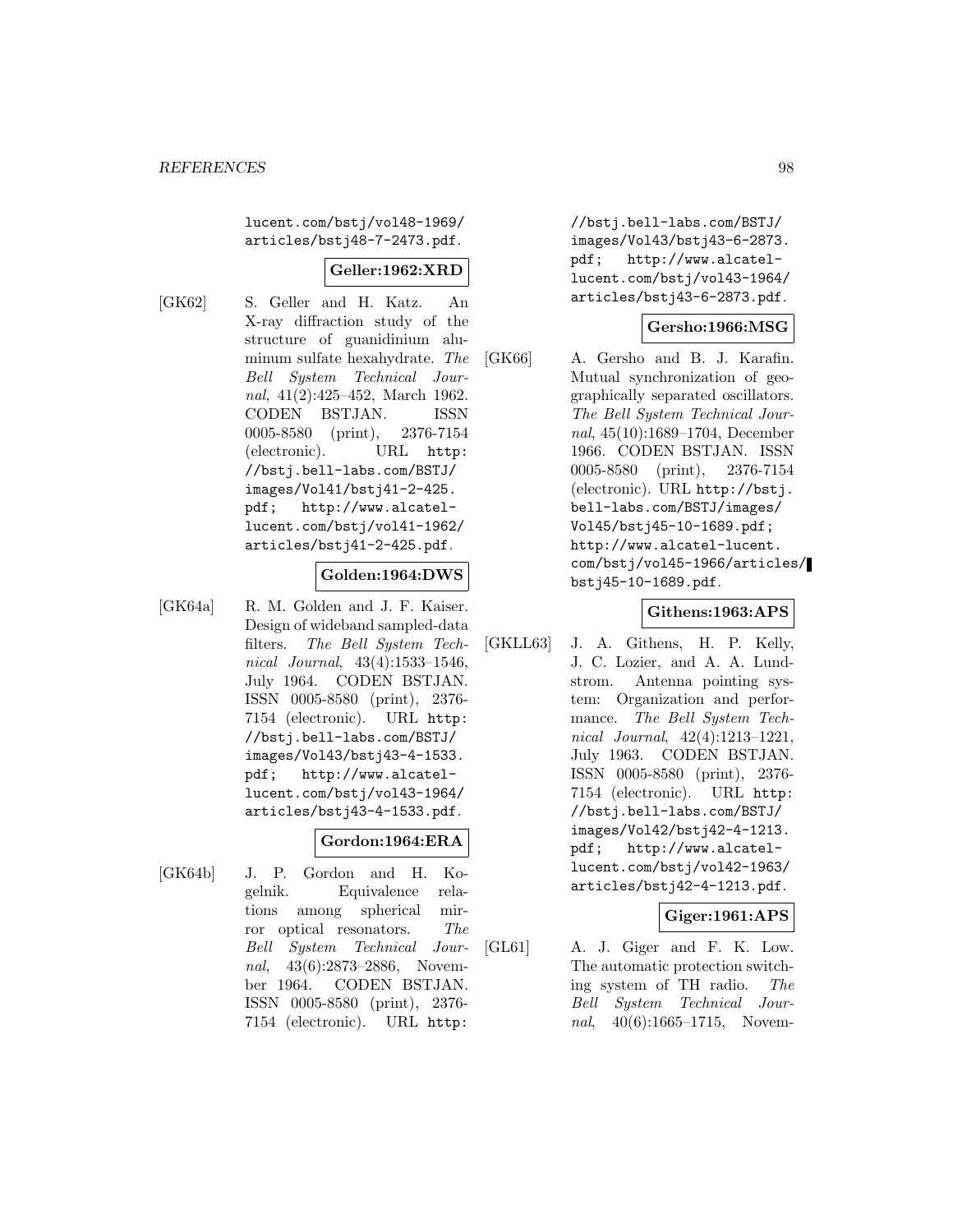lucent.com/bstj/vol48-1969/articles/bstj48-7-2473.pdf.

**Geller:1962:XRD**

[GK62] S. Geller and H. Katz. An X-ray diffraction study of the structure of guanidinium aluminum sulfate hexahydrate. *The Bell System Technical Journal*, 41(2):425–452, March 1962. CODEN BSTJAN. ISSN 0005-8580 (print), 2376-7154 (electronic). URL http://bstj.bell-labs.com/BSTJ/images/Vol41/bstj41-2-425.pdf; http://www.alcatel-lucent.com/bstj/vol41-1962/articles/bstj41-2-425.pdf.

**Golden:1964:DWS**

[GK64a] R. M. Golden and J. F. Kaiser. Design of wideband sampled-data filters. *The Bell System Technical Journal*, 43(4):1533–1546, July 1964. CODEN BSTJAN. ISSN 0005-8580 (print), 2376-7154 (electronic). URL http://bstj.bell-labs.com/BSTJ/images/Vol43/bstj43-4-1533.pdf; http://www.alcatel-lucent.com/bstj/vol43-1964/articles/bstj43-4-1533.pdf.

**Gordon:1964:ERA**

[GK64b] J. P. Gordon and H. Kogelnik. Equivalence relations among spherical mirror optical resonators. *The Bell System Technical Journal*, 43(6):2873–2886, November 1964. CODEN BSTJAN. ISSN 0005-8580 (print), 2376-7154 (electronic). URL http://bstj.bell-labs.com/BSTJ/images/Vol43/bstj43-6-2873.pdf; http://www.alcatel-lucent.com/bstj/vol43-1964/articles/bstj43-6-2873.pdf.

**Gersho:1966:MSG**

[GK66] A. Gersho and B. J. Karafin. Mutual synchronization of geographically separated oscillators. *The Bell System Technical Journal*, 45(10):1689–1704, December 1966. CODEN BSTJAN. ISSN 0005-8580 (print), 2376-7154 (electronic). URL http://bstj.bell-labs.com/BSTJ/images/Vol45/bstj45-10-1689.pdf; http://www.alcatel-lucent.com/bstj/vol45-1966/articles/bstj45-10-1689.pdf.

**Githens:1963:APS**

[GKLL63] J. A. Githens, H. P. Kelly, J. C. Lozier, and A. A. Lundstrom. Antenna pointing system: Organization and performance. *The Bell System Technical Journal*, 42(4):1213–1221, July 1963. CODEN BSTJAN. ISSN 0005-8580 (print), 2376-7154 (electronic). URL http://bstj.bell-labs.com/BSTJ/images/Vol42/bstj42-4-1213.pdf; http://www.alcatel-lucent.com/bstj/vol42-1963/articles/bstj42-4-1213.pdf.

**Giger:1961:APS**

[GL61] A. J. Giger and F. K. Low. The automatic protection switching system of TH radio. *The Bell System Technical Journal*, 40(6):1665–1715, Novem-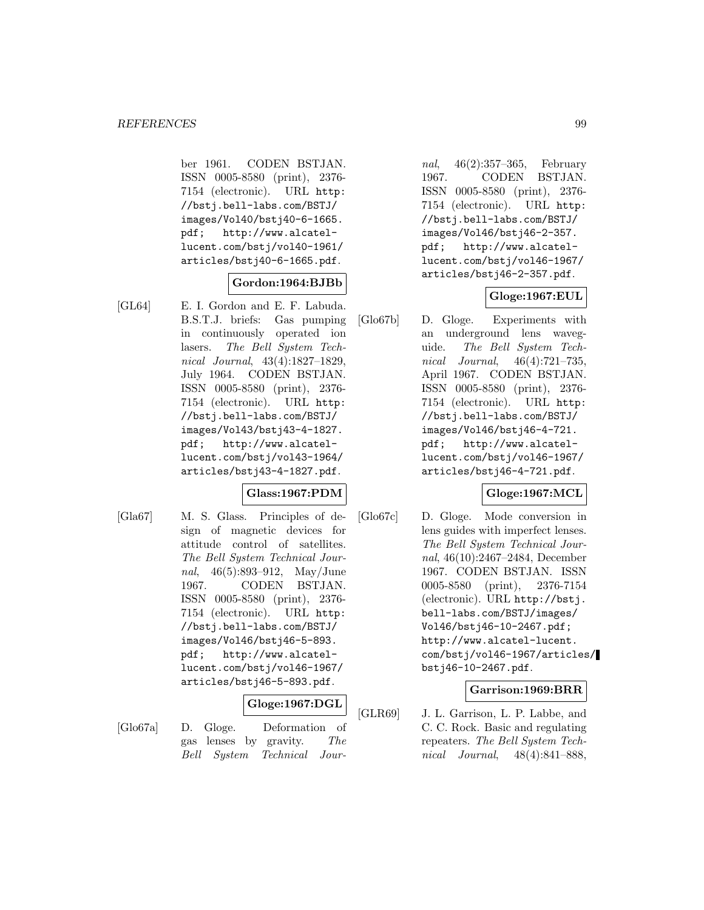ber 1961. CODEN BSTJAN. ISSN 0005-8580 (print), 2376-7154 (electronic). URL http://bstj.bell-labs.com/BSTJ/images/Vol40/bstj40-6-1665.pdf; http://www.alcatel-lucent.com/bstj/vol40-1961/articles/bstj40-6-1665.pdf.

**Gordon:1964:BJBb**

[GL64] E. I. Gordon and E. F. Labuda. B.S.T.J. briefs: Gas pumping in continuously operated ion lasers. *The Bell System Technical Journal*, 43(4):1827–1829, July 1964. CODEN BSTJAN. ISSN 0005-8580 (print), 2376-7154 (electronic). URL http://bstj.bell-labs.com/BSTJ/images/Vol43/bstj43-4-1827.pdf; http://www.alcatel-lucent.com/bstj/vol43-1964/articles/bstj43-4-1827.pdf.

**Glass:1967:PDM**

[Gla67] M. S. Glass. Principles of design of magnetic devices for attitude control of satellites. *The Bell System Technical Journal*, 46(5):893–912, May/June 1967. CODEN BSTJAN. ISSN 0005-8580 (print), 2376-7154 (electronic). URL http://bstj.bell-labs.com/BSTJ/images/Vol46/bstj46-5-893.pdf; http://www.alcatel-lucent.com/bstj/vol46-1967/articles/bstj46-5-893.pdf.

**Gloge:1967:DGL**

[Glo67a] D. Gloge. Deformation of gas lenses by gravity. *The Bell System Technical Journal*, 46(2):357–365, February 1967. CODEN BSTJAN. ISSN 0005-8580 (print), 2376-7154 (electronic). URL http://bstj.bell-labs.com/BSTJ/images/Vol46/bstj46-2-357.pdf; http://www.alcatel-lucent.com/bstj/vol46-1967/articles/bstj46-2-357.pdf.

**Gloge:1967:EUL**

[Glo67b] D. Gloge. Experiments with an underground lens waveguide. *The Bell System Technical Journal*, 46(4):721–735, April 1967. CODEN BSTJAN. ISSN 0005-8580 (print), 2376-7154 (electronic). URL http://bstj.bell-labs.com/BSTJ/images/Vol46/bstj46-4-721.pdf; http://www.alcatel-lucent.com/bstj/vol46-1967/articles/bstj46-4-721.pdf.

**Gloge:1967:MCL**

[Glo67c] D. Gloge. Mode conversion in lens guides with imperfect lenses. *The Bell System Technical Journal*, 46(10):2467–2484, December 1967. CODEN BSTJAN. ISSN 0005-8580 (print), 2376-7154 (electronic). URL http://bstj.bell-labs.com/BSTJ/images/Vol46/bstj46-10-2467.pdf; http://www.alcatel-lucent.com/bstj/vol46-1967/articles/bstj46-10-2467.pdf.

**Garrison:1969:BRR**

[GLR69] J. L. Garrison, L. P. Labbe, and C. C. Rock. Basic and regulating repeaters. *The Bell System Technical Journal*, 48(4):841–888,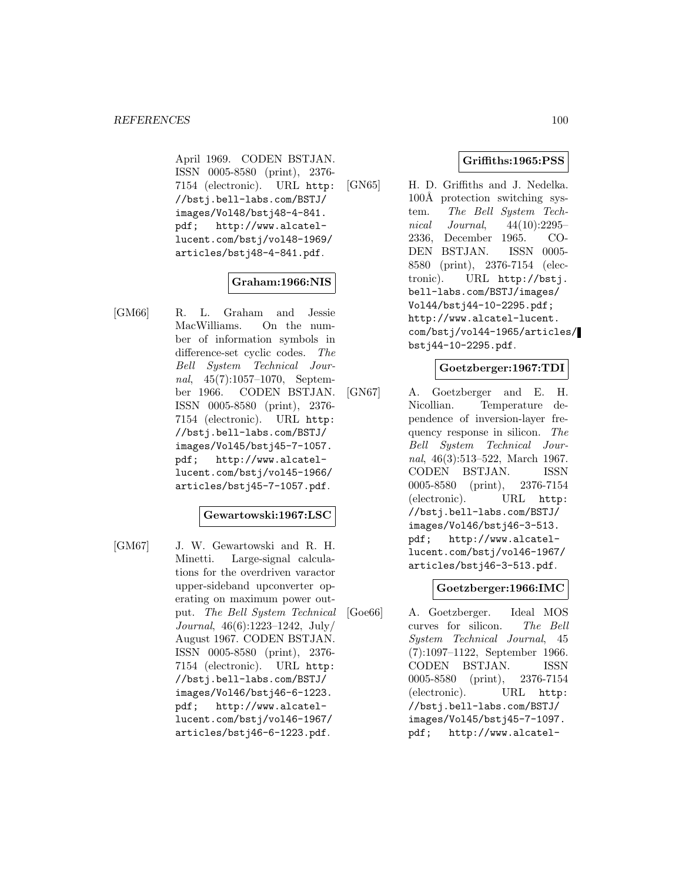April 1969. CODEN BSTJAN. ISSN 0005-8580 (print), 2376-7154 (electronic). URL http://bstj.bell-labs.com/BSTJ/images/Vol48/bstj48-4-841.pdf; http://www.alcatel-lucent.com/bstj/vol48-1969/articles/bstj48-4-841.pdf.

**Graham:1966:NIS**

[GM66] R. L. Graham and Jessie MacWilliams. On the number of information symbols in difference-set cyclic codes. *The Bell System Technical Journal*, 45(7):1057–1070, September 1966. CODEN BSTJAN. ISSN 0005-8580 (print), 2376-7154 (electronic). URL http://bstj.bell-labs.com/BSTJ/images/Vol45/bstj45-7-1057.pdf; http://www.alcatel-lucent.com/bstj/vol45-1966/articles/bstj45-7-1057.pdf.

**Gewartowski:1967:LSC**

[GM67] J. W. Gewartowski and R. H. Minetti. Large-signal calculations for the overdriven varactor upper-sideband upconverter operating on maximum power output. *The Bell System Technical Journal*, 46(6):1223–1242, July/August 1967. CODEN BSTJAN. ISSN 0005-8580 (print), 2376-7154 (electronic). URL http://bstj.bell-labs.com/BSTJ/images/Vol46/bstj46-6-1223.pdf; http://www.alcatel-lucent.com/bstj/vol46-1967/articles/bstj46-6-1223.pdf.

**Griffiths:1965:PSS**

[GN65] H. D. Griffiths and J. Nedelka. 100Å protection switching system. *The Bell System Technical Journal*, 44(10):2295–2336, December 1965. CODEN BSTJAN. ISSN 0005-8580 (print), 2376-7154 (electronic). URL http://bstj.bell-labs.com/BSTJ/images/Vol44/bstj44-10-2295.pdf; http://www.alcatel-lucent.com/bstj/vol44-1965/articles/bstj44-10-2295.pdf.

**Goetzberger:1967:TDI**

[GN67] A. Goetzberger and E. H. Nicollian. Temperature dependence of inversion-layer frequency response in silicon. *The Bell System Technical Journal*, 46(3):513–522, March 1967. CODEN BSTJAN. ISSN 0005-8580 (print), 2376-7154 (electronic). URL http://bstj.bell-labs.com/BSTJ/images/Vol46/bstj46-3-513.pdf; http://www.alcatel-lucent.com/bstj/vol46-1967/articles/bstj46-3-513.pdf.

**Goetzberger:1966:IMC**

[Goe66] A. Goetzberger. Ideal MOS curves for silicon. *The Bell System Technical Journal*, 45(7):1097–1122, September 1966. CODEN BSTJAN. ISSN 0005-8580 (print), 2376-7154 (electronic). URL http://bstj.bell-labs.com/BSTJ/images/Vol45/bstj45-7-1097.pdf; http://www.alcatel-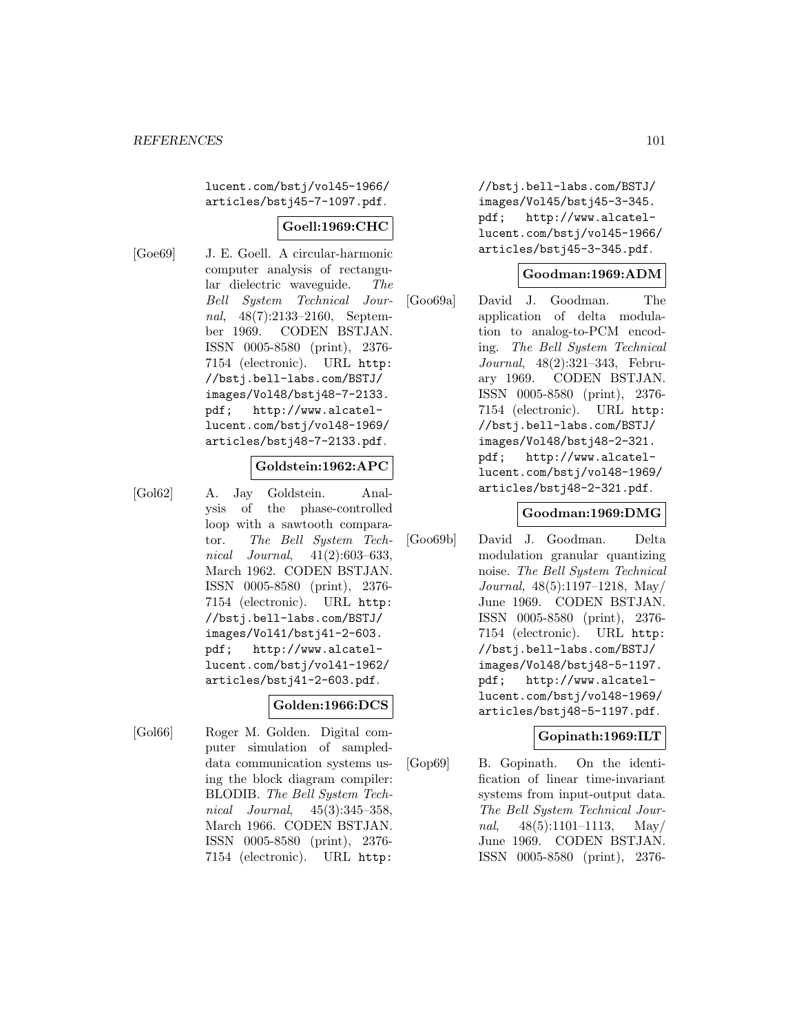lucent.com/bstj/vol45-1966/articles/bstj45-7-1097.pdf.

**Goell:1969:CHC**

[Goe69] J. E. Goell. A circular-harmonic computer analysis of rectangular dielectric waveguide. *The Bell System Technical Journal*, 48(7):2133–2160, September 1969. CODEN BSTJAN. ISSN 0005-8580 (print), 2376-7154 (electronic). URL http://bstj.bell-labs.com/BSTJ/images/Vol48/bstj48-7-2133.pdf; http://www.alcatel-lucent.com/bstj/vol48-1969/articles/bstj48-7-2133.pdf.

**Goldstein:1962:APC**

[Gol62] A. Jay Goldstein. Analysis of the phase-controlled loop with a sawtooth comparator. *The Bell System Technical Journal*, 41(2):603–633, March 1962. CODEN BSTJAN. ISSN 0005-8580 (print), 2376-7154 (electronic). URL http://bstj.bell-labs.com/BSTJ/images/Vol41/bstj41-2-603.pdf; http://www.alcatel-lucent.com/bstj/vol41-1962/articles/bstj41-2-603.pdf.

**Golden:1966:DCS**

[Gol66] Roger M. Golden. Digital computer simulation of sampled-data communication systems using the block diagram compiler: BLODIB. *The Bell System Technical Journal*, 45(3):345–358, March 1966. CODEN BSTJAN. ISSN 0005-8580 (print), 2376-7154 (electronic). URL http://bstj.bell-labs.com/BSTJ/images/Vol45/bstj45-3-345.pdf; http://www.alcatel-lucent.com/bstj/vol45-1966/articles/bstj45-3-345.pdf.

**Goodman:1969:ADM**

[Goo69a] David J. Goodman. The application of delta modulation to analog-to-PCM encoding. *The Bell System Technical Journal*, 48(2):321–343, February 1969. CODEN BSTJAN. ISSN 0005-8580 (print), 2376-7154 (electronic). URL http://bstj.bell-labs.com/BSTJ/images/Vol48/bstj48-2-321.pdf; http://www.alcatel-lucent.com/bstj/vol48-1969/articles/bstj48-2-321.pdf.

**Goodman:1969:DMG**

[Goo69b] David J. Goodman. Delta modulation granular quantizing noise. *The Bell System Technical Journal*, 48(5):1197–1218, May/June 1969. CODEN BSTJAN. ISSN 0005-8580 (print), 2376-7154 (electronic). URL http://bstj.bell-labs.com/BSTJ/images/Vol48/bstj48-5-1197.pdf; http://www.alcatel-lucent.com/bstj/vol48-1969/articles/bstj48-5-1197.pdf.

**Gopinath:1969:ILT**

[Gop69] B. Gopinath. On the identification of linear time-invariant systems from input-output data. *The Bell System Technical Journal*, 48(5):1101–1113, May/June 1969. CODEN BSTJAN. ISSN 0005-8580 (print), 2376-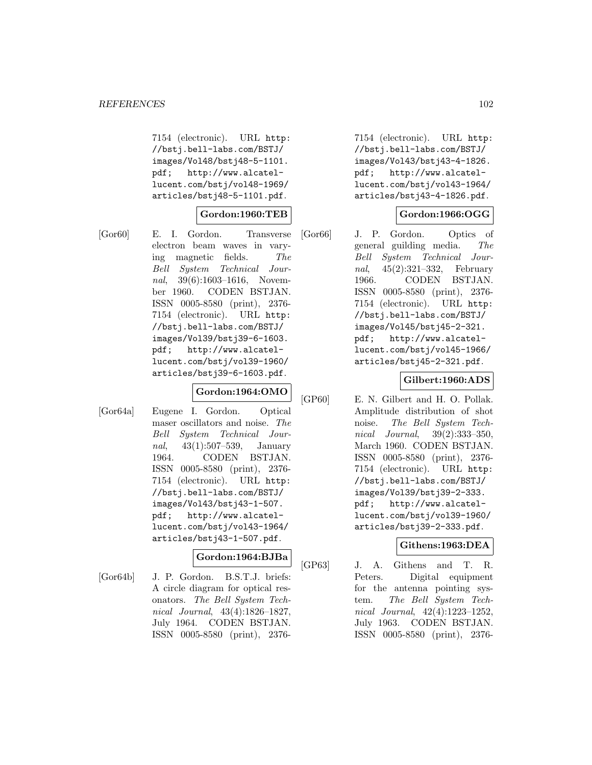7154 (electronic). URL http://bstj.bell-labs.com/BSTJ/images/Vol48/bstj48-5-1101.pdf; http://www.alcatel-lucent.com/bstj/vol48-1969/articles/bstj48-5-1101.pdf.

**Gordon:1960:TEB**

[Gor60] E. I. Gordon. Transverse electron beam waves in varying magnetic fields. *The Bell System Technical Journal*, 39(6):1603–1616, November 1960. CODEN BSTJAN. ISSN 0005-8580 (print), 2376-7154 (electronic). URL http://bstj.bell-labs.com/BSTJ/images/Vol39/bstj39-6-1603.pdf; http://www.alcatel-lucent.com/bstj/vol39-1960/articles/bstj39-6-1603.pdf.

**Gordon:1964:OMO**

[Gor64a] Eugene I. Gordon. Optical maser oscillators and noise. *The Bell System Technical Journal*, 43(1):507–539, January 1964. CODEN BSTJAN. ISSN 0005-8580 (print), 2376-7154 (electronic). URL http://bstj.bell-labs.com/BSTJ/images/Vol43/bstj43-1-507.pdf; http://www.alcatel-lucent.com/bstj/vol43-1964/articles/bstj43-1-507.pdf.

**Gordon:1964:BJBa**

[Gor64b] J. P. Gordon. B.S.T.J. briefs: A circle diagram for optical resonators. *The Bell System Technical Journal*, 43(4):1826–1827, July 1964. CODEN BSTJAN. ISSN 0005-8580 (print), 2376-7154 (electronic). URL http://bstj.bell-labs.com/BSTJ/images/Vol43/bstj43-4-1826.pdf; http://www.alcatel-lucent.com/bstj/vol43-1964/articles/bstj43-4-1826.pdf.

**Gordon:1966:OGG**

[Gor66] J. P. Gordon. Optics of general guilding media. *The Bell System Technical Journal*, 45(2):321–332, February 1966. CODEN BSTJAN. ISSN 0005-8580 (print), 2376-7154 (electronic). URL http://bstj.bell-labs.com/BSTJ/images/Vol45/bstj45-2-321.pdf; http://www.alcatel-lucent.com/bstj/vol45-1966/articles/bstj45-2-321.pdf.

**Gilbert:1960:ADS**

[GP60] E. N. Gilbert and H. O. Pollak. Amplitude distribution of shot noise. *The Bell System Technical Journal*, 39(2):333–350, March 1960. CODEN BSTJAN. ISSN 0005-8580 (print), 2376-7154 (electronic). URL http://bstj.bell-labs.com/BSTJ/images/Vol39/bstj39-2-333.pdf; http://www.alcatel-lucent.com/bstj/vol39-1960/articles/bstj39-2-333.pdf.

**Githens:1963:DEA**

[GP63] J. A. Githens and T. R. Peters. Digital equipment for the antenna pointing system. *The Bell System Technical Journal*, 42(4):1223–1252, July 1963. CODEN BSTJAN. ISSN 0005-8580 (print), 2376-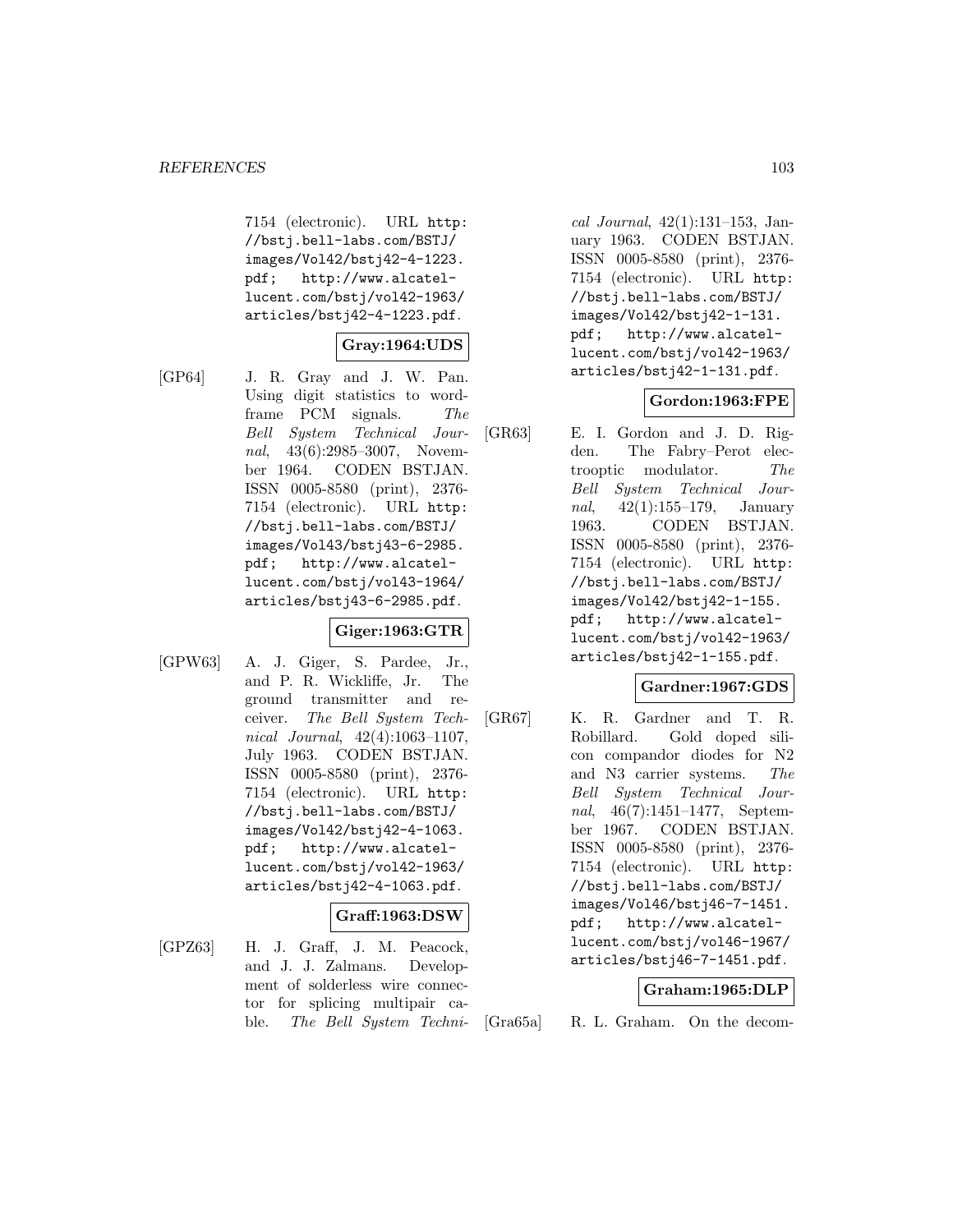7154 (electronic). URL http://bstj.bell-labs.com/BSTJ/images/Vol42/bstj42-4-1223.pdf; http://www.alcatel-lucent.com/bstj/vol42-1963/articles/bstj42-4-1223.pdf.

**Gray:1964:UDS**

[GP64] J. R. Gray and J. W. Pan. Using digit statistics to word-frame PCM signals. *The Bell System Technical Journal*, 43(6):2985–3007, November 1964. CODEN BSTJAN. ISSN 0005-8580 (print), 2376-7154 (electronic). URL http://bstj.bell-labs.com/BSTJ/images/Vol43/bstj43-6-2985.pdf; http://www.alcatel-lucent.com/bstj/vol43-1964/articles/bstj43-6-2985.pdf.

**Giger:1963:GTR**

[GPW63] A. J. Giger, S. Pardee, Jr., and P. R. Wickliffe, Jr. The ground transmitter and receiver. *The Bell System Technical Journal*, 42(4):1063–1107, July 1963. CODEN BSTJAN. ISSN 0005-8580 (print), 2376-7154 (electronic). URL http://bstj.bell-labs.com/BSTJ/images/Vol42/bstj42-4-1063.pdf; http://www.alcatel-lucent.com/bstj/vol42-1963/articles/bstj42-4-1063.pdf.

**Graff:1963:DSW**

[GPZ63] H. J. Graff, J. M. Peacock, and J. J. Zalmans. Development of solderless wire connector for splicing multipair cable. *The Bell System Technical Journal*, 42(1):131–153, January 1963. CODEN BSTJAN. ISSN 0005-8580 (print), 2376-7154 (electronic). URL http://bstj.bell-labs.com/BSTJ/images/Vol42/bstj42-1-131.pdf; http://www.alcatel-lucent.com/bstj/vol42-1963/articles/bstj42-1-131.pdf.

**Gordon:1963:FPE**

[GR63] E. I. Gordon and J. D. Rigden. The Fabry–Perot electrooptic modulator. *The Bell System Technical Journal*, 42(1):155–179, January 1963. CODEN BSTJAN. ISSN 0005-8580 (print), 2376-7154 (electronic). URL http://bstj.bell-labs.com/BSTJ/images/Vol42/bstj42-1-155.pdf; http://www.alcatel-lucent.com/bstj/vol42-1963/articles/bstj42-1-155.pdf.

**Gardner:1967:GDS**

[GR67] K. R. Gardner and T. R. Robillard. Gold doped silicon compandor diodes for N2 and N3 carrier systems. *The Bell System Technical Journal*, 46(7):1451–1477, September 1967. CODEN BSTJAN. ISSN 0005-8580 (print), 2376-7154 (electronic). URL http://bstj.bell-labs.com/BSTJ/images/Vol46/bstj46-7-1451.pdf; http://www.alcatel-lucent.com/bstj/vol46-1967/articles/bstj46-7-1451.pdf.

**Graham:1965:DLP**

[Gra65a] R. L. Graham. On the decom-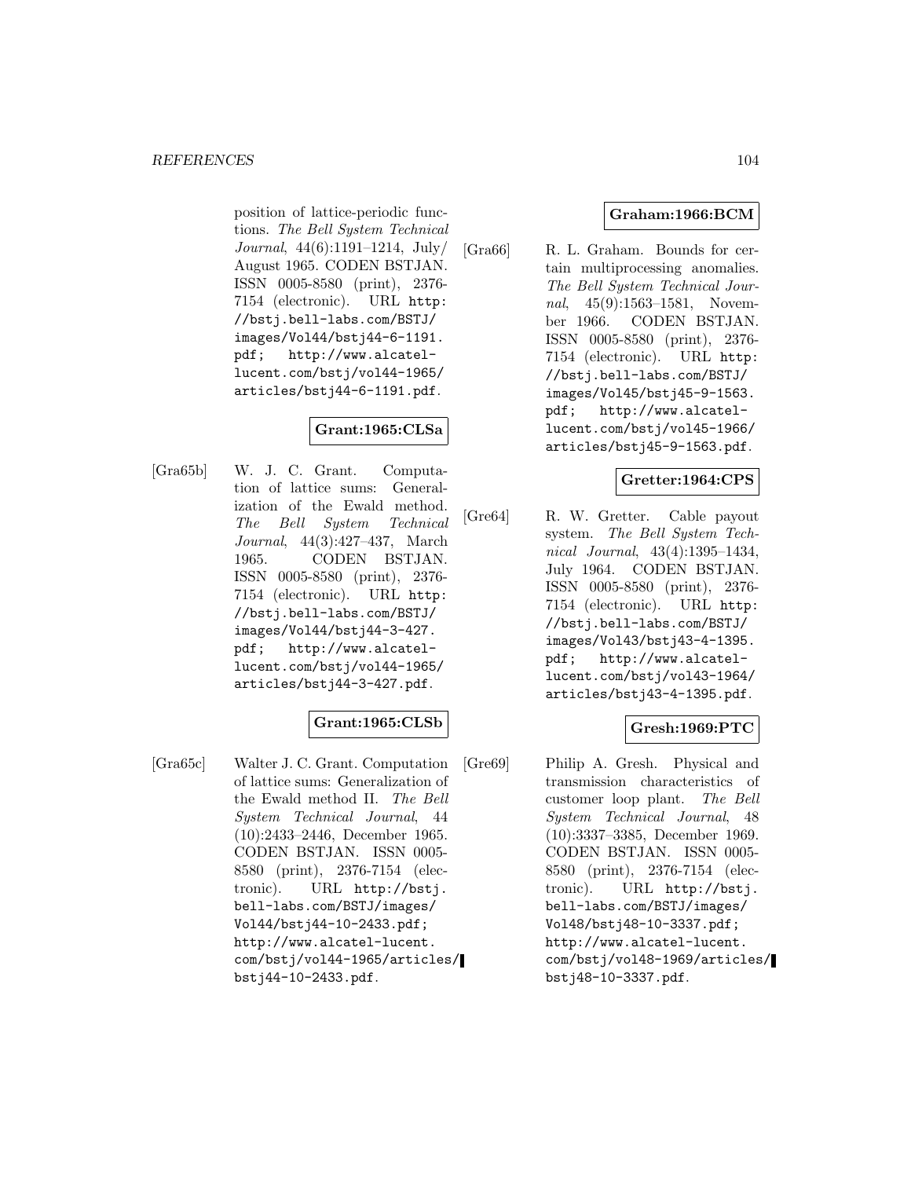position of lattice-periodic functions. *The Bell System Technical Journal*, 44(6):1191–1214, July/August 1965. CODEN BSTJAN. ISSN 0005-8580 (print), 2376-7154 (electronic). URL http://bstj.bell-labs.com/BSTJ/images/Vol44/bstj44-6-1191.pdf; http://www.alcatel-lucent.com/bstj/vol44-1965/articles/bstj44-6-1191.pdf.

**Grant:1965:CLSa**

[Gra65b] W. J. C. Grant. Computation of lattice sums: Generalization of the Ewald method. *The Bell System Technical Journal*, 44(3):427–437, March 1965. CODEN BSTJAN. ISSN 0005-8580 (print), 2376-7154 (electronic). URL http://bstj.bell-labs.com/BSTJ/images/Vol44/bstj44-3-427.pdf; http://www.alcatel-lucent.com/bstj/vol44-1965/articles/bstj44-3-427.pdf.

**Grant:1965:CLSb**

[Gra65c] Walter J. C. Grant. Computation of lattice sums: Generalization of the Ewald method II. *The Bell System Technical Journal*, 44 (10):2433–2446, December 1965. CODEN BSTJAN. ISSN 0005-8580 (print), 2376-7154 (electronic). URL http://bstj.bell-labs.com/BSTJ/images/Vol44/bstj44-10-2433.pdf; http://www.alcatel-lucent.com/bstj/vol44-1965/articles/bstj44-10-2433.pdf.

**Graham:1966:BCM**

[Gra66] R. L. Graham. Bounds for certain multiprocessing anomalies. *The Bell System Technical Journal*, 45(9):1563–1581, November 1966. CODEN BSTJAN. ISSN 0005-8580 (print), 2376-7154 (electronic). URL http://bstj.bell-labs.com/BSTJ/images/Vol45/bstj45-9-1563.pdf; http://www.alcatel-lucent.com/bstj/vol45-1966/articles/bstj45-9-1563.pdf.

**Gretter:1964:CPS**

[Gre64] R. W. Gretter. Cable payout system. *The Bell System Technical Journal*, 43(4):1395–1434, July 1964. CODEN BSTJAN. ISSN 0005-8580 (print), 2376-7154 (electronic). URL http://bstj.bell-labs.com/BSTJ/images/Vol43/bstj43-4-1395.pdf; http://www.alcatel-lucent.com/bstj/vol43-1964/articles/bstj43-4-1395.pdf.

**Gresh:1969:PTC**

[Gre69] Philip A. Gresh. Physical and transmission characteristics of customer loop plant. *The Bell System Technical Journal*, 48 (10):3337–3385, December 1969. CODEN BSTJAN. ISSN 0005-8580 (print), 2376-7154 (electronic). URL http://bstj.bell-labs.com/BSTJ/images/Vol48/bstj48-10-3337.pdf; http://www.alcatel-lucent.com/bstj/vol48-1969/articles/bstj48-10-3337.pdf.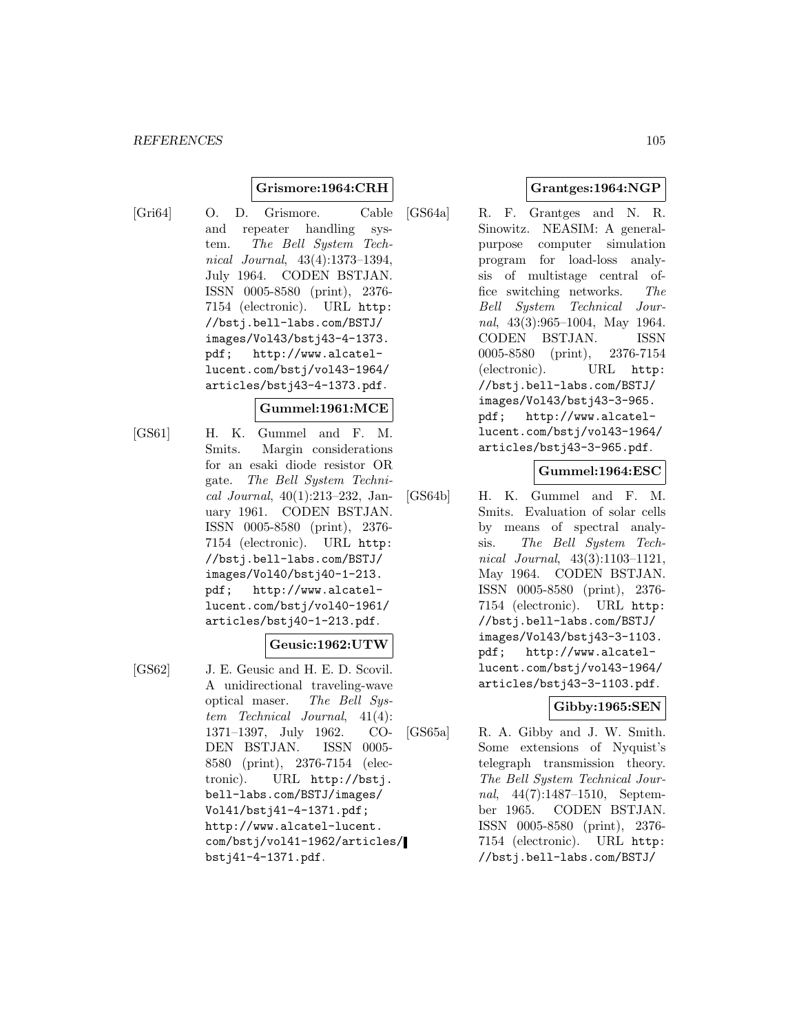**Grismore:1964:CRH**

[Gri64] O. D. Grismore. Cable and repeater handling system. *The Bell System Technical Journal*, 43(4):1373–1394, July 1964. CODEN BSTJAN. ISSN 0005-8580 (print), 2376-7154 (electronic). URL http://bstj.bell-labs.com/BSTJ/images/Vol43/bstj43-4-1373.pdf; http://www.alcatel-lucent.com/bstj/vol43-1964/articles/bstj43-4-1373.pdf.

**Gummel:1961:MCE**

[GS61] H. K. Gummel and F. M. Smits. Margin considerations for an esaki diode resistor OR gate. *The Bell System Technical Journal*, 40(1):213–232, January 1961. CODEN BSTJAN. ISSN 0005-8580 (print), 2376-7154 (electronic). URL http://bstj.bell-labs.com/BSTJ/images/Vol40/bstj40-1-213.pdf; http://www.alcatel-lucent.com/bstj/vol40-1961/articles/bstj40-1-213.pdf.

**Geusic:1962:UTW**

[GS62] J. E. Geusic and H. E. D. Scovil. A unidirectional traveling-wave optical maser. *The Bell System Technical Journal*, 41(4):1371–1397, July 1962. CODEN BSTJAN. ISSN 0005-8580 (print), 2376-7154 (electronic). URL http://bstj.bell-labs.com/BSTJ/images/Vol41/bstj41-4-1371.pdf; http://www.alcatel-lucent.com/bstj/vol41-1962/articles/bstj41-4-1371.pdf.

**Grantges:1964:NGP**

[GS64a] R. F. Grantges and N. R. Sinowitz. NEASIM: A general-purpose computer simulation program for load-loss analysis of multistage central office switching networks. *The Bell System Technical Journal*, 43(3):965–1004, May 1964. CODEN BSTJAN. ISSN 0005-8580 (print), 2376-7154 (electronic). URL http://bstj.bell-labs.com/BSTJ/images/Vol43/bstj43-3-965.pdf; http://www.alcatel-lucent.com/bstj/vol43-1964/articles/bstj43-3-965.pdf.

**Gummel:1964:ESC**

[GS64b] H. K. Gummel and F. M. Smits. Evaluation of solar cells by means of spectral analysis. *The Bell System Technical Journal*, 43(3):1103–1121, May 1964. CODEN BSTJAN. ISSN 0005-8580 (print), 2376-7154 (electronic). URL http://bstj.bell-labs.com/BSTJ/images/Vol43/bstj43-3-1103.pdf; http://www.alcatel-lucent.com/bstj/vol43-1964/articles/bstj43-3-1103.pdf.

**Gibby:1965:SEN**

[GS65a] R. A. Gibby and J. W. Smith. Some extensions of Nyquist's telegraph transmission theory. *The Bell System Technical Journal*, 44(7):1487–1510, September 1965. CODEN BSTJAN. ISSN 0005-8580 (print), 2376-7154 (electronic). URL http://bstj.bell-labs.com/BSTJ/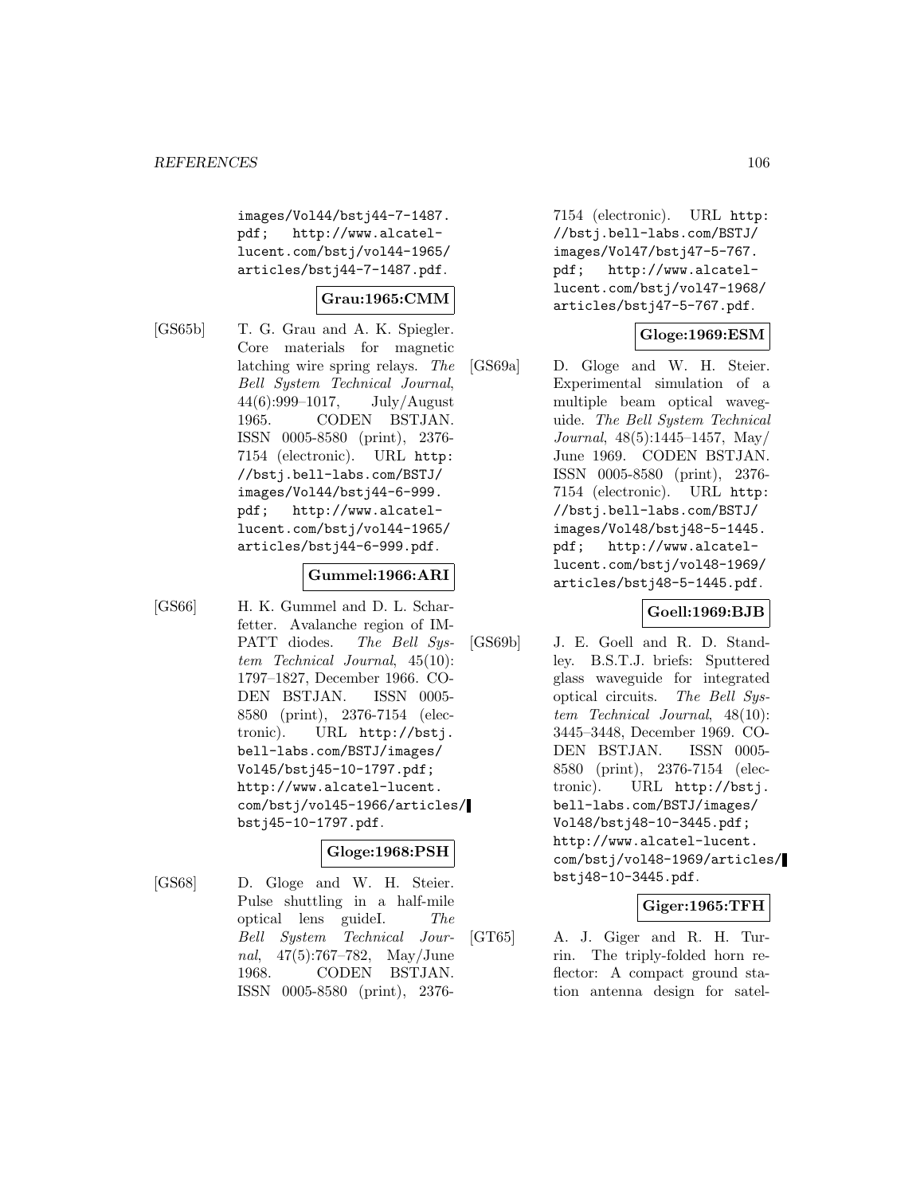images/Vol44/bstj44-7-1487.pdf; http://www.alcatel-lucent.com/bstj/vol44-1965/articles/bstj44-7-1487.pdf.

**Grau:1965:CMM**

[GS65b] T. G. Grau and A. K. Spiegler. Core materials for magnetic latching wire spring relays. *The Bell System Technical Journal*, 44(6):999–1017, July/August 1965. CODEN BSTJAN. ISSN 0005-8580 (print), 2376-7154 (electronic). URL http://bstj.bell-labs.com/BSTJ/images/Vol44/bstj44-6-999.pdf; http://www.alcatel-lucent.com/bstj/vol44-1965/articles/bstj44-6-999.pdf.

**Gummel:1966:ARI**

[GS66] H. K. Gummel and D. L. Scharfetter. Avalanche region of IMPATT diodes. *The Bell System Technical Journal*, 45(10): 1797–1827, December 1966. CODEN BSTJAN. ISSN 0005-8580 (print), 2376-7154 (electronic). URL http://bstj.bell-labs.com/BSTJ/images/Vol45/bstj45-10-1797.pdf; http://www.alcatel-lucent.com/bstj/vol45-1966/articles/bstj45-10-1797.pdf.

**Gloge:1968:PSH**

[GS68] D. Gloge and W. H. Steier. Pulse shuttling in a half-mile optical lens guideI. *The Bell System Technical Journal*, 47(5):767–782, May/June 1968. CODEN BSTJAN. ISSN 0005-8580 (print), 2376-7154 (electronic). URL http://bstj.bell-labs.com/BSTJ/images/Vol47/bstj47-5-767.pdf; http://www.alcatel-lucent.com/bstj/vol47-1968/articles/bstj47-5-767.pdf.

**Gloge:1969:ESM**

[GS69a] D. Gloge and W. H. Steier. Experimental simulation of a multiple beam optical waveguide. *The Bell System Technical Journal*, 48(5):1445–1457, May/June 1969. CODEN BSTJAN. ISSN 0005-8580 (print), 2376-7154 (electronic). URL http://bstj.bell-labs.com/BSTJ/images/Vol48/bstj48-5-1445.pdf; http://www.alcatel-lucent.com/bstj/vol48-1969/articles/bstj48-5-1445.pdf.

**Goell:1969:BJB**

[GS69b] J. E. Goell and R. D. Standley. B.S.T.J. briefs: Sputtered glass waveguide for integrated optical circuits. *The Bell System Technical Journal*, 48(10): 3445–3448, December 1969. CODEN BSTJAN. ISSN 0005-8580 (print), 2376-7154 (electronic). URL http://bstj.bell-labs.com/BSTJ/images/Vol48/bstj48-10-3445.pdf; http://www.alcatel-lucent.com/bstj/vol48-1969/articles/bstj48-10-3445.pdf.

**Giger:1965:TFH**

[GT65] A. J. Giger and R. H. Turrin. The triply-folded horn reflector: A compact ground station antenna design for satel-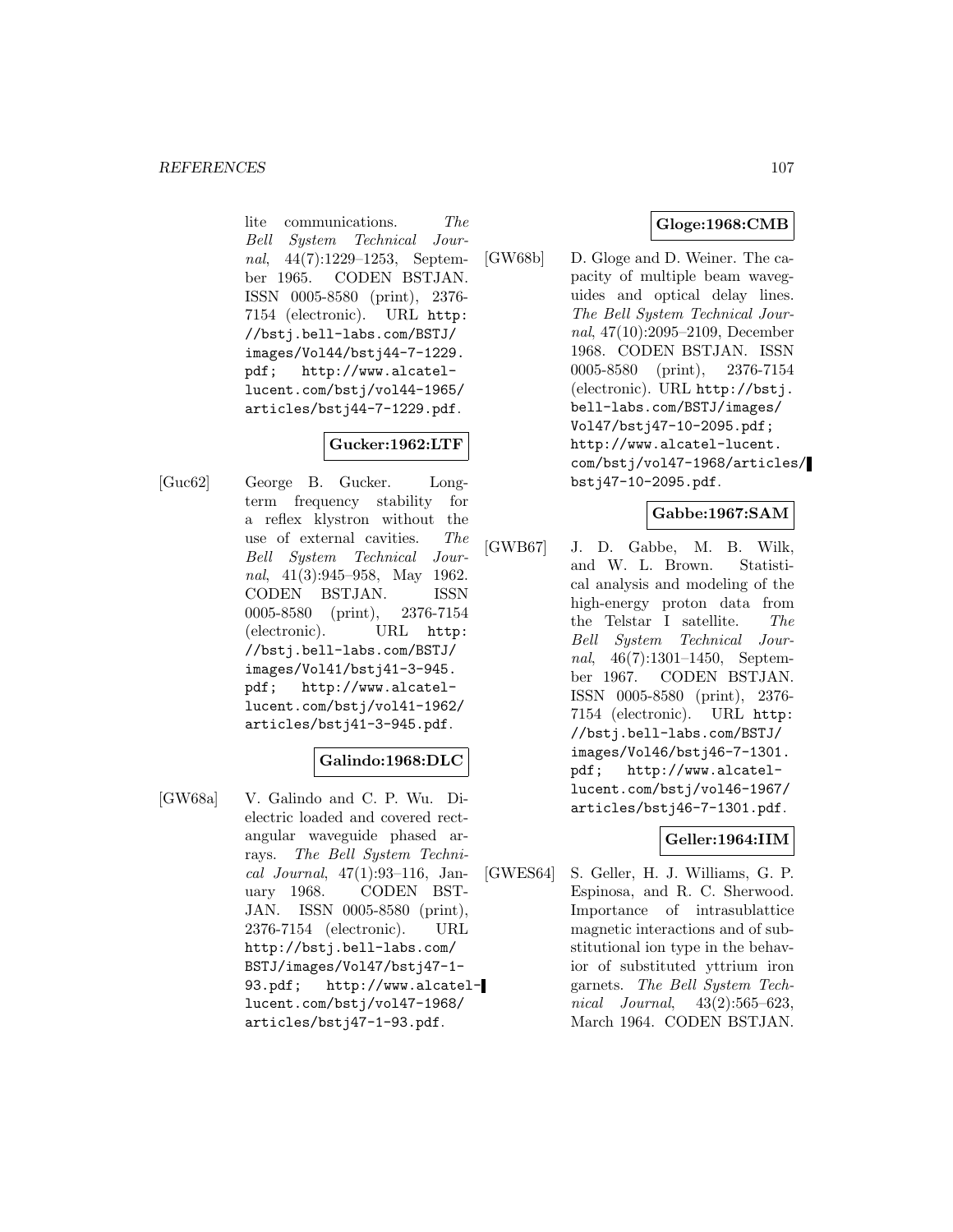lite communications. *The Bell System Technical Journal*, 44(7):1229–1253, September 1965. CODEN BSTJAN. ISSN 0005-8580 (print), 2376-7154 (electronic). URL `http://bstj.bell-labs.com/BSTJ/images/Vol44/bstj44-7-1229.pdf`; `http://www.alcatel-lucent.com/bstj/vol44-1965/articles/bstj44-7-1229.pdf`.

**Gucker:1962:LTF**

[Guc62] George B. Gucker. Long-term frequency stability for a reflex klystron without the use of external cavities. *The Bell System Technical Journal*, 41(3):945–958, May 1962. CODEN BSTJAN. ISSN 0005-8580 (print), 2376-7154 (electronic). URL `http://bstj.bell-labs.com/BSTJ/images/Vol41/bstj41-3-945.pdf`; `http://www.alcatel-lucent.com/bstj/vol41-1962/articles/bstj41-3-945.pdf`.

**Galindo:1968:DLC**

[GW68a] V. Galindo and C. P. Wu. Dielectric loaded and covered rectangular waveguide phased arrays. *The Bell System Technical Journal*, 47(1):93–116, January 1968. CODEN BSTJAN. ISSN 0005-8580 (print), 2376-7154 (electronic). URL `http://bstj.bell-labs.com/BSTJ/images/Vol47/bstj47-1-93.pdf`; `http://www.alcatel-lucent.com/bstj/vol47-1968/articles/bstj47-1-93.pdf`.

**Gloge:1968:CMB**

[GW68b] D. Gloge and D. Weiner. The capacity of multiple beam waveguides and optical delay lines. *The Bell System Technical Journal*, 47(10):2095–2109, December 1968. CODEN BSTJAN. ISSN 0005-8580 (print), 2376-7154 (electronic). URL `http://bstj.bell-labs.com/BSTJ/images/Vol47/bstj47-10-2095.pdf`; `http://www.alcatel-lucent.com/bstj/vol47-1968/articles/bstj47-10-2095.pdf`.

**Gabbe:1967:SAM**

[GWB67] J. D. Gabbe, M. B. Wilk, and W. L. Brown. Statistical analysis and modeling of the high-energy proton data from the Telstar I satellite. *The Bell System Technical Journal*, 46(7):1301–1450, September 1967. CODEN BSTJAN. ISSN 0005-8580 (print), 2376-7154 (electronic). URL `http://bstj.bell-labs.com/BSTJ/images/Vol46/bstj46-7-1301.pdf`; `http://www.alcatel-lucent.com/bstj/vol46-1967/articles/bstj46-7-1301.pdf`.

**Geller:1964:IIM**

[GWES64] S. Geller, H. J. Williams, G. P. Espinosa, and R. C. Sherwood. Importance of intrasublattice magnetic interactions and of substitutional ion type in the behavior of substituted yttrium iron garnets. *The Bell System Technical Journal*, 43(2):565–623, March 1964. CODEN BSTJAN.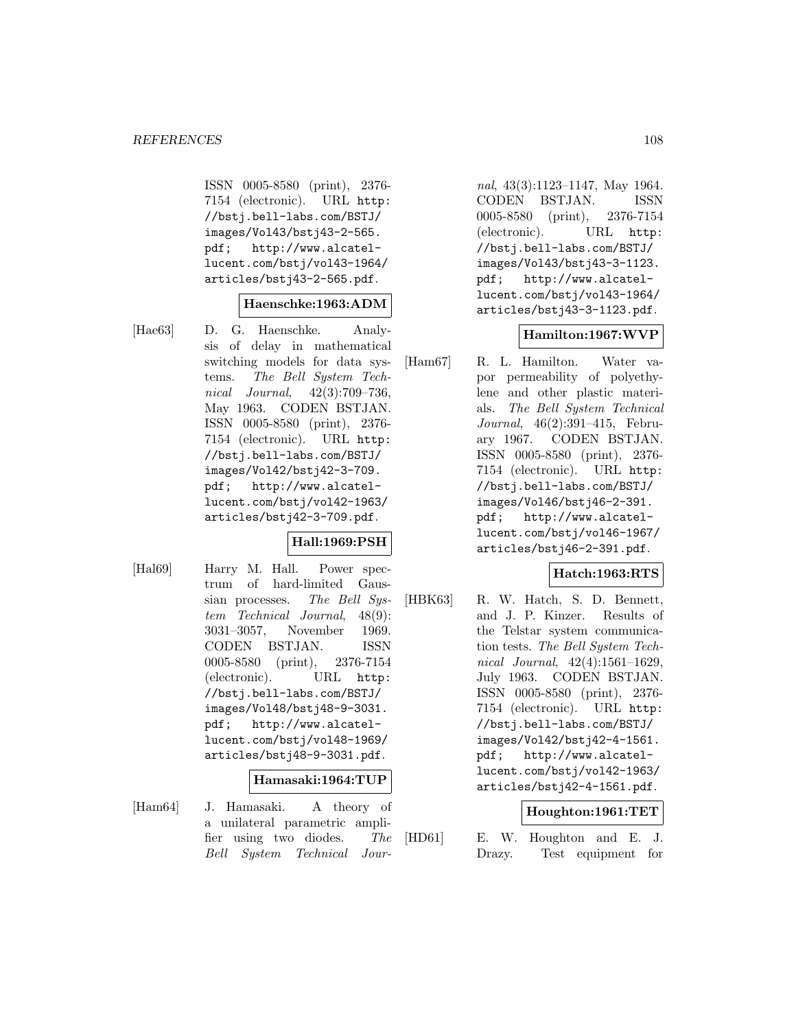ISSN 0005-8580 (print), 2376-7154 (electronic). URL http://bstj.bell-labs.com/BSTJ/images/Vol43/bstj43-2-565.pdf; http://www.alcatel-lucent.com/bstj/vol43-1964/articles/bstj43-2-565.pdf.

**Haenschke:1963:ADM**

[Hae63] D. G. Haenschke. Analysis of delay in mathematical switching models for data systems. *The Bell System Technical Journal*, 42(3):709–736, May 1963. CODEN BSTJAN. ISSN 0005-8580 (print), 2376-7154 (electronic). URL http://bstj.bell-labs.com/BSTJ/images/Vol42/bstj42-3-709.pdf; http://www.alcatel-lucent.com/bstj/vol42-1963/articles/bstj42-3-709.pdf.

**Hall:1969:PSH**

[Hal69] Harry M. Hall. Power spectrum of hard-limited Gaussian processes. *The Bell System Technical Journal*, 48(9):3031–3057, November 1969. CODEN BSTJAN. ISSN 0005-8580 (print), 2376-7154 (electronic). URL http://bstj.bell-labs.com/BSTJ/images/Vol48/bstj48-9-3031.pdf; http://www.alcatel-lucent.com/bstj/vol48-1969/articles/bstj48-9-3031.pdf.

**Hamasaki:1964:TUP**

[Ham64] J. Hamasaki. A theory of a unilateral parametric amplifier using two diodes. *The Bell System Technical Journal*, 43(3):1123–1147, May 1964. CODEN BSTJAN. ISSN 0005-8580 (print), 2376-7154 (electronic). URL http://bstj.bell-labs.com/BSTJ/images/Vol43/bstj43-3-1123.pdf; http://www.alcatel-lucent.com/bstj/vol43-1964/articles/bstj43-3-1123.pdf.

**Hamilton:1967:WVP**

[Ham67] R. L. Hamilton. Water vapor permeability of polyethylene and other plastic materials. *The Bell System Technical Journal*, 46(2):391–415, February 1967. CODEN BSTJAN. ISSN 0005-8580 (print), 2376-7154 (electronic). URL http://bstj.bell-labs.com/BSTJ/images/Vol46/bstj46-2-391.pdf; http://www.alcatel-lucent.com/bstj/vol46-1967/articles/bstj46-2-391.pdf.

**Hatch:1963:RTS**

[HBK63] R. W. Hatch, S. D. Bennett, and J. P. Kinzer. Results of the Telstar system communication tests. *The Bell System Technical Journal*, 42(4):1561–1629, July 1963. CODEN BSTJAN. ISSN 0005-8580 (print), 2376-7154 (electronic). URL http://bstj.bell-labs.com/BSTJ/images/Vol42/bstj42-4-1561.pdf; http://www.alcatel-lucent.com/bstj/vol42-1963/articles/bstj42-4-1561.pdf.

**Houghton:1961:TET**

[HD61] E. W. Houghton and E. J. Drazy. Test equipment for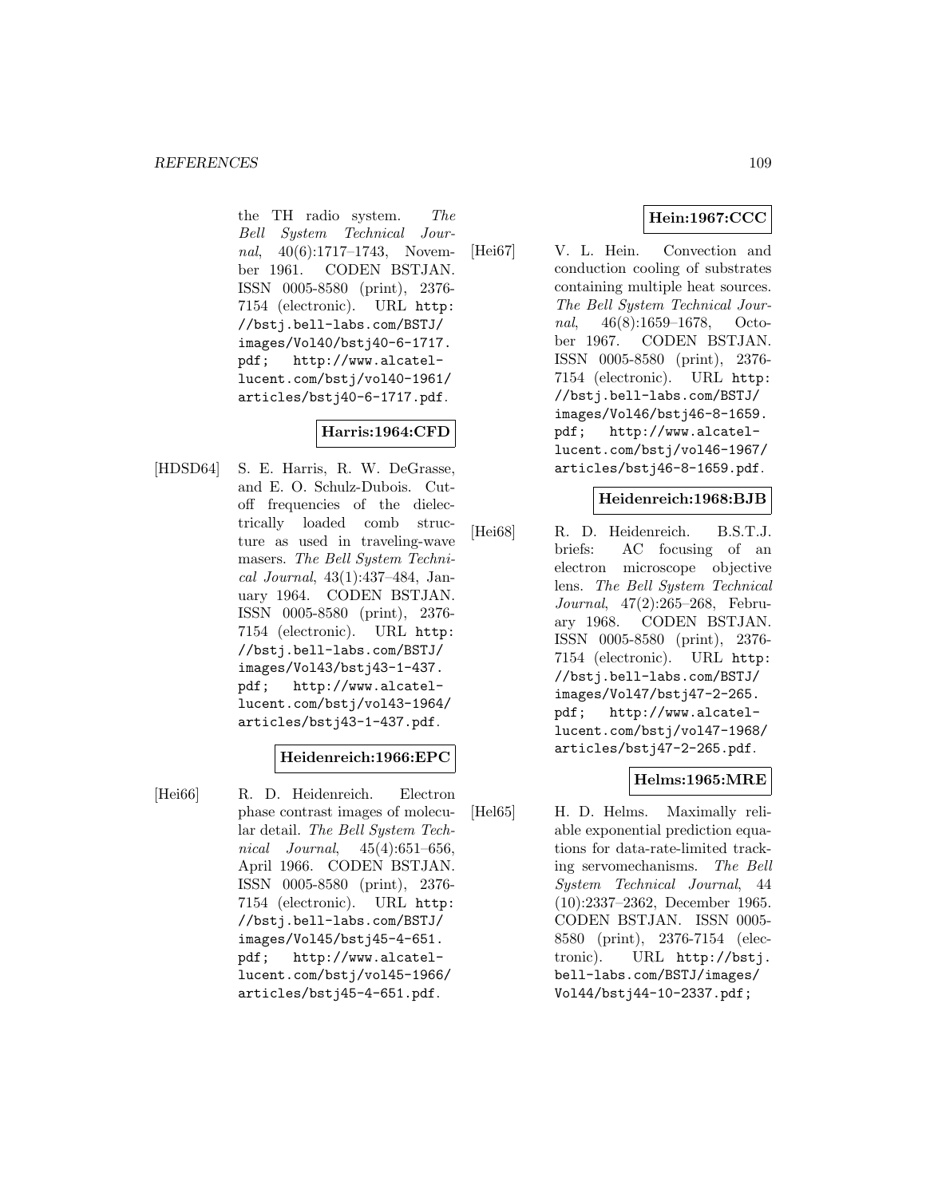the TH radio system. *The Bell System Technical Journal*, 40(6):1717–1743, November 1961. CODEN BSTJAN. ISSN 0005-8580 (print), 2376-7154 (electronic). URL http://bstj.bell-labs.com/BSTJ/images/Vol40/bstj40-6-1717.pdf; http://www.alcatel-lucent.com/bstj/vol40-1961/articles/bstj40-6-1717.pdf.

**Harris:1964:CFD**

[HDSD64] S. E. Harris, R. W. DeGrasse, and E. O. Schulz-Dubois. Cutoff frequencies of the dielectrically loaded comb structure as used in traveling-wave masers. *The Bell System Technical Journal*, 43(1):437–484, January 1964. CODEN BSTJAN. ISSN 0005-8580 (print), 2376-7154 (electronic). URL http://bstj.bell-labs.com/BSTJ/images/Vol43/bstj43-1-437.pdf; http://www.alcatel-lucent.com/bstj/vol43-1964/articles/bstj43-1-437.pdf.

**Heidenreich:1966:EPC**

[Hei66] R. D. Heidenreich. Electron phase contrast images of molecular detail. *The Bell System Technical Journal*, 45(4):651–656, April 1966. CODEN BSTJAN. ISSN 0005-8580 (print), 2376-7154 (electronic). URL http://bstj.bell-labs.com/BSTJ/images/Vol45/bstj45-4-651.pdf; http://www.alcatel-lucent.com/bstj/vol45-1966/articles/bstj45-4-651.pdf.

**Hein:1967:CCC**

[Hei67] V. L. Hein. Convection and conduction cooling of substrates containing multiple heat sources. *The Bell System Technical Journal*, 46(8):1659–1678, October 1967. CODEN BSTJAN. ISSN 0005-8580 (print), 2376-7154 (electronic). URL http://bstj.bell-labs.com/BSTJ/images/Vol46/bstj46-8-1659.pdf; http://www.alcatel-lucent.com/bstj/vol46-1967/articles/bstj46-8-1659.pdf.

**Heidenreich:1968:BJB**

[Hei68] R. D. Heidenreich. B.S.T.J. briefs: AC focusing of an electron microscope objective lens. *The Bell System Technical Journal*, 47(2):265–268, February 1968. CODEN BSTJAN. ISSN 0005-8580 (print), 2376-7154 (electronic). URL http://bstj.bell-labs.com/BSTJ/images/Vol47/bstj47-2-265.pdf; http://www.alcatel-lucent.com/bstj/vol47-1968/articles/bstj47-2-265.pdf.

**Helms:1965:MRE**

[Hel65] H. D. Helms. Maximally reliable exponential prediction equations for data-rate-limited tracking servomechanisms. *The Bell System Technical Journal*, 44 (10):2337–2362, December 1965. CODEN BSTJAN. ISSN 0005-8580 (print), 2376-7154 (electronic). URL http://bstj.bell-labs.com/BSTJ/images/Vol44/bstj44-10-2337.pdf;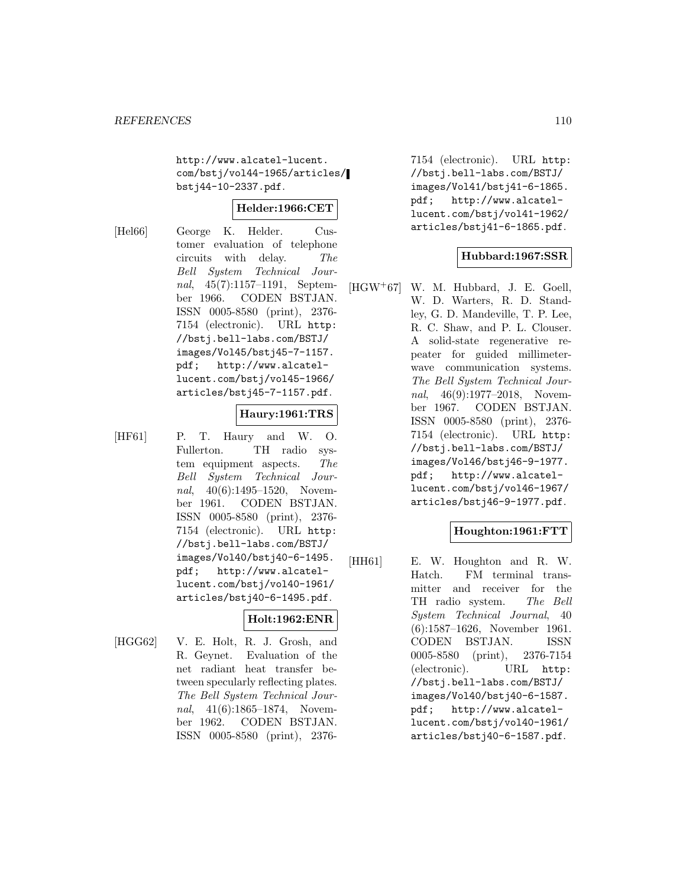http://www.alcatel-lucent.com/bstj/vol44-1965/articles/bstj44-10-2337.pdf.

**Helder:1966:CET**

[Hel66] George K. Helder. Customer evaluation of telephone circuits with delay. *The Bell System Technical Journal*, 45(7):1157–1191, September 1966. CODEN BSTJAN. ISSN 0005-8580 (print), 2376-7154 (electronic). URL http://bstj.bell-labs.com/BSTJ/images/Vol45/bstj45-7-1157.pdf; http://www.alcatel-lucent.com/bstj/vol45-1966/articles/bstj45-7-1157.pdf.

**Haury:1961:TRS**

[HF61] P. T. Haury and W. O. Fullerton. TH radio system equipment aspects. *The Bell System Technical Journal*, 40(6):1495–1520, November 1961. CODEN BSTJAN. ISSN 0005-8580 (print), 2376-7154 (electronic). URL http://bstj.bell-labs.com/BSTJ/images/Vol40/bstj40-6-1495.pdf; http://www.alcatel-lucent.com/bstj/vol40-1961/articles/bstj40-6-1495.pdf.

**Holt:1962:ENR**

[HGG62] V. E. Holt, R. J. Grosh, and R. Geynet. Evaluation of the net radiant heat transfer between specularly reflecting plates. *The Bell System Technical Journal*, 41(6):1865–1874, November 1962. CODEN BSTJAN. ISSN 0005-8580 (print), 2376-7154 (electronic). URL http://bstj.bell-labs.com/BSTJ/images/Vol41/bstj41-6-1865.pdf; http://www.alcatel-lucent.com/bstj/vol41-1962/articles/bstj41-6-1865.pdf.

**Hubbard:1967:SSR**

[HGW+67] W. M. Hubbard, J. E. Goell, W. D. Warters, R. D. Standley, G. D. Mandeville, T. P. Lee, R. C. Shaw, and P. L. Clouser. A solid-state regenerative repeater for guided millimeter-wave communication systems. *The Bell System Technical Journal*, 46(9):1977–2018, November 1967. CODEN BSTJAN. ISSN 0005-8580 (print), 2376-7154 (electronic). URL http://bstj.bell-labs.com/BSTJ/images/Vol46/bstj46-9-1977.pdf; http://www.alcatel-lucent.com/bstj/vol46-1967/articles/bstj46-9-1977.pdf.

**Houghton:1961:FTT**

[HH61] E. W. Houghton and R. W. Hatch. FM terminal transmitter and receiver for the TH radio system. *The Bell System Technical Journal*, 40(6):1587–1626, November 1961. CODEN BSTJAN. ISSN 0005-8580 (print), 2376-7154 (electronic). URL http://bstj.bell-labs.com/BSTJ/images/Vol40/bstj40-6-1587.pdf; http://www.alcatel-lucent.com/bstj/vol40-1961/articles/bstj40-6-1587.pdf.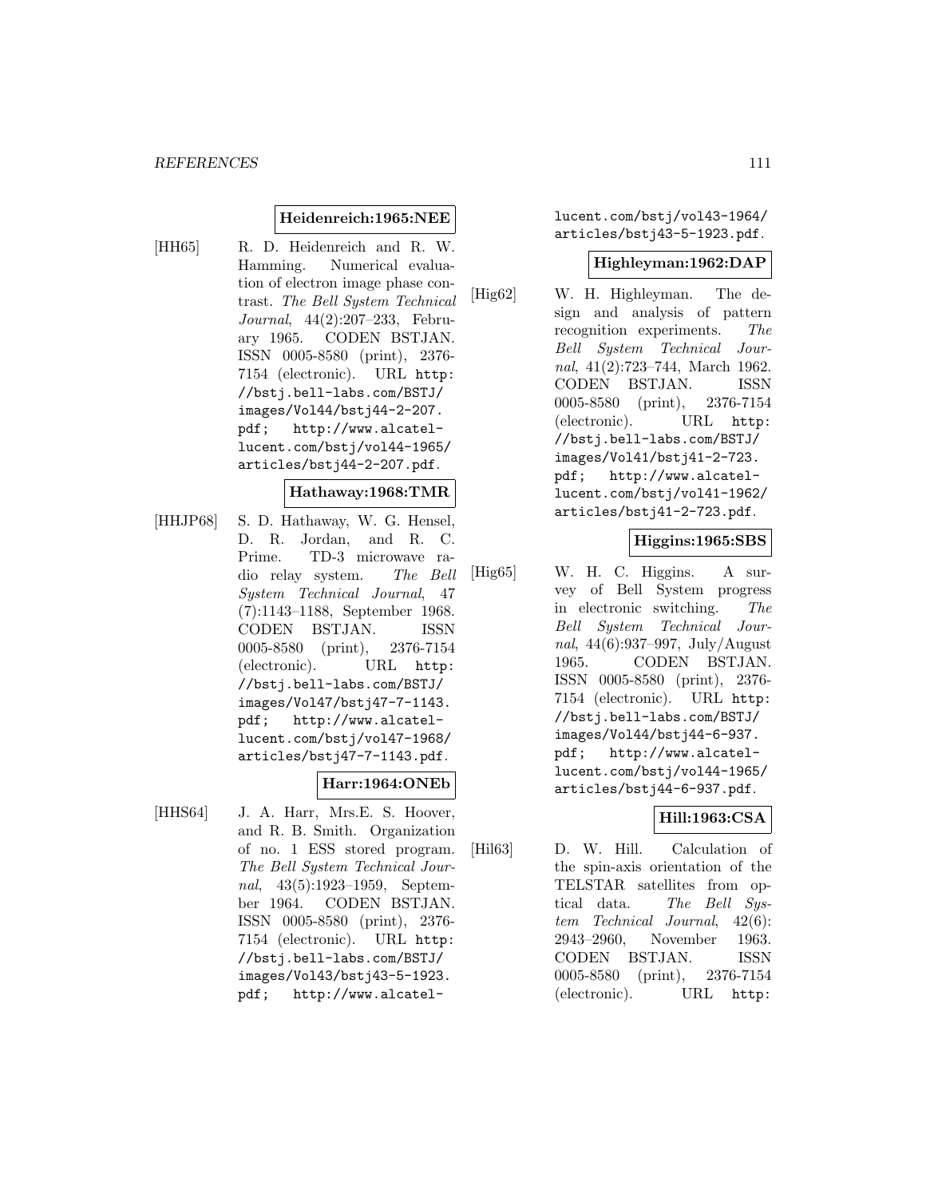**Heidenreich:1965:NEE**

[HH65] R. D. Heidenreich and R. W. Hamming. Numerical evaluation of electron image phase contrast. *The Bell System Technical Journal*, 44(2):207–233, February 1965. CODEN BSTJAN. ISSN 0005-8580 (print), 2376-7154 (electronic). URL http://bstj.bell-labs.com/BSTJ/images/Vol44/bstj44-2-207.pdf; http://www.alcatel-lucent.com/bstj/vol44-1965/articles/bstj44-2-207.pdf.

**Hathaway:1968:TMR**

[HHJP68] S. D. Hathaway, W. G. Hensel, D. R. Jordan, and R. C. Prime. TD-3 microwave radio relay system. *The Bell System Technical Journal*, 47 (7):1143–1188, September 1968. CODEN BSTJAN. ISSN 0005-8580 (print), 2376-7154 (electronic). URL http://bstj.bell-labs.com/BSTJ/images/Vol47/bstj47-7-1143.pdf; http://www.alcatel-lucent.com/bstj/vol47-1968/articles/bstj47-7-1143.pdf.

**Harr:1964:ONEb**

[HHS64] J. A. Harr, Mrs.E. S. Hoover, and R. B. Smith. Organization of no. 1 ESS stored program. *The Bell System Technical Journal*, 43(5):1923–1959, September 1964. CODEN BSTJAN. ISSN 0005-8580 (print), 2376-7154 (electronic). URL http://bstj.bell-labs.com/BSTJ/images/Vol43/bstj43-5-1923.pdf; http://www.alcatel-lucent.com/bstj/vol43-1964/articles/bstj43-5-1923.pdf.

**Highleyman:1962:DAP**

[Hig62] W. H. Highleyman. The design and analysis of pattern recognition experiments. *The Bell System Technical Journal*, 41(2):723–744, March 1962. CODEN BSTJAN. ISSN 0005-8580 (print), 2376-7154 (electronic). URL http://bstj.bell-labs.com/BSTJ/images/Vol41/bstj41-2-723.pdf; http://www.alcatel-lucent.com/bstj/vol41-1962/articles/bstj41-2-723.pdf.

**Higgins:1965:SBS**

[Hig65] W. H. C. Higgins. A survey of Bell System progress in electronic switching. *The Bell System Technical Journal*, 44(6):937–997, July/August 1965. CODEN BSTJAN. ISSN 0005-8580 (print), 2376-7154 (electronic). URL http://bstj.bell-labs.com/BSTJ/images/Vol44/bstj44-6-937.pdf; http://www.alcatel-lucent.com/bstj/vol44-1965/articles/bstj44-6-937.pdf.

**Hill:1963:CSA**

[Hil63] D. W. Hill. Calculation of the spin-axis orientation of the TELSTAR satellites from optical data. *The Bell System Technical Journal*, 42(6): 2943–2960, November 1963. CODEN BSTJAN. ISSN 0005-8580 (print), 2376-7154 (electronic). URL http: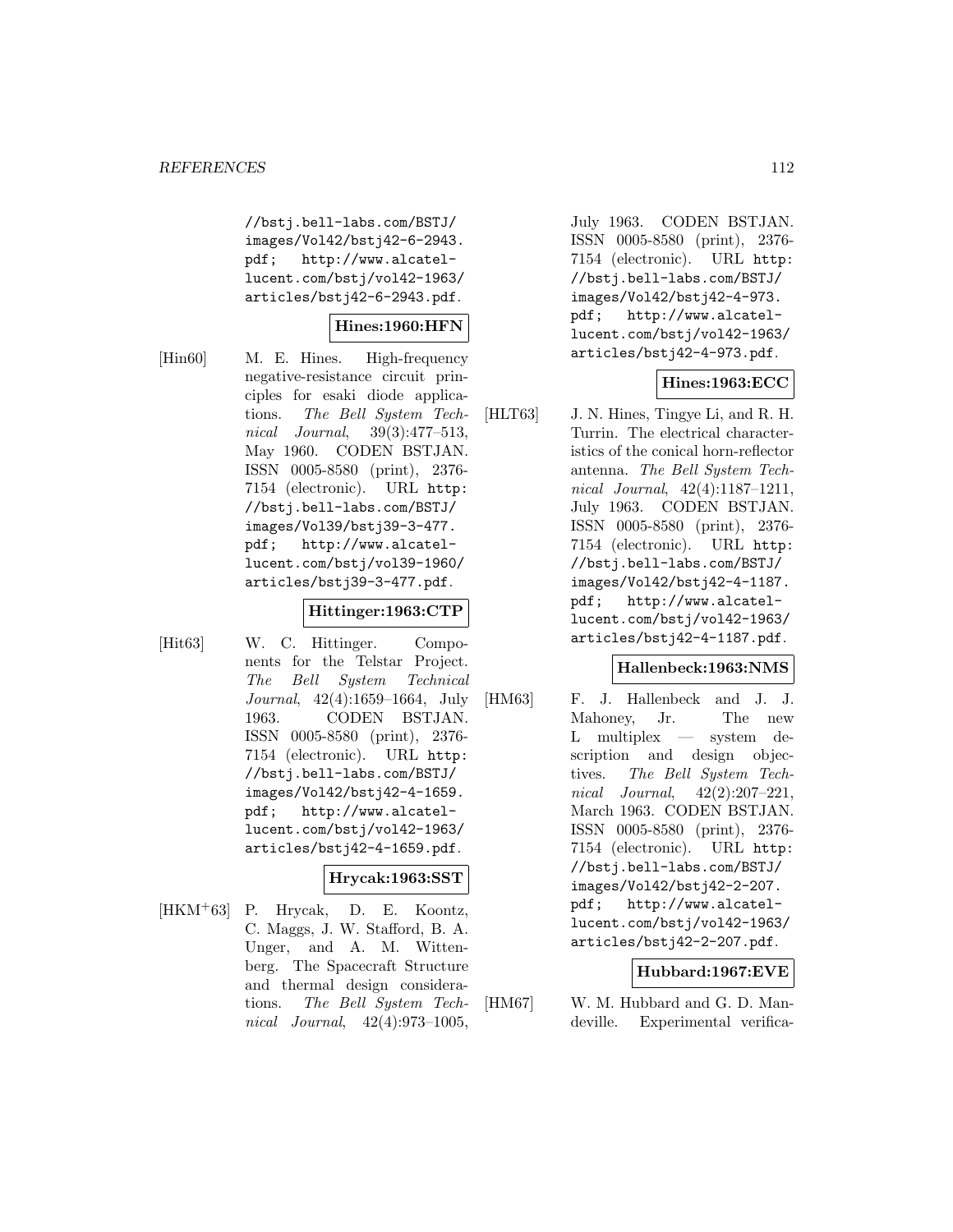//bstj.bell-labs.com/BSTJ/images/Vol42/bstj42-6-2943.pdf; http://www.alcatel-lucent.com/bstj/vol42-1963/articles/bstj42-6-2943.pdf.

**Hines:1960:HFN**

[Hin60] M. E. Hines. High-frequency negative-resistance circuit principles for esaki diode applications. *The Bell System Technical Journal*, 39(3):477–513, May 1960. CODEN BSTJAN. ISSN 0005-8580 (print), 2376-7154 (electronic). URL http://bstj.bell-labs.com/BSTJ/images/Vol39/bstj39-3-477.pdf; http://www.alcatel-lucent.com/bstj/vol39-1960/articles/bstj39-3-477.pdf.

**Hittinger:1963:CTP**

[Hit63] W. C. Hittinger. Components for the Telstar Project. *The Bell System Technical Journal*, 42(4):1659–1664, July 1963. CODEN BSTJAN. ISSN 0005-8580 (print), 2376-7154 (electronic). URL http://bstj.bell-labs.com/BSTJ/images/Vol42/bstj42-4-1659.pdf; http://www.alcatel-lucent.com/bstj/vol42-1963/articles/bstj42-4-1659.pdf.

**Hrycak:1963:SST**

[HKM+63] P. Hrycak, D. E. Koontz, C. Maggs, J. W. Stafford, B. A. Unger, and A. M. Wittenberg. The Spacecraft Structure and thermal design considerations. *The Bell System Technical Journal*, 42(4):973–1005, July 1963. CODEN BSTJAN. ISSN 0005-8580 (print), 2376-7154 (electronic). URL http://bstj.bell-labs.com/BSTJ/images/Vol42/bstj42-4-973.pdf; http://www.alcatel-lucent.com/bstj/vol42-1963/articles/bstj42-4-973.pdf.

**Hines:1963:ECC**

[HLT63] J. N. Hines, Tingye Li, and R. H. Turrin. The electrical characteristics of the conical horn-reflector antenna. *The Bell System Technical Journal*, 42(4):1187–1211, July 1963. CODEN BSTJAN. ISSN 0005-8580 (print), 2376-7154 (electronic). URL http://bstj.bell-labs.com/BSTJ/images/Vol42/bstj42-4-1187.pdf; http://www.alcatel-lucent.com/bstj/vol42-1963/articles/bstj42-4-1187.pdf.

**Hallenbeck:1963:NMS**

[HM63] F. J. Hallenbeck and J. J. Mahoney, Jr. The new L multiplex — system description and design objectives. *The Bell System Technical Journal*, 42(2):207–221, March 1963. CODEN BSTJAN. ISSN 0005-8580 (print), 2376-7154 (electronic). URL http://bstj.bell-labs.com/BSTJ/images/Vol42/bstj42-2-207.pdf; http://www.alcatel-lucent.com/bstj/vol42-1963/articles/bstj42-2-207.pdf.

**Hubbard:1967:EVE**

[HM67] W. M. Hubbard and G. D. Mandeville. Experimental verifica-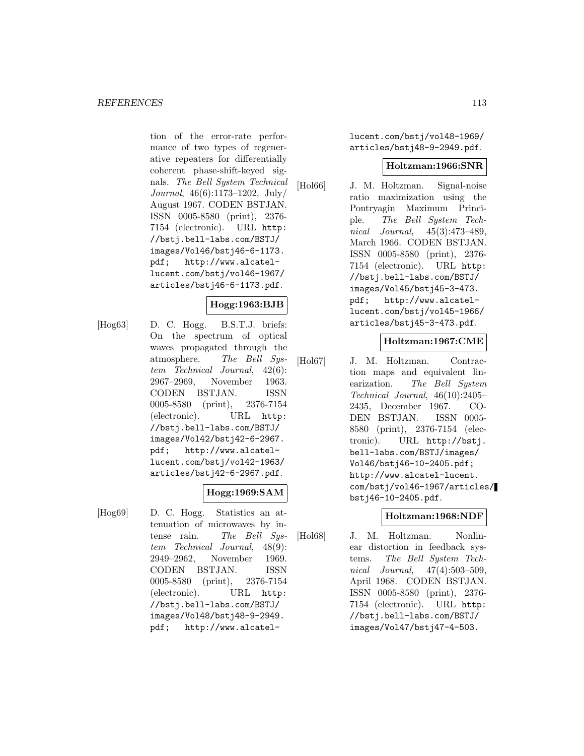tion of the error-rate performance of two types of regenerative repeaters for differentially coherent phase-shift-keyed signals. *The Bell System Technical Journal*, 46(6):1173–1202, July/August 1967. CODEN BSTJAN. ISSN 0005-8580 (print), 2376-7154 (electronic). URL http://bstj.bell-labs.com/BSTJ/images/Vol46/bstj46-6-1173.pdf; http://www.alcatel-lucent.com/bstj/vol46-1967/articles/bstj46-6-1173.pdf.

**Hogg:1963:BJB**

[Hog63] D. C. Hogg. B.S.T.J. briefs: On the spectrum of optical waves propagated through the atmosphere. *The Bell System Technical Journal*, 42(6): 2967–2969, November 1963. CODEN BSTJAN. ISSN 0005-8580 (print), 2376-7154 (electronic). URL http://bstj.bell-labs.com/BSTJ/images/Vol42/bstj42-6-2967.pdf; http://www.alcatel-lucent.com/bstj/vol42-1963/articles/bstj42-6-2967.pdf.

**Hogg:1969:SAM**

[Hog69] D. C. Hogg. Statistics an attenuation of microwaves by intense rain. *The Bell System Technical Journal*, 48(9): 2949–2962, November 1969. CODEN BSTJAN. ISSN 0005-8580 (print), 2376-7154 (electronic). URL http://bstj.bell-labs.com/BSTJ/images/Vol48/bstj48-9-2949.pdf; http://www.alcatel-lucent.com/bstj/vol48-1969/articles/bstj48-9-2949.pdf.

**Holtzman:1966:SNR**

[Hol66] J. M. Holtzman. Signal-noise ratio maximization using the Pontryagin Maximum Principle. *The Bell System Technical Journal*, 45(3):473–489, March 1966. CODEN BSTJAN. ISSN 0005-8580 (print), 2376-7154 (electronic). URL http://bstj.bell-labs.com/BSTJ/images/Vol45/bstj45-3-473.pdf; http://www.alcatel-lucent.com/bstj/vol45-1966/articles/bstj45-3-473.pdf.

**Holtzman:1967:CME**

[Hol67] J. M. Holtzman. Contraction maps and equivalent linearization. *The Bell System Technical Journal*, 46(10):2405–2435, December 1967. CODEN BSTJAN. ISSN 0005-8580 (print), 2376-7154 (electronic). URL http://bstj.bell-labs.com/BSTJ/images/Vol46/bstj46-10-2405.pdf; http://www.alcatel-lucent.com/bstj/vol46-1967/articles/bstj46-10-2405.pdf.

**Holtzman:1968:NDF**

[Hol68] J. M. Holtzman. Nonlinear distortion in feedback systems. *The Bell System Technical Journal*, 47(4):503–509, April 1968. CODEN BSTJAN. ISSN 0005-8580 (print), 2376-7154 (electronic). URL http://bstj.bell-labs.com/BSTJ/images/Vol47/bstj47-4-503.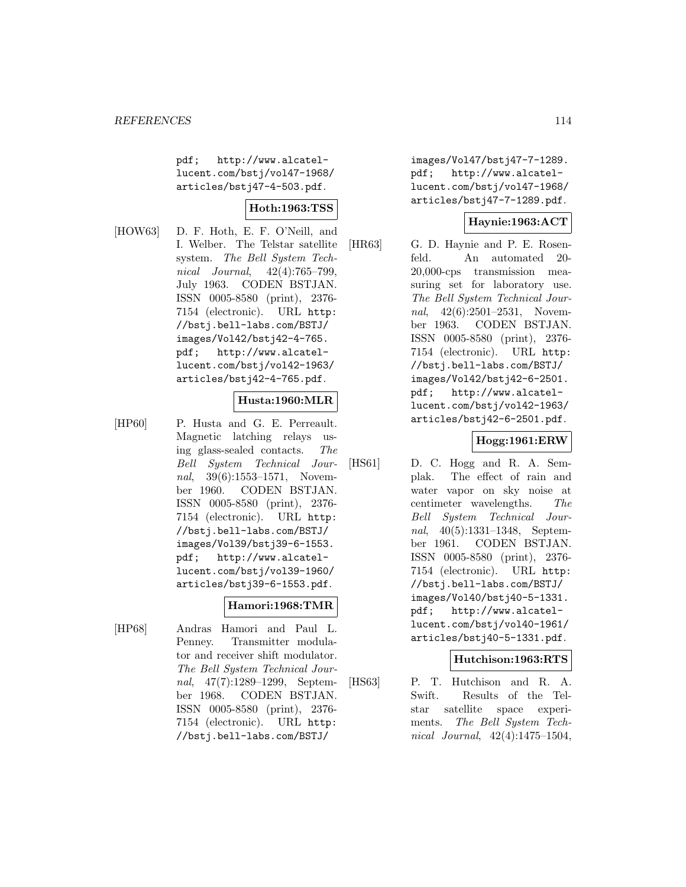pdf; http://www.alcatel-lucent.com/bstj/vol47-1968/articles/bstj47-4-503.pdf.

**Hoth:1963:TSS**

[HOW63] D. F. Hoth, E. F. O'Neill, and I. Welber. The Telstar satellite system. *The Bell System Technical Journal*, 42(4):765–799, July 1963. CODEN BSTJAN. ISSN 0005-8580 (print), 2376-7154 (electronic). URL http://bstj.bell-labs.com/BSTJ/images/Vol42/bstj42-4-765.pdf; http://www.alcatel-lucent.com/bstj/vol42-1963/articles/bstj42-4-765.pdf.

**Husta:1960:MLR**

[HP60] P. Husta and G. E. Perreault. Magnetic latching relays using glass-sealed contacts. *The Bell System Technical Journal*, 39(6):1553–1571, November 1960. CODEN BSTJAN. ISSN 0005-8580 (print), 2376-7154 (electronic). URL http://bstj.bell-labs.com/BSTJ/images/Vol39/bstj39-6-1553.pdf; http://www.alcatel-lucent.com/bstj/vol39-1960/articles/bstj39-6-1553.pdf.

**Hamori:1968:TMR**

[HP68] Andras Hamori and Paul L. Penney. Transmitter modulator and receiver shift modulator. *The Bell System Technical Journal*, 47(7):1289–1299, September 1968. CODEN BSTJAN. ISSN 0005-8580 (print), 2376-7154 (electronic). URL http://bstj.bell-labs.com/BSTJ/images/Vol47/bstj47-7-1289.pdf; http://www.alcatel-lucent.com/bstj/vol47-1968/articles/bstj47-7-1289.pdf.

**Haynie:1963:ACT**

[HR63] G. D. Haynie and P. E. Rosenfeld. An automated 20-20,000-cps transmission measuring set for laboratory use. *The Bell System Technical Journal*, 42(6):2501–2531, November 1963. CODEN BSTJAN. ISSN 0005-8580 (print), 2376-7154 (electronic). URL http://bstj.bell-labs.com/BSTJ/images/Vol42/bstj42-6-2501.pdf; http://www.alcatel-lucent.com/bstj/vol42-1963/articles/bstj42-6-2501.pdf.

**Hogg:1961:ERW**

[HS61] D. C. Hogg and R. A. Semplak. The effect of rain and water vapor on sky noise at centimeter wavelengths. *The Bell System Technical Journal*, 40(5):1331–1348, September 1961. CODEN BSTJAN. ISSN 0005-8580 (print), 2376-7154 (electronic). URL http://bstj.bell-labs.com/BSTJ/images/Vol40/bstj40-5-1331.pdf; http://www.alcatel-lucent.com/bstj/vol40-1961/articles/bstj40-5-1331.pdf.

**Hutchison:1963:RTS**

[HS63] P. T. Hutchison and R. A. Swift. Results of the Telstar satellite space experiments. *The Bell System Technical Journal*, 42(4):1475–1504,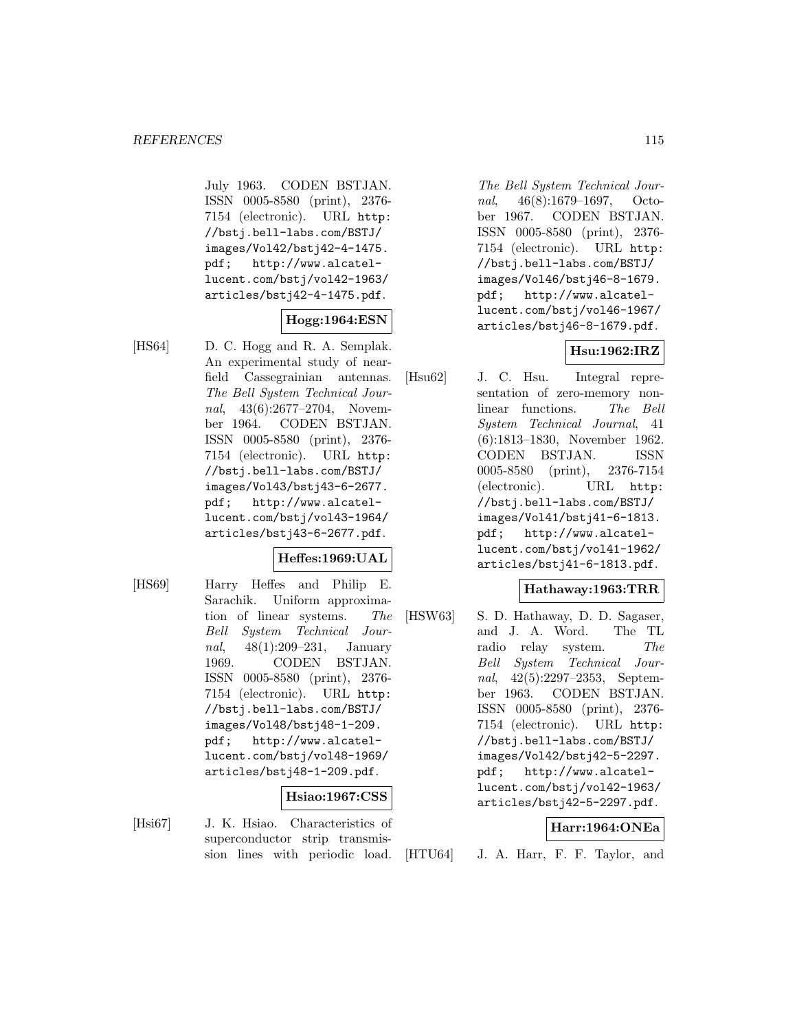July 1963. CODEN BSTJAN. ISSN 0005-8580 (print), 2376-7154 (electronic). URL http://bstj.bell-labs.com/BSTJ/images/Vol42/bstj42-4-1475.pdf; http://www.alcatel-lucent.com/bstj/vol42-1963/articles/bstj42-4-1475.pdf.

**Hogg:1964:ESN**

[HS64] D. C. Hogg and R. A. Semplak. An experimental study of near-field Cassegrainian antennas. *The Bell System Technical Journal*, 43(6):2677–2704, November 1964. CODEN BSTJAN. ISSN 0005-8580 (print), 2376-7154 (electronic). URL http://bstj.bell-labs.com/BSTJ/images/Vol43/bstj43-6-2677.pdf; http://www.alcatel-lucent.com/bstj/vol43-1964/articles/bstj43-6-2677.pdf.

**Heffes:1969:UAL**

[HS69] Harry Heffes and Philip E. Sarachik. Uniform approximation of linear systems. *The Bell System Technical Journal*, 48(1):209–231, January 1969. CODEN BSTJAN. ISSN 0005-8580 (print), 2376-7154 (electronic). URL http://bstj.bell-labs.com/BSTJ/images/Vol48/bstj48-1-209.pdf; http://www.alcatel-lucent.com/bstj/vol48-1969/articles/bstj48-1-209.pdf.

**Hsiao:1967:CSS**

[Hsi67] J. K. Hsiao. Characteristics of superconductor strip transmission lines with periodic load. *The Bell System Technical Journal*, 46(8):1679–1697, October 1967. CODEN BSTJAN. ISSN 0005-8580 (print), 2376-7154 (electronic). URL http://bstj.bell-labs.com/BSTJ/images/Vol46/bstj46-8-1679.pdf; http://www.alcatel-lucent.com/bstj/vol46-1967/articles/bstj46-8-1679.pdf.

**Hsu:1962:IRZ**

[Hsu62] J. C. Hsu. Integral representation of zero-memory nonlinear functions. *The Bell System Technical Journal*, 41 (6):1813–1830, November 1962. CODEN BSTJAN. ISSN 0005-8580 (print), 2376-7154 (electronic). URL http://bstj.bell-labs.com/BSTJ/images/Vol41/bstj41-6-1813.pdf; http://www.alcatel-lucent.com/bstj/vol41-1962/articles/bstj41-6-1813.pdf.

**Hathaway:1963:TRR**

[HSW63] S. D. Hathaway, D. D. Sagaser, and J. A. Word. The TL radio relay system. *The Bell System Technical Journal*, 42(5):2297–2353, September 1963. CODEN BSTJAN. ISSN 0005-8580 (print), 2376-7154 (electronic). URL http://bstj.bell-labs.com/BSTJ/images/Vol42/bstj42-5-2297.pdf; http://www.alcatel-lucent.com/bstj/vol42-1963/articles/bstj42-5-2297.pdf.

**Harr:1964:ONEa**

[HTU64] J. A. Harr, F. F. Taylor, and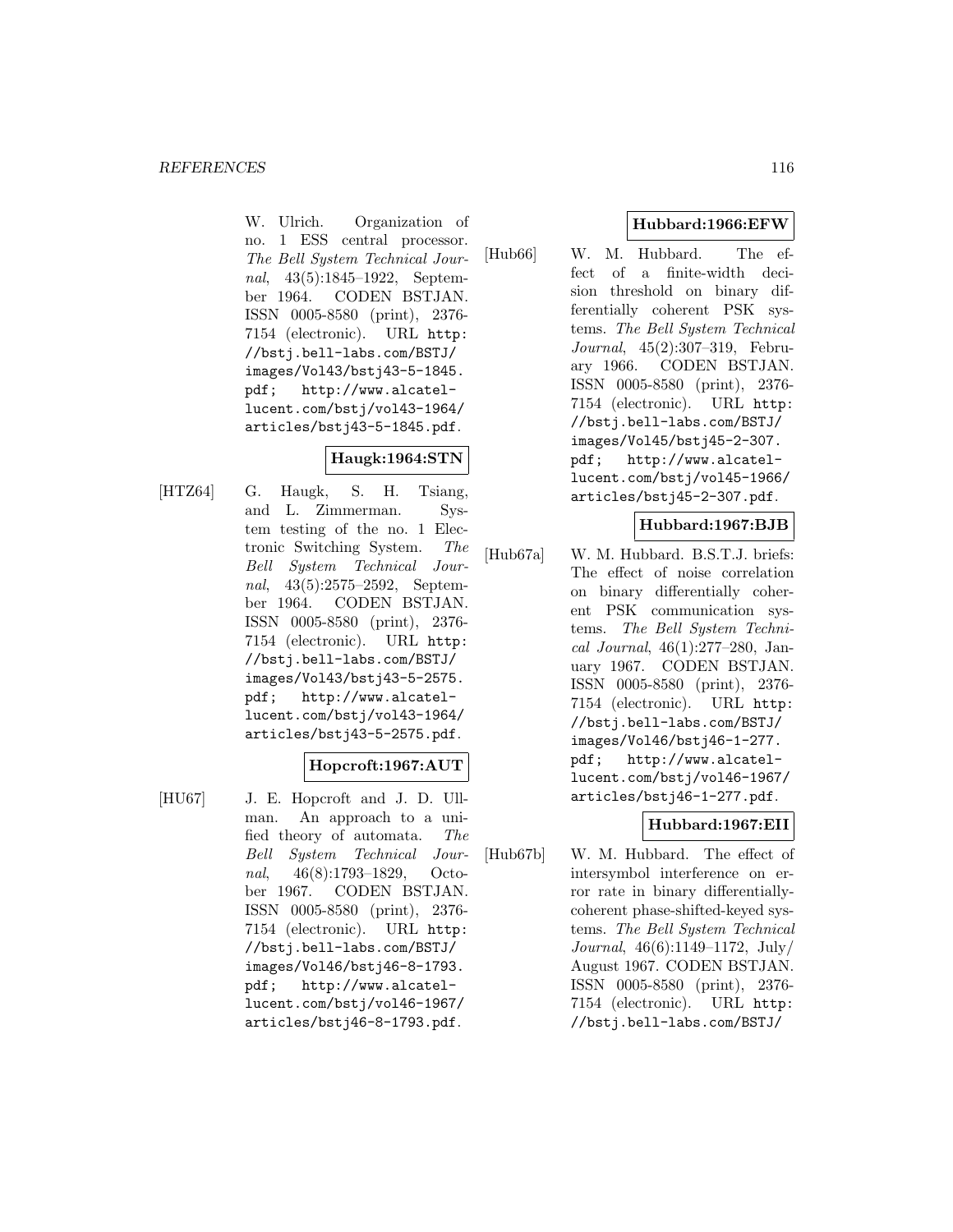W. Ulrich. Organization of no. 1 ESS central processor. *The Bell System Technical Journal*, 43(5):1845–1922, September 1964. CODEN BSTJAN. ISSN 0005-8580 (print), 2376-7154 (electronic). URL http://bstj.bell-labs.com/BSTJ/images/Vol43/bstj43-5-1845.pdf; http://www.alcatel-lucent.com/bstj/vol43-1964/articles/bstj43-5-1845.pdf.

**Haugk:1964:STN**

[HTZ64] G. Haugk, S. H. Tsiang, and L. Zimmerman. System testing of the no. 1 Electronic Switching System. *The Bell System Technical Journal*, 43(5):2575–2592, September 1964. CODEN BSTJAN. ISSN 0005-8580 (print), 2376-7154 (electronic). URL http://bstj.bell-labs.com/BSTJ/images/Vol43/bstj43-5-2575.pdf; http://www.alcatel-lucent.com/bstj/vol43-1964/articles/bstj43-5-2575.pdf.

**Hopcroft:1967:AUT**

[HU67] J. E. Hopcroft and J. D. Ullman. An approach to a unified theory of automata. *The Bell System Technical Journal*, 46(8):1793–1829, October 1967. CODEN BSTJAN. ISSN 0005-8580 (print), 2376-7154 (electronic). URL http://bstj.bell-labs.com/BSTJ/images/Vol46/bstj46-8-1793.pdf; http://www.alcatel-lucent.com/bstj/vol46-1967/articles/bstj46-8-1793.pdf.

**Hubbard:1966:EFW**

[Hub66] W. M. Hubbard. The effect of a finite-width decision threshold on binary differentially coherent PSK systems. *The Bell System Technical Journal*, 45(2):307–319, February 1966. CODEN BSTJAN. ISSN 0005-8580 (print), 2376-7154 (electronic). URL http://bstj.bell-labs.com/BSTJ/images/Vol45/bstj45-2-307.pdf; http://www.alcatel-lucent.com/bstj/vol45-1966/articles/bstj45-2-307.pdf.

**Hubbard:1967:BJB**

[Hub67a] W. M. Hubbard. B.S.T.J. briefs: The effect of noise correlation on binary differentially coherent PSK communication systems. *The Bell System Technical Journal*, 46(1):277–280, January 1967. CODEN BSTJAN. ISSN 0005-8580 (print), 2376-7154 (electronic). URL http://bstj.bell-labs.com/BSTJ/images/Vol46/bstj46-1-277.pdf; http://www.alcatel-lucent.com/bstj/vol46-1967/articles/bstj46-1-277.pdf.

**Hubbard:1967:EII**

[Hub67b] W. M. Hubbard. The effect of intersymbol interference on error rate in binary differentially-coherent phase-shifted-keyed systems. *The Bell System Technical Journal*, 46(6):1149–1172, July/August 1967. CODEN BSTJAN. ISSN 0005-8580 (print), 2376-7154 (electronic). URL http://bstj.bell-labs.com/BSTJ/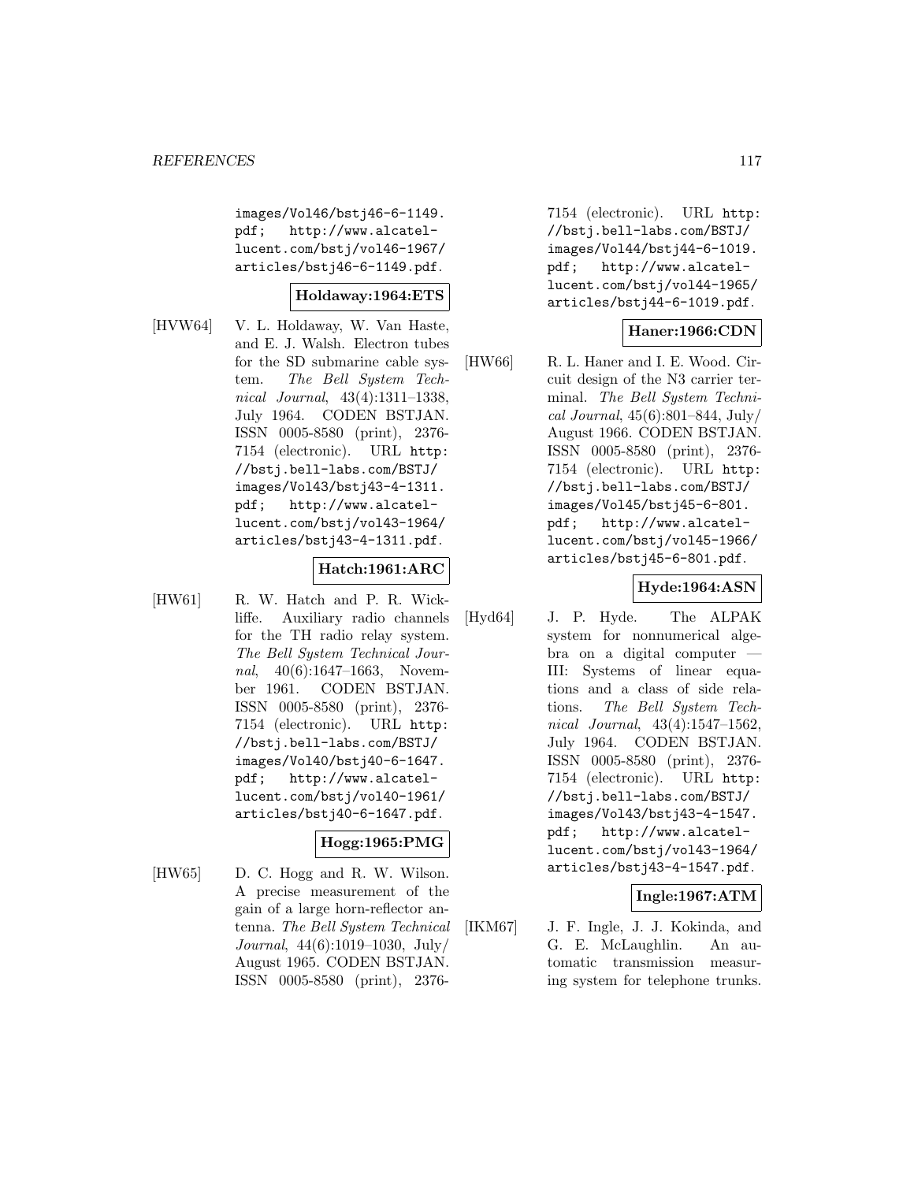images/Vol46/bstj46-6-1149.pdf; http://www.alcatel-lucent.com/bstj/vol46-1967/articles/bstj46-6-1149.pdf.

**Holdaway:1964:ETS**

[HVW64] V. L. Holdaway, W. Van Haste, and E. J. Walsh. Electron tubes for the SD submarine cable system. *The Bell System Technical Journal*, 43(4):1311–1338, July 1964. CODEN BSTJAN. ISSN 0005-8580 (print), 2376-7154 (electronic). URL http://bstj.bell-labs.com/BSTJ/images/Vol43/bstj43-4-1311.pdf; http://www.alcatel-lucent.com/bstj/vol43-1964/articles/bstj43-4-1311.pdf.

**Hatch:1961:ARC**

[HW61] R. W. Hatch and P. R. Wickliffe. Auxiliary radio channels for the TH radio relay system. *The Bell System Technical Journal*, 40(6):1647–1663, November 1961. CODEN BSTJAN. ISSN 0005-8580 (print), 2376-7154 (electronic). URL http://bstj.bell-labs.com/BSTJ/images/Vol40/bstj40-6-1647.pdf; http://www.alcatel-lucent.com/bstj/vol40-1961/articles/bstj40-6-1647.pdf.

**Hogg:1965:PMG**

[HW65] D. C. Hogg and R. W. Wilson. A precise measurement of the gain of a large horn-reflector antenna. *The Bell System Technical Journal*, 44(6):1019–1030, July/August 1965. CODEN BSTJAN. ISSN 0005-8580 (print), 2376-7154 (electronic). URL http://bstj.bell-labs.com/BSTJ/images/Vol44/bstj44-6-1019.pdf; http://www.alcatel-lucent.com/bstj/vol44-1965/articles/bstj44-6-1019.pdf.

**Haner:1966:CDN**

[HW66] R. L. Haner and I. E. Wood. Circuit design of the N3 carrier terminal. *The Bell System Technical Journal*, 45(6):801–844, July/August 1966. CODEN BSTJAN. ISSN 0005-8580 (print), 2376-7154 (electronic). URL http://bstj.bell-labs.com/BSTJ/images/Vol45/bstj45-6-801.pdf; http://www.alcatel-lucent.com/bstj/vol45-1966/articles/bstj45-6-801.pdf.

**Hyde:1964:ASN**

[Hyd64] J. P. Hyde. The ALPAK system for nonnumerical algebra on a digital computer — III: Systems of linear equations and a class of side relations. *The Bell System Technical Journal*, 43(4):1547–1562, July 1964. CODEN BSTJAN. ISSN 0005-8580 (print), 2376-7154 (electronic). URL http://bstj.bell-labs.com/BSTJ/images/Vol43/bstj43-4-1547.pdf; http://www.alcatel-lucent.com/bstj/vol43-1964/articles/bstj43-4-1547.pdf.

**Ingle:1967:ATM**

[IKM67] J. F. Ingle, J. J. Kokinda, and G. E. McLaughlin. An automatic transmission measuring system for telephone trunks.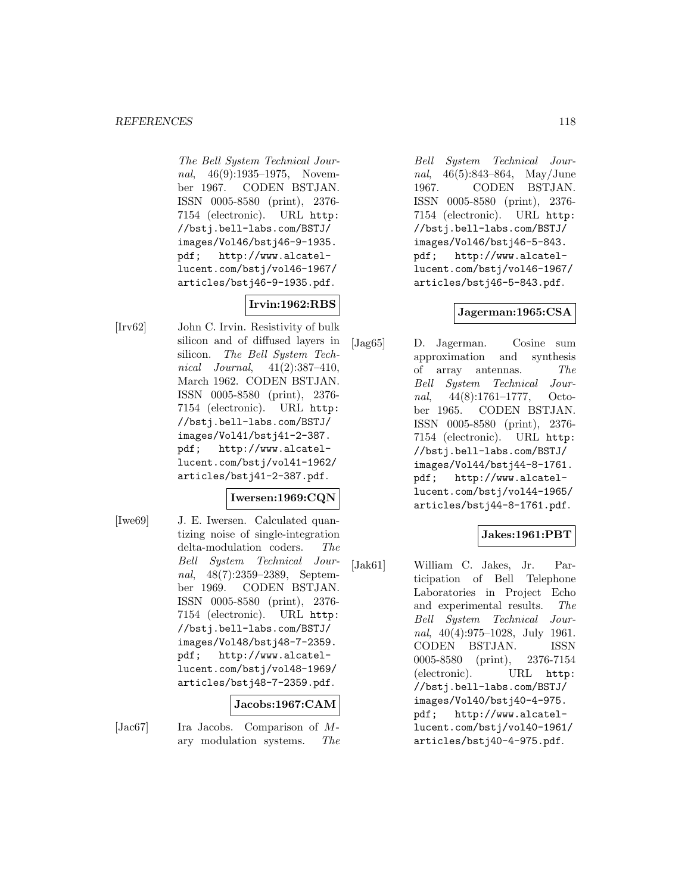The Bell System Technical Journal, 46(9):1935–1975, November 1967. CODEN BSTJAN. ISSN 0005-8580 (print), 2376-7154 (electronic). URL http://bstj.bell-labs.com/BSTJ/images/Vol46/bstj46-9-1935.pdf; http://www.alcatel-lucent.com/bstj/vol46-1967/articles/bstj46-9-1935.pdf.

**Irvin:1962:RBS**

[Irv62] John C. Irvin. Resistivity of bulk silicon and of diffused layers in silicon. *The Bell System Technical Journal*, 41(2):387–410, March 1962. CODEN BSTJAN. ISSN 0005-8580 (print), 2376-7154 (electronic). URL http://bstj.bell-labs.com/BSTJ/images/Vol41/bstj41-2-387.pdf; http://www.alcatel-lucent.com/bstj/vol41-1962/articles/bstj41-2-387.pdf.

**Iwersen:1969:CQN**

[Iwe69] J. E. Iwersen. Calculated quantizing noise of single-integration delta-modulation coders. *The Bell System Technical Journal*, 48(7):2359–2389, September 1969. CODEN BSTJAN. ISSN 0005-8580 (print), 2376-7154 (electronic). URL http://bstj.bell-labs.com/BSTJ/images/Vol48/bstj48-7-2359.pdf; http://www.alcatel-lucent.com/bstj/vol48-1969/articles/bstj48-7-2359.pdf.

**Jacobs:1967:CAM**

[Jac67] Ira Jacobs. Comparison of $M$-ary modulation systems. *The Bell System Technical Journal*, 46(5):843–864, May/June 1967. CODEN BSTJAN. ISSN 0005-8580 (print), 2376-7154 (electronic). URL http://bstj.bell-labs.com/BSTJ/images/Vol46/bstj46-5-843.pdf; http://www.alcatel-lucent.com/bstj/vol46-1967/articles/bstj46-5-843.pdf.

**Jagerman:1965:CSA**

[Jag65] D. Jagerman. Cosine sum approximation and synthesis of array antennas. *The Bell System Technical Journal*, 44(8):1761–1777, October 1965. CODEN BSTJAN. ISSN 0005-8580 (print), 2376-7154 (electronic). URL http://bstj.bell-labs.com/BSTJ/images/Vol44/bstj44-8-1761.pdf; http://www.alcatel-lucent.com/bstj/vol44-1965/articles/bstj44-8-1761.pdf.

**Jakes:1961:PBT**

[Jak61] William C. Jakes, Jr. Participation of Bell Telephone Laboratories in Project Echo and experimental results. *The Bell System Technical Journal*, 40(4):975–1028, July 1961. CODEN BSTJAN. ISSN 0005-8580 (print), 2376-7154 (electronic). URL http://bstj.bell-labs.com/BSTJ/images/Vol40/bstj40-4-975.pdf; http://www.alcatel-lucent.com/bstj/vol40-1961/articles/bstj40-4-975.pdf.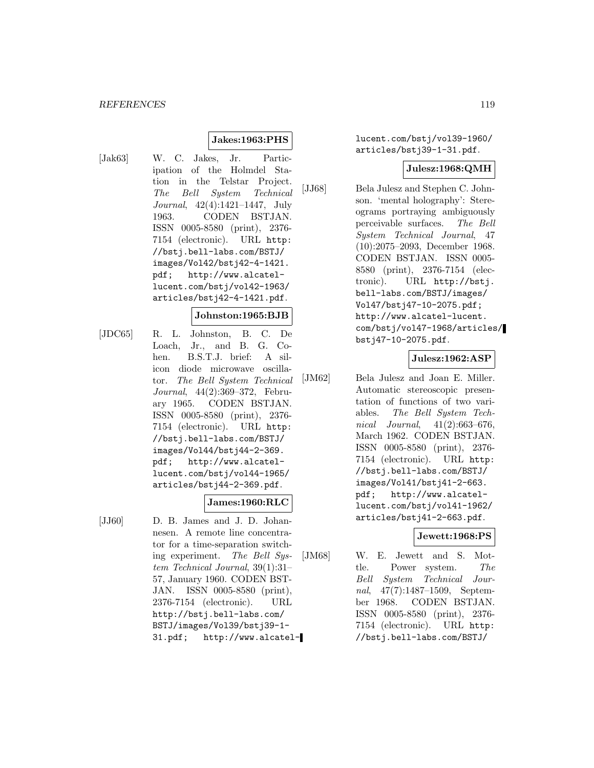**Jakes:1963:PHS**

[Jak63] W. C. Jakes, Jr. Participation of the Holmdel Station in the Telstar Project. *The Bell System Technical Journal*, 42(4):1421–1447, July 1963. CODEN BSTJAN. ISSN 0005-8580 (print), 2376-7154 (electronic). URL http://bstj.bell-labs.com/BSTJ/images/Vol42/bstj42-4-1421.pdf; http://www.alcatel-lucent.com/bstj/vol42-1963/articles/bstj42-4-1421.pdf.

**Johnston:1965:BJB**

[JDC65] R. L. Johnston, B. C. De Loach, Jr., and B. G. Cohen. B.S.T.J. brief: A silicon diode microwave oscillator. *The Bell System Technical Journal*, 44(2):369–372, February 1965. CODEN BSTJAN. ISSN 0005-8580 (print), 2376-7154 (electronic). URL http://bstj.bell-labs.com/BSTJ/images/Vol44/bstj44-2-369.pdf; http://www.alcatel-lucent.com/bstj/vol44-1965/articles/bstj44-2-369.pdf.

**James:1960:RLC**

[JJ60] D. B. James and J. D. Johannesen. A remote line concentrator for a time-separation switching experiment. *The Bell System Technical Journal*, 39(1):31–57, January 1960. CODEN BSTJAN. ISSN 0005-8580 (print), 2376-7154 (electronic). URL http://bstj.bell-labs.com/BSTJ/images/Vol39/bstj39-1-31.pdf; http://www.alcatel-lucent.com/bstj/vol39-1960/articles/bstj39-1-31.pdf.

**Julesz:1968:QMH**

[JJ68] Bela Julesz and Stephen C. Johnson. 'mental holography': Stereograms portraying ambiguously perceivable surfaces. *The Bell System Technical Journal*, 47 (10):2075–2093, December 1968. CODEN BSTJAN. ISSN 0005-8580 (print), 2376-7154 (electronic). URL http://bstj.bell-labs.com/BSTJ/images/Vol47/bstj47-10-2075.pdf; http://www.alcatel-lucent.com/bstj/vol47-1968/articles/bstj47-10-2075.pdf.

**Julesz:1962:ASP**

[JM62] Bela Julesz and Joan E. Miller. Automatic stereoscopic presentation of functions of two variables. *The Bell System Technical Journal*, 41(2):663–676, March 1962. CODEN BSTJAN. ISSN 0005-8580 (print), 2376-7154 (electronic). URL http://bstj.bell-labs.com/BSTJ/images/Vol41/bstj41-2-663.pdf; http://www.alcatel-lucent.com/bstj/vol41-1962/articles/bstj41-2-663.pdf.

**Jewett:1968:PS**

[JM68] W. E. Jewett and S. Mottle. Power system. *The Bell System Technical Journal*, 47(7):1487–1509, September 1968. CODEN BSTJAN. ISSN 0005-8580 (print), 2376-7154 (electronic). URL http://bstj.bell-labs.com/BSTJ/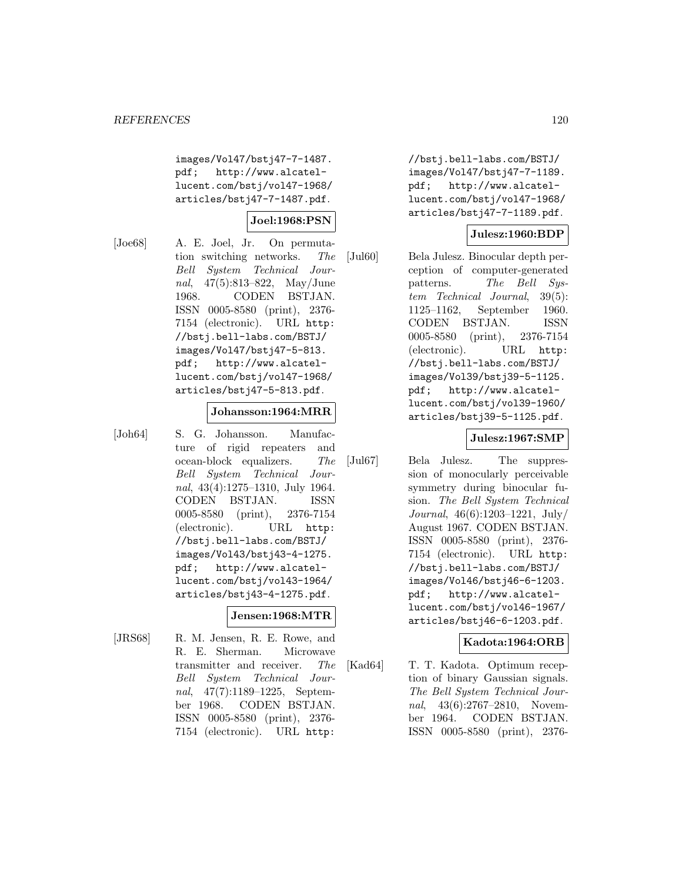images/Vol47/bstj47-7-1487.pdf; http://www.alcatel-lucent.com/bstj/vol47-1968/articles/bstj47-7-1487.pdf.

**Joel:1968:PSN**

[Joe68] A. E. Joel, Jr. On permutation switching networks. *The Bell System Technical Journal*, 47(5):813–822, May/June 1968. CODEN BSTJAN. ISSN 0005-8580 (print), 2376-7154 (electronic). URL http://bstj.bell-labs.com/BSTJ/images/Vol47/bstj47-5-813.pdf; http://www.alcatel-lucent.com/bstj/vol47-1968/articles/bstj47-5-813.pdf.

**Johansson:1964:MRR**

[Joh64] S. G. Johansson. Manufacture of rigid repeaters and ocean-block equalizers. *The Bell System Technical Journal*, 43(4):1275–1310, July 1964. CODEN BSTJAN. ISSN 0005-8580 (print), 2376-7154 (electronic). URL http://bstj.bell-labs.com/BSTJ/images/Vol43/bstj43-4-1275.pdf; http://www.alcatel-lucent.com/bstj/vol43-1964/articles/bstj43-4-1275.pdf.

**Jensen:1968:MTR**

[JRS68] R. M. Jensen, R. E. Rowe, and R. E. Sherman. Microwave transmitter and receiver. *The Bell System Technical Journal*, 47(7):1189–1225, September 1968. CODEN BSTJAN. ISSN 0005-8580 (print), 2376-7154 (electronic). URL http://bstj.bell-labs.com/BSTJ/images/Vol47/bstj47-7-1189.pdf; http://www.alcatel-lucent.com/bstj/vol47-1968/articles/bstj47-7-1189.pdf.

**Julesz:1960:BDP**

[Jul60] Bela Julesz. Binocular depth perception of computer-generated patterns. *The Bell System Technical Journal*, 39(5):1125–1162, September 1960. CODEN BSTJAN. ISSN 0005-8580 (print), 2376-7154 (electronic). URL http://bstj.bell-labs.com/BSTJ/images/Vol39/bstj39-5-1125.pdf; http://www.alcatel-lucent.com/bstj/vol39-1960/articles/bstj39-5-1125.pdf.

**Julesz:1967:SMP**

[Jul67] Bela Julesz. The suppression of monocularly perceivable symmetry during binocular fusion. *The Bell System Technical Journal*, 46(6):1203–1221, July/August 1967. CODEN BSTJAN. ISSN 0005-8580 (print), 2376-7154 (electronic). URL http://bstj.bell-labs.com/BSTJ/images/Vol46/bstj46-6-1203.pdf; http://www.alcatel-lucent.com/bstj/vol46-1967/articles/bstj46-6-1203.pdf.

**Kadota:1964:ORB**

[Kad64] T. T. Kadota. Optimum reception of binary Gaussian signals. *The Bell System Technical Journal*, 43(6):2767–2810, November 1964. CODEN BSTJAN. ISSN 0005-8580 (print), 2376-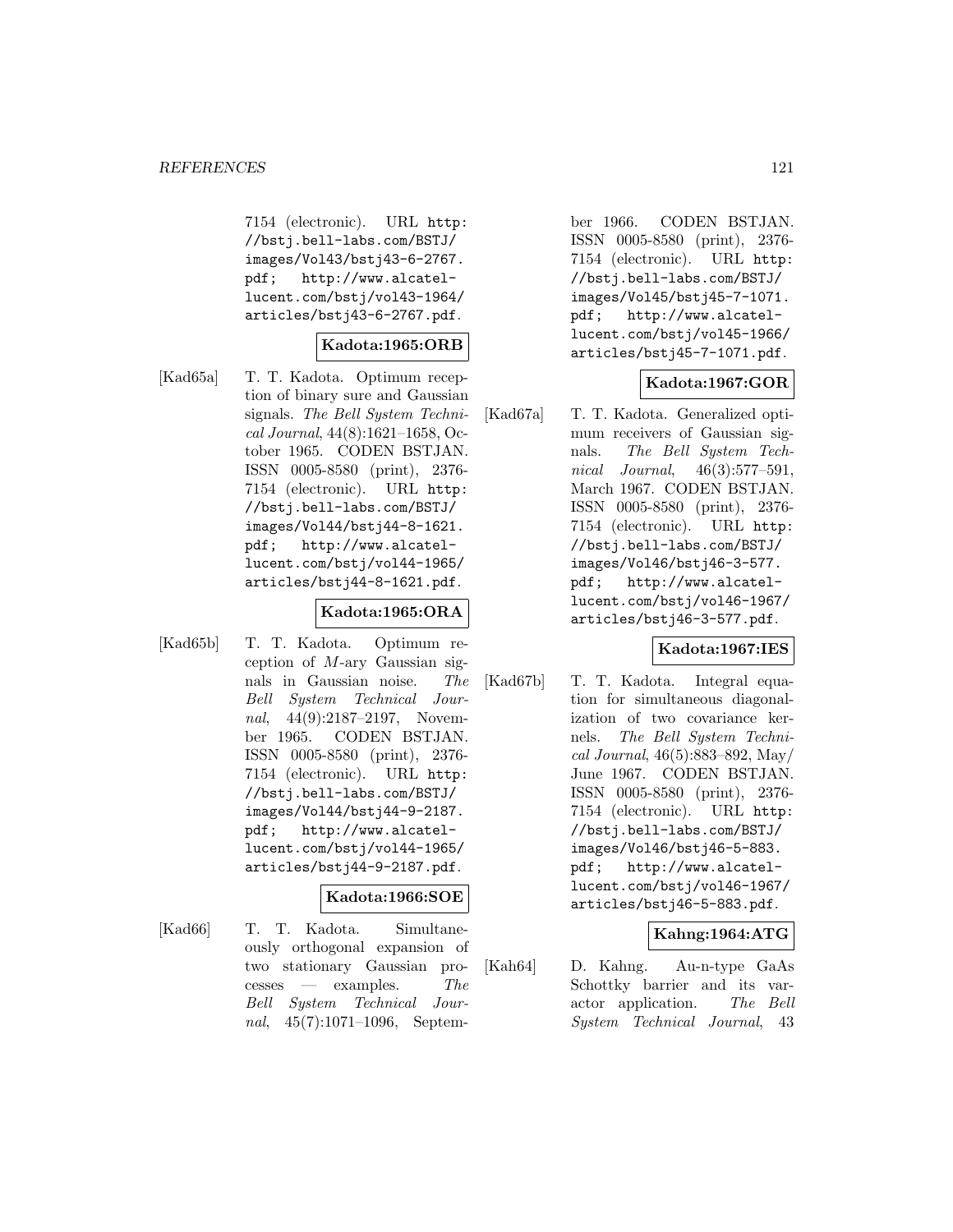7154 (electronic). URL http://bstj.bell-labs.com/BSTJ/images/Vol43/bstj43-6-2767.pdf; http://www.alcatel-lucent.com/bstj/vol43-1964/articles/bstj43-6-2767.pdf.

**Kadota:1965:ORB**

[Kad65a] T. T. Kadota. Optimum reception of binary sure and Gaussian signals. *The Bell System Technical Journal*, 44(8):1621–1658, October 1965. CODEN BSTJAN. ISSN 0005-8580 (print), 2376-7154 (electronic). URL http://bstj.bell-labs.com/BSTJ/images/Vol44/bstj44-8-1621.pdf; http://www.alcatel-lucent.com/bstj/vol44-1965/articles/bstj44-8-1621.pdf.

**Kadota:1965:ORA**

[Kad65b] T. T. Kadota. Optimum reception of $M$-ary Gaussian signals in Gaussian noise. *The Bell System Technical Journal*, 44(9):2187–2197, November 1965. CODEN BSTJAN. ISSN 0005-8580 (print), 2376-7154 (electronic). URL http://bstj.bell-labs.com/BSTJ/images/Vol44/bstj44-9-2187.pdf; http://www.alcatel-lucent.com/bstj/vol44-1965/articles/bstj44-9-2187.pdf.

**Kadota:1966:SOE**

[Kad66] T. T. Kadota. Simultaneously orthogonal expansion of two stationary Gaussian processes — examples. *The Bell System Technical Journal*, 45(7):1071–1096, September 1966. CODEN BSTJAN. ISSN 0005-8580 (print), 2376-7154 (electronic). URL http://bstj.bell-labs.com/BSTJ/images/Vol45/bstj45-7-1071.pdf; http://www.alcatel-lucent.com/bstj/vol45-1966/articles/bstj45-7-1071.pdf.

**Kadota:1967:GOR**

[Kad67a] T. T. Kadota. Generalized optimum receivers of Gaussian signals. *The Bell System Technical Journal*, 46(3):577–591, March 1967. CODEN BSTJAN. ISSN 0005-8580 (print), 2376-7154 (electronic). URL http://bstj.bell-labs.com/BSTJ/images/Vol46/bstj46-3-577.pdf; http://www.alcatel-lucent.com/bstj/vol46-1967/articles/bstj46-3-577.pdf.

**Kadota:1967:IES**

[Kad67b] T. T. Kadota. Integral equation for simultaneous diagonalization of two covariance kernels. *The Bell System Technical Journal*, 46(5):883–892, May/June 1967. CODEN BSTJAN. ISSN 0005-8580 (print), 2376-7154 (electronic). URL http://bstj.bell-labs.com/BSTJ/images/Vol46/bstj46-5-883.pdf; http://www.alcatel-lucent.com/bstj/vol46-1967/articles/bstj46-5-883.pdf.

**Kahng:1964:ATG**

[Kah64] D. Kahng. Au-n-type GaAs Schottky barrier and its varactor application. *The Bell System Technical Journal*, 43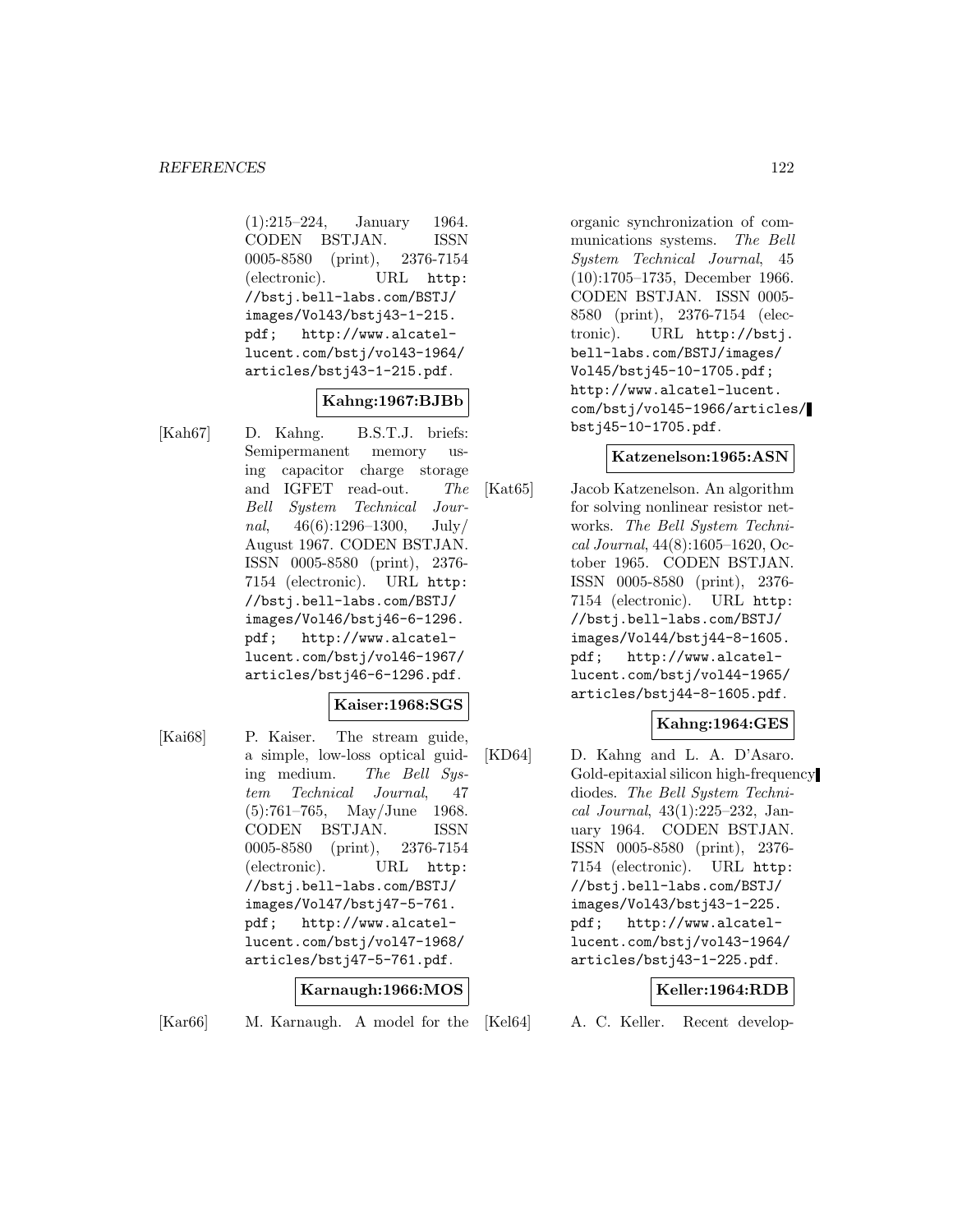(1):215–224, January 1964. CODEN BSTJAN. ISSN 0005-8580 (print), 2376-7154 (electronic). URL http://bstj.bell-labs.com/BSTJ/images/Vol43/bstj43-1-215.pdf; http://www.alcatel-lucent.com/bstj/vol43-1964/articles/bstj43-1-215.pdf.

**Kahng:1967:BJBb**

[Kah67] D. Kahng. B.S.T.J. briefs: Semipermanent memory using capacitor charge storage and IGFET read-out. *The Bell System Technical Journal*, 46(6):1296–1300, July/August 1967. CODEN BSTJAN. ISSN 0005-8580 (print), 2376-7154 (electronic). URL http://bstj.bell-labs.com/BSTJ/images/Vol46/bstj46-6-1296.pdf; http://www.alcatel-lucent.com/bstj/vol46-1967/articles/bstj46-6-1296.pdf.

**Kaiser:1968:SGS**

[Kai68] P. Kaiser. The stream guide, a simple, low-loss optical guiding medium. *The Bell System Technical Journal*, 47(5):761–765, May/June 1968. CODEN BSTJAN. ISSN 0005-8580 (print), 2376-7154 (electronic). URL http://bstj.bell-labs.com/BSTJ/images/Vol47/bstj47-5-761.pdf; http://www.alcatel-lucent.com/bstj/vol47-1968/articles/bstj47-5-761.pdf.

**Karnaugh:1966:MOS**

[Kar66] M. Karnaugh. A model for the organic synchronization of communications systems. *The Bell System Technical Journal*, 45(10):1705–1735, December 1966. CODEN BSTJAN. ISSN 0005-8580 (print), 2376-7154 (electronic). URL http://bstj.bell-labs.com/BSTJ/images/Vol45/bstj45-10-1705.pdf; http://www.alcatel-lucent.com/bstj/vol45-1966/articles/bstj45-10-1705.pdf.

**Katzenelson:1965:ASN**

[Kat65] Jacob Katzenelson. An algorithm for solving nonlinear resistor networks. *The Bell System Technical Journal*, 44(8):1605–1620, October 1965. CODEN BSTJAN. ISSN 0005-8580 (print), 2376-7154 (electronic). URL http://bstj.bell-labs.com/BSTJ/images/Vol44/bstj44-8-1605.pdf; http://www.alcatel-lucent.com/bstj/vol44-1965/articles/bstj44-8-1605.pdf.

**Kahng:1964:GES**

[KD64] D. Kahng and L. A. D'Asaro. Gold-epitaxial silicon high-frequency diodes. *The Bell System Technical Journal*, 43(1):225–232, January 1964. CODEN BSTJAN. ISSN 0005-8580 (print), 2376-7154 (electronic). URL http://bstj.bell-labs.com/BSTJ/images/Vol43/bstj43-1-225.pdf; http://www.alcatel-lucent.com/bstj/vol43-1964/articles/bstj43-1-225.pdf.

**Keller:1964:RDB**

[Kel64] A. C. Keller. Recent develop-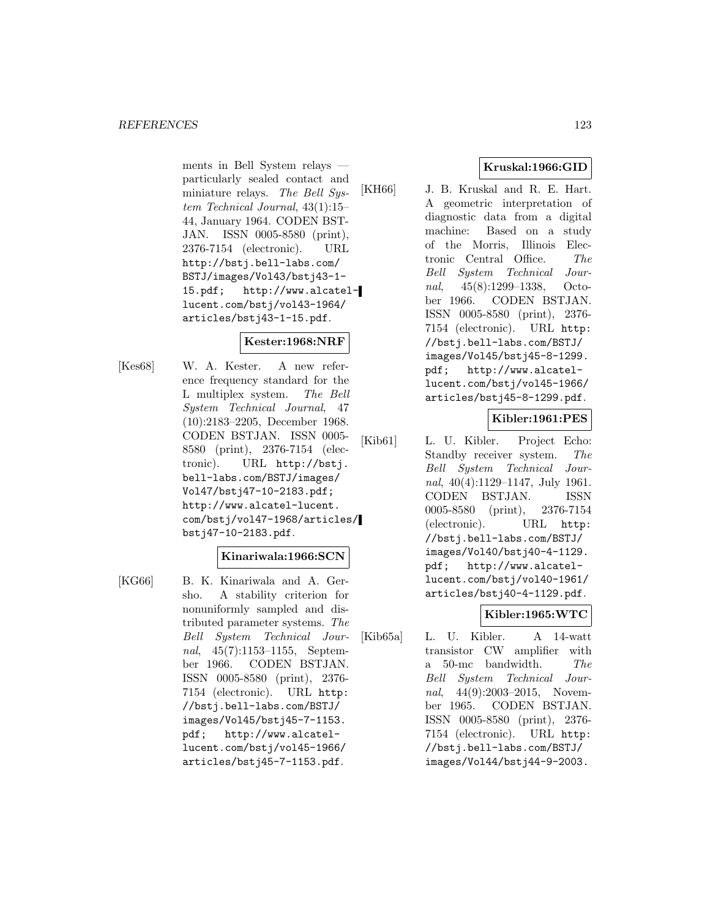ments in Bell System relays — particularly sealed contact and miniature relays. *The Bell System Technical Journal*, 43(1):15–44, January 1964. CODEN BSTJAN. ISSN 0005-8580 (print), 2376-7154 (electronic). URL `http://bstj.bell-labs.com/BSTJ/images/Vol43/bstj43-1-15.pdf`; `http://www.alcatel-lucent.com/bstj/vol43-1964/articles/bstj43-1-15.pdf`.

**Kester:1968:NRF**

[Kes68] W. A. Kester. A new reference frequency standard for the L multiplex system. *The Bell System Technical Journal*, 47(10):2183–2205, December 1968. CODEN BSTJAN. ISSN 0005-8580 (print), 2376-7154 (electronic). URL `http://bstj.bell-labs.com/BSTJ/images/Vol47/bstj47-10-2183.pdf`; `http://www.alcatel-lucent.com/bstj/vol47-1968/articles/bstj47-10-2183.pdf`.

**Kinariwala:1966:SCN**

[KG66] B. K. Kinariwala and A. Gersho. A stability criterion for nonuniformly sampled and distributed parameter systems. *The Bell System Technical Journal*, 45(7):1153–1155, September 1966. CODEN BSTJAN. ISSN 0005-8580 (print), 2376-7154 (electronic). URL `http://bstj.bell-labs.com/BSTJ/images/Vol45/bstj45-7-1153.pdf`; `http://www.alcatel-lucent.com/bstj/vol45-1966/articles/bstj45-7-1153.pdf`.

**Kruskal:1966:GID**

[KH66] J. B. Kruskal and R. E. Hart. A geometric interpretation of diagnostic data from a digital machine: Based on a study of the Morris, Illinois Electronic Central Office. *The Bell System Technical Journal*, 45(8):1299–1338, October 1966. CODEN BSTJAN. ISSN 0005-8580 (print), 2376-7154 (electronic). URL `http://bstj.bell-labs.com/BSTJ/images/Vol45/bstj45-8-1299.pdf`; `http://www.alcatel-lucent.com/bstj/vol45-1966/articles/bstj45-8-1299.pdf`.

**Kibler:1961:PES**

[Kib61] L. U. Kibler. Project Echo: Standby receiver system. *The Bell System Technical Journal*, 40(4):1129–1147, July 1961. CODEN BSTJAN. ISSN 0005-8580 (print), 2376-7154 (electronic). URL `http://bstj.bell-labs.com/BSTJ/images/Vol40/bstj40-4-1129.pdf`; `http://www.alcatel-lucent.com/bstj/vol40-1961/articles/bstj40-4-1129.pdf`.

**Kibler:1965:WTC**

[Kib65a] L. U. Kibler. A 14-watt transistor CW amplifier with a 50-mc bandwidth. *The Bell System Technical Journal*, 44(9):2003–2015, November 1965. CODEN BSTJAN. ISSN 0005-8580 (print), 2376-7154 (electronic). URL `http://bstj.bell-labs.com/BSTJ/images/Vol44/bstj44-9-2003.`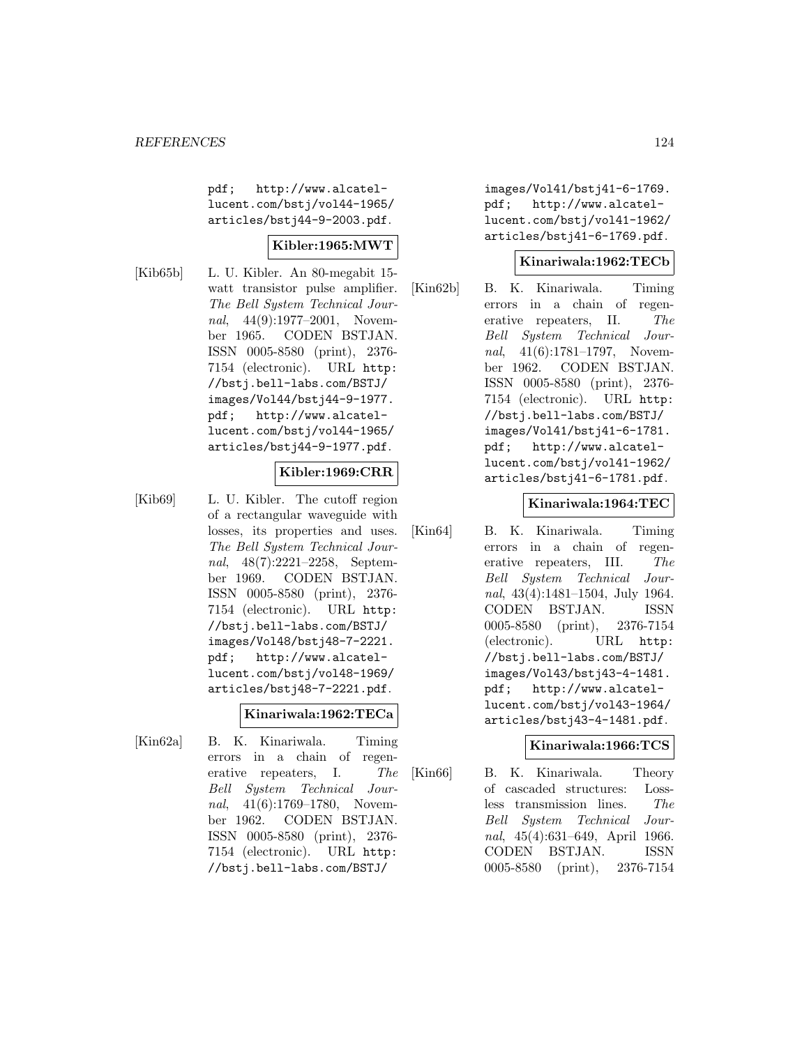pdf; http://www.alcatel-lucent.com/bstj/vol44-1965/articles/bstj44-9-2003.pdf.

**Kibler:1965:MWT**

[Kib65b] L. U. Kibler. An 80-megabit 15-watt transistor pulse amplifier. *The Bell System Technical Journal*, 44(9):1977–2001, November 1965. CODEN BSTJAN. ISSN 0005-8580 (print), 2376-7154 (electronic). URL http://bstj.bell-labs.com/BSTJ/images/Vol44/bstj44-9-1977.pdf; http://www.alcatel-lucent.com/bstj/vol44-1965/articles/bstj44-9-1977.pdf.

**Kibler:1969:CRR**

[Kib69] L. U. Kibler. The cutoff region of a rectangular waveguide with losses, its properties and uses. *The Bell System Technical Journal*, 48(7):2221–2258, September 1969. CODEN BSTJAN. ISSN 0005-8580 (print), 2376-7154 (electronic). URL http://bstj.bell-labs.com/BSTJ/images/Vol48/bstj48-7-2221.pdf; http://www.alcatel-lucent.com/bstj/vol48-1969/articles/bstj48-7-2221.pdf.

**Kinariwala:1962:TECa**

[Kin62a] B. K. Kinariwala. Timing errors in a chain of regenerative repeaters, I. *The Bell System Technical Journal*, 41(6):1769–1780, November 1962. CODEN BSTJAN. ISSN 0005-8580 (print), 2376-7154 (electronic). URL http://bstj.bell-labs.com/BSTJ/images/Vol41/bstj41-6-1769.pdf; http://www.alcatel-lucent.com/bstj/vol41-1962/articles/bstj41-6-1769.pdf.

**Kinariwala:1962:TECb**

[Kin62b] B. K. Kinariwala. Timing errors in a chain of regenerative repeaters, II. *The Bell System Technical Journal*, 41(6):1781–1797, November 1962. CODEN BSTJAN. ISSN 0005-8580 (print), 2376-7154 (electronic). URL http://bstj.bell-labs.com/BSTJ/images/Vol41/bstj41-6-1781.pdf; http://www.alcatel-lucent.com/bstj/vol41-1962/articles/bstj41-6-1781.pdf.

**Kinariwala:1964:TEC**

[Kin64] B. K. Kinariwala. Timing errors in a chain of regenerative repeaters, III. *The Bell System Technical Journal*, 43(4):1481–1504, July 1964. CODEN BSTJAN. ISSN 0005-8580 (print), 2376-7154 (electronic). URL http://bstj.bell-labs.com/BSTJ/images/Vol43/bstj43-4-1481.pdf; http://www.alcatel-lucent.com/bstj/vol43-1964/articles/bstj43-4-1481.pdf.

**Kinariwala:1966:TCS**

[Kin66] B. K. Kinariwala. Theory of cascaded structures: Lossless transmission lines. *The Bell System Technical Journal*, 45(4):631–649, April 1966. CODEN BSTJAN. ISSN 0005-8580 (print), 2376-7154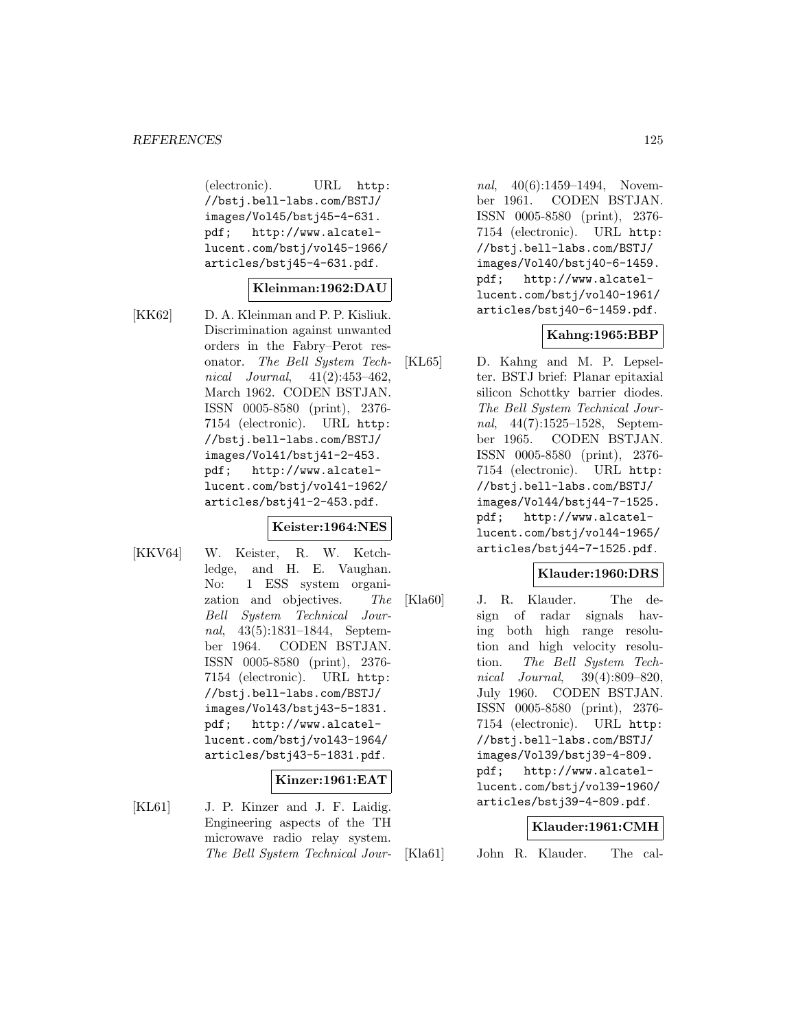(electronic). URL http://bstj.bell-labs.com/BSTJ/images/Vol45/bstj45-4-631.pdf; http://www.alcatel-lucent.com/bstj/vol45-1966/articles/bstj45-4-631.pdf.

**Kleinman:1962:DAU**

[KK62] D. A. Kleinman and P. P. Kisliuk. Discrimination against unwanted orders in the Fabry–Perot resonator. *The Bell System Technical Journal*, 41(2):453–462, March 1962. CODEN BSTJAN. ISSN 0005-8580 (print), 2376-7154 (electronic). URL http://bstj.bell-labs.com/BSTJ/images/Vol41/bstj41-2-453.pdf; http://www.alcatel-lucent.com/bstj/vol41-1962/articles/bstj41-2-453.pdf.

**Keister:1964:NES**

[KKV64] W. Keister, R. W. Ketchledge, and H. E. Vaughan. No: 1 ESS system organization and objectives. *The Bell System Technical Journal*, 43(5):1831–1844, September 1964. CODEN BSTJAN. ISSN 0005-8580 (print), 2376-7154 (electronic). URL http://bstj.bell-labs.com/BSTJ/images/Vol43/bstj43-5-1831.pdf; http://www.alcatel-lucent.com/bstj/vol43-1964/articles/bstj43-5-1831.pdf.

**Kinzer:1961:EAT**

[KL61] J. P. Kinzer and J. F. Laidig. Engineering aspects of the TH microwave radio relay system. *The Bell System Technical Journal*, 40(6):1459–1494, November 1961. CODEN BSTJAN. ISSN 0005-8580 (print), 2376-7154 (electronic). URL http://bstj.bell-labs.com/BSTJ/images/Vol40/bstj40-6-1459.pdf; http://www.alcatel-lucent.com/bstj/vol40-1961/articles/bstj40-6-1459.pdf.

**Kahng:1965:BBP**

[KL65] D. Kahng and M. P. Lepselter. BSTJ brief: Planar epitaxial silicon Schottky barrier diodes. *The Bell System Technical Journal*, 44(7):1525–1528, September 1965. CODEN BSTJAN. ISSN 0005-8580 (print), 2376-7154 (electronic). URL http://bstj.bell-labs.com/BSTJ/images/Vol44/bstj44-7-1525.pdf; http://www.alcatel-lucent.com/bstj/vol44-1965/articles/bstj44-7-1525.pdf.

**Klauder:1960:DRS**

[Kla60] J. R. Klauder. The design of radar signals having both high range resolution and high velocity resolution. *The Bell System Technical Journal*, 39(4):809–820, July 1960. CODEN BSTJAN. ISSN 0005-8580 (print), 2376-7154 (electronic). URL http://bstj.bell-labs.com/BSTJ/images/Vol39/bstj39-4-809.pdf; http://www.alcatel-lucent.com/bstj/vol39-1960/articles/bstj39-4-809.pdf.

**Klauder:1961:CMH**

[Kla61] John R. Klauder. The cal-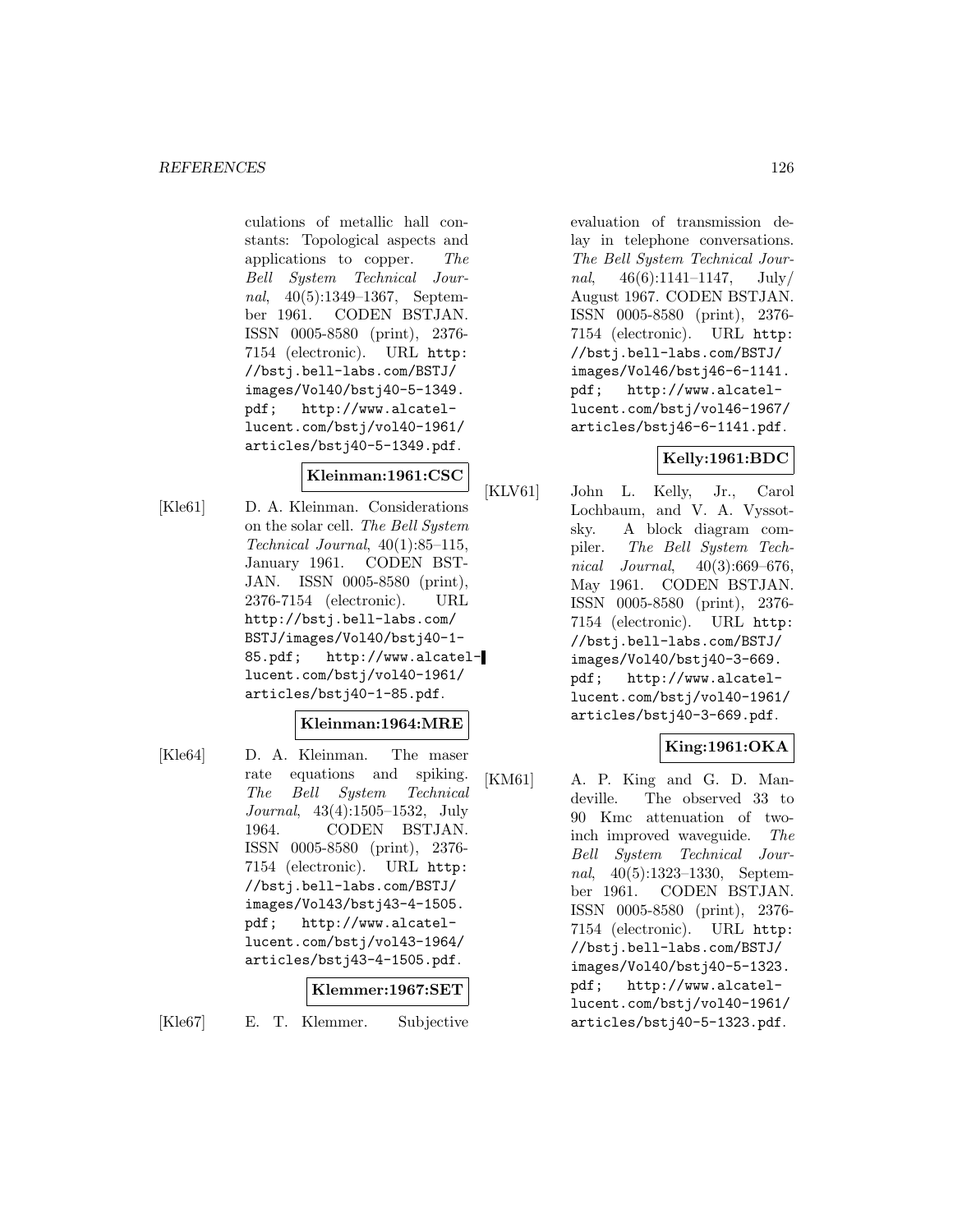culations of metallic hall constants: Topological aspects and applications to copper. *The Bell System Technical Journal*, 40(5):1349–1367, September 1961. CODEN BSTJAN. ISSN 0005-8580 (print), 2376-7154 (electronic). URL `http://bstj.bell-labs.com/BSTJ/images/Vol40/bstj40-5-1349.pdf`; `http://www.alcatel-lucent.com/bstj/vol40-1961/articles/bstj40-5-1349.pdf`.

**Kleinman:1961:CSC**

[Kle61] D. A. Kleinman. Considerations on the solar cell. *The Bell System Technical Journal*, 40(1):85–115, January 1961. CODEN BSTJAN. ISSN 0005-8580 (print), 2376-7154 (electronic). URL `http://bstj.bell-labs.com/BSTJ/images/Vol40/bstj40-1-85.pdf`; `http://www.alcatel-lucent.com/bstj/vol40-1961/articles/bstj40-1-85.pdf`.

**Kleinman:1964:MRE**

[Kle64] D. A. Kleinman. The maser rate equations and spiking. *The Bell System Technical Journal*, 43(4):1505–1532, July 1964. CODEN BSTJAN. ISSN 0005-8580 (print), 2376-7154 (electronic). URL `http://bstj.bell-labs.com/BSTJ/images/Vol43/bstj43-4-1505.pdf`; `http://www.alcatel-lucent.com/bstj/vol43-1964/articles/bstj43-4-1505.pdf`.

**Klemmer:1967:SET**

[Kle67] E. T. Klemmer. Subjective evaluation of transmission delay in telephone conversations. *The Bell System Technical Journal*, 46(6):1141–1147, July/August 1967. CODEN BSTJAN. ISSN 0005-8580 (print), 2376-7154 (electronic). URL `http://bstj.bell-labs.com/BSTJ/images/Vol46/bstj46-6-1141.pdf`; `http://www.alcatel-lucent.com/bstj/vol46-1967/articles/bstj46-6-1141.pdf`.

**Kelly:1961:BDC**

[KLV61] John L. Kelly, Jr., Carol Lochbaum, and V. A. Vyssotsky. A block diagram compiler. *The Bell System Technical Journal*, 40(3):669–676, May 1961. CODEN BSTJAN. ISSN 0005-8580 (print), 2376-7154 (electronic). URL `http://bstj.bell-labs.com/BSTJ/images/Vol40/bstj40-3-669.pdf`; `http://www.alcatel-lucent.com/bstj/vol40-1961/articles/bstj40-3-669.pdf`.

**King:1961:OKA**

[KM61] A. P. King and G. D. Mandeville. The observed 33 to 90 Kmc attenuation of two-inch improved waveguide. *The Bell System Technical Journal*, 40(5):1323–1330, September 1961. CODEN BSTJAN. ISSN 0005-8580 (print), 2376-7154 (electronic). URL `http://bstj.bell-labs.com/BSTJ/images/Vol40/bstj40-5-1323.pdf`; `http://www.alcatel-lucent.com/bstj/vol40-1961/articles/bstj40-5-1323.pdf`.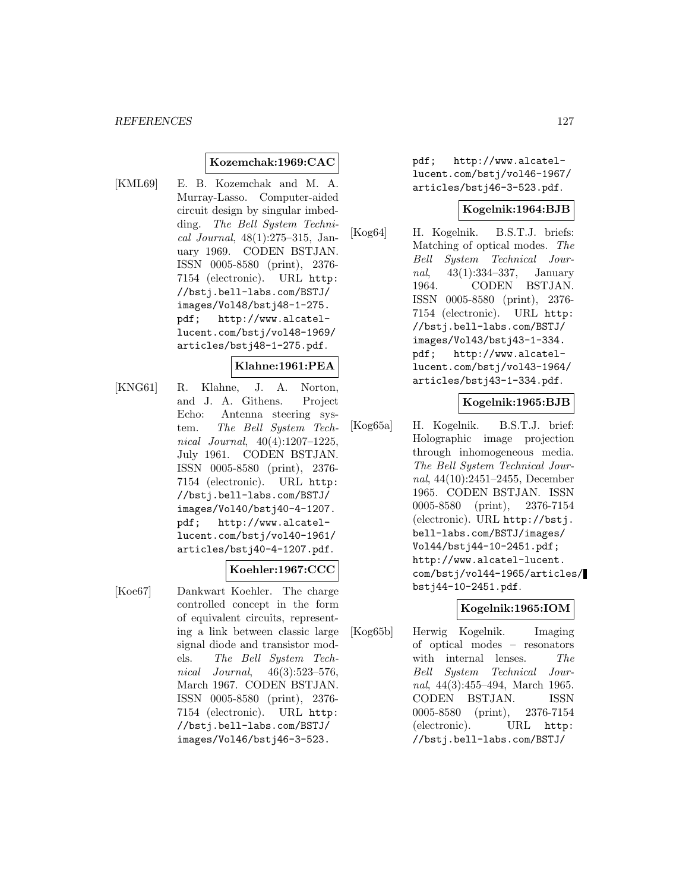**Kozemchak:1969:CAC**

[KML69] E. B. Kozemchak and M. A. Murray-Lasso. Computer-aided circuit design by singular imbedding. *The Bell System Technical Journal*, 48(1):275–315, January 1969. CODEN BSTJAN. ISSN 0005-8580 (print), 2376-7154 (electronic). URL http://bstj.bell-labs.com/BSTJ/images/Vol48/bstj48-1-275.pdf; http://www.alcatel-lucent.com/bstj/vol48-1969/articles/bstj48-1-275.pdf.

**Klahne:1961:PEA**

[KNG61] R. Klahne, J. A. Norton, and J. A. Githens. Project Echo: Antenna steering system. *The Bell System Technical Journal*, 40(4):1207–1225, July 1961. CODEN BSTJAN. ISSN 0005-8580 (print), 2376-7154 (electronic). URL http://bstj.bell-labs.com/BSTJ/images/Vol40/bstj40-4-1207.pdf; http://www.alcatel-lucent.com/bstj/vol40-1961/articles/bstj40-4-1207.pdf.

**Koehler:1967:CCC**

[Koe67] Dankwart Koehler. The charge controlled concept in the form of equivalent circuits, representing a link between classic large signal diode and transistor models. *The Bell System Technical Journal*, 46(3):523–576, March 1967. CODEN BSTJAN. ISSN 0005-8580 (print), 2376-7154 (electronic). URL http://bstj.bell-labs.com/BSTJ/images/Vol46/bstj46-3-523.pdf; http://www.alcatel-lucent.com/bstj/vol46-1967/articles/bstj46-3-523.pdf.

**Kogelnik:1964:BJB**

[Kog64] H. Kogelnik. B.S.T.J. briefs: Matching of optical modes. *The Bell System Technical Journal*, 43(1):334–337, January 1964. CODEN BSTJAN. ISSN 0005-8580 (print), 2376-7154 (electronic). URL http://bstj.bell-labs.com/BSTJ/images/Vol43/bstj43-1-334.pdf; http://www.alcatel-lucent.com/bstj/vol43-1964/articles/bstj43-1-334.pdf.

**Kogelnik:1965:BJB**

[Kog65a] H. Kogelnik. B.S.T.J. brief: Holographic image projection through inhomogeneous media. *The Bell System Technical Journal*, 44(10):2451–2455, December 1965. CODEN BSTJAN. ISSN 0005-8580 (print), 2376-7154 (electronic). URL http://bstj.bell-labs.com/BSTJ/images/Vol44/bstj44-10-2451.pdf; http://www.alcatel-lucent.com/bstj/vol44-1965/articles/bstj44-10-2451.pdf.

**Kogelnik:1965:IOM**

[Kog65b] Herwig Kogelnik. Imaging of optical modes – resonators with internal lenses. *The Bell System Technical Journal*, 44(3):455–494, March 1965. CODEN BSTJAN. ISSN 0005-8580 (print), 2376-7154 (electronic). URL http://bstj.bell-labs.com/BSTJ/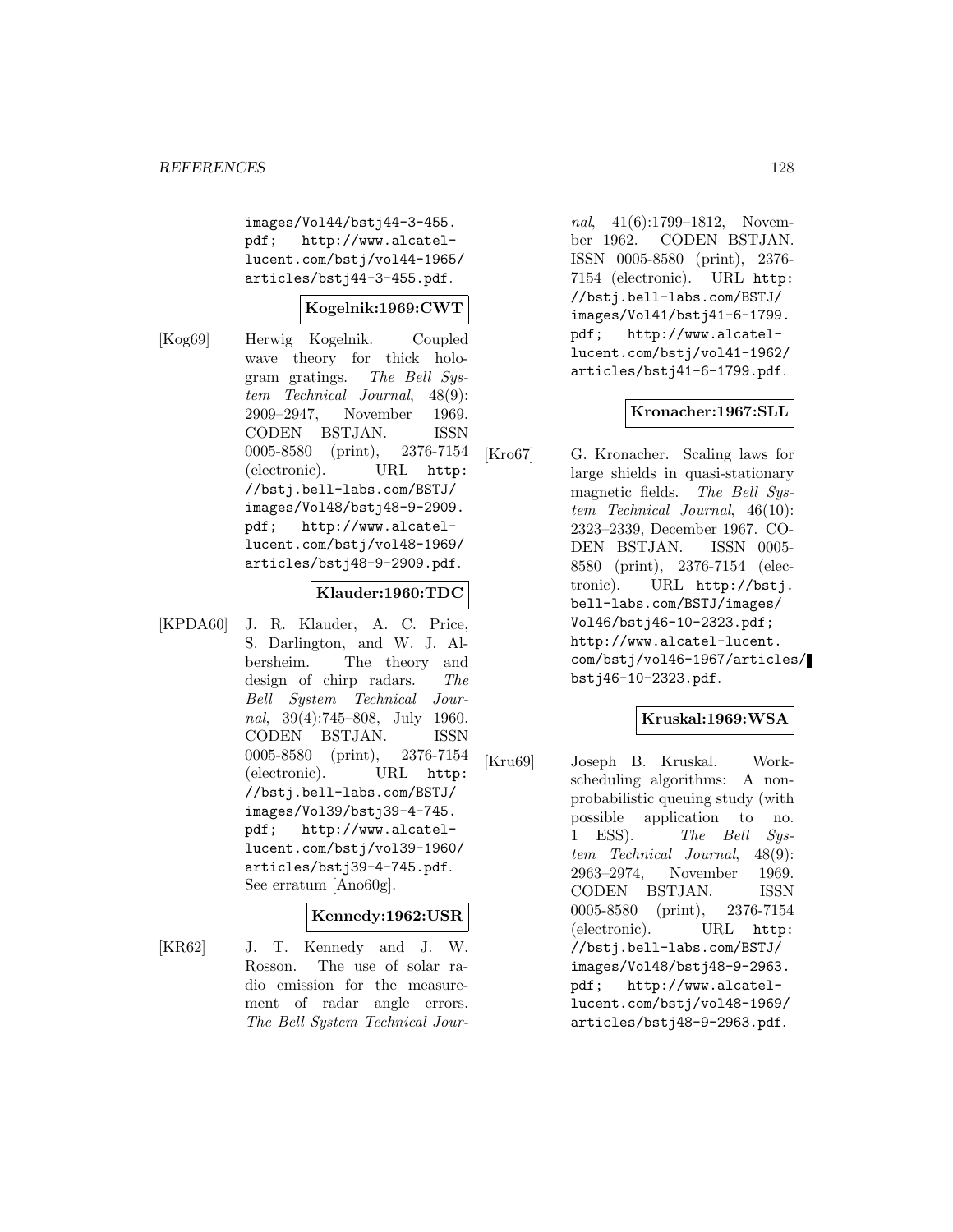images/Vol44/bstj44-3-455.pdf; http://www.alcatel-lucent.com/bstj/vol44-1965/articles/bstj44-3-455.pdf.

**Kogelnik:1969:CWT**

[Kog69] Herwig Kogelnik. Coupled wave theory for thick hologram gratings. *The Bell System Technical Journal*, 48(9): 2909–2947, November 1969. CODEN BSTJAN. ISSN 0005-8580 (print), 2376-7154 (electronic). URL http://bstj.bell-labs.com/BSTJ/images/Vol48/bstj48-9-2909.pdf; http://www.alcatel-lucent.com/bstj/vol48-1969/articles/bstj48-9-2909.pdf.

**Klauder:1960:TDC**

[KPDA60] J. R. Klauder, A. C. Price, S. Darlington, and W. J. Albersheim. The theory and design of chirp radars. *The Bell System Technical Journal*, 39(4):745–808, July 1960. CODEN BSTJAN. ISSN 0005-8580 (print), 2376-7154 (electronic). URL http://bstj.bell-labs.com/BSTJ/images/Vol39/bstj39-4-745.pdf; http://www.alcatel-lucent.com/bstj/vol39-1960/articles/bstj39-4-745.pdf. See erratum [Ano60g].

**Kennedy:1962:USR**

[KR62] J. T. Kennedy and J. W. Rosson. The use of solar radio emission for the measurement of radar angle errors. *The Bell System Technical Journal*, 41(6):1799–1812, November 1962. CODEN BSTJAN. ISSN 0005-8580 (print), 2376-7154 (electronic). URL http://bstj.bell-labs.com/BSTJ/images/Vol41/bstj41-6-1799.pdf; http://www.alcatel-lucent.com/bstj/vol41-1962/articles/bstj41-6-1799.pdf.

**Kronacher:1967:SLL**

[Kro67] G. Kronacher. Scaling laws for large shields in quasi-stationary magnetic fields. *The Bell System Technical Journal*, 46(10): 2323–2339, December 1967. CODEN BSTJAN. ISSN 0005-8580 (print), 2376-7154 (electronic). URL http://bstj.bell-labs.com/BSTJ/images/Vol46/bstj46-10-2323.pdf; http://www.alcatel-lucent.com/bstj/vol46-1967/articles/bstj46-10-2323.pdf.

**Kruskal:1969:WSA**

[Kru69] Joseph B. Kruskal. Work-scheduling algorithms: A nonprobabilistic queuing study (with possible application to no. 1 ESS). *The Bell System Technical Journal*, 48(9): 2963–2974, November 1969. CODEN BSTJAN. ISSN 0005-8580 (print), 2376-7154 (electronic). URL http://bstj.bell-labs.com/BSTJ/images/Vol48/bstj48-9-2963.pdf; http://www.alcatel-lucent.com/bstj/vol48-1969/articles/bstj48-9-2963.pdf.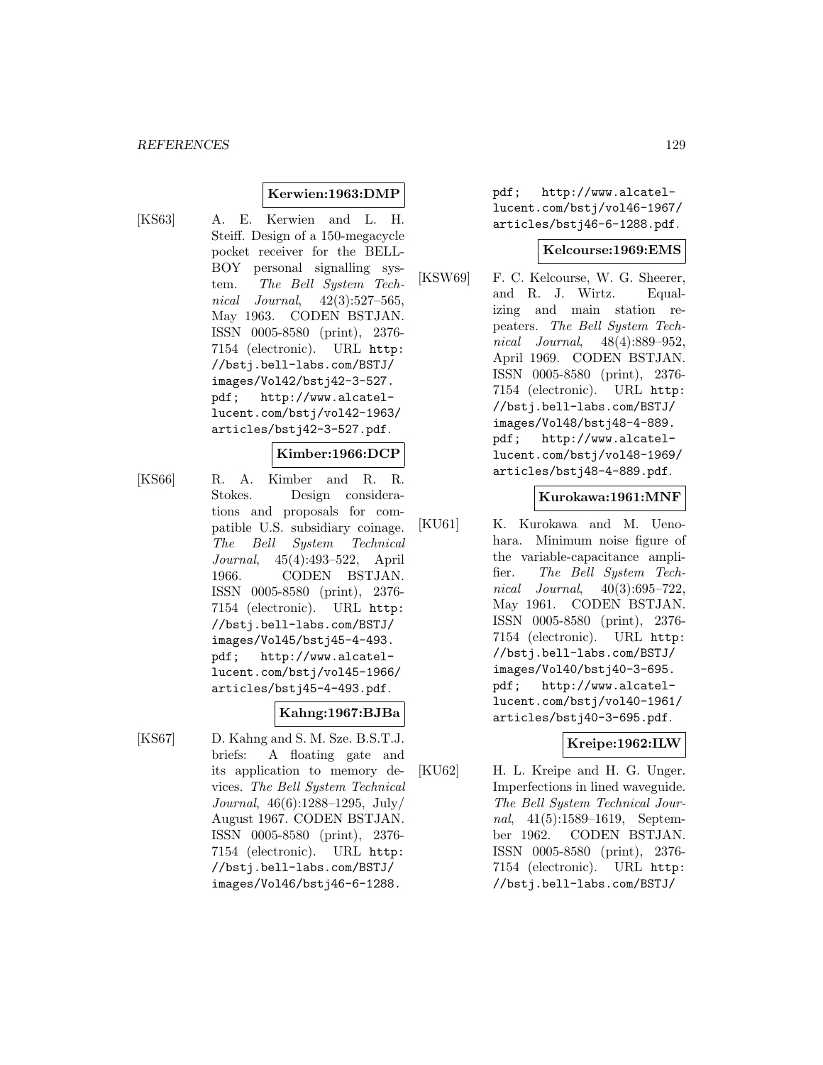**Kerwien:1963:DMP**

[KS63] A. E. Kerwien and L. H. Steiff. Design of a 150-megacycle pocket receiver for the BELL-BOY personal signalling system. *The Bell System Technical Journal*, 42(3):527–565, May 1963. CODEN BSTJAN. ISSN 0005-8580 (print), 2376-7154 (electronic). URL `http://bstj.bell-labs.com/BSTJ/images/Vol42/bstj42-3-527.pdf`; `http://www.alcatel-lucent.com/bstj/vol42-1963/articles/bstj42-3-527.pdf`.

**Kimber:1966:DCP**

[KS66] R. A. Kimber and R. R. Stokes. Design considerations and proposals for compatible U.S. subsidiary coinage. *The Bell System Technical Journal*, 45(4):493–522, April 1966. CODEN BSTJAN. ISSN 0005-8580 (print), 2376-7154 (electronic). URL `http://bstj.bell-labs.com/BSTJ/images/Vol45/bstj45-4-493.pdf`; `http://www.alcatel-lucent.com/bstj/vol45-1966/articles/bstj45-4-493.pdf`.

**Kahng:1967:BJBa**

[KS67] D. Kahng and S. M. Sze. B.S.T.J. briefs: A floating gate and its application to memory devices. *The Bell System Technical Journal*, 46(6):1288–1295, July/August 1967. CODEN BSTJAN. ISSN 0005-8580 (print), 2376-7154 (electronic). URL `http://bstj.bell-labs.com/BSTJ/images/Vol46/bstj46-6-1288.pdf`; `http://www.alcatel-lucent.com/bstj/vol46-1967/articles/bstj46-6-1288.pdf`.

**Kelcourse:1969:EMS**

[KSW69] F. C. Kelcourse, W. G. Sheerer, and R. J. Wirtz. Equalizing and main station repeaters. *The Bell System Technical Journal*, 48(4):889–952, April 1969. CODEN BSTJAN. ISSN 0005-8580 (print), 2376-7154 (electronic). URL `http://bstj.bell-labs.com/BSTJ/images/Vol48/bstj48-4-889.pdf`; `http://www.alcatel-lucent.com/bstj/vol48-1969/articles/bstj48-4-889.pdf`.

**Kurokawa:1961:MNF**

[KU61] K. Kurokawa and M. Uenohara. Minimum noise figure of the variable-capacitance amplifier. *The Bell System Technical Journal*, 40(3):695–722, May 1961. CODEN BSTJAN. ISSN 0005-8580 (print), 2376-7154 (electronic). URL `http://bstj.bell-labs.com/BSTJ/images/Vol40/bstj40-3-695.pdf`; `http://www.alcatel-lucent.com/bstj/vol40-1961/articles/bstj40-3-695.pdf`.

**Kreipe:1962:ILW**

[KU62] H. L. Kreipe and H. G. Unger. Imperfections in lined waveguide. *The Bell System Technical Journal*, 41(5):1589–1619, September 1962. CODEN BSTJAN. ISSN 0005-8580 (print), 2376-7154 (electronic). URL `http://bstj.bell-labs.com/BSTJ/`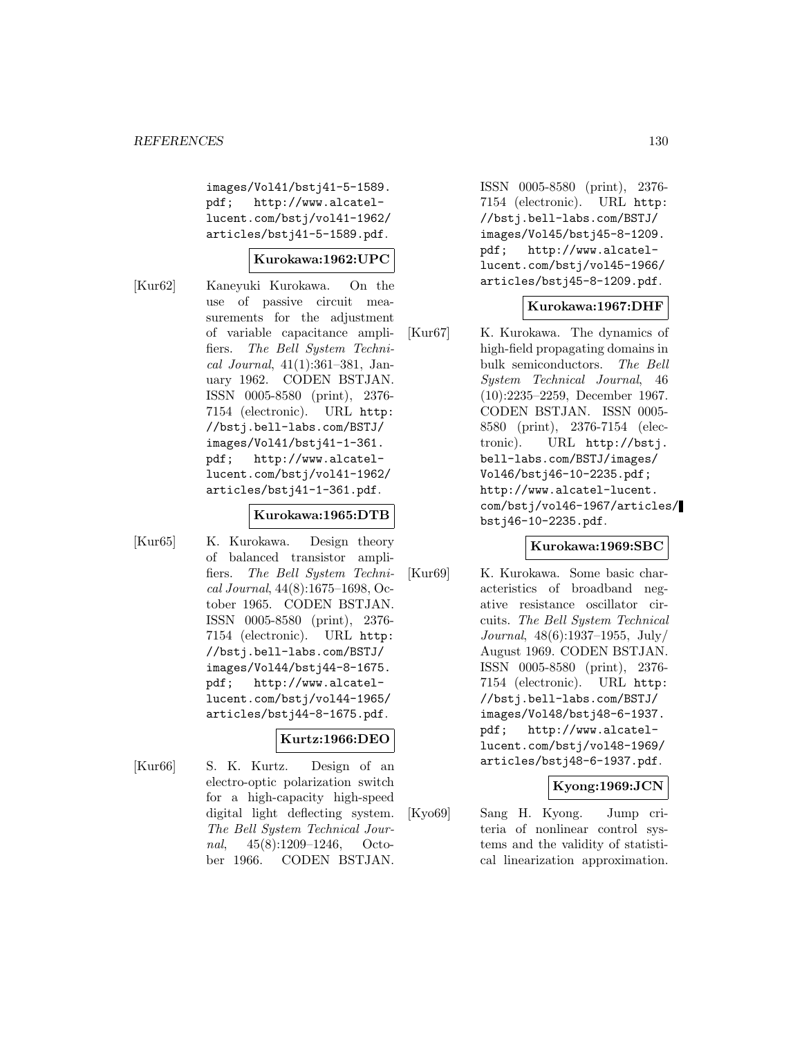images/Vol41/bstj41-5-1589.pdf; http://www.alcatel-lucent.com/bstj/vol41-1962/articles/bstj41-5-1589.pdf.

**Kurokawa:1962:UPC**

[Kur62] Kaneyuki Kurokawa. On the use of passive circuit measurements for the adjustment of variable capacitance amplifiers. *The Bell System Technical Journal*, 41(1):361–381, January 1962. CODEN BSTJAN. ISSN 0005-8580 (print), 2376-7154 (electronic). URL http://bstj.bell-labs.com/BSTJ/images/Vol41/bstj41-1-361.pdf; http://www.alcatel-lucent.com/bstj/vol41-1962/articles/bstj41-1-361.pdf.

**Kurokawa:1965:DTB**

[Kur65] K. Kurokawa. Design theory of balanced transistor amplifiers. *The Bell System Technical Journal*, 44(8):1675–1698, October 1965. CODEN BSTJAN. ISSN 0005-8580 (print), 2376-7154 (electronic). URL http://bstj.bell-labs.com/BSTJ/images/Vol44/bstj44-8-1675.pdf; http://www.alcatel-lucent.com/bstj/vol44-1965/articles/bstj44-8-1675.pdf.

**Kurtz:1966:DEO**

[Kur66] S. K. Kurtz. Design of an electro-optic polarization switch for a high-capacity high-speed digital light deflecting system. *The Bell System Technical Journal*, 45(8):1209–1246, October 1966. CODEN BSTJAN. ISSN 0005-8580 (print), 2376-7154 (electronic). URL http://bstj.bell-labs.com/BSTJ/images/Vol45/bstj45-8-1209.pdf; http://www.alcatel-lucent.com/bstj/vol45-1966/articles/bstj45-8-1209.pdf.

**Kurokawa:1967:DHF**

[Kur67] K. Kurokawa. The dynamics of high-field propagating domains in bulk semiconductors. *The Bell System Technical Journal*, 46(10):2235–2259, December 1967. CODEN BSTJAN. ISSN 0005-8580 (print), 2376-7154 (electronic). URL http://bstj.bell-labs.com/BSTJ/images/Vol46/bstj46-10-2235.pdf; http://www.alcatel-lucent.com/bstj/vol46-1967/articles/bstj46-10-2235.pdf.

**Kurokawa:1969:SBC**

[Kur69] K. Kurokawa. Some basic characteristics of broadband negative resistance oscillator circuits. *The Bell System Technical Journal*, 48(6):1937–1955, July/August 1969. CODEN BSTJAN. ISSN 0005-8580 (print), 2376-7154 (electronic). URL http://bstj.bell-labs.com/BSTJ/images/Vol48/bstj48-6-1937.pdf; http://www.alcatel-lucent.com/bstj/vol48-1969/articles/bstj48-6-1937.pdf.

**Kyong:1969:JCN**

[Kyo69] Sang H. Kyong. Jump criteria of nonlinear control systems and the validity of statistical linearization approximation.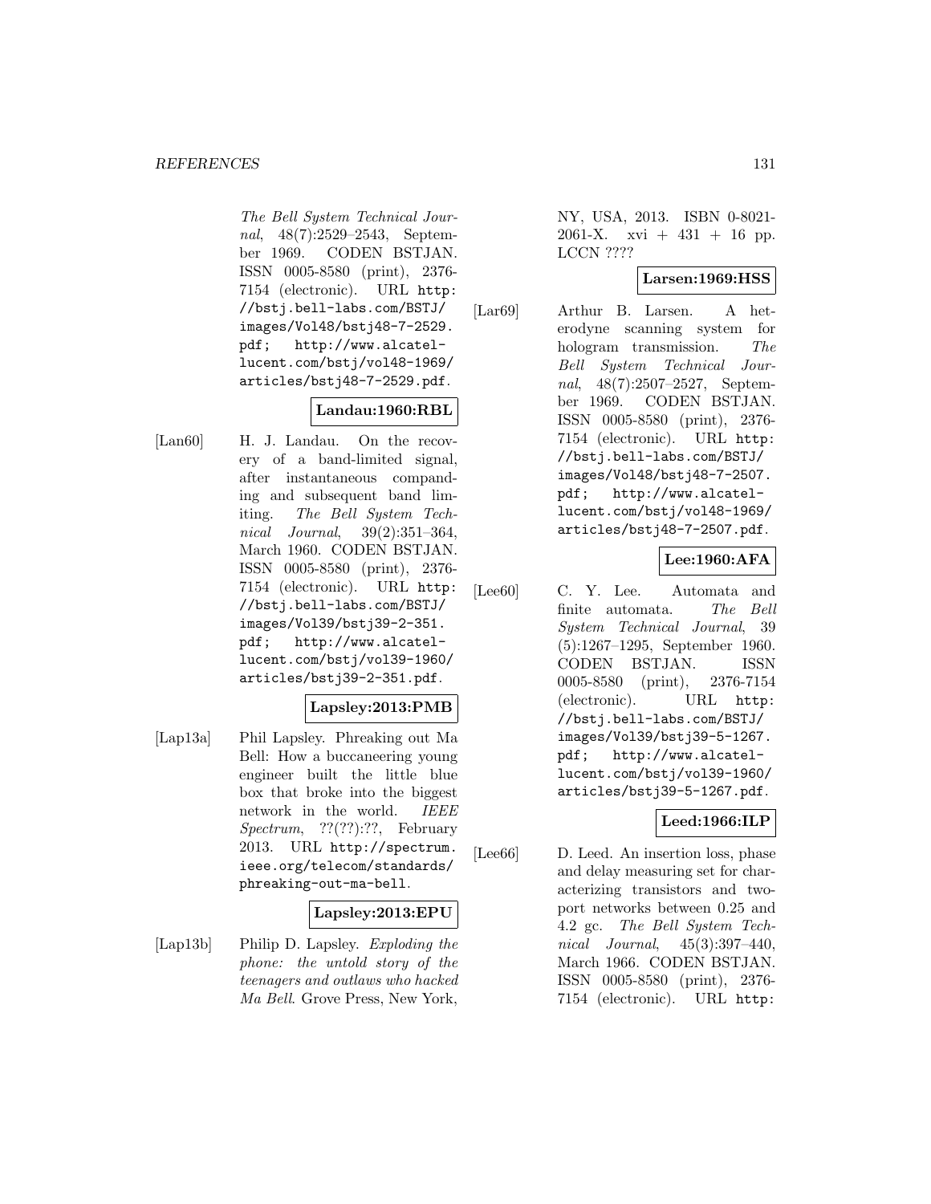The Bell System Technical Journal, 48(7):2529–2543, September 1969. CODEN BSTJAN. ISSN 0005-8580 (print), 2376-7154 (electronic). URL http://bstj.bell-labs.com/BSTJ/images/Vol48/bstj48-7-2529.pdf; http://www.alcatel-lucent.com/bstj/vol48-1969/articles/bstj48-7-2529.pdf.

**Landau:1960:RBL**

[Lan60] H. J. Landau. On the recovery of a band-limited signal, after instantaneous companding and subsequent band limiting. *The Bell System Technical Journal*, 39(2):351–364, March 1960. CODEN BSTJAN. ISSN 0005-8580 (print), 2376-7154 (electronic). URL http://bstj.bell-labs.com/BSTJ/images/Vol39/bstj39-2-351.pdf; http://www.alcatel-lucent.com/bstj/vol39-1960/articles/bstj39-2-351.pdf.

**Lapsley:2013:PMB**

[Lap13a] Phil Lapsley. Phreaking out Ma Bell: How a buccaneering young engineer built the little blue box that broke into the biggest network in the world. *IEEE Spectrum*, ??(??):??, February 2013. URL http://spectrum.ieee.org/telecom/standards/phreaking-out-ma-bell.

**Lapsley:2013:EPU**

[Lap13b] Philip D. Lapsley. *Exploding the phone: the untold story of the teenagers and outlaws who hacked Ma Bell*. Grove Press, New York, NY, USA, 2013. ISBN 0-8021-2061-X. xvi + 431 + 16 pp. LCCN ????

**Larsen:1969:HSS**

[Lar69] Arthur B. Larsen. A heterodyne scanning system for hologram transmission. *The Bell System Technical Journal*, 48(7):2507–2527, September 1969. CODEN BSTJAN. ISSN 0005-8580 (print), 2376-7154 (electronic). URL http://bstj.bell-labs.com/BSTJ/images/Vol48/bstj48-7-2507.pdf; http://www.alcatel-lucent.com/bstj/vol48-1969/articles/bstj48-7-2507.pdf.

**Lee:1960:AFA**

[Lee60] C. Y. Lee. Automata and finite automata. *The Bell System Technical Journal*, 39(5):1267–1295, September 1960. CODEN BSTJAN. ISSN 0005-8580 (print), 2376-7154 (electronic). URL http://bstj.bell-labs.com/BSTJ/images/Vol39/bstj39-5-1267.pdf; http://www.alcatel-lucent.com/bstj/vol39-1960/articles/bstj39-5-1267.pdf.

**Leed:1966:ILP**

[Lee66] D. Leed. An insertion loss, phase and delay measuring set for characterizing transistors and two-port networks between 0.25 and 4.2 gc. *The Bell System Technical Journal*, 45(3):397–440, March 1966. CODEN BSTJAN. ISSN 0005-8580 (print), 2376-7154 (electronic). URL http: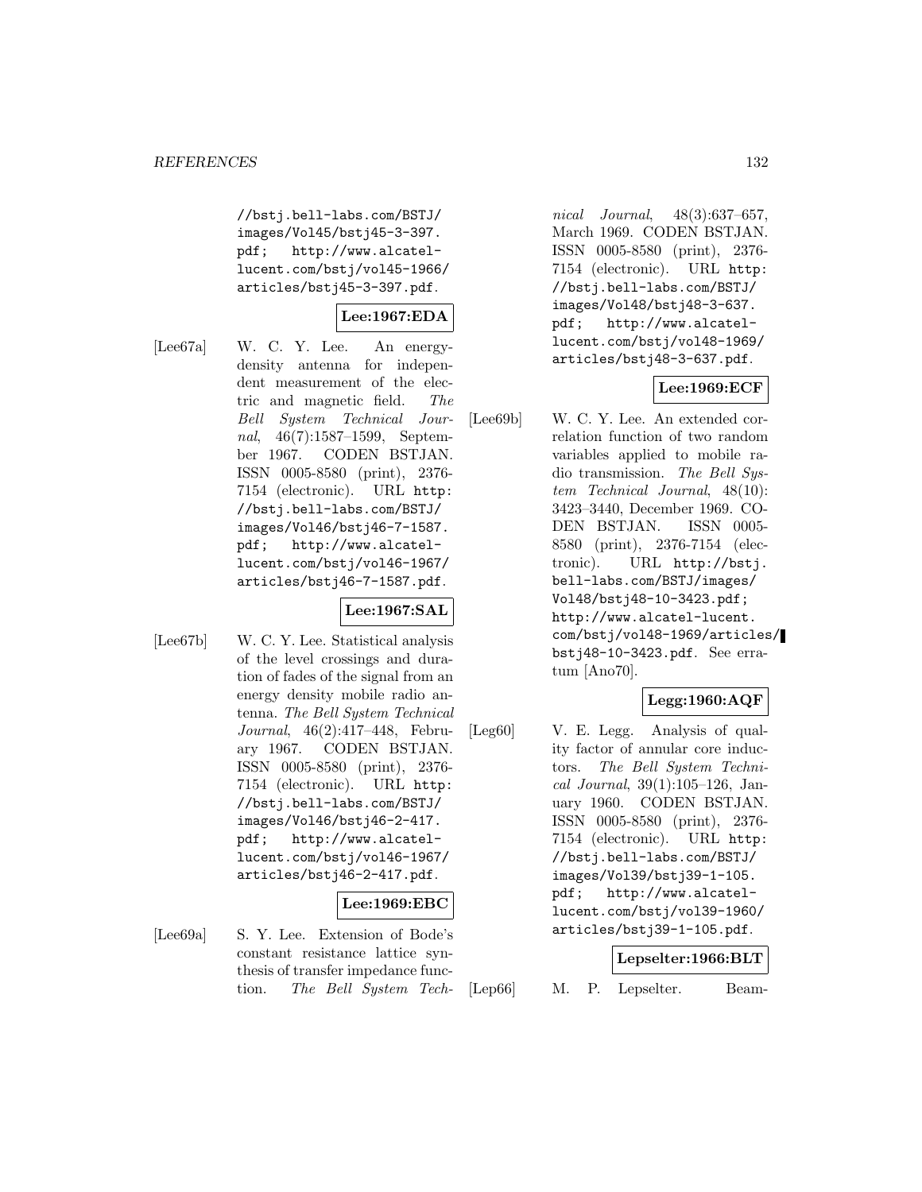//bstj.bell-labs.com/BSTJ/images/Vol45/bstj45-3-397.pdf; http://www.alcatel-lucent.com/bstj/vol45-1966/articles/bstj45-3-397.pdf.

**Lee:1967:EDA**

[Lee67a] W. C. Y. Lee. An energy-density antenna for independent measurement of the electric and magnetic field. *The Bell System Technical Journal*, 46(7):1587–1599, September 1967. CODEN BSTJAN. ISSN 0005-8580 (print), 2376-7154 (electronic). URL http://bstj.bell-labs.com/BSTJ/images/Vol46/bstj46-7-1587.pdf; http://www.alcatel-lucent.com/bstj/vol46-1967/articles/bstj46-7-1587.pdf.

**Lee:1967:SAL**

[Lee67b] W. C. Y. Lee. Statistical analysis of the level crossings and duration of fades of the signal from an energy density mobile radio antenna. *The Bell System Technical Journal*, 46(2):417–448, February 1967. CODEN BSTJAN. ISSN 0005-8580 (print), 2376-7154 (electronic). URL http://bstj.bell-labs.com/BSTJ/images/Vol46/bstj46-2-417.pdf; http://www.alcatel-lucent.com/bstj/vol46-1967/articles/bstj46-2-417.pdf.

**Lee:1969:EBC**

[Lee69a] S. Y. Lee. Extension of Bode's constant resistance lattice synthesis of transfer impedance function. *The Bell System Technical Journal*, 48(3):637–657, March 1969. CODEN BSTJAN. ISSN 0005-8580 (print), 2376-7154 (electronic). URL http://bstj.bell-labs.com/BSTJ/images/Vol48/bstj48-3-637.pdf; http://www.alcatel-lucent.com/bstj/vol48-1969/articles/bstj48-3-637.pdf.

**Lee:1969:ECF**

[Lee69b] W. C. Y. Lee. An extended correlation function of two random variables applied to mobile radio transmission. *The Bell System Technical Journal*, 48(10):3423–3440, December 1969. CODEN BSTJAN. ISSN 0005-8580 (print), 2376-7154 (electronic). URL http://bstj.bell-labs.com/BSTJ/images/Vol48/bstj48-10-3423.pdf; http://www.alcatel-lucent.com/bstj/vol48-1969/articles/bstj48-10-3423.pdf. See erratum [Ano70].

**Legg:1960:AQF**

[Leg60] V. E. Legg. Analysis of quality factor of annular core inductors. *The Bell System Technical Journal*, 39(1):105–126, January 1960. CODEN BSTJAN. ISSN 0005-8580 (print), 2376-7154 (electronic). URL http://bstj.bell-labs.com/BSTJ/images/Vol39/bstj39-1-105.pdf; http://www.alcatel-lucent.com/bstj/vol39-1960/articles/bstj39-1-105.pdf.

**Lepselter:1966:BLT**

[Lep66] M. P. Lepselter. Beam-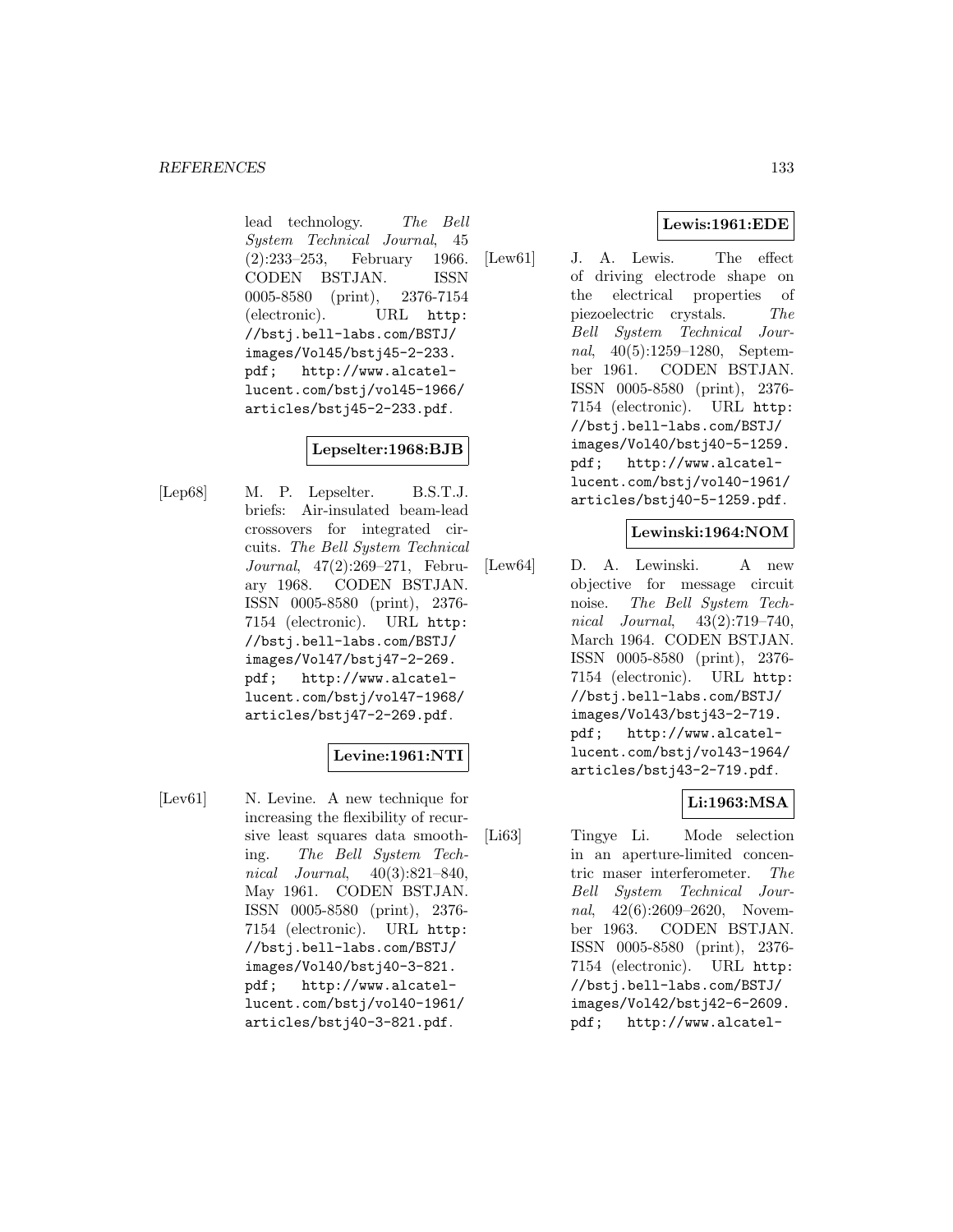lead technology. *The Bell System Technical Journal*, 45 (2):233–253, February 1966. CODEN BSTJAN. ISSN 0005-8580 (print), 2376-7154 (electronic). URL http://bstj.bell-labs.com/BSTJ/images/Vol45/bstj45-2-233.pdf; http://www.alcatel-lucent.com/bstj/vol45-1966/articles/bstj45-2-233.pdf.

**Lepselter:1968:BJB**

[Lep68] M. P. Lepselter. B.S.T.J. briefs: Air-insulated beam-lead crossovers for integrated circuits. *The Bell System Technical Journal*, 47(2):269–271, February 1968. CODEN BSTJAN. ISSN 0005-8580 (print), 2376-7154 (electronic). URL http://bstj.bell-labs.com/BSTJ/images/Vol47/bstj47-2-269.pdf; http://www.alcatel-lucent.com/bstj/vol47-1968/articles/bstj47-2-269.pdf.

**Levine:1961:NTI**

[Lev61] N. Levine. A new technique for increasing the flexibility of recursive least squares data smoothing. *The Bell System Technical Journal*, 40(3):821–840, May 1961. CODEN BSTJAN. ISSN 0005-8580 (print), 2376-7154 (electronic). URL http://bstj.bell-labs.com/BSTJ/images/Vol40/bstj40-3-821.pdf; http://www.alcatel-lucent.com/bstj/vol40-1961/articles/bstj40-3-821.pdf.

**Lewis:1961:EDE**

[Lew61] J. A. Lewis. The effect of driving electrode shape on the electrical properties of piezoelectric crystals. *The Bell System Technical Journal*, 40(5):1259–1280, September 1961. CODEN BSTJAN. ISSN 0005-8580 (print), 2376-7154 (electronic). URL http://bstj.bell-labs.com/BSTJ/images/Vol40/bstj40-5-1259.pdf; http://www.alcatel-lucent.com/bstj/vol40-1961/articles/bstj40-5-1259.pdf.

**Lewinski:1964:NOM**

[Lew64] D. A. Lewinski. A new objective for message circuit noise. *The Bell System Technical Journal*, 43(2):719–740, March 1964. CODEN BSTJAN. ISSN 0005-8580 (print), 2376-7154 (electronic). URL http://bstj.bell-labs.com/BSTJ/images/Vol43/bstj43-2-719.pdf; http://www.alcatel-lucent.com/bstj/vol43-1964/articles/bstj43-2-719.pdf.

**Li:1963:MSA**

[Li63] Tingye Li. Mode selection in an aperture-limited concentric maser interferometer. *The Bell System Technical Journal*, 42(6):2609–2620, November 1963. CODEN BSTJAN. ISSN 0005-8580 (print), 2376-7154 (electronic). URL http://bstj.bell-labs.com/BSTJ/images/Vol42/bstj42-6-2609.pdf; http://www.alcatel-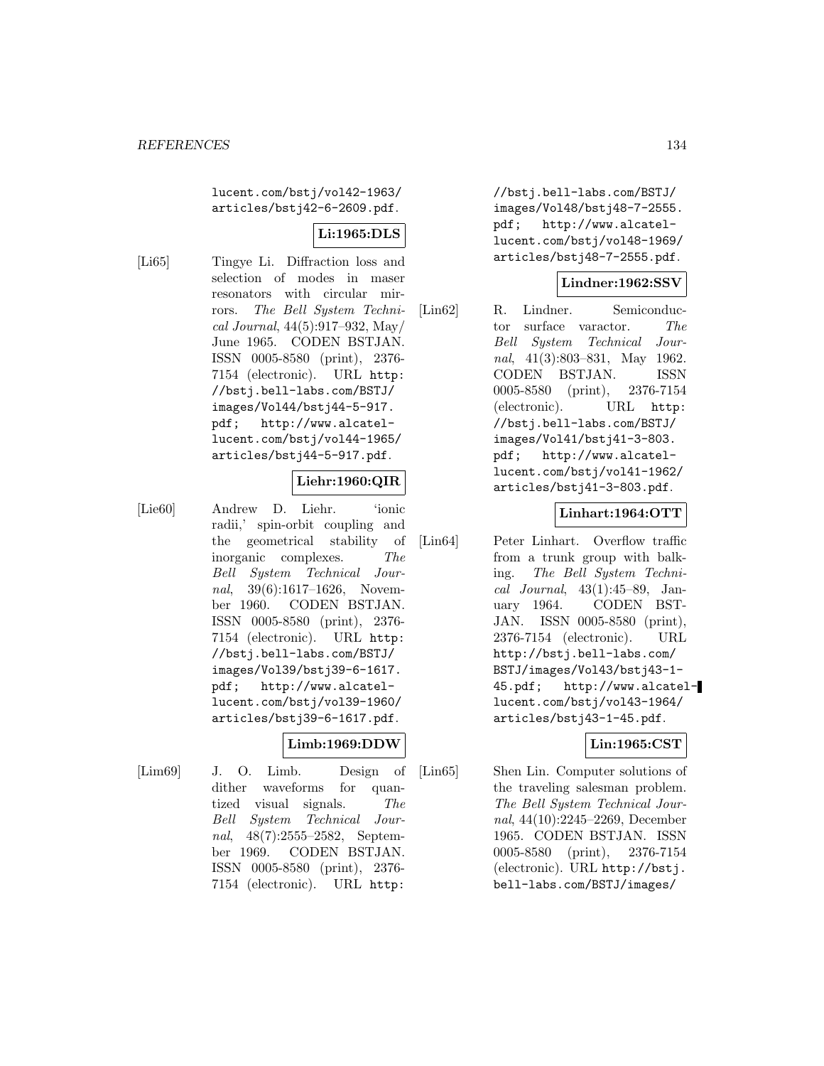lucent.com/bstj/vol42-1963/articles/bstj42-6-2609.pdf.

**Li:1965:DLS**

[Li65] Tingye Li. Diffraction loss and selection of modes in maser resonators with circular mirrors. *The Bell System Technical Journal*, 44(5):917–932, May/June 1965. CODEN BSTJAN. ISSN 0005-8580 (print), 2376-7154 (electronic). URL http://bstj.bell-labs.com/BSTJ/images/Vol44/bstj44-5-917.pdf; http://www.alcatel-lucent.com/bstj/vol44-1965/articles/bstj44-5-917.pdf.

**Liehr:1960:QIR**

[Lie60] Andrew D. Liehr. 'ionic radii,' spin-orbit coupling and the geometrical stability of inorganic complexes. *The Bell System Technical Journal*, 39(6):1617–1626, November 1960. CODEN BSTJAN. ISSN 0005-8580 (print), 2376-7154 (electronic). URL http://bstj.bell-labs.com/BSTJ/images/Vol39/bstj39-6-1617.pdf; http://www.alcatel-lucent.com/bstj/vol39-1960/articles/bstj39-6-1617.pdf.

**Limb:1969:DDW**

[Lim69] J. O. Limb. Design of dither waveforms for quantized visual signals. *The Bell System Technical Journal*, 48(7):2555–2582, September 1969. CODEN BSTJAN. ISSN 0005-8580 (print), 2376-7154 (electronic). URL http://bstj.bell-labs.com/BSTJ/images/Vol48/bstj48-7-2555.pdf; http://www.alcatel-lucent.com/bstj/vol48-1969/articles/bstj48-7-2555.pdf.

**Lindner:1962:SSV**

[Lin62] R. Lindner. Semiconductor surface varactor. *The Bell System Technical Journal*, 41(3):803–831, May 1962. CODEN BSTJAN. ISSN 0005-8580 (print), 2376-7154 (electronic). URL http://bstj.bell-labs.com/BSTJ/images/Vol41/bstj41-3-803.pdf; http://www.alcatel-lucent.com/bstj/vol41-1962/articles/bstj41-3-803.pdf.

**Linhart:1964:OTT**

[Lin64] Peter Linhart. Overflow traffic from a trunk group with balking. *The Bell System Technical Journal*, 43(1):45–89, January 1964. CODEN BSTJAN. ISSN 0005-8580 (print), 2376-7154 (electronic). URL http://bstj.bell-labs.com/BSTJ/images/Vol43/bstj43-1-45.pdf; http://www.alcatel-lucent.com/bstj/vol43-1964/articles/bstj43-1-45.pdf.

**Lin:1965:CST**

[Lin65] Shen Lin. Computer solutions of the traveling salesman problem. *The Bell System Technical Journal*, 44(10):2245–2269, December 1965. CODEN BSTJAN. ISSN 0005-8580 (print), 2376-7154 (electronic). URL http://bstj.bell-labs.com/BSTJ/images/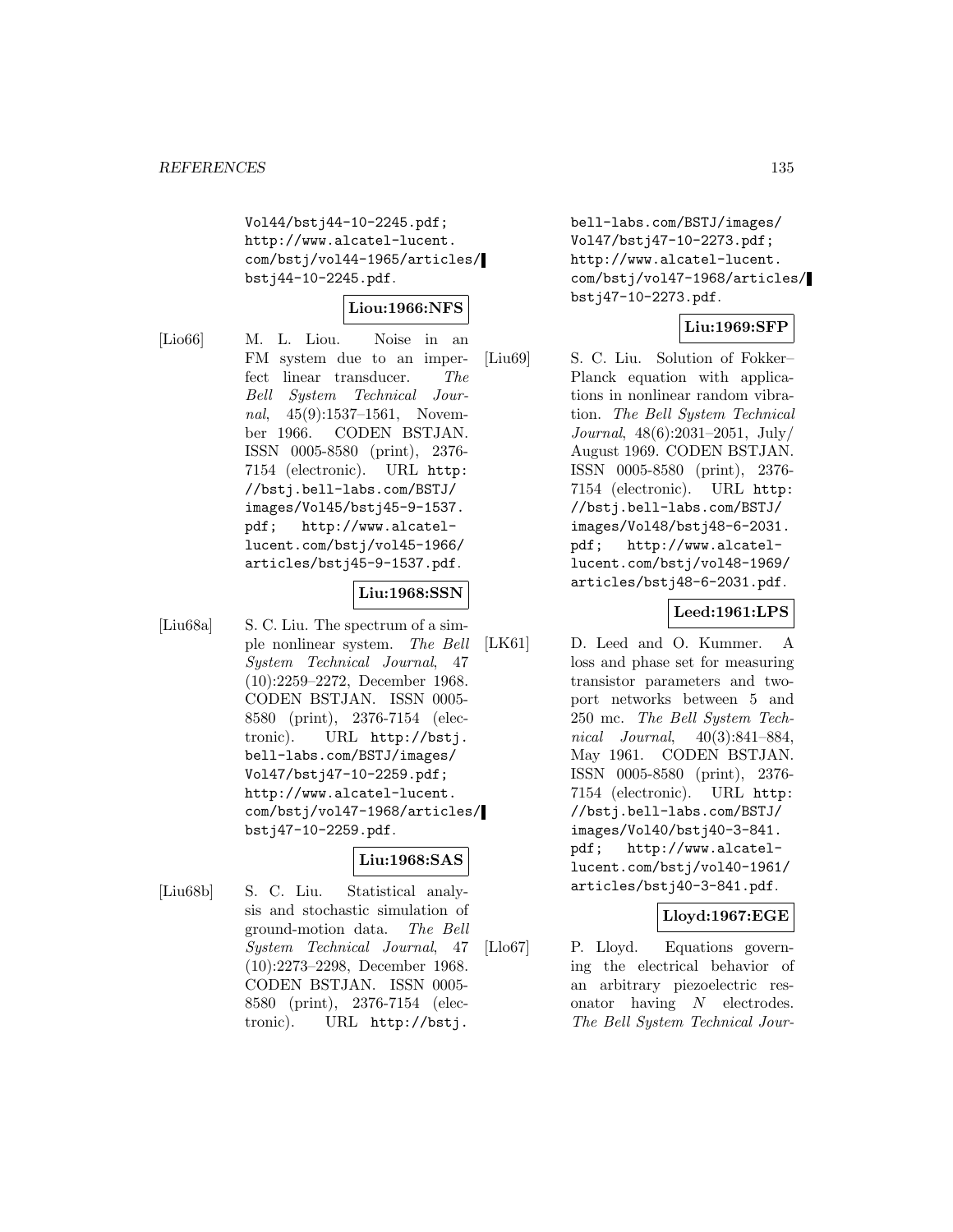Vol44/bstj44-10-2245.pdf; http://www.alcatel-lucent.com/bstj/vol44-1965/articles/bstj44-10-2245.pdf.

**Liou:1966:NFS**

[Lio66] M. L. Liou. Noise in an FM system due to an imperfect linear transducer. *The Bell System Technical Journal*, 45(9):1537–1561, November 1966. CODEN BSTJAN. ISSN 0005-8580 (print), 2376-7154 (electronic). URL http://bstj.bell-labs.com/BSTJ/images/Vol45/bstj45-9-1537.pdf; http://www.alcatel-lucent.com/bstj/vol45-1966/articles/bstj45-9-1537.pdf.

**Liu:1968:SSN**

[Liu68a] S. C. Liu. The spectrum of a simple nonlinear system. *The Bell System Technical Journal*, 47 (10):2259–2272, December 1968. CODEN BSTJAN. ISSN 0005-8580 (print), 2376-7154 (electronic). URL http://bstj.bell-labs.com/BSTJ/images/Vol47/bstj47-10-2259.pdf; http://www.alcatel-lucent.com/bstj/vol47-1968/articles/bstj47-10-2259.pdf.

**Liu:1968:SAS**

[Liu68b] S. C. Liu. Statistical analysis and stochastic simulation of ground-motion data. *The Bell System Technical Journal*, 47 (10):2273–2298, December 1968. CODEN BSTJAN. ISSN 0005-8580 (print), 2376-7154 (electronic). URL http://bstj.bell-labs.com/BSTJ/images/Vol47/bstj47-10-2273.pdf; http://www.alcatel-lucent.com/bstj/vol47-1968/articles/bstj47-10-2273.pdf.

**Liu:1969:SFP**

[Liu69] S. C. Liu. Solution of Fokker–Planck equation with applications in nonlinear random vibration. *The Bell System Technical Journal*, 48(6):2031–2051, July/August 1969. CODEN BSTJAN. ISSN 0005-8580 (print), 2376-7154 (electronic). URL http://bstj.bell-labs.com/BSTJ/images/Vol48/bstj48-6-2031.pdf; http://www.alcatel-lucent.com/bstj/vol48-1969/articles/bstj48-6-2031.pdf.

**Leed:1961:LPS**

[LK61] D. Leed and O. Kummer. A loss and phase set for measuring transistor parameters and two-port networks between 5 and 250 mc. *The Bell System Technical Journal*, 40(3):841–884, May 1961. CODEN BSTJAN. ISSN 0005-8580 (print), 2376-7154 (electronic). URL http://bstj.bell-labs.com/BSTJ/images/Vol40/bstj40-3-841.pdf; http://www.alcatel-lucent.com/bstj/vol40-1961/articles/bstj40-3-841.pdf.

**Lloyd:1967:EGE**

[Llo67] P. Lloyd. Equations governing the electrical behavior of an arbitrary piezoelectric resonator having $N$ electrodes. *The Bell System Technical Jour-*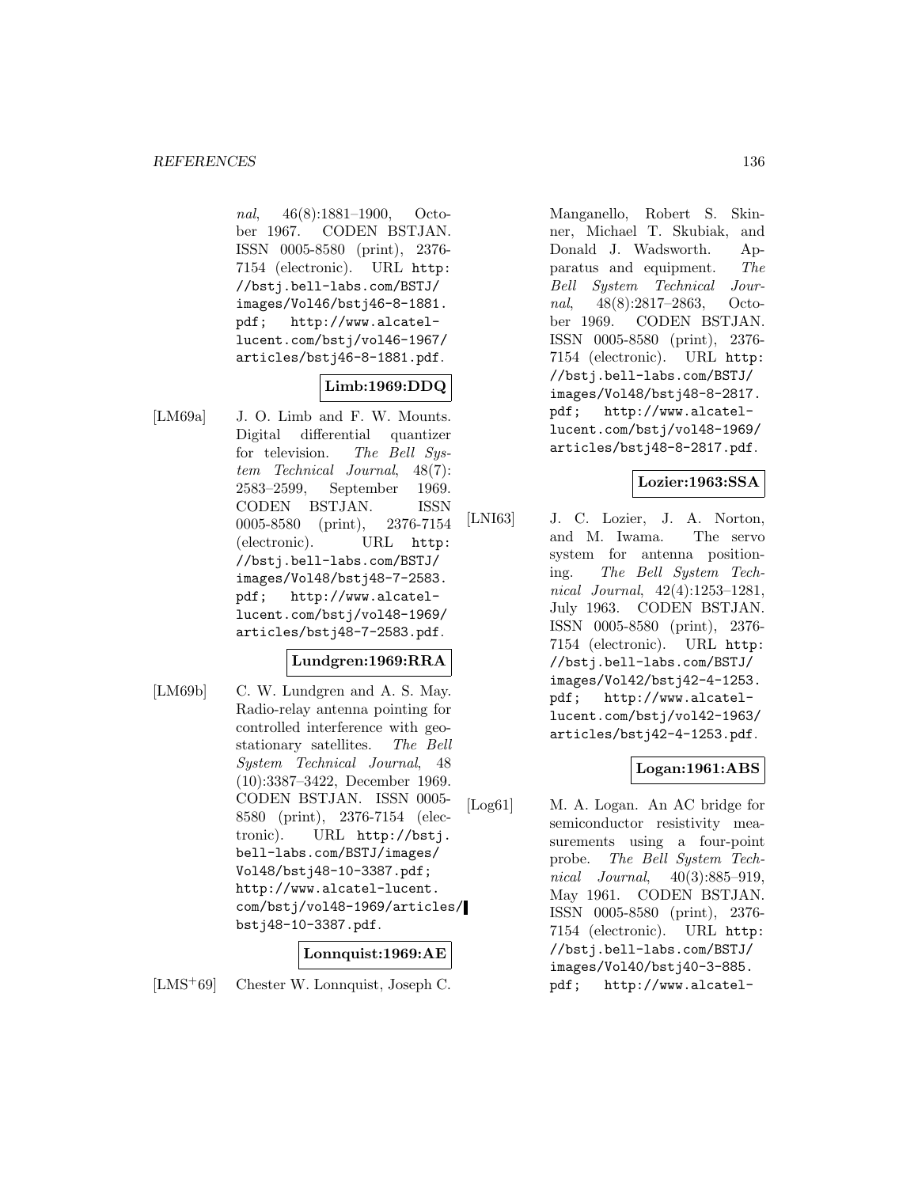*nal*, 46(8):1881–1900, October 1967. CODEN BSTJAN. ISSN 0005-8580 (print), 2376-7154 (electronic). URL http://bstj.bell-labs.com/BSTJ/images/Vol46/bstj46-8-1881.pdf; http://www.alcatel-lucent.com/bstj/vol46-1967/articles/bstj46-8-1881.pdf.

**Limb:1969:DDQ**

[LM69a] J. O. Limb and F. W. Mounts. Digital differential quantizer for television. *The Bell System Technical Journal*, 48(7):2583–2599, September 1969. CODEN BSTJAN. ISSN 0005-8580 (print), 2376-7154 (electronic). URL http://bstj.bell-labs.com/BSTJ/images/Vol48/bstj48-7-2583.pdf; http://www.alcatel-lucent.com/bstj/vol48-1969/articles/bstj48-7-2583.pdf.

**Lundgren:1969:RRA**

[LM69b] C. W. Lundgren and A. S. May. Radio-relay antenna pointing for controlled interference with geostationary satellites. *The Bell System Technical Journal*, 48(10):3387–3422, December 1969. CODEN BSTJAN. ISSN 0005-8580 (print), 2376-7154 (electronic). URL http://bstj.bell-labs.com/BSTJ/images/Vol48/bstj48-10-3387.pdf; http://www.alcatel-lucent.com/bstj/vol48-1969/articles/bstj48-10-3387.pdf.

**Lonnquist:1969:AE**

[LMS+69] Chester W. Lonnquist, Joseph C. Manganello, Robert S. Skinner, Michael T. Skubiak, and Donald J. Wadsworth. Apparatus and equipment. *The Bell System Technical Journal*, 48(8):2817–2863, October 1969. CODEN BSTJAN. ISSN 0005-8580 (print), 2376-7154 (electronic). URL http://bstj.bell-labs.com/BSTJ/images/Vol48/bstj48-8-2817.pdf; http://www.alcatel-lucent.com/bstj/vol48-1969/articles/bstj48-8-2817.pdf.

**Lozier:1963:SSA**

[LNI63] J. C. Lozier, J. A. Norton, and M. Iwama. The servo system for antenna positioning. *The Bell System Technical Journal*, 42(4):1253–1281, July 1963. CODEN BSTJAN. ISSN 0005-8580 (print), 2376-7154 (electronic). URL http://bstj.bell-labs.com/BSTJ/images/Vol42/bstj42-4-1253.pdf; http://www.alcatel-lucent.com/bstj/vol42-1963/articles/bstj42-4-1253.pdf.

**Logan:1961:ABS**

[Log61] M. A. Logan. An AC bridge for semiconductor resistivity measurements using a four-point probe. *The Bell System Technical Journal*, 40(3):885–919, May 1961. CODEN BSTJAN. ISSN 0005-8580 (print), 2376-7154 (electronic). URL http://bstj.bell-labs.com/BSTJ/images/Vol40/bstj40-3-885.pdf; http://www.alcatel-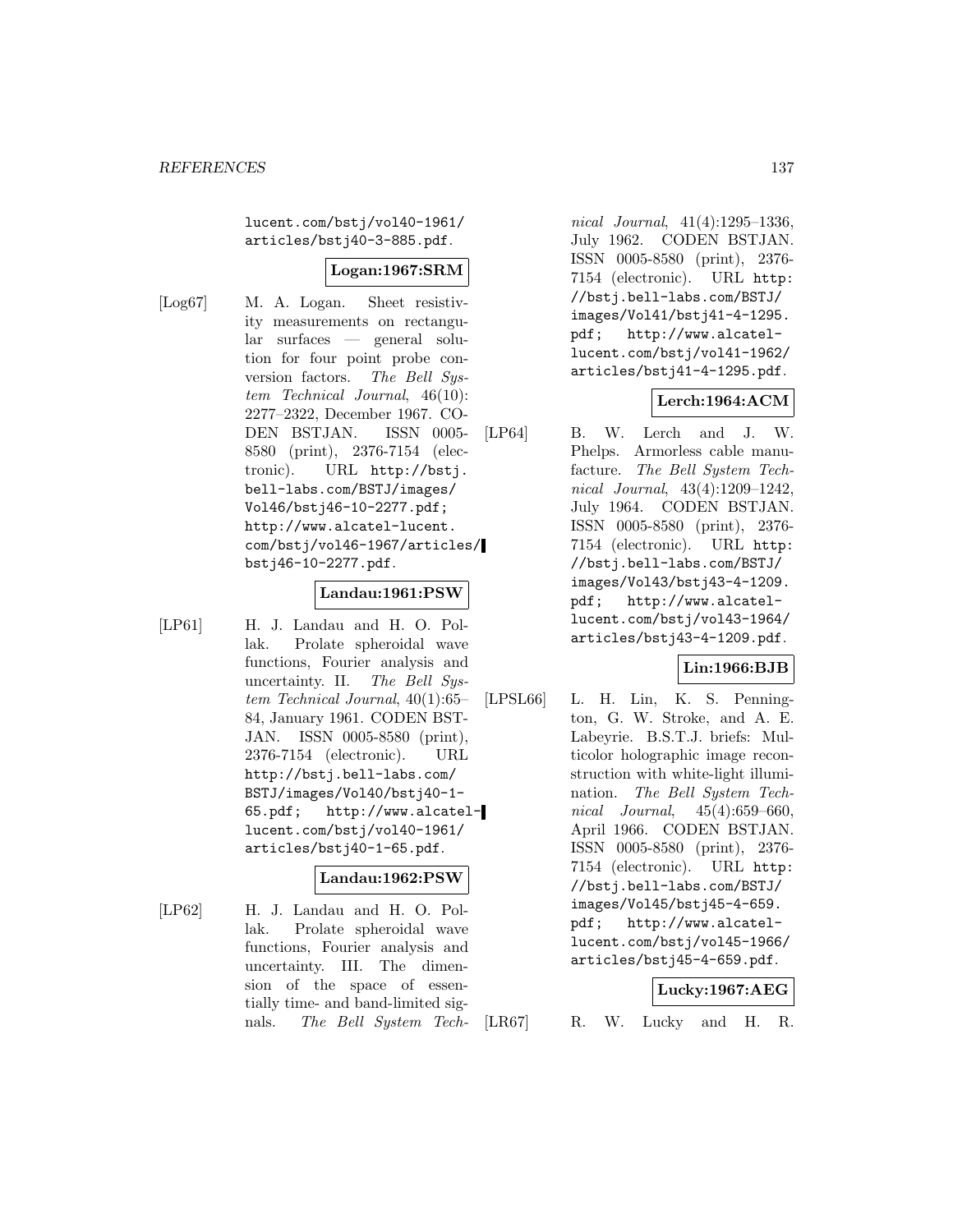lucent.com/bstj/vol40-1961/articles/bstj40-3-885.pdf.

**Logan:1967:SRM**

[Log67] M. A. Logan. Sheet resistivity measurements on rectangular surfaces — general solution for four point probe conversion factors. *The Bell System Technical Journal*, 46(10): 2277–2322, December 1967. CODEN BSTJAN. ISSN 0005-8580 (print), 2376-7154 (electronic). URL http://bstj.bell-labs.com/BSTJ/images/Vol46/bstj46-10-2277.pdf; http://www.alcatel-lucent.com/bstj/vol46-1967/articles/bstj46-10-2277.pdf.

**Landau:1961:PSW**

[LP61] H. J. Landau and H. O. Pollak. Prolate spheroidal wave functions, Fourier analysis and uncertainty. II. *The Bell System Technical Journal*, 40(1):65–84, January 1961. CODEN BSTJAN. ISSN 0005-8580 (print), 2376-7154 (electronic). URL http://bstj.bell-labs.com/BSTJ/images/Vol40/bstj40-1-65.pdf; http://www.alcatel-lucent.com/bstj/vol40-1961/articles/bstj40-1-65.pdf.

**Landau:1962:PSW**

[LP62] H. J. Landau and H. O. Pollak. Prolate spheroidal wave functions, Fourier analysis and uncertainty. III. The dimension of the space of essentially time- and band-limited signals. *The Bell System Technical Journal*, 41(4):1295–1336, July 1962. CODEN BSTJAN. ISSN 0005-8580 (print), 2376-7154 (electronic). URL http://bstj.bell-labs.com/BSTJ/images/Vol41/bstj41-4-1295.pdf; http://www.alcatel-lucent.com/bstj/vol41-1962/articles/bstj41-4-1295.pdf.

**Lerch:1964:ACM**

[LP64] B. W. Lerch and J. W. Phelps. Armorless cable manufacture. *The Bell System Technical Journal*, 43(4):1209–1242, July 1964. CODEN BSTJAN. ISSN 0005-8580 (print), 2376-7154 (electronic). URL http://bstj.bell-labs.com/BSTJ/images/Vol43/bstj43-4-1209.pdf; http://www.alcatel-lucent.com/bstj/vol43-1964/articles/bstj43-4-1209.pdf.

**Lin:1966:BJB**

[LPSL66] L. H. Lin, K. S. Pennington, G. W. Stroke, and A. E. Labeyrie. B.S.T.J. briefs: Multicolor holographic image reconstruction with white-light illumination. *The Bell System Technical Journal*, 45(4):659–660, April 1966. CODEN BSTJAN. ISSN 0005-8580 (print), 2376-7154 (electronic). URL http://bstj.bell-labs.com/BSTJ/images/Vol45/bstj45-4-659.pdf; http://www.alcatel-lucent.com/bstj/vol45-1966/articles/bstj45-4-659.pdf.

**Lucky:1967:AEG**

[LR67] R. W. Lucky and H. R.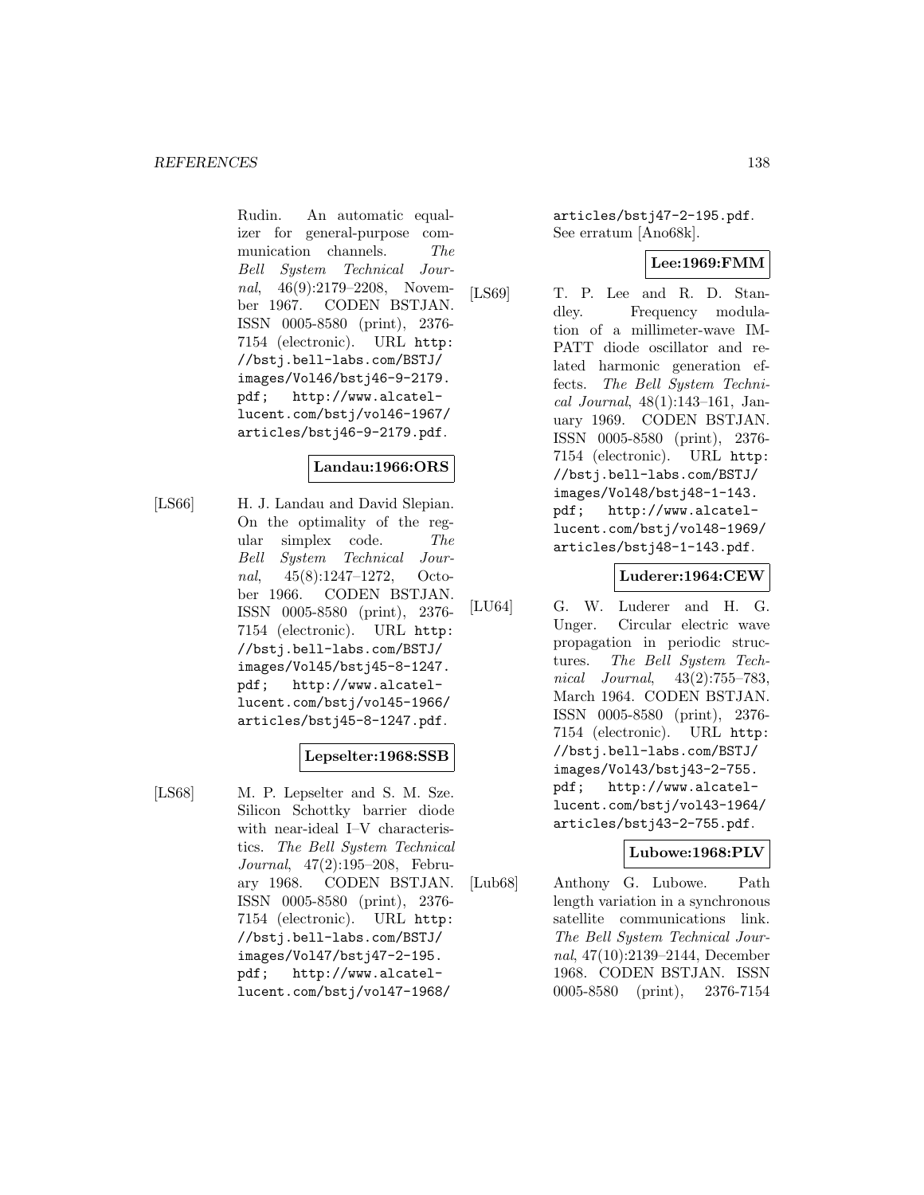Rudin. An automatic equalizer for general-purpose communication channels. *The Bell System Technical Journal*, 46(9):2179–2208, November 1967. CODEN BSTJAN. ISSN 0005-8580 (print), 2376-7154 (electronic). URL http://bstj.bell-labs.com/BSTJ/images/Vol46/bstj46-9-2179.pdf; http://www.alcatel-lucent.com/bstj/vol46-1967/articles/bstj46-9-2179.pdf.

**Landau:1966:ORS**

[LS66] H. J. Landau and David Slepian. On the optimality of the regular simplex code. *The Bell System Technical Journal*, 45(8):1247–1272, October 1966. CODEN BSTJAN. ISSN 0005-8580 (print), 2376-7154 (electronic). URL http://bstj.bell-labs.com/BSTJ/images/Vol45/bstj45-8-1247.pdf; http://www.alcatel-lucent.com/bstj/vol45-1966/articles/bstj45-8-1247.pdf.

**Lepselter:1968:SSB**

[LS68] M. P. Lepselter and S. M. Sze. Silicon Schottky barrier diode with near-ideal I–V characteristics. *The Bell System Technical Journal*, 47(2):195–208, February 1968. CODEN BSTJAN. ISSN 0005-8580 (print), 2376-7154 (electronic). URL http://bstj.bell-labs.com/BSTJ/images/Vol47/bstj47-2-195.pdf; http://www.alcatel-lucent.com/bstj/vol47-1968/articles/bstj47-2-195.pdf. See erratum [Ano68k].

**Lee:1969:FMM**

[LS69] T. P. Lee and R. D. Standley. Frequency modulation of a millimeter-wave IMPATT diode oscillator and related harmonic generation effects. *The Bell System Technical Journal*, 48(1):143–161, January 1969. CODEN BSTJAN. ISSN 0005-8580 (print), 2376-7154 (electronic). URL http://bstj.bell-labs.com/BSTJ/images/Vol48/bstj48-1-143.pdf; http://www.alcatel-lucent.com/bstj/vol48-1969/articles/bstj48-1-143.pdf.

**Luderer:1964:CEW**

[LU64] G. W. Luderer and H. G. Unger. Circular electric wave propagation in periodic structures. *The Bell System Technical Journal*, 43(2):755–783, March 1964. CODEN BSTJAN. ISSN 0005-8580 (print), 2376-7154 (electronic). URL http://bstj.bell-labs.com/BSTJ/images/Vol43/bstj43-2-755.pdf; http://www.alcatel-lucent.com/bstj/vol43-1964/articles/bstj43-2-755.pdf.

**Lubowe:1968:PLV**

[Lub68] Anthony G. Lubowe. Path length variation in a synchronous satellite communications link. *The Bell System Technical Journal*, 47(10):2139–2144, December 1968. CODEN BSTJAN. ISSN 0005-8580 (print), 2376-7154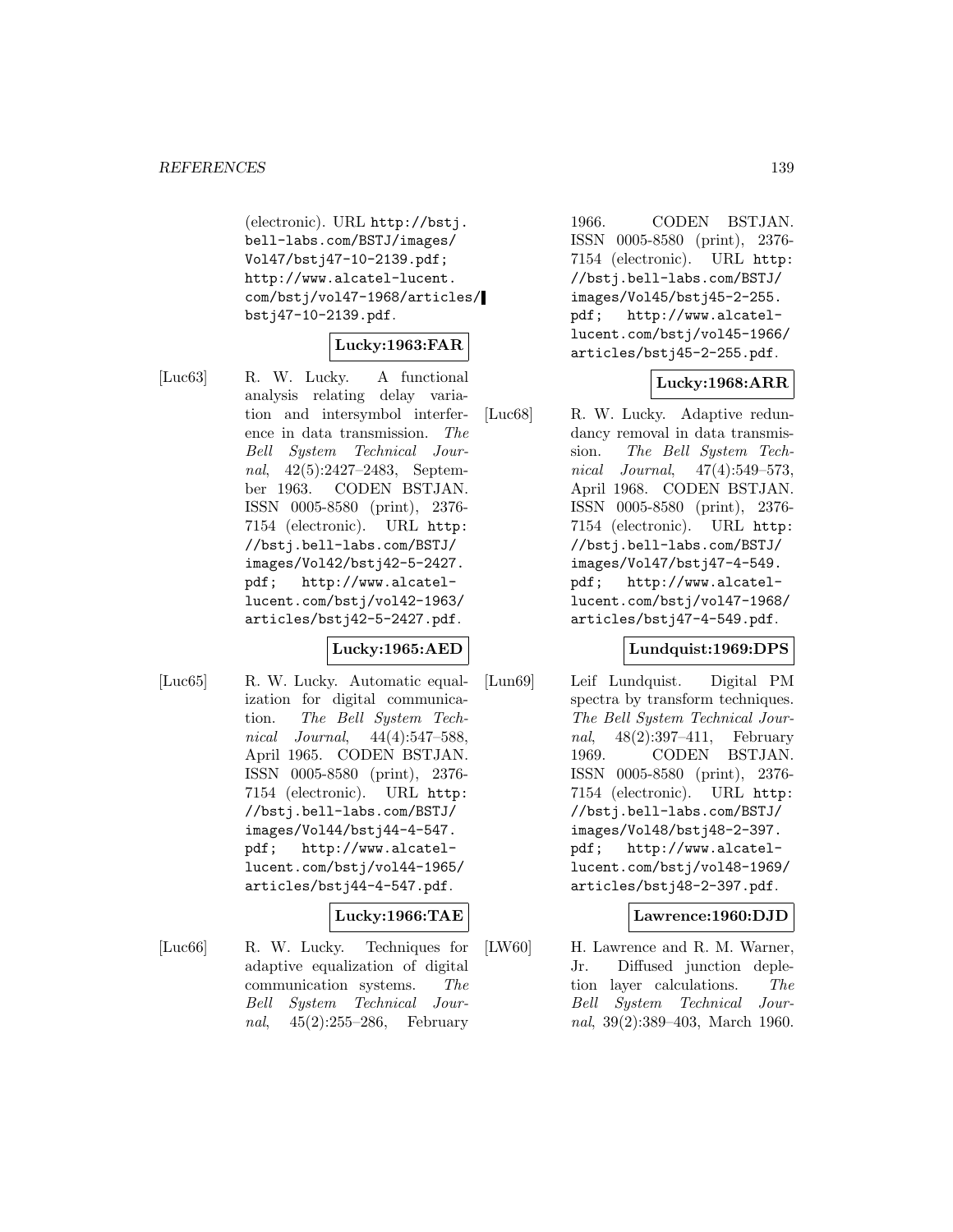(electronic). URL http://bstj.bell-labs.com/BSTJ/images/Vol47/bstj47-10-2139.pdf; http://www.alcatel-lucent.com/bstj/vol47-1968/articles/bstj47-10-2139.pdf.

**Lucky:1963:FAR**

[Luc63] R. W. Lucky. A functional analysis relating delay variation and intersymbol interference in data transmission. *The Bell System Technical Journal*, 42(5):2427–2483, September 1963. CODEN BSTJAN. ISSN 0005-8580 (print), 2376-7154 (electronic). URL http://bstj.bell-labs.com/BSTJ/images/Vol42/bstj42-5-2427.pdf; http://www.alcatel-lucent.com/bstj/vol42-1963/articles/bstj42-5-2427.pdf.

**Lucky:1965:AED**

[Luc65] R. W. Lucky. Automatic equalization for digital communication. *The Bell System Technical Journal*, 44(4):547–588, April 1965. CODEN BSTJAN. ISSN 0005-8580 (print), 2376-7154 (electronic). URL http://bstj.bell-labs.com/BSTJ/images/Vol44/bstj44-4-547.pdf; http://www.alcatel-lucent.com/bstj/vol44-1965/articles/bstj44-4-547.pdf.

**Lucky:1966:TAE**

[Luc66] R. W. Lucky. Techniques for adaptive equalization of digital communication systems. *The Bell System Technical Journal*, 45(2):255–286, February 1966. CODEN BSTJAN. ISSN 0005-8580 (print), 2376-7154 (electronic). URL http://bstj.bell-labs.com/BSTJ/images/Vol45/bstj45-2-255.pdf; http://www.alcatel-lucent.com/bstj/vol45-1966/articles/bstj45-2-255.pdf.

**Lucky:1968:ARR**

[Luc68] R. W. Lucky. Adaptive redundancy removal in data transmission. *The Bell System Technical Journal*, 47(4):549–573, April 1968. CODEN BSTJAN. ISSN 0005-8580 (print), 2376-7154 (electronic). URL http://bstj.bell-labs.com/BSTJ/images/Vol47/bstj47-4-549.pdf; http://www.alcatel-lucent.com/bstj/vol47-1968/articles/bstj47-4-549.pdf.

**Lundquist:1969:DPS**

[Lun69] Leif Lundquist. Digital PM spectra by transform techniques. *The Bell System Technical Journal*, 48(2):397–411, February 1969. CODEN BSTJAN. ISSN 0005-8580 (print), 2376-7154 (electronic). URL http://bstj.bell-labs.com/BSTJ/images/Vol48/bstj48-2-397.pdf; http://www.alcatel-lucent.com/bstj/vol48-1969/articles/bstj48-2-397.pdf.

**Lawrence:1960:DJD**

[LW60] H. Lawrence and R. M. Warner, Jr. Diffused junction depletion layer calculations. *The Bell System Technical Journal*, 39(2):389–403, March 1960.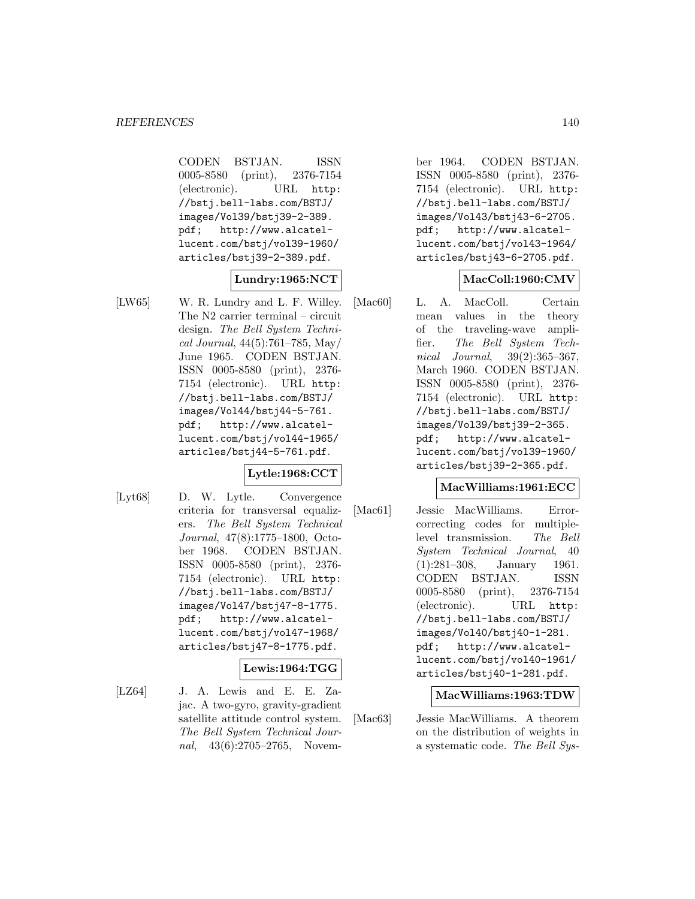CODEN BSTJAN. ISSN 0005-8580 (print), 2376-7154 (electronic). URL http://bstj.bell-labs.com/BSTJ/images/Vol39/bstj39-2-389.pdf; http://www.alcatel-lucent.com/bstj/vol39-1960/articles/bstj39-2-389.pdf.

**Lundry:1965:NCT**

[LW65] W. R. Lundry and L. F. Willey. The N2 carrier terminal – circuit design. *The Bell System Technical Journal*, 44(5):761–785, May/June 1965. CODEN BSTJAN. ISSN 0005-8580 (print), 2376-7154 (electronic). URL http://bstj.bell-labs.com/BSTJ/images/Vol44/bstj44-5-761.pdf; http://www.alcatel-lucent.com/bstj/vol44-1965/articles/bstj44-5-761.pdf.

**Lytle:1968:CCT**

[Lyt68] D. W. Lytle. Convergence criteria for transversal equalizers. *The Bell System Technical Journal*, 47(8):1775–1800, October 1968. CODEN BSTJAN. ISSN 0005-8580 (print), 2376-7154 (electronic). URL http://bstj.bell-labs.com/BSTJ/images/Vol47/bstj47-8-1775.pdf; http://www.alcatel-lucent.com/bstj/vol47-1968/articles/bstj47-8-1775.pdf.

**Lewis:1964:TGG**

[LZ64] J. A. Lewis and E. E. Zajac. A two-gyro, gravity-gradient satellite attitude control system. *The Bell System Technical Journal*, 43(6):2705–2765, November 1964. CODEN BSTJAN. ISSN 0005-8580 (print), 2376-7154 (electronic). URL http://bstj.bell-labs.com/BSTJ/images/Vol43/bstj43-6-2705.pdf; http://www.alcatel-lucent.com/bstj/vol43-1964/articles/bstj43-6-2705.pdf.

**MacColl:1960:CMV**

[Mac60] L. A. MacColl. Certain mean values in the theory of the traveling-wave amplifier. *The Bell System Technical Journal*, 39(2):365–367, March 1960. CODEN BSTJAN. ISSN 0005-8580 (print), 2376-7154 (electronic). URL http://bstj.bell-labs.com/BSTJ/images/Vol39/bstj39-2-365.pdf; http://www.alcatel-lucent.com/bstj/vol39-1960/articles/bstj39-2-365.pdf.

**MacWilliams:1961:ECC**

[Mac61] Jessie MacWilliams. Error-correcting codes for multiple-level transmission. *The Bell System Technical Journal*, 40 (1):281–308, January 1961. CODEN BSTJAN. ISSN 0005-8580 (print), 2376-7154 (electronic). URL http://bstj.bell-labs.com/BSTJ/images/Vol40/bstj40-1-281.pdf; http://www.alcatel-lucent.com/bstj/vol40-1961/articles/bstj40-1-281.pdf.

**MacWilliams:1963:TDW**

[Mac63] Jessie MacWilliams. A theorem on the distribution of weights in a systematic code. *The Bell Sys-*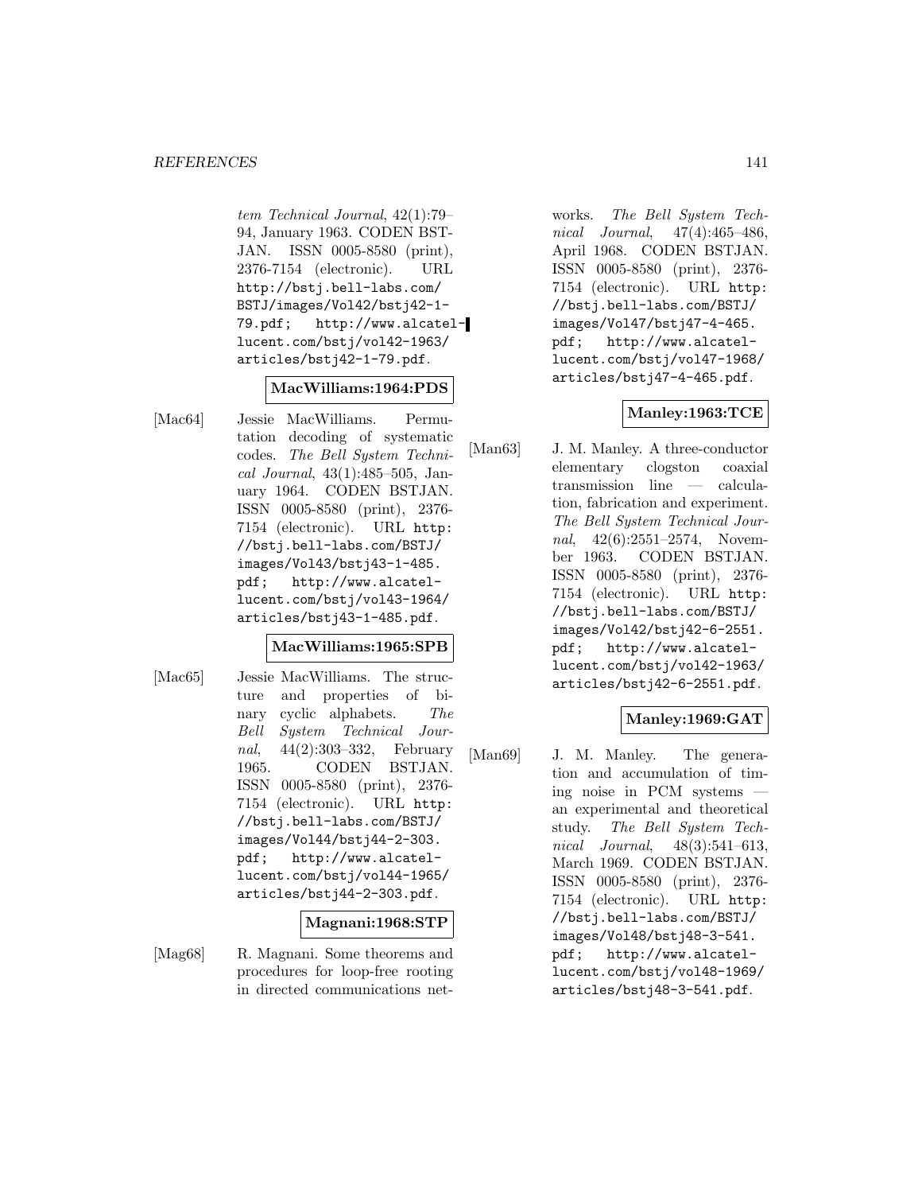*tem Technical Journal*, 42(1):79–94, January 1963. CODEN BSTJAN. ISSN 0005-8580 (print), 2376-7154 (electronic). URL http://bstj.bell-labs.com/BSTJ/images/Vol42/bstj42-1-79.pdf; http://www.alcatel-lucent.com/bstj/vol42-1963/articles/bstj42-1-79.pdf.

**MacWilliams:1964:PDS**

[Mac64] Jessie MacWilliams. Permutation decoding of systematic codes. *The Bell System Technical Journal*, 43(1):485–505, January 1964. CODEN BSTJAN. ISSN 0005-8580 (print), 2376-7154 (electronic). URL http://bstj.bell-labs.com/BSTJ/images/Vol43/bstj43-1-485.pdf; http://www.alcatel-lucent.com/bstj/vol43-1964/articles/bstj43-1-485.pdf.

**MacWilliams:1965:SPB**

[Mac65] Jessie MacWilliams. The structure and properties of binary cyclic alphabets. *The Bell System Technical Journal*, 44(2):303–332, February 1965. CODEN BSTJAN. ISSN 0005-8580 (print), 2376-7154 (electronic). URL http://bstj.bell-labs.com/BSTJ/images/Vol44/bstj44-2-303.pdf; http://www.alcatel-lucent.com/bstj/vol44-1965/articles/bstj44-2-303.pdf.

**Magnani:1968:STP**

[Mag68] R. Magnani. Some theorems and procedures for loop-free rooting in directed communications networks. *The Bell System Technical Journal*, 47(4):465–486, April 1968. CODEN BSTJAN. ISSN 0005-8580 (print), 2376-7154 (electronic). URL http://bstj.bell-labs.com/BSTJ/images/Vol47/bstj47-4-465.pdf; http://www.alcatel-lucent.com/bstj/vol47-1968/articles/bstj47-4-465.pdf.

**Manley:1963:TCE**

[Man63] J. M. Manley. A three-conductor elementary clogston coaxial transmission line — calculation, fabrication and experiment. *The Bell System Technical Journal*, 42(6):2551–2574, November 1963. CODEN BSTJAN. ISSN 0005-8580 (print), 2376-7154 (electronic). URL http://bstj.bell-labs.com/BSTJ/images/Vol42/bstj42-6-2551.pdf; http://www.alcatel-lucent.com/bstj/vol42-1963/articles/bstj42-6-2551.pdf.

**Manley:1969:GAT**

[Man69] J. M. Manley. The generation and accumulation of timing noise in PCM systems — an experimental and theoretical study. *The Bell System Technical Journal*, 48(3):541–613, March 1969. CODEN BSTJAN. ISSN 0005-8580 (print), 2376-7154 (electronic). URL http://bstj.bell-labs.com/BSTJ/images/Vol48/bstj48-3-541.pdf; http://www.alcatel-lucent.com/bstj/vol48-1969/articles/bstj48-3-541.pdf.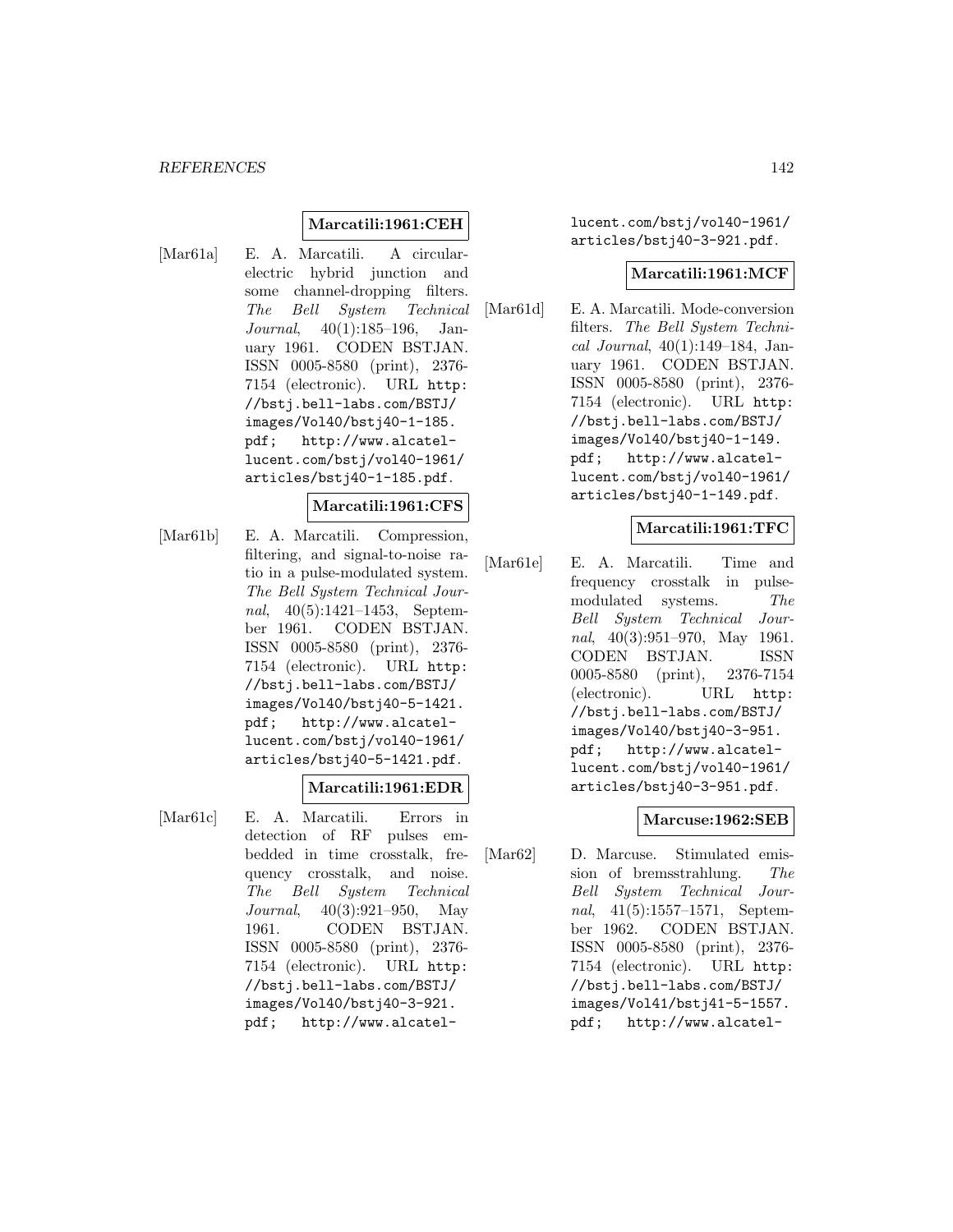**Marcatili:1961:CEH**

[Mar61a] E. A. Marcatili. A circular-electric hybrid junction and some channel-dropping filters. *The Bell System Technical Journal*, 40(1):185–196, January 1961. CODEN BSTJAN. ISSN 0005-8580 (print), 2376-7154 (electronic). URL http://bstj.bell-labs.com/BSTJ/images/Vol40/bstj40-1-185.pdf; http://www.alcatel-lucent.com/bstj/vol40-1961/articles/bstj40-1-185.pdf.

**Marcatili:1961:CFS**

[Mar61b] E. A. Marcatili. Compression, filtering, and signal-to-noise ratio in a pulse-modulated system. *The Bell System Technical Journal*, 40(5):1421–1453, September 1961. CODEN BSTJAN. ISSN 0005-8580 (print), 2376-7154 (electronic). URL http://bstj.bell-labs.com/BSTJ/images/Vol40/bstj40-5-1421.pdf; http://www.alcatel-lucent.com/bstj/vol40-1961/articles/bstj40-5-1421.pdf.

**Marcatili:1961:EDR**

[Mar61c] E. A. Marcatili. Errors in detection of RF pulses embedded in time crosstalk, frequency crosstalk, and noise. *The Bell System Technical Journal*, 40(3):921–950, May 1961. CODEN BSTJAN. ISSN 0005-8580 (print), 2376-7154 (electronic). URL http://bstj.bell-labs.com/BSTJ/images/Vol40/bstj40-3-921.pdf; http://www.alcatel-lucent.com/bstj/vol40-1961/articles/bstj40-3-921.pdf.

**Marcatili:1961:MCF**

[Mar61d] E. A. Marcatili. Mode-conversion filters. *The Bell System Technical Journal*, 40(1):149–184, January 1961. CODEN BSTJAN. ISSN 0005-8580 (print), 2376-7154 (electronic). URL http://bstj.bell-labs.com/BSTJ/images/Vol40/bstj40-1-149.pdf; http://www.alcatel-lucent.com/bstj/vol40-1961/articles/bstj40-1-149.pdf.

**Marcatili:1961:TFC**

[Mar61e] E. A. Marcatili. Time and frequency crosstalk in pulse-modulated systems. *The Bell System Technical Journal*, 40(3):951–970, May 1961. CODEN BSTJAN. ISSN 0005-8580 (print), 2376-7154 (electronic). URL http://bstj.bell-labs.com/BSTJ/images/Vol40/bstj40-3-951.pdf; http://www.alcatel-lucent.com/bstj/vol40-1961/articles/bstj40-3-951.pdf.

**Marcuse:1962:SEB**

[Mar62] D. Marcuse. Stimulated emission of bremsstrahlung. *The Bell System Technical Journal*, 41(5):1557–1571, September 1962. CODEN BSTJAN. ISSN 0005-8580 (print), 2376-7154 (electronic). URL http://bstj.bell-labs.com/BSTJ/images/Vol41/bstj41-5-1557.pdf; http://www.alcatel-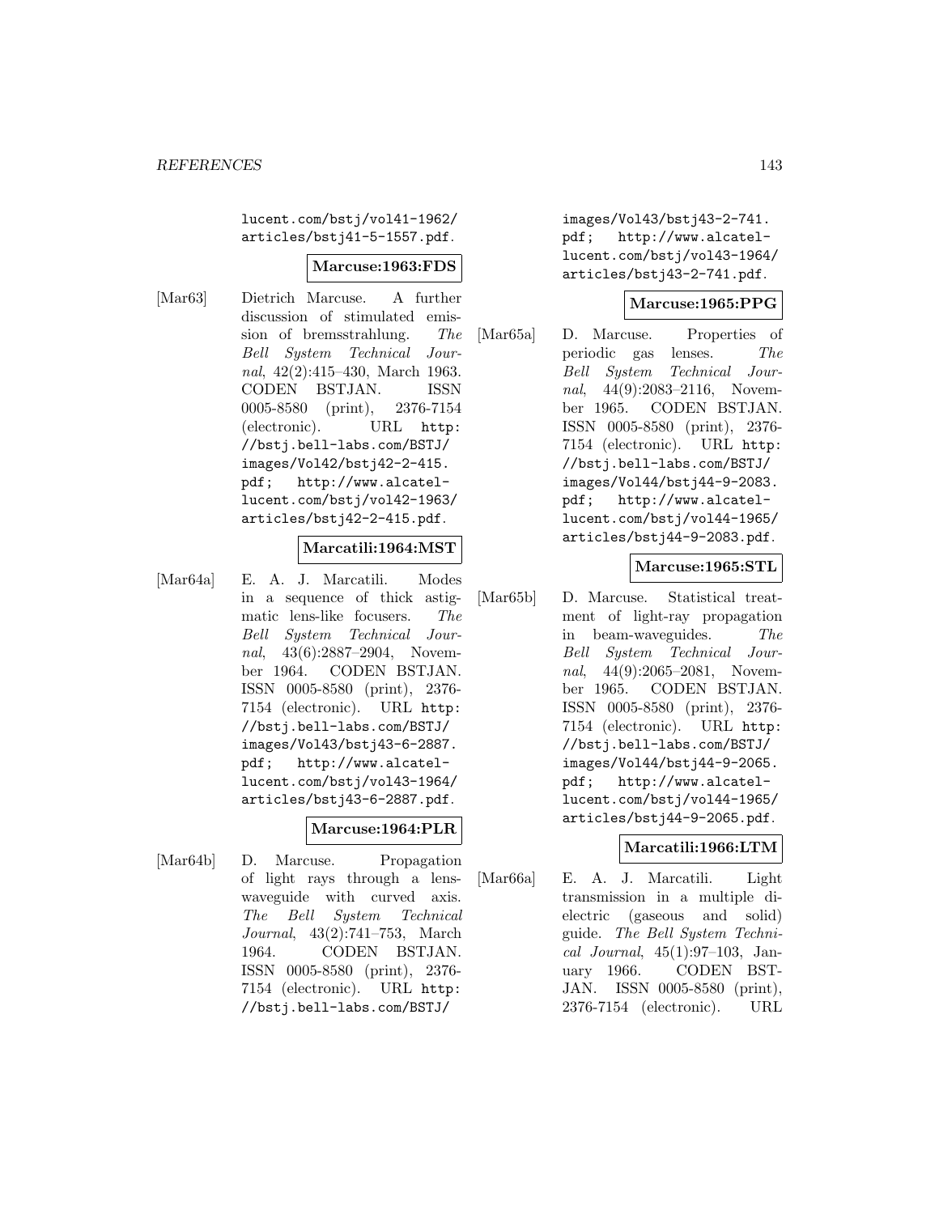lucent.com/bstj/vol41-1962/articles/bstj41-5-1557.pdf.

**Marcuse:1963:FDS**

[Mar63] Dietrich Marcuse. A further discussion of stimulated emission of bremsstrahlung. *The Bell System Technical Journal*, 42(2):415–430, March 1963. CODEN BSTJAN. ISSN 0005-8580 (print), 2376-7154 (electronic). URL http://bstj.bell-labs.com/BSTJ/images/Vol42/bstj42-2-415.pdf; http://www.alcatel-lucent.com/bstj/vol42-1963/articles/bstj42-2-415.pdf.

**Marcatili:1964:MST**

[Mar64a] E. A. J. Marcatili. Modes in a sequence of thick astigmatic lens-like focusers. *The Bell System Technical Journal*, 43(6):2887–2904, November 1964. CODEN BSTJAN. ISSN 0005-8580 (print), 2376-7154 (electronic). URL http://bstj.bell-labs.com/BSTJ/images/Vol43/bstj43-6-2887.pdf; http://www.alcatel-lucent.com/bstj/vol43-1964/articles/bstj43-6-2887.pdf.

**Marcuse:1964:PLR**

[Mar64b] D. Marcuse. Propagation of light rays through a lens-waveguide with curved axis. *The Bell System Technical Journal*, 43(2):741–753, March 1964. CODEN BSTJAN. ISSN 0005-8580 (print), 2376-7154 (electronic). URL http://bstj.bell-labs.com/BSTJ/images/Vol43/bstj43-2-741.pdf; http://www.alcatel-lucent.com/bstj/vol43-1964/articles/bstj43-2-741.pdf.

**Marcuse:1965:PPG**

[Mar65a] D. Marcuse. Properties of periodic gas lenses. *The Bell System Technical Journal*, 44(9):2083–2116, November 1965. CODEN BSTJAN. ISSN 0005-8580 (print), 2376-7154 (electronic). URL http://bstj.bell-labs.com/BSTJ/images/Vol44/bstj44-9-2083.pdf; http://www.alcatel-lucent.com/bstj/vol44-1965/articles/bstj44-9-2083.pdf.

**Marcuse:1965:STL**

[Mar65b] D. Marcuse. Statistical treatment of light-ray propagation in beam-waveguides. *The Bell System Technical Journal*, 44(9):2065–2081, November 1965. CODEN BSTJAN. ISSN 0005-8580 (print), 2376-7154 (electronic). URL http://bstj.bell-labs.com/BSTJ/images/Vol44/bstj44-9-2065.pdf; http://www.alcatel-lucent.com/bstj/vol44-1965/articles/bstj44-9-2065.pdf.

**Marcatili:1966:LTM**

[Mar66a] E. A. J. Marcatili. Light transmission in a multiple dielectric (gaseous and solid) guide. *The Bell System Technical Journal*, 45(1):97–103, January 1966. CODEN BSTJAN. ISSN 0005-8580 (print), 2376-7154 (electronic). URL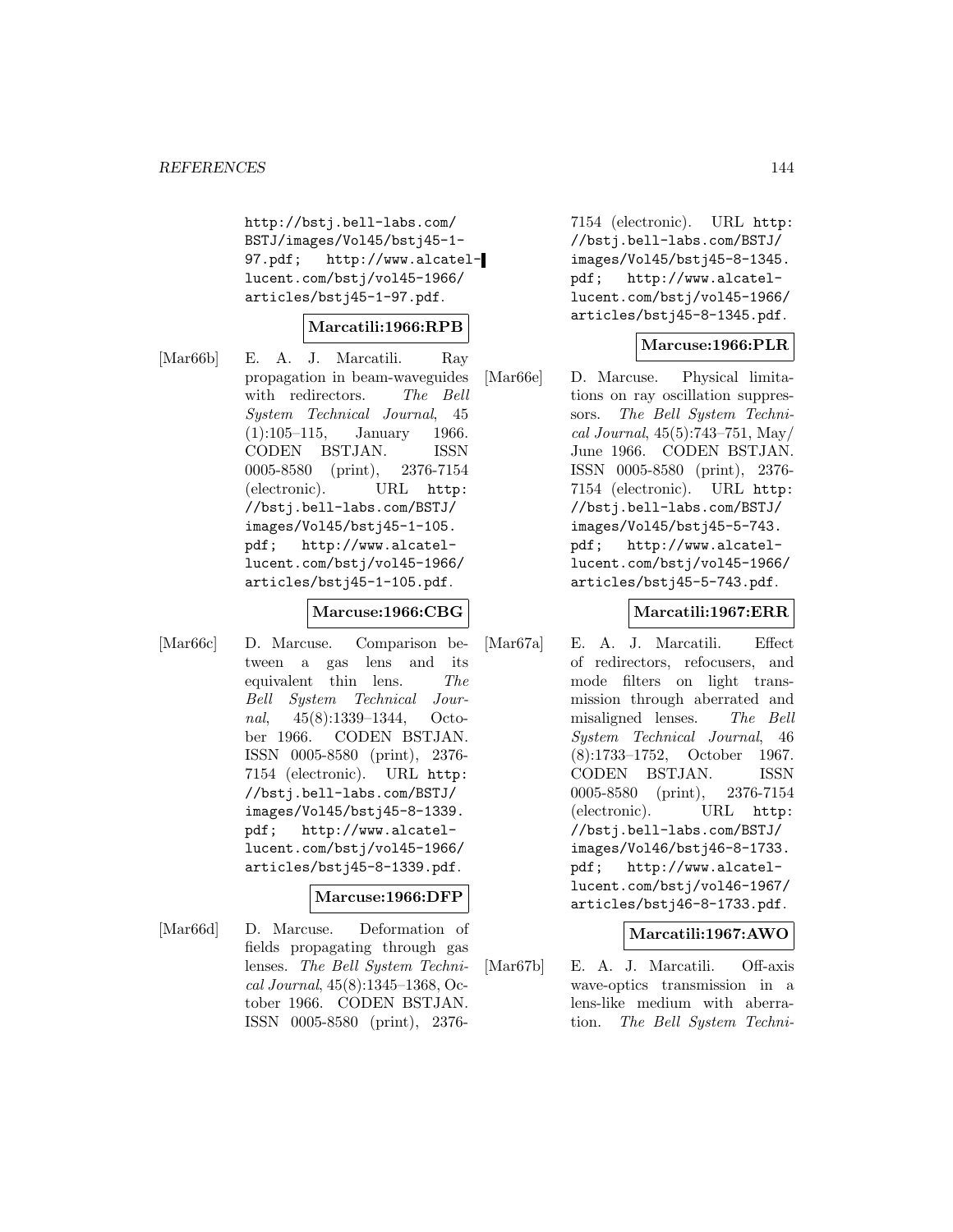http://bstj.bell-labs.com/BSTJ/images/Vol45/bstj45-1-97.pdf; http://www.alcatel-lucent.com/bstj/vol45-1966/articles/bstj45-1-97.pdf.

**Marcatili:1966:RPB**

[Mar66b] E. A. J. Marcatili. Ray propagation in beam-waveguides with redirectors. *The Bell System Technical Journal*, 45 (1):105–115, January 1966. CODEN BSTJAN. ISSN 0005-8580 (print), 2376-7154 (electronic). URL http://bstj.bell-labs.com/BSTJ/images/Vol45/bstj45-1-105.pdf; http://www.alcatel-lucent.com/bstj/vol45-1966/articles/bstj45-1-105.pdf.

**Marcuse:1966:CBG**

[Mar66c] D. Marcuse. Comparison between a gas lens and its equivalent thin lens. *The Bell System Technical Journal*, 45(8):1339–1344, October 1966. CODEN BSTJAN. ISSN 0005-8580 (print), 2376-7154 (electronic). URL http://bstj.bell-labs.com/BSTJ/images/Vol45/bstj45-8-1339.pdf; http://www.alcatel-lucent.com/bstj/vol45-1966/articles/bstj45-8-1339.pdf.

**Marcuse:1966:DFP**

[Mar66d] D. Marcuse. Deformation of fields propagating through gas lenses. *The Bell System Technical Journal*, 45(8):1345–1368, October 1966. CODEN BSTJAN. ISSN 0005-8580 (print), 2376-7154 (electronic). URL http://bstj.bell-labs.com/BSTJ/images/Vol45/bstj45-8-1345.pdf; http://www.alcatel-lucent.com/bstj/vol45-1966/articles/bstj45-8-1345.pdf.

**Marcuse:1966:PLR**

[Mar66e] D. Marcuse. Physical limitations on ray oscillation suppressors. *The Bell System Technical Journal*, 45(5):743–751, May/June 1966. CODEN BSTJAN. ISSN 0005-8580 (print), 2376-7154 (electronic). URL http://bstj.bell-labs.com/BSTJ/images/Vol45/bstj45-5-743.pdf; http://www.alcatel-lucent.com/bstj/vol45-1966/articles/bstj45-5-743.pdf.

**Marcatili:1967:ERR**

[Mar67a] E. A. J. Marcatili. Effect of redirectors, refocusers, and mode filters on light transmission through aberrated and misaligned lenses. *The Bell System Technical Journal*, 46 (8):1733–1752, October 1967. CODEN BSTJAN. ISSN 0005-8580 (print), 2376-7154 (electronic). URL http://bstj.bell-labs.com/BSTJ/images/Vol46/bstj46-8-1733.pdf; http://www.alcatel-lucent.com/bstj/vol46-1967/articles/bstj46-8-1733.pdf.

**Marcatili:1967:AWO**

[Mar67b] E. A. J. Marcatili. Off-axis wave-optics transmission in a lens-like medium with aberration. *The Bell System Techni-*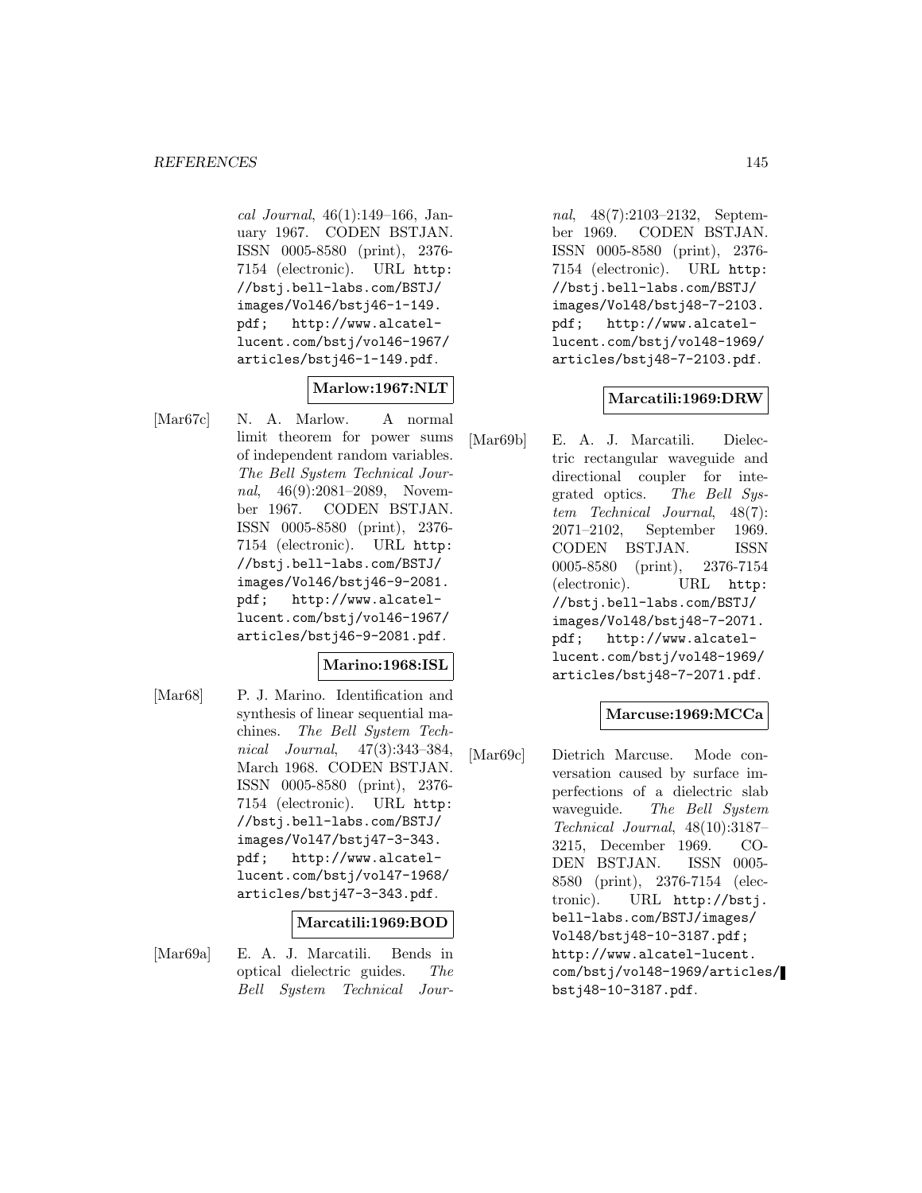*cal Journal*, 46(1):149–166, January 1967. CODEN BSTJAN. ISSN 0005-8580 (print), 2376-7154 (electronic). URL http://bstj.bell-labs.com/BSTJ/images/Vol46/bstj46-1-149.pdf; http://www.alcatel-lucent.com/bstj/vol46-1967/articles/bstj46-1-149.pdf.

**Marlow:1967:NLT**

[Mar67c] N. A. Marlow. A normal limit theorem for power sums of independent random variables. *The Bell System Technical Journal*, 46(9):2081–2089, November 1967. CODEN BSTJAN. ISSN 0005-8580 (print), 2376-7154 (electronic). URL http://bstj.bell-labs.com/BSTJ/images/Vol46/bstj46-9-2081.pdf; http://www.alcatel-lucent.com/bstj/vol46-1967/articles/bstj46-9-2081.pdf.

**Marino:1968:ISL**

[Mar68] P. J. Marino. Identification and synthesis of linear sequential machines. *The Bell System Technical Journal*, 47(3):343–384, March 1968. CODEN BSTJAN. ISSN 0005-8580 (print), 2376-7154 (electronic). URL http://bstj.bell-labs.com/BSTJ/images/Vol47/bstj47-3-343.pdf; http://www.alcatel-lucent.com/bstj/vol47-1968/articles/bstj47-3-343.pdf.

**Marcatili:1969:BOD**

[Mar69a] E. A. J. Marcatili. Bends in optical dielectric guides. *The Bell System Technical Journal*, 48(7):2103–2132, September 1969. CODEN BSTJAN. ISSN 0005-8580 (print), 2376-7154 (electronic). URL http://bstj.bell-labs.com/BSTJ/images/Vol48/bstj48-7-2103.pdf; http://www.alcatel-lucent.com/bstj/vol48-1969/articles/bstj48-7-2103.pdf.

**Marcatili:1969:DRW**

[Mar69b] E. A. J. Marcatili. Dielectric rectangular waveguide and directional coupler for integrated optics. *The Bell System Technical Journal*, 48(7):2071–2102, September 1969. CODEN BSTJAN. ISSN 0005-8580 (print), 2376-7154 (electronic). URL http://bstj.bell-labs.com/BSTJ/images/Vol48/bstj48-7-2071.pdf; http://www.alcatel-lucent.com/bstj/vol48-1969/articles/bstj48-7-2071.pdf.

**Marcuse:1969:MCCa**

[Mar69c] Dietrich Marcuse. Mode conversation caused by surface imperfections of a dielectric slab waveguide. *The Bell System Technical Journal*, 48(10):3187–3215, December 1969. CODEN BSTJAN. ISSN 0005-8580 (print), 2376-7154 (electronic). URL http://bstj.bell-labs.com/BSTJ/images/Vol48/bstj48-10-3187.pdf; http://www.alcatel-lucent.com/bstj/vol48-1969/articles/bstj48-10-3187.pdf.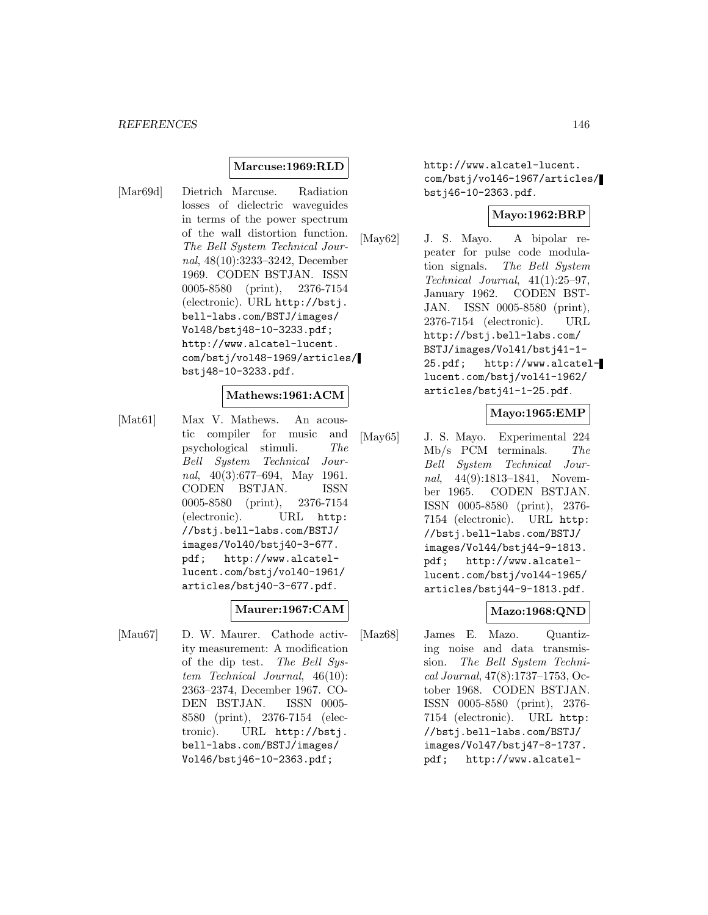**Marcuse:1969:RLD**

[Mar69d] Dietrich Marcuse. Radiation losses of dielectric waveguides in terms of the power spectrum of the wall distortion function. *The Bell System Technical Journal*, 48(10):3233–3242, December 1969. CODEN BSTJAN. ISSN 0005-8580 (print), 2376-7154 (electronic). URL http://bstj.bell-labs.com/BSTJ/images/Vol48/bstj48-10-3233.pdf; http://www.alcatel-lucent.com/bstj/vol48-1969/articles/bstj48-10-3233.pdf.

**Mathews:1961:ACM**

[Mat61] Max V. Mathews. An acoustic compiler for music and psychological stimuli. *The Bell System Technical Journal*, 40(3):677–694, May 1961. CODEN BSTJAN. ISSN 0005-8580 (print), 2376-7154 (electronic). URL http://bstj.bell-labs.com/BSTJ/images/Vol40/bstj40-3-677.pdf; http://www.alcatel-lucent.com/bstj/vol40-1961/articles/bstj40-3-677.pdf.

**Maurer:1967:CAM**

[Mau67] D. W. Maurer. Cathode activity measurement: A modification of the dip test. *The Bell System Technical Journal*, 46(10):2363–2374, December 1967. CODEN BSTJAN. ISSN 0005-8580 (print), 2376-7154 (electronic). URL http://bstj.bell-labs.com/BSTJ/images/Vol46/bstj46-10-2363.pdf; http://www.alcatel-lucent.com/bstj/vol46-1967/articles/bstj46-10-2363.pdf.

**Mayo:1962:BRP**

[May62] J. S. Mayo. A bipolar repeater for pulse code modulation signals. *The Bell System Technical Journal*, 41(1):25–97, January 1962. CODEN BSTJAN. ISSN 0005-8580 (print), 2376-7154 (electronic). URL http://bstj.bell-labs.com/BSTJ/images/Vol41/bstj41-1-25.pdf; http://www.alcatel-lucent.com/bstj/vol41-1962/articles/bstj41-1-25.pdf.

**Mayo:1965:EMP**

[May65] J. S. Mayo. Experimental 224 Mb/s PCM terminals. *The Bell System Technical Journal*, 44(9):1813–1841, November 1965. CODEN BSTJAN. ISSN 0005-8580 (print), 2376-7154 (electronic). URL http://bstj.bell-labs.com/BSTJ/images/Vol44/bstj44-9-1813.pdf; http://www.alcatel-lucent.com/bstj/vol44-1965/articles/bstj44-9-1813.pdf.

**Mazo:1968:QND**

[Maz68] James E. Mazo. Quantizing noise and data transmission. *The Bell System Technical Journal*, 47(8):1737–1753, October 1968. CODEN BSTJAN. ISSN 0005-8580 (print), 2376-7154 (electronic). URL http://bstj.bell-labs.com/BSTJ/images/Vol47/bstj47-8-1737.pdf; http://www.alcatel-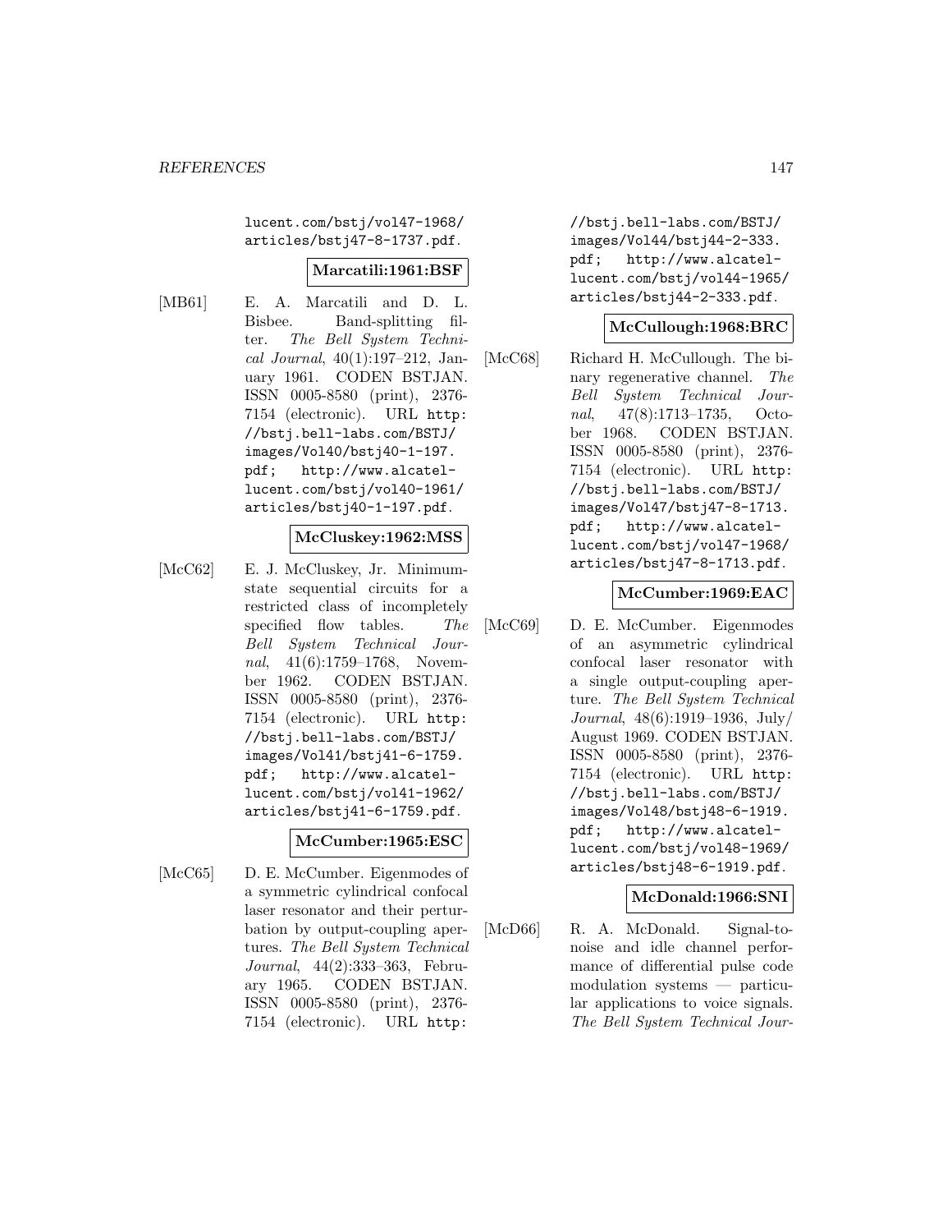lucent.com/bstj/vol47-1968/articles/bstj47-8-1737.pdf.

**Marcatili:1961:BSF**

[MB61] E. A. Marcatili and D. L. Bisbee. Band-splitting filter. *The Bell System Technical Journal*, 40(1):197–212, January 1961. CODEN BSTJAN. ISSN 0005-8580 (print), 2376-7154 (electronic). URL http://bstj.bell-labs.com/BSTJ/images/Vol40/bstj40-1-197.pdf; http://www.alcatel-lucent.com/bstj/vol40-1961/articles/bstj40-1-197.pdf.

**McCluskey:1962:MSS**

[McC62] E. J. McCluskey, Jr. Minimum-state sequential circuits for a restricted class of incompletely specified flow tables. *The Bell System Technical Journal*, 41(6):1759–1768, November 1962. CODEN BSTJAN. ISSN 0005-8580 (print), 2376-7154 (electronic). URL http://bstj.bell-labs.com/BSTJ/images/Vol41/bstj41-6-1759.pdf; http://www.alcatel-lucent.com/bstj/vol41-1962/articles/bstj41-6-1759.pdf.

**McCumber:1965:ESC**

[McC65] D. E. McCumber. Eigenmodes of a symmetric cylindrical confocal laser resonator and their perturbation by output-coupling apertures. *The Bell System Technical Journal*, 44(2):333–363, February 1965. CODEN BSTJAN. ISSN 0005-8580 (print), 2376-7154 (electronic). URL http://bstj.bell-labs.com/BSTJ/images/Vol44/bstj44-2-333.pdf; http://www.alcatel-lucent.com/bstj/vol44-1965/articles/bstj44-2-333.pdf.

**McCullough:1968:BRC**

[McC68] Richard H. McCullough. The binary regenerative channel. *The Bell System Technical Journal*, 47(8):1713–1735, October 1968. CODEN BSTJAN. ISSN 0005-8580 (print), 2376-7154 (electronic). URL http://bstj.bell-labs.com/BSTJ/images/Vol47/bstj47-8-1713.pdf; http://www.alcatel-lucent.com/bstj/vol47-1968/articles/bstj47-8-1713.pdf.

**McCumber:1969:EAC**

[McC69] D. E. McCumber. Eigenmodes of an asymmetric cylindrical confocal laser resonator with a single output-coupling aperture. *The Bell System Technical Journal*, 48(6):1919–1936, July/August 1969. CODEN BSTJAN. ISSN 0005-8580 (print), 2376-7154 (electronic). URL http://bstj.bell-labs.com/BSTJ/images/Vol48/bstj48-6-1919.pdf; http://www.alcatel-lucent.com/bstj/vol48-1969/articles/bstj48-6-1919.pdf.

**McDonald:1966:SNI**

[McD66] R. A. McDonald. Signal-to-noise and idle channel performance of differential pulse code modulation systems — particular applications to voice signals. *The Bell System Technical Jour-*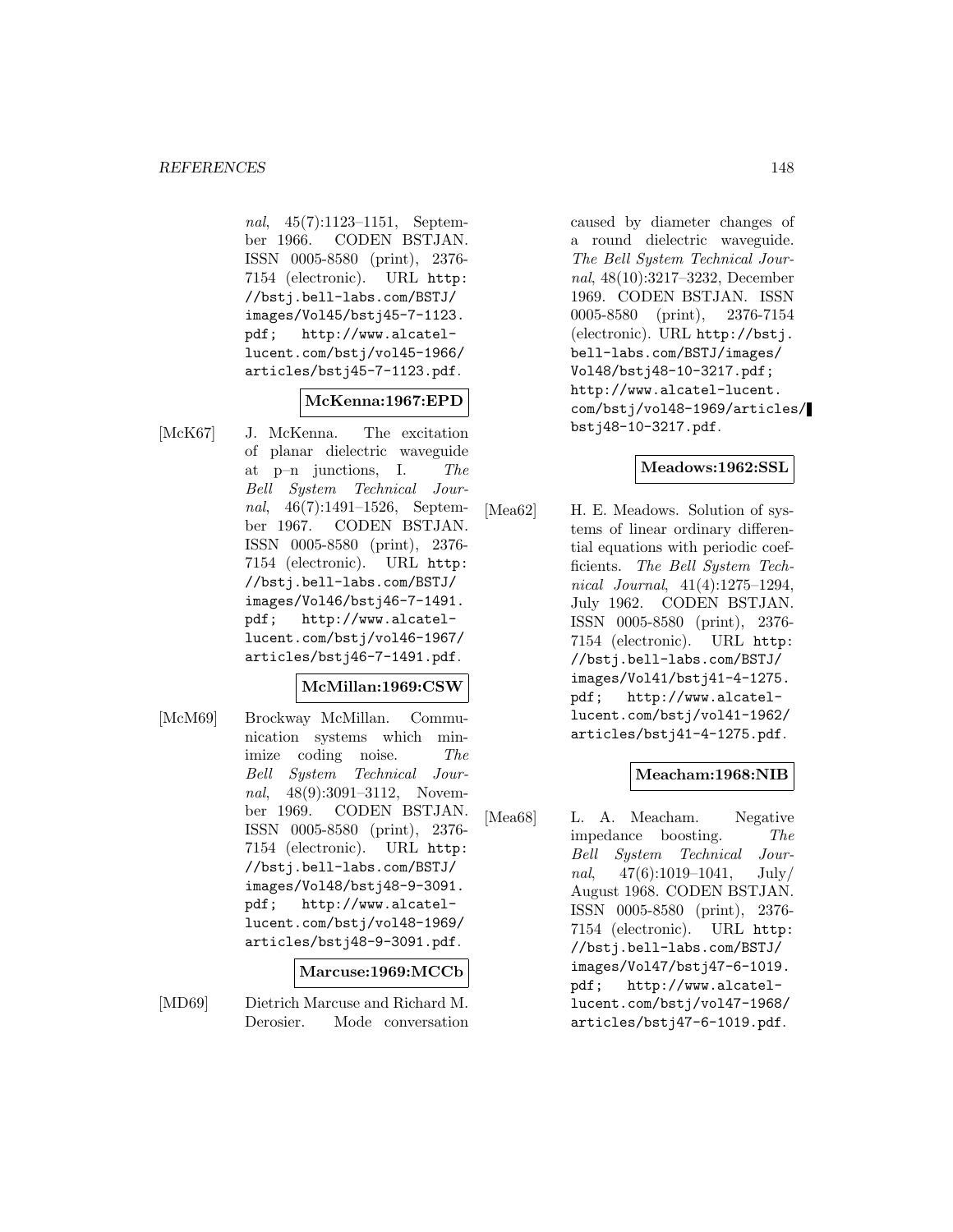*nal*, 45(7):1123–1151, September 1966. CODEN BSTJAN. ISSN 0005-8580 (print), 2376-7154 (electronic). URL http://bstj.bell-labs.com/BSTJ/images/Vol45/bstj45-7-1123.pdf; http://www.alcatel-lucent.com/bstj/vol45-1966/articles/bstj45-7-1123.pdf.

**McKenna:1967:EPD**

[McK67] J. McKenna. The excitation of planar dielectric waveguide at p–n junctions, I. *The Bell System Technical Journal*, 46(7):1491–1526, September 1967. CODEN BSTJAN. ISSN 0005-8580 (print), 2376-7154 (electronic). URL http://bstj.bell-labs.com/BSTJ/images/Vol46/bstj46-7-1491.pdf; http://www.alcatel-lucent.com/bstj/vol46-1967/articles/bstj46-7-1491.pdf.

**McMillan:1969:CSW**

[McM69] Brockway McMillan. Communication systems which minimize coding noise. *The Bell System Technical Journal*, 48(9):3091–3112, November 1969. CODEN BSTJAN. ISSN 0005-8580 (print), 2376-7154 (electronic). URL http://bstj.bell-labs.com/BSTJ/images/Vol48/bstj48-9-3091.pdf; http://www.alcatel-lucent.com/bstj/vol48-1969/articles/bstj48-9-3091.pdf.

**Marcuse:1969:MCCb**

[MD69] Dietrich Marcuse and Richard M. Derosier. Mode conversation caused by diameter changes of a round dielectric waveguide. *The Bell System Technical Journal*, 48(10):3217–3232, December 1969. CODEN BSTJAN. ISSN 0005-8580 (print), 2376-7154 (electronic). URL http://bstj.bell-labs.com/BSTJ/images/Vol48/bstj48-10-3217.pdf; http://www.alcatel-lucent.com/bstj/vol48-1969/articles/bstj48-10-3217.pdf.

**Meadows:1962:SSL**

[Mea62] H. E. Meadows. Solution of systems of linear ordinary differential equations with periodic coefficients. *The Bell System Technical Journal*, 41(4):1275–1294, July 1962. CODEN BSTJAN. ISSN 0005-8580 (print), 2376-7154 (electronic). URL http://bstj.bell-labs.com/BSTJ/images/Vol41/bstj41-4-1275.pdf; http://www.alcatel-lucent.com/bstj/vol41-1962/articles/bstj41-4-1275.pdf.

**Meacham:1968:NIB**

[Mea68] L. A. Meacham. Negative impedance boosting. *The Bell System Technical Journal*, 47(6):1019–1041, July/August 1968. CODEN BSTJAN. ISSN 0005-8580 (print), 2376-7154 (electronic). URL http://bstj.bell-labs.com/BSTJ/images/Vol47/bstj47-6-1019.pdf; http://www.alcatel-lucent.com/bstj/vol47-1968/articles/bstj47-6-1019.pdf.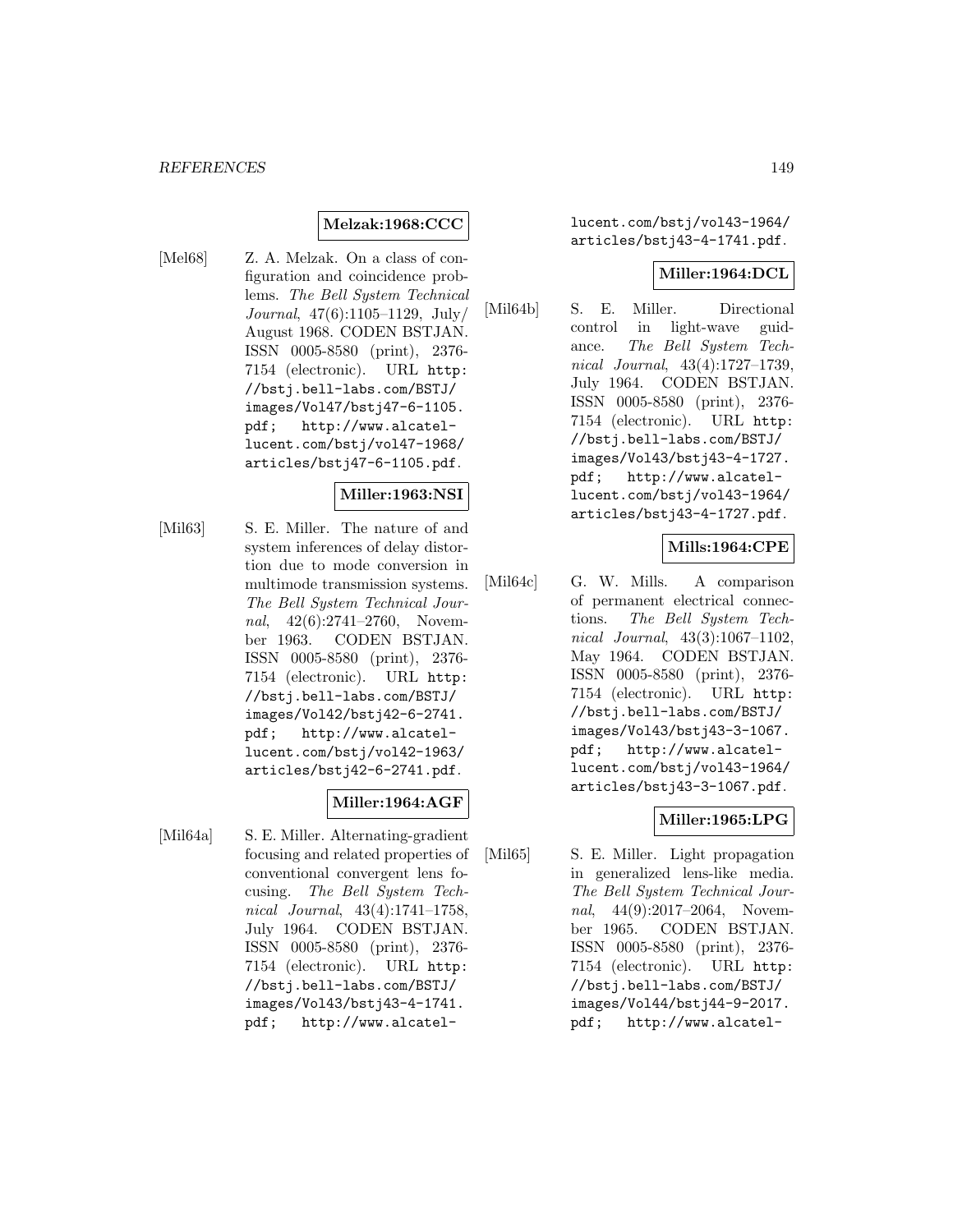**Melzak:1968:CCC**

[Mel68] Z. A. Melzak. On a class of configuration and coincidence problems. *The Bell System Technical Journal*, 47(6):1105–1129, July/August 1968. CODEN BSTJAN. ISSN 0005-8580 (print), 2376-7154 (electronic). URL `http://bstj.bell-labs.com/BSTJ/images/Vol47/bstj47-6-1105.pdf`; `http://www.alcatel-lucent.com/bstj/vol47-1968/articles/bstj47-6-1105.pdf`.

**Miller:1963:NSI**

[Mil63] S. E. Miller. The nature of and system inferences of delay distortion due to mode conversion in multimode transmission systems. *The Bell System Technical Journal*, 42(6):2741–2760, November 1963. CODEN BSTJAN. ISSN 0005-8580 (print), 2376-7154 (electronic). URL `http://bstj.bell-labs.com/BSTJ/images/Vol42/bstj42-6-2741.pdf`; `http://www.alcatel-lucent.com/bstj/vol42-1963/articles/bstj42-6-2741.pdf`.

**Miller:1964:AGF**

[Mil64a] S. E. Miller. Alternating-gradient focusing and related properties of conventional convergent lens focusing. *The Bell System Technical Journal*, 43(4):1741–1758, July 1964. CODEN BSTJAN. ISSN 0005-8580 (print), 2376-7154 (electronic). URL `http://bstj.bell-labs.com/BSTJ/images/Vol43/bstj43-4-1741.pdf`; `http://www.alcatel-lucent.com/bstj/vol43-1964/articles/bstj43-4-1741.pdf`.

**Miller:1964:DCL**

[Mil64b] S. E. Miller. Directional control in light-wave guidance. *The Bell System Technical Journal*, 43(4):1727–1739, July 1964. CODEN BSTJAN. ISSN 0005-8580 (print), 2376-7154 (electronic). URL `http://bstj.bell-labs.com/BSTJ/images/Vol43/bstj43-4-1727.pdf`; `http://www.alcatel-lucent.com/bstj/vol43-1964/articles/bstj43-4-1727.pdf`.

**Mills:1964:CPE**

[Mil64c] G. W. Mills. A comparison of permanent electrical connections. *The Bell System Technical Journal*, 43(3):1067–1102, May 1964. CODEN BSTJAN. ISSN 0005-8580 (print), 2376-7154 (electronic). URL `http://bstj.bell-labs.com/BSTJ/images/Vol43/bstj43-3-1067.pdf`; `http://www.alcatel-lucent.com/bstj/vol43-1964/articles/bstj43-3-1067.pdf`.

**Miller:1965:LPG**

[Mil65] S. E. Miller. Light propagation in generalized lens-like media. *The Bell System Technical Journal*, 44(9):2017–2064, November 1965. CODEN BSTJAN. ISSN 0005-8580 (print), 2376-7154 (electronic). URL `http://bstj.bell-labs.com/BSTJ/images/Vol44/bstj44-9-2017.pdf`; `http://www.alcatel-`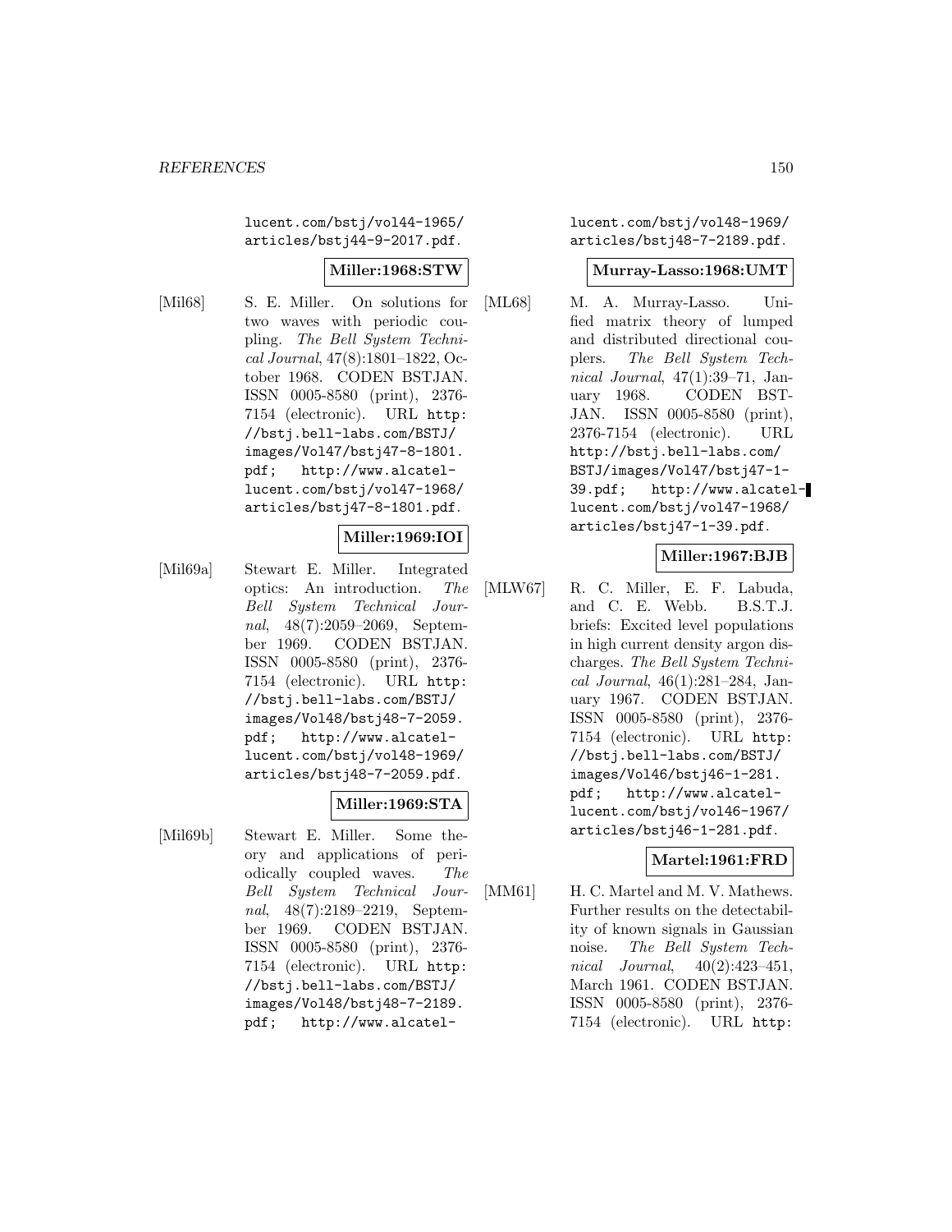lucent.com/bstj/vol44-1965/articles/bstj44-9-2017.pdf.

**Miller:1968:STW**

[Mil68] S. E. Miller. On solutions for two waves with periodic coupling. *The Bell System Technical Journal*, 47(8):1801–1822, October 1968. CODEN BSTJAN. ISSN 0005-8580 (print), 2376-7154 (electronic). URL http://bstj.bell-labs.com/BSTJ/images/Vol47/bstj47-8-1801.pdf; http://www.alcatel-lucent.com/bstj/vol47-1968/articles/bstj47-8-1801.pdf.

**Miller:1969:IOI**

[Mil69a] Stewart E. Miller. Integrated optics: An introduction. *The Bell System Technical Journal*, 48(7):2059–2069, September 1969. CODEN BSTJAN. ISSN 0005-8580 (print), 2376-7154 (electronic). URL http://bstj.bell-labs.com/BSTJ/images/Vol48/bstj48-7-2059.pdf; http://www.alcatel-lucent.com/bstj/vol48-1969/articles/bstj48-7-2059.pdf.

**Miller:1969:STA**

[Mil69b] Stewart E. Miller. Some theory and applications of periodically coupled waves. *The Bell System Technical Journal*, 48(7):2189–2219, September 1969. CODEN BSTJAN. ISSN 0005-8580 (print), 2376-7154 (electronic). URL http://bstj.bell-labs.com/BSTJ/images/Vol48/bstj48-7-2189.pdf; http://www.alcatel-lucent.com/bstj/vol48-1969/articles/bstj48-7-2189.pdf.

**Murray-Lasso:1968:UMT**

[ML68] M. A. Murray-Lasso. Unified matrix theory of lumped and distributed directional couplers. *The Bell System Technical Journal*, 47(1):39–71, January 1968. CODEN BSTJAN. ISSN 0005-8580 (print), 2376-7154 (electronic). URL http://bstj.bell-labs.com/BSTJ/images/Vol47/bstj47-1-39.pdf; http://www.alcatel-lucent.com/bstj/vol47-1968/articles/bstj47-1-39.pdf.

**Miller:1967:BJB**

[MLW67] R. C. Miller, E. F. Labuda, and C. E. Webb. B.S.T.J. briefs: Excited level populations in high current density argon discharges. *The Bell System Technical Journal*, 46(1):281–284, January 1967. CODEN BSTJAN. ISSN 0005-8580 (print), 2376-7154 (electronic). URL http://bstj.bell-labs.com/BSTJ/images/Vol46/bstj46-1-281.pdf; http://www.alcatel-lucent.com/bstj/vol46-1967/articles/bstj46-1-281.pdf.

**Martel:1961:FRD**

[MM61] H. C. Martel and M. V. Mathews. Further results on the detectability of known signals in Gaussian noise. *The Bell System Technical Journal*, 40(2):423–451, March 1961. CODEN BSTJAN. ISSN 0005-8580 (print), 2376-7154 (electronic). URL http: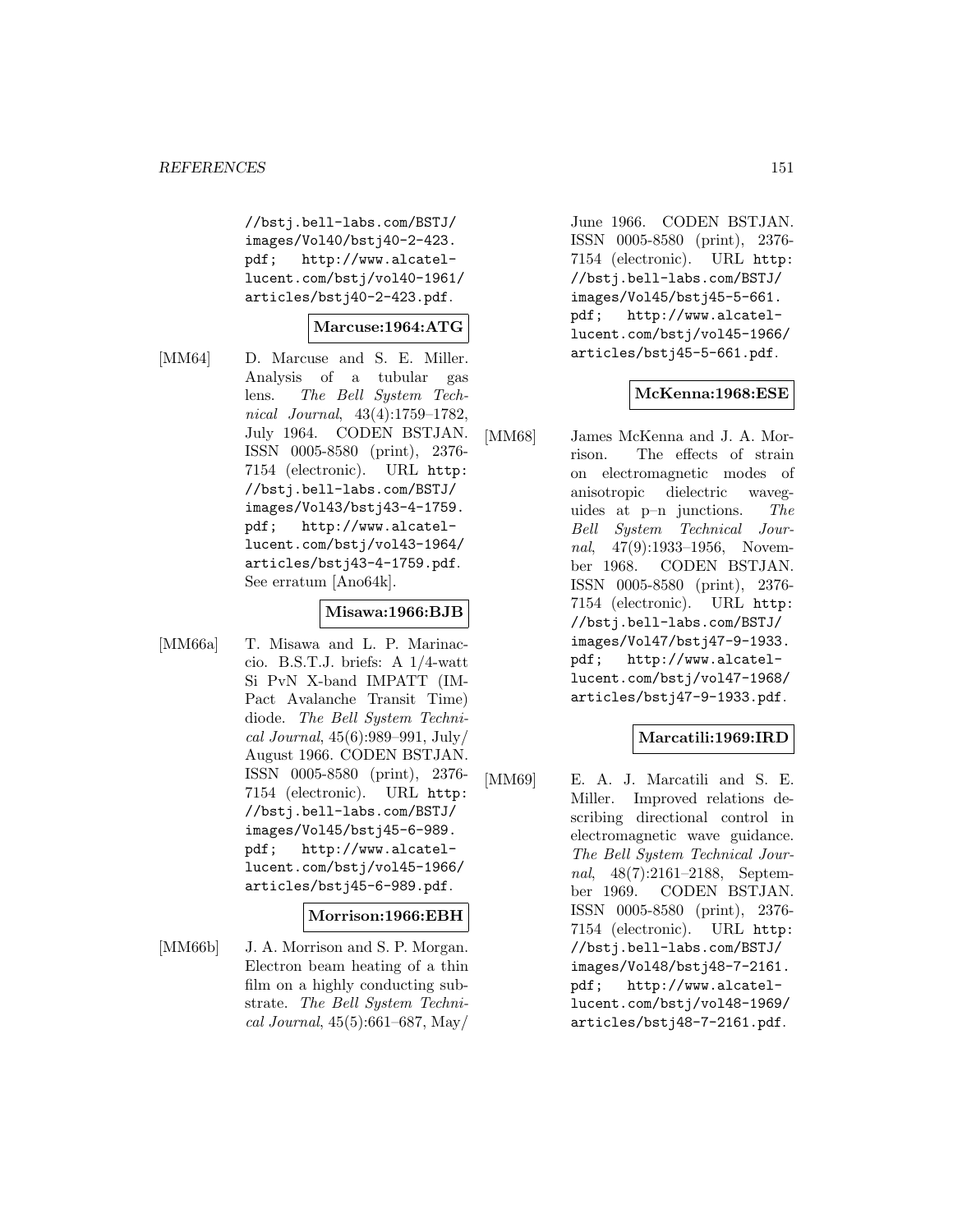//bstj.bell-labs.com/BSTJ/images/Vol40/bstj40-2-423.pdf; http://www.alcatel-lucent.com/bstj/vol40-1961/articles/bstj40-2-423.pdf.

**Marcuse:1964:ATG**

[MM64] D. Marcuse and S. E. Miller. Analysis of a tubular gas lens. *The Bell System Technical Journal*, 43(4):1759–1782, July 1964. CODEN BSTJAN. ISSN 0005-8580 (print), 2376-7154 (electronic). URL http://bstj.bell-labs.com/BSTJ/images/Vol43/bstj43-4-1759.pdf; http://www.alcatel-lucent.com/bstj/vol43-1964/articles/bstj43-4-1759.pdf. See erratum [Ano64k].

**Misawa:1966:BJB**

[MM66a] T. Misawa and L. P. Marinaccio. B.S.T.J. briefs: A 1/4-watt Si PvN X-band IMPATT (IMPact Avalanche Transit Time) diode. *The Bell System Technical Journal*, 45(6):989–991, July/August 1966. CODEN BSTJAN. ISSN 0005-8580 (print), 2376-7154 (electronic). URL http://bstj.bell-labs.com/BSTJ/images/Vol45/bstj45-6-989.pdf; http://www.alcatel-lucent.com/bstj/vol45-1966/articles/bstj45-6-989.pdf.

**Morrison:1966:EBH**

[MM66b] J. A. Morrison and S. P. Morgan. Electron beam heating of a thin film on a highly conducting substrate. *The Bell System Technical Journal*, 45(5):661–687, May/June 1966. CODEN BSTJAN. ISSN 0005-8580 (print), 2376-7154 (electronic). URL http://bstj.bell-labs.com/BSTJ/images/Vol45/bstj45-5-661.pdf; http://www.alcatel-lucent.com/bstj/vol45-1966/articles/bstj45-5-661.pdf.

**McKenna:1968:ESE**

[MM68] James McKenna and J. A. Morrison. The effects of strain on electromagnetic modes of anisotropic dielectric waveguides at p–n junctions. *The Bell System Technical Journal*, 47(9):1933–1956, November 1968. CODEN BSTJAN. ISSN 0005-8580 (print), 2376-7154 (electronic). URL http://bstj.bell-labs.com/BSTJ/images/Vol47/bstj47-9-1933.pdf; http://www.alcatel-lucent.com/bstj/vol47-1968/articles/bstj47-9-1933.pdf.

**Marcatili:1969:IRD**

[MM69] E. A. J. Marcatili and S. E. Miller. Improved relations describing directional control in electromagnetic wave guidance. *The Bell System Technical Journal*, 48(7):2161–2188, September 1969. CODEN BSTJAN. ISSN 0005-8580 (print), 2376-7154 (electronic). URL http://bstj.bell-labs.com/BSTJ/images/Vol48/bstj48-7-2161.pdf; http://www.alcatel-lucent.com/bstj/vol48-1969/articles/bstj48-7-2161.pdf.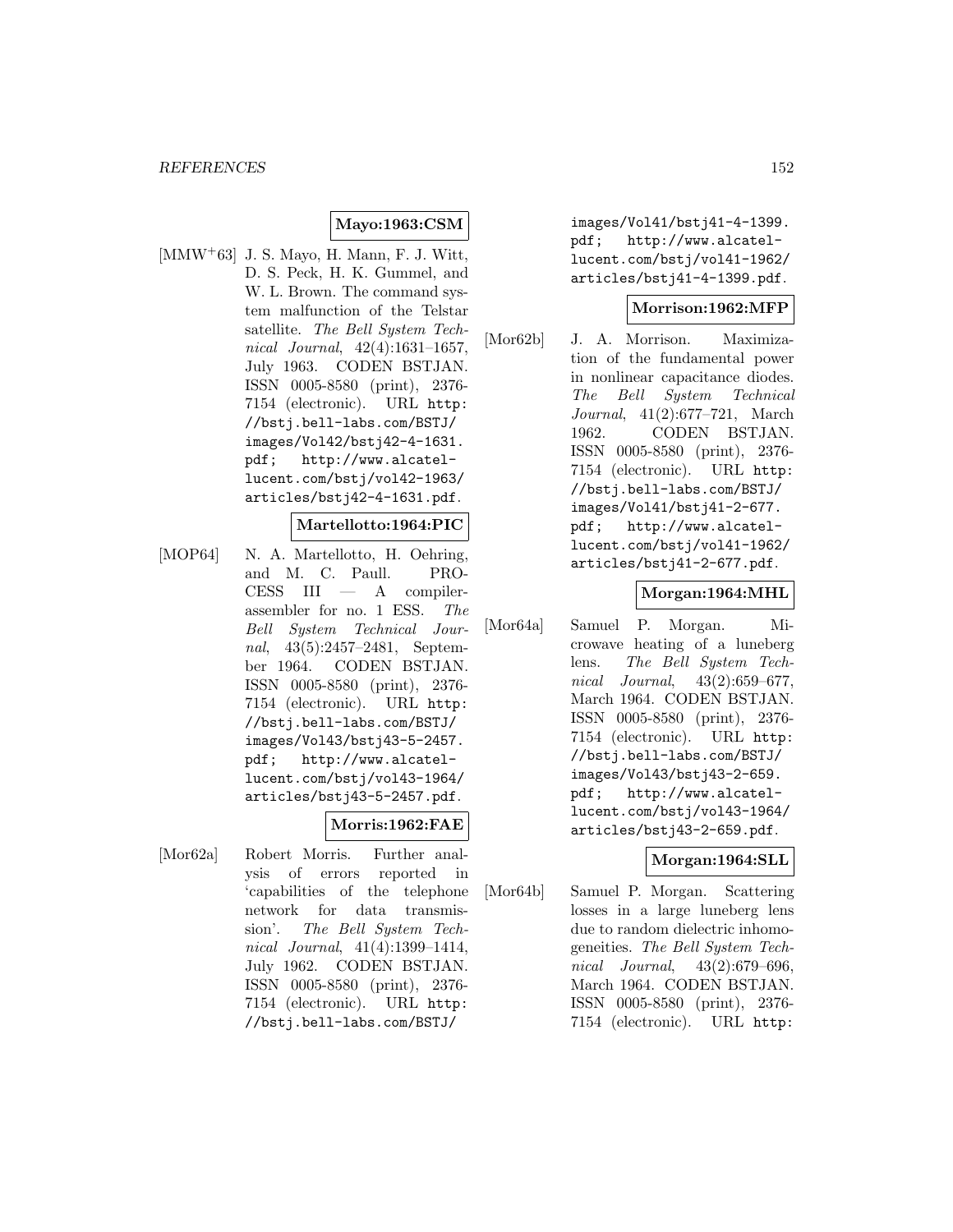**Mayo:1963:CSM**

[MMW+63] J. S. Mayo, H. Mann, F. J. Witt, D. S. Peck, H. K. Gummel, and W. L. Brown. The command system malfunction of the Telstar satellite. *The Bell System Technical Journal*, 42(4):1631–1657, July 1963. CODEN BSTJAN. ISSN 0005-8580 (print), 2376-7154 (electronic). URL `http://bstj.bell-labs.com/BSTJ/images/Vol42/bstj42-4-1631.pdf`; `http://www.alcatel-lucent.com/bstj/vol42-1963/articles/bstj42-4-1631.pdf`.

**Martellotto:1964:PIC**

[MOP64] N. A. Martellotto, H. Oehring, and M. C. Paull. PROCESS III — A compiler-assembler for no. 1 ESS. *The Bell System Technical Journal*, 43(5):2457–2481, September 1964. CODEN BSTJAN. ISSN 0005-8580 (print), 2376-7154 (electronic). URL `http://bstj.bell-labs.com/BSTJ/images/Vol43/bstj43-5-2457.pdf`; `http://www.alcatel-lucent.com/bstj/vol43-1964/articles/bstj43-5-2457.pdf`.

**Morris:1962:FAE**

[Mor62a] Robert Morris. Further analysis of errors reported in 'capabilities of the telephone network for data transmission'. *The Bell System Technical Journal*, 41(4):1399–1414, July 1962. CODEN BSTJAN. ISSN 0005-8580 (print), 2376-7154 (electronic). URL `http://bstj.bell-labs.com/BSTJ/images/Vol41/bstj41-4-1399.pdf`; `http://www.alcatel-lucent.com/bstj/vol41-1962/articles/bstj41-4-1399.pdf`.

**Morrison:1962:MFP**

[Mor62b] J. A. Morrison. Maximization of the fundamental power in nonlinear capacitance diodes. *The Bell System Technical Journal*, 41(2):677–721, March 1962. CODEN BSTJAN. ISSN 0005-8580 (print), 2376-7154 (electronic). URL `http://bstj.bell-labs.com/BSTJ/images/Vol41/bstj41-2-677.pdf`; `http://www.alcatel-lucent.com/bstj/vol41-1962/articles/bstj41-2-677.pdf`.

**Morgan:1964:MHL**

[Mor64a] Samuel P. Morgan. Microwave heating of a luneberg lens. *The Bell System Technical Journal*, 43(2):659–677, March 1964. CODEN BSTJAN. ISSN 0005-8580 (print), 2376-7154 (electronic). URL `http://bstj.bell-labs.com/BSTJ/images/Vol43/bstj43-2-659.pdf`; `http://www.alcatel-lucent.com/bstj/vol43-1964/articles/bstj43-2-659.pdf`.

**Morgan:1964:SLL**

[Mor64b] Samuel P. Morgan. Scattering losses in a large luneberg lens due to random dielectric inhomogeneities. *The Bell System Technical Journal*, 43(2):679–696, March 1964. CODEN BSTJAN. ISSN 0005-8580 (print), 2376-7154 (electronic). URL `http:`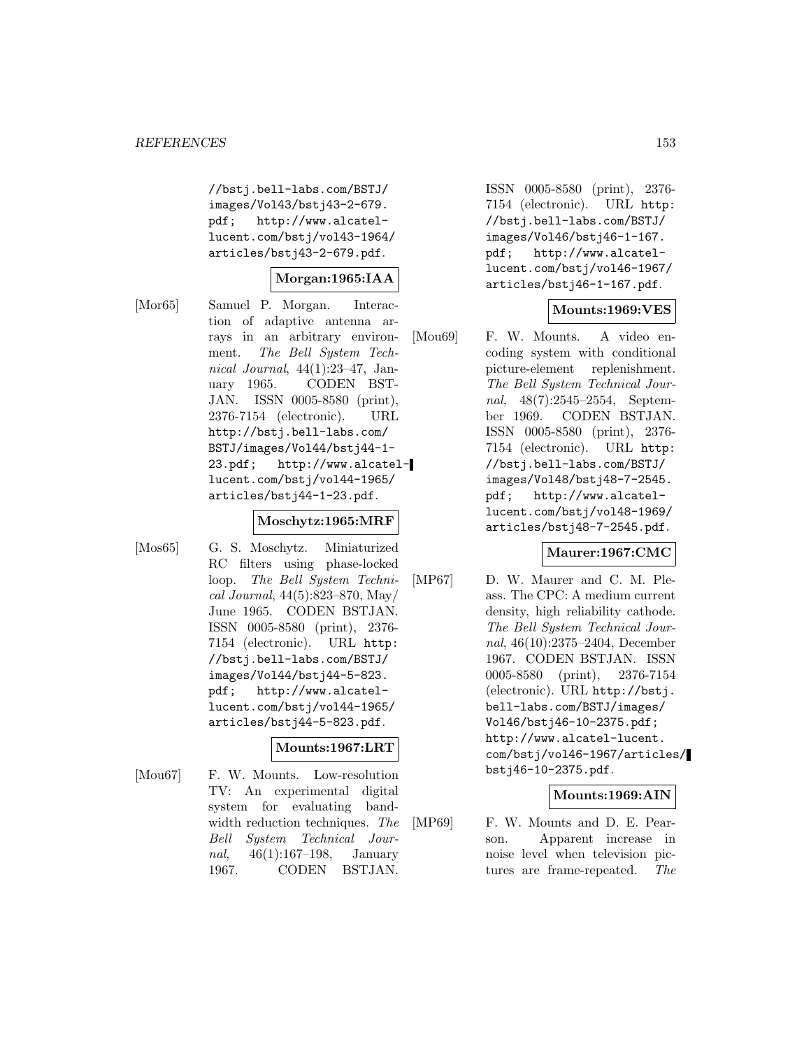//bstj.bell-labs.com/BSTJ/images/Vol43/bstj43-2-679.pdf; http://www.alcatel-lucent.com/bstj/vol43-1964/articles/bstj43-2-679.pdf.

**Morgan:1965:IAA**

[Mor65] Samuel P. Morgan. Interaction of adaptive antenna arrays in an arbitrary environment. *The Bell System Technical Journal*, 44(1):23–47, January 1965. CODEN BSTJAN. ISSN 0005-8580 (print), 2376-7154 (electronic). URL http://bstj.bell-labs.com/BSTJ/images/Vol44/bstj44-1-23.pdf; http://www.alcatel-lucent.com/bstj/vol44-1965/articles/bstj44-1-23.pdf.

**Moschytz:1965:MRF**

[Mos65] G. S. Moschytz. Miniaturized RC filters using phase-locked loop. *The Bell System Technical Journal*, 44(5):823–870, May/June 1965. CODEN BSTJAN. ISSN 0005-8580 (print), 2376-7154 (electronic). URL http://bstj.bell-labs.com/BSTJ/images/Vol44/bstj44-5-823.pdf; http://www.alcatel-lucent.com/bstj/vol44-1965/articles/bstj44-5-823.pdf.

**Mounts:1967:LRT**

[Mou67] F. W. Mounts. Low-resolution TV: An experimental digital system for evaluating bandwidth reduction techniques. *The Bell System Technical Journal*, 46(1):167–198, January 1967. CODEN BSTJAN. ISSN 0005-8580 (print), 2376-7154 (electronic). URL http://bstj.bell-labs.com/BSTJ/images/Vol46/bstj46-1-167.pdf; http://www.alcatel-lucent.com/bstj/vol46-1967/articles/bstj46-1-167.pdf.

**Mounts:1969:VES**

[Mou69] F. W. Mounts. A video encoding system with conditional picture-element replenishment. *The Bell System Technical Journal*, 48(7):2545–2554, September 1969. CODEN BSTJAN. ISSN 0005-8580 (print), 2376-7154 (electronic). URL http://bstj.bell-labs.com/BSTJ/images/Vol48/bstj48-7-2545.pdf; http://www.alcatel-lucent.com/bstj/vol48-1969/articles/bstj48-7-2545.pdf.

**Maurer:1967:CMC**

[MP67] D. W. Maurer and C. M. Pleass. The CPC: A medium current density, high reliability cathode. *The Bell System Technical Journal*, 46(10):2375–2404, December 1967. CODEN BSTJAN. ISSN 0005-8580 (print), 2376-7154 (electronic). URL http://bstj.bell-labs.com/BSTJ/images/Vol46/bstj46-10-2375.pdf; http://www.alcatel-lucent.com/bstj/vol46-1967/articles/bstj46-10-2375.pdf.

**Mounts:1969:AIN**

[MP69] F. W. Mounts and D. E. Pearson. Apparent increase in noise level when television pictures are frame-repeated. *The*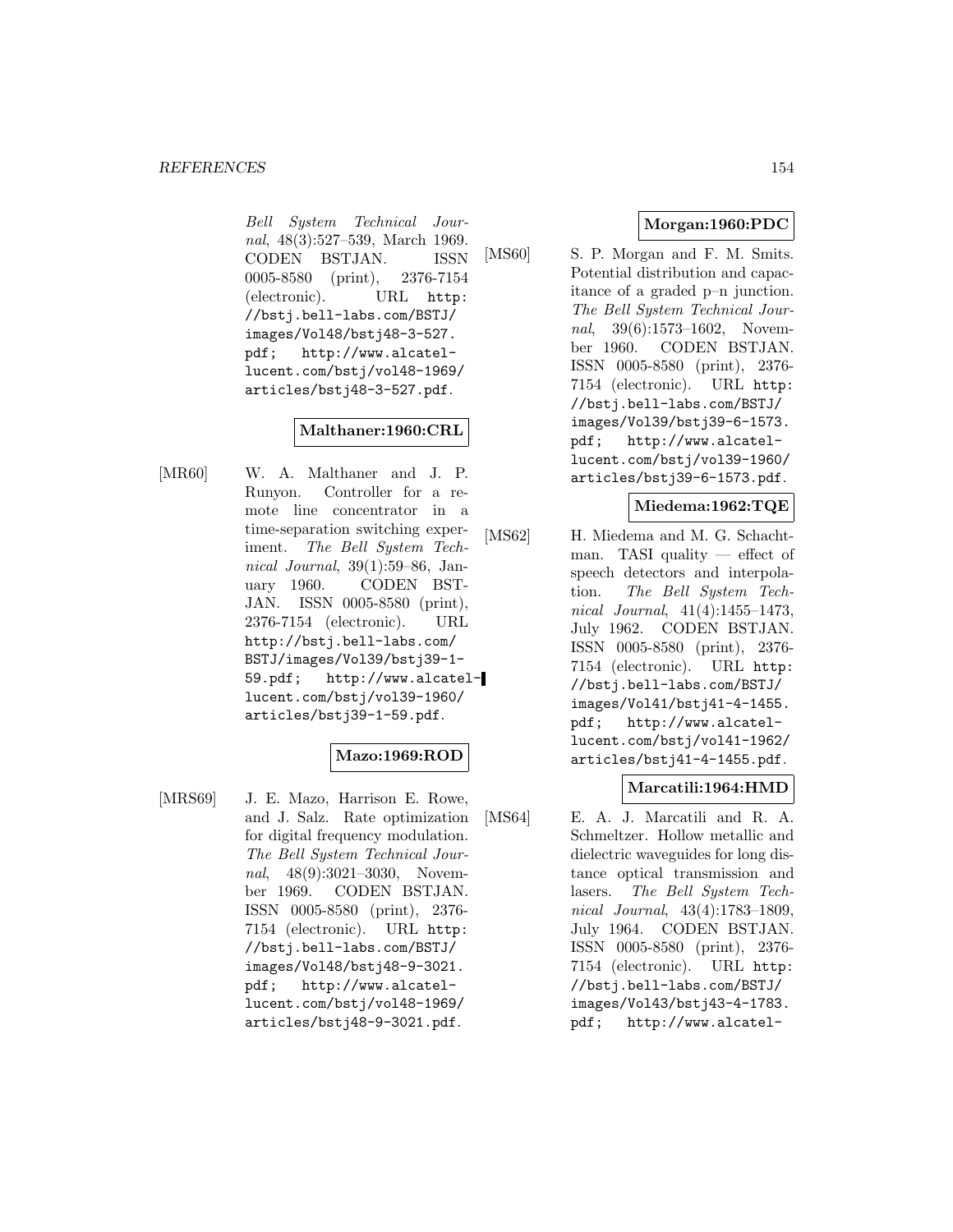*Bell System Technical Journal*, 48(3):527–539, March 1969. CODEN BSTJAN. ISSN 0005-8580 (print), 2376-7154 (electronic). URL http://bstj.bell-labs.com/BSTJ/images/Vol48/bstj48-3-527.pdf; http://www.alcatel-lucent.com/bstj/vol48-1969/articles/bstj48-3-527.pdf.

**Malthaner:1960:CRL**

[MR60] W. A. Malthaner and J. P. Runyon. Controller for a remote line concentrator in a time-separation switching experiment. *The Bell System Technical Journal*, 39(1):59–86, January 1960. CODEN BSTJAN. ISSN 0005-8580 (print), 2376-7154 (electronic). URL http://bstj.bell-labs.com/BSTJ/images/Vol39/bstj39-1-59.pdf; http://www.alcatel-lucent.com/bstj/vol39-1960/articles/bstj39-1-59.pdf.

**Mazo:1969:ROD**

[MRS69] J. E. Mazo, Harrison E. Rowe, and J. Salz. Rate optimization for digital frequency modulation. *The Bell System Technical Journal*, 48(9):3021–3030, November 1969. CODEN BSTJAN. ISSN 0005-8580 (print), 2376-7154 (electronic). URL http://bstj.bell-labs.com/BSTJ/images/Vol48/bstj48-9-3021.pdf; http://www.alcatel-lucent.com/bstj/vol48-1969/articles/bstj48-9-3021.pdf.

**Morgan:1960:PDC**

[MS60] S. P. Morgan and F. M. Smits. Potential distribution and capacitance of a graded p–n junction. *The Bell System Technical Journal*, 39(6):1573–1602, November 1960. CODEN BSTJAN. ISSN 0005-8580 (print), 2376-7154 (electronic). URL http://bstj.bell-labs.com/BSTJ/images/Vol39/bstj39-6-1573.pdf; http://www.alcatel-lucent.com/bstj/vol39-1960/articles/bstj39-6-1573.pdf.

**Miedema:1962:TQE**

[MS62] H. Miedema and M. G. Schachtman. TASI quality — effect of speech detectors and interpolation. *The Bell System Technical Journal*, 41(4):1455–1473, July 1962. CODEN BSTJAN. ISSN 0005-8580 (print), 2376-7154 (electronic). URL http://bstj.bell-labs.com/BSTJ/images/Vol41/bstj41-4-1455.pdf; http://www.alcatel-lucent.com/bstj/vol41-1962/articles/bstj41-4-1455.pdf.

**Marcatili:1964:HMD**

[MS64] E. A. J. Marcatili and R. A. Schmeltzer. Hollow metallic and dielectric waveguides for long distance optical transmission and lasers. *The Bell System Technical Journal*, 43(4):1783–1809, July 1964. CODEN BSTJAN. ISSN 0005-8580 (print), 2376-7154 (electronic). URL http://bstj.bell-labs.com/BSTJ/images/Vol43/bstj43-4-1783.pdf; http://www.alcatel-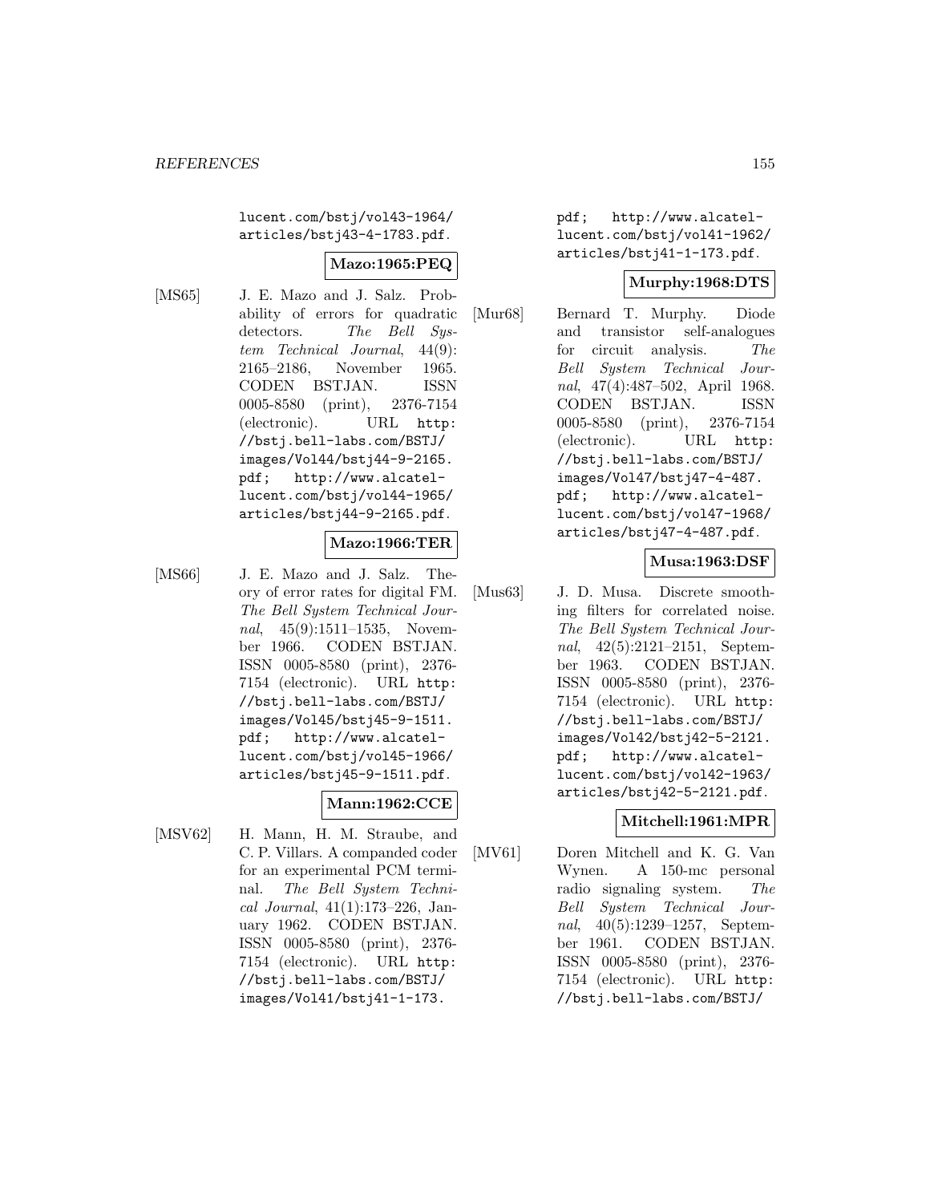lucent.com/bstj/vol43-1964/articles/bstj43-4-1783.pdf.

**Mazo:1965:PEQ**

[MS65] J. E. Mazo and J. Salz. Probability of errors for quadratic detectors. *The Bell System Technical Journal*, 44(9): 2165–2186, November 1965. CODEN BSTJAN. ISSN 0005-8580 (print), 2376-7154 (electronic). URL http://bstj.bell-labs.com/BSTJ/images/Vol44/bstj44-9-2165.pdf; http://www.alcatel-lucent.com/bstj/vol44-1965/articles/bstj44-9-2165.pdf.

**Mazo:1966:TER**

[MS66] J. E. Mazo and J. Salz. Theory of error rates for digital FM. *The Bell System Technical Journal*, 45(9):1511–1535, November 1966. CODEN BSTJAN. ISSN 0005-8580 (print), 2376-7154 (electronic). URL http://bstj.bell-labs.com/BSTJ/images/Vol45/bstj45-9-1511.pdf; http://www.alcatel-lucent.com/bstj/vol45-1966/articles/bstj45-9-1511.pdf.

**Mann:1962:CCE**

[MSV62] H. Mann, H. M. Straube, and C. P. Villars. A companded coder for an experimental PCM terminal. *The Bell System Technical Journal*, 41(1):173–226, January 1962. CODEN BSTJAN. ISSN 0005-8580 (print), 2376-7154 (electronic). URL http://bstj.bell-labs.com/BSTJ/images/Vol41/bstj41-1-173.pdf; http://www.alcatel-lucent.com/bstj/vol41-1962/articles/bstj41-1-173.pdf.

**Murphy:1968:DTS**

[Mur68] Bernard T. Murphy. Diode and transistor self-analogues for circuit analysis. *The Bell System Technical Journal*, 47(4):487–502, April 1968. CODEN BSTJAN. ISSN 0005-8580 (print), 2376-7154 (electronic). URL http://bstj.bell-labs.com/BSTJ/images/Vol47/bstj47-4-487.pdf; http://www.alcatel-lucent.com/bstj/vol47-1968/articles/bstj47-4-487.pdf.

**Musa:1963:DSF**

[Mus63] J. D. Musa. Discrete smoothing filters for correlated noise. *The Bell System Technical Journal*, 42(5):2121–2151, September 1963. CODEN BSTJAN. ISSN 0005-8580 (print), 2376-7154 (electronic). URL http://bstj.bell-labs.com/BSTJ/images/Vol42/bstj42-5-2121.pdf; http://www.alcatel-lucent.com/bstj/vol42-1963/articles/bstj42-5-2121.pdf.

**Mitchell:1961:MPR**

[MV61] Doren Mitchell and K. G. Van Wynen. A 150-mc personal radio signaling system. *The Bell System Technical Journal*, 40(5):1239–1257, September 1961. CODEN BSTJAN. ISSN 0005-8580 (print), 2376-7154 (electronic). URL http://bstj.bell-labs.com/BSTJ/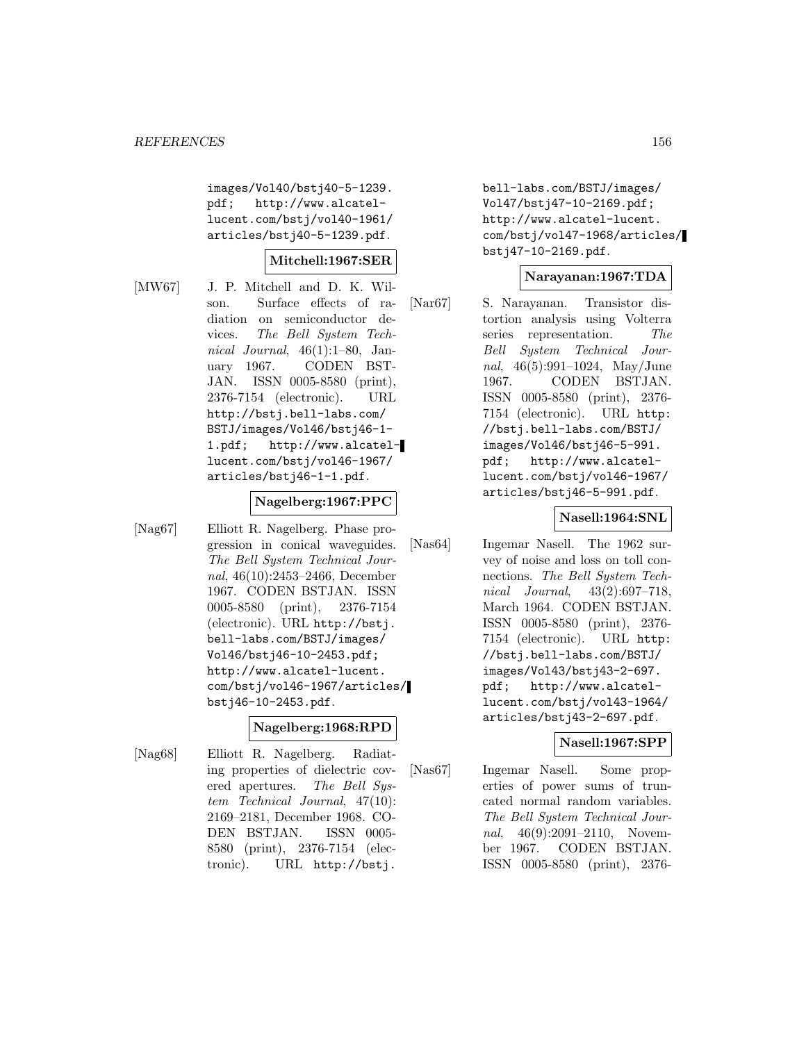images/Vol40/bstj40-5-1239.pdf; http://www.alcatel-lucent.com/bstj/vol40-1961/articles/bstj40-5-1239.pdf.

**Mitchell:1967:SER**

[MW67] J. P. Mitchell and D. K. Wilson. Surface effects of radiation on semiconductor devices. *The Bell System Technical Journal*, 46(1):1–80, January 1967. CODEN BSTJAN. ISSN 0005-8580 (print), 2376-7154 (electronic). URL http://bstj.bell-labs.com/BSTJ/images/Vol46/bstj46-1-1.pdf; http://www.alcatel-lucent.com/bstj/vol46-1967/articles/bstj46-1-1.pdf.

**Nagelberg:1967:PPC**

[Nag67] Elliott R. Nagelberg. Phase progression in conical waveguides. *The Bell System Technical Journal*, 46(10):2453–2466, December 1967. CODEN BSTJAN. ISSN 0005-8580 (print), 2376-7154 (electronic). URL http://bstj.bell-labs.com/BSTJ/images/Vol46/bstj46-10-2453.pdf; http://www.alcatel-lucent.com/bstj/vol46-1967/articles/bstj46-10-2453.pdf.

**Nagelberg:1968:RPD**

[Nag68] Elliott R. Nagelberg. Radiating properties of dielectric covered apertures. *The Bell System Technical Journal*, 47(10):2169–2181, December 1968. CODEN BSTJAN. ISSN 0005-8580 (print), 2376-7154 (electronic). URL http://bstj.bell-labs.com/BSTJ/images/Vol47/bstj47-10-2169.pdf; http://www.alcatel-lucent.com/bstj/vol47-1968/articles/bstj47-10-2169.pdf.

**Narayanan:1967:TDA**

[Nar67] S. Narayanan. Transistor distortion analysis using Volterra series representation. *The Bell System Technical Journal*, 46(5):991–1024, May/June 1967. CODEN BSTJAN. ISSN 0005-8580 (print), 2376-7154 (electronic). URL http://bstj.bell-labs.com/BSTJ/images/Vol46/bstj46-5-991.pdf; http://www.alcatel-lucent.com/bstj/vol46-1967/articles/bstj46-5-991.pdf.

**Nasell:1964:SNL**

[Nas64] Ingemar Nasell. The 1962 survey of noise and loss on toll connections. *The Bell System Technical Journal*, 43(2):697–718, March 1964. CODEN BSTJAN. ISSN 0005-8580 (print), 2376-7154 (electronic). URL http://bstj.bell-labs.com/BSTJ/images/Vol43/bstj43-2-697.pdf; http://www.alcatel-lucent.com/bstj/vol43-1964/articles/bstj43-2-697.pdf.

**Nasell:1967:SPP**

[Nas67] Ingemar Nasell. Some properties of power sums of truncated normal random variables. *The Bell System Technical Journal*, 46(9):2091–2110, November 1967. CODEN BSTJAN. ISSN 0005-8580 (print), 2376-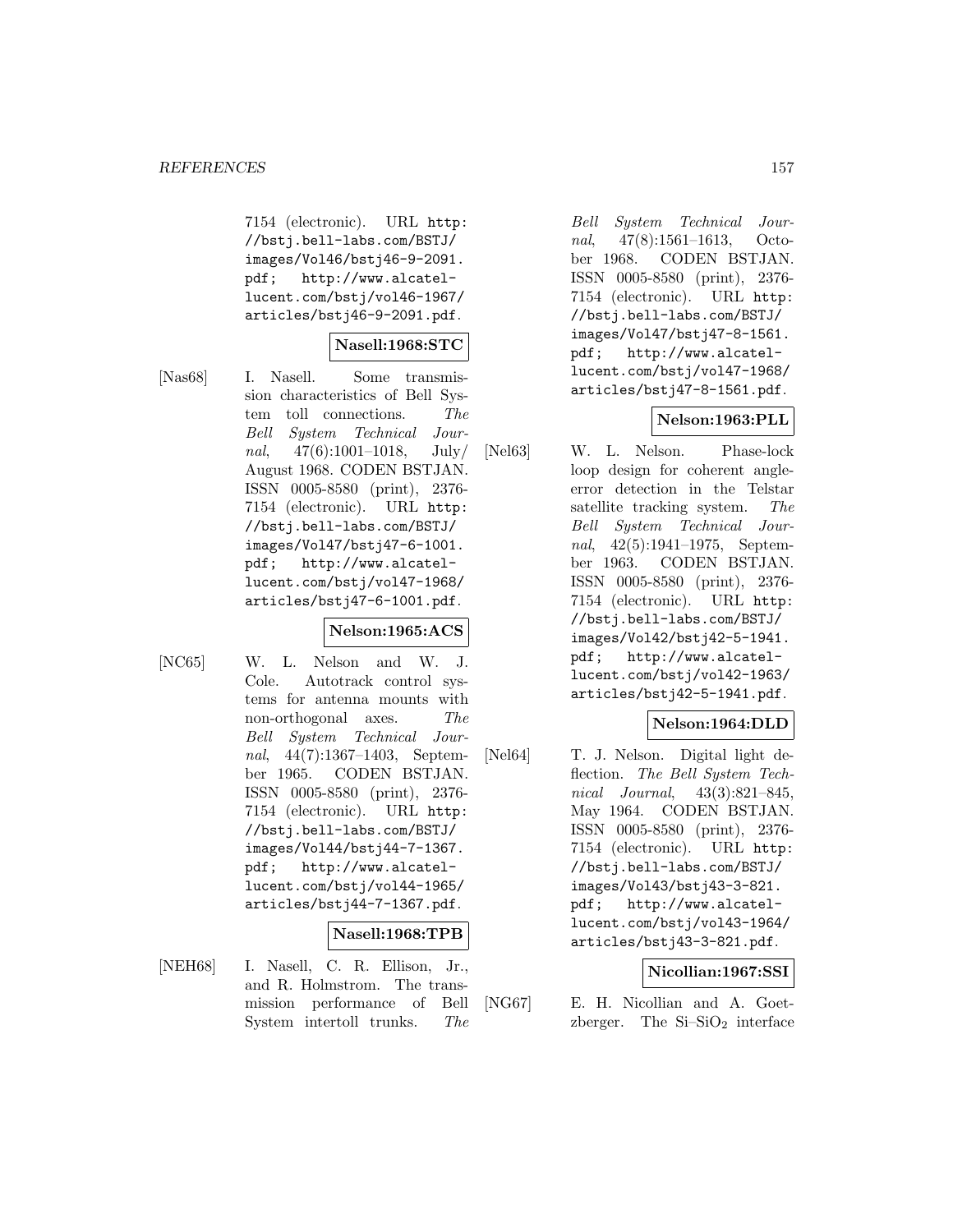7154 (electronic). URL http://bstj.bell-labs.com/BSTJ/images/Vol46/bstj46-9-2091.pdf; http://www.alcatel-lucent.com/bstj/vol46-1967/articles/bstj46-9-2091.pdf.

**Nasell:1968:STC**

[Nas68] I. Nasell. Some transmission characteristics of Bell System toll connections. *The Bell System Technical Journal*, 47(6):1001–1018, July/August 1968. CODEN BSTJAN. ISSN 0005-8580 (print), 2376-7154 (electronic). URL http://bstj.bell-labs.com/BSTJ/images/Vol47/bstj47-6-1001.pdf; http://www.alcatel-lucent.com/bstj/vol47-1968/articles/bstj47-6-1001.pdf.

**Nelson:1965:ACS**

[NC65] W. L. Nelson and W. J. Cole. Autotrack control systems for antenna mounts with non-orthogonal axes. *The Bell System Technical Journal*, 44(7):1367–1403, September 1965. CODEN BSTJAN. ISSN 0005-8580 (print), 2376-7154 (electronic). URL http://bstj.bell-labs.com/BSTJ/images/Vol44/bstj44-7-1367.pdf; http://www.alcatel-lucent.com/bstj/vol44-1965/articles/bstj44-7-1367.pdf.

**Nasell:1968:TPB**

[NEH68] I. Nasell, C. R. Ellison, Jr., and R. Holmstrom. The transmission performance of Bell System intertoll trunks. *The Bell System Technical Journal*, 47(8):1561–1613, October 1968. CODEN BSTJAN. ISSN 0005-8580 (print), 2376-7154 (electronic). URL http://bstj.bell-labs.com/BSTJ/images/Vol47/bstj47-8-1561.pdf; http://www.alcatel-lucent.com/bstj/vol47-1968/articles/bstj47-8-1561.pdf.

**Nelson:1963:PLL**

[Nel63] W. L. Nelson. Phase-lock loop design for coherent angle-error detection in the Telstar satellite tracking system. *The Bell System Technical Journal*, 42(5):1941–1975, September 1963. CODEN BSTJAN. ISSN 0005-8580 (print), 2376-7154 (electronic). URL http://bstj.bell-labs.com/BSTJ/images/Vol42/bstj42-5-1941.pdf; http://www.alcatel-lucent.com/bstj/vol42-1963/articles/bstj42-5-1941.pdf.

**Nelson:1964:DLD**

[Nel64] T. J. Nelson. Digital light deflection. *The Bell System Technical Journal*, 43(3):821–845, May 1964. CODEN BSTJAN. ISSN 0005-8580 (print), 2376-7154 (electronic). URL http://bstj.bell-labs.com/BSTJ/images/Vol43/bstj43-3-821.pdf; http://www.alcatel-lucent.com/bstj/vol43-1964/articles/bstj43-3-821.pdf.

**Nicollian:1967:SSI**

[NG67] E. H. Nicollian and A. Goetzberger. The Si–$SiO_2$ interface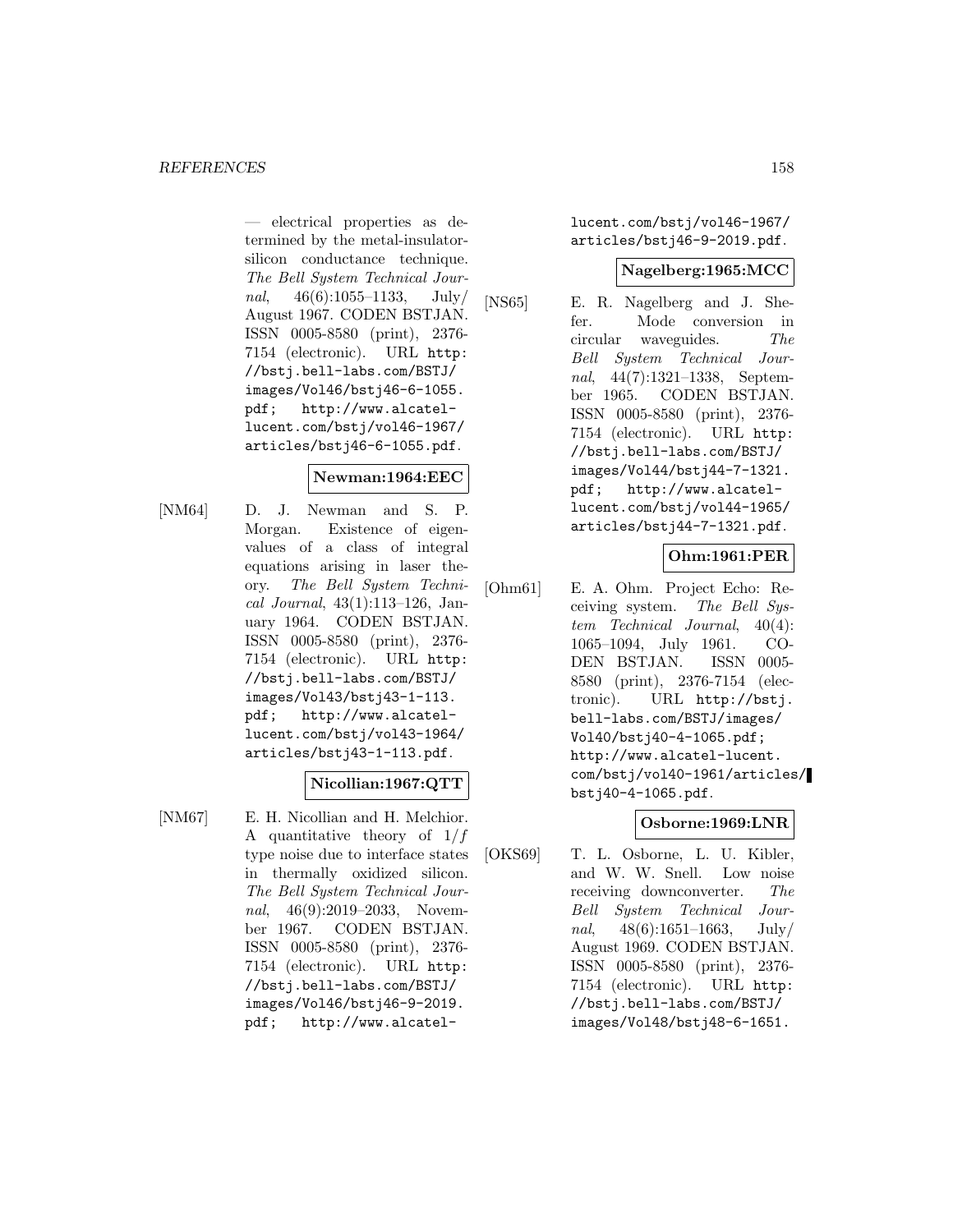— electrical properties as determined by the metal-insulator-silicon conductance technique. *The Bell System Technical Journal*, 46(6):1055–1133, July/ August 1967. CODEN BSTJAN. ISSN 0005-8580 (print), 2376-7154 (electronic). URL http://bstj.bell-labs.com/BSTJ/images/Vol46/bstj46-6-1055.pdf; http://www.alcatel-lucent.com/bstj/vol46-1967/articles/bstj46-6-1055.pdf.

**Newman:1964:EEC**

[NM64] D. J. Newman and S. P. Morgan. Existence of eigenvalues of a class of integral equations arising in laser theory. *The Bell System Technical Journal*, 43(1):113–126, January 1964. CODEN BSTJAN. ISSN 0005-8580 (print), 2376-7154 (electronic). URL http://bstj.bell-labs.com/BSTJ/images/Vol43/bstj43-1-113.pdf; http://www.alcatel-lucent.com/bstj/vol43-1964/articles/bstj43-1-113.pdf.

**Nicollian:1967:QTT**

[NM67] E. H. Nicollian and H. Melchior. A quantitative theory of $1/f$ type noise due to interface states in thermally oxidized silicon. *The Bell System Technical Journal*, 46(9):2019–2033, November 1967. CODEN BSTJAN. ISSN 0005-8580 (print), 2376-7154 (electronic). URL http://bstj.bell-labs.com/BSTJ/images/Vol46/bstj46-9-2019.pdf; http://www.alcatel-lucent.com/bstj/vol46-1967/articles/bstj46-9-2019.pdf.

**Nagelberg:1965:MCC**

[NS65] E. R. Nagelberg and J. Shefer. Mode conversion in circular waveguides. *The Bell System Technical Journal*, 44(7):1321–1338, September 1965. CODEN BSTJAN. ISSN 0005-8580 (print), 2376-7154 (electronic). URL http://bstj.bell-labs.com/BSTJ/images/Vol44/bstj44-7-1321.pdf; http://www.alcatel-lucent.com/bstj/vol44-1965/articles/bstj44-7-1321.pdf.

**Ohm:1961:PER**

[Ohm61] E. A. Ohm. Project Echo: Receiving system. *The Bell System Technical Journal*, 40(4): 1065–1094, July 1961. CODEN BSTJAN. ISSN 0005-8580 (print), 2376-7154 (electronic). URL http://bstj.bell-labs.com/BSTJ/images/Vol40/bstj40-4-1065.pdf; http://www.alcatel-lucent.com/bstj/vol40-1961/articles/bstj40-4-1065.pdf.

**Osborne:1969:LNR**

[OKS69] T. L. Osborne, L. U. Kibler, and W. W. Snell. Low noise receiving downconverter. *The Bell System Technical Journal*, 48(6):1651–1663, July/ August 1969. CODEN BSTJAN. ISSN 0005-8580 (print), 2376-7154 (electronic). URL http://bstj.bell-labs.com/BSTJ/images/Vol48/bstj48-6-1651.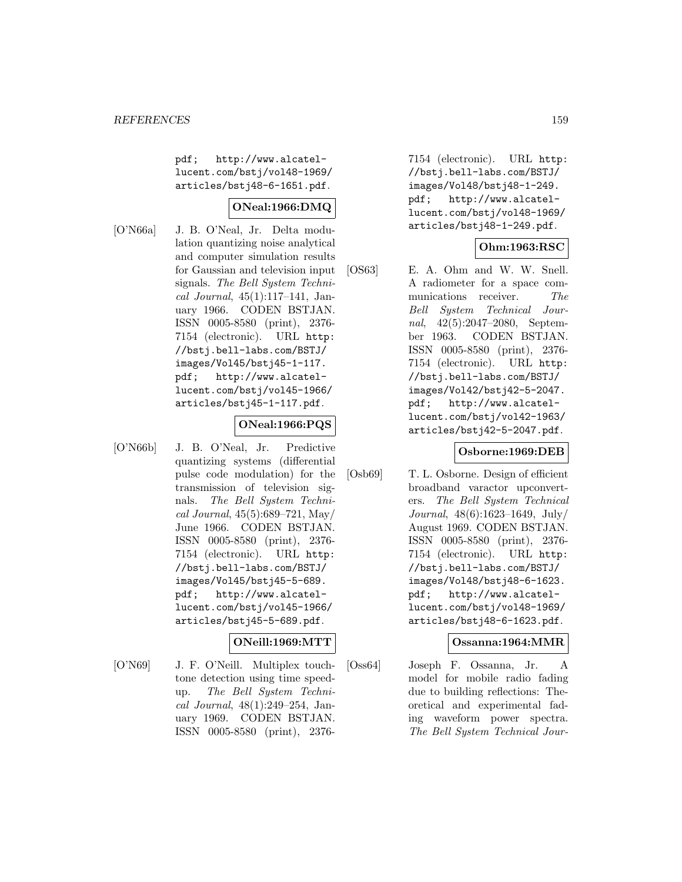pdf; http://www.alcatel-lucent.com/bstj/vol48-1969/articles/bstj48-6-1651.pdf.

**ONeal:1966:DMQ**

[O'N66a] J. B. O'Neal, Jr. Delta modulation quantizing noise analytical and computer simulation results for Gaussian and television input signals. *The Bell System Technical Journal*, 45(1):117–141, January 1966. CODEN BSTJAN. ISSN 0005-8580 (print), 2376-7154 (electronic). URL http://bstj.bell-labs.com/BSTJ/images/Vol45/bstj45-1-117.pdf; http://www.alcatel-lucent.com/bstj/vol45-1966/articles/bstj45-1-117.pdf.

**ONeal:1966:PQS**

[O'N66b] J. B. O'Neal, Jr. Predictive quantizing systems (differential pulse code modulation) for the transmission of television signals. *The Bell System Technical Journal*, 45(5):689–721, May/June 1966. CODEN BSTJAN. ISSN 0005-8580 (print), 2376-7154 (electronic). URL http://bstj.bell-labs.com/BSTJ/images/Vol45/bstj45-5-689.pdf; http://www.alcatel-lucent.com/bstj/vol45-1966/articles/bstj45-5-689.pdf.

**ONeill:1969:MTT**

[O'N69] J. F. O'Neill. Multiplex touch-tone detection using time speed-up. *The Bell System Technical Journal*, 48(1):249–254, January 1969. CODEN BSTJAN. ISSN 0005-8580 (print), 2376-7154 (electronic). URL http://bstj.bell-labs.com/BSTJ/images/Vol48/bstj48-1-249.pdf; http://www.alcatel-lucent.com/bstj/vol48-1969/articles/bstj48-1-249.pdf.

**Ohm:1963:RSC**

[OS63] E. A. Ohm and W. W. Snell. A radiometer for a space communications receiver. *The Bell System Technical Journal*, 42(5):2047–2080, September 1963. CODEN BSTJAN. ISSN 0005-8580 (print), 2376-7154 (electronic). URL http://bstj.bell-labs.com/BSTJ/images/Vol42/bstj42-5-2047.pdf; http://www.alcatel-lucent.com/bstj/vol42-1963/articles/bstj42-5-2047.pdf.

**Osborne:1969:DEB**

[Osb69] T. L. Osborne. Design of efficient broadband varactor upconverters. *The Bell System Technical Journal*, 48(6):1623–1649, July/August 1969. CODEN BSTJAN. ISSN 0005-8580 (print), 2376-7154 (electronic). URL http://bstj.bell-labs.com/BSTJ/images/Vol48/bstj48-6-1623.pdf; http://www.alcatel-lucent.com/bstj/vol48-1969/articles/bstj48-6-1623.pdf.

**Ossanna:1964:MMR**

[Oss64] Joseph F. Ossanna, Jr. A model for mobile radio fading due to building reflections: Theoretical and experimental fading waveform power spectra. *The Bell System Technical Jour-*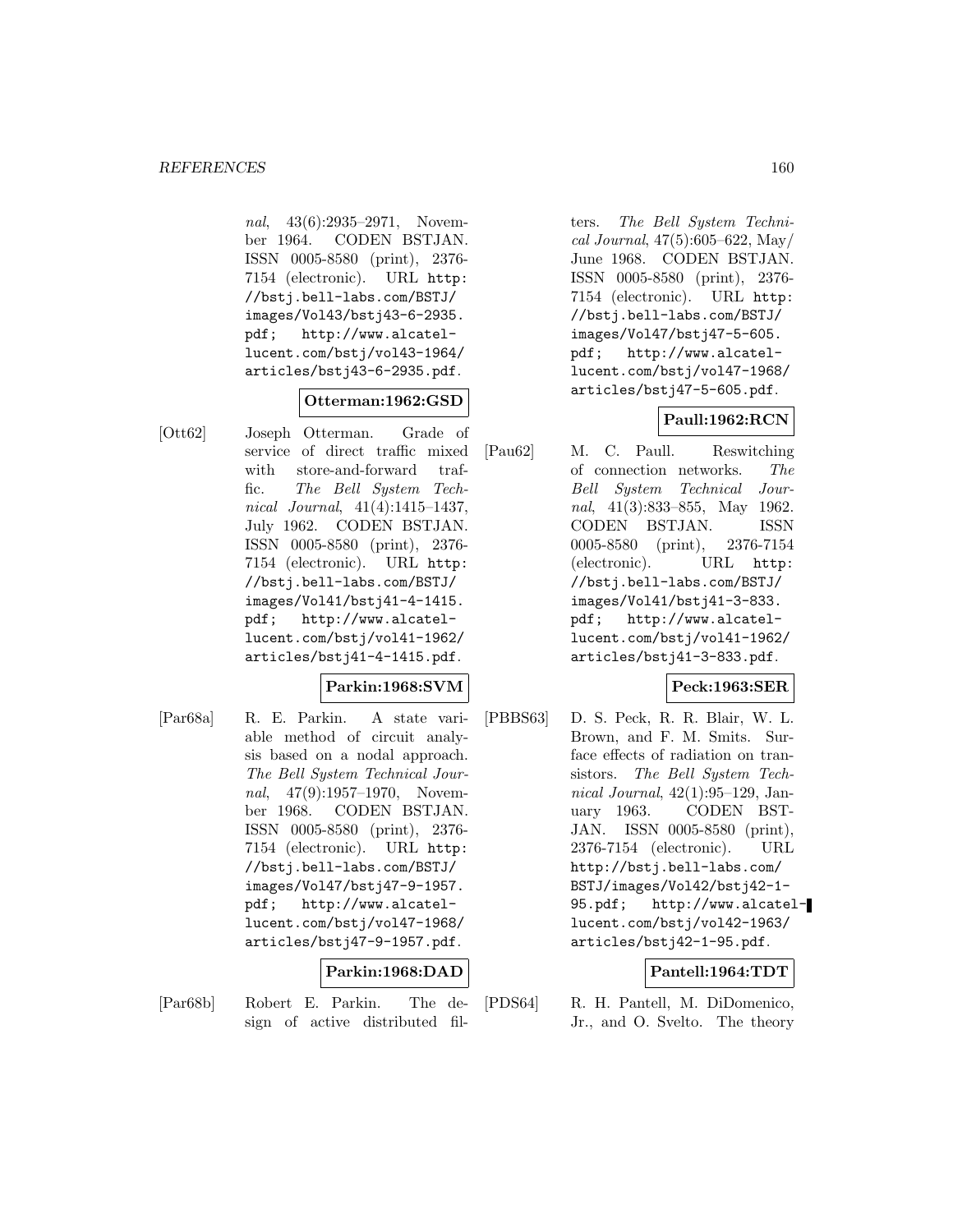*nal*, 43(6):2935–2971, November 1964. CODEN BSTJAN. ISSN 0005-8580 (print), 2376-7154 (electronic). URL http://bstj.bell-labs.com/BSTJ/images/Vol43/bstj43-6-2935.pdf; http://www.alcatel-lucent.com/bstj/vol43-1964/articles/bstj43-6-2935.pdf.

**Otterman:1962:GSD**

[Ott62] Joseph Otterman. Grade of service of direct traffic mixed with store-and-forward traffic. *The Bell System Technical Journal*, 41(4):1415–1437, July 1962. CODEN BSTJAN. ISSN 0005-8580 (print), 2376-7154 (electronic). URL http://bstj.bell-labs.com/BSTJ/images/Vol41/bstj41-4-1415.pdf; http://www.alcatel-lucent.com/bstj/vol41-1962/articles/bstj41-4-1415.pdf.

**Parkin:1968:SVM**

[Par68a] R. E. Parkin. A state variable method of circuit analysis based on a nodal approach. *The Bell System Technical Journal*, 47(9):1957–1970, November 1968. CODEN BSTJAN. ISSN 0005-8580 (print), 2376-7154 (electronic). URL http://bstj.bell-labs.com/BSTJ/images/Vol47/bstj47-9-1957.pdf; http://www.alcatel-lucent.com/bstj/vol47-1968/articles/bstj47-9-1957.pdf.

**Parkin:1968:DAD**

[Par68b] Robert E. Parkin. The design of active distributed filters. *The Bell System Technical Journal*, 47(5):605–622, May/June 1968. CODEN BSTJAN. ISSN 0005-8580 (print), 2376-7154 (electronic). URL http://bstj.bell-labs.com/BSTJ/images/Vol47/bstj47-5-605.pdf; http://www.alcatel-lucent.com/bstj/vol47-1968/articles/bstj47-5-605.pdf.

**Paull:1962:RCN**

[Pau62] M. C. Paull. Reswitching of connection networks. *The Bell System Technical Journal*, 41(3):833–855, May 1962. CODEN BSTJAN. ISSN 0005-8580 (print), 2376-7154 (electronic). URL http://bstj.bell-labs.com/BSTJ/images/Vol41/bstj41-3-833.pdf; http://www.alcatel-lucent.com/bstj/vol41-1962/articles/bstj41-3-833.pdf.

**Peck:1963:SER**

[PBBS63] D. S. Peck, R. R. Blair, W. L. Brown, and F. M. Smits. Surface effects of radiation on transistors. *The Bell System Technical Journal*, 42(1):95–129, January 1963. CODEN BSTJAN. ISSN 0005-8580 (print), 2376-7154 (electronic). URL http://bstj.bell-labs.com/BSTJ/images/Vol42/bstj42-1-95.pdf; http://www.alcatel-lucent.com/bstj/vol42-1963/articles/bstj42-1-95.pdf.

**Pantell:1964:TDT**

[PDS64] R. H. Pantell, M. DiDomenico, Jr., and O. Svelto. The theory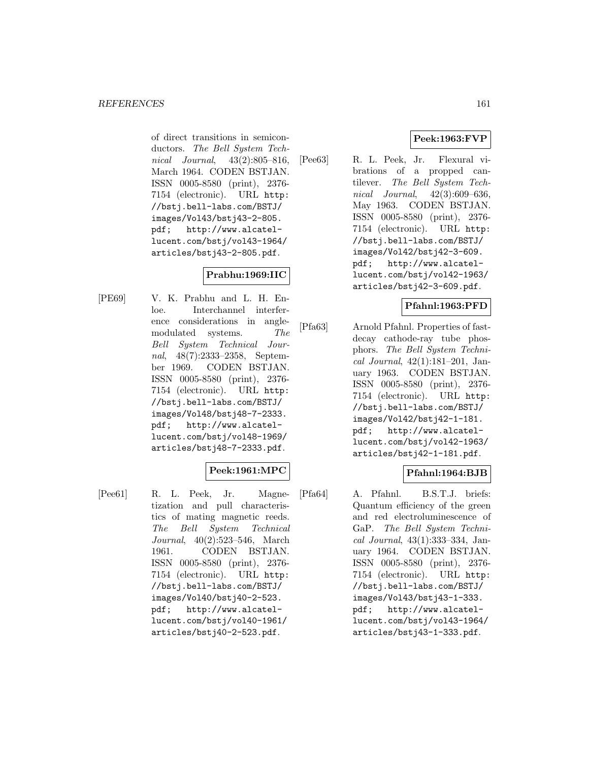of direct transitions in semiconductors. *The Bell System Technical Journal*, 43(2):805–816, March 1964. CODEN BSTJAN. ISSN 0005-8580 (print), 2376-7154 (electronic). URL `http://bstj.bell-labs.com/BSTJ/images/Vol43/bstj43-2-805.pdf`; `http://www.alcatel-lucent.com/bstj/vol43-1964/articles/bstj43-2-805.pdf`.

**Prabhu:1969:IIC**

[PE69] V. K. Prabhu and L. H. Enloe. Interchannel interference considerations in angle-modulated systems. *The Bell System Technical Journal*, 48(7):2333–2358, September 1969. CODEN BSTJAN. ISSN 0005-8580 (print), 2376-7154 (electronic). URL `http://bstj.bell-labs.com/BSTJ/images/Vol48/bstj48-7-2333.pdf`; `http://www.alcatel-lucent.com/bstj/vol48-1969/articles/bstj48-7-2333.pdf`.

**Peek:1961:MPC**

[Pee61] R. L. Peek, Jr. Magnetization and pull characteristics of mating magnetic reeds. *The Bell System Technical Journal*, 40(2):523–546, March 1961. CODEN BSTJAN. ISSN 0005-8580 (print), 2376-7154 (electronic). URL `http://bstj.bell-labs.com/BSTJ/images/Vol40/bstj40-2-523.pdf`; `http://www.alcatel-lucent.com/bstj/vol40-1961/articles/bstj40-2-523.pdf`.

**Peek:1963:FVP**

[Pee63] R. L. Peek, Jr. Flexural vibrations of a propped cantilever. *The Bell System Technical Journal*, 42(3):609–636, May 1963. CODEN BSTJAN. ISSN 0005-8580 (print), 2376-7154 (electronic). URL `http://bstj.bell-labs.com/BSTJ/images/Vol42/bstj42-3-609.pdf`; `http://www.alcatel-lucent.com/bstj/vol42-1963/articles/bstj42-3-609.pdf`.

**Pfahnl:1963:PFD**

[Pfa63] Arnold Pfahnl. Properties of fast-decay cathode-ray tube phosphors. *The Bell System Technical Journal*, 42(1):181–201, January 1963. CODEN BSTJAN. ISSN 0005-8580 (print), 2376-7154 (electronic). URL `http://bstj.bell-labs.com/BSTJ/images/Vol42/bstj42-1-181.pdf`; `http://www.alcatel-lucent.com/bstj/vol42-1963/articles/bstj42-1-181.pdf`.

**Pfahnl:1964:BJB**

[Pfa64] A. Pfahnl. B.S.T.J. briefs: Quantum efficiency of the green and red electroluminescence of GaP. *The Bell System Technical Journal*, 43(1):333–334, January 1964. CODEN BSTJAN. ISSN 0005-8580 (print), 2376-7154 (electronic). URL `http://bstj.bell-labs.com/BSTJ/images/Vol43/bstj43-1-333.pdf`; `http://www.alcatel-lucent.com/bstj/vol43-1964/articles/bstj43-1-333.pdf`.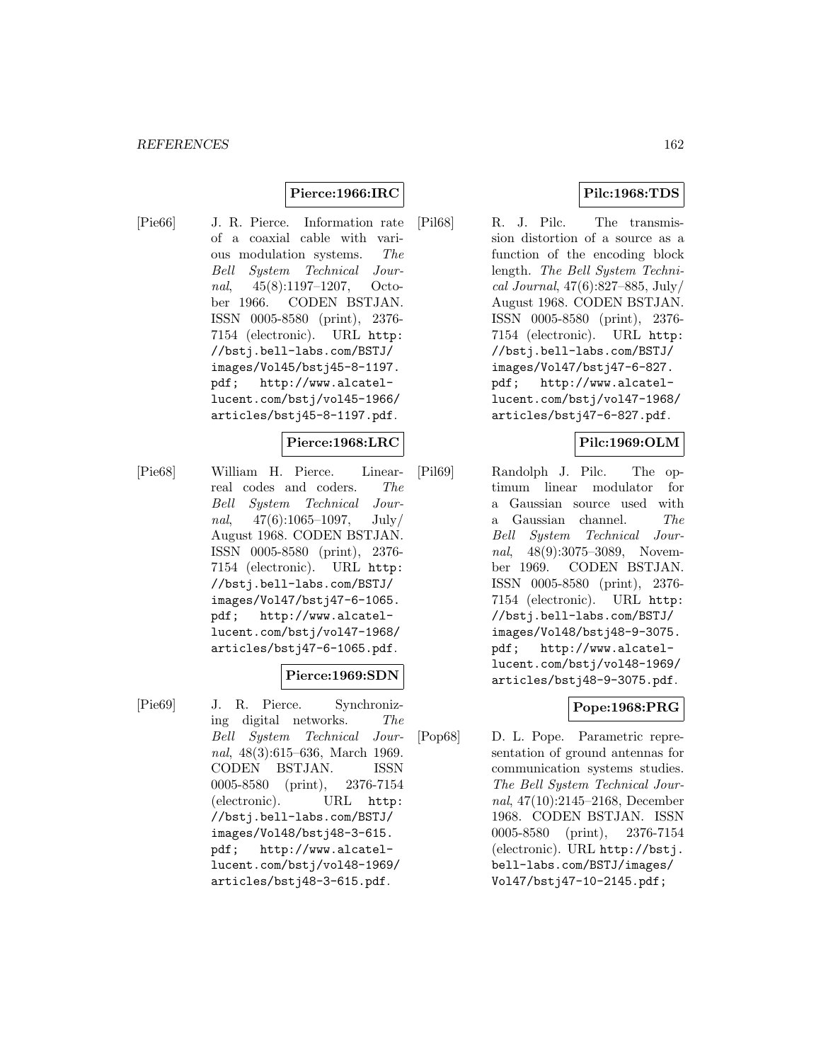**Pierce:1966:IRC**

[Pie66] J. R. Pierce. Information rate of a coaxial cable with various modulation systems. *The Bell System Technical Journal*, 45(8):1197–1207, October 1966. CODEN BSTJAN. ISSN 0005-8580 (print), 2376-7154 (electronic). URL http://bstj.bell-labs.com/BSTJ/images/Vol45/bstj45-8-1197.pdf; http://www.alcatel-lucent.com/bstj/vol45-1966/articles/bstj45-8-1197.pdf.

**Pierce:1968:LRC**

[Pie68] William H. Pierce. Linear-real codes and coders. *The Bell System Technical Journal*, 47(6):1065–1097, July/August 1968. CODEN BSTJAN. ISSN 0005-8580 (print), 2376-7154 (electronic). URL http://bstj.bell-labs.com/BSTJ/images/Vol47/bstj47-6-1065.pdf; http://www.alcatel-lucent.com/bstj/vol47-1968/articles/bstj47-6-1065.pdf.

**Pierce:1969:SDN**

[Pie69] J. R. Pierce. Synchronizing digital networks. *The Bell System Technical Journal*, 48(3):615–636, March 1969. CODEN BSTJAN. ISSN 0005-8580 (print), 2376-7154 (electronic). URL http://bstj.bell-labs.com/BSTJ/images/Vol48/bstj48-3-615.pdf; http://www.alcatel-lucent.com/bstj/vol48-1969/articles/bstj48-3-615.pdf.

**Pilc:1968:TDS**

[Pil68] R. J. Pilc. The transmission distortion of a source as a function of the encoding block length. *The Bell System Technical Journal*, 47(6):827–885, July/August 1968. CODEN BSTJAN. ISSN 0005-8580 (print), 2376-7154 (electronic). URL http://bstj.bell-labs.com/BSTJ/images/Vol47/bstj47-6-827.pdf; http://www.alcatel-lucent.com/bstj/vol47-1968/articles/bstj47-6-827.pdf.

**Pilc:1969:OLM**

[Pil69] Randolph J. Pilc. The optimum linear modulator for a Gaussian source used with a Gaussian channel. *The Bell System Technical Journal*, 48(9):3075–3089, November 1969. CODEN BSTJAN. ISSN 0005-8580 (print), 2376-7154 (electronic). URL http://bstj.bell-labs.com/BSTJ/images/Vol48/bstj48-9-3075.pdf; http://www.alcatel-lucent.com/bstj/vol48-1969/articles/bstj48-9-3075.pdf.

**Pope:1968:PRG**

[Pop68] D. L. Pope. Parametric representation of ground antennas for communication systems studies. *The Bell System Technical Journal*, 47(10):2145–2168, December 1968. CODEN BSTJAN. ISSN 0005-8580 (print), 2376-7154 (electronic). URL http://bstj.bell-labs.com/BSTJ/images/Vol47/bstj47-10-2145.pdf;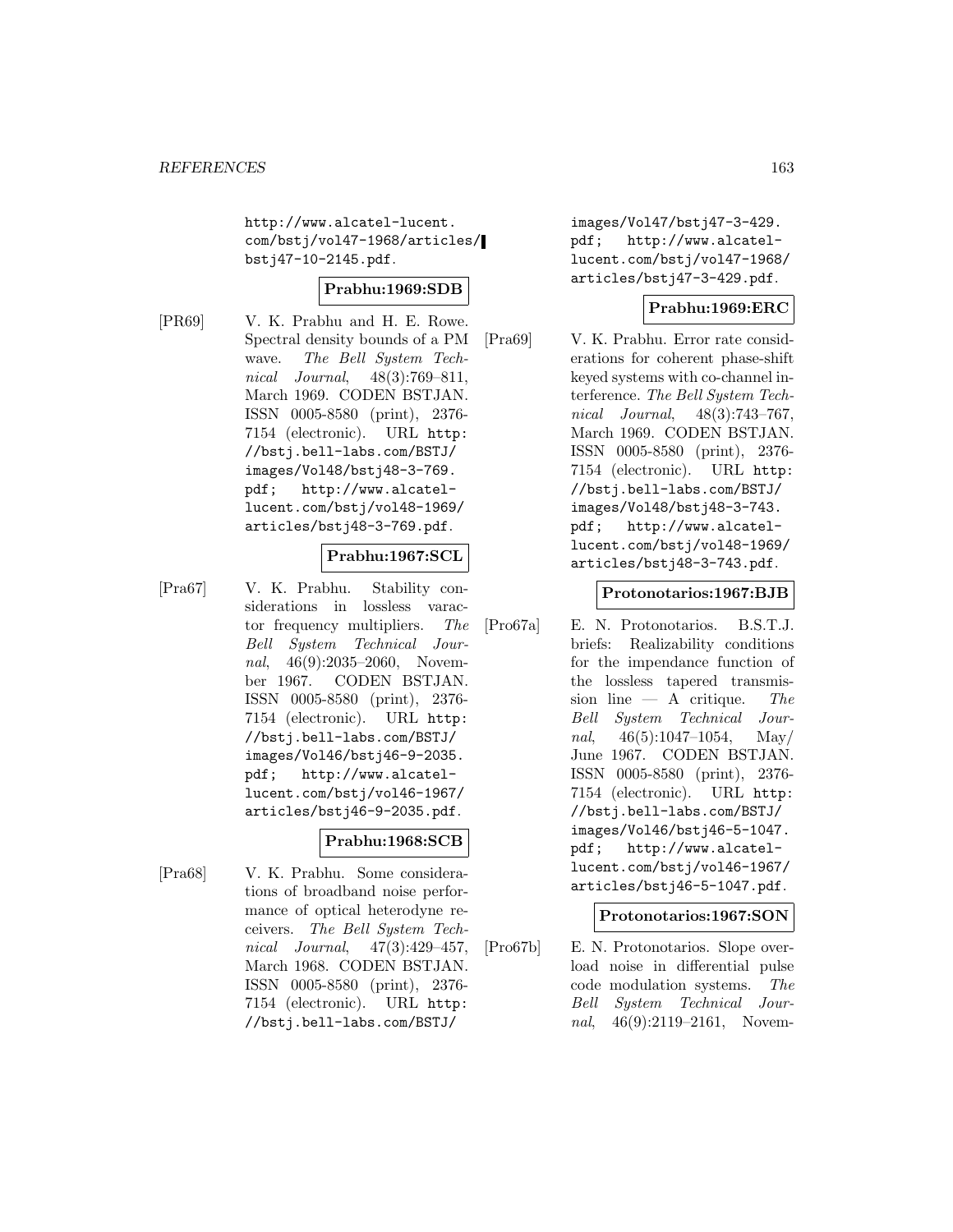http://www.alcatel-lucent.com/bstj/vol47-1968/articles/bstj47-10-2145.pdf.

**Prabhu:1969:SDB**

[PR69] V. K. Prabhu and H. E. Rowe. Spectral density bounds of a PM wave. *The Bell System Technical Journal*, 48(3):769–811, March 1969. CODEN BSTJAN. ISSN 0005-8580 (print), 2376-7154 (electronic). URL http://bstj.bell-labs.com/BSTJ/images/Vol48/bstj48-3-769.pdf; http://www.alcatel-lucent.com/bstj/vol48-1969/articles/bstj48-3-769.pdf.

**Prabhu:1967:SCL**

[Pra67] V. K. Prabhu. Stability considerations in lossless varactor frequency multipliers. *The Bell System Technical Journal*, 46(9):2035–2060, November 1967. CODEN BSTJAN. ISSN 0005-8580 (print), 2376-7154 (electronic). URL http://bstj.bell-labs.com/BSTJ/images/Vol46/bstj46-9-2035.pdf; http://www.alcatel-lucent.com/bstj/vol46-1967/articles/bstj46-9-2035.pdf.

**Prabhu:1968:SCB**

[Pra68] V. K. Prabhu. Some considerations of broadband noise performance of optical heterodyne receivers. *The Bell System Technical Journal*, 47(3):429–457, March 1968. CODEN BSTJAN. ISSN 0005-8580 (print), 2376-7154 (electronic). URL http://bstj.bell-labs.com/BSTJ/images/Vol47/bstj47-3-429.pdf; http://www.alcatel-lucent.com/bstj/vol47-1968/articles/bstj47-3-429.pdf.

**Prabhu:1969:ERC**

[Pra69] V. K. Prabhu. Error rate considerations for coherent phase-shift keyed systems with co-channel interference. *The Bell System Technical Journal*, 48(3):743–767, March 1969. CODEN BSTJAN. ISSN 0005-8580 (print), 2376-7154 (electronic). URL http://bstj.bell-labs.com/BSTJ/images/Vol48/bstj48-3-743.pdf; http://www.alcatel-lucent.com/bstj/vol48-1969/articles/bstj48-3-743.pdf.

**Protonotarios:1967:BJB**

[Pro67a] E. N. Protonotarios. B.S.T.J. briefs: Realizability conditions for the impendance function of the lossless tapered transmission line — A critique. *The Bell System Technical Journal*, 46(5):1047–1054, May/June 1967. CODEN BSTJAN. ISSN 0005-8580 (print), 2376-7154 (electronic). URL http://bstj.bell-labs.com/BSTJ/images/Vol46/bstj46-5-1047.pdf; http://www.alcatel-lucent.com/bstj/vol46-1967/articles/bstj46-5-1047.pdf.

**Protonotarios:1967:SON**

[Pro67b] E. N. Protonotarios. Slope overload noise in differential pulse code modulation systems. *The Bell System Technical Journal*, 46(9):2119–2161, Novem-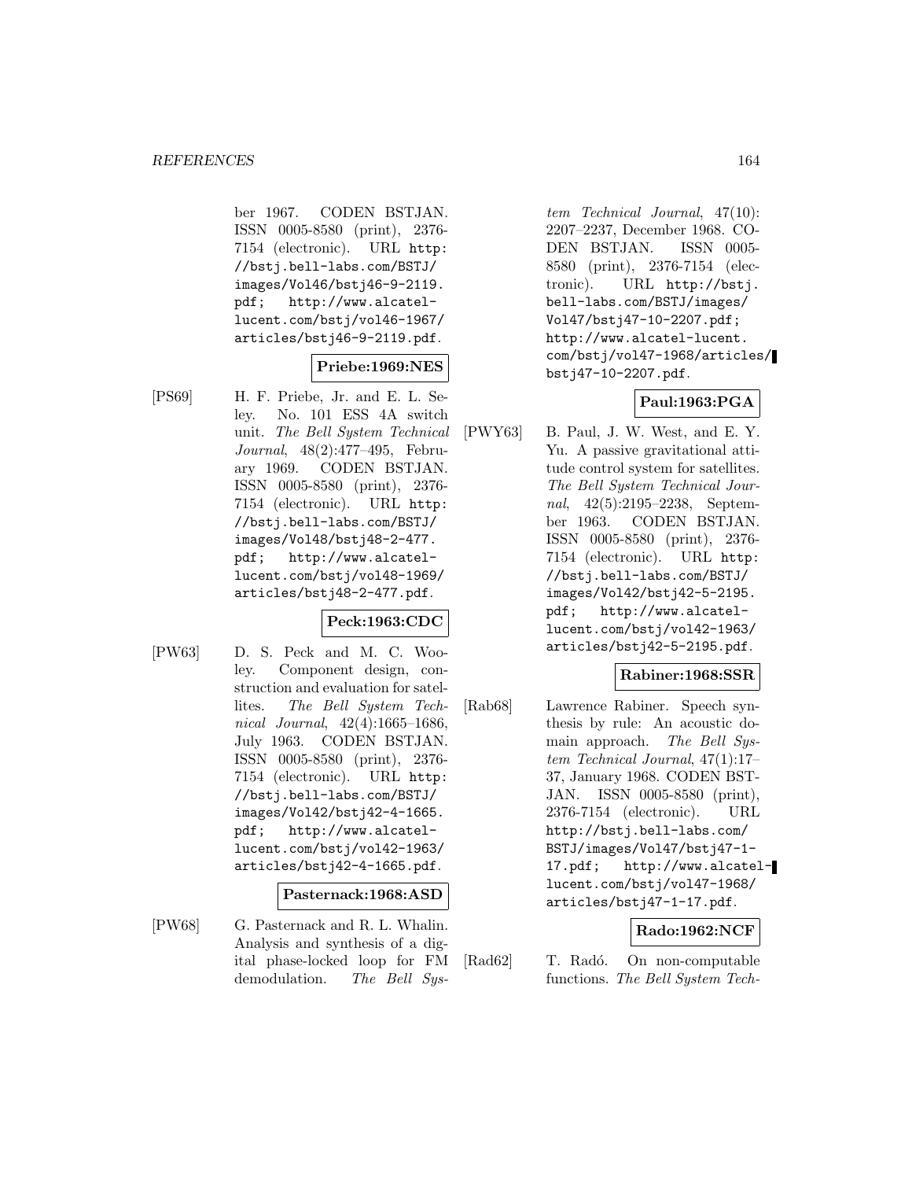ber 1967. CODEN BSTJAN. ISSN 0005-8580 (print), 2376-7154 (electronic). URL http://bstj.bell-labs.com/BSTJ/images/Vol46/bstj46-9-2119.pdf; http://www.alcatel-lucent.com/bstj/vol46-1967/articles/bstj46-9-2119.pdf.

**Priebe:1969:NES**

[PS69] H. F. Priebe, Jr. and E. L. Seley. No. 101 ESS 4A switch unit. *The Bell System Technical Journal*, 48(2):477–495, February 1969. CODEN BSTJAN. ISSN 0005-8580 (print), 2376-7154 (electronic). URL http://bstj.bell-labs.com/BSTJ/images/Vol48/bstj48-2-477.pdf; http://www.alcatel-lucent.com/bstj/vol48-1969/articles/bstj48-2-477.pdf.

**Peck:1963:CDC**

[PW63] D. S. Peck and M. C. Wooley. Component design, construction and evaluation for satellites. *The Bell System Technical Journal*, 42(4):1665–1686, July 1963. CODEN BSTJAN. ISSN 0005-8580 (print), 2376-7154 (electronic). URL http://bstj.bell-labs.com/BSTJ/images/Vol42/bstj42-4-1665.pdf; http://www.alcatel-lucent.com/bstj/vol42-1963/articles/bstj42-4-1665.pdf.

**Pasternack:1968:ASD**

[PW68] G. Pasternack and R. L. Whalin. Analysis and synthesis of a digital phase-locked loop for FM demodulation. *The Bell System Technical Journal*, 47(10):2207–2237, December 1968. CODEN BSTJAN. ISSN 0005-8580 (print), 2376-7154 (electronic). URL http://bstj.bell-labs.com/BSTJ/images/Vol47/bstj47-10-2207.pdf; http://www.alcatel-lucent.com/bstj/vol47-1968/articles/bstj47-10-2207.pdf.

**Paul:1963:PGA**

[PWY63] B. Paul, J. W. West, and E. Y. Yu. A passive gravitational attitude control system for satellites. *The Bell System Technical Journal*, 42(5):2195–2238, September 1963. CODEN BSTJAN. ISSN 0005-8580 (print), 2376-7154 (electronic). URL http://bstj.bell-labs.com/BSTJ/images/Vol42/bstj42-5-2195.pdf; http://www.alcatel-lucent.com/bstj/vol42-1963/articles/bstj42-5-2195.pdf.

**Rabiner:1968:SSR**

[Rab68] Lawrence Rabiner. Speech synthesis by rule: An acoustic domain approach. *The Bell System Technical Journal*, 47(1):17–37, January 1968. CODEN BSTJAN. ISSN 0005-8580 (print), 2376-7154 (electronic). URL http://bstj.bell-labs.com/BSTJ/images/Vol47/bstj47-1-17.pdf; http://www.alcatel-lucent.com/bstj/vol47-1968/articles/bstj47-1-17.pdf.

**Rado:1962:NCF**

[Rad62] T. Radó. On non-computable functions. *The Bell System Tech-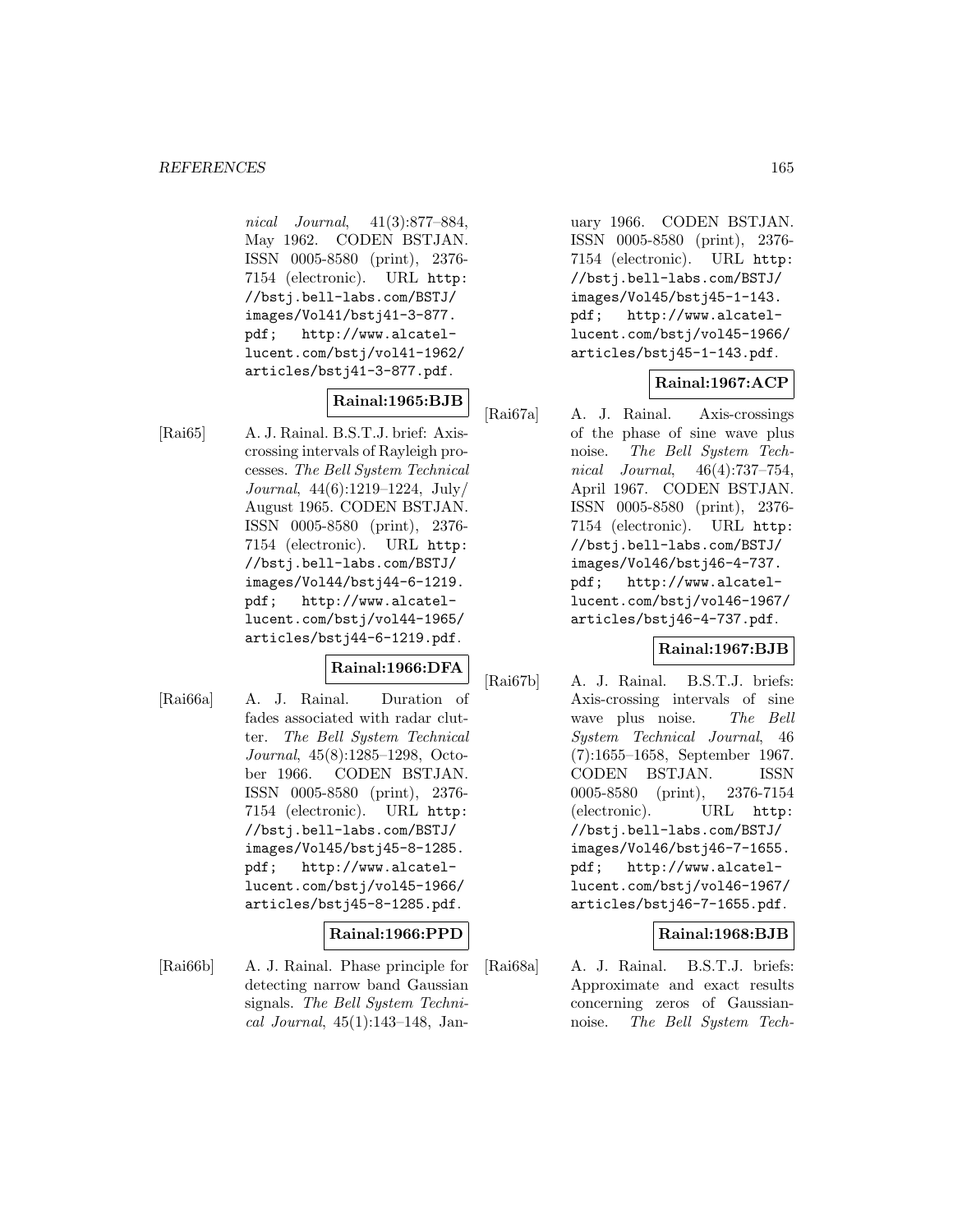*nical Journal*, 41(3):877–884, May 1962. CODEN BSTJAN. ISSN 0005-8580 (print), 2376-7154 (electronic). URL http://bstj.bell-labs.com/BSTJ/images/Vol41/bstj41-3-877.pdf; http://www.alcatel-lucent.com/bstj/vol41-1962/articles/bstj41-3-877.pdf.

**Rainal:1965:BJB**

[Rai65] A. J. Rainal. B.S.T.J. brief: Axis-crossing intervals of Rayleigh processes. *The Bell System Technical Journal*, 44(6):1219–1224, July/August 1965. CODEN BSTJAN. ISSN 0005-8580 (print), 2376-7154 (electronic). URL http://bstj.bell-labs.com/BSTJ/images/Vol44/bstj44-6-1219.pdf; http://www.alcatel-lucent.com/bstj/vol44-1965/articles/bstj44-6-1219.pdf.

**Rainal:1966:DFA**

[Rai66a] A. J. Rainal. Duration of fades associated with radar clutter. *The Bell System Technical Journal*, 45(8):1285–1298, October 1966. CODEN BSTJAN. ISSN 0005-8580 (print), 2376-7154 (electronic). URL http://bstj.bell-labs.com/BSTJ/images/Vol45/bstj45-8-1285.pdf; http://www.alcatel-lucent.com/bstj/vol45-1966/articles/bstj45-8-1285.pdf.

**Rainal:1966:PPD**

[Rai66b] A. J. Rainal. Phase principle for detecting narrow band Gaussian signals. *The Bell System Technical Journal*, 45(1):143–148, January 1966. CODEN BSTJAN. ISSN 0005-8580 (print), 2376-7154 (electronic). URL http://bstj.bell-labs.com/BSTJ/images/Vol45/bstj45-1-143.pdf; http://www.alcatel-lucent.com/bstj/vol45-1966/articles/bstj45-1-143.pdf.

**Rainal:1967:ACP**

[Rai67a] A. J. Rainal. Axis-crossings of the phase of sine wave plus noise. *The Bell System Technical Journal*, 46(4):737–754, April 1967. CODEN BSTJAN. ISSN 0005-8580 (print), 2376-7154 (electronic). URL http://bstj.bell-labs.com/BSTJ/images/Vol46/bstj46-4-737.pdf; http://www.alcatel-lucent.com/bstj/vol46-1967/articles/bstj46-4-737.pdf.

**Rainal:1967:BJB**

[Rai67b] A. J. Rainal. B.S.T.J. briefs: Axis-crossing intervals of sine wave plus noise. *The Bell System Technical Journal*, 46 (7):1655–1658, September 1967. CODEN BSTJAN. ISSN 0005-8580 (print), 2376-7154 (electronic). URL http://bstj.bell-labs.com/BSTJ/images/Vol46/bstj46-7-1655.pdf; http://www.alcatel-lucent.com/bstj/vol46-1967/articles/bstj46-7-1655.pdf.

**Rainal:1968:BJB**

[Rai68a] A. J. Rainal. B.S.T.J. briefs: Approximate and exact results concerning zeros of Gaussian-noise. *The Bell System Tech-*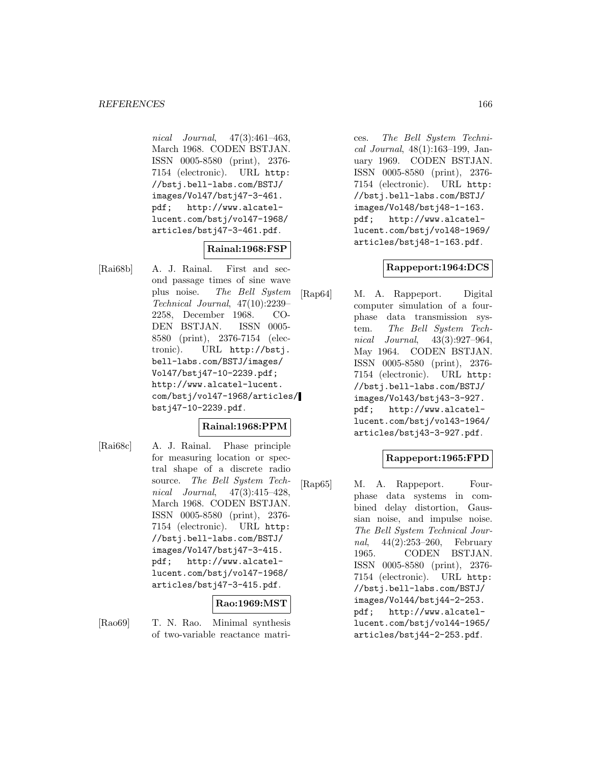*nical Journal*, 47(3):461–463, March 1968. CODEN BSTJAN. ISSN 0005-8580 (print), 2376-7154 (electronic). URL http://bstj.bell-labs.com/BSTJ/images/Vol47/bstj47-3-461.pdf; http://www.alcatel-lucent.com/bstj/vol47-1968/articles/bstj47-3-461.pdf.

**Rainal:1968:FSP**

[Rai68b] A. J. Rainal. First and second passage times of sine wave plus noise. *The Bell System Technical Journal*, 47(10):2239–2258, December 1968. CODEN BSTJAN. ISSN 0005-8580 (print), 2376-7154 (electronic). URL http://bstj.bell-labs.com/BSTJ/images/Vol47/bstj47-10-2239.pdf; http://www.alcatel-lucent.com/bstj/vol47-1968/articles/bstj47-10-2239.pdf.

**Rainal:1968:PPM**

[Rai68c] A. J. Rainal. Phase principle for measuring location or spectral shape of a discrete radio source. *The Bell System Technical Journal*, 47(3):415–428, March 1968. CODEN BSTJAN. ISSN 0005-8580 (print), 2376-7154 (electronic). URL http://bstj.bell-labs.com/BSTJ/images/Vol47/bstj47-3-415.pdf; http://www.alcatel-lucent.com/bstj/vol47-1968/articles/bstj47-3-415.pdf.

**Rao:1969:MST**

[Rao69] T. N. Rao. Minimal synthesis of two-variable reactance matrices. *The Bell System Technical Journal*, 48(1):163–199, January 1969. CODEN BSTJAN. ISSN 0005-8580 (print), 2376-7154 (electronic). URL http://bstj.bell-labs.com/BSTJ/images/Vol48/bstj48-1-163.pdf; http://www.alcatel-lucent.com/bstj/vol48-1969/articles/bstj48-1-163.pdf.

**Rappeport:1964:DCS**

[Rap64] M. A. Rappeport. Digital computer simulation of a four-phase data transmission system. *The Bell System Technical Journal*, 43(3):927–964, May 1964. CODEN BSTJAN. ISSN 0005-8580 (print), 2376-7154 (electronic). URL http://bstj.bell-labs.com/BSTJ/images/Vol43/bstj43-3-927.pdf; http://www.alcatel-lucent.com/bstj/vol43-1964/articles/bstj43-3-927.pdf.

**Rappeport:1965:FPD**

[Rap65] M. A. Rappeport. Four-phase data systems in combined delay distortion, Gaussian noise, and impulse noise. *The Bell System Technical Journal*, 44(2):253–260, February 1965. CODEN BSTJAN. ISSN 0005-8580 (print), 2376-7154 (electronic). URL http://bstj.bell-labs.com/BSTJ/images/Vol44/bstj44-2-253.pdf; http://www.alcatel-lucent.com/bstj/vol44-1965/articles/bstj44-2-253.pdf.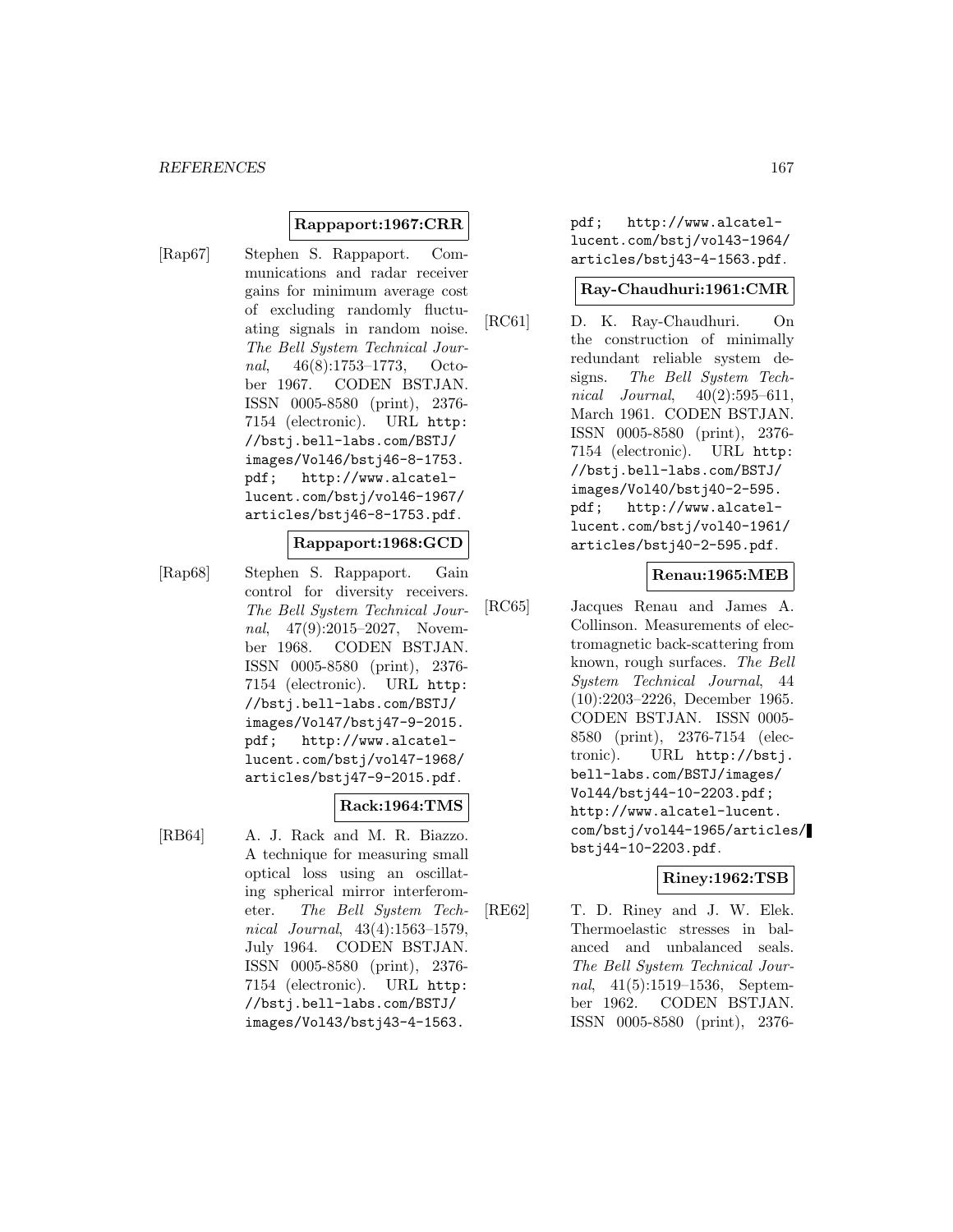**Rappaport:1967:CRR**

[Rap67] Stephen S. Rappaport. Communications and radar receiver gains for minimum average cost of excluding randomly fluctuating signals in random noise. *The Bell System Technical Journal*, 46(8):1753–1773, October 1967. CODEN BSTJAN. ISSN 0005-8580 (print), 2376-7154 (electronic). URL `http://bstj.bell-labs.com/BSTJ/images/Vol46/bstj46-8-1753.pdf`; `http://www.alcatel-lucent.com/bstj/vol46-1967/articles/bstj46-8-1753.pdf`.

**Rappaport:1968:GCD**

[Rap68] Stephen S. Rappaport. Gain control for diversity receivers. *The Bell System Technical Journal*, 47(9):2015–2027, November 1968. CODEN BSTJAN. ISSN 0005-8580 (print), 2376-7154 (electronic). URL `http://bstj.bell-labs.com/BSTJ/images/Vol47/bstj47-9-2015.pdf`; `http://www.alcatel-lucent.com/bstj/vol47-1968/articles/bstj47-9-2015.pdf`.

**Rack:1964:TMS**

[RB64] A. J. Rack and M. R. Biazzo. A technique for measuring small optical loss using an oscillating spherical mirror interferometer. *The Bell System Technical Journal*, 43(4):1563–1579, July 1964. CODEN BSTJAN. ISSN 0005-8580 (print), 2376-7154 (electronic). URL `http://bstj.bell-labs.com/BSTJ/images/Vol43/bstj43-4-1563.pdf`; `http://www.alcatel-lucent.com/bstj/vol43-1964/articles/bstj43-4-1563.pdf`.

**Ray-Chaudhuri:1961:CMR**

[RC61] D. K. Ray-Chaudhuri. On the construction of minimally redundant reliable system designs. *The Bell System Technical Journal*, 40(2):595–611, March 1961. CODEN BSTJAN. ISSN 0005-8580 (print), 2376-7154 (electronic). URL `http://bstj.bell-labs.com/BSTJ/images/Vol40/bstj40-2-595.pdf`; `http://www.alcatel-lucent.com/bstj/vol40-1961/articles/bstj40-2-595.pdf`.

**Renau:1965:MEB**

[RC65] Jacques Renau and James A. Collinson. Measurements of electromagnetic back-scattering from known, rough surfaces. *The Bell System Technical Journal*, 44 (10):2203–2226, December 1965. CODEN BSTJAN. ISSN 0005-8580 (print), 2376-7154 (electronic). URL `http://bstj.bell-labs.com/BSTJ/images/Vol44/bstj44-10-2203.pdf`; `http://www.alcatel-lucent.com/bstj/vol44-1965/articles/bstj44-10-2203.pdf`.

**Riney:1962:TSB**

[RE62] T. D. Riney and J. W. Elek. Thermoelastic stresses in balanced and unbalanced seals. *The Bell System Technical Journal*, 41(5):1519–1536, September 1962. CODEN BSTJAN. ISSN 0005-8580 (print), 2376-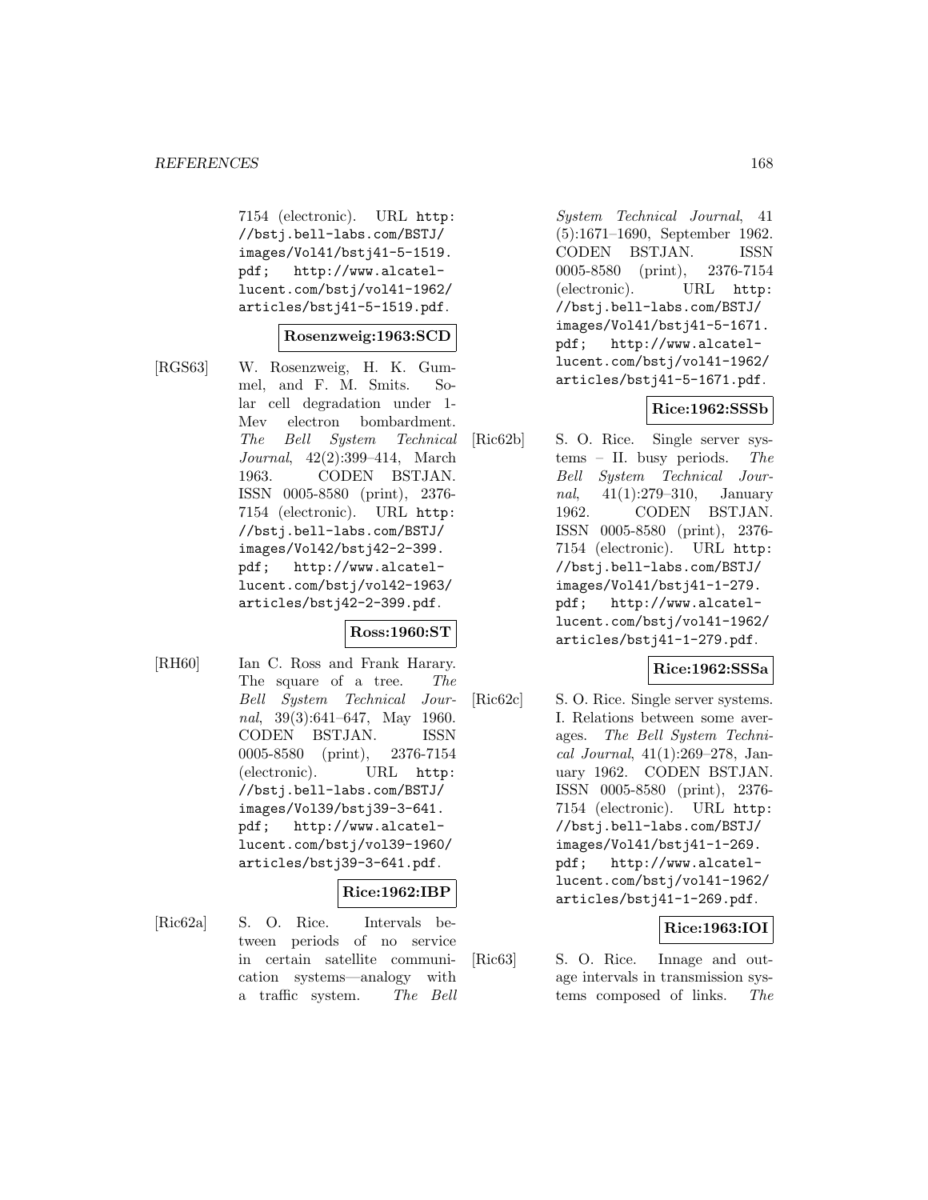7154 (electronic). URL http://bstj.bell-labs.com/BSTJ/images/Vol41/bstj41-5-1519.pdf; http://www.alcatel-lucent.com/bstj/vol41-1962/articles/bstj41-5-1519.pdf.

**Rosenzweig:1963:SCD**

[RGS63] W. Rosenzweig, H. K. Gummel, and F. M. Smits. Solar cell degradation under 1-Mev electron bombardment. *The Bell System Technical Journal*, 42(2):399–414, March 1963. CODEN BSTJAN. ISSN 0005-8580 (print), 2376-7154 (electronic). URL http://bstj.bell-labs.com/BSTJ/images/Vol42/bstj42-2-399.pdf; http://www.alcatel-lucent.com/bstj/vol42-1963/articles/bstj42-2-399.pdf.

**Ross:1960:ST**

[RH60] Ian C. Ross and Frank Harary. The square of a tree. *The Bell System Technical Journal*, 39(3):641–647, May 1960. CODEN BSTJAN. ISSN 0005-8580 (print), 2376-7154 (electronic). URL http://bstj.bell-labs.com/BSTJ/images/Vol39/bstj39-3-641.pdf; http://www.alcatel-lucent.com/bstj/vol39-1960/articles/bstj39-3-641.pdf.

**Rice:1962:IBP**

[Ric62a] S. O. Rice. Intervals between periods of no service in certain satellite communication systems—analogy with a traffic system. *The Bell System Technical Journal*, 41 (5):1671–1690, September 1962. CODEN BSTJAN. ISSN 0005-8580 (print), 2376-7154 (electronic). URL http://bstj.bell-labs.com/BSTJ/images/Vol41/bstj41-5-1671.pdf; http://www.alcatel-lucent.com/bstj/vol41-1962/articles/bstj41-5-1671.pdf.

**Rice:1962:SSSb**

[Ric62b] S. O. Rice. Single server systems – II. busy periods. *The Bell System Technical Journal*, 41(1):279–310, January 1962. CODEN BSTJAN. ISSN 0005-8580 (print), 2376-7154 (electronic). URL http://bstj.bell-labs.com/BSTJ/images/Vol41/bstj41-1-279.pdf; http://www.alcatel-lucent.com/bstj/vol41-1962/articles/bstj41-1-279.pdf.

**Rice:1962:SSSa**

[Ric62c] S. O. Rice. Single server systems. I. Relations between some averages. *The Bell System Technical Journal*, 41(1):269–278, January 1962. CODEN BSTJAN. ISSN 0005-8580 (print), 2376-7154 (electronic). URL http://bstj.bell-labs.com/BSTJ/images/Vol41/bstj41-1-269.pdf; http://www.alcatel-lucent.com/bstj/vol41-1962/articles/bstj41-1-269.pdf.

**Rice:1963:IOI**

[Ric63] S. O. Rice. Innage and outage intervals in transmission systems composed of links. *The*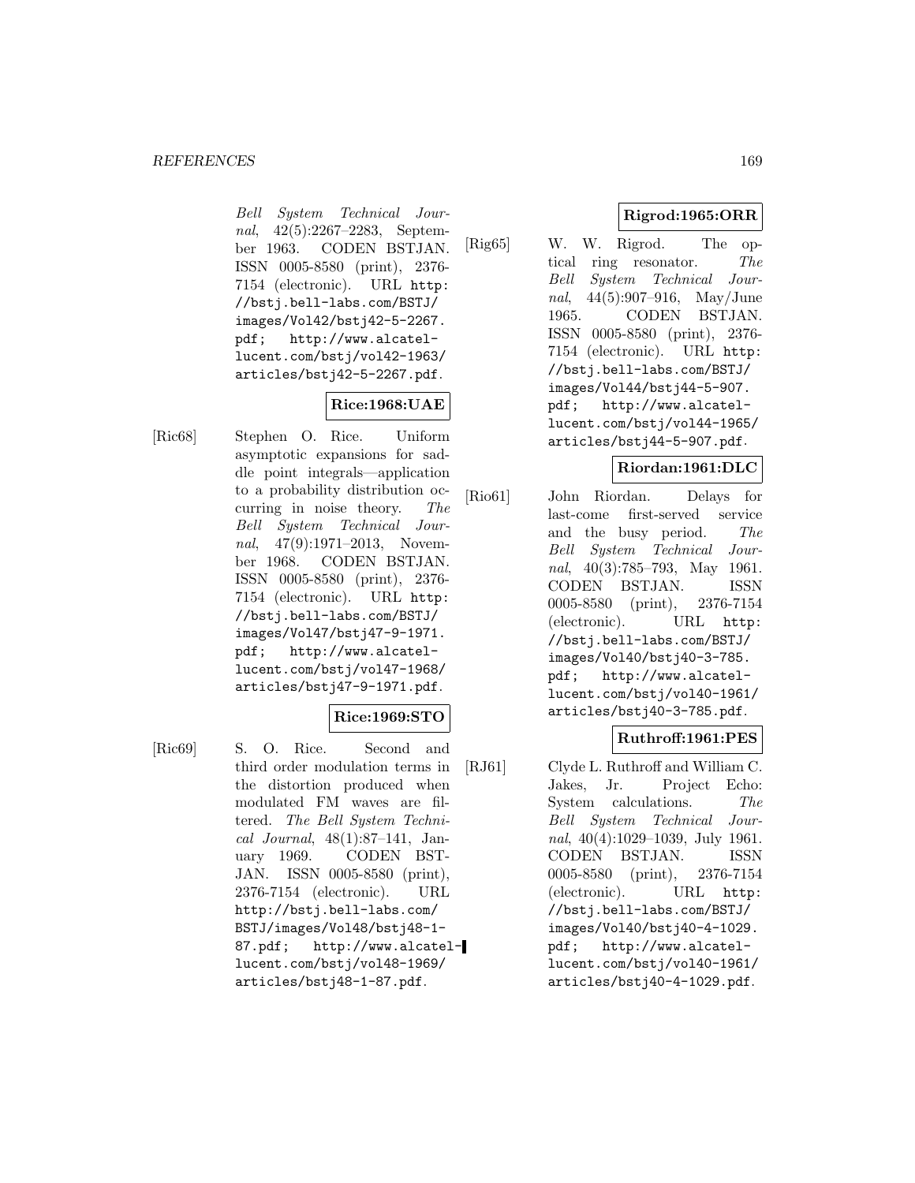*Bell System Technical Journal*, 42(5):2267–2283, September 1963. CODEN BSTJAN. ISSN 0005-8580 (print), 2376-7154 (electronic). URL `http://bstj.bell-labs.com/BSTJ/images/Vol42/bstj42-5-2267.pdf`; `http://www.alcatel-lucent.com/bstj/vol42-1963/articles/bstj42-5-2267.pdf`.

**Rice:1968:UAE**

[Ric68] Stephen O. Rice. Uniform asymptotic expansions for saddle point integrals—application to a probability distribution occurring in noise theory. *The Bell System Technical Journal*, 47(9):1971–2013, November 1968. CODEN BSTJAN. ISSN 0005-8580 (print), 2376-7154 (electronic). URL `http://bstj.bell-labs.com/BSTJ/images/Vol47/bstj47-9-1971.pdf`; `http://www.alcatel-lucent.com/bstj/vol47-1968/articles/bstj47-9-1971.pdf`.

**Rice:1969:STO**

[Ric69] S. O. Rice. Second and third order modulation terms in the distortion produced when modulated FM waves are filtered. *The Bell System Technical Journal*, 48(1):87–141, January 1969. CODEN BSTJAN. ISSN 0005-8580 (print), 2376-7154 (electronic). URL `http://bstj.bell-labs.com/BSTJ/images/Vol48/bstj48-1-87.pdf`; `http://www.alcatel-lucent.com/bstj/vol48-1969/articles/bstj48-1-87.pdf`.

**Rigrod:1965:ORR**

[Rig65] W. W. Rigrod. The optical ring resonator. *The Bell System Technical Journal*, 44(5):907–916, May/June 1965. CODEN BSTJAN. ISSN 0005-8580 (print), 2376-7154 (electronic). URL `http://bstj.bell-labs.com/BSTJ/images/Vol44/bstj44-5-907.pdf`; `http://www.alcatel-lucent.com/bstj/vol44-1965/articles/bstj44-5-907.pdf`.

**Riordan:1961:DLC**

[Rio61] John Riordan. Delays for last-come first-served service and the busy period. *The Bell System Technical Journal*, 40(3):785–793, May 1961. CODEN BSTJAN. ISSN 0005-8580 (print), 2376-7154 (electronic). URL `http://bstj.bell-labs.com/BSTJ/images/Vol40/bstj40-3-785.pdf`; `http://www.alcatel-lucent.com/bstj/vol40-1961/articles/bstj40-3-785.pdf`.

**Ruthroff:1961:PES**

[RJ61] Clyde L. Ruthroff and William C. Jakes, Jr. Project Echo: System calculations. *The Bell System Technical Journal*, 40(4):1029–1039, July 1961. CODEN BSTJAN. ISSN 0005-8580 (print), 2376-7154 (electronic). URL `http://bstj.bell-labs.com/BSTJ/images/Vol40/bstj40-4-1029.pdf`; `http://www.alcatel-lucent.com/bstj/vol40-1961/articles/bstj40-4-1029.pdf`.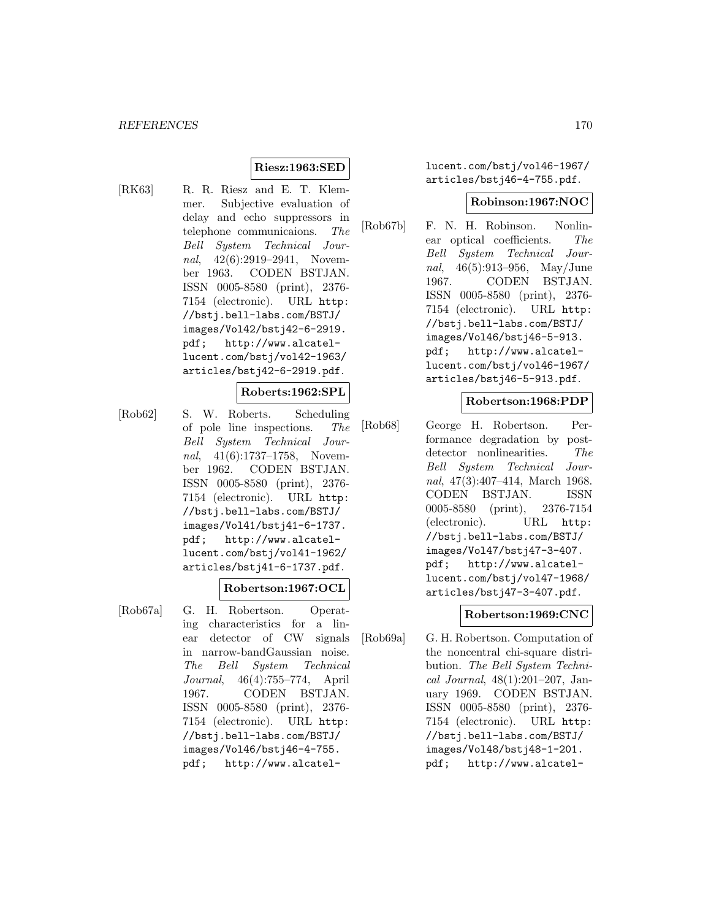**Riesz:1963:SED**

[RK63] R. R. Riesz and E. T. Klemmer. Subjective evaluation of delay and echo suppressors in telephone communicaions. *The Bell System Technical Journal*, 42(6):2919–2941, November 1963. CODEN BSTJAN. ISSN 0005-8580 (print), 2376-7154 (electronic). URL http://bstj.bell-labs.com/BSTJ/images/Vol42/bstj42-6-2919.pdf; http://www.alcatel-lucent.com/bstj/vol42-1963/articles/bstj42-6-2919.pdf.

**Roberts:1962:SPL**

[Rob62] S. W. Roberts. Scheduling of pole line inspections. *The Bell System Technical Journal*, 41(6):1737–1758, November 1962. CODEN BSTJAN. ISSN 0005-8580 (print), 2376-7154 (electronic). URL http://bstj.bell-labs.com/BSTJ/images/Vol41/bstj41-6-1737.pdf; http://www.alcatel-lucent.com/bstj/vol41-1962/articles/bstj41-6-1737.pdf.

**Robertson:1967:OCL**

[Rob67a] G. H. Robertson. Operating characteristics for a linear detector of CW signals in narrow-bandGaussian noise. *The Bell System Technical Journal*, 46(4):755–774, April 1967. CODEN BSTJAN. ISSN 0005-8580 (print), 2376-7154 (electronic). URL http://bstj.bell-labs.com/BSTJ/images/Vol46/bstj46-4-755.pdf; http://www.alcatel-lucent.com/bstj/vol46-1967/articles/bstj46-4-755.pdf.

**Robinson:1967:NOC**

[Rob67b] F. N. H. Robinson. Nonlinear optical coefficients. *The Bell System Technical Journal*, 46(5):913–956, May/June 1967. CODEN BSTJAN. ISSN 0005-8580 (print), 2376-7154 (electronic). URL http://bstj.bell-labs.com/BSTJ/images/Vol46/bstj46-5-913.pdf; http://www.alcatel-lucent.com/bstj/vol46-1967/articles/bstj46-5-913.pdf.

**Robertson:1968:PDP**

[Rob68] George H. Robertson. Performance degradation by postdetector nonlinearities. *The Bell System Technical Journal*, 47(3):407–414, March 1968. CODEN BSTJAN. ISSN 0005-8580 (print), 2376-7154 (electronic). URL http://bstj.bell-labs.com/BSTJ/images/Vol47/bstj47-3-407.pdf; http://www.alcatel-lucent.com/bstj/vol47-1968/articles/bstj47-3-407.pdf.

**Robertson:1969:CNC**

[Rob69a] G. H. Robertson. Computation of the noncentral chi-square distribution. *The Bell System Technical Journal*, 48(1):201–207, January 1969. CODEN BSTJAN. ISSN 0005-8580 (print), 2376-7154 (electronic). URL http://bstj.bell-labs.com/BSTJ/images/Vol48/bstj48-1-201.pdf; http://www.alcatel-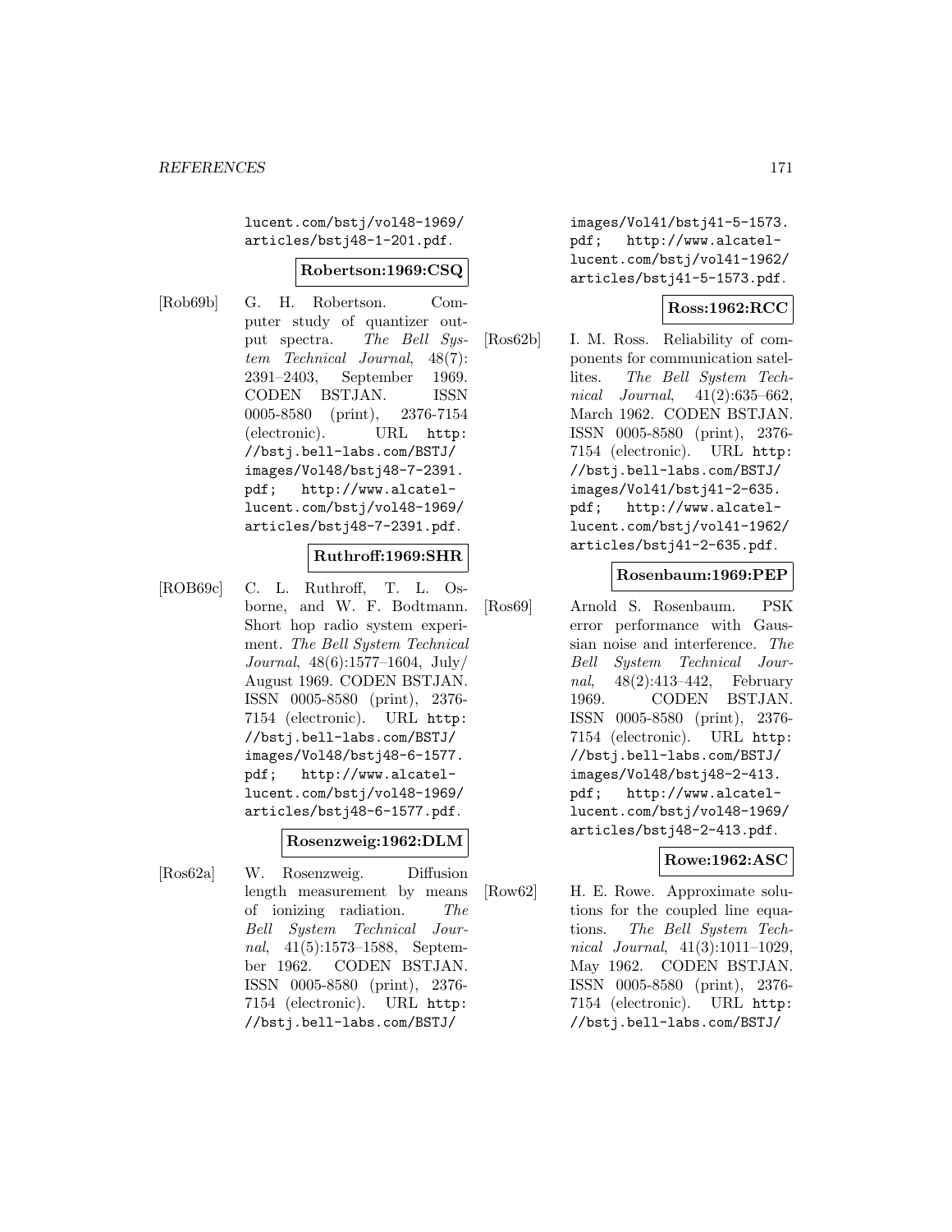lucent.com/bstj/vol48-1969/articles/bstj48-1-201.pdf.

**Robertson:1969:CSQ**

[Rob69b] G. H. Robertson. Computer study of quantizer output spectra. *The Bell System Technical Journal*, 48(7): 2391–2403, September 1969. CODEN BSTJAN. ISSN 0005-8580 (print), 2376-7154 (electronic). URL http://bstj.bell-labs.com/BSTJ/images/Vol48/bstj48-7-2391.pdf; http://www.alcatel-lucent.com/bstj/vol48-1969/articles/bstj48-7-2391.pdf.

**Ruthroff:1969:SHR**

[ROB69c] C. L. Ruthroff, T. L. Osborne, and W. F. Bodtmann. Short hop radio system experiment. *The Bell System Technical Journal*, 48(6):1577–1604, July/August 1969. CODEN BSTJAN. ISSN 0005-8580 (print), 2376-7154 (electronic). URL http://bstj.bell-labs.com/BSTJ/images/Vol48/bstj48-6-1577.pdf; http://www.alcatel-lucent.com/bstj/vol48-1969/articles/bstj48-6-1577.pdf.

**Rosenzweig:1962:DLM**

[Ros62a] W. Rosenzweig. Diffusion length measurement by means of ionizing radiation. *The Bell System Technical Journal*, 41(5):1573–1588, September 1962. CODEN BSTJAN. ISSN 0005-8580 (print), 2376-7154 (electronic). URL http://bstj.bell-labs.com/BSTJ/images/Vol41/bstj41-5-1573.pdf; http://www.alcatel-lucent.com/bstj/vol41-1962/articles/bstj41-5-1573.pdf.

**Ross:1962:RCC**

[Ros62b] I. M. Ross. Reliability of components for communication satellites. *The Bell System Technical Journal*, 41(2):635–662, March 1962. CODEN BSTJAN. ISSN 0005-8580 (print), 2376-7154 (electronic). URL http://bstj.bell-labs.com/BSTJ/images/Vol41/bstj41-2-635.pdf; http://www.alcatel-lucent.com/bstj/vol41-1962/articles/bstj41-2-635.pdf.

**Rosenbaum:1969:PEP**

[Ros69] Arnold S. Rosenbaum. PSK error performance with Gaussian noise and interference. *The Bell System Technical Journal*, 48(2):413–442, February 1969. CODEN BSTJAN. ISSN 0005-8580 (print), 2376-7154 (electronic). URL http://bstj.bell-labs.com/BSTJ/images/Vol48/bstj48-2-413.pdf; http://www.alcatel-lucent.com/bstj/vol48-1969/articles/bstj48-2-413.pdf.

**Rowe:1962:ASC**

[Row62] H. E. Rowe. Approximate solutions for the coupled line equations. *The Bell System Technical Journal*, 41(3):1011–1029, May 1962. CODEN BSTJAN. ISSN 0005-8580 (print), 2376-7154 (electronic). URL http://bstj.bell-labs.com/BSTJ/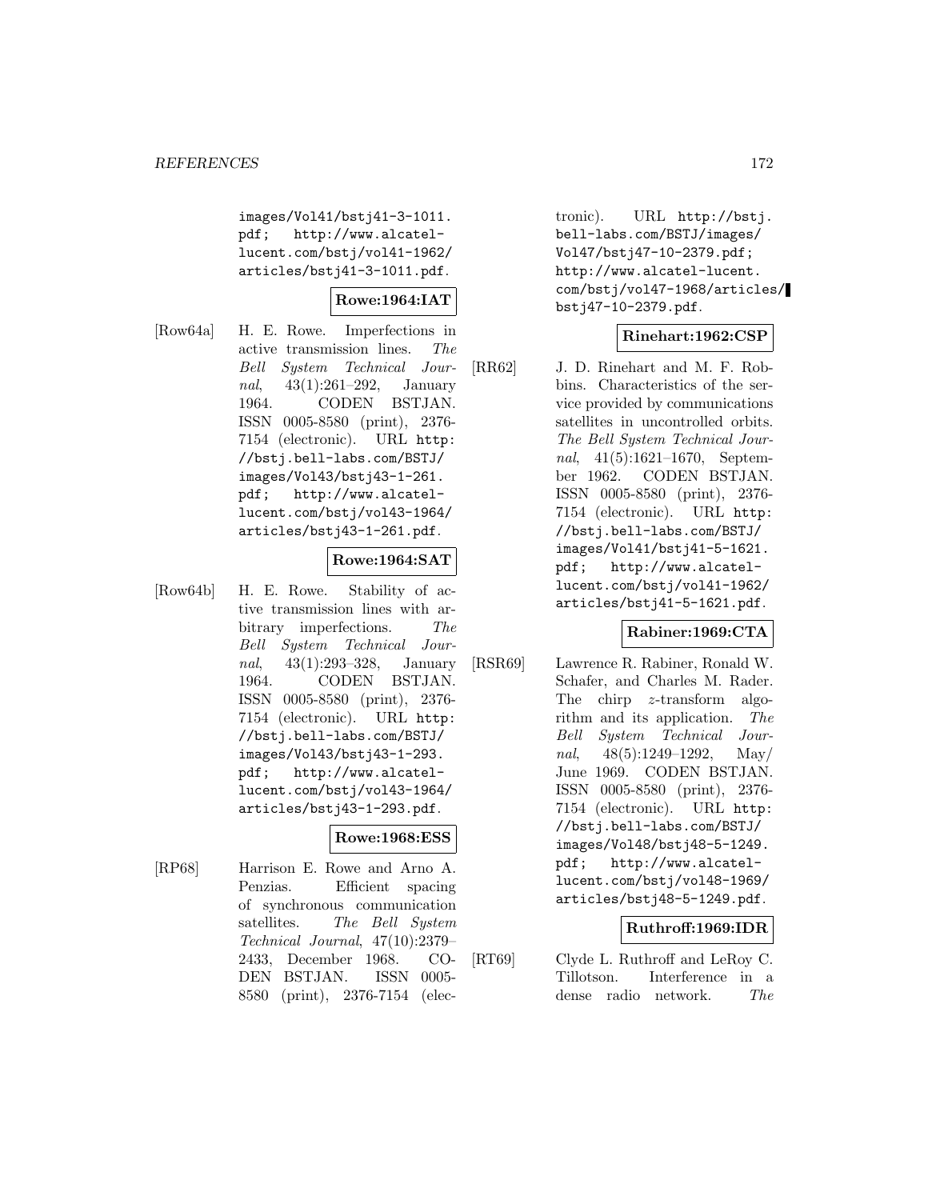images/Vol41/bstj41-3-1011.pdf; http://www.alcatel-lucent.com/bstj/vol41-1962/articles/bstj41-3-1011.pdf.

**Rowe:1964:IAT**

[Row64a] H. E. Rowe. Imperfections in active transmission lines. *The Bell System Technical Journal*, 43(1):261–292, January 1964. CODEN BSTJAN. ISSN 0005-8580 (print), 2376-7154 (electronic). URL http://bstj.bell-labs.com/BSTJ/images/Vol43/bstj43-1-261.pdf; http://www.alcatel-lucent.com/bstj/vol43-1964/articles/bstj43-1-261.pdf.

**Rowe:1964:SAT**

[Row64b] H. E. Rowe. Stability of active transmission lines with arbitrary imperfections. *The Bell System Technical Journal*, 43(1):293–328, January 1964. CODEN BSTJAN. ISSN 0005-8580 (print), 2376-7154 (electronic). URL http://bstj.bell-labs.com/BSTJ/images/Vol43/bstj43-1-293.pdf; http://www.alcatel-lucent.com/bstj/vol43-1964/articles/bstj43-1-293.pdf.

**Rowe:1968:ESS**

[RP68] Harrison E. Rowe and Arno A. Penzias. Efficient spacing of synchronous communication satellites. *The Bell System Technical Journal*, 47(10):2379–2433, December 1968. CODEN BSTJAN. ISSN 0005-8580 (print), 2376-7154 (electronic). URL http://bstj.bell-labs.com/BSTJ/images/Vol47/bstj47-10-2379.pdf; http://www.alcatel-lucent.com/bstj/vol47-1968/articles/bstj47-10-2379.pdf.

**Rinehart:1962:CSP**

[RR62] J. D. Rinehart and M. F. Robbins. Characteristics of the service provided by communications satellites in uncontrolled orbits. *The Bell System Technical Journal*, 41(5):1621–1670, September 1962. CODEN BSTJAN. ISSN 0005-8580 (print), 2376-7154 (electronic). URL http://bstj.bell-labs.com/BSTJ/images/Vol41/bstj41-5-1621.pdf; http://www.alcatel-lucent.com/bstj/vol41-1962/articles/bstj41-5-1621.pdf.

**Rabiner:1969:CTA**

[RSR69] Lawrence R. Rabiner, Ronald W. Schafer, and Charles M. Rader. The chirp $z$-transform algorithm and its application. *The Bell System Technical Journal*, 48(5):1249–1292, May/June 1969. CODEN BSTJAN. ISSN 0005-8580 (print), 2376-7154 (electronic). URL http://bstj.bell-labs.com/BSTJ/images/Vol48/bstj48-5-1249.pdf; http://www.alcatel-lucent.com/bstj/vol48-1969/articles/bstj48-5-1249.pdf.

**Ruthroff:1969:IDR**

[RT69] Clyde L. Ruthroff and LeRoy C. Tillotson. Interference in a dense radio network. *The*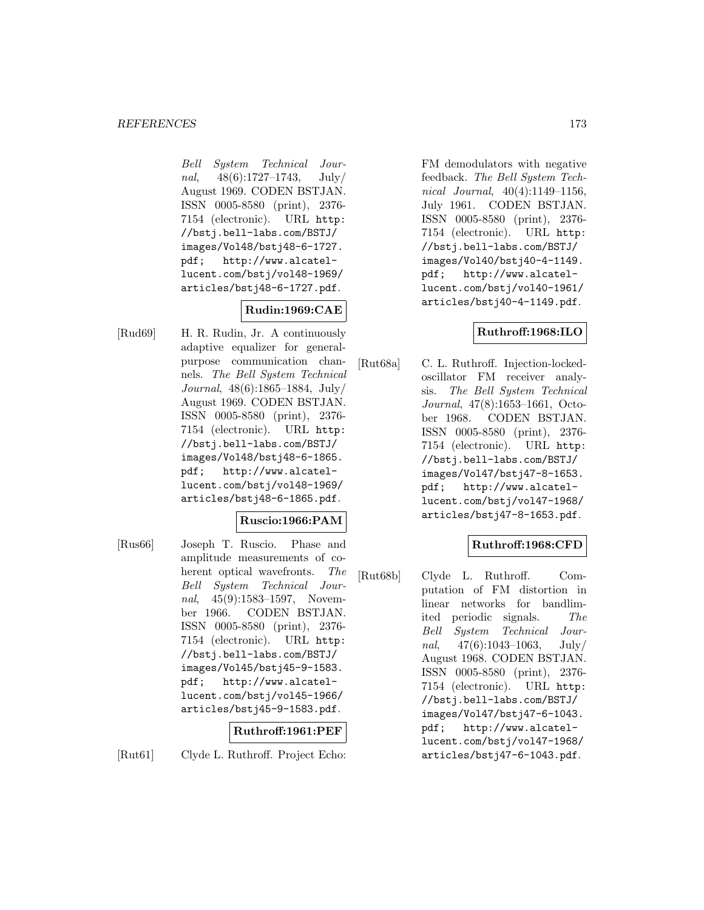*Bell System Technical Journal*, 48(6):1727–1743, July/ August 1969. CODEN BSTJAN. ISSN 0005-8580 (print), 2376-7154 (electronic). URL http://bstj.bell-labs.com/BSTJ/images/Vol48/bstj48-6-1727.pdf; http://www.alcatel-lucent.com/bstj/vol48-1969/articles/bstj48-6-1727.pdf.

**Rudin:1969:CAE**

[Rud69] H. R. Rudin, Jr. A continuously adaptive equalizer for general-purpose communication channels. *The Bell System Technical Journal*, 48(6):1865–1884, July/ August 1969. CODEN BSTJAN. ISSN 0005-8580 (print), 2376-7154 (electronic). URL http://bstj.bell-labs.com/BSTJ/images/Vol48/bstj48-6-1865.pdf; http://www.alcatel-lucent.com/bstj/vol48-1969/articles/bstj48-6-1865.pdf.

**Ruscio:1966:PAM**

[Rus66] Joseph T. Ruscio. Phase and amplitude measurements of coherent optical wavefronts. *The Bell System Technical Journal*, 45(9):1583–1597, November 1966. CODEN BSTJAN. ISSN 0005-8580 (print), 2376-7154 (electronic). URL http://bstj.bell-labs.com/BSTJ/images/Vol45/bstj45-9-1583.pdf; http://www.alcatel-lucent.com/bstj/vol45-1966/articles/bstj45-9-1583.pdf.

**Ruthroff:1961:PEF**

[Rut61] Clyde L. Ruthroff. Project Echo: FM demodulators with negative feedback. *The Bell System Technical Journal*, 40(4):1149–1156, July 1961. CODEN BSTJAN. ISSN 0005-8580 (print), 2376-7154 (electronic). URL http://bstj.bell-labs.com/BSTJ/images/Vol40/bstj40-4-1149.pdf; http://www.alcatel-lucent.com/bstj/vol40-1961/articles/bstj40-4-1149.pdf.

**Ruthroff:1968:ILO**

[Rut68a] C. L. Ruthroff. Injection-locked-oscillator FM receiver analysis. *The Bell System Technical Journal*, 47(8):1653–1661, October 1968. CODEN BSTJAN. ISSN 0005-8580 (print), 2376-7154 (electronic). URL http://bstj.bell-labs.com/BSTJ/images/Vol47/bstj47-8-1653.pdf; http://www.alcatel-lucent.com/bstj/vol47-1968/articles/bstj47-8-1653.pdf.

**Ruthroff:1968:CFD**

[Rut68b] Clyde L. Ruthroff. Computation of FM distortion in linear networks for bandlimited periodic signals. *The Bell System Technical Journal*, 47(6):1043–1063, July/ August 1968. CODEN BSTJAN. ISSN 0005-8580 (print), 2376-7154 (electronic). URL http://bstj.bell-labs.com/BSTJ/images/Vol47/bstj47-6-1043.pdf; http://www.alcatel-lucent.com/bstj/vol47-1968/articles/bstj47-6-1043.pdf.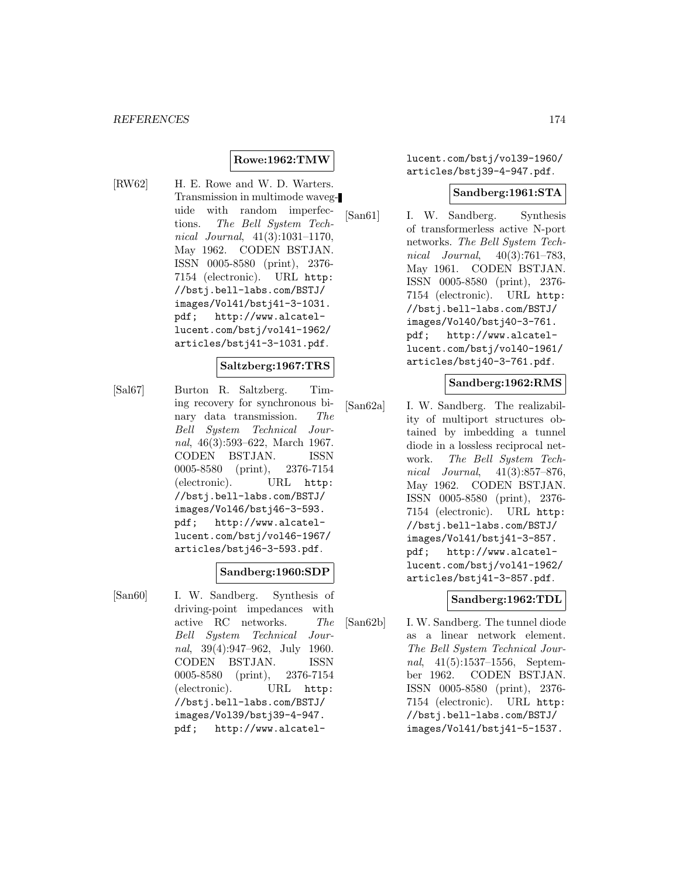**Rowe:1962:TMW**

[RW62] H. E. Rowe and W. D. Warters. Transmission in multimode waveguide with random imperfections. *The Bell System Technical Journal*, 41(3):1031–1170, May 1962. CODEN BSTJAN. ISSN 0005-8580 (print), 2376-7154 (electronic). URL http://bstj.bell-labs.com/BSTJ/images/Vol41/bstj41-3-1031.pdf; http://www.alcatel-lucent.com/bstj/vol41-1962/articles/bstj41-3-1031.pdf.

**Saltzberg:1967:TRS**

[Sal67] Burton R. Saltzberg. Timing recovery for synchronous binary data transmission. *The Bell System Technical Journal*, 46(3):593–622, March 1967. CODEN BSTJAN. ISSN 0005-8580 (print), 2376-7154 (electronic). URL http://bstj.bell-labs.com/BSTJ/images/Vol46/bstj46-3-593.pdf; http://www.alcatel-lucent.com/bstj/vol46-1967/articles/bstj46-3-593.pdf.

**Sandberg:1960:SDP**

[San60] I. W. Sandberg. Synthesis of driving-point impedances with active RC networks. *The Bell System Technical Journal*, 39(4):947–962, July 1960. CODEN BSTJAN. ISSN 0005-8580 (print), 2376-7154 (electronic). URL http://bstj.bell-labs.com/BSTJ/images/Vol39/bstj39-4-947.pdf; http://www.alcatel-lucent.com/bstj/vol39-1960/articles/bstj39-4-947.pdf.

**Sandberg:1961:STA**

[San61] I. W. Sandberg. Synthesis of transformerless active N-port networks. *The Bell System Technical Journal*, 40(3):761–783, May 1961. CODEN BSTJAN. ISSN 0005-8580 (print), 2376-7154 (electronic). URL http://bstj.bell-labs.com/BSTJ/images/Vol40/bstj40-3-761.pdf; http://www.alcatel-lucent.com/bstj/vol40-1961/articles/bstj40-3-761.pdf.

**Sandberg:1962:RMS**

[San62a] I. W. Sandberg. The realizability of multiport structures obtained by imbedding a tunnel diode in a lossless reciprocal network. *The Bell System Technical Journal*, 41(3):857–876, May 1962. CODEN BSTJAN. ISSN 0005-8580 (print), 2376-7154 (electronic). URL http://bstj.bell-labs.com/BSTJ/images/Vol41/bstj41-3-857.pdf; http://www.alcatel-lucent.com/bstj/vol41-1962/articles/bstj41-3-857.pdf.

**Sandberg:1962:TDL**

[San62b] I. W. Sandberg. The tunnel diode as a linear network element. *The Bell System Technical Journal*, 41(5):1537–1556, September 1962. CODEN BSTJAN. ISSN 0005-8580 (print), 2376-7154 (electronic). URL http://bstj.bell-labs.com/BSTJ/images/Vol41/bstj41-5-1537.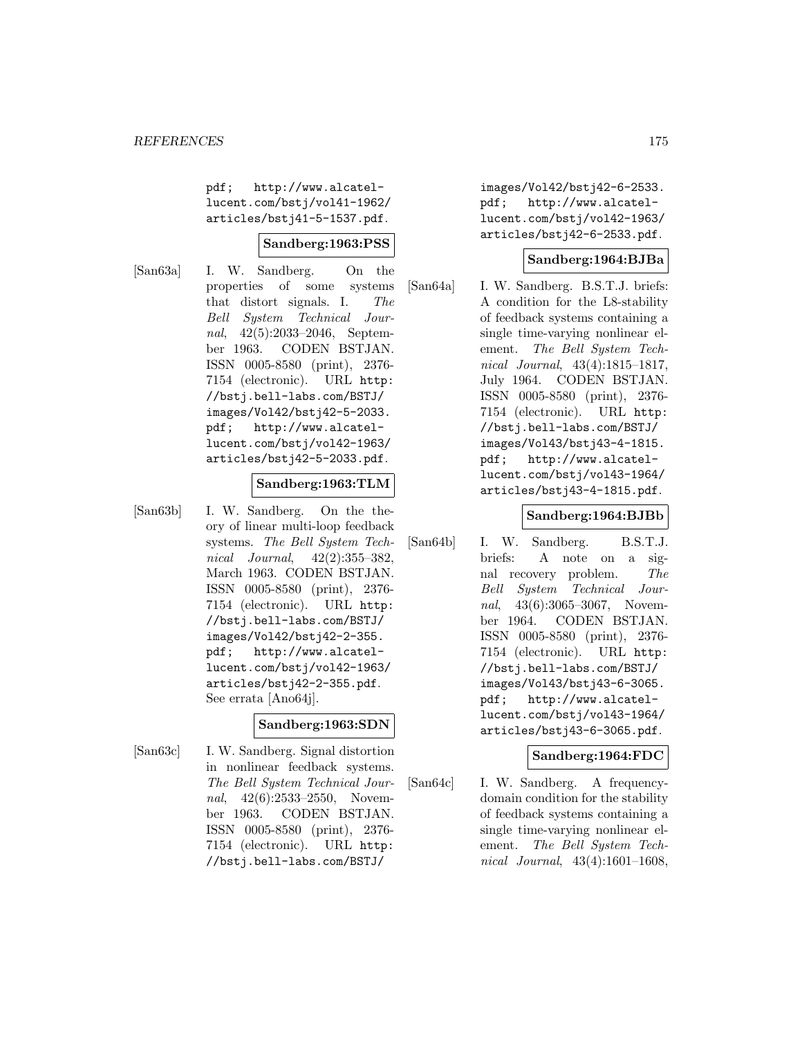pdf; http://www.alcatel-lucent.com/bstj/vol41-1962/articles/bstj41-5-1537.pdf.

**Sandberg:1963:PSS**

[San63a] I. W. Sandberg. On the properties of some systems that distort signals. I. *The Bell System Technical Journal*, 42(5):2033–2046, September 1963. CODEN BSTJAN. ISSN 0005-8580 (print), 2376-7154 (electronic). URL http://bstj.bell-labs.com/BSTJ/images/Vol42/bstj42-5-2033.pdf; http://www.alcatel-lucent.com/bstj/vol42-1963/articles/bstj42-5-2033.pdf.

**Sandberg:1963:TLM**

[San63b] I. W. Sandberg. On the theory of linear multi-loop feedback systems. *The Bell System Technical Journal*, 42(2):355–382, March 1963. CODEN BSTJAN. ISSN 0005-8580 (print), 2376-7154 (electronic). URL http://bstj.bell-labs.com/BSTJ/images/Vol42/bstj42-2-355.pdf; http://www.alcatel-lucent.com/bstj/vol42-1963/articles/bstj42-2-355.pdf. See errata [Ano64j].

**Sandberg:1963:SDN**

[San63c] I. W. Sandberg. Signal distortion in nonlinear feedback systems. *The Bell System Technical Journal*, 42(6):2533–2550, November 1963. CODEN BSTJAN. ISSN 0005-8580 (print), 2376-7154 (electronic). URL http://bstj.bell-labs.com/BSTJ/images/Vol42/bstj42-6-2533.pdf; http://www.alcatel-lucent.com/bstj/vol42-1963/articles/bstj42-6-2533.pdf.

**Sandberg:1964:BJBa**

[San64a] I. W. Sandberg. B.S.T.J. briefs: A condition for the L8-stability of feedback systems containing a single time-varying nonlinear element. *The Bell System Technical Journal*, 43(4):1815–1817, July 1964. CODEN BSTJAN. ISSN 0005-8580 (print), 2376-7154 (electronic). URL http://bstj.bell-labs.com/BSTJ/images/Vol43/bstj43-4-1815.pdf; http://www.alcatel-lucent.com/bstj/vol43-1964/articles/bstj43-4-1815.pdf.

**Sandberg:1964:BJBb**

[San64b] I. W. Sandberg. B.S.T.J. briefs: A note on a signal recovery problem. *The Bell System Technical Journal*, 43(6):3065–3067, November 1964. CODEN BSTJAN. ISSN 0005-8580 (print), 2376-7154 (electronic). URL http://bstj.bell-labs.com/BSTJ/images/Vol43/bstj43-6-3065.pdf; http://www.alcatel-lucent.com/bstj/vol43-1964/articles/bstj43-6-3065.pdf.

**Sandberg:1964:FDC**

[San64c] I. W. Sandberg. A frequency-domain condition for the stability of feedback systems containing a single time-varying nonlinear element. *The Bell System Technical Journal*, 43(4):1601–1608,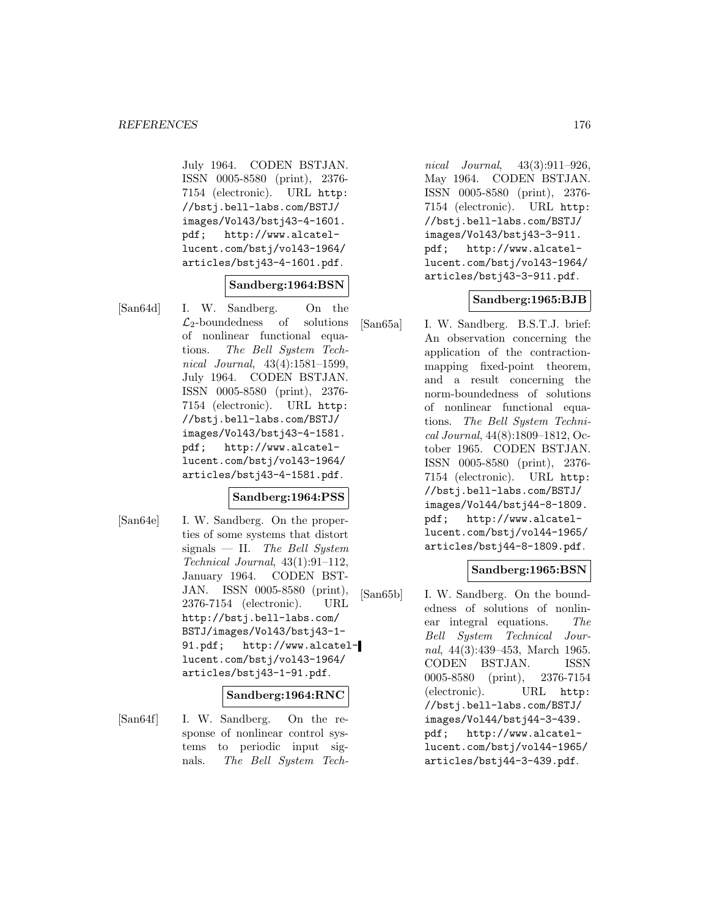July 1964. CODEN BSTJAN. ISSN 0005-8580 (print), 2376-7154 (electronic). URL http://bstj.bell-labs.com/BSTJ/images/Vol43/bstj43-4-1601.pdf; http://www.alcatel-lucent.com/bstj/vol43-1964/articles/bstj43-4-1601.pdf.

**Sandberg:1964:BSN**

[San64d] I. W. Sandberg. On the $\mathcal{L}_2$-boundedness of solutions of nonlinear functional equations. *The Bell System Technical Journal*, 43(4):1581–1599, July 1964. CODEN BSTJAN. ISSN 0005-8580 (print), 2376-7154 (electronic). URL http://bstj.bell-labs.com/BSTJ/images/Vol43/bstj43-4-1581.pdf; http://www.alcatel-lucent.com/bstj/vol43-1964/articles/bstj43-4-1581.pdf.

**Sandberg:1964:PSS**

[San64e] I. W. Sandberg. On the properties of some systems that distort signals — II. *The Bell System Technical Journal*, 43(1):91–112, January 1964. CODEN BSTJAN. ISSN 0005-8580 (print), 2376-7154 (electronic). URL http://bstj.bell-labs.com/BSTJ/images/Vol43/bstj43-1-91.pdf; http://www.alcatel-lucent.com/bstj/vol43-1964/articles/bstj43-1-91.pdf.

**Sandberg:1964:RNC**

[San64f] I. W. Sandberg. On the response of nonlinear control systems to periodic input signals. *The Bell System Technical Journal*, 43(3):911–926, May 1964. CODEN BSTJAN. ISSN 0005-8580 (print), 2376-7154 (electronic). URL http://bstj.bell-labs.com/BSTJ/images/Vol43/bstj43-3-911.pdf; http://www.alcatel-lucent.com/bstj/vol43-1964/articles/bstj43-3-911.pdf.

**Sandberg:1965:BJB**

[San65a] I. W. Sandberg. B.S.T.J. brief: An observation concerning the application of the contraction-mapping fixed-point theorem, and a result concerning the norm-boundedness of solutions of nonlinear functional equations. *The Bell System Technical Journal*, 44(8):1809–1812, October 1965. CODEN BSTJAN. ISSN 0005-8580 (print), 2376-7154 (electronic). URL http://bstj.bell-labs.com/BSTJ/images/Vol44/bstj44-8-1809.pdf; http://www.alcatel-lucent.com/bstj/vol44-1965/articles/bstj44-8-1809.pdf.

**Sandberg:1965:BSN**

[San65b] I. W. Sandberg. On the boundedness of solutions of nonlinear integral equations. *The Bell System Technical Journal*, 44(3):439–453, March 1965. CODEN BSTJAN. ISSN 0005-8580 (print), 2376-7154 (electronic). URL http://bstj.bell-labs.com/BSTJ/images/Vol44/bstj44-3-439.pdf; http://www.alcatel-lucent.com/bstj/vol44-1965/articles/bstj44-3-439.pdf.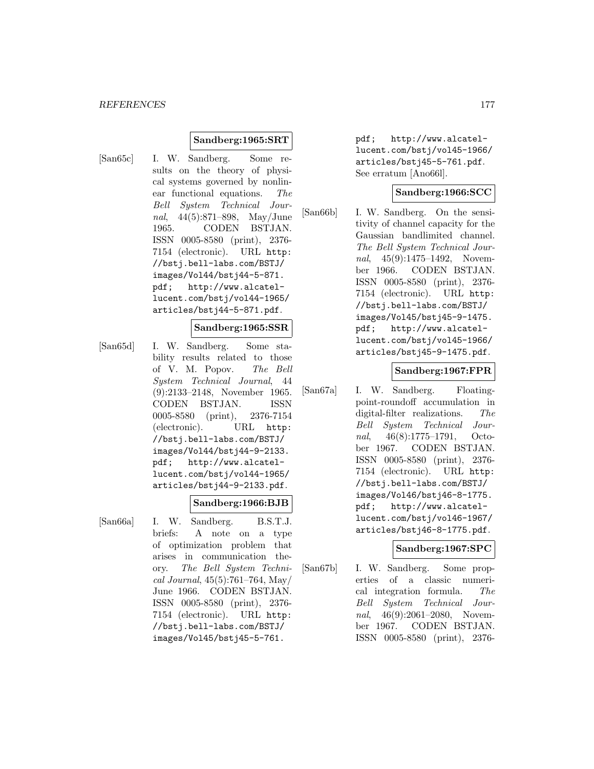**Sandberg:1965:SRT**

[San65c] I. W. Sandberg. Some results on the theory of physical systems governed by nonlinear functional equations. *The Bell System Technical Journal*, 44(5):871–898, May/June 1965. CODEN BSTJAN. ISSN 0005-8580 (print), 2376-7154 (electronic). URL http://bstj.bell-labs.com/BSTJ/images/Vol44/bstj44-5-871.pdf; http://www.alcatel-lucent.com/bstj/vol44-1965/articles/bstj44-5-871.pdf.

**Sandberg:1965:SSR**

[San65d] I. W. Sandberg. Some stability results related to those of V. M. Popov. *The Bell System Technical Journal*, 44 (9):2133–2148, November 1965. CODEN BSTJAN. ISSN 0005-8580 (print), 2376-7154 (electronic). URL http://bstj.bell-labs.com/BSTJ/images/Vol44/bstj44-9-2133.pdf; http://www.alcatel-lucent.com/bstj/vol44-1965/articles/bstj44-9-2133.pdf.

**Sandberg:1966:BJB**

[San66a] I. W. Sandberg. B.S.T.J. briefs: A note on a type of optimization problem that arises in communication theory. *The Bell System Technical Journal*, 45(5):761–764, May/June 1966. CODEN BSTJAN. ISSN 0005-8580 (print), 2376-7154 (electronic). URL http://bstj.bell-labs.com/BSTJ/images/Vol45/bstj45-5-761.pdf; http://www.alcatel-lucent.com/bstj/vol45-1966/articles/bstj45-5-761.pdf. See erratum [Ano66l].

**Sandberg:1966:SCC**

[San66b] I. W. Sandberg. On the sensitivity of channel capacity for the Gaussian bandlimited channel. *The Bell System Technical Journal*, 45(9):1475–1492, November 1966. CODEN BSTJAN. ISSN 0005-8580 (print), 2376-7154 (electronic). URL http://bstj.bell-labs.com/BSTJ/images/Vol45/bstj45-9-1475.pdf; http://www.alcatel-lucent.com/bstj/vol45-1966/articles/bstj45-9-1475.pdf.

**Sandberg:1967:FPR**

[San67a] I. W. Sandberg. Floating-point-roundoff accumulation in digital-filter realizations. *The Bell System Technical Journal*, 46(8):1775–1791, October 1967. CODEN BSTJAN. ISSN 0005-8580 (print), 2376-7154 (electronic). URL http://bstj.bell-labs.com/BSTJ/images/Vol46/bstj46-8-1775.pdf; http://www.alcatel-lucent.com/bstj/vol46-1967/articles/bstj46-8-1775.pdf.

**Sandberg:1967:SPC**

[San67b] I. W. Sandberg. Some properties of a classic numerical integration formula. *The Bell System Technical Journal*, 46(9):2061–2080, November 1967. CODEN BSTJAN. ISSN 0005-8580 (print), 2376-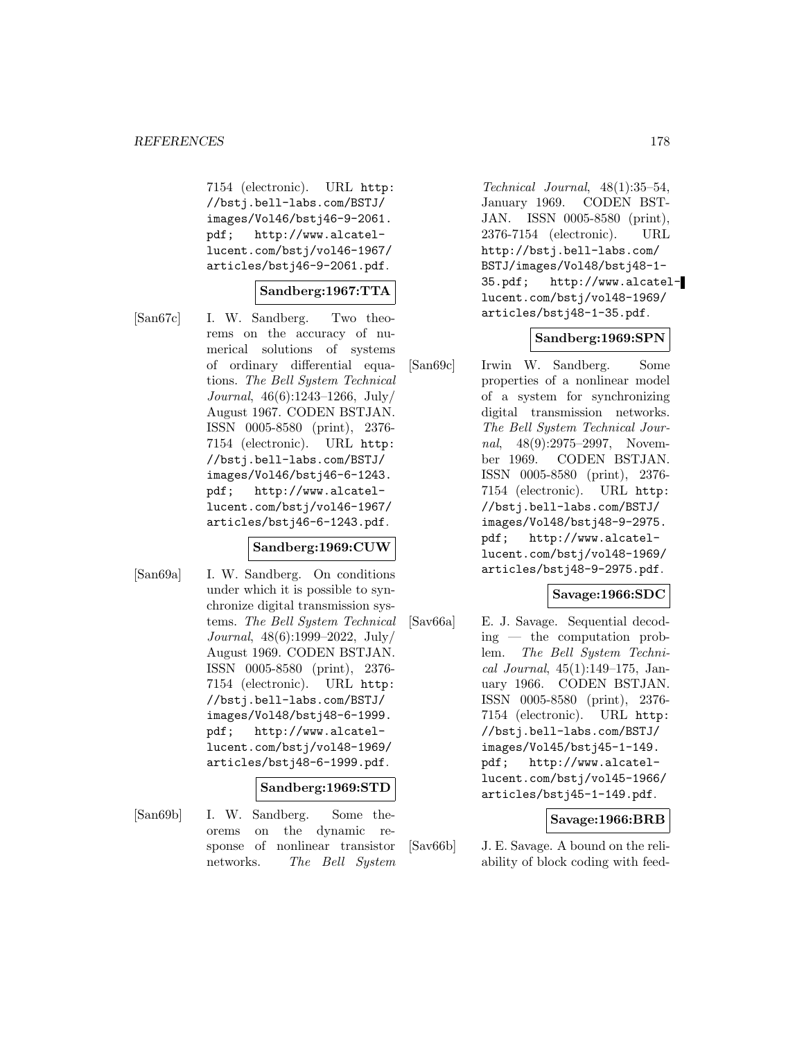7154 (electronic). URL http://bstj.bell-labs.com/BSTJ/images/Vol46/bstj46-9-2061.pdf; http://www.alcatel-lucent.com/bstj/vol46-1967/articles/bstj46-9-2061.pdf.

**Sandberg:1967:TTA**

[San67c] I. W. Sandberg. Two theorems on the accuracy of numerical solutions of systems of ordinary differential equations. *The Bell System Technical Journal*, 46(6):1243–1266, July/August 1967. CODEN BSTJAN. ISSN 0005-8580 (print), 2376-7154 (electronic). URL http://bstj.bell-labs.com/BSTJ/images/Vol46/bstj46-6-1243.pdf; http://www.alcatel-lucent.com/bstj/vol46-1967/articles/bstj46-6-1243.pdf.

**Sandberg:1969:CUW**

[San69a] I. W. Sandberg. On conditions under which it is possible to synchronize digital transmission systems. *The Bell System Technical Journal*, 48(6):1999–2022, July/August 1969. CODEN BSTJAN. ISSN 0005-8580 (print), 2376-7154 (electronic). URL http://bstj.bell-labs.com/BSTJ/images/Vol48/bstj48-6-1999.pdf; http://www.alcatel-lucent.com/bstj/vol48-1969/articles/bstj48-6-1999.pdf.

**Sandberg:1969:STD**

[San69b] I. W. Sandberg. Some theorems on the dynamic response of nonlinear transistor networks. *The Bell System Technical Journal*, 48(1):35–54, January 1969. CODEN BSTJAN. ISSN 0005-8580 (print), 2376-7154 (electronic). URL http://bstj.bell-labs.com/BSTJ/images/Vol48/bstj48-1-35.pdf; http://www.alcatel-lucent.com/bstj/vol48-1969/articles/bstj48-1-35.pdf.

**Sandberg:1969:SPN**

[San69c] Irwin W. Sandberg. Some properties of a nonlinear model of a system for synchronizing digital transmission networks. *The Bell System Technical Journal*, 48(9):2975–2997, November 1969. CODEN BSTJAN. ISSN 0005-8580 (print), 2376-7154 (electronic). URL http://bstj.bell-labs.com/BSTJ/images/Vol48/bstj48-9-2975.pdf; http://www.alcatel-lucent.com/bstj/vol48-1969/articles/bstj48-9-2975.pdf.

**Savage:1966:SDC**

[Sav66a] E. J. Savage. Sequential decoding — the computation problem. *The Bell System Technical Journal*, 45(1):149–175, January 1966. CODEN BSTJAN. ISSN 0005-8580 (print), 2376-7154 (electronic). URL http://bstj.bell-labs.com/BSTJ/images/Vol45/bstj45-1-149.pdf; http://www.alcatel-lucent.com/bstj/vol45-1966/articles/bstj45-1-149.pdf.

**Savage:1966:BRB**

[Sav66b] J. E. Savage. A bound on the reliability of block coding with feed-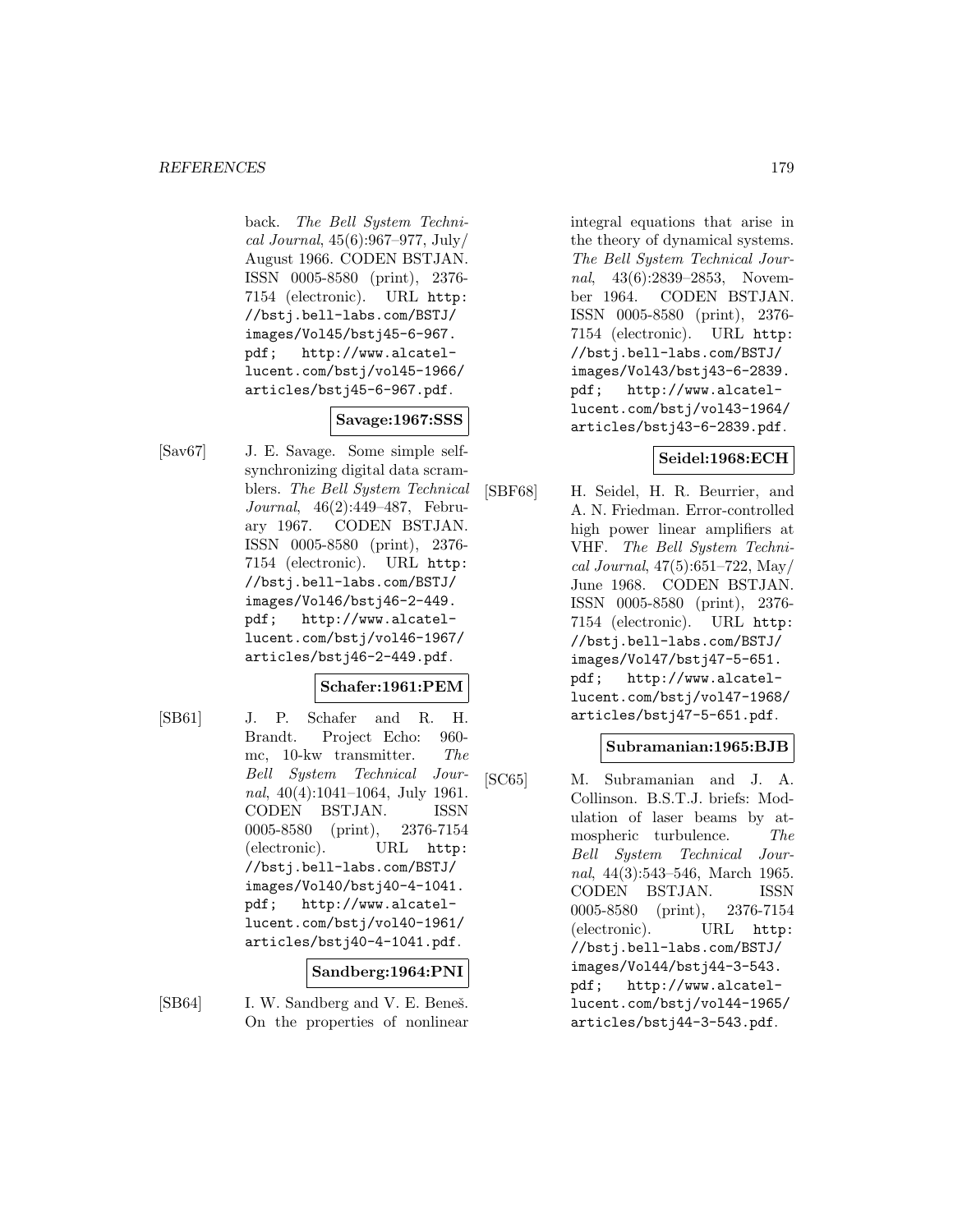back. *The Bell System Technical Journal*, 45(6):967–977, July/ August 1966. CODEN BSTJAN. ISSN 0005-8580 (print), 2376-7154 (electronic). URL http://bstj.bell-labs.com/BSTJ/images/Vol45/bstj45-6-967.pdf; http://www.alcatel-lucent.com/bstj/vol45-1966/articles/bstj45-6-967.pdf.

**Savage:1967:SSS**

[Sav67] J. E. Savage. Some simple self-synchronizing digital data scramblers. *The Bell System Technical Journal*, 46(2):449–487, February 1967. CODEN BSTJAN. ISSN 0005-8580 (print), 2376-7154 (electronic). URL http://bstj.bell-labs.com/BSTJ/images/Vol46/bstj46-2-449.pdf; http://www.alcatel-lucent.com/bstj/vol46-1967/articles/bstj46-2-449.pdf.

**Schafer:1961:PEM**

[SB61] J. P. Schafer and R. H. Brandt. Project Echo: 960-mc, 10-kw transmitter. *The Bell System Technical Journal*, 40(4):1041–1064, July 1961. CODEN BSTJAN. ISSN 0005-8580 (print), 2376-7154 (electronic). URL http://bstj.bell-labs.com/BSTJ/images/Vol40/bstj40-4-1041.pdf; http://www.alcatel-lucent.com/bstj/vol40-1961/articles/bstj40-4-1041.pdf.

**Sandberg:1964:PNI**

[SB64] I. W. Sandberg and V. E. Beneš. On the properties of nonlinear integral equations that arise in the theory of dynamical systems. *The Bell System Technical Journal*, 43(6):2839–2853, November 1964. CODEN BSTJAN. ISSN 0005-8580 (print), 2376-7154 (electronic). URL http://bstj.bell-labs.com/BSTJ/images/Vol43/bstj43-6-2839.pdf; http://www.alcatel-lucent.com/bstj/vol43-1964/articles/bstj43-6-2839.pdf.

**Seidel:1968:ECH**

[SBF68] H. Seidel, H. R. Beurrier, and A. N. Friedman. Error-controlled high power linear amplifiers at VHF. *The Bell System Technical Journal*, 47(5):651–722, May/ June 1968. CODEN BSTJAN. ISSN 0005-8580 (print), 2376-7154 (electronic). URL http://bstj.bell-labs.com/BSTJ/images/Vol47/bstj47-5-651.pdf; http://www.alcatel-lucent.com/bstj/vol47-1968/articles/bstj47-5-651.pdf.

**Subramanian:1965:BJB**

[SC65] M. Subramanian and J. A. Collinson. B.S.T.J. briefs: Modulation of laser beams by atmospheric turbulence. *The Bell System Technical Journal*, 44(3):543–546, March 1965. CODEN BSTJAN. ISSN 0005-8580 (print), 2376-7154 (electronic). URL http://bstj.bell-labs.com/BSTJ/images/Vol44/bstj44-3-543.pdf; http://www.alcatel-lucent.com/bstj/vol44-1965/articles/bstj44-3-543.pdf.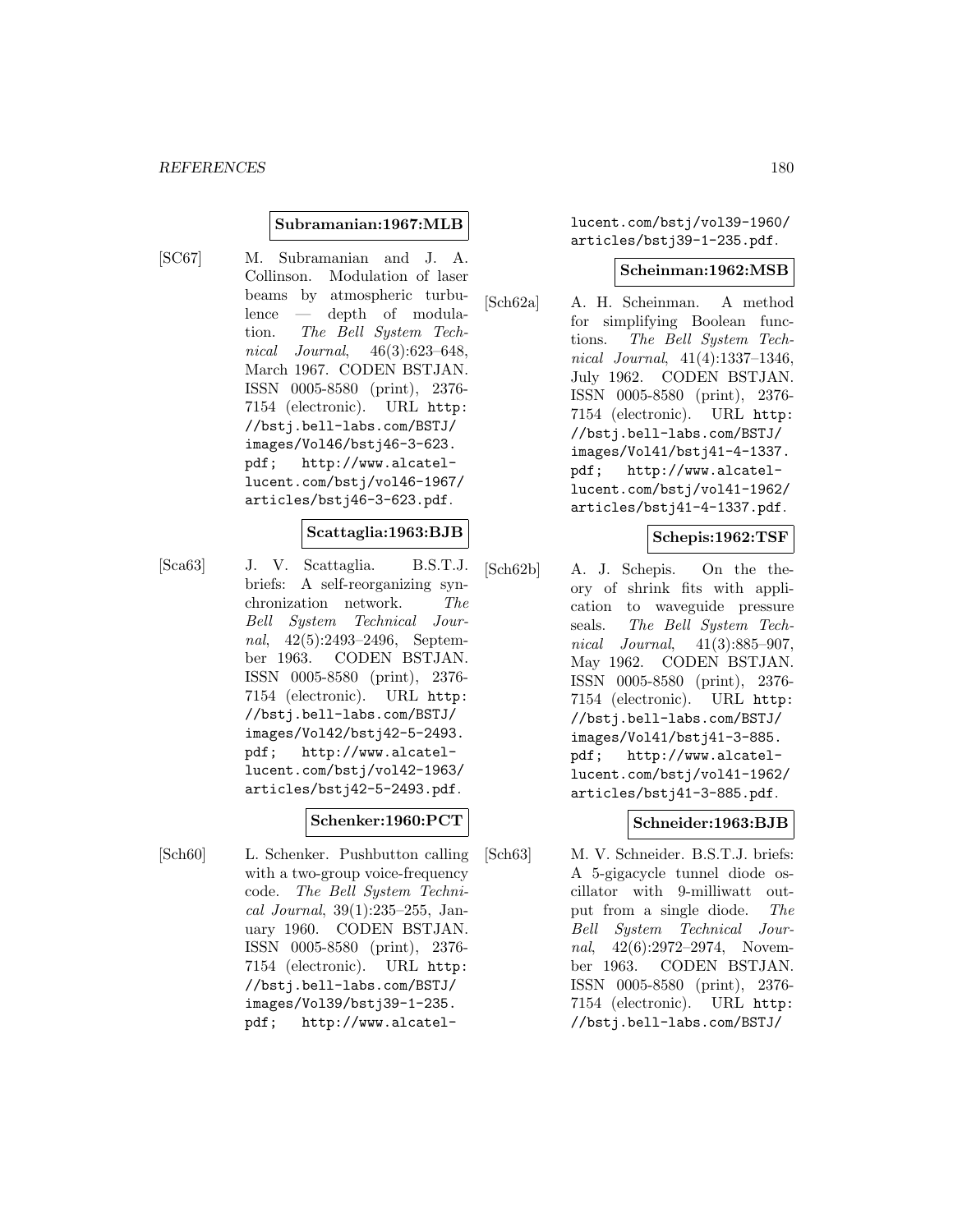**Subramanian:1967:MLB**

[SC67] M. Subramanian and J. A. Collinson. Modulation of laser beams by atmospheric turbulence — depth of modulation. *The Bell System Technical Journal*, 46(3):623–648, March 1967. CODEN BSTJAN. ISSN 0005-8580 (print), 2376-7154 (electronic). URL http://bstj.bell-labs.com/BSTJ/images/Vol46/bstj46-3-623.pdf; http://www.alcatel-lucent.com/bstj/vol46-1967/articles/bstj46-3-623.pdf.

**Scattaglia:1963:BJB**

[Sca63] J. V. Scattaglia. B.S.T.J. briefs: A self-reorganizing synchronization network. *The Bell System Technical Journal*, 42(5):2493–2496, September 1963. CODEN BSTJAN. ISSN 0005-8580 (print), 2376-7154 (electronic). URL http://bstj.bell-labs.com/BSTJ/images/Vol42/bstj42-5-2493.pdf; http://www.alcatel-lucent.com/bstj/vol42-1963/articles/bstj42-5-2493.pdf.

**Schenker:1960:PCT**

[Sch60] L. Schenker. Pushbutton calling with a two-group voice-frequency code. *The Bell System Technical Journal*, 39(1):235–255, January 1960. CODEN BSTJAN. ISSN 0005-8580 (print), 2376-7154 (electronic). URL http://bstj.bell-labs.com/BSTJ/images/Vol39/bstj39-1-235.pdf; http://www.alcatel-lucent.com/bstj/vol39-1960/articles/bstj39-1-235.pdf.

**Scheinman:1962:MSB**

[Sch62a] A. H. Scheinman. A method for simplifying Boolean functions. *The Bell System Technical Journal*, 41(4):1337–1346, July 1962. CODEN BSTJAN. ISSN 0005-8580 (print), 2376-7154 (electronic). URL http://bstj.bell-labs.com/BSTJ/images/Vol41/bstj41-4-1337.pdf; http://www.alcatel-lucent.com/bstj/vol41-1962/articles/bstj41-4-1337.pdf.

**Schepis:1962:TSF**

[Sch62b] A. J. Schepis. On the theory of shrink fits with application to waveguide pressure seals. *The Bell System Technical Journal*, 41(3):885–907, May 1962. CODEN BSTJAN. ISSN 0005-8580 (print), 2376-7154 (electronic). URL http://bstj.bell-labs.com/BSTJ/images/Vol41/bstj41-3-885.pdf; http://www.alcatel-lucent.com/bstj/vol41-1962/articles/bstj41-3-885.pdf.

**Schneider:1963:BJB**

[Sch63] M. V. Schneider. B.S.T.J. briefs: A 5-gigacycle tunnel diode oscillator with 9-milliwatt output from a single diode. *The Bell System Technical Journal*, 42(6):2972–2974, November 1963. CODEN BSTJAN. ISSN 0005-8580 (print), 2376-7154 (electronic). URL http://bstj.bell-labs.com/BSTJ/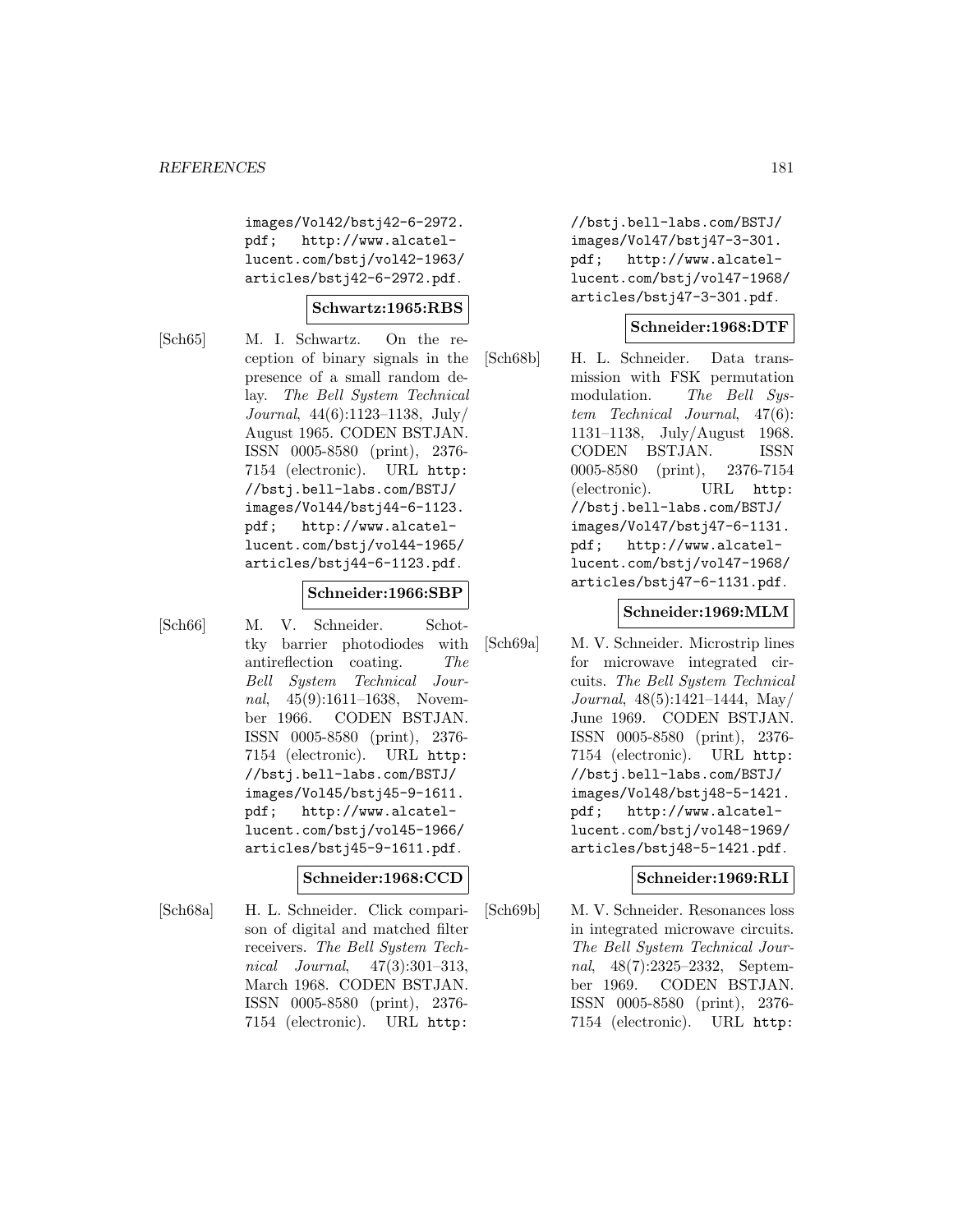images/Vol42/bstj42-6-2972.pdf; http://www.alcatel-lucent.com/bstj/vol42-1963/articles/bstj42-6-2972.pdf.

**Schwartz:1965:RBS**

[Sch65] M. I. Schwartz. On the reception of binary signals in the presence of a small random delay. *The Bell System Technical Journal*, 44(6):1123–1138, July/August 1965. CODEN BSTJAN. ISSN 0005-8580 (print), 2376-7154 (electronic). URL http://bstj.bell-labs.com/BSTJ/images/Vol44/bstj44-6-1123.pdf; http://www.alcatel-lucent.com/bstj/vol44-1965/articles/bstj44-6-1123.pdf.

**Schneider:1966:SBP**

[Sch66] M. V. Schneider. Schottky barrier photodiodes with antireflection coating. *The Bell System Technical Journal*, 45(9):1611–1638, November 1966. CODEN BSTJAN. ISSN 0005-8580 (print), 2376-7154 (electronic). URL http://bstj.bell-labs.com/BSTJ/images/Vol45/bstj45-9-1611.pdf; http://www.alcatel-lucent.com/bstj/vol45-1966/articles/bstj45-9-1611.pdf.

**Schneider:1968:CCD**

[Sch68a] H. L. Schneider. Click comparison of digital and matched filter receivers. *The Bell System Technical Journal*, 47(3):301–313, March 1968. CODEN BSTJAN. ISSN 0005-8580 (print), 2376-7154 (electronic). URL http://bstj.bell-labs.com/BSTJ/images/Vol47/bstj47-3-301.pdf; http://www.alcatel-lucent.com/bstj/vol47-1968/articles/bstj47-3-301.pdf.

**Schneider:1968:DTF**

[Sch68b] H. L. Schneider. Data transmission with FSK permutation modulation. *The Bell System Technical Journal*, 47(6):1131–1138, July/August 1968. CODEN BSTJAN. ISSN 0005-8580 (print), 2376-7154 (electronic). URL http://bstj.bell-labs.com/BSTJ/images/Vol47/bstj47-6-1131.pdf; http://www.alcatel-lucent.com/bstj/vol47-1968/articles/bstj47-6-1131.pdf.

**Schneider:1969:MLM**

[Sch69a] M. V. Schneider. Microstrip lines for microwave integrated circuits. *The Bell System Technical Journal*, 48(5):1421–1444, May/June 1969. CODEN BSTJAN. ISSN 0005-8580 (print), 2376-7154 (electronic). URL http://bstj.bell-labs.com/BSTJ/images/Vol48/bstj48-5-1421.pdf; http://www.alcatel-lucent.com/bstj/vol48-1969/articles/bstj48-5-1421.pdf.

**Schneider:1969:RLI**

[Sch69b] M. V. Schneider. Resonances loss in integrated microwave circuits. *The Bell System Technical Journal*, 48(7):2325–2332, September 1969. CODEN BSTJAN. ISSN 0005-8580 (print), 2376-7154 (electronic). URL http: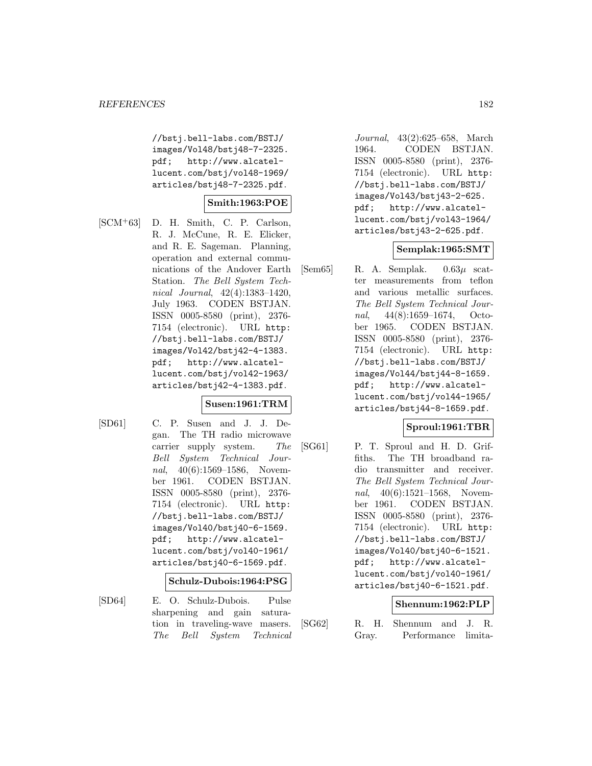//bstj.bell-labs.com/BSTJ/images/Vol48/bstj48-7-2325.pdf; http://www.alcatel-lucent.com/bstj/vol48-1969/articles/bstj48-7-2325.pdf.

**Smith:1963:POE**

[SCM+63] D. H. Smith, C. P. Carlson, R. J. McCune, R. E. Elicker, and R. E. Sageman. Planning, operation and external communications of the Andover Earth Station. *The Bell System Technical Journal*, 42(4):1383–1420, July 1963. CODEN BSTJAN. ISSN 0005-8580 (print), 2376-7154 (electronic). URL http://bstj.bell-labs.com/BSTJ/images/Vol42/bstj42-4-1383.pdf; http://www.alcatel-lucent.com/bstj/vol42-1963/articles/bstj42-4-1383.pdf.

**Susen:1961:TRM**

[SD61] C. P. Susen and J. J. Degan. The TH radio microwave carrier supply system. *The Bell System Technical Journal*, 40(6):1569–1586, November 1961. CODEN BSTJAN. ISSN 0005-8580 (print), 2376-7154 (electronic). URL http://bstj.bell-labs.com/BSTJ/images/Vol40/bstj40-6-1569.pdf; http://www.alcatel-lucent.com/bstj/vol40-1961/articles/bstj40-6-1569.pdf.

**Schulz-Dubois:1964:PSG**

[SD64] E. O. Schulz-Dubois. Pulse sharpening and gain saturation in traveling-wave masers. *The Bell System Technical Journal*, 43(2):625–658, March 1964. CODEN BSTJAN. ISSN 0005-8580 (print), 2376-7154 (electronic). URL http://bstj.bell-labs.com/BSTJ/images/Vol43/bstj43-2-625.pdf; http://www.alcatel-lucent.com/bstj/vol43-1964/articles/bstj43-2-625.pdf.

**Semplak:1965:SMT**

[Sem65] R. A. Semplak. $0.63\mu$ scatter measurements from teflon and various metallic surfaces. *The Bell System Technical Journal*, 44(8):1659–1674, October 1965. CODEN BSTJAN. ISSN 0005-8580 (print), 2376-7154 (electronic). URL http://bstj.bell-labs.com/BSTJ/images/Vol44/bstj44-8-1659.pdf; http://www.alcatel-lucent.com/bstj/vol44-1965/articles/bstj44-8-1659.pdf.

**Sproul:1961:TBR**

[SG61] P. T. Sproul and H. D. Griffiths. The TH broadband radio transmitter and receiver. *The Bell System Technical Journal*, 40(6):1521–1568, November 1961. CODEN BSTJAN. ISSN 0005-8580 (print), 2376-7154 (electronic). URL http://bstj.bell-labs.com/BSTJ/images/Vol40/bstj40-6-1521.pdf; http://www.alcatel-lucent.com/bstj/vol40-1961/articles/bstj40-6-1521.pdf.

**Shennum:1962:PLP**

[SG62] R. H. Shennum and J. R. Gray. Performance limita-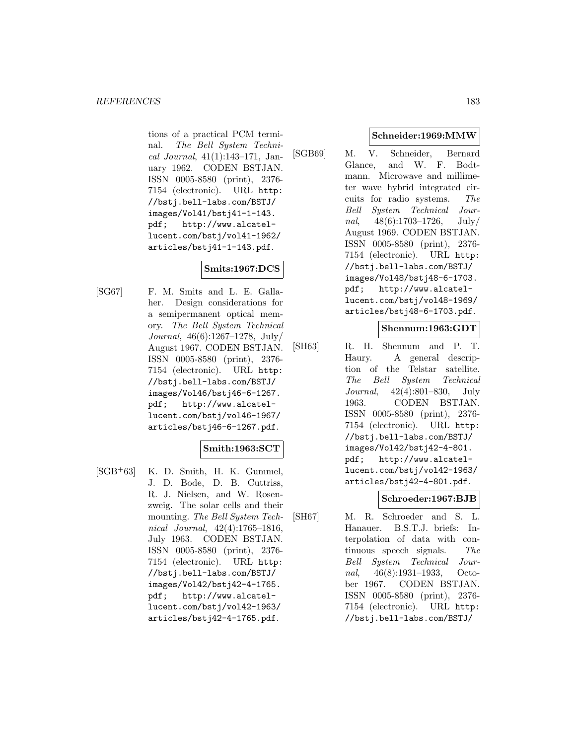tions of a practical PCM terminal. *The Bell System Technical Journal*, 41(1):143–171, January 1962. CODEN BSTJAN. ISSN 0005-8580 (print), 2376-7154 (electronic). URL `http://bstj.bell-labs.com/BSTJ/images/Vol41/bstj41-1-143.pdf`; `http://www.alcatel-lucent.com/bstj/vol41-1962/articles/bstj41-1-143.pdf`.

**Smits:1967:DCS**

[SG67] F. M. Smits and L. E. Gallaher. Design considerations for a semipermanent optical memory. *The Bell System Technical Journal*, 46(6):1267–1278, July/August 1967. CODEN BSTJAN. ISSN 0005-8580 (print), 2376-7154 (electronic). URL `http://bstj.bell-labs.com/BSTJ/images/Vol46/bstj46-6-1267.pdf`; `http://www.alcatel-lucent.com/bstj/vol46-1967/articles/bstj46-6-1267.pdf`.

**Smith:1963:SCT**

[SGB+63] K. D. Smith, H. K. Gummel, J. D. Bode, D. B. Cuttriss, R. J. Nielsen, and W. Rosenzweig. The solar cells and their mounting. *The Bell System Technical Journal*, 42(4):1765–1816, July 1963. CODEN BSTJAN. ISSN 0005-8580 (print), 2376-7154 (electronic). URL `http://bstj.bell-labs.com/BSTJ/images/Vol42/bstj42-4-1765.pdf`; `http://www.alcatel-lucent.com/bstj/vol42-1963/articles/bstj42-4-1765.pdf`.

**Schneider:1969:MMW**

[SGB69] M. V. Schneider, Bernard Glance, and W. F. Bodtmann. Microwave and millimeter wave hybrid integrated circuits for radio systems. *The Bell System Technical Journal*, 48(6):1703–1726, July/August 1969. CODEN BSTJAN. ISSN 0005-8580 (print), 2376-7154 (electronic). URL `http://bstj.bell-labs.com/BSTJ/images/Vol48/bstj48-6-1703.pdf`; `http://www.alcatel-lucent.com/bstj/vol48-1969/articles/bstj48-6-1703.pdf`.

**Shennum:1963:GDT**

[SH63] R. H. Shennum and P. T. Haury. A general description of the Telstar satellite. *The Bell System Technical Journal*, 42(4):801–830, July 1963. CODEN BSTJAN. ISSN 0005-8580 (print), 2376-7154 (electronic). URL `http://bstj.bell-labs.com/BSTJ/images/Vol42/bstj42-4-801.pdf`; `http://www.alcatel-lucent.com/bstj/vol42-1963/articles/bstj42-4-801.pdf`.

**Schroeder:1967:BJB**

[SH67] M. R. Schroeder and S. L. Hanauer. B.S.T.J. briefs: Interpolation of data with continuous speech signals. *The Bell System Technical Journal*, 46(8):1931–1933, October 1967. CODEN BSTJAN. ISSN 0005-8580 (print), 2376-7154 (electronic). URL `http://bstj.bell-labs.com/BSTJ/`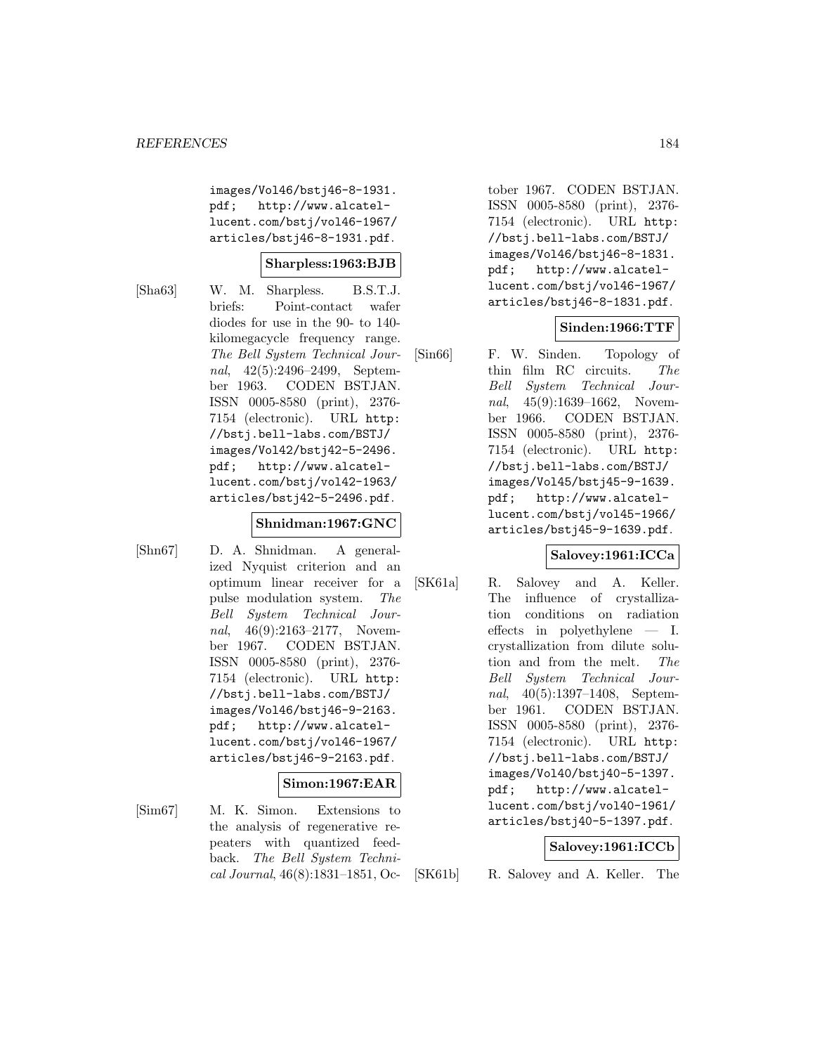images/Vol46/bstj46-8-1931.pdf; http://www.alcatel-lucent.com/bstj/vol46-1967/articles/bstj46-8-1931.pdf.

**Sharpless:1963:BJB**

[Sha63] W. M. Sharpless. B.S.T.J. briefs: Point-contact wafer diodes for use in the 90- to 140-kilomegacycle frequency range. *The Bell System Technical Journal*, 42(5):2496–2499, September 1963. CODEN BSTJAN. ISSN 0005-8580 (print), 2376-7154 (electronic). URL http://bstj.bell-labs.com/BSTJ/images/Vol42/bstj42-5-2496.pdf; http://www.alcatel-lucent.com/bstj/vol42-1963/articles/bstj42-5-2496.pdf.

**Shnidman:1967:GNC**

[Shn67] D. A. Shnidman. A generalized Nyquist criterion and an optimum linear receiver for a pulse modulation system. *The Bell System Technical Journal*, 46(9):2163–2177, November 1967. CODEN BSTJAN. ISSN 0005-8580 (print), 2376-7154 (electronic). URL http://bstj.bell-labs.com/BSTJ/images/Vol46/bstj46-9-2163.pdf; http://www.alcatel-lucent.com/bstj/vol46-1967/articles/bstj46-9-2163.pdf.

**Simon:1967:EAR**

[Sim67] M. K. Simon. Extensions to the analysis of regenerative repeaters with quantized feedback. *The Bell System Technical Journal*, 46(8):1831–1851, October 1967. CODEN BSTJAN. ISSN 0005-8580 (print), 2376-7154 (electronic). URL http://bstj.bell-labs.com/BSTJ/images/Vol46/bstj46-8-1831.pdf; http://www.alcatel-lucent.com/bstj/vol46-1967/articles/bstj46-8-1831.pdf.

**Sinden:1966:TTF**

[Sin66] F. W. Sinden. Topology of thin film RC circuits. *The Bell System Technical Journal*, 45(9):1639–1662, November 1966. CODEN BSTJAN. ISSN 0005-8580 (print), 2376-7154 (electronic). URL http://bstj.bell-labs.com/BSTJ/images/Vol45/bstj45-9-1639.pdf; http://www.alcatel-lucent.com/bstj/vol45-1966/articles/bstj45-9-1639.pdf.

**Salovey:1961:ICCa**

[SK61a] R. Salovey and A. Keller. The influence of crystallization conditions on radiation effects in polyethylene — I. crystallization from dilute solution and from the melt. *The Bell System Technical Journal*, 40(5):1397–1408, September 1961. CODEN BSTJAN. ISSN 0005-8580 (print), 2376-7154 (electronic). URL http://bstj.bell-labs.com/BSTJ/images/Vol40/bstj40-5-1397.pdf; http://www.alcatel-lucent.com/bstj/vol40-1961/articles/bstj40-5-1397.pdf.

**Salovey:1961:ICCb**

[SK61b] R. Salovey and A. Keller. The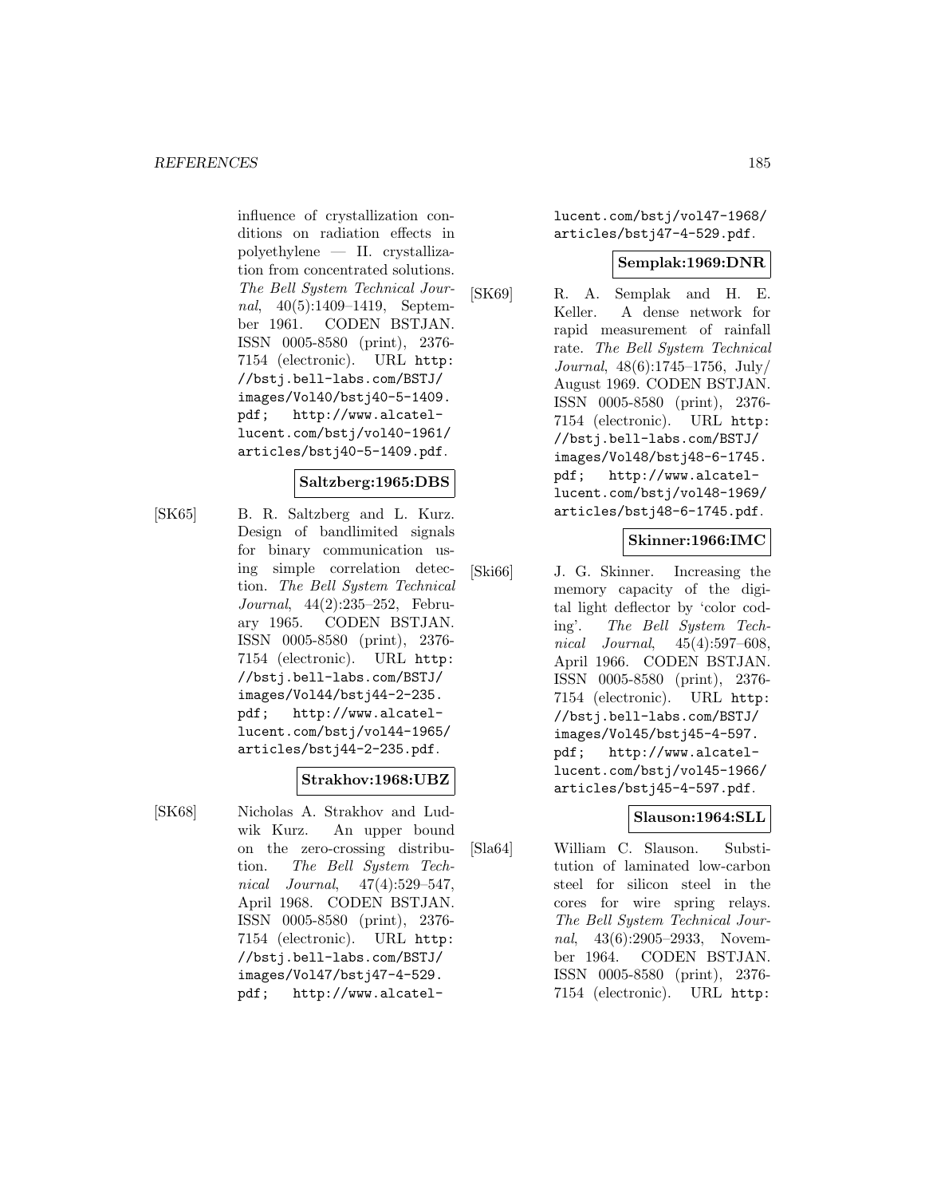influence of crystallization conditions on radiation effects in polyethylene — II. crystallization from concentrated solutions. *The Bell System Technical Journal*, 40(5):1409–1419, September 1961. CODEN BSTJAN. ISSN 0005-8580 (print), 2376-7154 (electronic). URL http://bstj.bell-labs.com/BSTJ/images/Vol40/bstj40-5-1409.pdf; http://www.alcatel-lucent.com/bstj/vol40-1961/articles/bstj40-5-1409.pdf.

**Saltzberg:1965:DBS**

[SK65] B. R. Saltzberg and L. Kurz. Design of bandlimited signals for binary communication using simple correlation detection. *The Bell System Technical Journal*, 44(2):235–252, February 1965. CODEN BSTJAN. ISSN 0005-8580 (print), 2376-7154 (electronic). URL http://bstj.bell-labs.com/BSTJ/images/Vol44/bstj44-2-235.pdf; http://www.alcatel-lucent.com/bstj/vol44-1965/articles/bstj44-2-235.pdf.

**Strakhov:1968:UBZ**

[SK68] Nicholas A. Strakhov and Ludwik Kurz. An upper bound on the zero-crossing distribution. *The Bell System Technical Journal*, 47(4):529–547, April 1968. CODEN BSTJAN. ISSN 0005-8580 (print), 2376-7154 (electronic). URL http://bstj.bell-labs.com/BSTJ/images/Vol47/bstj47-4-529.pdf; http://www.alcatel-lucent.com/bstj/vol47-1968/articles/bstj47-4-529.pdf.

**Semplak:1969:DNR**

[SK69] R. A. Semplak and H. E. Keller. A dense network for rapid measurement of rainfall rate. *The Bell System Technical Journal*, 48(6):1745–1756, July/August 1969. CODEN BSTJAN. ISSN 0005-8580 (print), 2376-7154 (electronic). URL http://bstj.bell-labs.com/BSTJ/images/Vol48/bstj48-6-1745.pdf; http://www.alcatel-lucent.com/bstj/vol48-1969/articles/bstj48-6-1745.pdf.

**Skinner:1966:IMC**

[Ski66] J. G. Skinner. Increasing the memory capacity of the digital light deflector by 'color coding'. *The Bell System Technical Journal*, 45(4):597–608, April 1966. CODEN BSTJAN. ISSN 0005-8580 (print), 2376-7154 (electronic). URL http://bstj.bell-labs.com/BSTJ/images/Vol45/bstj45-4-597.pdf; http://www.alcatel-lucent.com/bstj/vol45-1966/articles/bstj45-4-597.pdf.

**Slauson:1964:SLL**

[Sla64] William C. Slauson. Substitution of laminated low-carbon steel for silicon steel in the cores for wire spring relays. *The Bell System Technical Journal*, 43(6):2905–2933, November 1964. CODEN BSTJAN. ISSN 0005-8580 (print), 2376-7154 (electronic). URL http: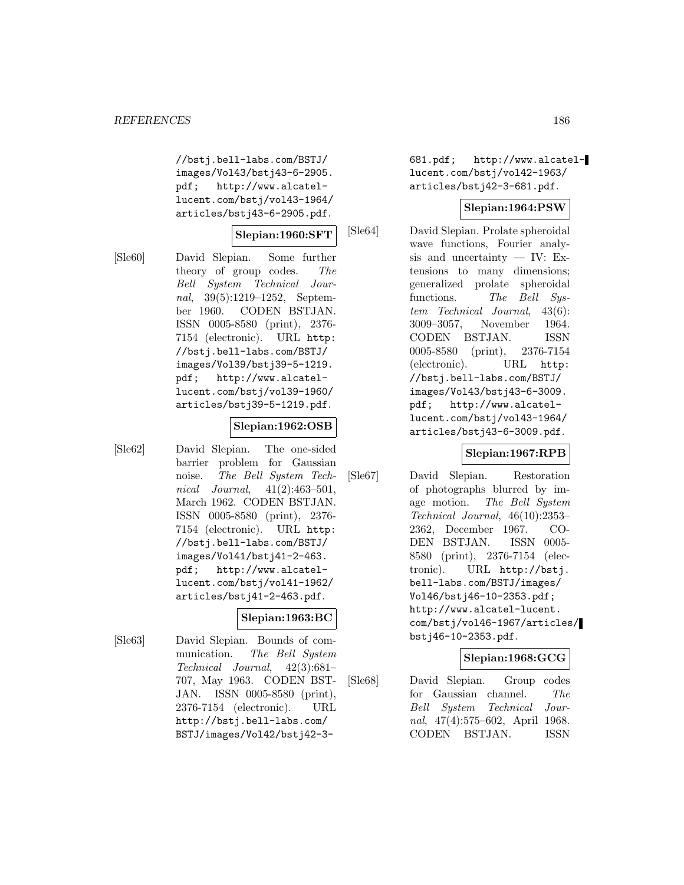//bstj.bell-labs.com/BSTJ/images/Vol43/bstj43-6-2905.pdf; http://www.alcatel-lucent.com/bstj/vol43-1964/articles/bstj43-6-2905.pdf.

**Slepian:1960:SFT**

[Sle60] David Slepian. Some further theory of group codes. *The Bell System Technical Journal*, 39(5):1219–1252, September 1960. CODEN BSTJAN. ISSN 0005-8580 (print), 2376-7154 (electronic). URL http://bstj.bell-labs.com/BSTJ/images/Vol39/bstj39-5-1219.pdf; http://www.alcatel-lucent.com/bstj/vol39-1960/articles/bstj39-5-1219.pdf.

**Slepian:1962:OSB**

[Sle62] David Slepian. The one-sided barrier problem for Gaussian noise. *The Bell System Technical Journal*, 41(2):463–501, March 1962. CODEN BSTJAN. ISSN 0005-8580 (print), 2376-7154 (electronic). URL http://bstj.bell-labs.com/BSTJ/images/Vol41/bstj41-2-463.pdf; http://www.alcatel-lucent.com/bstj/vol41-1962/articles/bstj41-2-463.pdf.

**Slepian:1963:BC**

[Sle63] David Slepian. Bounds of communication. *The Bell System Technical Journal*, 42(3):681–707, May 1963. CODEN BSTJAN. ISSN 0005-8580 (print), 2376-7154 (electronic). URL http://bstj.bell-labs.com/BSTJ/images/Vol42/bstj42-3-681.pdf; http://www.alcatel-lucent.com/bstj/vol42-1963/articles/bstj42-3-681.pdf.

**Slepian:1964:PSW**

[Sle64] David Slepian. Prolate spheroidal wave functions, Fourier analysis and uncertainty — IV: Extensions to many dimensions; generalized prolate spheroidal functions. *The Bell System Technical Journal*, 43(6):3009–3057, November 1964. CODEN BSTJAN. ISSN 0005-8580 (print), 2376-7154 (electronic). URL http://bstj.bell-labs.com/BSTJ/images/Vol43/bstj43-6-3009.pdf; http://www.alcatel-lucent.com/bstj/vol43-1964/articles/bstj43-6-3009.pdf.

**Slepian:1967:RPB**

[Sle67] David Slepian. Restoration of photographs blurred by image motion. *The Bell System Technical Journal*, 46(10):2353–2362, December 1967. CODEN BSTJAN. ISSN 0005-8580 (print), 2376-7154 (electronic). URL http://bstj.bell-labs.com/BSTJ/images/Vol46/bstj46-10-2353.pdf; http://www.alcatel-lucent.com/bstj/vol46-1967/articles/bstj46-10-2353.pdf.

**Slepian:1968:GCG**

[Sle68] David Slepian. Group codes for Gaussian channel. *The Bell System Technical Journal*, 47(4):575–602, April 1968. CODEN BSTJAN. ISSN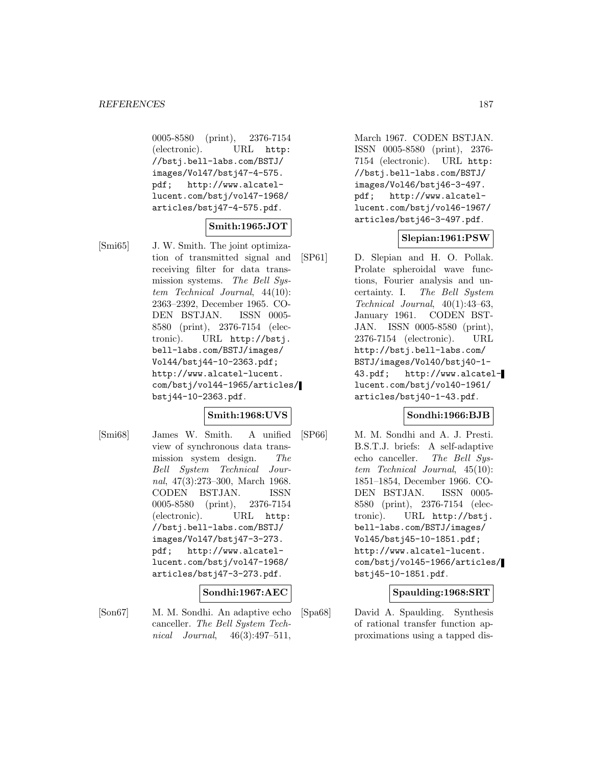0005-8580 (print), 2376-7154 (electronic). URL http://bstj.bell-labs.com/BSTJ/images/Vol47/bstj47-4-575.pdf; http://www.alcatel-lucent.com/bstj/vol47-1968/articles/bstj47-4-575.pdf.

**Smith:1965:JOT**

[Smi65] J. W. Smith. The joint optimization of transmitted signal and receiving filter for data transmission systems. *The Bell System Technical Journal*, 44(10): 2363–2392, December 1965. CODEN BSTJAN. ISSN 0005-8580 (print), 2376-7154 (electronic). URL http://bstj.bell-labs.com/BSTJ/images/Vol44/bstj44-10-2363.pdf; http://www.alcatel-lucent.com/bstj/vol44-1965/articles/bstj44-10-2363.pdf.

**Smith:1968:UVS**

[Smi68] James W. Smith. A unified view of synchronous data transmission system design. *The Bell System Technical Journal*, 47(3):273–300, March 1968. CODEN BSTJAN. ISSN 0005-8580 (print), 2376-7154 (electronic). URL http://bstj.bell-labs.com/BSTJ/images/Vol47/bstj47-3-273.pdf; http://www.alcatel-lucent.com/bstj/vol47-1968/articles/bstj47-3-273.pdf.

**Sondhi:1967:AEC**

[Son67] M. M. Sondhi. An adaptive echo canceller. *The Bell System Technical Journal*, 46(3):497–511, March 1967. CODEN BSTJAN. ISSN 0005-8580 (print), 2376-7154 (electronic). URL http://bstj.bell-labs.com/BSTJ/images/Vol46/bstj46-3-497.pdf; http://www.alcatel-lucent.com/bstj/vol46-1967/articles/bstj46-3-497.pdf.

**Slepian:1961:PSW**

[SP61] D. Slepian and H. O. Pollak. Prolate spheroidal wave functions, Fourier analysis and uncertainty. I. *The Bell System Technical Journal*, 40(1):43–63, January 1961. CODEN BSTJAN. ISSN 0005-8580 (print), 2376-7154 (electronic). URL http://bstj.bell-labs.com/BSTJ/images/Vol40/bstj40-1-43.pdf; http://www.alcatel-lucent.com/bstj/vol40-1961/articles/bstj40-1-43.pdf.

**Sondhi:1966:BJB**

[SP66] M. M. Sondhi and A. J. Presti. B.S.T.J. briefs: A self-adaptive echo canceller. *The Bell System Technical Journal*, 45(10): 1851–1854, December 1966. CODEN BSTJAN. ISSN 0005-8580 (print), 2376-7154 (electronic). URL http://bstj.bell-labs.com/BSTJ/images/Vol45/bstj45-10-1851.pdf; http://www.alcatel-lucent.com/bstj/vol45-1966/articles/bstj45-10-1851.pdf.

**Spaulding:1968:SRT**

[Spa68] David A. Spaulding. Synthesis of rational transfer function approximations using a tapped dis-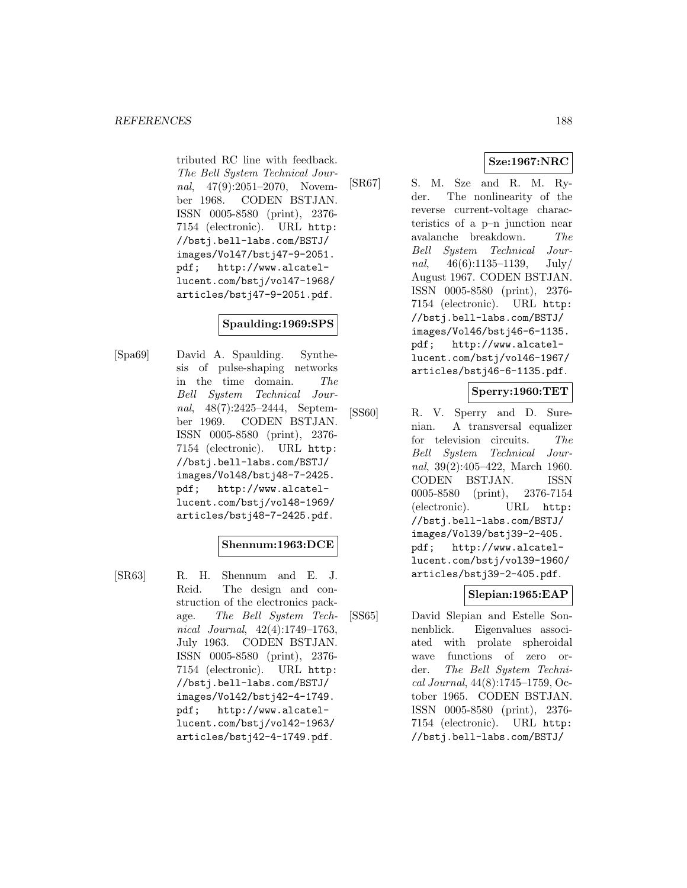tributed RC line with feedback. *The Bell System Technical Journal*, 47(9):2051–2070, November 1968. CODEN BSTJAN. ISSN 0005-8580 (print), 2376-7154 (electronic). URL `http://bstj.bell-labs.com/BSTJ/images/Vol47/bstj47-9-2051.pdf; http://www.alcatel-lucent.com/bstj/vol47-1968/articles/bstj47-9-2051.pdf`.

**Spaulding:1969:SPS**

[Spa69] David A. Spaulding. Synthesis of pulse-shaping networks in the time domain. *The Bell System Technical Journal*, 48(7):2425–2444, September 1969. CODEN BSTJAN. ISSN 0005-8580 (print), 2376-7154 (electronic). URL `http://bstj.bell-labs.com/BSTJ/images/Vol48/bstj48-7-2425.pdf; http://www.alcatel-lucent.com/bstj/vol48-1969/articles/bstj48-7-2425.pdf`.

**Shennum:1963:DCE**

[SR63] R. H. Shennum and E. J. Reid. The design and construction of the electronics package. *The Bell System Technical Journal*, 42(4):1749–1763, July 1963. CODEN BSTJAN. ISSN 0005-8580 (print), 2376-7154 (electronic). URL `http://bstj.bell-labs.com/BSTJ/images/Vol42/bstj42-4-1749.pdf; http://www.alcatel-lucent.com/bstj/vol42-1963/articles/bstj42-4-1749.pdf`.

**Sze:1967:NRC**

[SR67] S. M. Sze and R. M. Ryder. The nonlinearity of the reverse current-voltage characteristics of a p–n junction near avalanche breakdown. *The Bell System Technical Journal*, 46(6):1135–1139, July/August 1967. CODEN BSTJAN. ISSN 0005-8580 (print), 2376-7154 (electronic). URL `http://bstj.bell-labs.com/BSTJ/images/Vol46/bstj46-6-1135.pdf; http://www.alcatel-lucent.com/bstj/vol46-1967/articles/bstj46-6-1135.pdf`.

**Sperry:1960:TET**

[SS60] R. V. Sperry and D. Surenian. A transversal equalizer for television circuits. *The Bell System Technical Journal*, 39(2):405–422, March 1960. CODEN BSTJAN. ISSN 0005-8580 (print), 2376-7154 (electronic). URL `http://bstj.bell-labs.com/BSTJ/images/Vol39/bstj39-2-405.pdf; http://www.alcatel-lucent.com/bstj/vol39-1960/articles/bstj39-2-405.pdf`.

**Slepian:1965:EAP**

[SS65] David Slepian and Estelle Sonnenblick. Eigenvalues associated with prolate spheroidal wave functions of zero order. *The Bell System Technical Journal*, 44(8):1745–1759, October 1965. CODEN BSTJAN. ISSN 0005-8580 (print), 2376-7154 (electronic). URL `http://bstj.bell-labs.com/BSTJ/`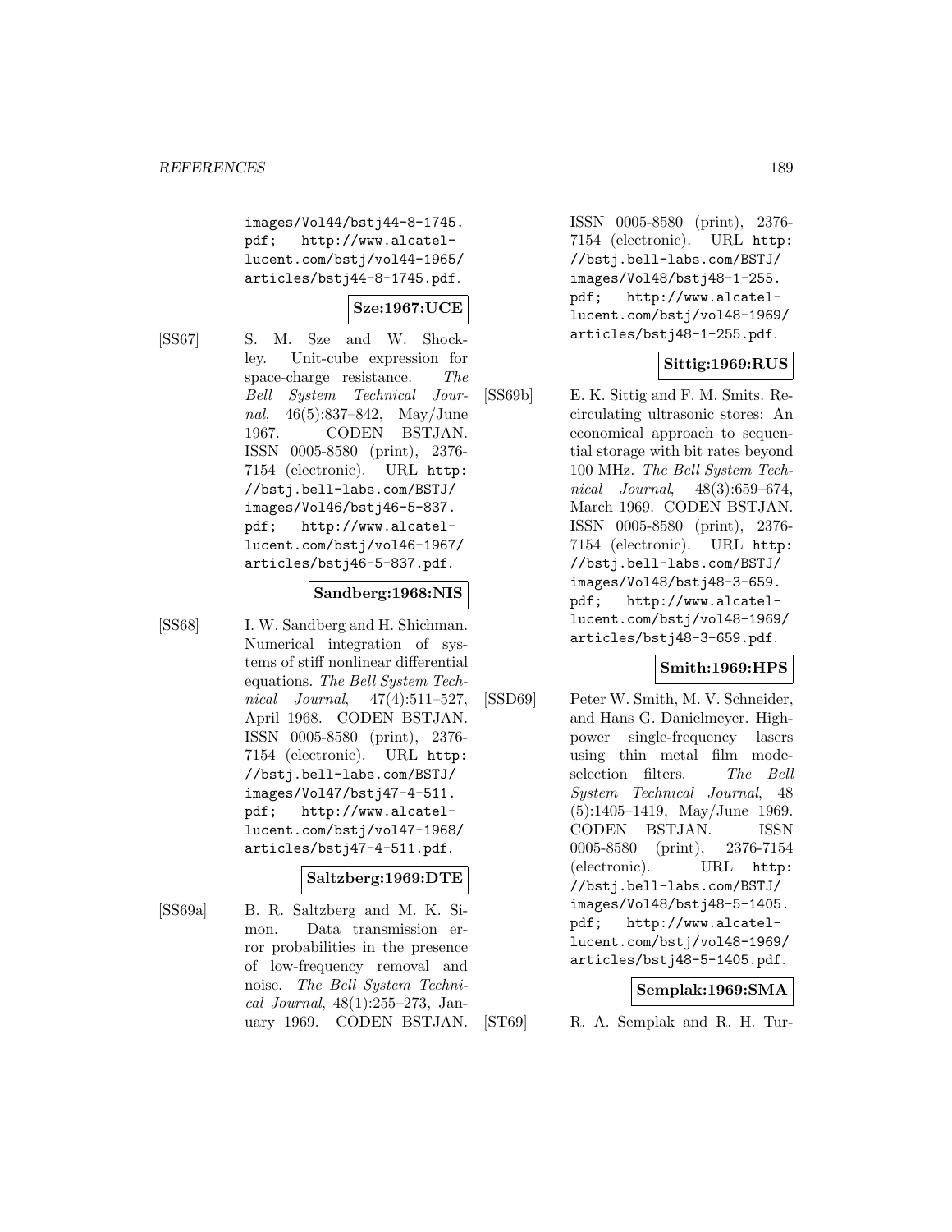images/Vol44/bstj44-8-1745.pdf; http://www.alcatel-lucent.com/bstj/vol44-1965/articles/bstj44-8-1745.pdf.

**Sze:1967:UCE**

[SS67] S. M. Sze and W. Shockley. Unit-cube expression for space-charge resistance. *The Bell System Technical Journal*, 46(5):837–842, May/June 1967. CODEN BSTJAN. ISSN 0005-8580 (print), 2376-7154 (electronic). URL http://bstj.bell-labs.com/BSTJ/images/Vol46/bstj46-5-837.pdf; http://www.alcatel-lucent.com/bstj/vol46-1967/articles/bstj46-5-837.pdf.

**Sandberg:1968:NIS**

[SS68] I. W. Sandberg and H. Shichman. Numerical integration of systems of stiff nonlinear differential equations. *The Bell System Technical Journal*, 47(4):511–527, April 1968. CODEN BSTJAN. ISSN 0005-8580 (print), 2376-7154 (electronic). URL http://bstj.bell-labs.com/BSTJ/images/Vol47/bstj47-4-511.pdf; http://www.alcatel-lucent.com/bstj/vol47-1968/articles/bstj47-4-511.pdf.

**Saltzberg:1969:DTE**

[SS69a] B. R. Saltzberg and M. K. Simon. Data transmission error probabilities in the presence of low-frequency removal and noise. *The Bell System Technical Journal*, 48(1):255–273, January 1969. CODEN BSTJAN. ISSN 0005-8580 (print), 2376-7154 (electronic). URL http://bstj.bell-labs.com/BSTJ/images/Vol48/bstj48-1-255.pdf; http://www.alcatel-lucent.com/bstj/vol48-1969/articles/bstj48-1-255.pdf.

**Sittig:1969:RUS**

[SS69b] E. K. Sittig and F. M. Smits. Recirculating ultrasonic stores: An economical approach to sequential storage with bit rates beyond 100 MHz. *The Bell System Technical Journal*, 48(3):659–674, March 1969. CODEN BSTJAN. ISSN 0005-8580 (print), 2376-7154 (electronic). URL http://bstj.bell-labs.com/BSTJ/images/Vol48/bstj48-3-659.pdf; http://www.alcatel-lucent.com/bstj/vol48-1969/articles/bstj48-3-659.pdf.

**Smith:1969:HPS**

[SSD69] Peter W. Smith, M. V. Schneider, and Hans G. Danielmeyer. High-power single-frequency lasers using thin metal film mode-selection filters. *The Bell System Technical Journal*, 48 (5):1405–1419, May/June 1969. CODEN BSTJAN. ISSN 0005-8580 (print), 2376-7154 (electronic). URL http://bstj.bell-labs.com/BSTJ/images/Vol48/bstj48-5-1405.pdf; http://www.alcatel-lucent.com/bstj/vol48-1969/articles/bstj48-5-1405.pdf.

**Semplak:1969:SMA**

[ST69] R. A. Semplak and R. H. Tur-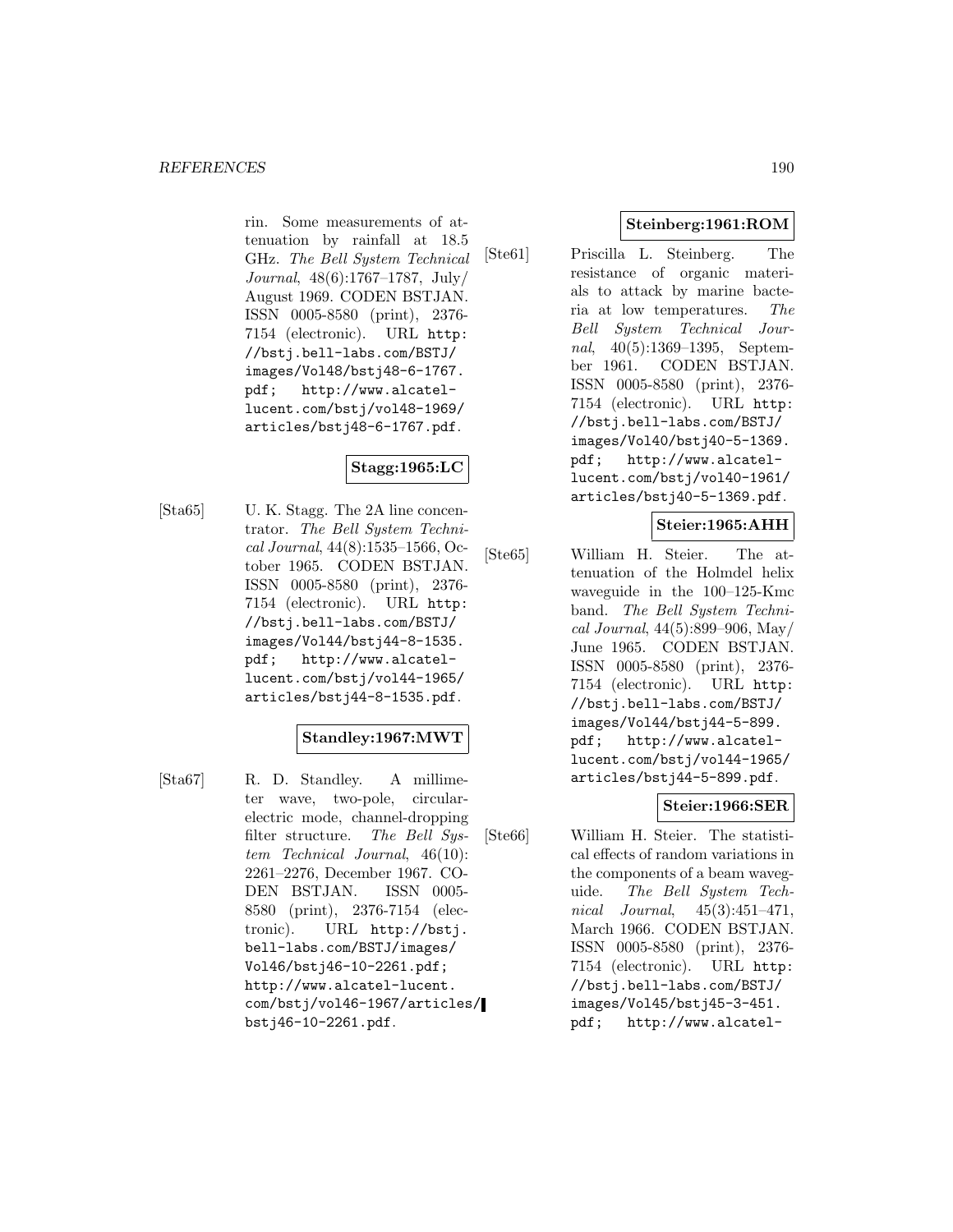rin. Some measurements of attenuation by rainfall at 18.5 GHz. *The Bell System Technical Journal*, 48(6):1767–1787, July/August 1969. CODEN BSTJAN. ISSN 0005-8580 (print), 2376-7154 (electronic). URL `http://bstj.bell-labs.com/BSTJ/images/Vol48/bstj48-6-1767.pdf`; `http://www.alcatel-lucent.com/bstj/vol48-1969/articles/bstj48-6-1767.pdf`.

**Stagg:1965:LC**

[Sta65] U. K. Stagg. The 2A line concentrator. *The Bell System Technical Journal*, 44(8):1535–1566, October 1965. CODEN BSTJAN. ISSN 0005-8580 (print), 2376-7154 (electronic). URL `http://bstj.bell-labs.com/BSTJ/images/Vol44/bstj44-8-1535.pdf`; `http://www.alcatel-lucent.com/bstj/vol44-1965/articles/bstj44-8-1535.pdf`.

**Standley:1967:MWT**

[Sta67] R. D. Standley. A millimeter wave, two-pole, circular-electric mode, channel-dropping filter structure. *The Bell System Technical Journal*, 46(10):2261–2276, December 1967. CODEN BSTJAN. ISSN 0005-8580 (print), 2376-7154 (electronic). URL `http://bstj.bell-labs.com/BSTJ/images/Vol46/bstj46-10-2261.pdf`; `http://www.alcatel-lucent.com/bstj/vol46-1967/articles/bstj46-10-2261.pdf`.

**Steinberg:1961:ROM**

[Ste61] Priscilla L. Steinberg. The resistance of organic materials to attack by marine bacteria at low temperatures. *The Bell System Technical Journal*, 40(5):1369–1395, September 1961. CODEN BSTJAN. ISSN 0005-8580 (print), 2376-7154 (electronic). URL `http://bstj.bell-labs.com/BSTJ/images/Vol40/bstj40-5-1369.pdf`; `http://www.alcatel-lucent.com/bstj/vol40-1961/articles/bstj40-5-1369.pdf`.

**Steier:1965:AHH**

[Ste65] William H. Steier. The attenuation of the Holmdel helix waveguide in the 100–125-Kmc band. *The Bell System Technical Journal*, 44(5):899–906, May/June 1965. CODEN BSTJAN. ISSN 0005-8580 (print), 2376-7154 (electronic). URL `http://bstj.bell-labs.com/BSTJ/images/Vol44/bstj44-5-899.pdf`; `http://www.alcatel-lucent.com/bstj/vol44-1965/articles/bstj44-5-899.pdf`.

**Steier:1966:SER**

[Ste66] William H. Steier. The statistical effects of random variations in the components of a beam waveguide. *The Bell System Technical Journal*, 45(3):451–471, March 1966. CODEN BSTJAN. ISSN 0005-8580 (print), 2376-7154 (electronic). URL `http://bstj.bell-labs.com/BSTJ/images/Vol45/bstj45-3-451.pdf`; `http://www.alcatel-`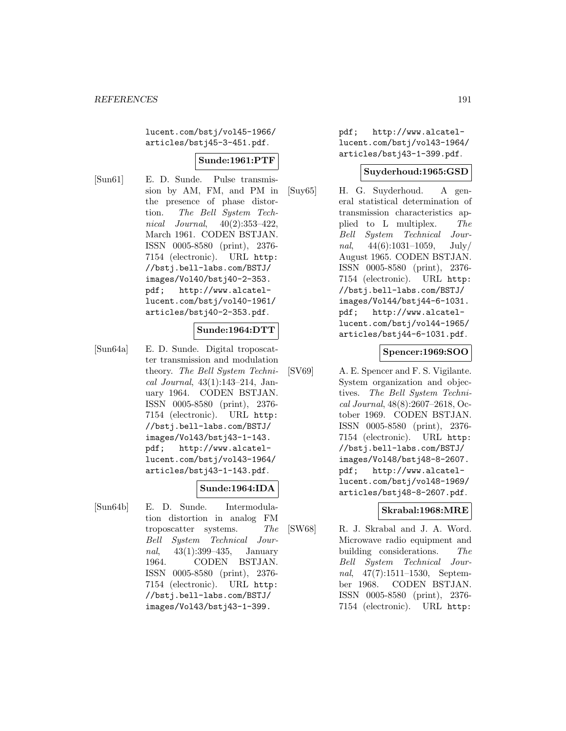lucent.com/bstj/vol45-1966/articles/bstj45-3-451.pdf.

**Sunde:1961:PTF**

[Sun61] E. D. Sunde. Pulse transmission by AM, FM, and PM in the presence of phase distortion. *The Bell System Technical Journal*, 40(2):353–422, March 1961. CODEN BSTJAN. ISSN 0005-8580 (print), 2376-7154 (electronic). URL http://bstj.bell-labs.com/BSTJ/images/Vol40/bstj40-2-353.pdf; http://www.alcatel-lucent.com/bstj/vol40-1961/articles/bstj40-2-353.pdf.

**Sunde:1964:DTT**

[Sun64a] E. D. Sunde. Digital troposcatter transmission and modulation theory. *The Bell System Technical Journal*, 43(1):143–214, January 1964. CODEN BSTJAN. ISSN 0005-8580 (print), 2376-7154 (electronic). URL http://bstj.bell-labs.com/BSTJ/images/Vol43/bstj43-1-143.pdf; http://www.alcatel-lucent.com/bstj/vol43-1964/articles/bstj43-1-143.pdf.

**Sunde:1964:IDA**

[Sun64b] E. D. Sunde. Intermodulation distortion in analog FM troposcatter systems. *The Bell System Technical Journal*, 43(1):399–435, January 1964. CODEN BSTJAN. ISSN 0005-8580 (print), 2376-7154 (electronic). URL http://bstj.bell-labs.com/BSTJ/images/Vol43/bstj43-1-399.pdf; http://www.alcatel-lucent.com/bstj/vol43-1964/articles/bstj43-1-399.pdf.

**Suyderhoud:1965:GSD**

[Suy65] H. G. Suyderhoud. A general statistical determination of transmission characteristics applied to L multiplex. *The Bell System Technical Journal*, 44(6):1031–1059, July/August 1965. CODEN BSTJAN. ISSN 0005-8580 (print), 2376-7154 (electronic). URL http://bstj.bell-labs.com/BSTJ/images/Vol44/bstj44-6-1031.pdf; http://www.alcatel-lucent.com/bstj/vol44-1965/articles/bstj44-6-1031.pdf.

**Spencer:1969:SOO**

[SV69] A. E. Spencer and F. S. Vigilante. System organization and objectives. *The Bell System Technical Journal*, 48(8):2607–2618, October 1969. CODEN BSTJAN. ISSN 0005-8580 (print), 2376-7154 (electronic). URL http://bstj.bell-labs.com/BSTJ/images/Vol48/bstj48-8-2607.pdf; http://www.alcatel-lucent.com/bstj/vol48-1969/articles/bstj48-8-2607.pdf.

**Skrabal:1968:MRE**

[SW68] R. J. Skrabal and J. A. Word. Microwave radio equipment and building considerations. *The Bell System Technical Journal*, 47(7):1511–1530, September 1968. CODEN BSTJAN. ISSN 0005-8580 (print), 2376-7154 (electronic). URL http: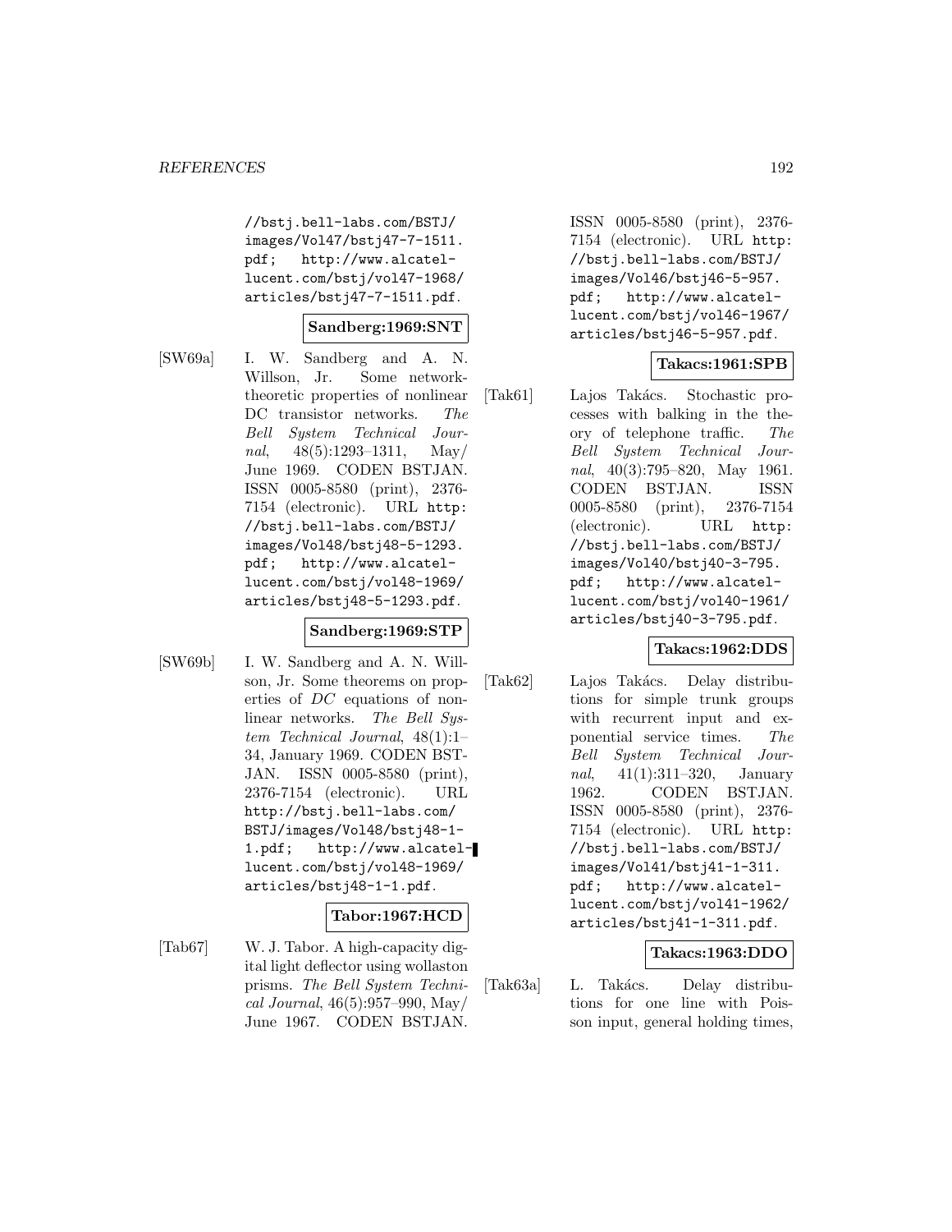//bstj.bell-labs.com/BSTJ/images/Vol47/bstj47-7-1511.pdf; http://www.alcatel-lucent.com/bstj/vol47-1968/articles/bstj47-7-1511.pdf.

**Sandberg:1969:SNT**

[SW69a] I. W. Sandberg and A. N. Willson, Jr. Some network-theoretic properties of nonlinear DC transistor networks. *The Bell System Technical Journal*, 48(5):1293–1311, May/June 1969. CODEN BSTJAN. ISSN 0005-8580 (print), 2376-7154 (electronic). URL http://bstj.bell-labs.com/BSTJ/images/Vol48/bstj48-5-1293.pdf; http://www.alcatel-lucent.com/bstj/vol48-1969/articles/bstj48-5-1293.pdf.

**Sandberg:1969:STP**

[SW69b] I. W. Sandberg and A. N. Willson, Jr. Some theorems on properties of *DC* equations of nonlinear networks. *The Bell System Technical Journal*, 48(1):1–34, January 1969. CODEN BSTJAN. ISSN 0005-8580 (print), 2376-7154 (electronic). URL http://bstj.bell-labs.com/BSTJ/images/Vol48/bstj48-1-1.pdf; http://www.alcatel-lucent.com/bstj/vol48-1969/articles/bstj48-1-1.pdf.

**Tabor:1967:HCD**

[Tab67] W. J. Tabor. A high-capacity digital light deflector using wollaston prisms. *The Bell System Technical Journal*, 46(5):957–990, May/June 1967. CODEN BSTJAN. ISSN 0005-8580 (print), 2376-7154 (electronic). URL http://bstj.bell-labs.com/BSTJ/images/Vol46/bstj46-5-957.pdf; http://www.alcatel-lucent.com/bstj/vol46-1967/articles/bstj46-5-957.pdf.

**Takacs:1961:SPB**

[Tak61] Lajos Takács. Stochastic processes with balking in the theory of telephone traffic. *The Bell System Technical Journal*, 40(3):795–820, May 1961. CODEN BSTJAN. ISSN 0005-8580 (print), 2376-7154 (electronic). URL http://bstj.bell-labs.com/BSTJ/images/Vol40/bstj40-3-795.pdf; http://www.alcatel-lucent.com/bstj/vol40-1961/articles/bstj40-3-795.pdf.

**Takacs:1962:DDS**

[Tak62] Lajos Takács. Delay distributions for simple trunk groups with recurrent input and exponential service times. *The Bell System Technical Journal*, 41(1):311–320, January 1962. CODEN BSTJAN. ISSN 0005-8580 (print), 2376-7154 (electronic). URL http://bstj.bell-labs.com/BSTJ/images/Vol41/bstj41-1-311.pdf; http://www.alcatel-lucent.com/bstj/vol41-1962/articles/bstj41-1-311.pdf.

**Takacs:1963:DDO**

[Tak63a] L. Takács. Delay distributions for one line with Poisson input, general holding times,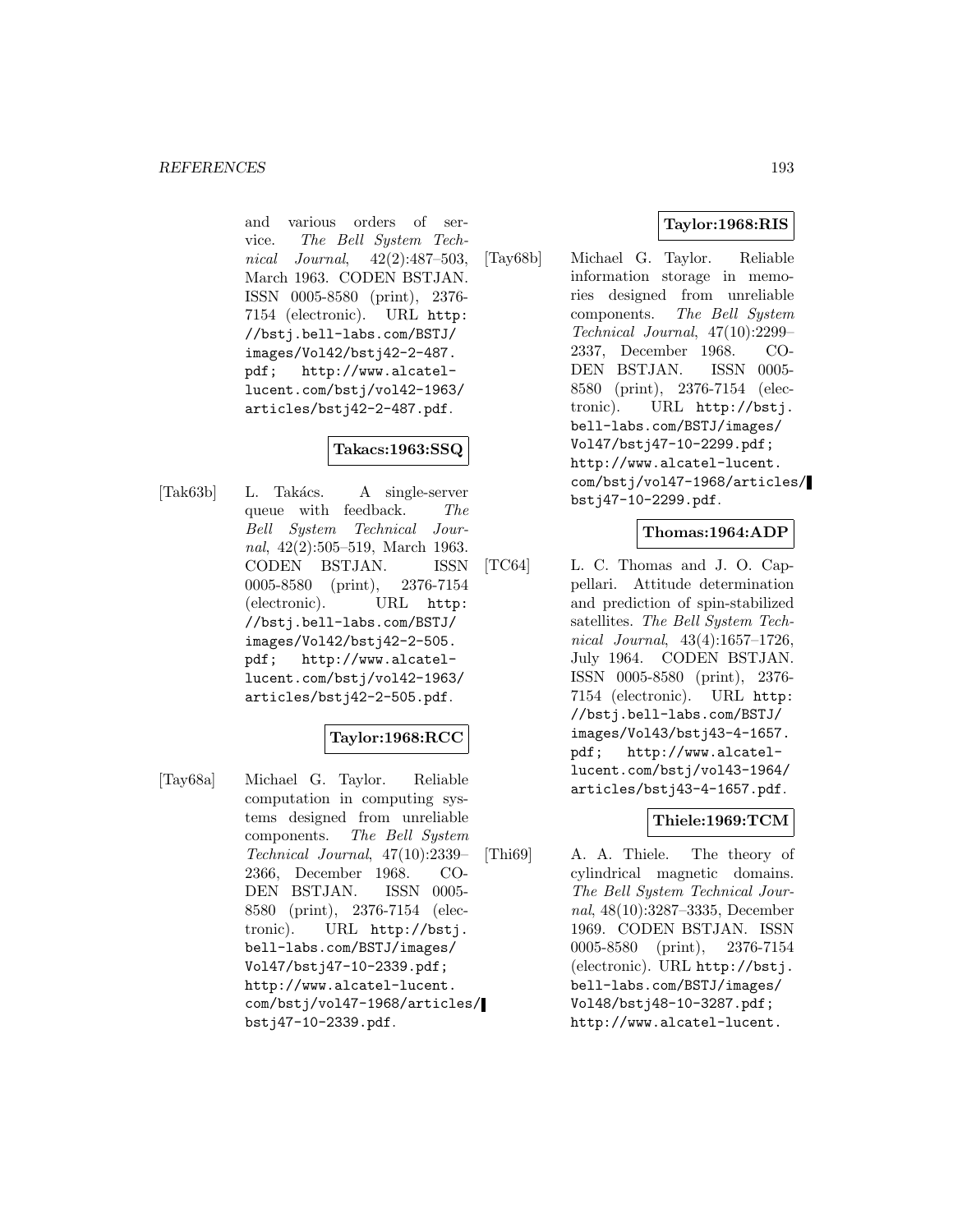and various orders of service. *The Bell System Technical Journal*, 42(2):487–503, March 1963. CODEN BSTJAN. ISSN 0005-8580 (print), 2376-7154 (electronic). URL http://bstj.bell-labs.com/BSTJ/images/Vol42/bstj42-2-487.pdf; http://www.alcatel-lucent.com/bstj/vol42-1963/articles/bstj42-2-487.pdf.

**Takacs:1963:SSQ**

[Tak63b] L. Takács. A single-server queue with feedback. *The Bell System Technical Journal*, 42(2):505–519, March 1963. CODEN BSTJAN. ISSN 0005-8580 (print), 2376-7154 (electronic). URL http://bstj.bell-labs.com/BSTJ/images/Vol42/bstj42-2-505.pdf; http://www.alcatel-lucent.com/bstj/vol42-1963/articles/bstj42-2-505.pdf.

**Taylor:1968:RCC**

[Tay68a] Michael G. Taylor. Reliable computation in computing systems designed from unreliable components. *The Bell System Technical Journal*, 47(10):2339–2366, December 1968. CODEN BSTJAN. ISSN 0005-8580 (print), 2376-7154 (electronic). URL http://bstj.bell-labs.com/BSTJ/images/Vol47/bstj47-10-2339.pdf; http://www.alcatel-lucent.com/bstj/vol47-1968/articles/bstj47-10-2339.pdf.

**Taylor:1968:RIS**

[Tay68b] Michael G. Taylor. Reliable information storage in memories designed from unreliable components. *The Bell System Technical Journal*, 47(10):2299–2337, December 1968. CODEN BSTJAN. ISSN 0005-8580 (print), 2376-7154 (electronic). URL http://bstj.bell-labs.com/BSTJ/images/Vol47/bstj47-10-2299.pdf; http://www.alcatel-lucent.com/bstj/vol47-1968/articles/bstj47-10-2299.pdf.

**Thomas:1964:ADP**

[TC64] L. C. Thomas and J. O. Cappellari. Attitude determination and prediction of spin-stabilized satellites. *The Bell System Technical Journal*, 43(4):1657–1726, July 1964. CODEN BSTJAN. ISSN 0005-8580 (print), 2376-7154 (electronic). URL http://bstj.bell-labs.com/BSTJ/images/Vol43/bstj43-4-1657.pdf; http://www.alcatel-lucent.com/bstj/vol43-1964/articles/bstj43-4-1657.pdf.

**Thiele:1969:TCM**

[Thi69] A. A. Thiele. The theory of cylindrical magnetic domains. *The Bell System Technical Journal*, 48(10):3287–3335, December 1969. CODEN BSTJAN. ISSN 0005-8580 (print), 2376-7154 (electronic). URL http://bstj.bell-labs.com/BSTJ/images/Vol48/bstj48-10-3287.pdf; http://www.alcatel-lucent.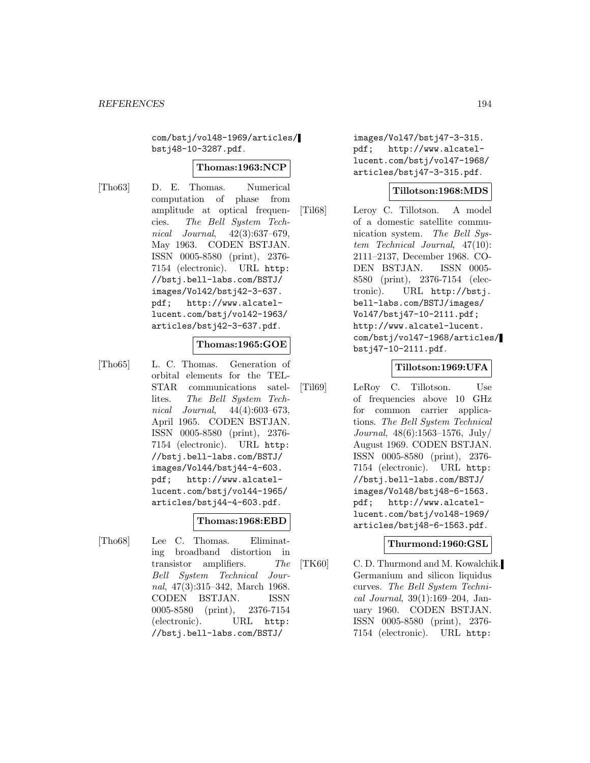com/bstj/vol48-1969/articles/bstj48-10-3287.pdf.

**Thomas:1963:NCP**

[Tho63] D. E. Thomas. Numerical computation of phase from amplitude at optical frequencies. *The Bell System Technical Journal*, 42(3):637–679, May 1963. CODEN BSTJAN. ISSN 0005-8580 (print), 2376-7154 (electronic). URL http://bstj.bell-labs.com/BSTJ/images/Vol42/bstj42-3-637.pdf; http://www.alcatel-lucent.com/bstj/vol42-1963/articles/bstj42-3-637.pdf.

**Thomas:1965:GOE**

[Tho65] L. C. Thomas. Generation of orbital elements for the TELSTAR communications satellites. *The Bell System Technical Journal*, 44(4):603–673, April 1965. CODEN BSTJAN. ISSN 0005-8580 (print), 2376-7154 (electronic). URL http://bstj.bell-labs.com/BSTJ/images/Vol44/bstj44-4-603.pdf; http://www.alcatel-lucent.com/bstj/vol44-1965/articles/bstj44-4-603.pdf.

**Thomas:1968:EBD**

[Tho68] Lee C. Thomas. Eliminating broadband distortion in transistor amplifiers. *The Bell System Technical Journal*, 47(3):315–342, March 1968. CODEN BSTJAN. ISSN 0005-8580 (print), 2376-7154 (electronic). URL http://bstj.bell-labs.com/BSTJ/images/Vol47/bstj47-3-315.pdf; http://www.alcatel-lucent.com/bstj/vol47-1968/articles/bstj47-3-315.pdf.

**Tillotson:1968:MDS**

[Til68] Leroy C. Tillotson. A model of a domestic satellite communication system. *The Bell System Technical Journal*, 47(10):2111–2137, December 1968. CODEN BSTJAN. ISSN 0005-8580 (print), 2376-7154 (electronic). URL http://bstj.bell-labs.com/BSTJ/images/Vol47/bstj47-10-2111.pdf; http://www.alcatel-lucent.com/bstj/vol47-1968/articles/bstj47-10-2111.pdf.

**Tillotson:1969:UFA**

[Til69] LeRoy C. Tillotson. Use of frequencies above 10 GHz for common carrier applications. *The Bell System Technical Journal*, 48(6):1563–1576, July/August 1969. CODEN BSTJAN. ISSN 0005-8580 (print), 2376-7154 (electronic). URL http://bstj.bell-labs.com/BSTJ/images/Vol48/bstj48-6-1563.pdf; http://www.alcatel-lucent.com/bstj/vol48-1969/articles/bstj48-6-1563.pdf.

**Thurmond:1960:GSL**

[TK60] C. D. Thurmond and M. Kowalchik. Germanium and silicon liquidus curves. *The Bell System Technical Journal*, 39(1):169–204, January 1960. CODEN BSTJAN. ISSN 0005-8580 (print), 2376-7154 (electronic). URL http: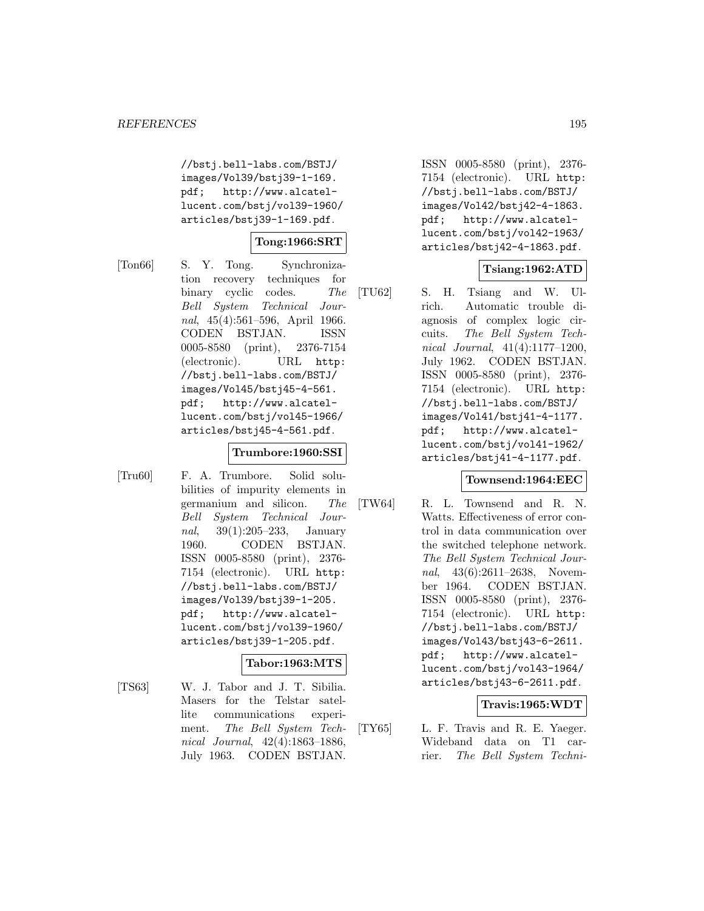//bstj.bell-labs.com/BSTJ/images/Vol39/bstj39-1-169.pdf; http://www.alcatel-lucent.com/bstj/vol39-1960/articles/bstj39-1-169.pdf.

**Tong:1966:SRT**

[Ton66] S. Y. Tong. Synchronization recovery techniques for binary cyclic codes. *The Bell System Technical Journal*, 45(4):561–596, April 1966. CODEN BSTJAN. ISSN 0005-8580 (print), 2376-7154 (electronic). URL http://bstj.bell-labs.com/BSTJ/images/Vol45/bstj45-4-561.pdf; http://www.alcatel-lucent.com/bstj/vol45-1966/articles/bstj45-4-561.pdf.

**Trumbore:1960:SSI**

[Tru60] F. A. Trumbore. Solid solubilities of impurity elements in germanium and silicon. *The Bell System Technical Journal*, 39(1):205–233, January 1960. CODEN BSTJAN. ISSN 0005-8580 (print), 2376-7154 (electronic). URL http://bstj.bell-labs.com/BSTJ/images/Vol39/bstj39-1-205.pdf; http://www.alcatel-lucent.com/bstj/vol39-1960/articles/bstj39-1-205.pdf.

**Tabor:1963:MTS**

[TS63] W. J. Tabor and J. T. Sibilia. Masers for the Telstar satellite communications experiment. *The Bell System Technical Journal*, 42(4):1863–1886, July 1963. CODEN BSTJAN. ISSN 0005-8580 (print), 2376-7154 (electronic). URL http://bstj.bell-labs.com/BSTJ/images/Vol42/bstj42-4-1863.pdf; http://www.alcatel-lucent.com/bstj/vol42-1963/articles/bstj42-4-1863.pdf.

**Tsiang:1962:ATD**

[TU62] S. H. Tsiang and W. Ulrich. Automatic trouble diagnosis of complex logic circuits. *The Bell System Technical Journal*, 41(4):1177–1200, July 1962. CODEN BSTJAN. ISSN 0005-8580 (print), 2376-7154 (electronic). URL http://bstj.bell-labs.com/BSTJ/images/Vol41/bstj41-4-1177.pdf; http://www.alcatel-lucent.com/bstj/vol41-1962/articles/bstj41-4-1177.pdf.

**Townsend:1964:EEC**

[TW64] R. L. Townsend and R. N. Watts. Effectiveness of error control in data communication over the switched telephone network. *The Bell System Technical Journal*, 43(6):2611–2638, November 1964. CODEN BSTJAN. ISSN 0005-8580 (print), 2376-7154 (electronic). URL http://bstj.bell-labs.com/BSTJ/images/Vol43/bstj43-6-2611.pdf; http://www.alcatel-lucent.com/bstj/vol43-1964/articles/bstj43-6-2611.pdf.

**Travis:1965:WDT**

[TY65] L. F. Travis and R. E. Yaeger. Wideband data on T1 carrier. *The Bell System Techni-*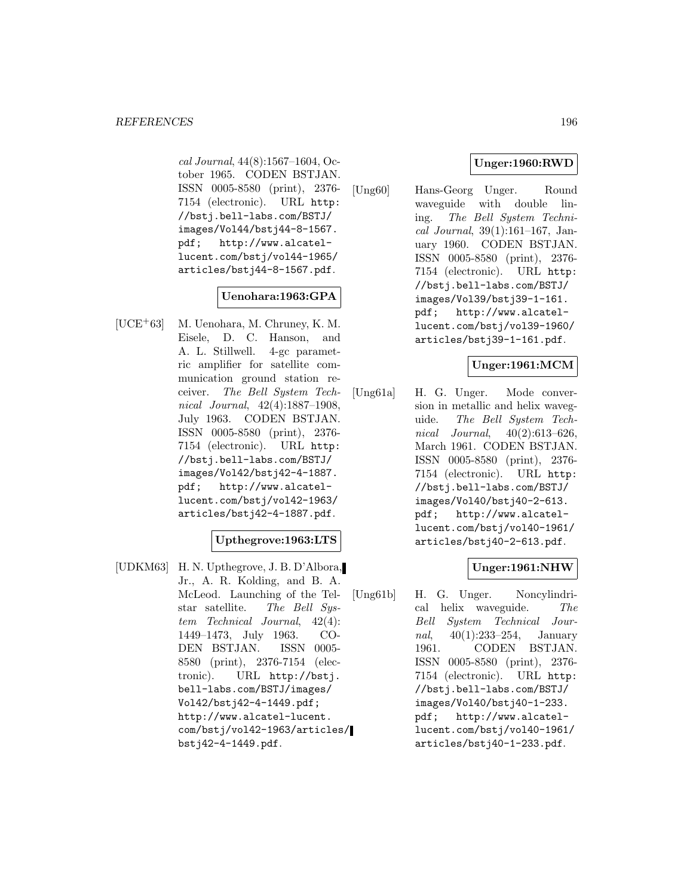*cal Journal*, 44(8):1567–1604, October 1965. CODEN BSTJAN. ISSN 0005-8580 (print), 2376-7154 (electronic). URL http://bstj.bell-labs.com/BSTJ/images/Vol44/bstj44-8-1567.pdf; http://www.alcatel-lucent.com/bstj/vol44-1965/articles/bstj44-8-1567.pdf.

**Uenohara:1963:GPA**

[UCE+63] M. Uenohara, M. Chruney, K. M. Eisele, D. C. Hanson, and A. L. Stillwell. 4-gc parametric amplifier for satellite communication ground station receiver. *The Bell System Technical Journal*, 42(4):1887–1908, July 1963. CODEN BSTJAN. ISSN 0005-8580 (print), 2376-7154 (electronic). URL http://bstj.bell-labs.com/BSTJ/images/Vol42/bstj42-4-1887.pdf; http://www.alcatel-lucent.com/bstj/vol42-1963/articles/bstj42-4-1887.pdf.

**Upthegrove:1963:LTS**

[UDKM63] H. N. Upthegrove, J. B. D'Albora, Jr., A. R. Kolding, and B. A. McLeod. Launching of the Telstar satellite. *The Bell System Technical Journal*, 42(4):1449–1473, July 1963. CODEN BSTJAN. ISSN 0005-8580 (print), 2376-7154 (electronic). URL http://bstj.bell-labs.com/BSTJ/images/Vol42/bstj42-4-1449.pdf; http://www.alcatel-lucent.com/bstj/vol42-1963/articles/bstj42-4-1449.pdf.

**Unger:1960:RWD**

[Ung60] Hans-Georg Unger. Round waveguide with double lining. *The Bell System Technical Journal*, 39(1):161–167, January 1960. CODEN BSTJAN. ISSN 0005-8580 (print), 2376-7154 (electronic). URL http://bstj.bell-labs.com/BSTJ/images/Vol39/bstj39-1-161.pdf; http://www.alcatel-lucent.com/bstj/vol39-1960/articles/bstj39-1-161.pdf.

**Unger:1961:MCM**

[Ung61a] H. G. Unger. Mode conversion in metallic and helix waveguide. *The Bell System Technical Journal*, 40(2):613–626, March 1961. CODEN BSTJAN. ISSN 0005-8580 (print), 2376-7154 (electronic). URL http://bstj.bell-labs.com/BSTJ/images/Vol40/bstj40-2-613.pdf; http://www.alcatel-lucent.com/bstj/vol40-1961/articles/bstj40-2-613.pdf.

**Unger:1961:NHW**

[Ung61b] H. G. Unger. Noncylindrical helix waveguide. *The Bell System Technical Journal*, 40(1):233–254, January 1961. CODEN BSTJAN. ISSN 0005-8580 (print), 2376-7154 (electronic). URL http://bstj.bell-labs.com/BSTJ/images/Vol40/bstj40-1-233.pdf; http://www.alcatel-lucent.com/bstj/vol40-1961/articles/bstj40-1-233.pdf.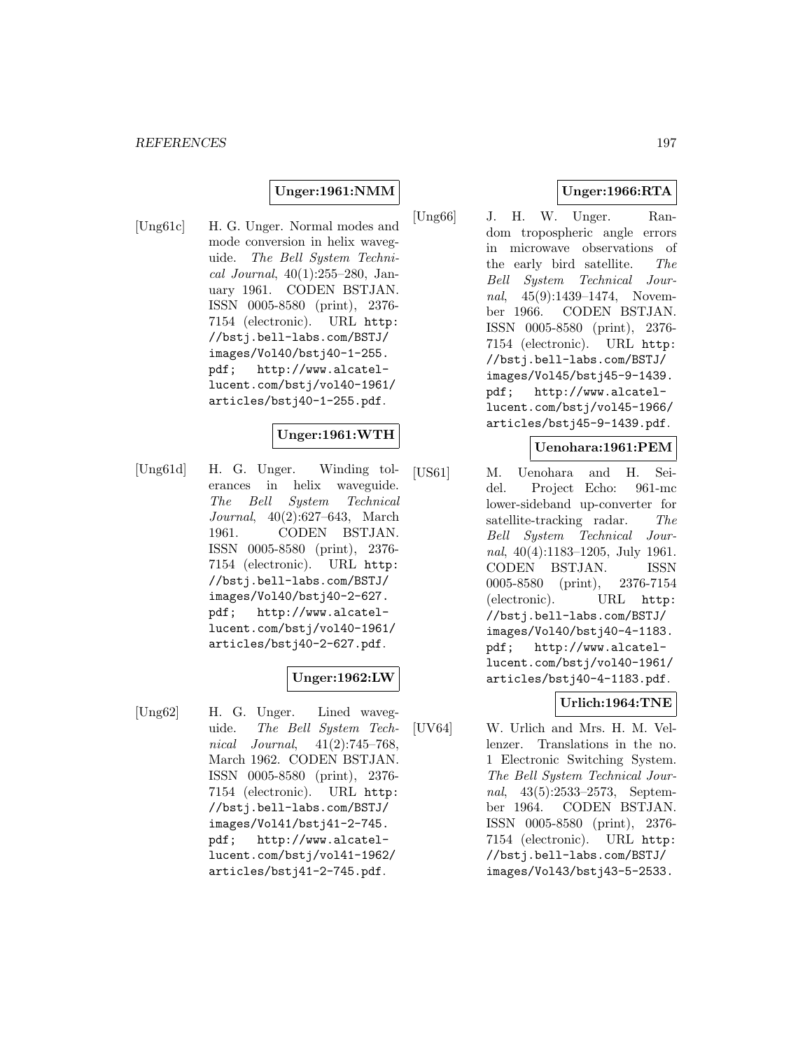**Unger:1961:NMM**

[Ung61c] H. G. Unger. Normal modes and mode conversion in helix waveguide. *The Bell System Technical Journal*, 40(1):255–280, January 1961. CODEN BSTJAN. ISSN 0005-8580 (print), 2376-7154 (electronic). URL http://bstj.bell-labs.com/BSTJ/images/Vol40/bstj40-1-255.pdf; http://www.alcatel-lucent.com/bstj/vol40-1961/articles/bstj40-1-255.pdf.

**Unger:1961:WTH**

[Ung61d] H. G. Unger. Winding tolerances in helix waveguide. *The Bell System Technical Journal*, 40(2):627–643, March 1961. CODEN BSTJAN. ISSN 0005-8580 (print), 2376-7154 (electronic). URL http://bstj.bell-labs.com/BSTJ/images/Vol40/bstj40-2-627.pdf; http://www.alcatel-lucent.com/bstj/vol40-1961/articles/bstj40-2-627.pdf.

**Unger:1962:LW**

[Ung62] H. G. Unger. Lined waveguide. *The Bell System Technical Journal*, 41(2):745–768, March 1962. CODEN BSTJAN. ISSN 0005-8580 (print), 2376-7154 (electronic). URL http://bstj.bell-labs.com/BSTJ/images/Vol41/bstj41-2-745.pdf; http://www.alcatel-lucent.com/bstj/vol41-1962/articles/bstj41-2-745.pdf.

**Unger:1966:RTA**

[Ung66] J. H. W. Unger. Random tropospheric angle errors in microwave observations of the early bird satellite. *The Bell System Technical Journal*, 45(9):1439–1474, November 1966. CODEN BSTJAN. ISSN 0005-8580 (print), 2376-7154 (electronic). URL http://bstj.bell-labs.com/BSTJ/images/Vol45/bstj45-9-1439.pdf; http://www.alcatel-lucent.com/bstj/vol45-1966/articles/bstj45-9-1439.pdf.

**Uenohara:1961:PEM**

[US61] M. Uenohara and H. Seidel. Project Echo: 961-mc lower-sideband up-converter for satellite-tracking radar. *The Bell System Technical Journal*, 40(4):1183–1205, July 1961. CODEN BSTJAN. ISSN 0005-8580 (print), 2376-7154 (electronic). URL http://bstj.bell-labs.com/BSTJ/images/Vol40/bstj40-4-1183.pdf; http://www.alcatel-lucent.com/bstj/vol40-1961/articles/bstj40-4-1183.pdf.

**Urlich:1964:TNE**

[UV64] W. Urlich and Mrs. H. M. Vellenzer. Translations in the no. 1 Electronic Switching System. *The Bell System Technical Journal*, 43(5):2533–2573, September 1964. CODEN BSTJAN. ISSN 0005-8580 (print), 2376-7154 (electronic). URL http://bstj.bell-labs.com/BSTJ/images/Vol43/bstj43-5-2533.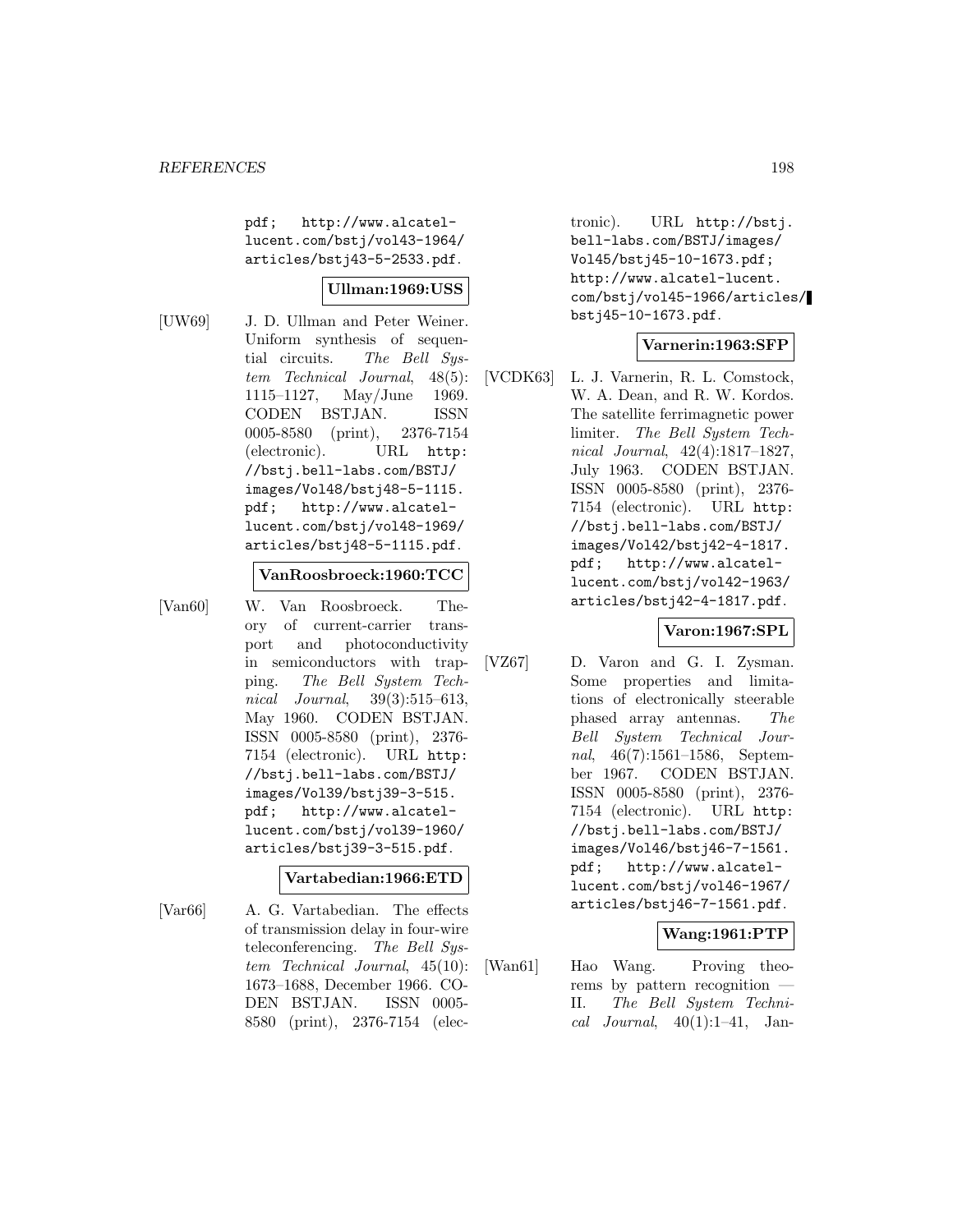pdf; http://www.alcatel-lucent.com/bstj/vol43-1964/articles/bstj43-5-2533.pdf.

**Ullman:1969:USS**

[UW69] J. D. Ullman and Peter Weiner. Uniform synthesis of sequential circuits. *The Bell System Technical Journal*, 48(5): 1115–1127, May/June 1969. CODEN BSTJAN. ISSN 0005-8580 (print), 2376-7154 (electronic). URL http://bstj.bell-labs.com/BSTJ/images/Vol48/bstj48-5-1115.pdf; http://www.alcatel-lucent.com/bstj/vol48-1969/articles/bstj48-5-1115.pdf.

**VanRoosbroeck:1960:TCC**

[Van60] W. Van Roosbroeck. Theory of current-carrier transport and photoconductivity in semiconductors with trapping. *The Bell System Technical Journal*, 39(3):515–613, May 1960. CODEN BSTJAN. ISSN 0005-8580 (print), 2376-7154 (electronic). URL http://bstj.bell-labs.com/BSTJ/images/Vol39/bstj39-3-515.pdf; http://www.alcatel-lucent.com/bstj/vol39-1960/articles/bstj39-3-515.pdf.

**Vartabedian:1966:ETD**

[Var66] A. G. Vartabedian. The effects of transmission delay in four-wire teleconferencing. *The Bell System Technical Journal*, 45(10): 1673–1688, December 1966. CODEN BSTJAN. ISSN 0005-8580 (print), 2376-7154 (electronic). URL http://bstj.bell-labs.com/BSTJ/images/Vol45/bstj45-10-1673.pdf; http://www.alcatel-lucent.com/bstj/vol45-1966/articles/bstj45-10-1673.pdf.

**Varnerin:1963:SFP**

[VCDK63] L. J. Varnerin, R. L. Comstock, W. A. Dean, and R. W. Kordos. The satellite ferrimagnetic power limiter. *The Bell System Technical Journal*, 42(4):1817–1827, July 1963. CODEN BSTJAN. ISSN 0005-8580 (print), 2376-7154 (electronic). URL http://bstj.bell-labs.com/BSTJ/images/Vol42/bstj42-4-1817.pdf; http://www.alcatel-lucent.com/bstj/vol42-1963/articles/bstj42-4-1817.pdf.

**Varon:1967:SPL**

[VZ67] D. Varon and G. I. Zysman. Some properties and limitations of electronically steerable phased array antennas. *The Bell System Technical Journal*, 46(7):1561–1586, September 1967. CODEN BSTJAN. ISSN 0005-8580 (print), 2376-7154 (electronic). URL http://bstj.bell-labs.com/BSTJ/images/Vol46/bstj46-7-1561.pdf; http://www.alcatel-lucent.com/bstj/vol46-1967/articles/bstj46-7-1561.pdf.

**Wang:1961:PTP**

[Wan61] Hao Wang. Proving theorems by pattern recognition — II. *The Bell System Technical Journal*, 40(1):1–41, Jan-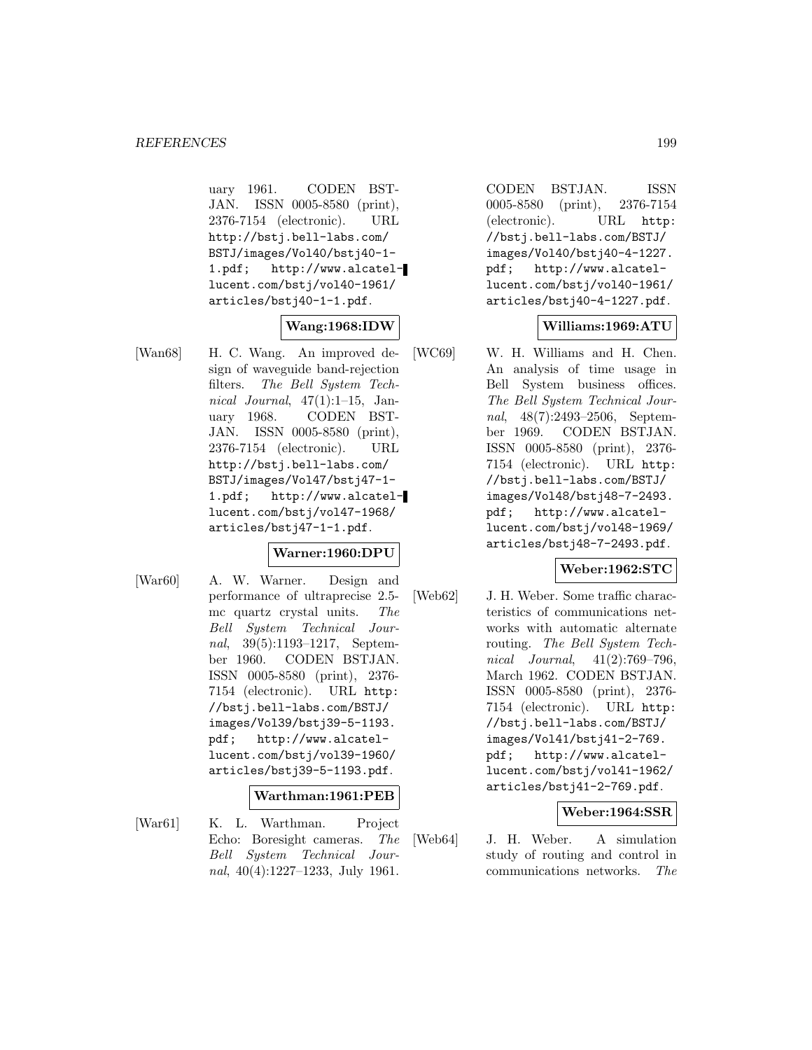uary 1961. CODEN BSTJAN. ISSN 0005-8580 (print), 2376-7154 (electronic). URL http://bstj.bell-labs.com/BSTJ/images/Vol40/bstj40-1-1.pdf; http://www.alcatel-lucent.com/bstj/vol40-1961/articles/bstj40-1-1.pdf.

**Wang:1968:IDW**

[Wan68] H. C. Wang. An improved design of waveguide band-rejection filters. *The Bell System Technical Journal*, 47(1):1–15, January 1968. CODEN BSTJAN. ISSN 0005-8580 (print), 2376-7154 (electronic). URL http://bstj.bell-labs.com/BSTJ/images/Vol47/bstj47-1-1.pdf; http://www.alcatel-lucent.com/bstj/vol47-1968/articles/bstj47-1-1.pdf.

**Warner:1960:DPU**

[War60] A. W. Warner. Design and performance of ultraprecise 2.5-mc quartz crystal units. *The Bell System Technical Journal*, 39(5):1193–1217, September 1960. CODEN BSTJAN. ISSN 0005-8580 (print), 2376-7154 (electronic). URL http://bstj.bell-labs.com/BSTJ/images/Vol39/bstj39-5-1193.pdf; http://www.alcatel-lucent.com/bstj/vol39-1960/articles/bstj39-5-1193.pdf.

**Warthman:1961:PEB**

[War61] K. L. Warthman. Project Echo: Boresight cameras. *The Bell System Technical Journal*, 40(4):1227–1233, July 1961. CODEN BSTJAN. ISSN 0005-8580 (print), 2376-7154 (electronic). URL http://bstj.bell-labs.com/BSTJ/images/Vol40/bstj40-4-1227.pdf; http://www.alcatel-lucent.com/bstj/vol40-1961/articles/bstj40-4-1227.pdf.

**Williams:1969:ATU**

[WC69] W. H. Williams and H. Chen. An analysis of time usage in Bell System business offices. *The Bell System Technical Journal*, 48(7):2493–2506, September 1969. CODEN BSTJAN. ISSN 0005-8580 (print), 2376-7154 (electronic). URL http://bstj.bell-labs.com/BSTJ/images/Vol48/bstj48-7-2493.pdf; http://www.alcatel-lucent.com/bstj/vol48-1969/articles/bstj48-7-2493.pdf.

**Weber:1962:STC**

[Web62] J. H. Weber. Some traffic characteristics of communications networks with automatic alternate routing. *The Bell System Technical Journal*, 41(2):769–796, March 1962. CODEN BSTJAN. ISSN 0005-8580 (print), 2376-7154 (electronic). URL http://bstj.bell-labs.com/BSTJ/images/Vol41/bstj41-2-769.pdf; http://www.alcatel-lucent.com/bstj/vol41-1962/articles/bstj41-2-769.pdf.

**Weber:1964:SSR**

[Web64] J. H. Weber. A simulation study of routing and control in communications networks. *The*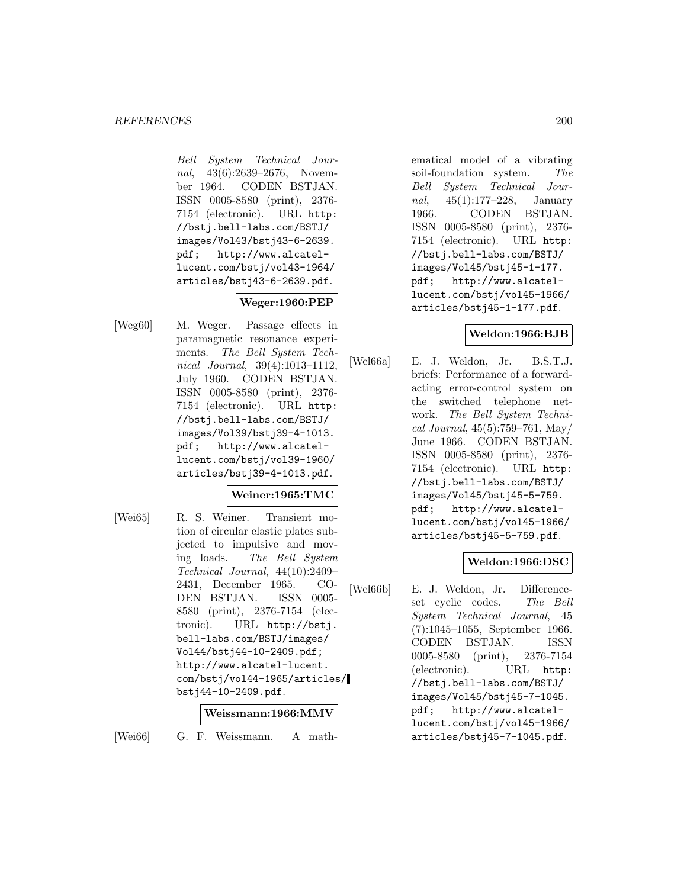*Bell System Technical Journal*, 43(6):2639–2676, November 1964. CODEN BSTJAN. ISSN 0005-8580 (print), 2376-7154 (electronic). URL http://bstj.bell-labs.com/BSTJ/images/Vol43/bstj43-6-2639.pdf; http://www.alcatel-lucent.com/bstj/vol43-1964/articles/bstj43-6-2639.pdf.

**Weger:1960:PEP**

[Weg60] M. Weger. Passage effects in paramagnetic resonance experiments. *The Bell System Technical Journal*, 39(4):1013–1112, July 1960. CODEN BSTJAN. ISSN 0005-8580 (print), 2376-7154 (electronic). URL http://bstj.bell-labs.com/BSTJ/images/Vol39/bstj39-4-1013.pdf; http://www.alcatel-lucent.com/bstj/vol39-1960/articles/bstj39-4-1013.pdf.

**Weiner:1965:TMC**

[Wei65] R. S. Weiner. Transient motion of circular elastic plates subjected to impulsive and moving loads. *The Bell System Technical Journal*, 44(10):2409–2431, December 1965. CODEN BSTJAN. ISSN 0005-8580 (print), 2376-7154 (electronic). URL http://bstj.bell-labs.com/BSTJ/images/Vol44/bstj44-10-2409.pdf; http://www.alcatel-lucent.com/bstj/vol44-1965/articles/bstj44-10-2409.pdf.

**Weissmann:1966:MMV**

[Wei66] G. F. Weissmann. A mathematical model of a vibrating soil-foundation system. *The Bell System Technical Journal*, 45(1):177–228, January 1966. CODEN BSTJAN. ISSN 0005-8580 (print), 2376-7154 (electronic). URL http://bstj.bell-labs.com/BSTJ/images/Vol45/bstj45-1-177.pdf; http://www.alcatel-lucent.com/bstj/vol45-1966/articles/bstj45-1-177.pdf.

**Weldon:1966:BJB**

[Wel66a] E. J. Weldon, Jr. B.S.T.J. briefs: Performance of a forward-acting error-control system on the switched telephone network. *The Bell System Technical Journal*, 45(5):759–761, May/June 1966. CODEN BSTJAN. ISSN 0005-8580 (print), 2376-7154 (electronic). URL http://bstj.bell-labs.com/BSTJ/images/Vol45/bstj45-5-759.pdf; http://www.alcatel-lucent.com/bstj/vol45-1966/articles/bstj45-5-759.pdf.

**Weldon:1966:DSC**

[Wel66b] E. J. Weldon, Jr. Difference-set cyclic codes. *The Bell System Technical Journal*, 45 (7):1045–1055, September 1966. CODEN BSTJAN. ISSN 0005-8580 (print), 2376-7154 (electronic). URL http://bstj.bell-labs.com/BSTJ/images/Vol45/bstj45-7-1045.pdf; http://www.alcatel-lucent.com/bstj/vol45-1966/articles/bstj45-7-1045.pdf.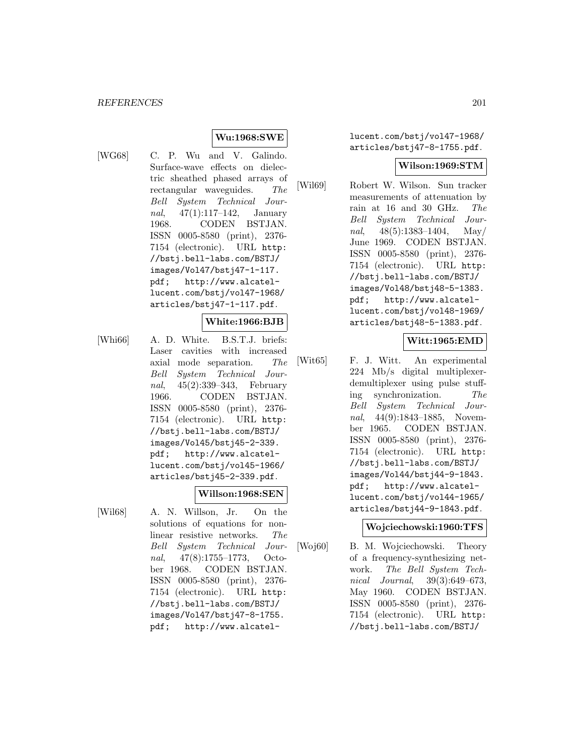**Wu:1968:SWE**

[WG68] C. P. Wu and V. Galindo. Surface-wave effects on dielectric sheathed phased arrays of rectangular waveguides. *The Bell System Technical Journal*, 47(1):117–142, January 1968. CODEN BSTJAN. ISSN 0005-8580 (print), 2376-7154 (electronic). URL http://bstj.bell-labs.com/BSTJ/images/Vol47/bstj47-1-117.pdf; http://www.alcatel-lucent.com/bstj/vol47-1968/articles/bstj47-1-117.pdf.

**White:1966:BJB**

[Whi66] A. D. White. B.S.T.J. briefs: Laser cavities with increased axial mode separation. *The Bell System Technical Journal*, 45(2):339–343, February 1966. CODEN BSTJAN. ISSN 0005-8580 (print), 2376-7154 (electronic). URL http://bstj.bell-labs.com/BSTJ/images/Vol45/bstj45-2-339.pdf; http://www.alcatel-lucent.com/bstj/vol45-1966/articles/bstj45-2-339.pdf.

**Willson:1968:SEN**

[Wil68] A. N. Willson, Jr. On the solutions of equations for nonlinear resistive networks. *The Bell System Technical Journal*, 47(8):1755–1773, October 1968. CODEN BSTJAN. ISSN 0005-8580 (print), 2376-7154 (electronic). URL http://bstj.bell-labs.com/BSTJ/images/Vol47/bstj47-8-1755.pdf; http://www.alcatel-lucent.com/bstj/vol47-1968/articles/bstj47-8-1755.pdf.

**Wilson:1969:STM**

[Wil69] Robert W. Wilson. Sun tracker measurements of attenuation by rain at 16 and 30 GHz. *The Bell System Technical Journal*, 48(5):1383–1404, May/June 1969. CODEN BSTJAN. ISSN 0005-8580 (print), 2376-7154 (electronic). URL http://bstj.bell-labs.com/BSTJ/images/Vol48/bstj48-5-1383.pdf; http://www.alcatel-lucent.com/bstj/vol48-1969/articles/bstj48-5-1383.pdf.

**Witt:1965:EMD**

[Wit65] F. J. Witt. An experimental 224 Mb/s digital multiplexer-demultiplexer using pulse stuffing synchronization. *The Bell System Technical Journal*, 44(9):1843–1885, November 1965. CODEN BSTJAN. ISSN 0005-8580 (print), 2376-7154 (electronic). URL http://bstj.bell-labs.com/BSTJ/images/Vol44/bstj44-9-1843.pdf; http://www.alcatel-lucent.com/bstj/vol44-1965/articles/bstj44-9-1843.pdf.

**Wojciechowski:1960:TFS**

[Woj60] B. M. Wojciechowski. Theory of a frequency-synthesizing network. *The Bell System Technical Journal*, 39(3):649–673, May 1960. CODEN BSTJAN. ISSN 0005-8580 (print), 2376-7154 (electronic). URL http://bstj.bell-labs.com/BSTJ/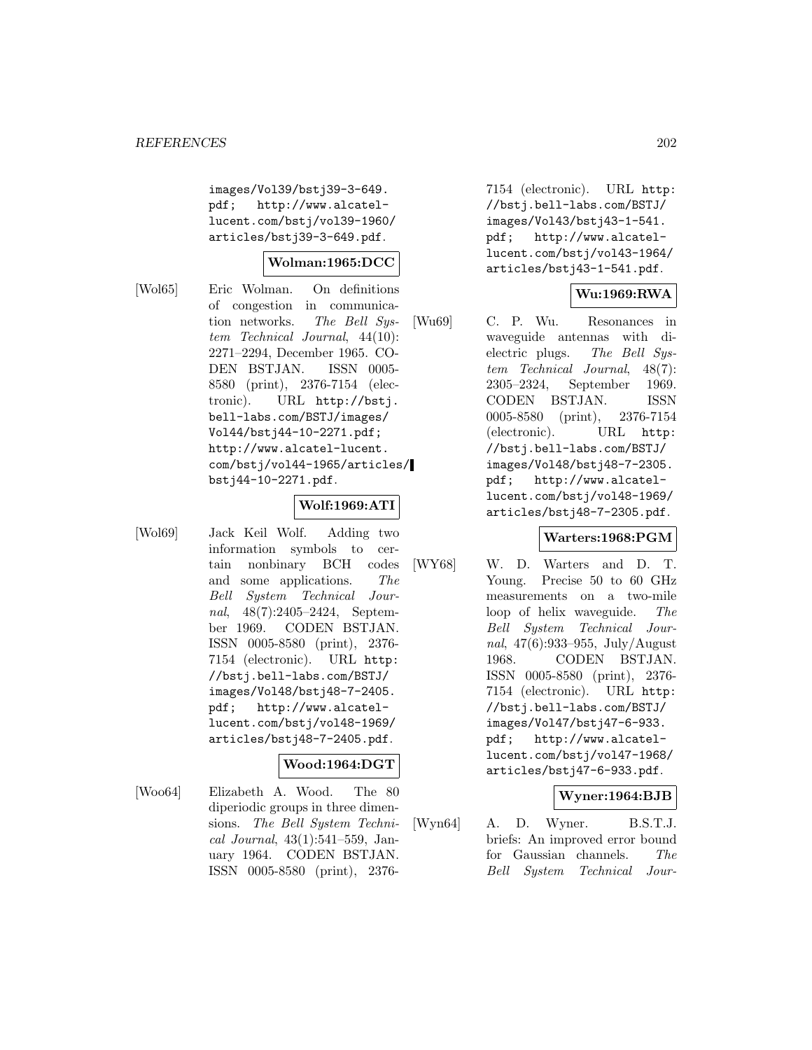images/Vol39/bstj39-3-649.pdf; http://www.alcatel-lucent.com/bstj/vol39-1960/articles/bstj39-3-649.pdf.

**Wolman:1965:DCC**

[Wol65] Eric Wolman. On definitions of congestion in communication networks. *The Bell System Technical Journal*, 44(10): 2271–2294, December 1965. CODEN BSTJAN. ISSN 0005-8580 (print), 2376-7154 (electronic). URL http://bstj.bell-labs.com/BSTJ/images/Vol44/bstj44-10-2271.pdf; http://www.alcatel-lucent.com/bstj/vol44-1965/articles/bstj44-10-2271.pdf.

**Wolf:1969:ATI**

[Wol69] Jack Keil Wolf. Adding two information symbols to certain nonbinary BCH codes and some applications. *The Bell System Technical Journal*, 48(7):2405–2424, September 1969. CODEN BSTJAN. ISSN 0005-8580 (print), 2376-7154 (electronic). URL http://bstj.bell-labs.com/BSTJ/images/Vol48/bstj48-7-2405.pdf; http://www.alcatel-lucent.com/bstj/vol48-1969/articles/bstj48-7-2405.pdf.

**Wood:1964:DGT**

[Woo64] Elizabeth A. Wood. The 80 diperiodic groups in three dimensions. *The Bell System Technical Journal*, 43(1):541–559, January 1964. CODEN BSTJAN. ISSN 0005-8580 (print), 2376-7154 (electronic). URL http://bstj.bell-labs.com/BSTJ/images/Vol43/bstj43-1-541.pdf; http://www.alcatel-lucent.com/bstj/vol43-1964/articles/bstj43-1-541.pdf.

**Wu:1969:RWA**

[Wu69] C. P. Wu. Resonances in waveguide antennas with dielectric plugs. *The Bell System Technical Journal*, 48(7): 2305–2324, September 1969. CODEN BSTJAN. ISSN 0005-8580 (print), 2376-7154 (electronic). URL http://bstj.bell-labs.com/BSTJ/images/Vol48/bstj48-7-2305.pdf; http://www.alcatel-lucent.com/bstj/vol48-1969/articles/bstj48-7-2305.pdf.

**Warters:1968:PGM**

[WY68] W. D. Warters and D. T. Young. Precise 50 to 60 GHz measurements on a two-mile loop of helix waveguide. *The Bell System Technical Journal*, 47(6):933–955, July/August 1968. CODEN BSTJAN. ISSN 0005-8580 (print), 2376-7154 (electronic). URL http://bstj.bell-labs.com/BSTJ/images/Vol47/bstj47-6-933.pdf; http://www.alcatel-lucent.com/bstj/vol47-1968/articles/bstj47-6-933.pdf.

**Wyner:1964:BJB**

[Wyn64] A. D. Wyner. B.S.T.J. briefs: An improved error bound for Gaussian channels. *The Bell System Technical Jour-*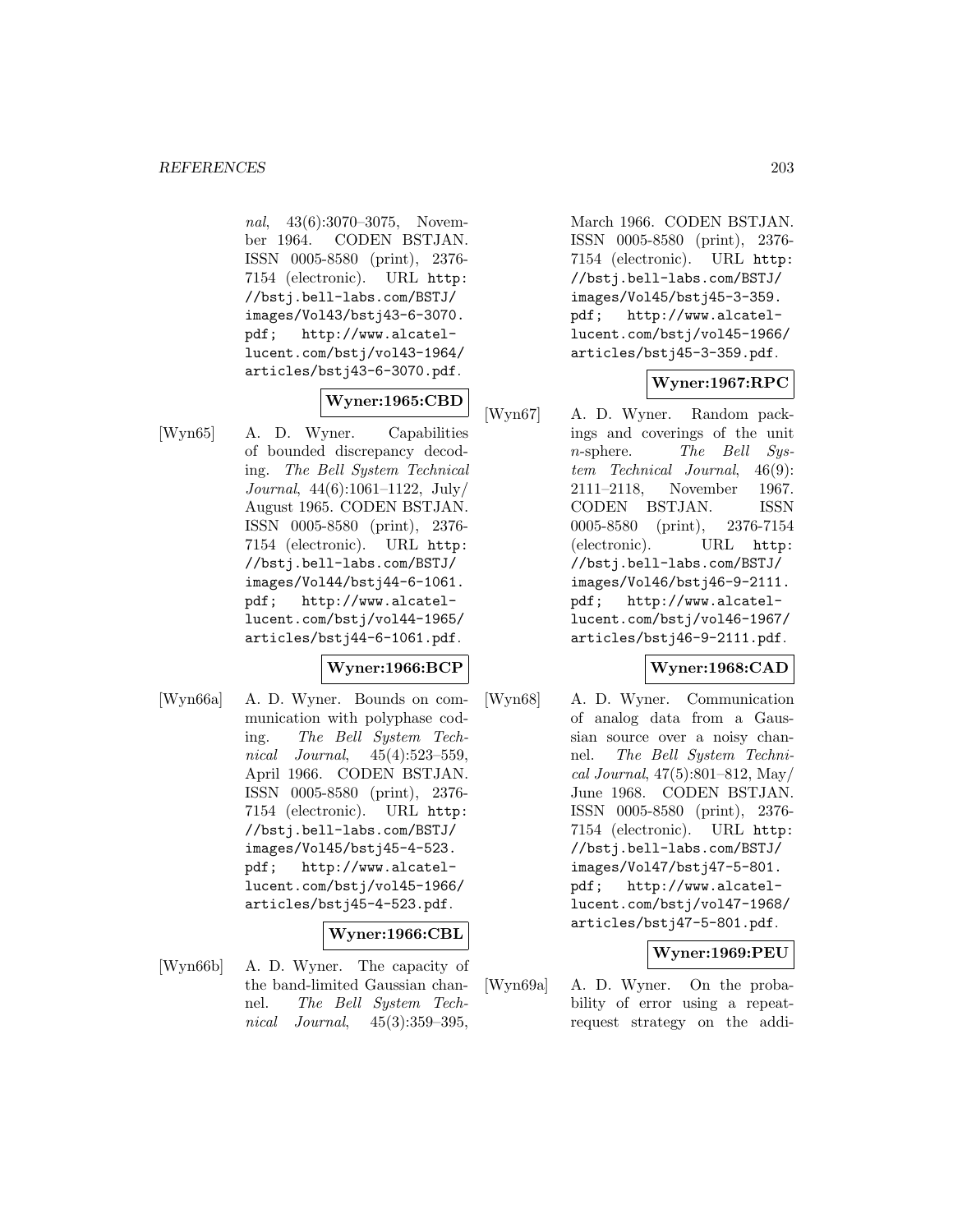*nal*, 43(6):3070–3075, November 1964. CODEN BSTJAN. ISSN 0005-8580 (print), 2376-7154 (electronic). URL http://bstj.bell-labs.com/BSTJ/images/Vol43/bstj43-6-3070.pdf; http://www.alcatel-lucent.com/bstj/vol43-1964/articles/bstj43-6-3070.pdf.

**Wyner:1965:CBD**

[Wyn65] A. D. Wyner. Capabilities of bounded discrepancy decoding. *The Bell System Technical Journal*, 44(6):1061–1122, July/August 1965. CODEN BSTJAN. ISSN 0005-8580 (print), 2376-7154 (electronic). URL http://bstj.bell-labs.com/BSTJ/images/Vol44/bstj44-6-1061.pdf; http://www.alcatel-lucent.com/bstj/vol44-1965/articles/bstj44-6-1061.pdf.

**Wyner:1966:BCP**

[Wyn66a] A. D. Wyner. Bounds on communication with polyphase coding. *The Bell System Technical Journal*, 45(4):523–559, April 1966. CODEN BSTJAN. ISSN 0005-8580 (print), 2376-7154 (electronic). URL http://bstj.bell-labs.com/BSTJ/images/Vol45/bstj45-4-523.pdf; http://www.alcatel-lucent.com/bstj/vol45-1966/articles/bstj45-4-523.pdf.

**Wyner:1966:CBL**

[Wyn66b] A. D. Wyner. The capacity of the band-limited Gaussian channel. *The Bell System Technical Journal*, 45(3):359–395, March 1966. CODEN BSTJAN. ISSN 0005-8580 (print), 2376-7154 (electronic). URL http://bstj.bell-labs.com/BSTJ/images/Vol45/bstj45-3-359.pdf; http://www.alcatel-lucent.com/bstj/vol45-1966/articles/bstj45-3-359.pdf.

**Wyner:1967:RPC**

[Wyn67] A. D. Wyner. Random packings and coverings of the unit $n$-sphere. *The Bell System Technical Journal*, 46(9):2111–2118, November 1967. CODEN BSTJAN. ISSN 0005-8580 (print), 2376-7154 (electronic). URL http://bstj.bell-labs.com/BSTJ/images/Vol46/bstj46-9-2111.pdf; http://www.alcatel-lucent.com/bstj/vol46-1967/articles/bstj46-9-2111.pdf.

**Wyner:1968:CAD**

[Wyn68] A. D. Wyner. Communication of analog data from a Gaussian source over a noisy channel. *The Bell System Technical Journal*, 47(5):801–812, May/June 1968. CODEN BSTJAN. ISSN 0005-8580 (print), 2376-7154 (electronic). URL http://bstj.bell-labs.com/BSTJ/images/Vol47/bstj47-5-801.pdf; http://www.alcatel-lucent.com/bstj/vol47-1968/articles/bstj47-5-801.pdf.

**Wyner:1969:PEU**

[Wyn69a] A. D. Wyner. On the probability of error using a repeat-request strategy on the addi-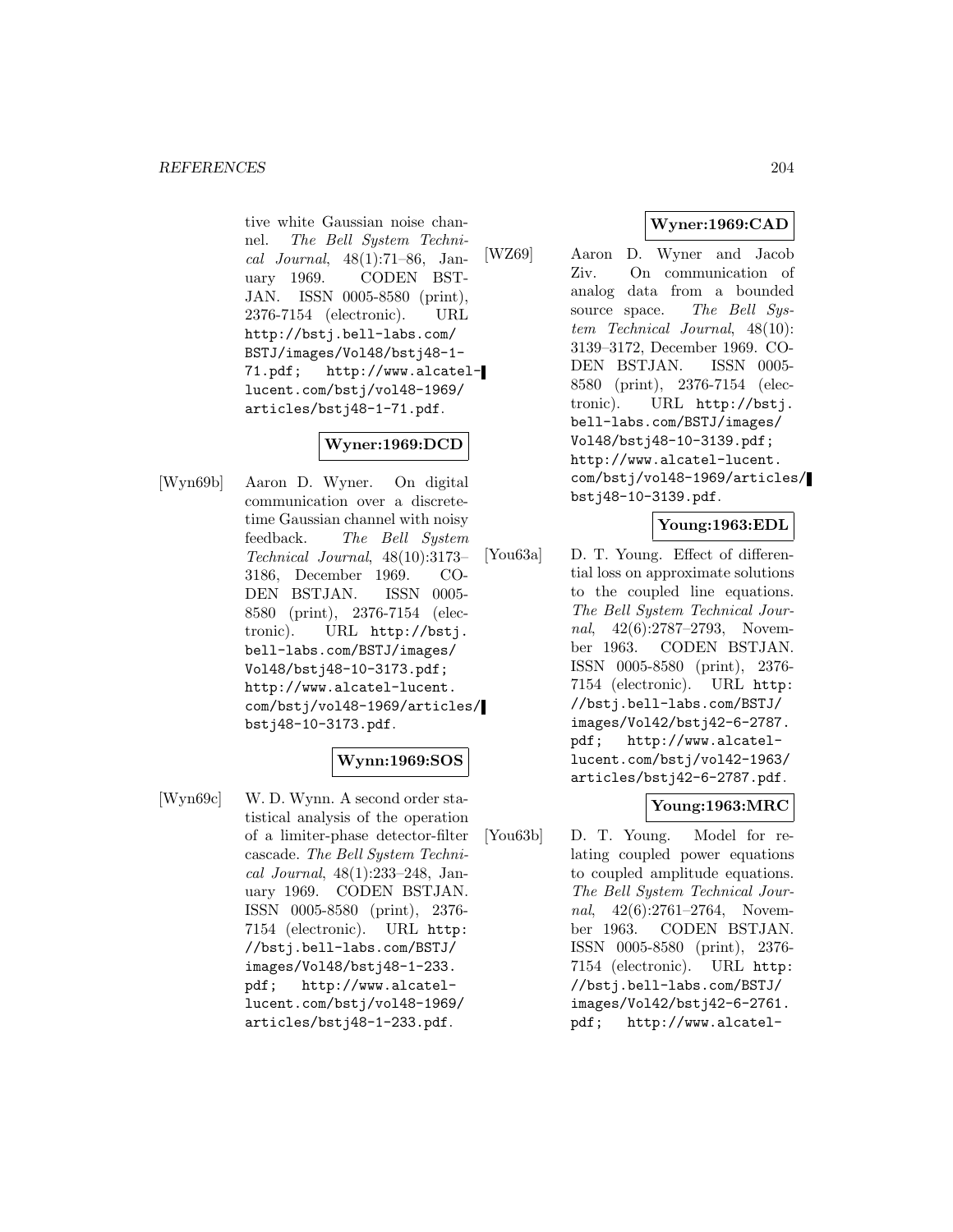tive white Gaussian noise channel. *The Bell System Technical Journal*, 48(1):71–86, January 1969. CODEN BSTJAN. ISSN 0005-8580 (print), 2376-7154 (electronic). URL http://bstj.bell-labs.com/BSTJ/images/Vol48/bstj48-1-71.pdf; http://www.alcatel-lucent.com/bstj/vol48-1969/articles/bstj48-1-71.pdf.

**Wyner:1969:DCD**

[Wyn69b] Aaron D. Wyner. On digital communication over a discrete-time Gaussian channel with noisy feedback. *The Bell System Technical Journal*, 48(10):3173–3186, December 1969. CODEN BSTJAN. ISSN 0005-8580 (print), 2376-7154 (electronic). URL http://bstj.bell-labs.com/BSTJ/images/Vol48/bstj48-10-3173.pdf; http://www.alcatel-lucent.com/bstj/vol48-1969/articles/bstj48-10-3173.pdf.

**Wynn:1969:SOS**

[Wyn69c] W. D. Wynn. A second order statistical analysis of the operation of a limiter-phase detector-filter cascade. *The Bell System Technical Journal*, 48(1):233–248, January 1969. CODEN BSTJAN. ISSN 0005-8580 (print), 2376-7154 (electronic). URL http://bstj.bell-labs.com/BSTJ/images/Vol48/bstj48-1-233.pdf; http://www.alcatel-lucent.com/bstj/vol48-1969/articles/bstj48-1-233.pdf.

**Wyner:1969:CAD**

[WZ69] Aaron D. Wyner and Jacob Ziv. On communication of analog data from a bounded source space. *The Bell System Technical Journal*, 48(10):3139–3172, December 1969. CODEN BSTJAN. ISSN 0005-8580 (print), 2376-7154 (electronic). URL http://bstj.bell-labs.com/BSTJ/images/Vol48/bstj48-10-3139.pdf; http://www.alcatel-lucent.com/bstj/vol48-1969/articles/bstj48-10-3139.pdf.

**Young:1963:EDL**

[You63a] D. T. Young. Effect of differential loss on approximate solutions to the coupled line equations. *The Bell System Technical Journal*, 42(6):2787–2793, November 1963. CODEN BSTJAN. ISSN 0005-8580 (print), 2376-7154 (electronic). URL http://bstj.bell-labs.com/BSTJ/images/Vol42/bstj42-6-2787.pdf; http://www.alcatel-lucent.com/bstj/vol42-1963/articles/bstj42-6-2787.pdf.

**Young:1963:MRC**

[You63b] D. T. Young. Model for relating coupled power equations to coupled amplitude equations. *The Bell System Technical Journal*, 42(6):2761–2764, November 1963. CODEN BSTJAN. ISSN 0005-8580 (print), 2376-7154 (electronic). URL http://bstj.bell-labs.com/BSTJ/images/Vol42/bstj42-6-2761.pdf; http://www.alcatel-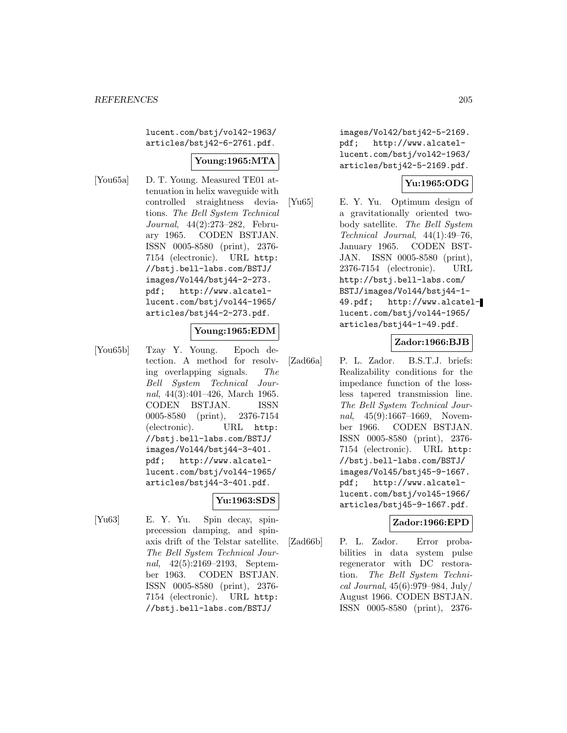lucent.com/bstj/vol42-1963/articles/bstj42-6-2761.pdf.

**Young:1965:MTA**

[You65a] D. T. Young. Measured TE01 attenuation in helix waveguide with controlled straightness deviations. *The Bell System Technical Journal*, 44(2):273–282, February 1965. CODEN BSTJAN. ISSN 0005-8580 (print), 2376-7154 (electronic). URL http://bstj.bell-labs.com/BSTJ/images/Vol44/bstj44-2-273.pdf; http://www.alcatel-lucent.com/bstj/vol44-1965/articles/bstj44-2-273.pdf.

**Young:1965:EDM**

[You65b] Tzay Y. Young. Epoch detection. A method for resolving overlapping signals. *The Bell System Technical Journal*, 44(3):401–426, March 1965. CODEN BSTJAN. ISSN 0005-8580 (print), 2376-7154 (electronic). URL http://bstj.bell-labs.com/BSTJ/images/Vol44/bstj44-3-401.pdf; http://www.alcatel-lucent.com/bstj/vol44-1965/articles/bstj44-3-401.pdf.

**Yu:1963:SDS**

[Yu63] E. Y. Yu. Spin decay, spin-precession damping, and spin-axis drift of the Telstar satellite. *The Bell System Technical Journal*, 42(5):2169–2193, September 1963. CODEN BSTJAN. ISSN 0005-8580 (print), 2376-7154 (electronic). URL http://bstj.bell-labs.com/BSTJ/images/Vol42/bstj42-5-2169.pdf; http://www.alcatel-lucent.com/bstj/vol42-1963/articles/bstj42-5-2169.pdf.

**Yu:1965:ODG**

[Yu65] E. Y. Yu. Optimum design of a gravitationally oriented two-body satellite. *The Bell System Technical Journal*, 44(1):49–76, January 1965. CODEN BSTJAN. ISSN 0005-8580 (print), 2376-7154 (electronic). URL http://bstj.bell-labs.com/BSTJ/images/Vol44/bstj44-1-49.pdf; http://www.alcatel-lucent.com/bstj/vol44-1965/articles/bstj44-1-49.pdf.

**Zador:1966:BJB**

[Zad66a] P. L. Zador. B.S.T.J. briefs: Realizability conditions for the impedance function of the lossless tapered transmission line. *The Bell System Technical Journal*, 45(9):1667–1669, November 1966. CODEN BSTJAN. ISSN 0005-8580 (print), 2376-7154 (electronic). URL http://bstj.bell-labs.com/BSTJ/images/Vol45/bstj45-9-1667.pdf; http://www.alcatel-lucent.com/bstj/vol45-1966/articles/bstj45-9-1667.pdf.

**Zador:1966:EPD**

[Zad66b] P. L. Zador. Error probabilities in data system pulse regenerator with DC restoration. *The Bell System Technical Journal*, 45(6):979–984, July/August 1966. CODEN BSTJAN. ISSN 0005-8580 (print), 2376-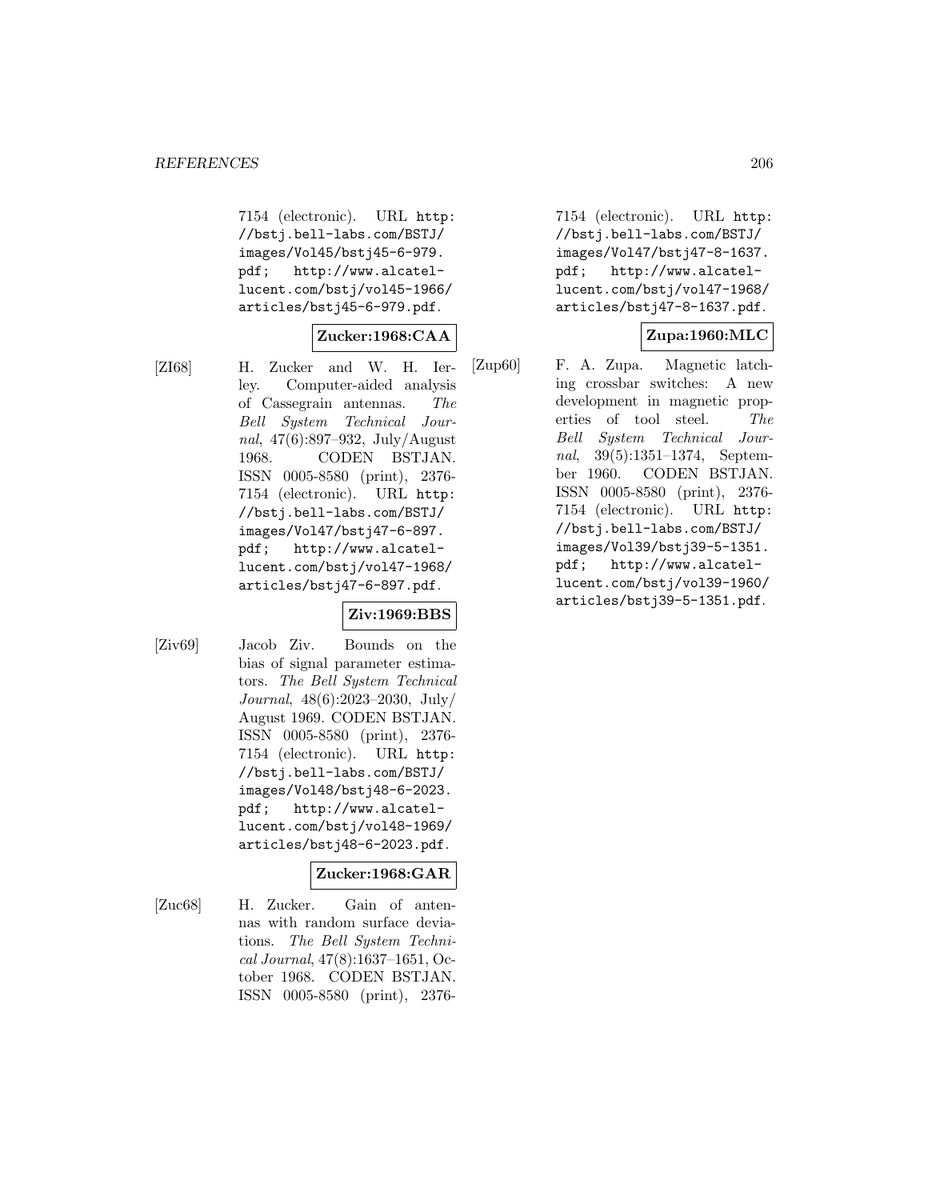7154 (electronic). URL http://bstj.bell-labs.com/BSTJ/images/Vol45/bstj45-6-979.pdf; http://www.alcatel-lucent.com/bstj/vol45-1966/articles/bstj45-6-979.pdf.

**Zucker:1968:CAA**

[ZI68] H. Zucker and W. H. Ierley. Computer-aided analysis of Cassegrain antennas. *The Bell System Technical Journal*, 47(6):897–932, July/August 1968. CODEN BSTJAN. ISSN 0005-8580 (print), 2376-7154 (electronic). URL http://bstj.bell-labs.com/BSTJ/images/Vol47/bstj47-6-897.pdf; http://www.alcatel-lucent.com/bstj/vol47-1968/articles/bstj47-6-897.pdf.

**Ziv:1969:BBS**

[Ziv69] Jacob Ziv. Bounds on the bias of signal parameter estimators. *The Bell System Technical Journal*, 48(6):2023–2030, July/August 1969. CODEN BSTJAN. ISSN 0005-8580 (print), 2376-7154 (electronic). URL http://bstj.bell-labs.com/BSTJ/images/Vol48/bstj48-6-2023.pdf; http://www.alcatel-lucent.com/bstj/vol48-1969/articles/bstj48-6-2023.pdf.

**Zucker:1968:GAR**

[Zuc68] H. Zucker. Gain of antennas with random surface deviations. *The Bell System Technical Journal*, 47(8):1637–1651, October 1968. CODEN BSTJAN. ISSN 0005-8580 (print), 2376-7154 (electronic). URL http://bstj.bell-labs.com/BSTJ/images/Vol47/bstj47-8-1637.pdf; http://www.alcatel-lucent.com/bstj/vol47-1968/articles/bstj47-8-1637.pdf.

**Zupa:1960:MLC**

[Zup60] F. A. Zupa. Magnetic latching crossbar switches: A new development in magnetic properties of tool steel. *The Bell System Technical Journal*, 39(5):1351–1374, September 1960. CODEN BSTJAN. ISSN 0005-8580 (print), 2376-7154 (electronic). URL http://bstj.bell-labs.com/BSTJ/images/Vol39/bstj39-5-1351.pdf; http://www.alcatel-lucent.com/bstj/vol39-1960/articles/bstj39-5-1351.pdf.